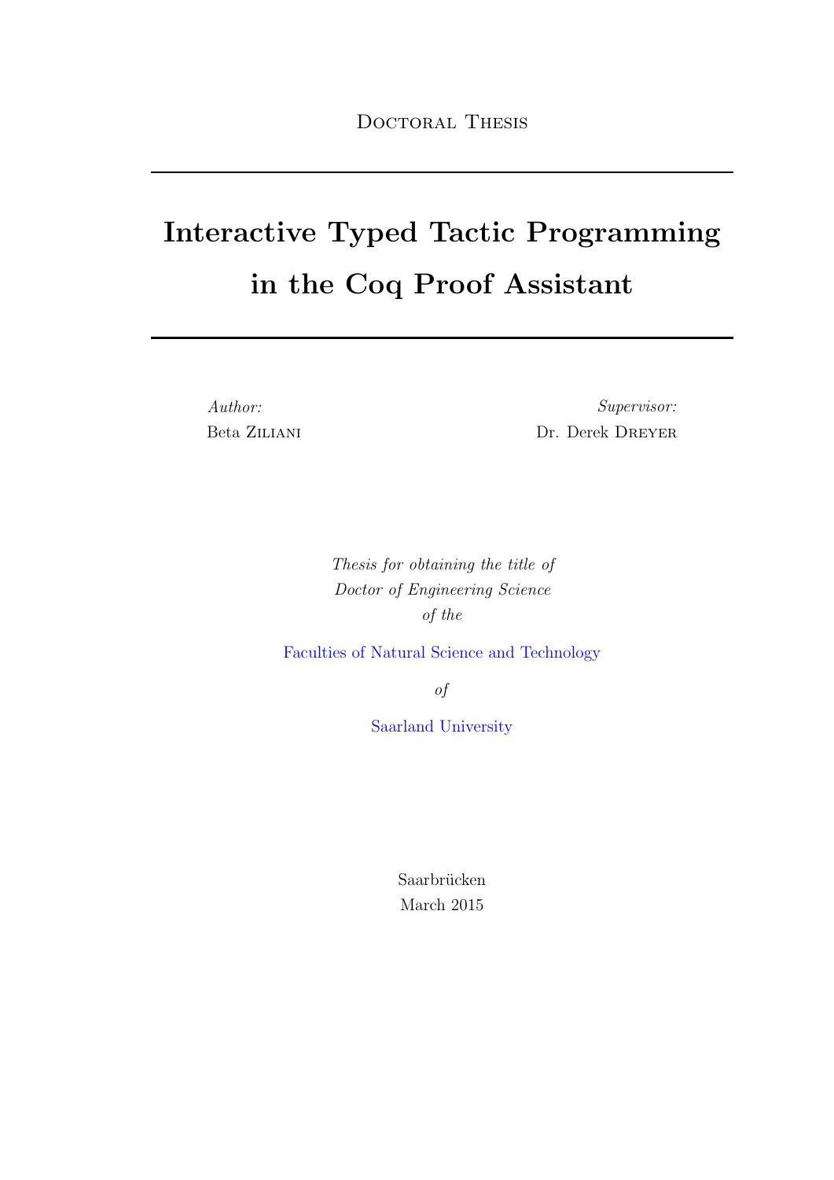Doctoral Thesis

---

# Interactive Typed Tactic Programming in the Coq Proof Assistant

---

*Author:*
Beta Ziliani

*Supervisor:*
Dr. Derek Dreyer

*Thesis for obtaining the title of*
*Doctor of Engineering Science*
*of the*

Faculties of Natural Science and Technology

*of*

Saarland University

Saarbrücken
March 2015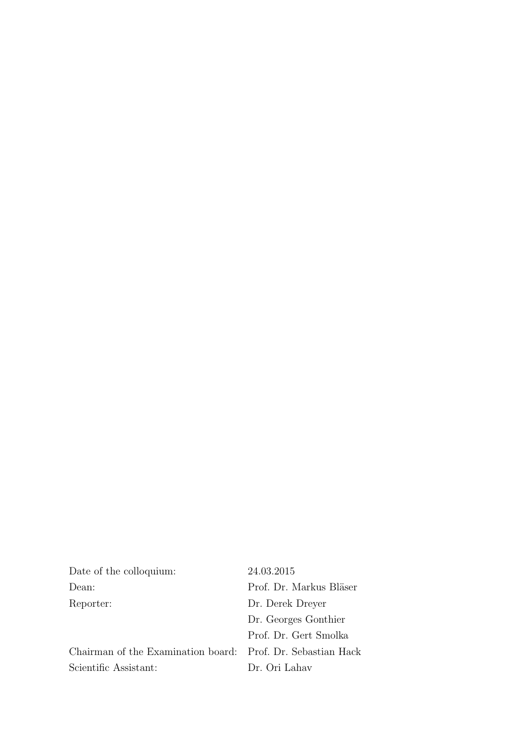| | |
|---|---|
| Date of the colloquium: | 24.03.2015 |
| Dean: | Prof. Dr. Markus Bläser |
| Reporter: | Dr. Derek Dreyer |
| | Dr. Georges Gonthier |
| | Prof. Dr. Gert Smolka |
| Chairman of the Examination board: | Prof. Dr. Sebastian Hack |
| Scientific Assistant: | Dr. Ori Lahav |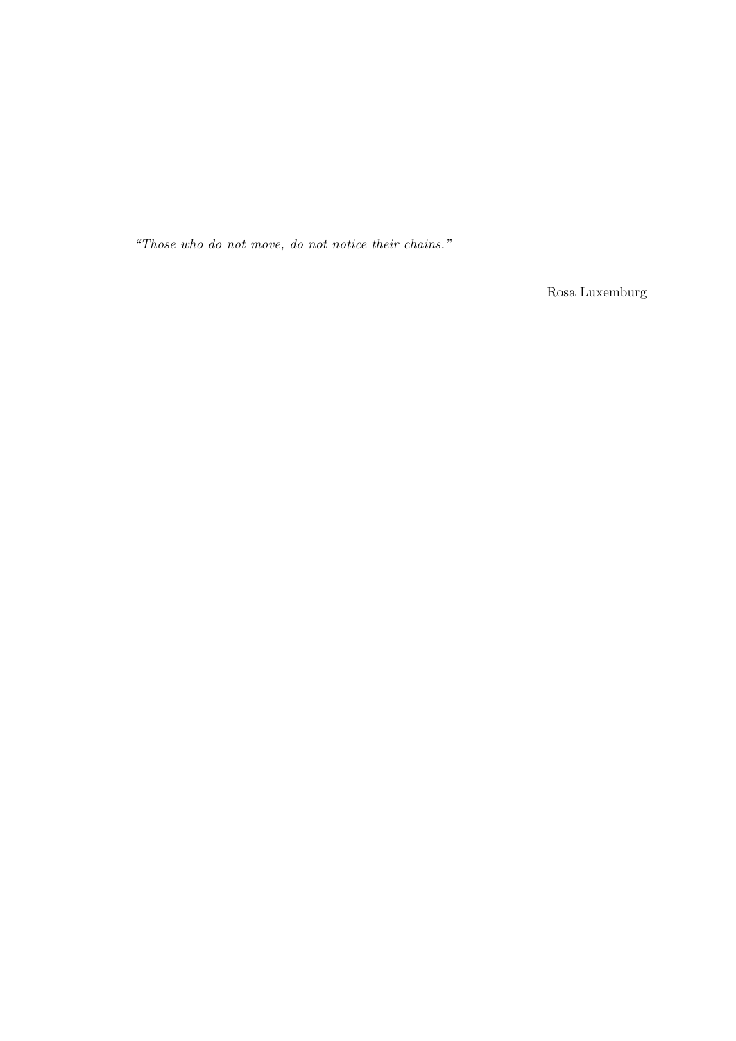*"Those who do not move, do not notice their chains."*

Rosa Luxemburg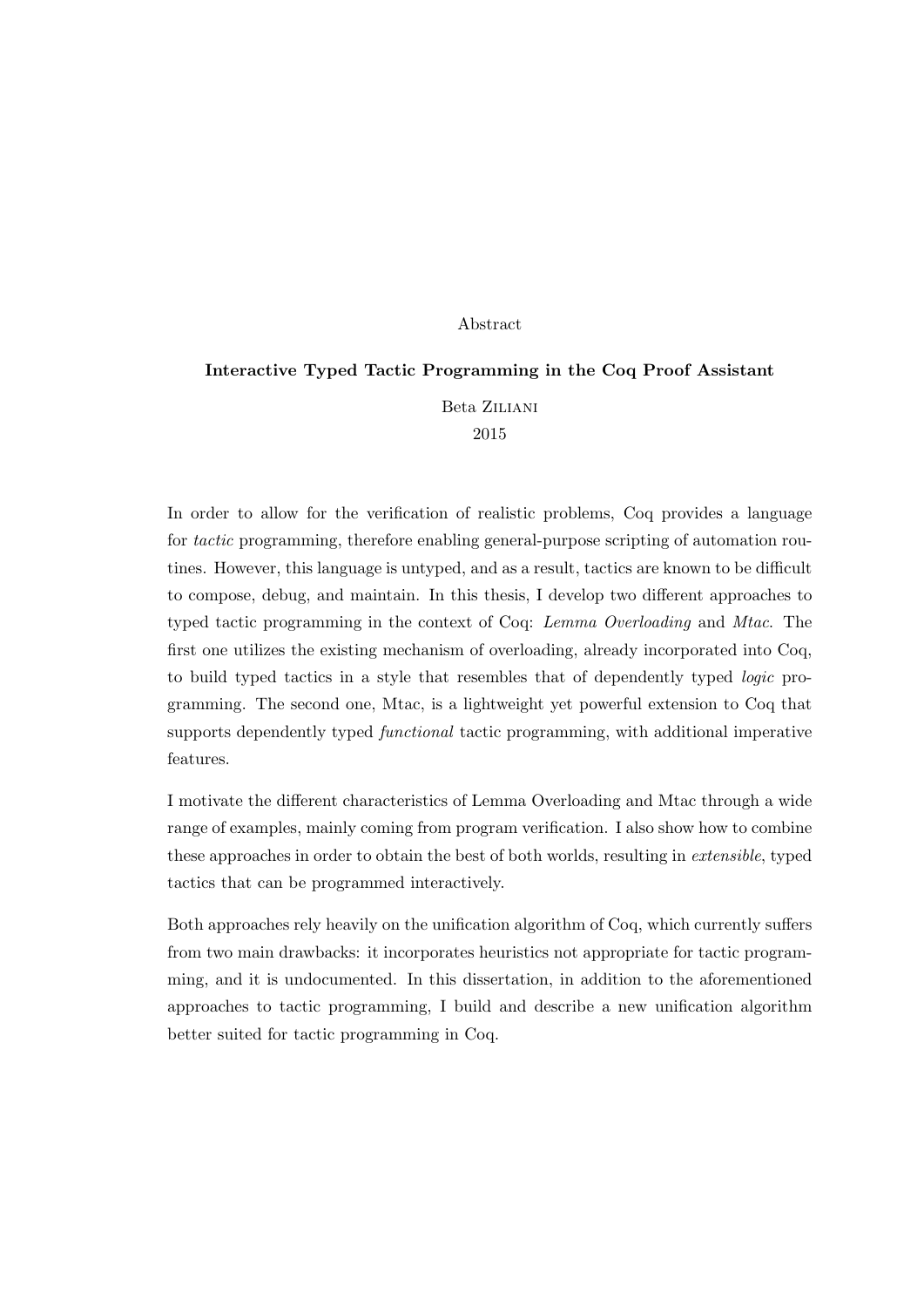Abstract

**Interactive Typed Tactic Programming in the Coq Proof Assistant**

Beta Ziliani
2015

In order to allow for the verification of realistic problems, Coq provides a language for *tactic* programming, therefore enabling general-purpose scripting of automation routines. However, this language is untyped, and as a result, tactics are known to be difficult to compose, debug, and maintain. In this thesis, I develop two different approaches to typed tactic programming in the context of Coq: *Lemma Overloading* and *Mtac*. The first one utilizes the existing mechanism of overloading, already incorporated into Coq, to build typed tactics in a style that resembles that of dependently typed *logic* programming. The second one, Mtac, is a lightweight yet powerful extension to Coq that supports dependently typed *functional* tactic programming, with additional imperative features.

I motivate the different characteristics of Lemma Overloading and Mtac through a wide range of examples, mainly coming from program verification. I also show how to combine these approaches in order to obtain the best of both worlds, resulting in *extensible*, typed tactics that can be programmed interactively.

Both approaches rely heavily on the unification algorithm of Coq, which currently suffers from two main drawbacks: it incorporates heuristics not appropriate for tactic programming, and it is undocumented. In this dissertation, in addition to the aforementioned approaches to tactic programming, I build and describe a new unification algorithm better suited for tactic programming in Coq.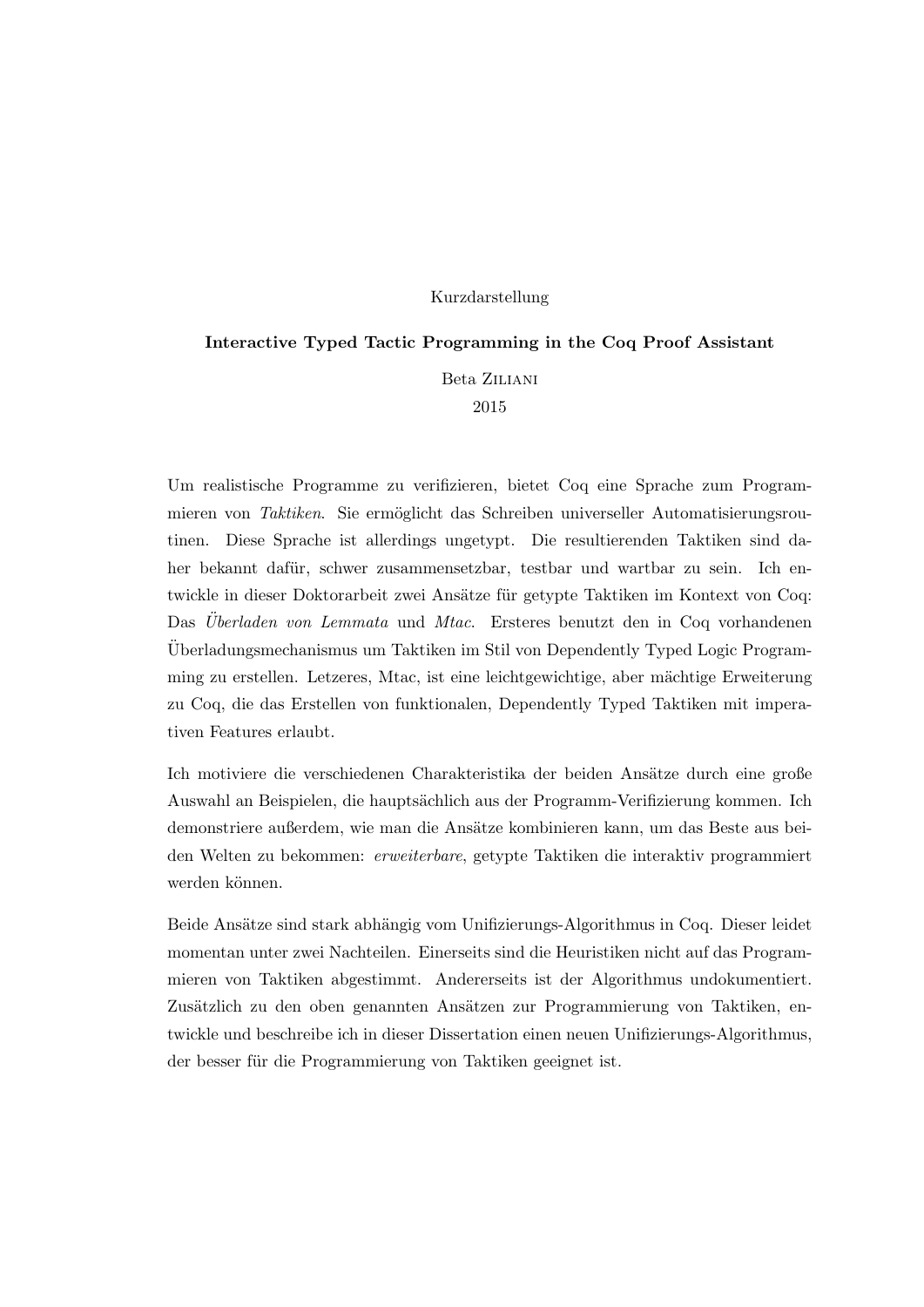Kurzdarstellung

**Interactive Typed Tactic Programming in the Coq Proof Assistant**

Beta Ziliani
2015

Um realistische Programme zu verifizieren, bietet Coq eine Sprache zum Programmieren von *Taktiken*. Sie ermöglicht das Schreiben universeller Automatisierungsroutinen. Diese Sprache ist allerdings ungetypt. Die resultierenden Taktiken sind daher bekannt dafür, schwer zusammensetzbar, testbar und wartbar zu sein. Ich entwickle in dieser Doktorarbeit zwei Ansätze für getypte Taktiken im Kontext von Coq: Das *Überladen von Lemmata* und *Mtac*. Ersteres benutzt den in Coq vorhandenen Überladungsmechanismus um Taktiken im Stil von Dependently Typed Logic Programming zu erstellen. Letzeres, Mtac, ist eine leichtgewichtige, aber mächtige Erweiterung zu Coq, die das Erstellen von funktionalen, Dependently Typed Taktiken mit imperativen Features erlaubt.

Ich motiviere die verschiedenen Charakteristika der beiden Ansätze durch eine große Auswahl an Beispielen, die hauptsächlich aus der Programm-Verifizierung kommen. Ich demonstriere außerdem, wie man die Ansätze kombinieren kann, um das Beste aus beiden Welten zu bekommen: *erweiterbare*, getypte Taktiken die interaktiv programmiert werden können.

Beide Ansätze sind stark abhängig vom Unifizierungs-Algorithmus in Coq. Dieser leidet momentan unter zwei Nachteilen. Einerseits sind die Heuristiken nicht auf das Programmieren von Taktiken abgestimmt. Andererseits ist der Algorithmus undokumentiert. Zusätzlich zu den oben genannten Ansätzen zur Programmierung von Taktiken, entwickle und beschreibe ich in dieser Dissertation einen neuen Unifizierungs-Algorithmus, der besser für die Programmierung von Taktiken geeignet ist.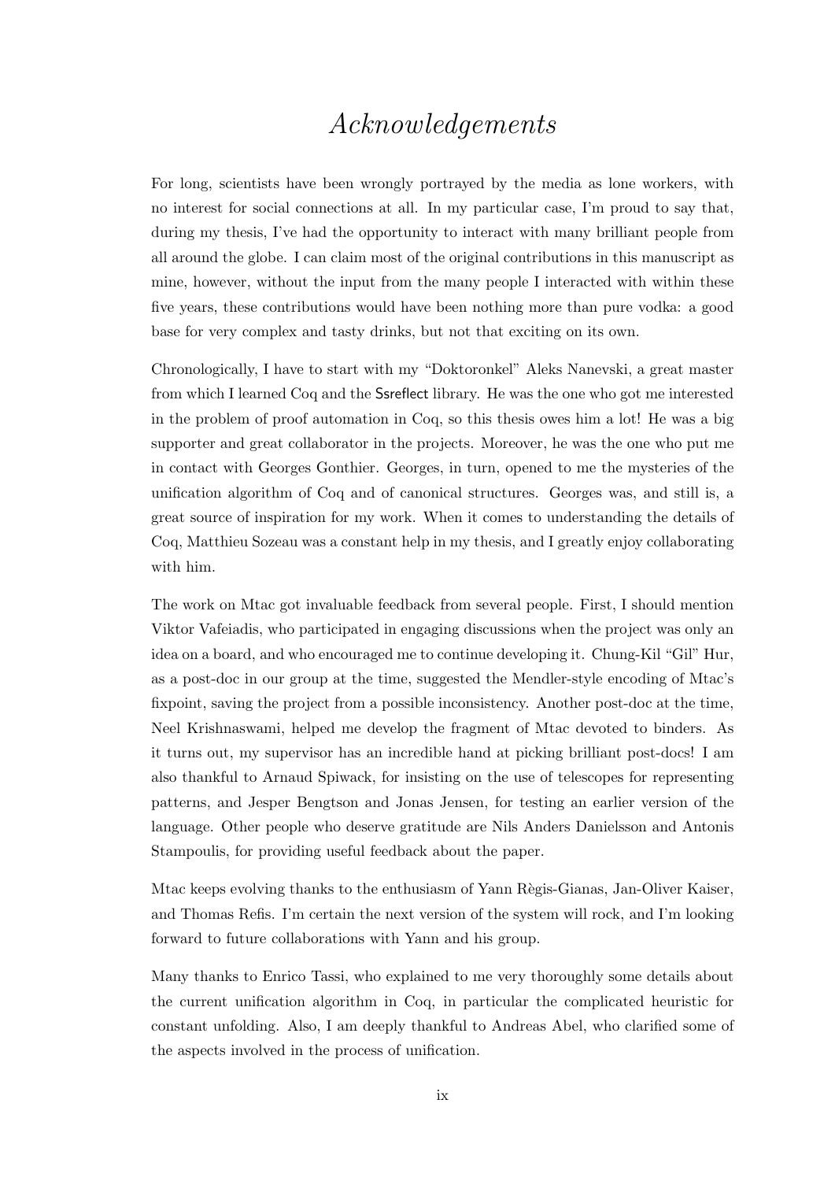# *Acknowledgements*

For long, scientists have been wrongly portrayed by the media as lone workers, with no interest for social connections at all. In my particular case, I'm proud to say that, during my thesis, I've had the opportunity to interact with many brilliant people from all around the globe. I can claim most of the original contributions in this manuscript as mine, however, without the input from the many people I interacted with within these five years, these contributions would have been nothing more than pure vodka: a good base for very complex and tasty drinks, but not that exciting on its own.

Chronologically, I have to start with my "Doktoronkel" Aleks Nanevski, a great master from which I learned Coq and the Ssreflect library. He was the one who got me interested in the problem of proof automation in Coq, so this thesis owes him a lot! He was a big supporter and great collaborator in the projects. Moreover, he was the one who put me in contact with Georges Gonthier. Georges, in turn, opened to me the mysteries of the unification algorithm of Coq and of canonical structures. Georges was, and still is, a great source of inspiration for my work. When it comes to understanding the details of Coq, Matthieu Sozeau was a constant help in my thesis, and I greatly enjoy collaborating with him.

The work on Mtac got invaluable feedback from several people. First, I should mention Viktor Vafeiadis, who participated in engaging discussions when the project was only an idea on a board, and who encouraged me to continue developing it. Chung-Kil "Gil" Hur, as a post-doc in our group at the time, suggested the Mendler-style encoding of Mtac's fixpoint, saving the project from a possible inconsistency. Another post-doc at the time, Neel Krishnaswami, helped me develop the fragment of Mtac devoted to binders. As it turns out, my supervisor has an incredible hand at picking brilliant post-docs! I am also thankful to Arnaud Spiwack, for insisting on the use of telescopes for representing patterns, and Jesper Bengtson and Jonas Jensen, for testing an earlier version of the language. Other people who deserve gratitude are Nils Anders Danielsson and Antonis Stampoulis, for providing useful feedback about the paper.

Mtac keeps evolving thanks to the enthusiasm of Yann Règis-Gianas, Jan-Oliver Kaiser, and Thomas Refis. I'm certain the next version of the system will rock, and I'm looking forward to future collaborations with Yann and his group.

Many thanks to Enrico Tassi, who explained to me very thoroughly some details about the current unification algorithm in Coq, in particular the complicated heuristic for constant unfolding. Also, I am deeply thankful to Andreas Abel, who clarified some of the aspects involved in the process of unification.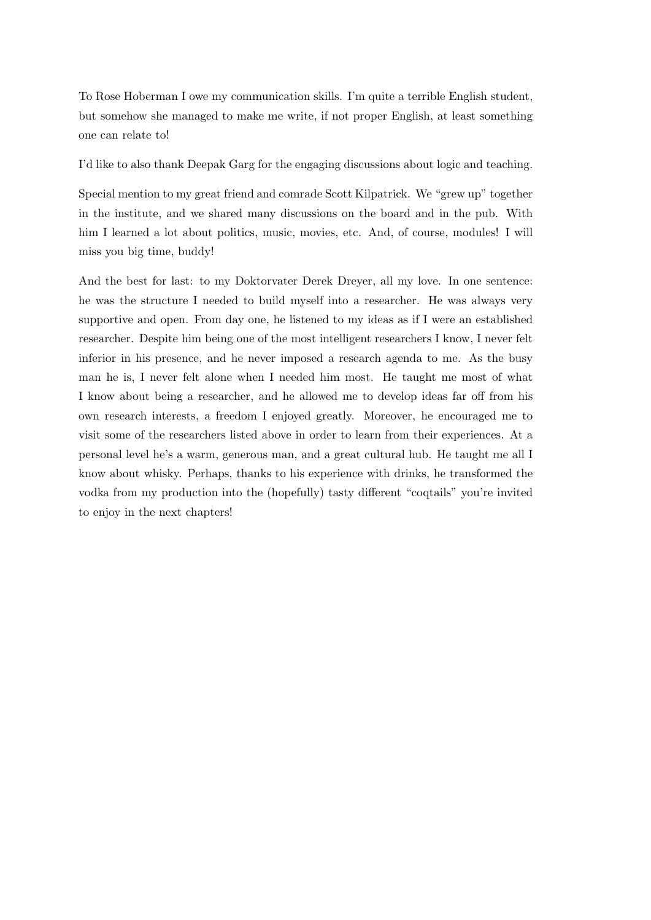To Rose Hoberman I owe my communication skills. I'm quite a terrible English student, but somehow she managed to make me write, if not proper English, at least something one can relate to!

I'd like to also thank Deepak Garg for the engaging discussions about logic and teaching.

Special mention to my great friend and comrade Scott Kilpatrick. We "grew up" together in the institute, and we shared many discussions on the board and in the pub. With him I learned a lot about politics, music, movies, etc. And, of course, modules! I will miss you big time, buddy!

And the best for last: to my Doktorvater Derek Dreyer, all my love. In one sentence: he was the structure I needed to build myself into a researcher. He was always very supportive and open. From day one, he listened to my ideas as if I were an established researcher. Despite him being one of the most intelligent researchers I know, I never felt inferior in his presence, and he never imposed a research agenda to me. As the busy man he is, I never felt alone when I needed him most. He taught me most of what I know about being a researcher, and he allowed me to develop ideas far off from his own research interests, a freedom I enjoyed greatly. Moreover, he encouraged me to visit some of the researchers listed above in order to learn from their experiences. At a personal level he's a warm, generous man, and a great cultural hub. He taught me all I know about whisky. Perhaps, thanks to his experience with drinks, he transformed the vodka from my production into the (hopefully) tasty different "coqtails" you're invited to enjoy in the next chapters!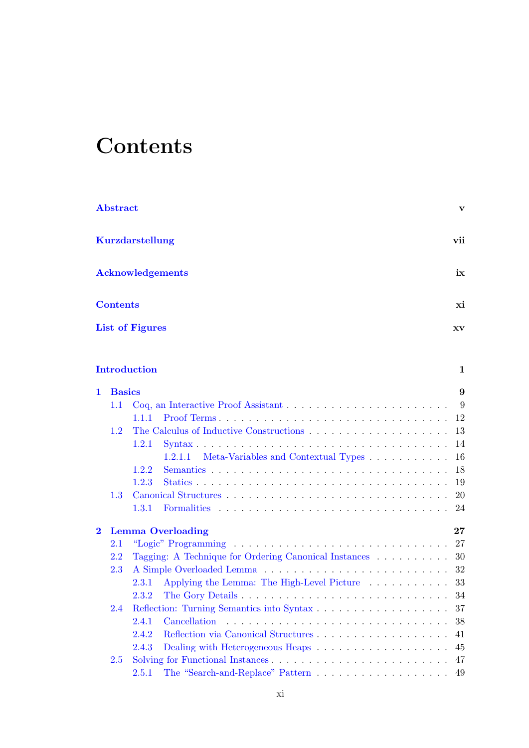# Contents

| | |
|---|---|
| **Abstract** | **v** |
| **Kurzdarstellung** | **vii** |
| **Acknowledgements** | **ix** |
| **Contents** | **xi** |
| **List of Figures** | **xv** |
| **Introduction** | **1** |
| **1 Basics** | **9** |
| 1.1 Coq, an Interactive Proof Assistant | 9 |
| 1.1.1 Proof Terms | 12 |
| 1.2 The Calculus of Inductive Constructions | 13 |
| 1.2.1 Syntax | 14 |
| 1.2.1.1 Meta-Variables and Contextual Types | 16 |
| 1.2.2 Semantics | 18 |
| 1.2.3 Statics | 19 |
| 1.3 Canonical Structures | 20 |
| 1.3.1 Formalities | 24 |
| **2 Lemma Overloading** | **27** |
| 2.1 "Logic" Programming | 27 |
| 2.2 Tagging: A Technique for Ordering Canonical Instances | 30 |
| 2.3 A Simple Overloaded Lemma | 32 |
| 2.3.1 Applying the Lemma: The High-Level Picture | 33 |
| 2.3.2 The Gory Details | 34 |
| 2.4 Reflection: Turning Semantics into Syntax | 37 |
| 2.4.1 Cancellation | 38 |
| 2.4.2 Reflection via Canonical Structures | 41 |
| 2.4.3 Dealing with Heterogeneous Heaps | 45 |
| 2.5 Solving for Functional Instances | 47 |
| 2.5.1 The "Search-and-Replace" Pattern | 49 |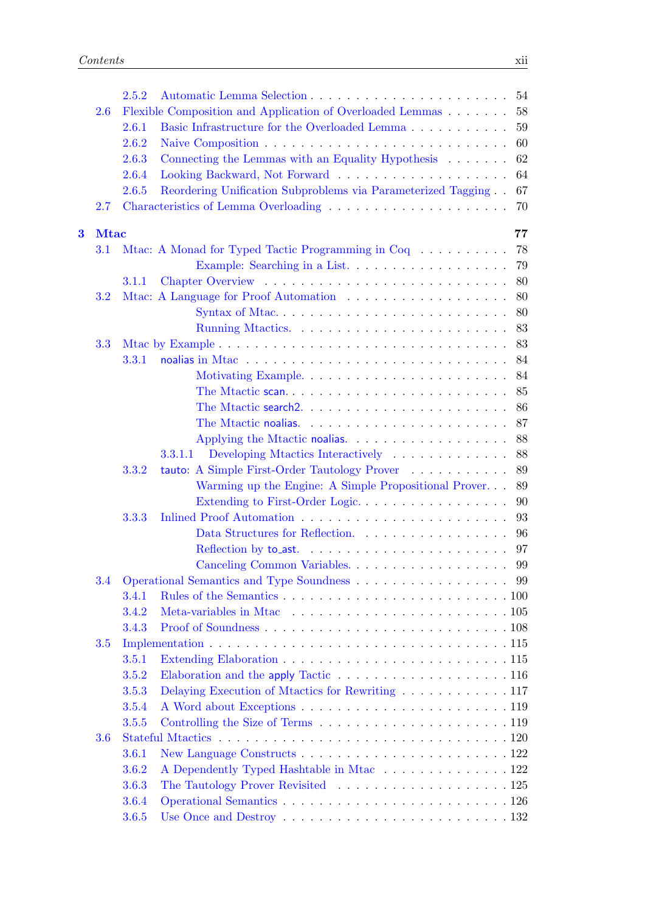2.5.2 Automatic Lemma Selection . . . . . . . . . . . . . . . . . . . . . 54
2.6 Flexible Composition and Application of Overloaded Lemmas . . . . . . . 58
2.6.1 Basic Infrastructure for the Overloaded Lemma . . . . . . . . . . . 59
2.6.2 Naive Composition . . . . . . . . . . . . . . . . . . . . . . . . . 60
2.6.3 Connecting the Lemmas with an Equality Hypothesis . . . . . . . 62
2.6.4 Looking Backward, Not Forward . . . . . . . . . . . . . . . . . . 64
2.6.5 Reordering Unification Subproblems via Parameterized Tagging . . 67
2.7 Characteristics of Lemma Overloading . . . . . . . . . . . . . . . . . . . 70

**3 Mtac** **77**
3.1 Mtac: A Monad for Typed Tactic Programming in Coq . . . . . . . . . . 78
Example: Searching in a List. . . . . . . . . . . . . . . . . . 79
3.1.1 Chapter Overview . . . . . . . . . . . . . . . . . . . . . . . . . 80
3.2 Mtac: A Language for Proof Automation . . . . . . . . . . . . . . . . . 80
Syntax of Mtac. . . . . . . . . . . . . . . . . . . . . . . . 80
Running Mtactics. . . . . . . . . . . . . . . . . . . . . . . 83
3.3 Mtac by Example . . . . . . . . . . . . . . . . . . . . . . . . . . . . . 83
3.3.1 noalias in Mtac . . . . . . . . . . . . . . . . . . . . . . . . . . 84
Motivating Example. . . . . . . . . . . . . . . . . . . . . . 84
The Mtactic scan. . . . . . . . . . . . . . . . . . . . . . . 85
The Mtactic search2. . . . . . . . . . . . . . . . . . . . . . 86
The Mtactic noalias. . . . . . . . . . . . . . . . . . . . . . 87
Applying the Mtactic noalias. . . . . . . . . . . . . . . . . . 88
3.3.1.1 Developing Mtactics Interactively . . . . . . . . . . . . 88
3.3.2 tauto: A Simple First-Order Tautology Prover . . . . . . . . . . . 89
Warming up the Engine: A Simple Propositional Prover. . . 89
Extending to First-Order Logic. . . . . . . . . . . . . . . . . 90
3.3.3 Inlined Proof Automation . . . . . . . . . . . . . . . . . . . . . 93
Data Structures for Reflection. . . . . . . . . . . . . . . . . 96
Reflection by to_ast. . . . . . . . . . . . . . . . . . . . . . 97
Canceling Common Variables. . . . . . . . . . . . . . . . . . 99
3.4 Operational Semantics and Type Soundness . . . . . . . . . . . . . . . . 99
3.4.1 Rules of the Semantics . . . . . . . . . . . . . . . . . . . . . . . 100
3.4.2 Meta-variables in Mtac . . . . . . . . . . . . . . . . . . . . . . . 105
3.4.3 Proof of Soundness . . . . . . . . . . . . . . . . . . . . . . . . . 108
3.5 Implementation . . . . . . . . . . . . . . . . . . . . . . . . . . . . . . 115
3.5.1 Extending Elaboration . . . . . . . . . . . . . . . . . . . . . . . 115
3.5.2 Elaboration and the apply Tactic . . . . . . . . . . . . . . . . . . 116
3.5.3 Delaying Execution of Mtactics for Rewriting . . . . . . . . . . . . 117
3.5.4 A Word about Exceptions . . . . . . . . . . . . . . . . . . . . . . 119
3.5.5 Controlling the Size of Terms . . . . . . . . . . . . . . . . . . . . 119
3.6 Stateful Mtactics . . . . . . . . . . . . . . . . . . . . . . . . . . . . . 120
3.6.1 New Language Constructs . . . . . . . . . . . . . . . . . . . . . . 122
3.6.2 A Dependently Typed Hashtable in Mtac . . . . . . . . . . . . . . 122
3.6.3 The Tautology Prover Revisited . . . . . . . . . . . . . . . . . . 125
3.6.4 Operational Semantics . . . . . . . . . . . . . . . . . . . . . . . . 126
3.6.5 Use Once and Destroy . . . . . . . . . . . . . . . . . . . . . . . . 132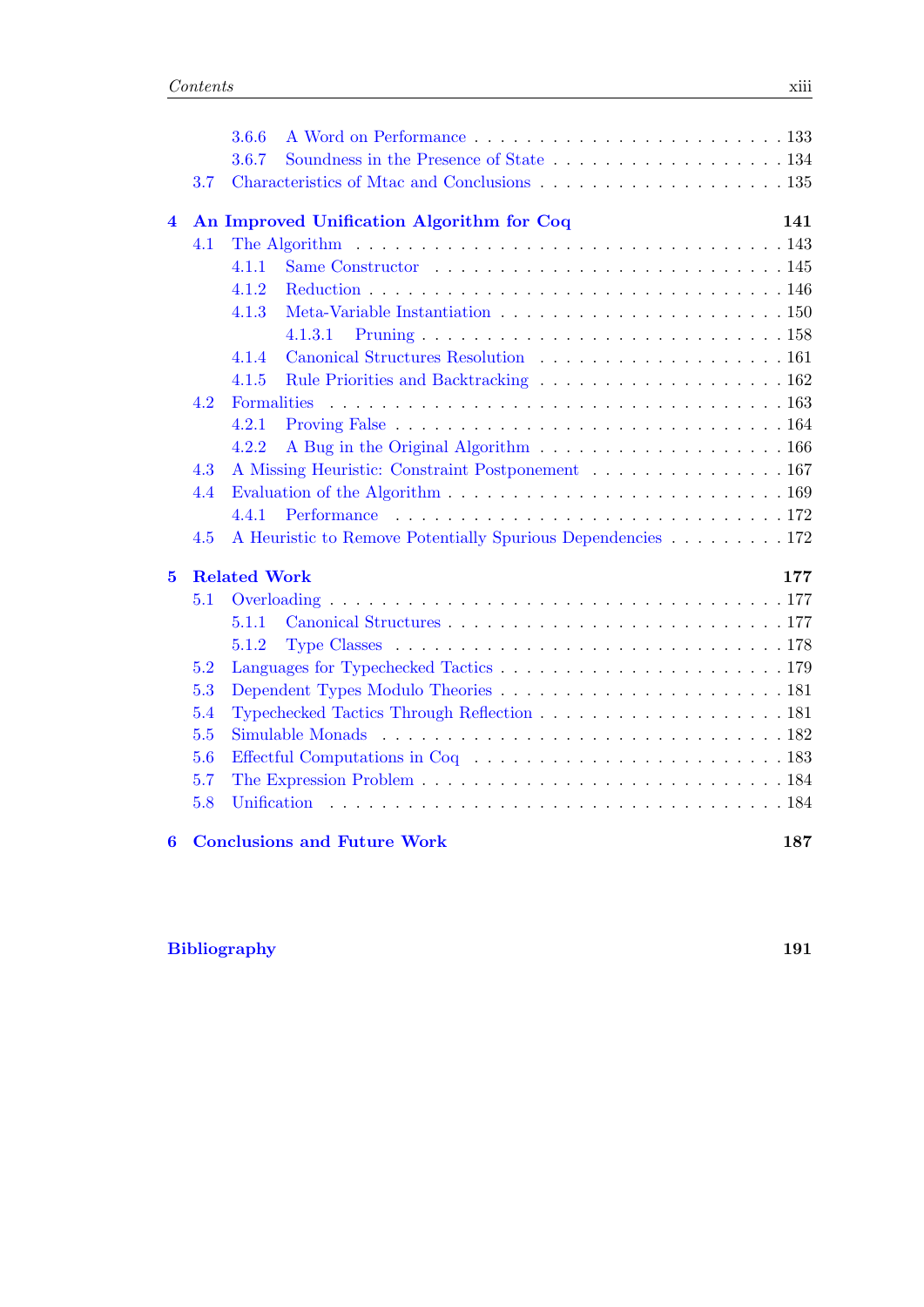- 3.6.6 A Word on Performance . . . 133
- 3.6.7 Soundness in the Presence of State . . . 134
- 3.7 Characteristics of Mtac and Conclusions . . . 135

**4 An Improved Unification Algorithm for Coq** **141**

- 4.1 The Algorithm . . . 143
  - 4.1.1 Same Constructor . . . 145
  - 4.1.2 Reduction . . . 146
  - 4.1.3 Meta-Variable Instantiation . . . 150
    - 4.1.3.1 Pruning . . . 158
  - 4.1.4 Canonical Structures Resolution . . . 161
  - 4.1.5 Rule Priorities and Backtracking . . . 162
- 4.2 Formalities . . . 163
  - 4.2.1 Proving False . . . 164
  - 4.2.2 A Bug in the Original Algorithm . . . 166
- 4.3 A Missing Heuristic: Constraint Postponement . . . 167
- 4.4 Evaluation of the Algorithm . . . 169
  - 4.4.1 Performance . . . 172
- 4.5 A Heuristic to Remove Potentially Spurious Dependencies . . . 172

**5 Related Work** **177**

- 5.1 Overloading . . . 177
  - 5.1.1 Canonical Structures . . . 177
  - 5.1.2 Type Classes . . . 178
- 5.2 Languages for Typechecked Tactics . . . 179
- 5.3 Dependent Types Modulo Theories . . . 181
- 5.4 Typechecked Tactics Through Reflection . . . 181
- 5.5 Simulable Monads . . . 182
- 5.6 Effectful Computations in Coq . . . 183
- 5.7 The Expression Problem . . . 184
- 5.8 Unification . . . 184

**6 Conclusions and Future Work** **187**

**Bibliography** **191**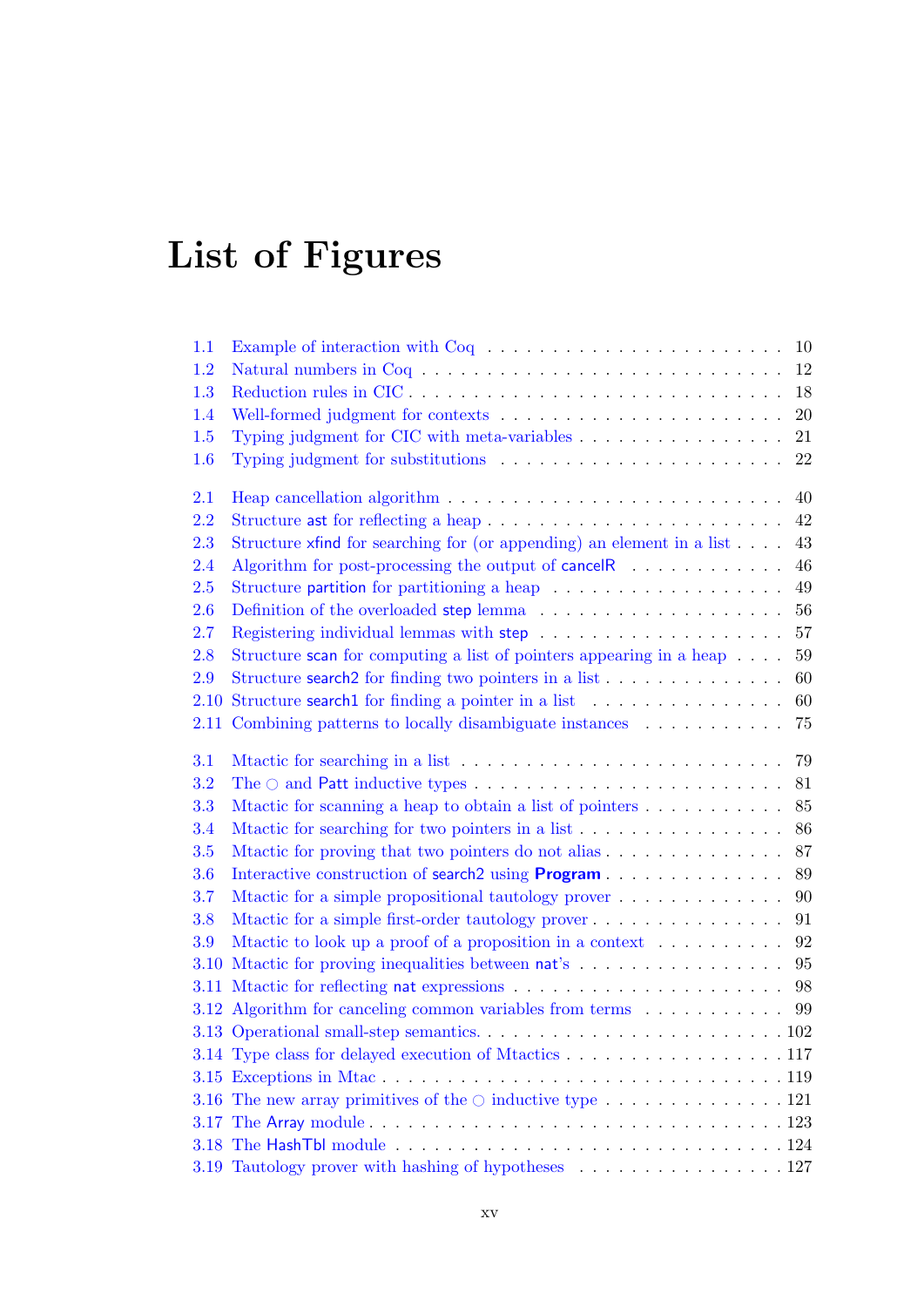# List of Figures

1.1 Example of interaction with Coq . . . . . . . . . . . . . . . . . . . . . . 10
1.2 Natural numbers in Coq . . . . . . . . . . . . . . . . . . . . . . . . . . 12
1.3 Reduction rules in CIC . . . . . . . . . . . . . . . . . . . . . . . . . . 18
1.4 Well-formed judgment for contexts . . . . . . . . . . . . . . . . . . . . 20
1.5 Typing judgment for CIC with meta-variables . . . . . . . . . . . . . . 21
1.6 Typing judgment for substitutions . . . . . . . . . . . . . . . . . . . . 22

2.1 Heap cancellation algorithm . . . . . . . . . . . . . . . . . . . . . . . 40
2.2 Structure ast for reflecting a heap . . . . . . . . . . . . . . . . . . . . 42
2.3 Structure xfind for searching for (or appending) an element in a list . . . . 43
2.4 Algorithm for post-processing the output of cancelR . . . . . . . . . . . 46
2.5 Structure partition for partitioning a heap . . . . . . . . . . . . . . . . 49
2.6 Definition of the overloaded step lemma . . . . . . . . . . . . . . . . . 56
2.7 Registering individual lemmas with step . . . . . . . . . . . . . . . . . 57
2.8 Structure scan for computing a list of pointers appearing in a heap . . . . 59
2.9 Structure search2 for finding two pointers in a list . . . . . . . . . . . . 60
2.10 Structure search1 for finding a pointer in a list . . . . . . . . . . . . . 60
2.11 Combining patterns to locally disambiguate instances . . . . . . . . . . 75

3.1 Mtactic for searching in a list . . . . . . . . . . . . . . . . . . . . . . 79
3.2 The ○ and Patt inductive types . . . . . . . . . . . . . . . . . . . . . . 81
3.3 Mtactic for scanning a heap to obtain a list of pointers . . . . . . . . . . 85
3.4 Mtactic for searching for two pointers in a list . . . . . . . . . . . . . . 86
3.5 Mtactic for proving that two pointers do not alias . . . . . . . . . . . . . 87
3.6 Interactive construction of search2 using **Program** . . . . . . . . . . . . 89
3.7 Mtactic for a simple propositional tautology prover . . . . . . . . . . . . 90
3.8 Mtactic for a simple first-order tautology prover . . . . . . . . . . . . . 91
3.9 Mtactic to look up a proof of a proposition in a context . . . . . . . . . . 92
3.10 Mtactic for proving inequalities between nat's . . . . . . . . . . . . . . 95
3.11 Mtactic for reflecting nat expressions . . . . . . . . . . . . . . . . . . . 98
3.12 Algorithm for canceling common variables from terms . . . . . . . . . . 99
3.13 Operational small-step semantics. . . . . . . . . . . . . . . . . . . . . . 102
3.14 Type class for delayed execution of Mtactics . . . . . . . . . . . . . . . 117
3.15 Exceptions in Mtac . . . . . . . . . . . . . . . . . . . . . . . . . . . . 119
3.16 The new array primitives of the ○ inductive type . . . . . . . . . . . . . 121
3.17 The Array module . . . . . . . . . . . . . . . . . . . . . . . . . . . . . 123
3.18 The HashTbl module . . . . . . . . . . . . . . . . . . . . . . . . . . . 124
3.19 Tautology prover with hashing of hypotheses . . . . . . . . . . . . . . . 127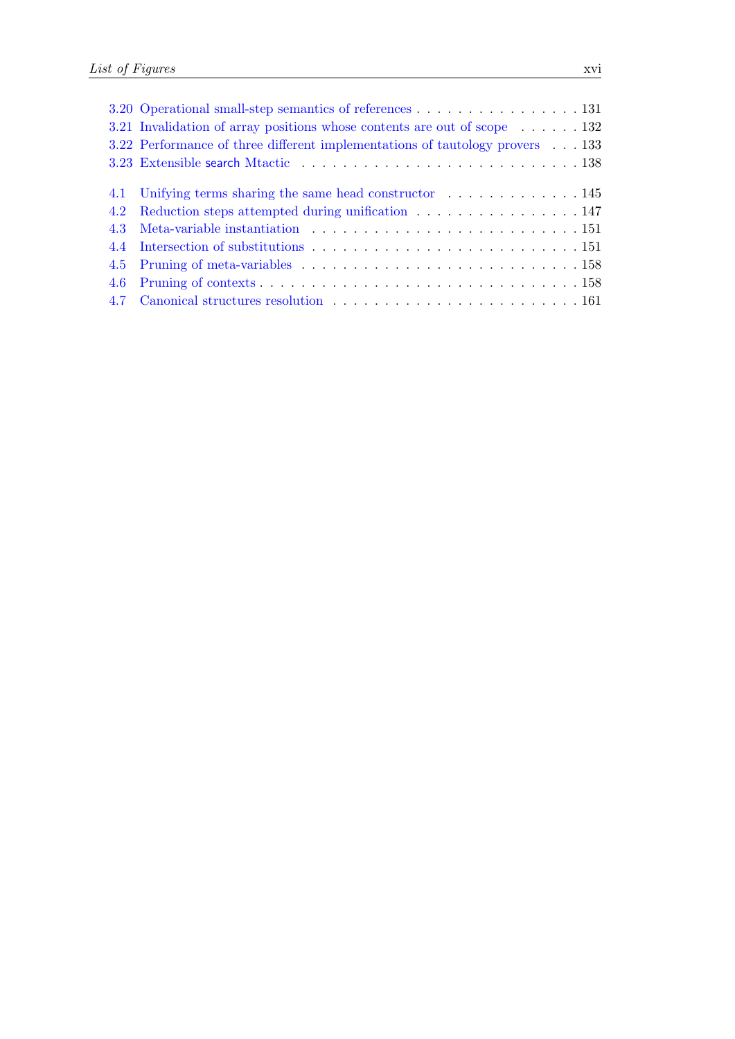3.20 Operational small-step semantics of references . . . . . . . . . . . . . . . . 131
3.21 Invalidation of array positions whose contents are out of scope . . . . . . 132
3.22 Performance of three different implementations of tautology provers . . . 133
3.23 Extensible `search` Mtactic . . . . . . . . . . . . . . . . . . . . . . . . . . 138

4.1 Unifying terms sharing the same head constructor . . . . . . . . . . . . . 145
4.2 Reduction steps attempted during unification . . . . . . . . . . . . . . . . 147
4.3 Meta-variable instantiation . . . . . . . . . . . . . . . . . . . . . . . . . . 151
4.4 Intersection of substitutions . . . . . . . . . . . . . . . . . . . . . . . . . . 151
4.5 Pruning of meta-variables . . . . . . . . . . . . . . . . . . . . . . . . . . . 158
4.6 Pruning of contexts . . . . . . . . . . . . . . . . . . . . . . . . . . . . . . . 158
4.7 Canonical structures resolution . . . . . . . . . . . . . . . . . . . . . . . . 161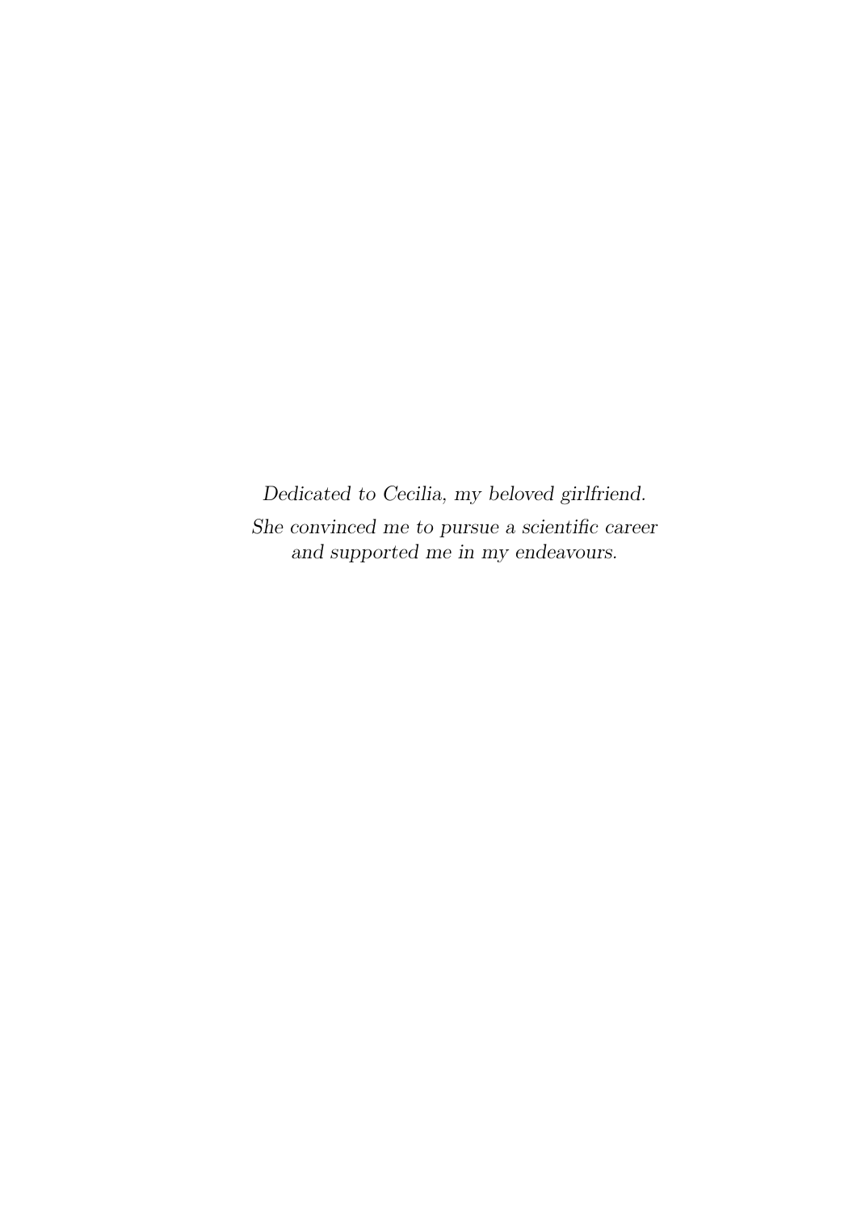*Dedicated to Cecilia, my beloved girlfriend.*
*She convinced me to pursue a scientific career*
*and supported me in my endeavours.*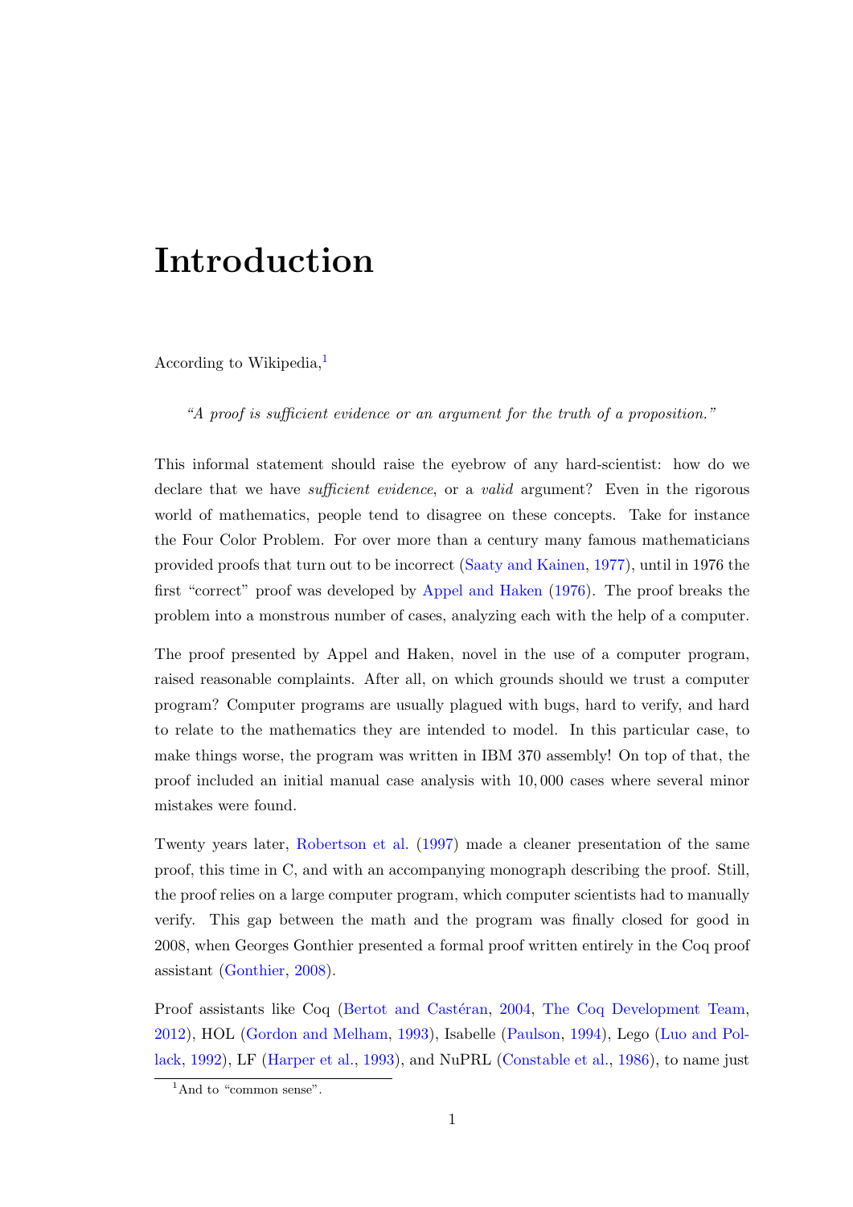# Introduction

According to Wikipedia,[1]

> *"A proof is sufficient evidence or an argument for the truth of a proposition."*

This informal statement should raise the eyebrow of any hard-scientist: how do we declare that we have *sufficient evidence*, or a *valid* argument? Even in the rigorous world of mathematics, people tend to disagree on these concepts. Take for instance the Four Color Problem. For over more than a century many famous mathematicians provided proofs that turn out to be incorrect (Saaty and Kainen, 1977), until in 1976 the first "correct" proof was developed by Appel and Haken (1976). The proof breaks the problem into a monstrous number of cases, analyzing each with the help of a computer.

The proof presented by Appel and Haken, novel in the use of a computer program, raised reasonable complaints. After all, on which grounds should we trust a computer program? Computer programs are usually plagued with bugs, hard to verify, and hard to relate to the mathematics they are intended to model. In this particular case, to make things worse, the program was written in IBM 370 assembly! On top of that, the proof included an initial manual case analysis with 10,000 cases where several minor mistakes were found.

Twenty years later, Robertson et al. (1997) made a cleaner presentation of the same proof, this time in C, and with an accompanying monograph describing the proof. Still, the proof relies on a large computer program, which computer scientists had to manually verify. This gap between the math and the program was finally closed for good in 2008, when Georges Gonthier presented a formal proof written entirely in the Coq proof assistant (Gonthier, 2008).

Proof assistants like Coq (Bertot and Castéran, 2004, The Coq Development Team, 2012), HOL (Gordon and Melham, 1993), Isabelle (Paulson, 1994), Lego (Luo and Pollack, 1992), LF (Harper et al., 1993), and NuPRL (Constable et al., 1986), to name just

[1] And to "common sense".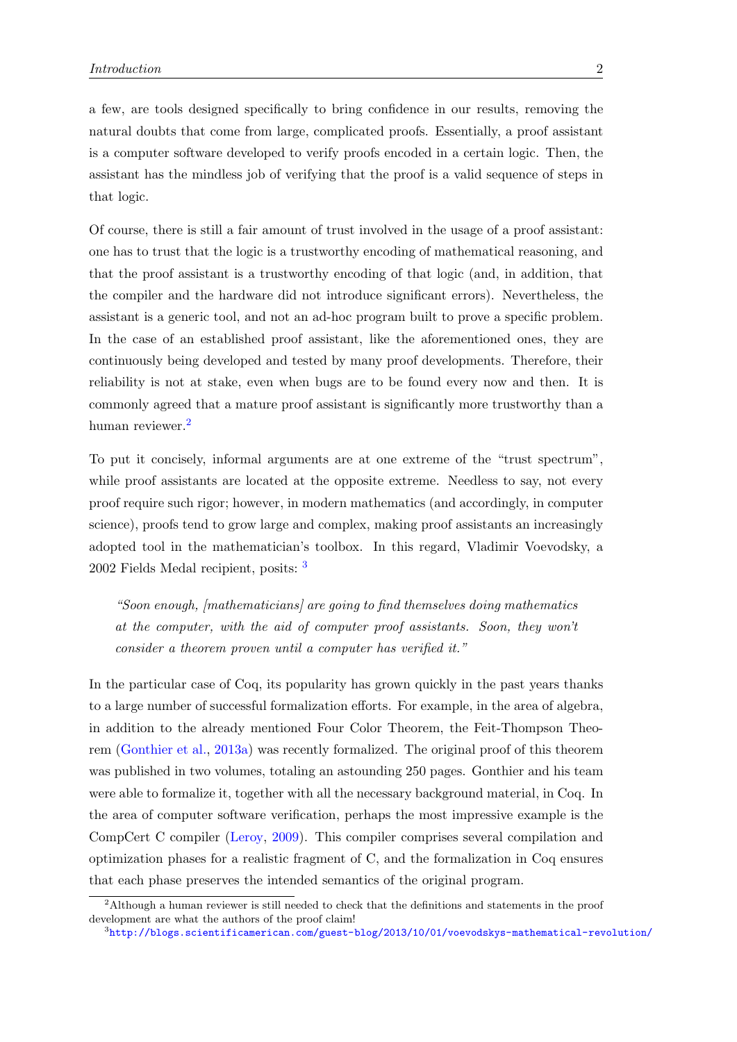a few, are tools designed specifically to bring confidence in our results, removing the natural doubts that come from large, complicated proofs. Essentially, a proof assistant is a computer software developed to verify proofs encoded in a certain logic. Then, the assistant has the mindless job of verifying that the proof is a valid sequence of steps in that logic.

Of course, there is still a fair amount of trust involved in the usage of a proof assistant: one has to trust that the logic is a trustworthy encoding of mathematical reasoning, and that the proof assistant is a trustworthy encoding of that logic (and, in addition, that the compiler and the hardware did not introduce significant errors). Nevertheless, the assistant is a generic tool, and not an ad-hoc program built to prove a specific problem. In the case of an established proof assistant, like the aforementioned ones, they are continuously being developed and tested by many proof developments. Therefore, their reliability is not at stake, even when bugs are to be found every now and then. It is commonly agreed that a mature proof assistant is significantly more trustworthy than a human reviewer.[2]

To put it concisely, informal arguments are at one extreme of the "trust spectrum", while proof assistants are located at the opposite extreme. Needless to say, not every proof require such rigor; however, in modern mathematics (and accordingly, in computer science), proofs tend to grow large and complex, making proof assistants an increasingly adopted tool in the mathematician's toolbox. In this regard, Vladimir Voevodsky, a 2002 Fields Medal recipient, posits: [3]

> *"Soon enough, [mathematicians] are going to find themselves doing mathematics at the computer, with the aid of computer proof assistants. Soon, they won't consider a theorem proven until a computer has verified it."*

In the particular case of Coq, its popularity has grown quickly in the past years thanks to a large number of successful formalization efforts. For example, in the area of algebra, in addition to the already mentioned Four Color Theorem, the Feit-Thompson Theorem (Gonthier et al., 2013a) was recently formalized. The original proof of this theorem was published in two volumes, totaling an astounding 250 pages. Gonthier and his team were able to formalize it, together with all the necessary background material, in Coq. In the area of computer software verification, perhaps the most impressive example is the CompCert C compiler (Leroy, 2009). This compiler comprises several compilation and optimization phases for a realistic fragment of C, and the formalization in Coq ensures that each phase preserves the intended semantics of the original program.

[2] Although a human reviewer is still needed to check that the definitions and statements in the proof development are what the authors of the proof claim!

[3] http://blogs.scientificamerican.com/guest-blog/2013/10/01/voevodskys-mathematical-revolution/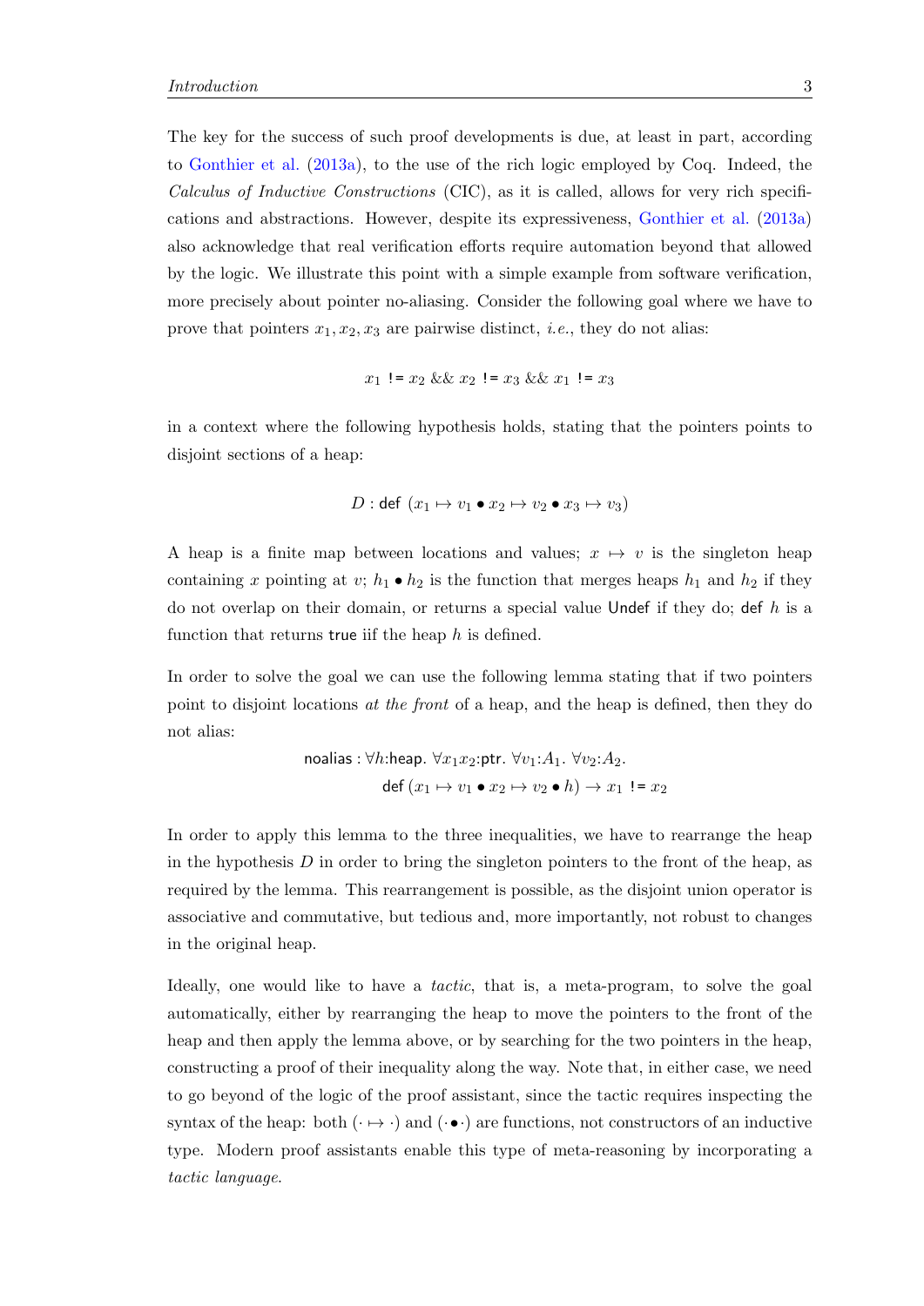The key for the success of such proof developments is due, at least in part, according to Gonthier et al. (2013a), to the use of the rich logic employed by Coq. Indeed, the *Calculus of Inductive Constructions* (CIC), as it is called, allows for very rich specifications and abstractions. However, despite its expressiveness, Gonthier et al. (2013a) also acknowledge that real verification efforts require automation beyond that allowed by the logic. We illustrate this point with a simple example from software verification, more precisely about pointer no-aliasing. Consider the following goal where we have to prove that pointers $x_1, x_2, x_3$ are pairwise distinct, *i.e.*, they do not alias:

$$x_1 \; \texttt{!=} \; x_2 \;\&\&\; x_2 \; \texttt{!=} \; x_3 \;\&\&\; x_1 \; \texttt{!=} \; x_3$$

in a context where the following hypothesis holds, stating that the pointers points to disjoint sections of a heap:

$$D : \mathsf{def}\ (x_1 \mapsto v_1 \bullet x_2 \mapsto v_2 \bullet x_3 \mapsto v_3)$$

A heap is a finite map between locations and values; $x \mapsto v$ is the singleton heap containing $x$ pointing at $v$; $h_1 \bullet h_2$ is the function that merges heaps $h_1$ and $h_2$ if they do not overlap on their domain, or returns a special value $\mathsf{Undef}$ if they do; $\mathsf{def}\ h$ is a function that returns $\mathsf{true}$ iff the heap $h$ is defined.

In order to solve the goal we can use the following lemma stating that if two pointers point to disjoint locations *at the front* of a heap, and the heap is defined, then they do not alias:

$$\begin{aligned} \mathsf{noalias} : \forall h{:}\mathsf{heap}.\ \forall x_1 x_2{:}\mathsf{ptr}.\ \forall v_1{:}A_1.\ \forall v_2{:}A_2. \\ \mathsf{def}\ (x_1 \mapsto v_1 \bullet x_2 \mapsto v_2 \bullet h) \to x_1 \; \texttt{!=} \; x_2 \end{aligned}$$

In order to apply this lemma to the three inequalities, we have to rearrange the heap in the hypothesis $D$ in order to bring the singleton pointers to the front of the heap, as required by the lemma. This rearrangement is possible, as the disjoint union operator is associative and commutative, but tedious and, more importantly, not robust to changes in the original heap.

Ideally, one would like to have a *tactic*, that is, a meta-program, to solve the goal automatically, either by rearranging the heap to move the pointers to the front of the heap and then apply the lemma above, or by searching for the two pointers in the heap, constructing a proof of their inequality along the way. Note that, in either case, we need to go beyond of the logic of the proof assistant, since the tactic requires inspecting the syntax of the heap: both $(\cdot \mapsto \cdot)$ and $(\cdot \bullet \cdot)$ are functions, not constructors of an inductive type. Modern proof assistants enable this type of meta-reasoning by incorporating a *tactic language*.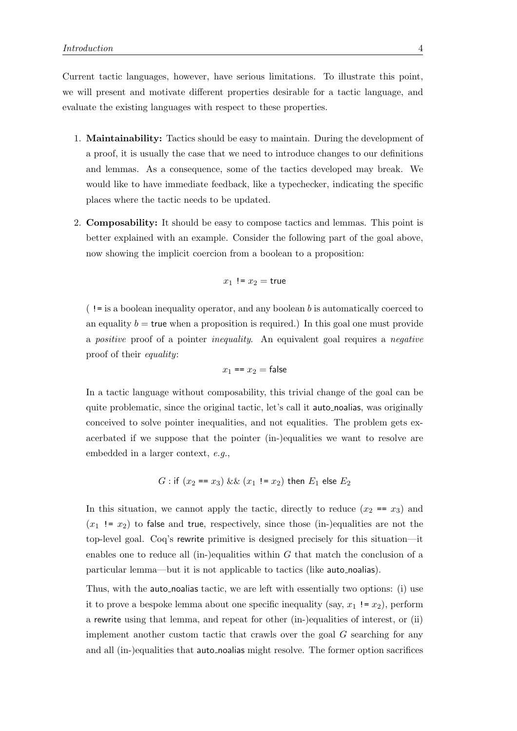Current tactic languages, however, have serious limitations. To illustrate this point, we will present and motivate different properties desirable for a tactic language, and evaluate the existing languages with respect to these properties.

1. **Maintainability:** Tactics should be easy to maintain. During the development of a proof, it is usually the case that we need to introduce changes to our definitions and lemmas. As a consequence, some of the tactics developed may break. We would like to have immediate feedback, like a typechecker, indicating the specific places where the tactic needs to be updated.

2. **Composability:** It should be easy to compose tactics and lemmas. This point is better explained with an example. Consider the following part of the goal above, now showing the implicit coercion from a boolean to a proposition:

   $$x_1 \texttt{ != } x_2 = \mathsf{true}$$

   ( `!=` is a boolean inequality operator, and any boolean $b$ is automatically coerced to an equality $b = \mathsf{true}$ when a proposition is required.) In this goal one must provide a *positive* proof of a pointer *inequality*. An equivalent goal requires a *negative* proof of their *equality*:

   $$x_1 \texttt{ == } x_2 = \mathsf{false}$$

   In a tactic language without composability, this trivial change of the goal can be quite problematic, since the original tactic, let's call it auto_noalias, was originally conceived to solve pointer inequalities, and not equalities. The problem gets exacerbated if we suppose that the pointer (in-)equalities we want to resolve are embedded in a larger context, *e.g.*,

   $$G : \mathsf{if}\ (x_2 \texttt{ == } x_3)\ \&\&\ (x_1 \texttt{ != } x_2)\ \mathsf{then}\ E_1\ \mathsf{else}\ E_2$$

   In this situation, we cannot apply the tactic, directly to reduce ($x_2$ `==` $x_3$) and ($x_1$ `!=` $x_2$) to false and true, respectively, since those (in-)equalities are not the top-level goal. Coq's rewrite primitive is designed precisely for this situation—it enables one to reduce all (in-)equalities within $G$ that match the conclusion of a particular lemma—but it is not applicable to tactics (like auto_noalias).

   Thus, with the auto_noalias tactic, we are left with essentially two options: (i) use it to prove a bespoke lemma about one specific inequality (say, $x_1$ `!=` $x_2$), perform a rewrite using that lemma, and repeat for other (in-)equalities of interest, or (ii) implement another custom tactic that crawls over the goal $G$ searching for any and all (in-)equalities that auto_noalias might resolve. The former option sacrifices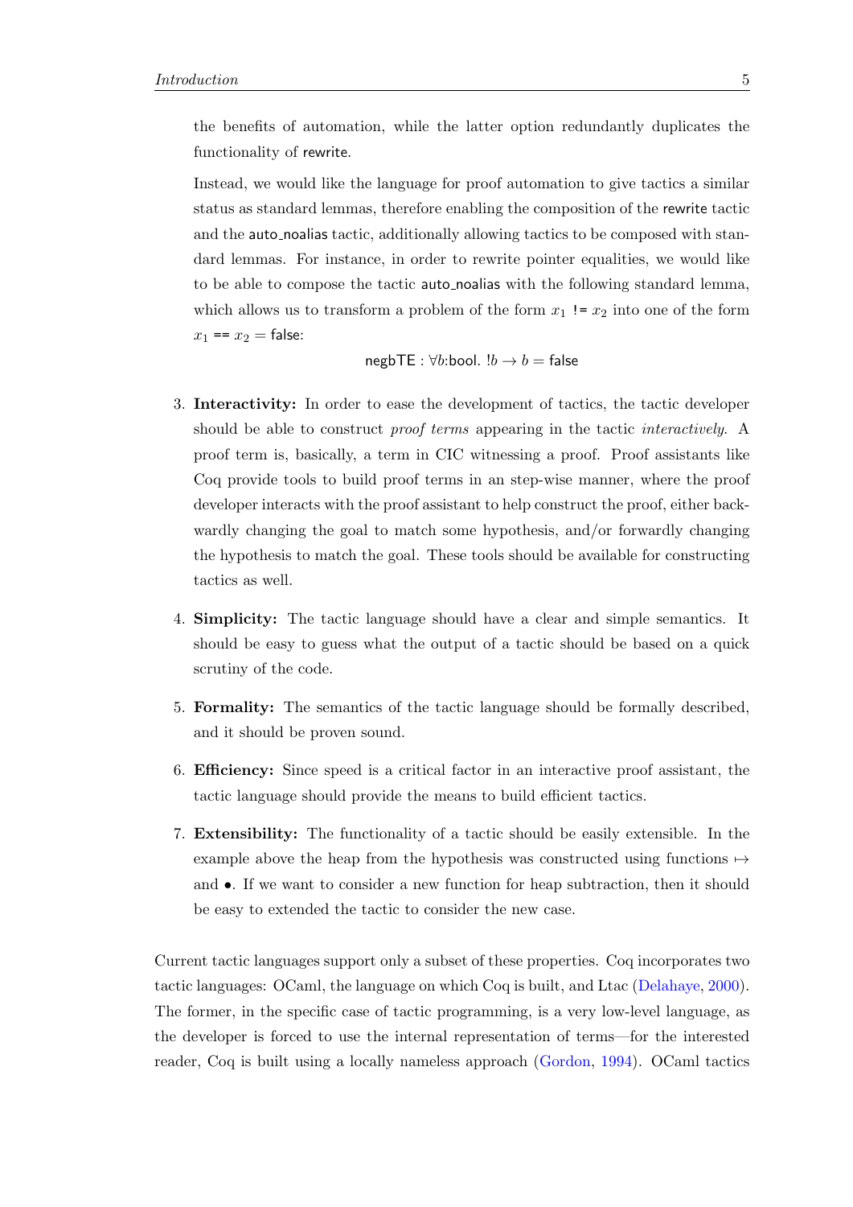the benefits of automation, while the latter option redundantly duplicates the functionality of rewrite.

Instead, we would like the language for proof automation to give tactics a similar status as standard lemmas, therefore enabling the composition of the rewrite tactic and the auto_noalias tactic, additionally allowing tactics to be composed with standard lemmas. For instance, in order to rewrite pointer equalities, we would like to be able to compose the tactic auto_noalias with the following standard lemma, which allows us to transform a problem of the form $x_1$ != $x_2$ into one of the form $x_1$ == $x_2$ = false:

$$\text{negbTE} : \forall b{:}\text{bool}.\ !b \to b = \text{false}$$

3. **Interactivity:** In order to ease the development of tactics, the tactic developer should be able to construct *proof terms* appearing in the tactic *interactively*. A proof term is, basically, a term in CIC witnessing a proof. Proof assistants like Coq provide tools to build proof terms in an step-wise manner, where the proof developer interacts with the proof assistant to help construct the proof, either backwardly changing the goal to match some hypothesis, and/or forwardly changing the hypothesis to match the goal. These tools should be available for constructing tactics as well.

4. **Simplicity:** The tactic language should have a clear and simple semantics. It should be easy to guess what the output of a tactic should be based on a quick scrutiny of the code.

5. **Formality:** The semantics of the tactic language should be formally described, and it should be proven sound.

6. **Efficiency:** Since speed is a critical factor in an interactive proof assistant, the tactic language should provide the means to build efficient tactics.

7. **Extensibility:** The functionality of a tactic should be easily extensible. In the example above the heap from the hypothesis was constructed using functions $\mapsto$ and $\bullet$. If we want to consider a new function for heap subtraction, then it should be easy to extended the tactic to consider the new case.

Current tactic languages support only a subset of these properties. Coq incorporates two tactic languages: OCaml, the language on which Coq is built, and Ltac (Delahaye, 2000). The former, in the specific case of tactic programming, is a very low-level language, as the developer is forced to use the internal representation of terms—for the interested reader, Coq is built using a locally nameless approach (Gordon, 1994). OCaml tactics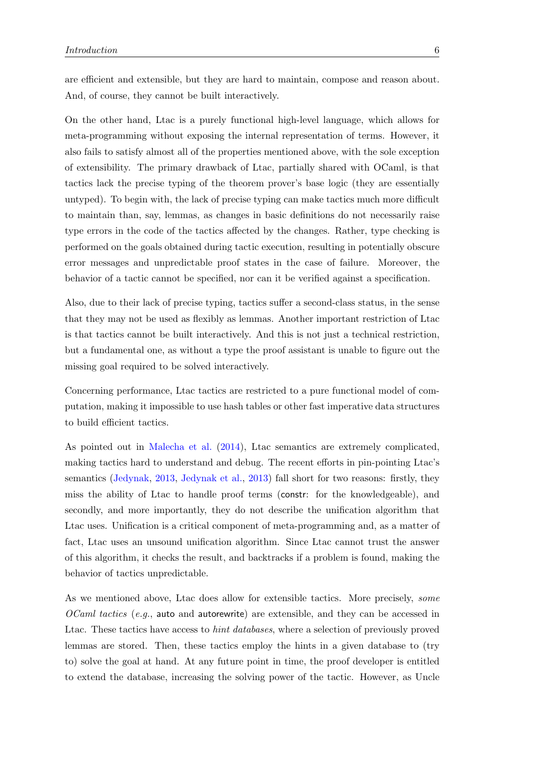are efficient and extensible, but they are hard to maintain, compose and reason about. And, of course, they cannot be built interactively.

On the other hand, Ltac is a purely functional high-level language, which allows for meta-programming without exposing the internal representation of terms. However, it also fails to satisfy almost all of the properties mentioned above, with the sole exception of extensibility. The primary drawback of Ltac, partially shared with OCaml, is that tactics lack the precise typing of the theorem prover's base logic (they are essentially untyped). To begin with, the lack of precise typing can make tactics much more difficult to maintain than, say, lemmas, as changes in basic definitions do not necessarily raise type errors in the code of the tactics affected by the changes. Rather, type checking is performed on the goals obtained during tactic execution, resulting in potentially obscure error messages and unpredictable proof states in the case of failure. Moreover, the behavior of a tactic cannot be specified, nor can it be verified against a specification.

Also, due to their lack of precise typing, tactics suffer a second-class status, in the sense that they may not be used as flexibly as lemmas. Another important restriction of Ltac is that tactics cannot be built interactively. And this is not just a technical restriction, but a fundamental one, as without a type the proof assistant is unable to figure out the missing goal required to be solved interactively.

Concerning performance, Ltac tactics are restricted to a pure functional model of computation, making it impossible to use hash tables or other fast imperative data structures to build efficient tactics.

As pointed out in Malecha et al. (2014), Ltac semantics are extremely complicated, making tactics hard to understand and debug. The recent efforts in pin-pointing Ltac's semantics (Jedynak, 2013, Jedynak et al., 2013) fall short for two reasons: firstly, they miss the ability of Ltac to handle proof terms (constr: for the knowledgeable), and secondly, and more importantly, they do not describe the unification algorithm that Ltac uses. Unification is a critical component of meta-programming and, as a matter of fact, Ltac uses an unsound unification algorithm. Since Ltac cannot trust the answer of this algorithm, it checks the result, and backtracks if a problem is found, making the behavior of tactics unpredictable.

As we mentioned above, Ltac does allow for extensible tactics. More precisely, *some OCaml tactics* (*e.g.*, auto and autorewrite) are extensible, and they can be accessed in Ltac. These tactics have access to *hint databases*, where a selection of previously proved lemmas are stored. Then, these tactics employ the hints in a given database to (try to) solve the goal at hand. At any future point in time, the proof developer is entitled to extend the database, increasing the solving power of the tactic. However, as Uncle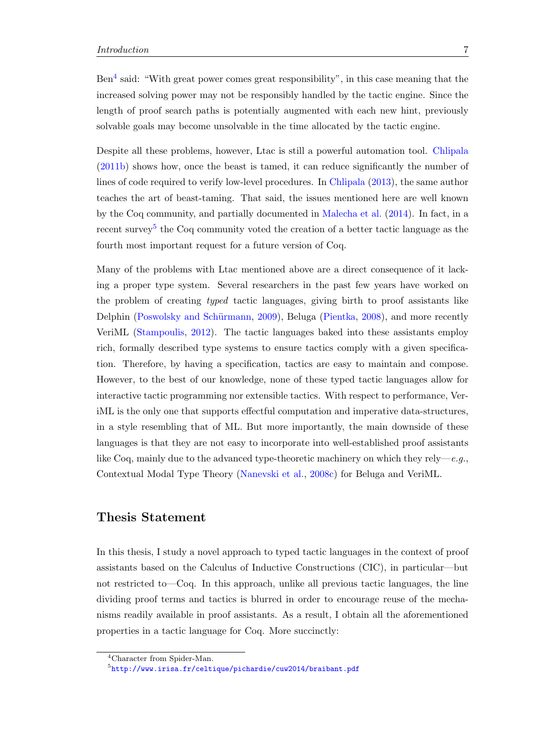Ben[4] said: "With great power comes great responsibility", in this case meaning that the increased solving power may not be responsibly handled by the tactic engine. Since the length of proof search paths is potentially augmented with each new hint, previously solvable goals may become unsolvable in the time allocated by the tactic engine.

Despite all these problems, however, Ltac is still a powerful automation tool. Chlipala (2011b) shows how, once the beast is tamed, it can reduce significantly the number of lines of code required to verify low-level procedures. In Chlipala (2013), the same author teaches the art of beast-taming. That said, the issues mentioned here are well known by the Coq community, and partially documented in Malecha et al. (2014). In fact, in a recent survey[5] the Coq community voted the creation of a better tactic language as the fourth most important request for a future version of Coq.

Many of the problems with Ltac mentioned above are a direct consequence of it lacking a proper type system. Several researchers in the past few years have worked on the problem of creating *typed* tactic languages, giving birth to proof assistants like Delphin (Poswolsky and Schürmann, 2009), Beluga (Pientka, 2008), and more recently VeriML (Stampoulis, 2012). The tactic languages baked into these assistants employ rich, formally described type systems to ensure tactics comply with a given specification. Therefore, by having a specification, tactics are easy to maintain and compose. However, to the best of our knowledge, none of these typed tactic languages allow for interactive tactic programming nor extensible tactics. With respect to performance, VeriML is the only one that supports effectful computation and imperative data-structures, in a style resembling that of ML. But more importantly, the main downside of these languages is that they are not easy to incorporate into well-established proof assistants like Coq, mainly due to the advanced type-theoretic machinery on which they rely—*e.g.*, Contextual Modal Type Theory (Nanevski et al., 2008c) for Beluga and VeriML.

## Thesis Statement

In this thesis, I study a novel approach to typed tactic languages in the context of proof assistants based on the Calculus of Inductive Constructions (CIC), in particular—but not restricted to—Coq. In this approach, unlike all previous tactic languages, the line dividing proof terms and tactics is blurred in order to encourage reuse of the mechanisms readily available in proof assistants. As a result, I obtain all the aforementioned properties in a tactic language for Coq. More succinctly:

[4] Character from Spider-Man.

[5] http://www.irisa.fr/celtique/pichardie/cuw2014/braibant.pdf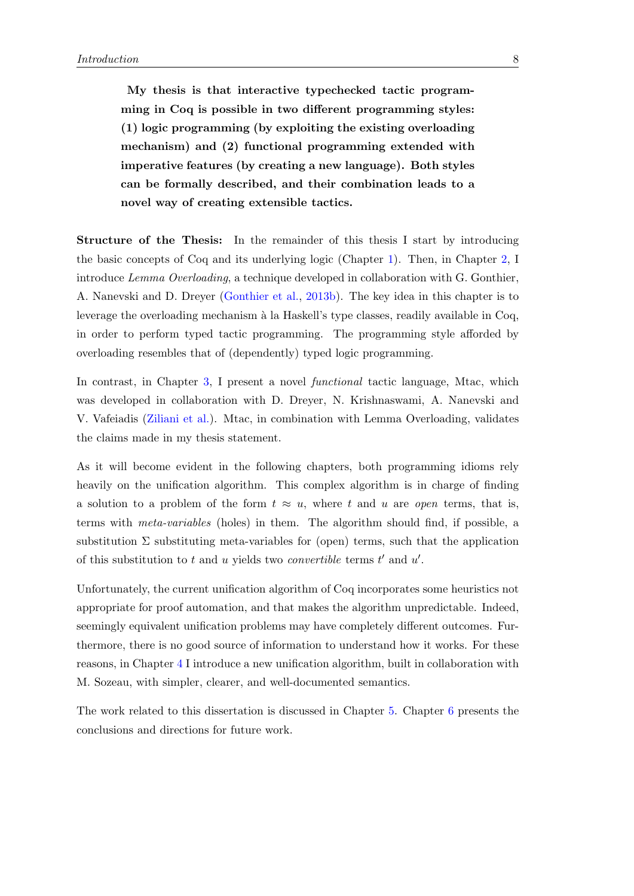**My thesis is that interactive typechecked tactic programming in Coq is possible in two different programming styles: (1) logic programming (by exploiting the existing overloading mechanism) and (2) functional programming extended with imperative features (by creating a new language). Both styles can be formally described, and their combination leads to a novel way of creating extensible tactics.**

**Structure of the Thesis:** In the remainder of this thesis I start by introducing the basic concepts of Coq and its underlying logic (Chapter 1). Then, in Chapter 2, I introduce *Lemma Overloading*, a technique developed in collaboration with G. Gonthier, A. Nanevski and D. Dreyer (Gonthier et al., 2013b). The key idea in this chapter is to leverage the overloading mechanism à la Haskell's type classes, readily available in Coq, in order to perform typed tactic programming. The programming style afforded by overloading resembles that of (dependently) typed logic programming.

In contrast, in Chapter 3, I present a novel *functional* tactic language, Mtac, which was developed in collaboration with D. Dreyer, N. Krishnaswami, A. Nanevski and V. Vafeiadis (Ziliani et al.). Mtac, in combination with Lemma Overloading, validates the claims made in my thesis statement.

As it will become evident in the following chapters, both programming idioms rely heavily on the unification algorithm. This complex algorithm is in charge of finding a solution to a problem of the form $t \approx u$, where $t$ and $u$ are *open* terms, that is, terms with *meta-variables* (holes) in them. The algorithm should find, if possible, a substitution $\Sigma$ substituting meta-variables for (open) terms, such that the application of this substitution to $t$ and $u$ yields two *convertible* terms $t'$ and $u'$.

Unfortunately, the current unification algorithm of Coq incorporates some heuristics not appropriate for proof automation, and that makes the algorithm unpredictable. Indeed, seemingly equivalent unification problems may have completely different outcomes. Furthermore, there is no good source of information to understand how it works. For these reasons, in Chapter 4 I introduce a new unification algorithm, built in collaboration with M. Sozeau, with simpler, clearer, and well-documented semantics.

The work related to this dissertation is discussed in Chapter 5. Chapter 6 presents the conclusions and directions for future work.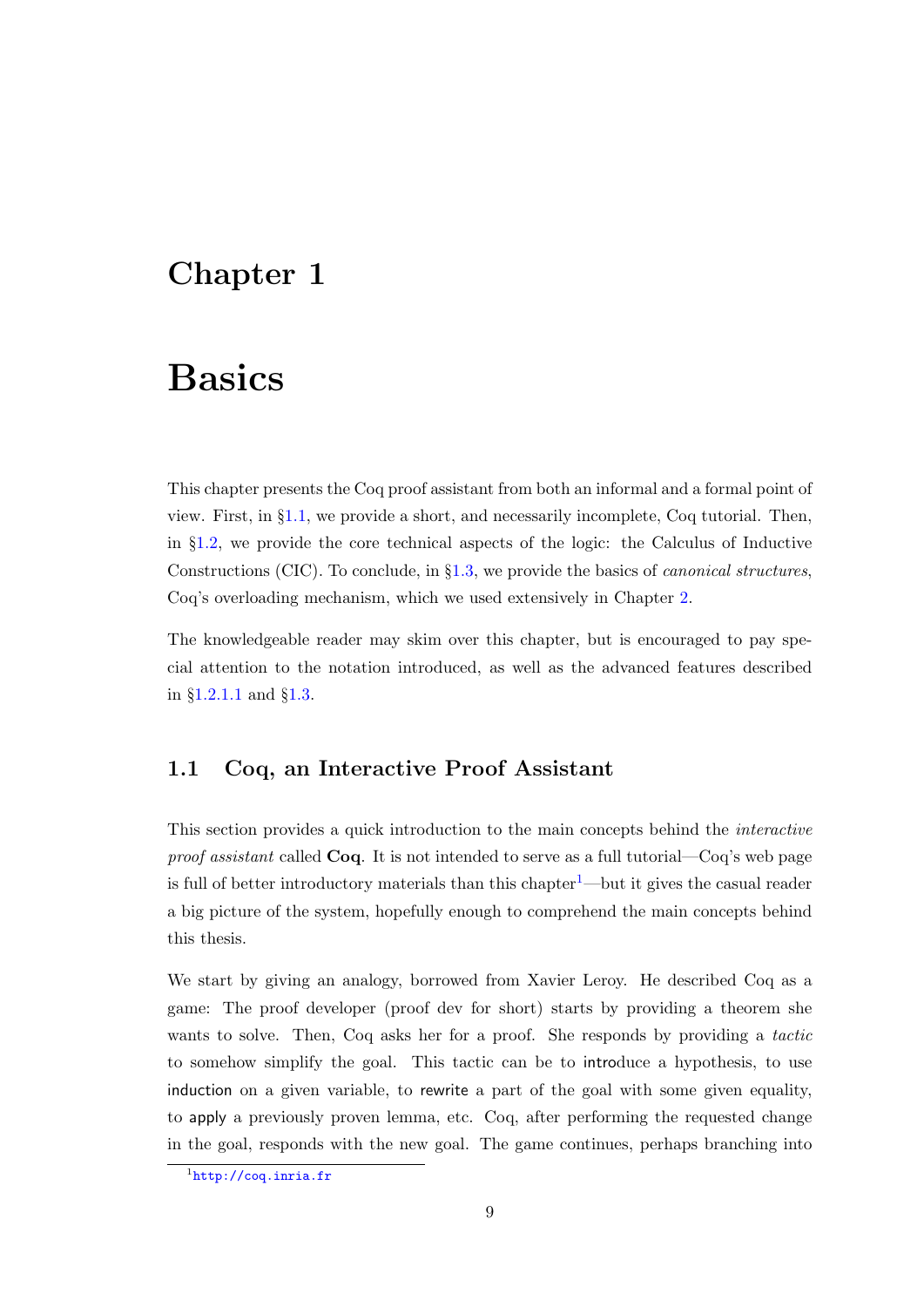# Chapter 1

# Basics

This chapter presents the Coq proof assistant from both an informal and a formal point of view. First, in §1.1, we provide a short, and necessarily incomplete, Coq tutorial. Then, in §1.2, we provide the core technical aspects of the logic: the Calculus of Inductive Constructions (CIC). To conclude, in §1.3, we provide the basics of *canonical structures*, Coq's overloading mechanism, which we used extensively in Chapter 2.

The knowledgeable reader may skim over this chapter, but is encouraged to pay special attention to the notation introduced, as well as the advanced features described in §1.2.1.1 and §1.3.

## 1.1 Coq, an Interactive Proof Assistant

This section provides a quick introduction to the main concepts behind the *interactive proof assistant* called **Coq**. It is not intended to serve as a full tutorial—Coq's web page is full of better introductory materials than this chapter[1]—but it gives the casual reader a big picture of the system, hopefully enough to comprehend the main concepts behind this thesis.

We start by giving an analogy, borrowed from Xavier Leroy. He described Coq as a game: The proof developer (proof dev for short) starts by providing a theorem she wants to solve. Then, Coq asks her for a proof. She responds by providing a *tactic* to somehow simplify the goal. This tactic can be to introduce a hypothesis, to use induction on a given variable, to rewrite a part of the goal with some given equality, to apply a previously proven lemma, etc. Coq, after performing the requested change in the goal, responds with the new goal. The game continues, perhaps branching into

[1] http://coq.inria.fr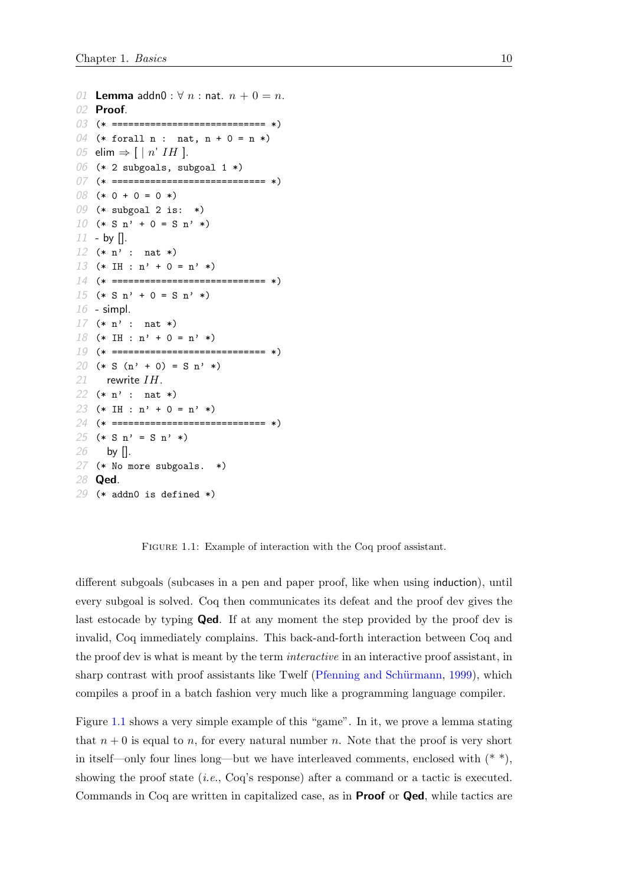```
01 Lemma addn0 : ∀ n : nat. n + 0 = n.
02 Proof.
03 (* ============================ *)
04 (* forall n :  nat, n + 0 = n *)
05 elim ⇒ [ | n' IH ].
06 (* 2 subgoals, subgoal 1 *)
07 (* ============================ *)
08 (* 0 + 0 = 0 *)
09 (* subgoal 2 is:  *)
10 (* S n' + 0 = S n' *)
11 - by [].
12 (* n' :  nat *)
13 (* IH : n' + 0 = n' *)
14 (* ============================ *)
15 (* S n' + 0 = S n' *)
16 - simpl.
17 (* n' :  nat *)
18 (* IH : n' + 0 = n' *)
19 (* ============================ *)
20 (* S (n' + 0) = S n' *)
21   rewrite IH.
22 (* n' :  nat *)
23 (* IH : n' + 0 = n' *)
24 (* ============================ *)
25 (* S n' = S n' *)
26   by [].
27 (* No more subgoals.  *)
28 Qed.
29 (* addn0 is defined *)
```

Figure 1.1: Example of interaction with the Coq proof assistant.

different subgoals (subcases in a pen and paper proof, like when using induction), until every subgoal is solved. Coq then communicates its defeat and the proof dev gives the last estocade by typing **Qed**. If at any moment the step provided by the proof dev is invalid, Coq immediately complains. This back-and-forth interaction between Coq and the proof dev is what is meant by the term *interactive* in an interactive proof assistant, in sharp contrast with proof assistants like Twelf (Pfenning and Schürmann, 1999), which compiles a proof in a batch fashion very much like a programming language compiler.

Figure 1.1 shows a very simple example of this "game". In it, we prove a lemma stating that $n + 0$ is equal to $n$, for every natural number $n$. Note that the proof is very short in itself—only four lines long—but we have interleaved comments, enclosed with (* *), showing the proof state (*i.e.*, Coq's response) after a command or a tactic is executed. Commands in Coq are written in capitalized case, as in **Proof** or **Qed**, while tactics are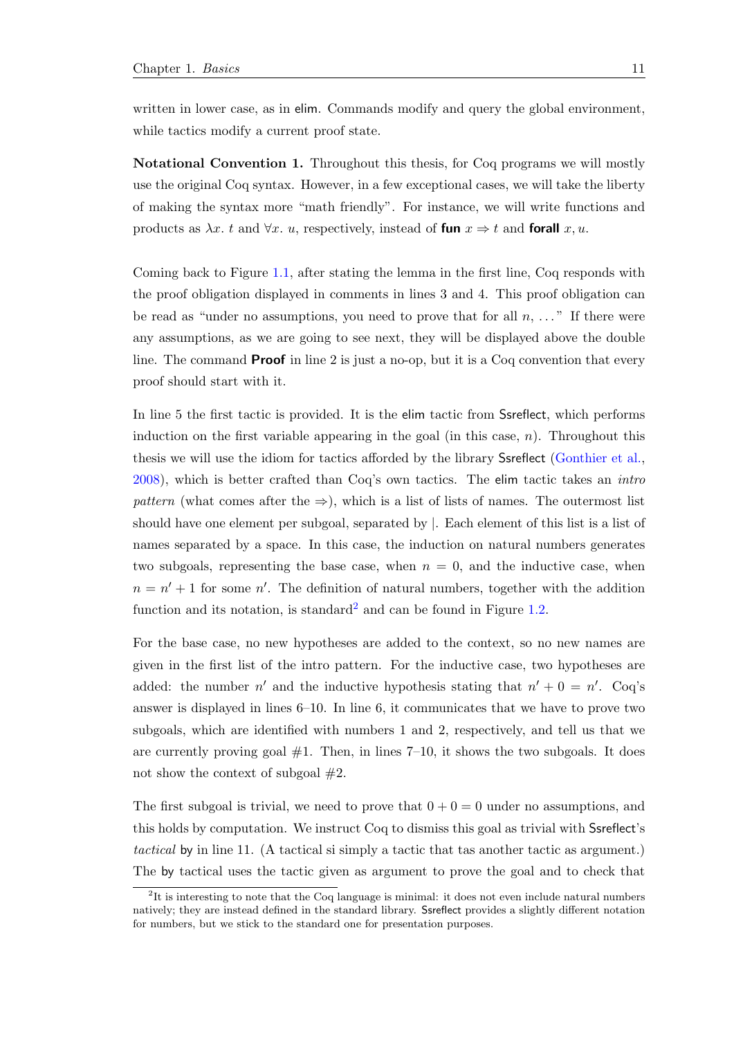written in lower case, as in elim. Commands modify and query the global environment, while tactics modify a current proof state.

**Notational Convention 1.** Throughout this thesis, for Coq programs we will mostly use the original Coq syntax. However, in a few exceptional cases, we will take the liberty of making the syntax more "math friendly". For instance, we will write functions and products as $\lambda x.\ t$ and $\forall x.\ u$, respectively, instead of **fun** $x \Rightarrow t$ and **forall** $x, u$.

Coming back to Figure 1.1, after stating the lemma in the first line, Coq responds with the proof obligation displayed in comments in lines 3 and 4. This proof obligation can be read as "under no assumptions, you need to prove that for all $n$, ..." If there were any assumptions, as we are going to see next, they will be displayed above the double line. The command **Proof** in line 2 is just a no-op, but it is a Coq convention that every proof should start with it.

In line 5 the first tactic is provided. It is the elim tactic from Ssreflect, which performs induction on the first variable appearing in the goal (in this case, $n$). Throughout this thesis we will use the idiom for tactics afforded by the library Ssreflect (Gonthier et al., 2008), which is better crafted than Coq's own tactics. The elim tactic takes an *intro pattern* (what comes after the $\Rightarrow$), which is a list of lists of names. The outermost list should have one element per subgoal, separated by |. Each element of this list is a list of names separated by a space. In this case, the induction on natural numbers generates two subgoals, representing the base case, when $n = 0$, and the inductive case, when $n = n' + 1$ for some $n'$. The definition of natural numbers, together with the addition function and its notation, is standard[2] and can be found in Figure 1.2.

For the base case, no new hypotheses are added to the context, so no new names are given in the first list of the intro pattern. For the inductive case, two hypotheses are added: the number $n'$ and the inductive hypothesis stating that $n' + 0 = n'$. Coq's answer is displayed in lines 6–10. In line 6, it communicates that we have to prove two subgoals, which are identified with numbers 1 and 2, respectively, and tell us that we are currently proving goal #1. Then, in lines 7–10, it shows the two subgoals. It does not show the context of subgoal #2.

The first subgoal is trivial, we need to prove that $0 + 0 = 0$ under no assumptions, and this holds by computation. We instruct Coq to dismiss this goal as trivial with Ssreflect's *tactical* by in line 11. (A tactical si simply a tactic that tas another tactic as argument.) The by tactical uses the tactic given as argument to prove the goal and to check that

[2] It is interesting to note that the Coq language is minimal: it does not even include natural numbers natively; they are instead defined in the standard library. Ssreflect provides a slightly different notation for numbers, but we stick to the standard one for presentation purposes.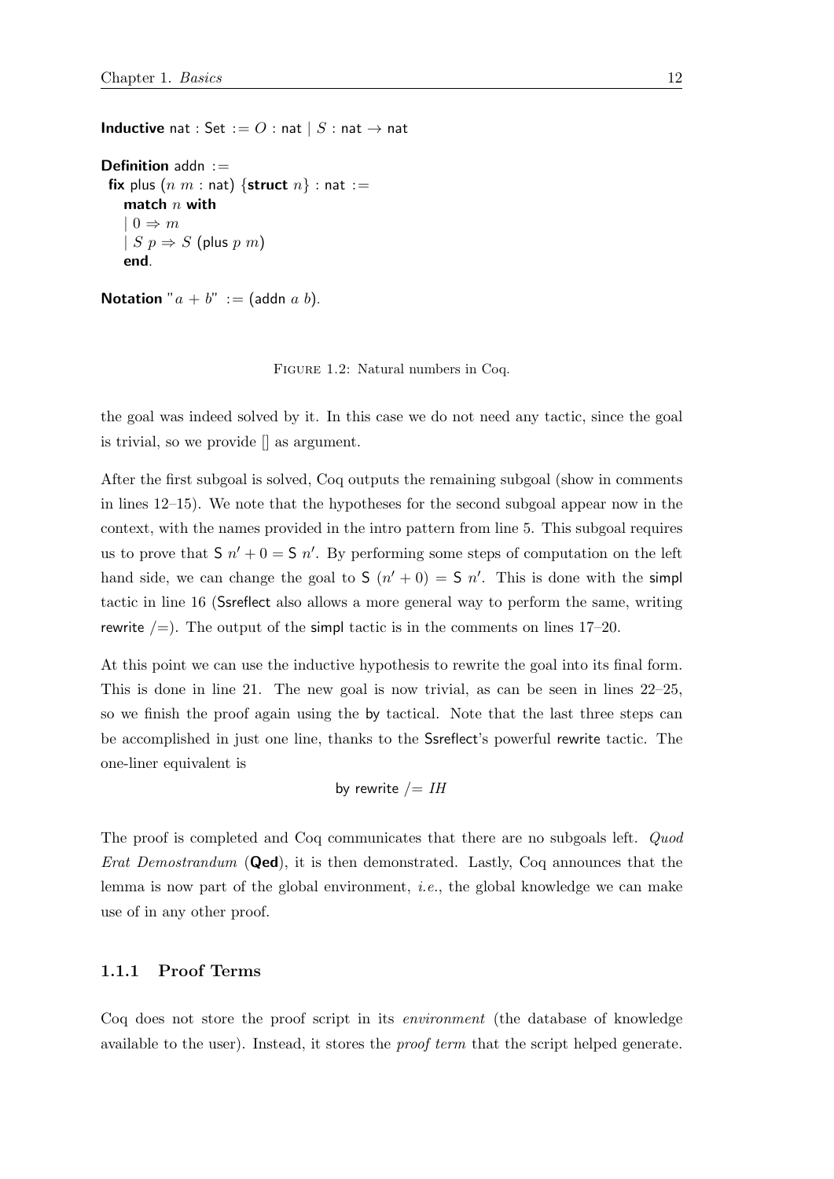```
Inductive nat : Set := O : nat | S : nat → nat

Definition addn :=
 fix plus (n m : nat) {struct n} : nat :=
    match n with
    | 0 ⇒ m
    | S p ⇒ S (plus p m)
    end.

Notation "a + b" := (addn a b).
```

FIGURE 1.2: Natural numbers in Coq.

the goal was indeed solved by it. In this case we do not need any tactic, since the goal is trivial, so we provide [] as argument.

After the first subgoal is solved, Coq outputs the remaining subgoal (show in comments in lines 12–15). We note that the hypotheses for the second subgoal appear now in the context, with the names provided in the intro pattern from line 5. This subgoal requires us to prove that $\mathsf{S}\ n' + 0 = \mathsf{S}\ n'$. By performing some steps of computation on the left hand side, we can change the goal to $\mathsf{S}\ (n' + 0) = \mathsf{S}\ n'$. This is done with the simpl tactic in line 16 (Ssreflect also allows a more general way to perform the same, writing rewrite /=). The output of the simpl tactic is in the comments on lines 17–20.

At this point we can use the inductive hypothesis to rewrite the goal into its final form. This is done in line 21. The new goal is now trivial, as can be seen in lines 22–25, so we finish the proof again using the by tactical. Note that the last three steps can be accomplished in just one line, thanks to the Ssreflect's powerful rewrite tactic. The one-liner equivalent is

by rewrite /= *IH*

The proof is completed and Coq communicates that there are no subgoals left. *Quod Erat Demostrandum* (**Qed**), it is then demonstrated. Lastly, Coq announces that the lemma is now part of the global environment, *i.e.*, the global knowledge we can make use of in any other proof.

### 1.1.1 Proof Terms

Coq does not store the proof script in its *environment* (the database of knowledge available to the user). Instead, it stores the *proof term* that the script helped generate.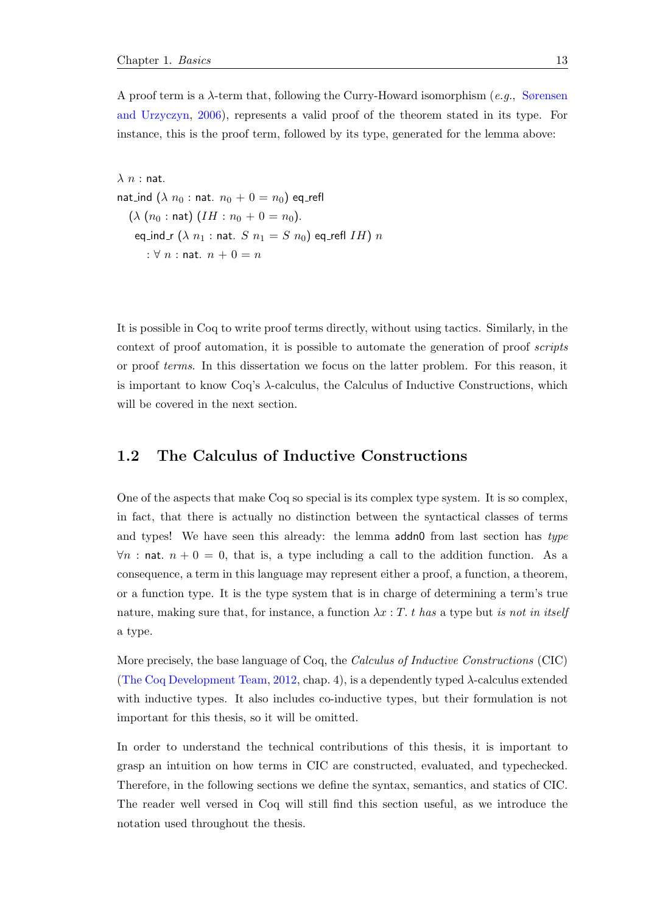A proof term is a λ-term that, following the Curry-Howard isomorphism (*e.g.*, Sørensen and Urzyczyn, 2006), represents a valid proof of the theorem stated in its type. For instance, this is the proof term, followed by its type, generated for the lemma above:

$$
\begin{array}{l}
\lambda\ n : \mathsf{nat}. \\
\mathsf{nat\_ind}\ (\lambda\ n_0 : \mathsf{nat}.\ n_0 + 0 = n_0)\ \mathsf{eq\_refl} \\
\quad (\lambda\ (n_0 : \mathsf{nat})\ (IH : n_0 + 0 = n_0). \\
\quad\quad \mathsf{eq\_ind\_r}\ (\lambda\ n_1 : \mathsf{nat}.\ S\ n_1 = S\ n_0)\ \mathsf{eq\_refl}\ IH)\ n \\
\quad\quad\quad : \forall\ n : \mathsf{nat}.\ n + 0 = n
\end{array}
$$

It is possible in Coq to write proof terms directly, without using tactics. Similarly, in the context of proof automation, it is possible to automate the generation of proof *scripts* or proof *terms*. In this dissertation we focus on the latter problem. For this reason, it is important to know Coq's λ-calculus, the Calculus of Inductive Constructions, which will be covered in the next section.

## 1.2 The Calculus of Inductive Constructions

One of the aspects that make Coq so special is its complex type system. It is so complex, in fact, that there is actually no distinction between the syntactical classes of terms and types! We have seen this already: the lemma addn0 from last section has *type* $\forall n : \mathsf{nat}.\ n + 0 = 0$, that is, a type including a call to the addition function. As a consequence, a term in this language may represent either a proof, a function, a theorem, or a function type. It is the type system that is in charge of determining a term's true nature, making sure that, for instance, a function $\lambda x : T.\ t$ *has* a type but *is not in itself* a type.

More precisely, the base language of Coq, the *Calculus of Inductive Constructions* (CIC) (The Coq Development Team, 2012, chap. 4), is a dependently typed λ-calculus extended with inductive types. It also includes co-inductive types, but their formulation is not important for this thesis, so it will be omitted.

In order to understand the technical contributions of this thesis, it is important to grasp an intuition on how terms in CIC are constructed, evaluated, and typechecked. Therefore, in the following sections we define the syntax, semantics, and statics of CIC. The reader well versed in Coq will still find this section useful, as we introduce the notation used throughout the thesis.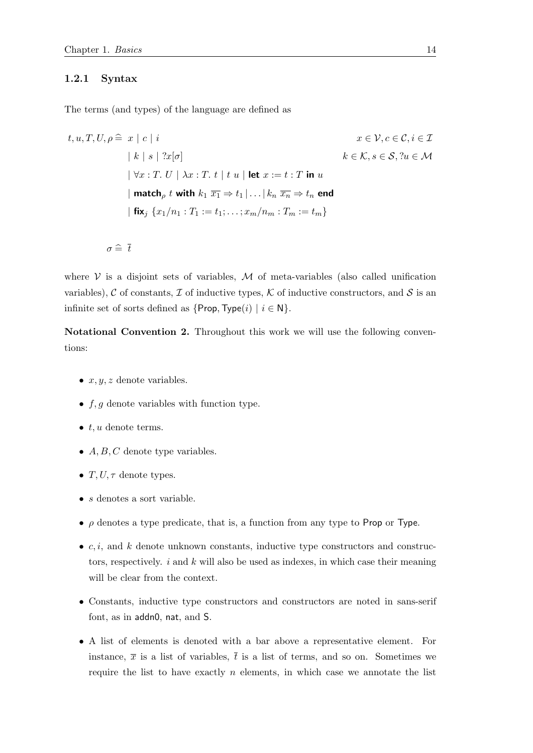### 1.2.1 Syntax

The terms (and types) of the language are defined as

$$
\begin{array}{rll}
t, u, T, U, \rho \mathrel{\widehat{=}} & x \mid c \mid i & x \in \mathcal{V}, c \in \mathcal{C}, i \in \mathcal{I} \\
& \mid k \mid s \mid ?x[\sigma] & k \in \mathcal{K}, s \in \mathcal{S}, ?u \in \mathcal{M} \\
& \mid \forall x : T.\ U \mid \lambda x : T.\ t \mid t\ u \mid \textsf{\textbf{let}}\ x := t : T\ \textsf{\textbf{in}}\ u & \\
& \mid \textsf{\textbf{match}}_\rho\ t\ \textsf{\textbf{with}}\ k_1\ \overline{x_1} \Rightarrow t_1 \mid \ldots \mid k_n\ \overline{x_n} \Rightarrow t_n\ \textsf{\textbf{end}} & \\
& \mid \textsf{\textbf{fix}}_j\ \{x_1/n_1 : T_1 := t_1; \ldots ; x_m/n_m : T_m := t_m\} &
\end{array}
$$

$$
\sigma \mathrel{\widehat{=}} \overline{t}
$$

where $\mathcal{V}$ is a disjoint sets of variables, $\mathcal{M}$ of meta-variables (also called unification variables), $\mathcal{C}$ of constants, $\mathcal{I}$ of inductive types, $\mathcal{K}$ of inductive constructors, and $\mathcal{S}$ is an infinite set of sorts defined as $\{\mathsf{Prop}, \mathsf{Type}(i) \mid i \in \mathsf{N}\}$.

**Notational Convention 2.** Throughout this work we will use the following conventions:

- $x, y, z$ denote variables.
- $f, g$ denote variables with function type.
- $t, u$ denote terms.
- $A, B, C$ denote type variables.
- $T, U, \tau$ denote types.
- $s$ denotes a sort variable.
- $\rho$ denotes a type predicate, that is, a function from any type to $\mathsf{Prop}$ or $\mathsf{Type}$.
- $c, i$, and $k$ denote unknown constants, inductive type constructors and constructors, respectively. $i$ and $k$ will also be used as indexes, in which case their meaning will be clear from the context.
- Constants, inductive type constructors and constructors are noted in sans-serif font, as in $\mathsf{addn0}$, $\mathsf{nat}$, and $\mathsf{S}$.
- A list of elements is denoted with a bar above a representative element. For instance, $\overline{x}$ is a list of variables, $\overline{t}$ is a list of terms, and so on. Sometimes we require the list to have exactly $n$ elements, in which case we annotate the list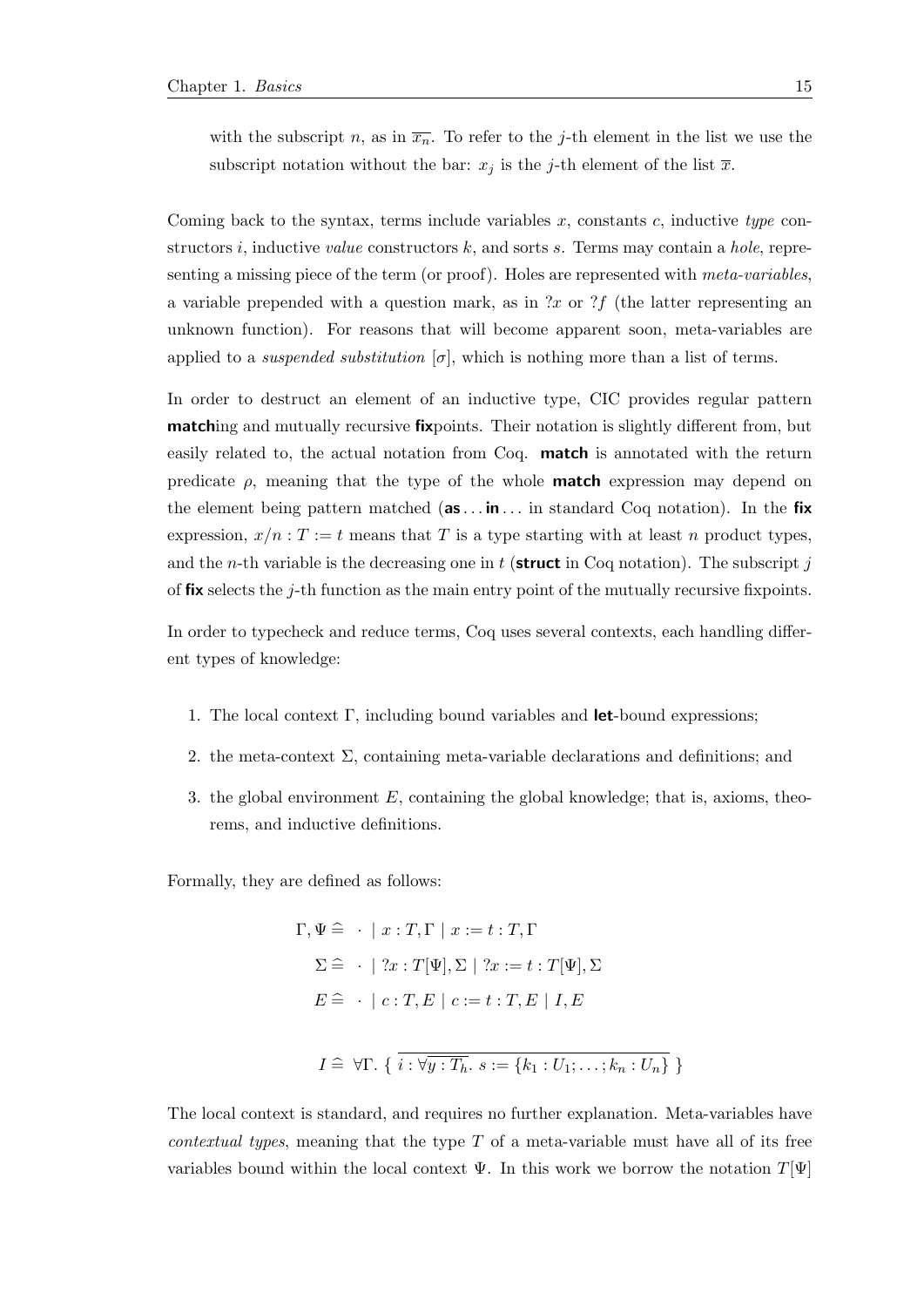with the subscript $n$, as in $\overline{x_n}$. To refer to the $j$-th element in the list we use the subscript notation without the bar: $x_j$ is the $j$-th element of the list $\overline{x}$.

Coming back to the syntax, terms include variables $x$, constants $c$, inductive *type* constructors $i$, inductive *value* constructors $k$, and sorts $s$. Terms may contain a *hole*, representing a missing piece of the term (or proof). Holes are represented with *meta-variables*, a variable prepended with a question mark, as in $?x$ or $?f$ (the latter representing an unknown function). For reasons that will become apparent soon, meta-variables are applied to a *suspended substitution* $[\sigma]$, which is nothing more than a list of terms.

In order to destruct an element of an inductive type, CIC provides regular pattern **match**ing and mutually recursive **fix**points. Their notation is slightly different from, but easily related to, the actual notation from Coq. **match** is annotated with the return predicate $\rho$, meaning that the type of the whole **match** expression may depend on the element being pattern matched (**as** ... **in** ... in standard Coq notation). In the **fix** expression, $x/n : T := t$ means that $T$ is a type starting with at least $n$ product types, and the $n$-th variable is the decreasing one in $t$ (**struct** in Coq notation). The subscript $j$ of **fix** selects the $j$-th function as the main entry point of the mutually recursive fixpoints.

In order to typecheck and reduce terms, Coq uses several contexts, each handling different types of knowledge:

1. The local context $\Gamma$, including bound variables and **let**-bound expressions;
2. the meta-context $\Sigma$, containing meta-variable declarations and definitions; and
3. the global environment $E$, containing the global knowledge; that is, axioms, theorems, and inductive definitions.

Formally, they are defined as follows:

$$
\begin{aligned}
\Gamma, \Psi &\mathrel{\widehat{=}} \cdot \mid x : T, \Gamma \mid x := t : T, \Gamma \\
\Sigma &\mathrel{\widehat{=}} \cdot \mid ?x : T[\Psi], \Sigma \mid ?x := t : T[\Psi], \Sigma \\
E &\mathrel{\widehat{=}} \cdot \mid c : T, E \mid c := t : T, E \mid I, E
\end{aligned}
$$

$$
I \mathrel{\widehat{=}} \forall \Gamma.\ \{\ \overline{i : \forall \overline{y : T_h}.\ s := \{k_1 : U_1; \ldots; k_n : U_n\}}\ \}
$$

The local context is standard, and requires no further explanation. Meta-variables have *contextual types*, meaning that the type $T$ of a meta-variable must have all of its free variables bound within the local context $\Psi$. In this work we borrow the notation $T[\Psi]$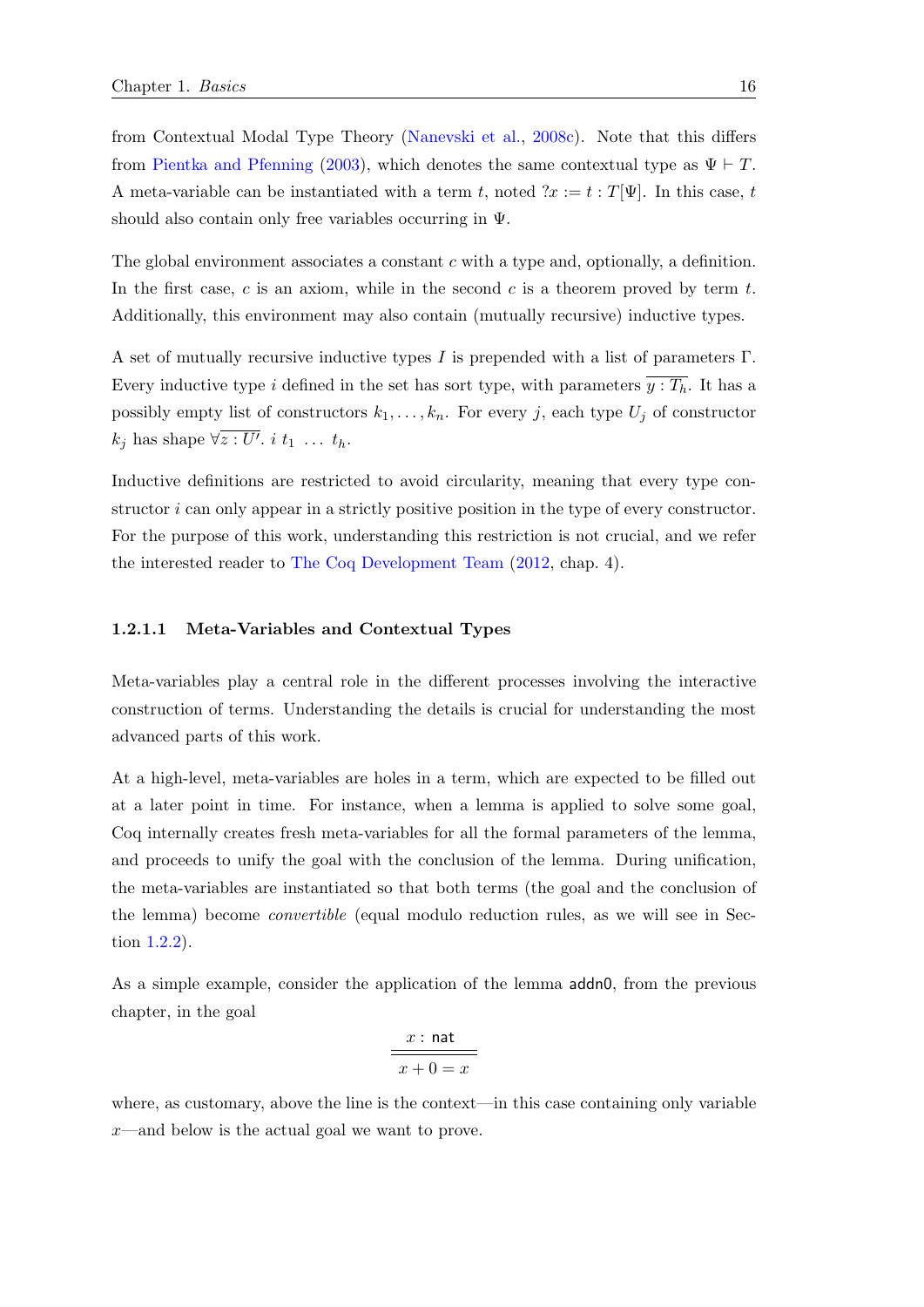from Contextual Modal Type Theory (Nanevski et al., 2008c). Note that this differs from Pientka and Pfenning (2003), which denotes the same contextual type as $\Psi \vdash T$. A meta-variable can be instantiated with a term $t$, noted $?x := t : T[\Psi]$. In this case, $t$ should also contain only free variables occurring in $\Psi$.

The global environment associates a constant $c$ with a type and, optionally, a definition. In the first case, $c$ is an axiom, while in the second $c$ is a theorem proved by term $t$. Additionally, this environment may also contain (mutually recursive) inductive types.

A set of mutually recursive inductive types $I$ is prepended with a list of parameters $\Gamma$. Every inductive type $i$ defined in the set has sort type, with parameters $\overline{y : T_h}$. It has a possibly empty list of constructors $k_1, \ldots, k_n$. For every $j$, each type $U_j$ of constructor $k_j$ has shape $\forall \overline{z : U'}.\ i\ t_1\ \ldots\ t_h$.

Inductive definitions are restricted to avoid circularity, meaning that every type constructor $i$ can only appear in a strictly positive position in the type of every constructor. For the purpose of this work, understanding this restriction is not crucial, and we refer the interested reader to The Coq Development Team (2012, chap. 4).

#### 1.2.1.1 Meta-Variables and Contextual Types

Meta-variables play a central role in the different processes involving the interactive construction of terms. Understanding the details is crucial for understanding the most advanced parts of this work.

At a high-level, meta-variables are holes in a term, which are expected to be filled out at a later point in time. For instance, when a lemma is applied to solve some goal, Coq internally creates fresh meta-variables for all the formal parameters of the lemma, and proceeds to unify the goal with the conclusion of the lemma. During unification, the meta-variables are instantiated so that both terms (the goal and the conclusion of the lemma) become *convertible* (equal modulo reduction rules, as we will see in Section 1.2.2).

As a simple example, consider the application of the lemma addn0, from the previous chapter, in the goal

$$\frac{x : \mathsf{nat}}{x + 0 = x}$$

where, as customary, above the line is the context—in this case containing only variable $x$—and below is the actual goal we want to prove.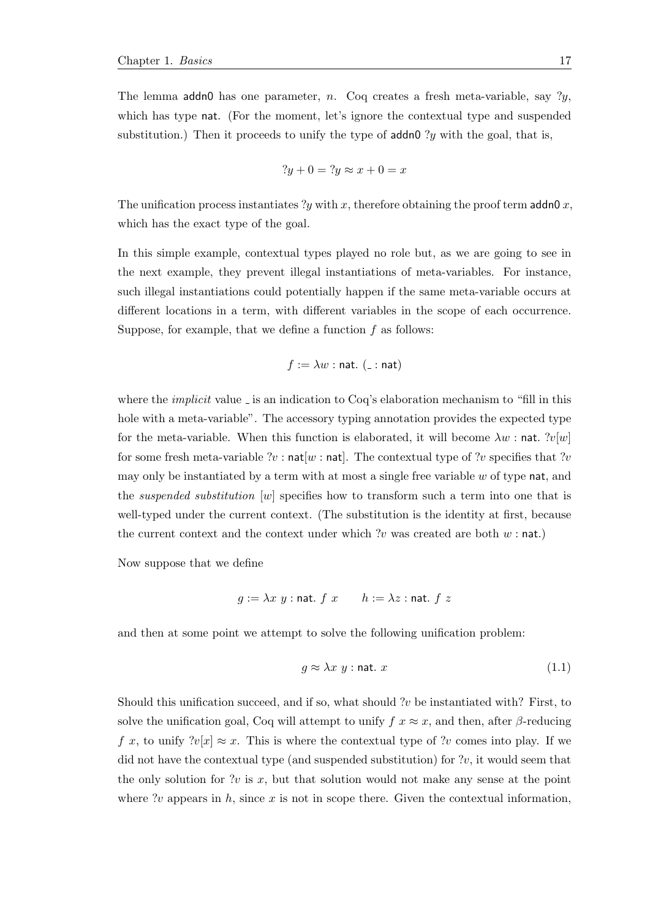The lemma addn0 has one parameter, $n$. Coq creates a fresh meta-variable, say $?y$, which has type nat. (For the moment, let's ignore the contextual type and suspended substitution.) Then it proceeds to unify the type of addn0 $?y$ with the goal, that is,

$$?y + 0 = ?y \approx x + 0 = x$$

The unification process instantiates $?y$ with $x$, therefore obtaining the proof term addn0 $x$, which has the exact type of the goal.

In this simple example, contextual types played no role but, as we are going to see in the next example, they prevent illegal instantiations of meta-variables. For instance, such illegal instantiations could potentially happen if the same meta-variable occurs at different locations in a term, with different variables in the scope of each occurrence. Suppose, for example, that we define a function $f$ as follows:

$$f := \lambda w : \mathsf{nat}.\ (\_ : \mathsf{nat})$$

where the *implicit* value _ is an indication to Coq's elaboration mechanism to "fill in this hole with a meta-variable". The accessory typing annotation provides the expected type for the meta-variable. When this function is elaborated, it will become $\lambda w : \mathsf{nat}.\ ?v[w]$ for some fresh meta-variable $?v : \mathsf{nat}[w : \mathsf{nat}]$. The contextual type of $?v$ specifies that $?v$ may only be instantiated by a term with at most a single free variable $w$ of type nat, and the *suspended substitution* $[w]$ specifies how to transform such a term into one that is well-typed under the current context. (The substitution is the identity at first, because the current context and the context under which $?v$ was created are both $w : \mathsf{nat}$.)

Now suppose that we define

$$g := \lambda x\ y : \mathsf{nat}.\ f\ x \qquad h := \lambda z : \mathsf{nat}.\ f\ z$$

and then at some point we attempt to solve the following unification problem:

$$g \approx \lambda x\ y : \mathsf{nat}.\ x \tag{1.1}$$

Should this unification succeed, and if so, what should $?v$ be instantiated with? First, to solve the unification goal, Coq will attempt to unify $f\ x \approx x$, and then, after $\beta$-reducing $f\ x$, to unify $?v[x] \approx x$. This is where the contextual type of $?v$ comes into play. If we did not have the contextual type (and suspended substitution) for $?v$, it would seem that the only solution for $?v$ is $x$, but that solution would not make any sense at the point where $?v$ appears in $h$, since $x$ is not in scope there. Given the contextual information,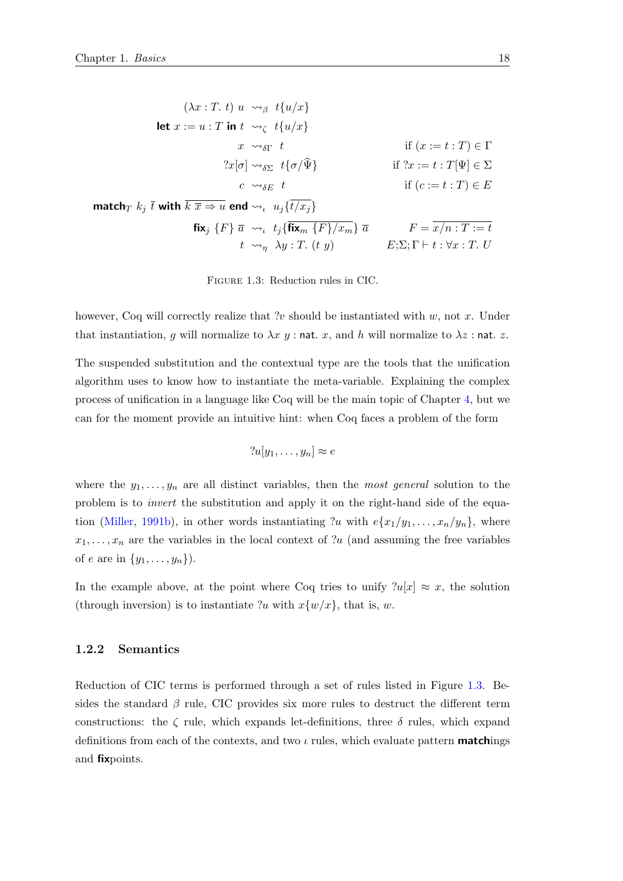$$
\begin{array}{rcll}
(\lambda x : T.\ t)\ u & \leadsto_\beta & t\{u/x\} & \\
\textsf{let}\ x := u : T\ \textsf{in}\ t & \leadsto_\zeta & t\{u/x\} & \\
x & \leadsto_{\delta\Gamma} & t & \text{if } (x := t : T) \in \Gamma \\
?x[\sigma] & \leadsto_{\delta\Sigma} & t\{\sigma/\widehat{\Psi}\} & \text{if } ?x := t : T[\Psi] \in \Sigma \\
c & \leadsto_{\delta E} & t & \text{if } (c := t : T) \in E \\
\textsf{match}_T\ k_j\ \overline{t}\ \textsf{with}\ \overline{k\ \overline{x} \Rightarrow u}\ \textsf{end} & \leadsto_\iota & u_j\{\overline{t/x_j}\} & \\
\textsf{fix}_j\ \{F\}\ \overline{a} & \leadsto_\iota & t_j\{\overline{\textsf{fix}_m\ \{F\}/x_m}\}\ \overline{a} & F = \overline{x/n : T := t} \\
t & \leadsto_\eta & \lambda y : T.\ (t\ y) & E;\Sigma;\Gamma \vdash t : \forall x : T.\ U
\end{array}
$$

Figure 1.3: Reduction rules in CIC.

however, Coq will correctly realize that $?v$ should be instantiated with $w$, not $x$. Under that instantiation, $g$ will normalize to $\lambda x\ y : \textsf{nat}.\ x$, and $h$ will normalize to $\lambda z : \textsf{nat}.\ z$.

The suspended substitution and the contextual type are the tools that the unification algorithm uses to know how to instantiate the meta-variable. Explaining the complex process of unification in a language like Coq will be the main topic of Chapter 4, but we can for the moment provide an intuitive hint: when Coq faces a problem of the form

$$?u[y_1, \ldots, y_n] \approx e$$

where the $y_1, \ldots, y_n$ are all distinct variables, then the *most general* solution to the problem is to *invert* the substitution and apply it on the right-hand side of the equation (Miller, 1991b), in other words instantiating $?u$ with $e\{x_1/y_1, \ldots, x_n/y_n\}$, where $x_1, \ldots, x_n$ are the variables in the local context of $?u$ (and assuming the free variables of $e$ are in $\{y_1, \ldots, y_n\}$).

In the example above, at the point where Coq tries to unify $?u[x] \approx x$, the solution (through inversion) is to instantiate $?u$ with $x\{w/x\}$, that is, $w$.

### 1.2.2 Semantics

Reduction of CIC terms is performed through a set of rules listed in Figure 1.3. Besides the standard $\beta$ rule, CIC provides six more rules to destruct the different term constructions: the $\zeta$ rule, which expands let-definitions, three $\delta$ rules, which expand definitions from each of the contexts, and two $\iota$ rules, which evaluate pattern **match**ings and **fix**points.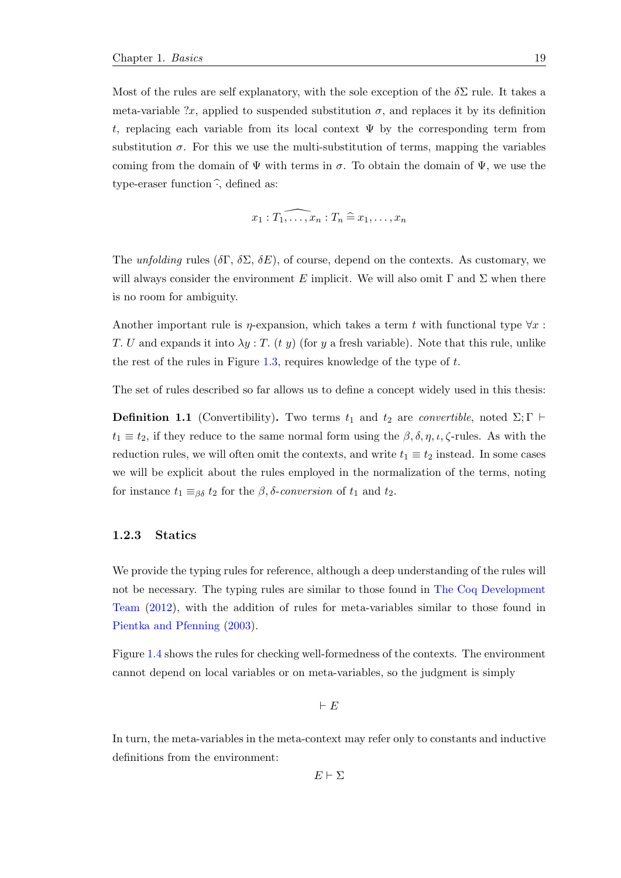Most of the rules are self explanatory, with the sole exception of the $\delta\Sigma$ rule. It takes a meta-variable $?x$, applied to suspended substitution $\sigma$, and replaces it by its definition $t$, replacing each variable from its local context $\Psi$ by the corresponding term from substitution $\sigma$. For this we use the multi-substitution of terms, mapping the variables coming from the domain of $\Psi$ with terms in $\sigma$. To obtain the domain of $\Psi$, we use the type-eraser function $\widehat{\cdot}$, defined as:

$$\widehat{x_1 : T_1, \ldots, x_n : T_n} \mathrel{\widehat{=}} x_1, \ldots, x_n$$

The *unfolding* rules ($\delta\Gamma$, $\delta\Sigma$, $\delta E$), of course, depend on the contexts. As customary, we will always consider the environment $E$ implicit. We will also omit $\Gamma$ and $\Sigma$ when there is no room for ambiguity.

Another important rule is $\eta$-expansion, which takes a term $t$ with functional type $\forall x : T.\, U$ and expands it into $\lambda y : T.\, (t\ y)$ (for $y$ a fresh variable). Note that this rule, unlike the rest of the rules in Figure 1.3, requires knowledge of the type of $t$.

The set of rules described so far allows us to define a concept widely used in this thesis:

**Definition 1.1** (Convertibility)**.** Two terms $t_1$ and $t_2$ are *convertible*, noted $\Sigma; \Gamma \vdash t_1 \equiv t_2$, if they reduce to the same normal form using the $\beta, \delta, \eta, \iota, \zeta$-rules. As with the reduction rules, we will often omit the contexts, and write $t_1 \equiv t_2$ instead. In some cases we will be explicit about the rules employed in the normalization of the terms, noting for instance $t_1 \equiv_{\beta\delta} t_2$ for the $\beta, \delta$-*conversion* of $t_1$ and $t_2$.

### 1.2.3 Statics

We provide the typing rules for reference, although a deep understanding of the rules will not be necessary. The typing rules are similar to those found in The Coq Development Team (2012), with the addition of rules for meta-variables similar to those found in Pientka and Pfenning (2003).

Figure 1.4 shows the rules for checking well-formedness of the contexts. The environment cannot depend on local variables or on meta-variables, so the judgment is simply

$$\vdash E$$

In turn, the meta-variables in the meta-context may refer only to constants and inductive definitions from the environment:

$$E \vdash \Sigma$$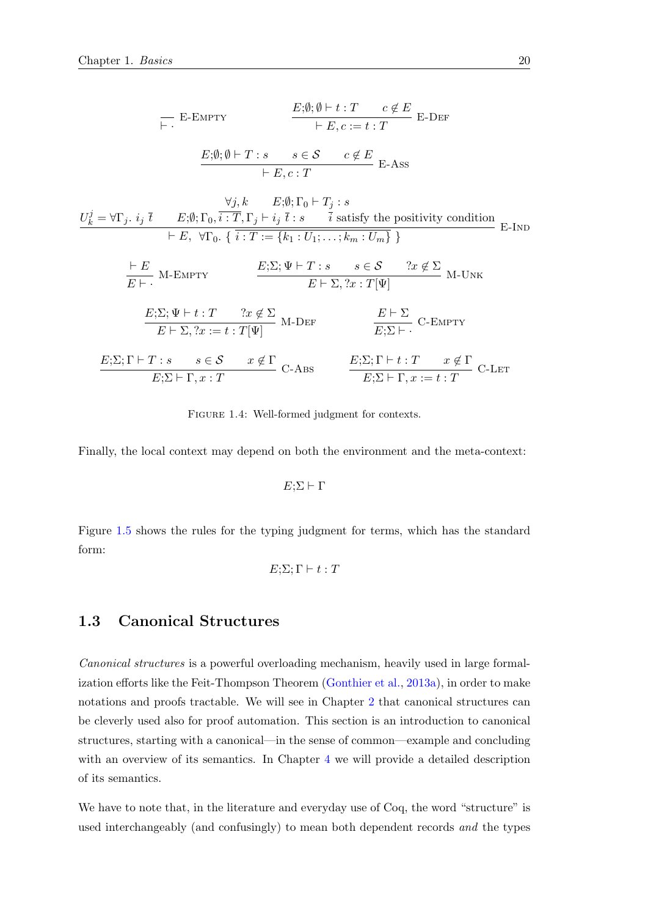$$\frac{}{\vdash \cdot}\ \text{E-EMPTY} \qquad \frac{E;\emptyset;\emptyset \vdash t : T \qquad c \notin E}{\vdash E, c := t : T}\ \text{E-DEF}$$

$$\frac{E;\emptyset;\emptyset \vdash T : s \qquad s \in \mathcal{S} \qquad c \notin E}{\vdash E, c : T}\ \text{E-ASS}$$

$$\frac{\begin{array}{c} \forall j, k \qquad E;\emptyset;\Gamma_0 \vdash T_j : s \\ U_k^j = \forall \Gamma_j.\ i_j\ \overline{t} \qquad E;\emptyset;\Gamma_0, \overline{i : T}, \Gamma_j \vdash i_j\ \overline{t} : s \qquad \overline{i} \text{ satisfy the positivity condition} \end{array}}{\vdash E,\ \forall \Gamma_0.\ \{\ \overline{i : T := \{k_1 : U_1; \ldots; k_m : U_m\}}\ \}}\ \text{E-IND}$$

$$\frac{\vdash E}{E \vdash \cdot}\ \text{M-EMPTY} \qquad \frac{E;\Sigma;\Psi \vdash T : s \qquad s \in \mathcal{S} \qquad ?x \notin \Sigma}{E \vdash \Sigma, ?x : T[\Psi]}\ \text{M-UNK}$$

$$\frac{E;\Sigma;\Psi \vdash t : T \qquad ?x \notin \Sigma}{E \vdash \Sigma, ?x := t : T[\Psi]}\ \text{M-DEF} \qquad \frac{E \vdash \Sigma}{E;\Sigma \vdash \cdot}\ \text{C-EMPTY}$$

$$\frac{E;\Sigma;\Gamma \vdash T : s \qquad s \in \mathcal{S} \qquad x \notin \Gamma}{E;\Sigma \vdash \Gamma, x : T}\ \text{C-ABS} \qquad \frac{E;\Sigma;\Gamma \vdash t : T \qquad x \notin \Gamma}{E;\Sigma \vdash \Gamma, x := t : T}\ \text{C-LET}$$

FIGURE 1.4: Well-formed judgment for contexts.

Finally, the local context may depend on both the environment and the meta-context:

$$E;\Sigma \vdash \Gamma$$

Figure 1.5 shows the rules for the typing judgment for terms, which has the standard form:

$$E;\Sigma;\Gamma \vdash t : T$$

## 1.3 Canonical Structures

*Canonical structures* is a powerful overloading mechanism, heavily used in large formalization efforts like the Feit-Thompson Theorem (Gonthier et al., 2013a), in order to make notations and proofs tractable. We will see in Chapter 2 that canonical structures can be cleverly used also for proof automation. This section is an introduction to canonical structures, starting with a canonical—in the sense of common—example and concluding with an overview of its semantics. In Chapter 4 we will provide a detailed description of its semantics.

We have to note that, in the literature and everyday use of Coq, the word "structure" is used interchangeably (and confusingly) to mean both dependent records *and* the types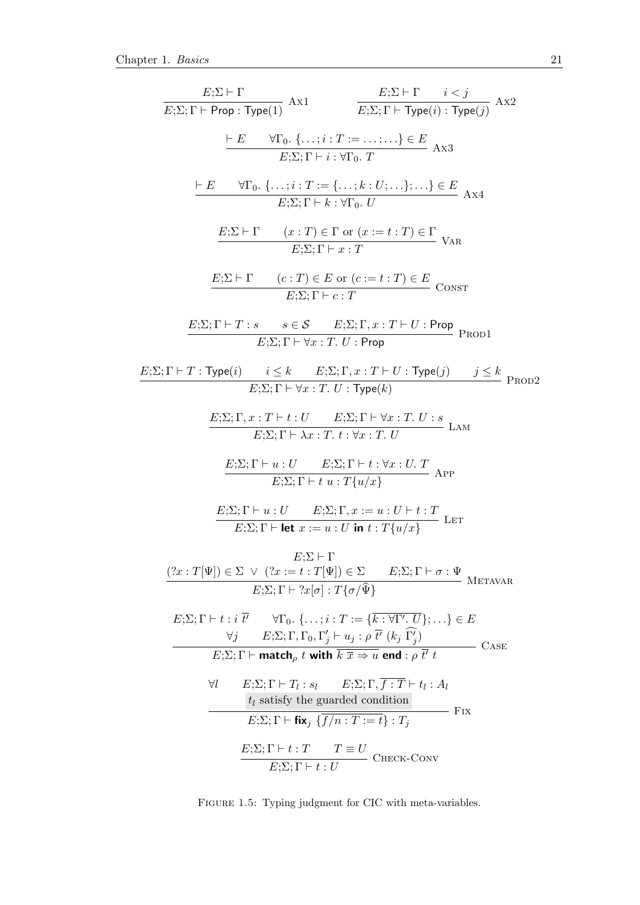$$\frac{E;\Sigma \vdash \Gamma}{E;\Sigma;\Gamma \vdash \mathsf{Prop} : \mathsf{Type}(1)}\ \textsc{Ax1} \qquad \frac{E;\Sigma \vdash \Gamma \qquad i < j}{E;\Sigma;\Gamma \vdash \mathsf{Type}(i) : \mathsf{Type}(j)}\ \textsc{Ax2}$$

$$\frac{\vdash E \qquad \forall \Gamma_0.\ \{\ldots; i : T := \ldots; \ldots\} \in E}{E;\Sigma;\Gamma \vdash i : \forall \Gamma_0.\ T}\ \textsc{Ax3}$$

$$\frac{\vdash E \qquad \forall \Gamma_0.\ \{\ldots; i : T := \{\ldots; k : U; \ldots\}; \ldots\} \in E}{E;\Sigma;\Gamma \vdash k : \forall \Gamma_0.\ U}\ \textsc{Ax4}$$

$$\frac{E;\Sigma \vdash \Gamma \qquad (x : T) \in \Gamma \text{ or } (x := t : T) \in \Gamma}{E;\Sigma;\Gamma \vdash x : T}\ \textsc{Var}$$

$$\frac{E;\Sigma \vdash \Gamma \qquad (c : T) \in E \text{ or } (c := t : T) \in E}{E;\Sigma;\Gamma \vdash c : T}\ \textsc{Const}$$

$$\frac{E;\Sigma;\Gamma \vdash T : s \qquad s \in \mathcal{S} \qquad E;\Sigma;\Gamma, x : T \vdash U : \mathsf{Prop}}{E;\Sigma;\Gamma \vdash \forall x : T.\ U : \mathsf{Prop}}\ \textsc{Prod1}$$

$$\frac{E;\Sigma;\Gamma \vdash T : \mathsf{Type}(i) \qquad i \leq k \qquad E;\Sigma;\Gamma, x : T \vdash U : \mathsf{Type}(j) \qquad j \leq k}{E;\Sigma;\Gamma \vdash \forall x : T.\ U : \mathsf{Type}(k)}\ \textsc{Prod2}$$

$$\frac{E;\Sigma;\Gamma, x : T \vdash t : U \qquad E;\Sigma;\Gamma \vdash \forall x : T.\ U : s}{E;\Sigma;\Gamma \vdash \lambda x : T.\ t : \forall x : T.\ U}\ \textsc{Lam}$$

$$\frac{E;\Sigma;\Gamma \vdash u : U \qquad E;\Sigma;\Gamma \vdash t : \forall x : U.\ T}{E;\Sigma;\Gamma \vdash t\ u : T\{u/x\}}\ \textsc{App}$$

$$\frac{E;\Sigma;\Gamma \vdash u : U \qquad E;\Sigma;\Gamma, x := u : U \vdash t : T}{E;\Sigma;\Gamma \vdash \textbf{let}\ x := u : U\ \textbf{in}\ t : T\{u/x\}}\ \textsc{Let}$$

$$\frac{\begin{array}{c} E;\Sigma \vdash \Gamma \\ (?x : T[\Psi]) \in \Sigma\ \vee\ (?x := t : T[\Psi]) \in \Sigma \qquad E;\Sigma;\Gamma \vdash \sigma : \Psi \end{array}}{E;\Sigma;\Gamma \vdash ?x[\sigma] : T\{\sigma/\widehat{\Psi}\}}\ \textsc{Metavar}$$

$$\frac{\begin{array}{c} E;\Sigma;\Gamma \vdash t : i\ \overline{t'} \qquad \forall \Gamma_0.\ \{\ldots; i : T := \{\overline{k : \forall \Gamma'.\ U}\}; \ldots\} \in E \\ \forall j \qquad E;\Sigma;\Gamma,\Gamma_0,\Gamma'_j \vdash u_j : \rho\ \overline{t'}\ (k_j\ \widehat{\Gamma'_j}) \end{array}}{E;\Sigma;\Gamma \vdash \textbf{match}_\rho\ t\ \textbf{with}\ \overline{k\ \overline{x} \Rightarrow u}\ \textbf{end} : \rho\ \overline{t'}\ t}\ \textsc{Case}$$

$$\frac{\begin{array}{c} \forall l \qquad E;\Sigma;\Gamma \vdash T_l : s_l \qquad E;\Sigma;\Gamma, \overline{f : T} \vdash t_l : A_l \\ t_l \text{ satisfy the guarded condition} \end{array}}{E;\Sigma;\Gamma \vdash \textbf{fix}_j\ \{\overline{f/n : T := t}\} : T_j}\ \textsc{Fix}$$

$$\frac{E;\Sigma;\Gamma \vdash t : T \qquad T \equiv U}{E;\Sigma;\Gamma \vdash t : U}\ \textsc{Check-Conv}$$

Figure 1.5: Typing judgment for CIC with meta-variables.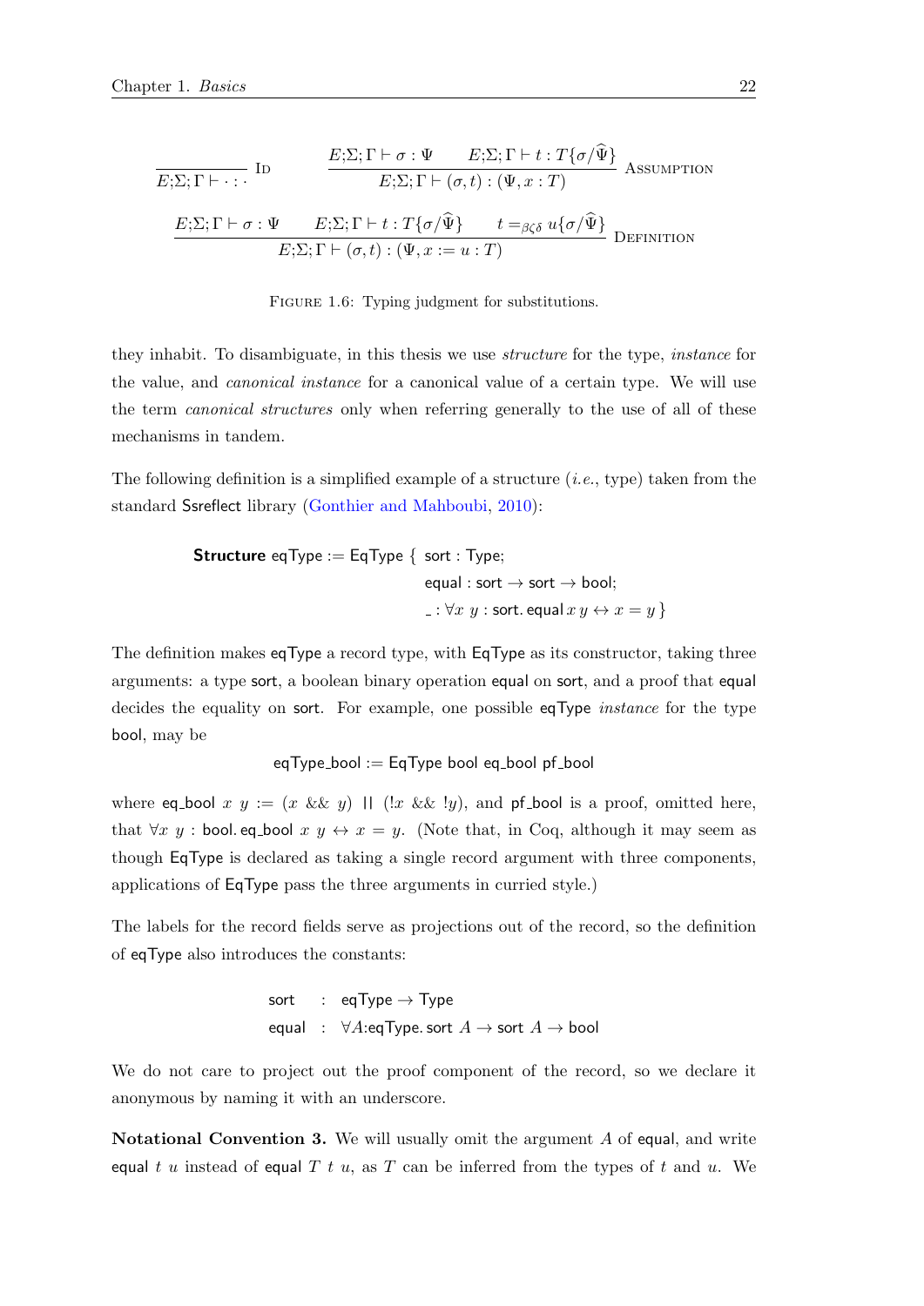$$\frac{}{E;\Sigma;\Gamma \vdash \cdot : \cdot}\ \text{ID} \qquad \frac{E;\Sigma;\Gamma \vdash \sigma : \Psi \qquad E;\Sigma;\Gamma \vdash t : T\{\sigma/\widehat{\Psi}\}}{E;\Sigma;\Gamma \vdash (\sigma, t) : (\Psi, x : T)}\ \text{ASSUMPTION}$$

$$\frac{E;\Sigma;\Gamma \vdash \sigma : \Psi \qquad E;\Sigma;\Gamma \vdash t : T\{\sigma/\widehat{\Psi}\} \qquad t =_{\beta\zeta\delta} u\{\sigma/\widehat{\Psi}\}}{E;\Sigma;\Gamma \vdash (\sigma, t) : (\Psi, x := u : T)}\ \text{DEFINITION}$$

FIGURE 1.6: Typing judgment for substitutions.

they inhabit. To disambiguate, in this thesis we use *structure* for the type, *instance* for the value, and *canonical instance* for a canonical value of a certain type. We will use the term *canonical structures* only when referring generally to the use of all of these mechanisms in tandem.

The following definition is a simplified example of a structure (*i.e.*, type) taken from the standard Ssreflect library (Gonthier and Mahboubi, 2010):

$$\begin{aligned} \textbf{Structure}\ \mathsf{eqType} := \mathsf{EqType}\ \{\ & \mathsf{sort} : \mathsf{Type}; \\ & \mathsf{equal} : \mathsf{sort} \to \mathsf{sort} \to \mathsf{bool}; \\ & \_ : \forall x\ y : \mathsf{sort}.\, \mathsf{equal}\, x\, y \leftrightarrow x = y\ \} \end{aligned}$$

The definition makes eqType a record type, with EqType as its constructor, taking three arguments: a type sort, a boolean binary operation equal on sort, and a proof that equal decides the equality on sort. For example, one possible eqType *instance* for the type bool, may be

$$\mathsf{eqType\_bool} := \mathsf{EqType}\ \mathsf{bool}\ \mathsf{eq\_bool}\ \mathsf{pf\_bool}$$

where eq_bool $x\ y := (x\ \&\&\ y)\ ||\ (!x\ \&\&\ !y)$, and pf_bool is a proof, omitted here, that $\forall x\ y : \mathsf{bool}.\, \mathsf{eq\_bool}\ x\ y \leftrightarrow x = y$. (Note that, in Coq, although it may seem as though EqType is declared as taking a single record argument with three components, applications of EqType pass the three arguments in curried style.)

The labels for the record fields serve as projections out of the record, so the definition of eqType also introduces the constants:

$$\begin{aligned} \mathsf{sort} &: \mathsf{eqType} \to \mathsf{Type} \\ \mathsf{equal} &: \forall A{:}\mathsf{eqType}.\, \mathsf{sort}\ A \to \mathsf{sort}\ A \to \mathsf{bool} \end{aligned}$$

We do not care to project out the proof component of the record, so we declare it anonymous by naming it with an underscore.

**Notational Convention 3.** We will usually omit the argument $A$ of equal, and write equal $t\ u$ instead of equal $T\ t\ u$, as $T$ can be inferred from the types of $t$ and $u$. We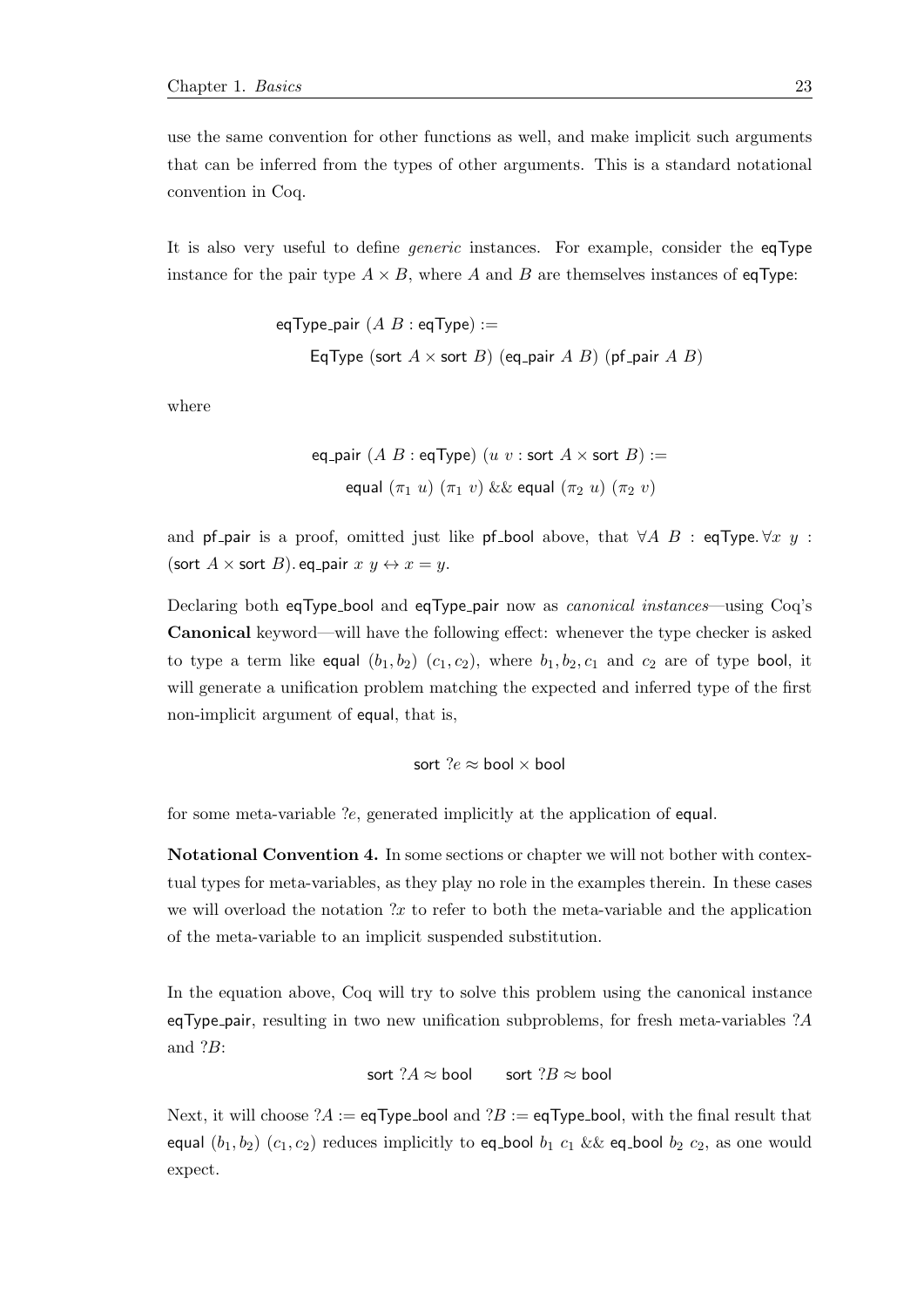use the same convention for other functions as well, and make implicit such arguments that can be inferred from the types of other arguments. This is a standard notational convention in Coq.

It is also very useful to define *generic* instances. For example, consider the eqType instance for the pair type $A \times B$, where $A$ and $B$ are themselves instances of eqType:

$$\begin{array}{l} \mathsf{eqType\_pair}\ (A\ B : \mathsf{eqType}) := \\ \quad \mathsf{EqType}\ (\mathsf{sort}\ A \times \mathsf{sort}\ B)\ (\mathsf{eq\_pair}\ A\ B)\ (\mathsf{pf\_pair}\ A\ B) \end{array}$$

where

$$\begin{array}{l} \mathsf{eq\_pair}\ (A\ B : \mathsf{eqType})\ (u\ v : \mathsf{sort}\ A \times \mathsf{sort}\ B) := \\ \quad \mathsf{equal}\ (\pi_1\ u)\ (\pi_1\ v)\ \&\&\ \mathsf{equal}\ (\pi_2\ u)\ (\pi_2\ v) \end{array}$$

and pf_pair is a proof, omitted just like pf_bool above, that $\forall A\ B : \mathsf{eqType}.\, \forall x\ y : (\mathsf{sort}\ A \times \mathsf{sort}\ B).\, \mathsf{eq\_pair}\ x\ y \leftrightarrow x = y$.

Declaring both eqType_bool and eqType_pair now as *canonical instances*—using Coq's **Canonical** keyword—will have the following effect: whenever the type checker is asked to type a term like $\mathsf{equal}\ (b_1, b_2)\ (c_1, c_2)$, where $b_1, b_2, c_1$ and $c_2$ are of type bool, it will generate a unification problem matching the expected and inferred type of the first non-implicit argument of equal, that is,

$$\mathsf{sort}\ ?e \approx \mathsf{bool} \times \mathsf{bool}$$

for some meta-variable $?e$, generated implicitly at the application of equal.

**Notational Convention 4.** In some sections or chapter we will not bother with contextual types for meta-variables, as they play no role in the examples therein. In these cases we will overload the notation $?x$ to refer to both the meta-variable and the application of the meta-variable to an implicit suspended substitution.

In the equation above, Coq will try to solve this problem using the canonical instance eqType_pair, resulting in two new unification subproblems, for fresh meta-variables $?A$ and $?B$:

$$\mathsf{sort}\ ?A \approx \mathsf{bool} \qquad \mathsf{sort}\ ?B \approx \mathsf{bool}$$

Next, it will choose $?A := \mathsf{eqType\_bool}$ and $?B := \mathsf{eqType\_bool}$, with the final result that $\mathsf{equal}\ (b_1, b_2)\ (c_1, c_2)$ reduces implicitly to $\mathsf{eq\_bool}\ b_1\ c_1\ \&\&\ \mathsf{eq\_bool}\ b_2\ c_2$, as one would expect.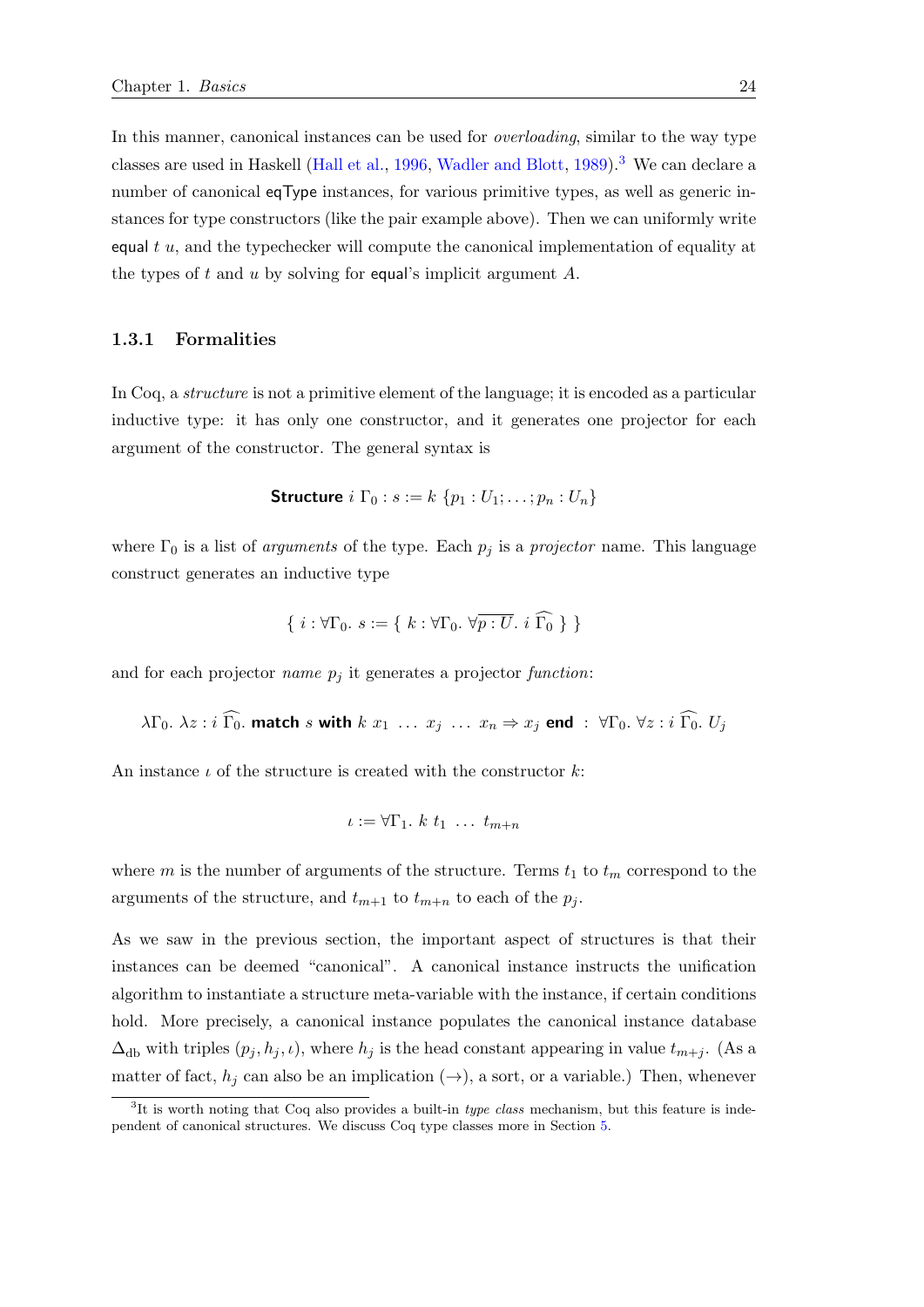In this manner, canonical instances can be used for *overloading*, similar to the way type classes are used in Haskell (Hall et al., 1996, Wadler and Blott, 1989).[3] We can declare a number of canonical eqType instances, for various primitive types, as well as generic instances for type constructors (like the pair example above). Then we can uniformly write equal $t$ $u$, and the typechecker will compute the canonical implementation of equality at the types of $t$ and $u$ by solving for equal's implicit argument $A$.

### 1.3.1 Formalities

In Coq, a *structure* is not a primitive element of the language; it is encoded as a particular inductive type: it has only one constructor, and it generates one projector for each argument of the constructor. The general syntax is

$$\textsf{\textbf{Structure}}\ i\ \Gamma_0 : s := k\ \{p_1 : U_1; \ldots; p_n : U_n\}$$

where $\Gamma_0$ is a list of *arguments* of the type. Each $p_j$ is a *projector* name. This language construct generates an inductive type

$$\{\ i : \forall \Gamma_0.\ s := \{\ k : \forall \Gamma_0.\ \forall \overline{p : U}.\ i\ \widehat{\Gamma_0}\ \}\ \}$$

and for each projector *name* $p_j$ it generates a projector *function*:

$$\lambda \Gamma_0.\ \lambda z : i\ \widehat{\Gamma_0}.\ \textsf{\textbf{match}}\ s\ \textsf{\textbf{with}}\ k\ x_1\ \ldots\ x_j\ \ldots\ x_n \Rightarrow x_j\ \textsf{\textbf{end}}\ :\ \forall \Gamma_0.\ \forall z : i\ \widehat{\Gamma_0}.\ U_j$$

An instance $\iota$ of the structure is created with the constructor $k$:

$$\iota := \forall \Gamma_1.\ k\ t_1\ \ldots\ t_{m+n}$$

where $m$ is the number of arguments of the structure. Terms $t_1$ to $t_m$ correspond to the arguments of the structure, and $t_{m+1}$ to $t_{m+n}$ to each of the $p_j$.

As we saw in the previous section, the important aspect of structures is that their instances can be deemed "canonical". A canonical instance instructs the unification algorithm to instantiate a structure meta-variable with the instance, if certain conditions hold. More precisely, a canonical instance populates the canonical instance database $\Delta_{\text{db}}$ with triples $(p_j, h_j, \iota)$, where $h_j$ is the head constant appearing in value $t_{m+j}$. (As a matter of fact, $h_j$ can also be an implication ($\rightarrow$), a sort, or a variable.) Then, whenever

[3]It is worth noting that Coq also provides a built-in *type class* mechanism, but this feature is independent of canonical structures. We discuss Coq type classes more in Section 5.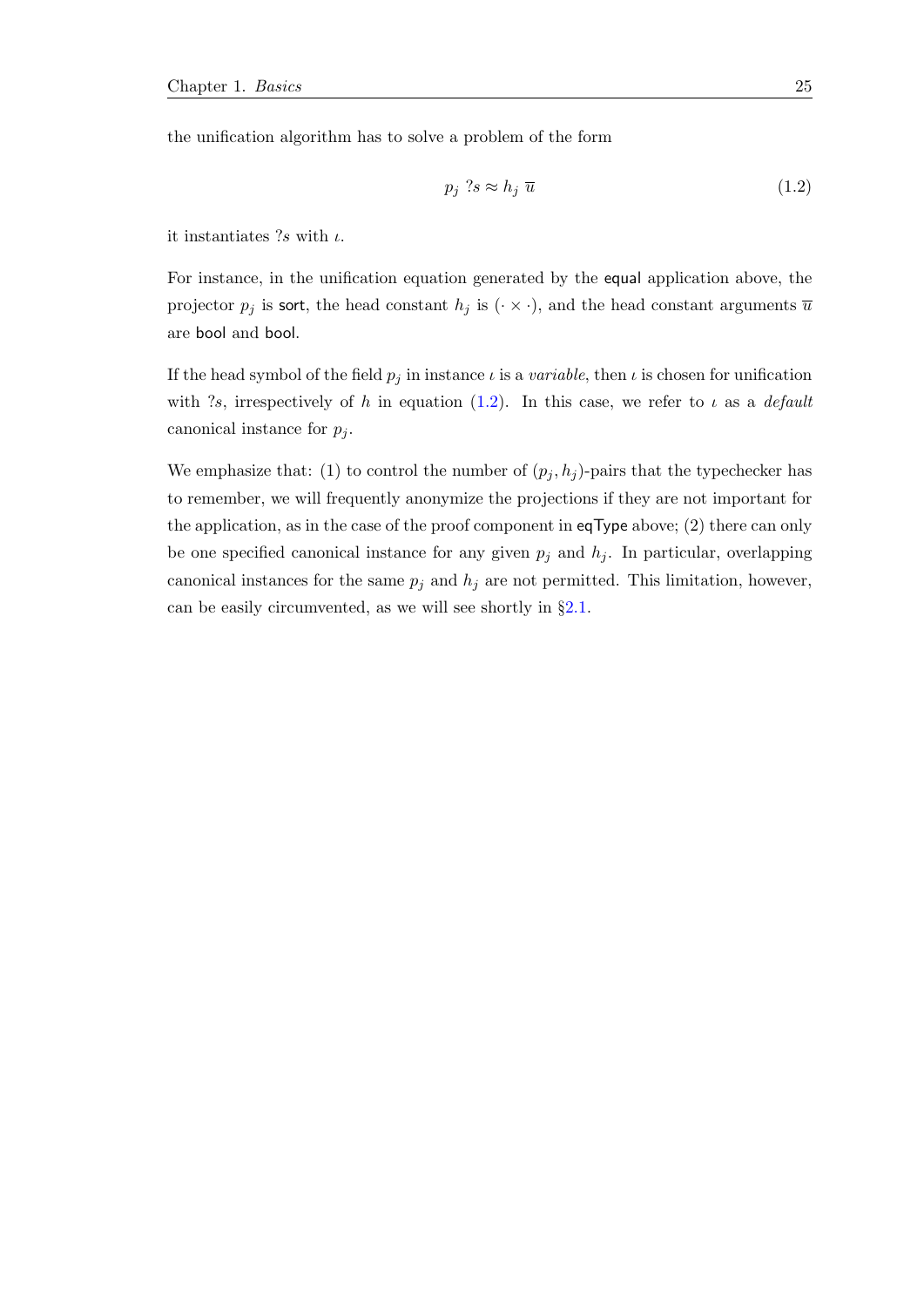the unification algorithm has to solve a problem of the form

$$p_j \; ?s \approx h_j \; \overline{u} \tag{1.2}$$

it instantiates $?s$ with $\iota$.

For instance, in the unification equation generated by the equal application above, the projector $p_j$ is sort, the head constant $h_j$ is $(\cdot \times \cdot)$, and the head constant arguments $\overline{u}$ are bool and bool.

If the head symbol of the field $p_j$ in instance $\iota$ is a *variable*, then $\iota$ is chosen for unification with $?s$, irrespectively of $h$ in equation (1.2). In this case, we refer to $\iota$ as a *default* canonical instance for $p_j$.

We emphasize that: (1) to control the number of $(p_j, h_j)$-pairs that the typechecker has to remember, we will frequently anonymize the projections if they are not important for the application, as in the case of the proof component in eqType above; (2) there can only be one specified canonical instance for any given $p_j$ and $h_j$. In particular, overlapping canonical instances for the same $p_j$ and $h_j$ are not permitted. This limitation, however, can be easily circumvented, as we will see shortly in §2.1.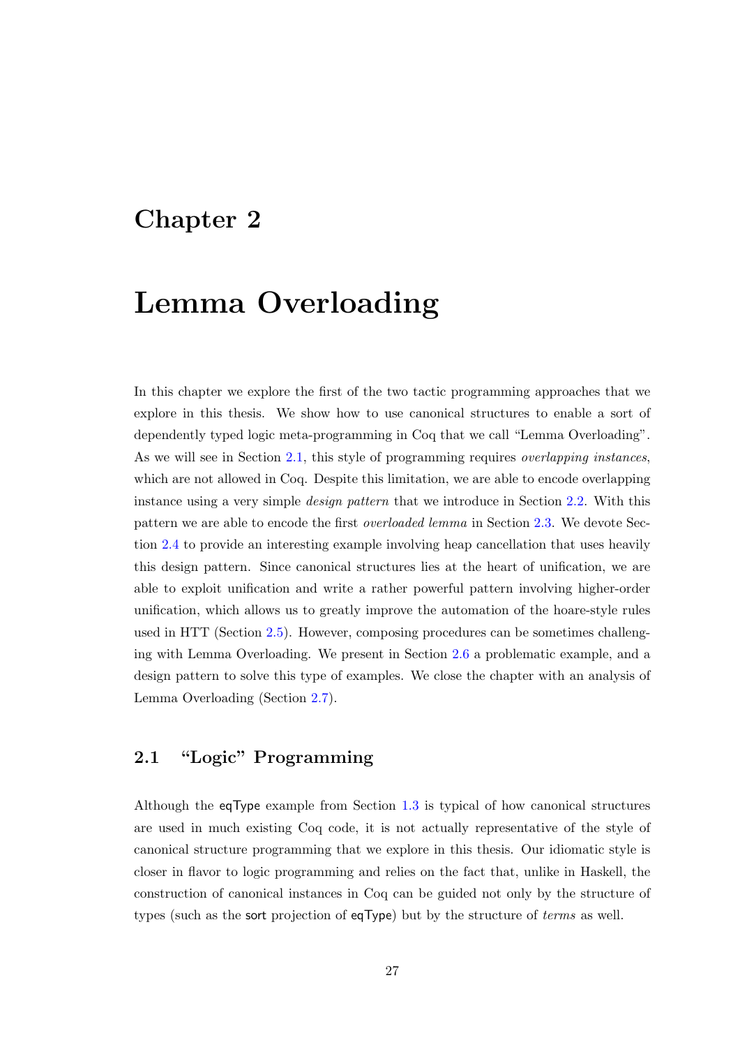# Chapter 2

# Lemma Overloading

In this chapter we explore the first of the two tactic programming approaches that we explore in this thesis. We show how to use canonical structures to enable a sort of dependently typed logic meta-programming in Coq that we call “Lemma Overloading”. As we will see in Section 2.1, this style of programming requires *overlapping instances*, which are not allowed in Coq. Despite this limitation, we are able to encode overlapping instance using a very simple *design pattern* that we introduce in Section 2.2. With this pattern we are able to encode the first *overloaded lemma* in Section 2.3. We devote Section 2.4 to provide an interesting example involving heap cancellation that uses heavily this design pattern. Since canonical structures lies at the heart of unification, we are able to exploit unification and write a rather powerful pattern involving higher-order unification, which allows us to greatly improve the automation of the hoare-style rules used in HTT (Section 2.5). However, composing procedures can be sometimes challenging with Lemma Overloading. We present in Section 2.6 a problematic example, and a design pattern to solve this type of examples. We close the chapter with an analysis of Lemma Overloading (Section 2.7).

## 2.1 “Logic” Programming

Although the `eqType` example from Section 1.3 is typical of how canonical structures are used in much existing Coq code, it is not actually representative of the style of canonical structure programming that we explore in this thesis. Our idiomatic style is closer in flavor to logic programming and relies on the fact that, unlike in Haskell, the construction of canonical instances in Coq can be guided not only by the structure of types (such as the `sort` projection of `eqType`) but by the structure of *terms* as well.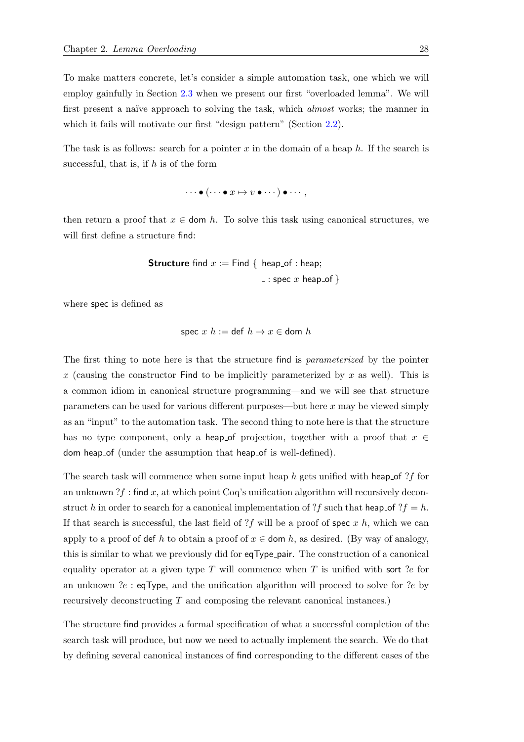To make matters concrete, let's consider a simple automation task, one which we will employ gainfully in Section 2.3 when we present our first "overloaded lemma". We will first present a naïve approach to solving the task, which *almost* works; the manner in which it fails will motivate our first "design pattern" (Section 2.2).

The task is as follows: search for a pointer $x$ in the domain of a heap $h$. If the search is successful, that is, if $h$ is of the form

$$\cdots \bullet (\cdots \bullet x \mapsto v \bullet \cdots) \bullet \cdots,$$

then return a proof that $x \in \mathsf{dom}\ h$. To solve this task using canonical structures, we will first define a structure find:

$$\textbf{Structure}\ \mathsf{find}\ x := \mathsf{Find}\ \{\ \mathsf{heap\_of} : \mathsf{heap};$$
$$\_ : \mathsf{spec}\ x\ \mathsf{heap\_of}\ \}$$

where spec is defined as

$$\mathsf{spec}\ x\ h := \mathsf{def}\ h \rightarrow x \in \mathsf{dom}\ h$$

The first thing to note here is that the structure find is *parameterized* by the pointer $x$ (causing the constructor Find to be implicitly parameterized by $x$ as well). This is a common idiom in canonical structure programming—and we will see that structure parameters can be used for various different purposes—but here $x$ may be viewed simply as an "input" to the automation task. The second thing to note here is that the structure has no type component, only a heap_of projection, together with a proof that $x \in \mathsf{dom}\ \mathsf{heap\_of}$ (under the assumption that heap_of is well-defined).

The search task will commence when some input heap $h$ gets unified with heap_of $?f$ for an unknown $?f : \mathsf{find}\ x$, at which point Coq's unification algorithm will recursively deconstruct $h$ in order to search for a canonical implementation of $?f$ such that heap_of $?f = h$. If that search is successful, the last field of $?f$ will be a proof of spec $x$ $h$, which we can apply to a proof of def $h$ to obtain a proof of $x \in \mathsf{dom}\ h$, as desired. (By way of analogy, this is similar to what we previously did for eqType_pair. The construction of a canonical equality operator at a given type $T$ will commence when $T$ is unified with sort $?e$ for an unknown $?e : \mathsf{eqType}$, and the unification algorithm will proceed to solve for $?e$ by recursively deconstructing $T$ and composing the relevant canonical instances.)

The structure find provides a formal specification of what a successful completion of the search task will produce, but now we need to actually implement the search. We do that by defining several canonical instances of find corresponding to the different cases of the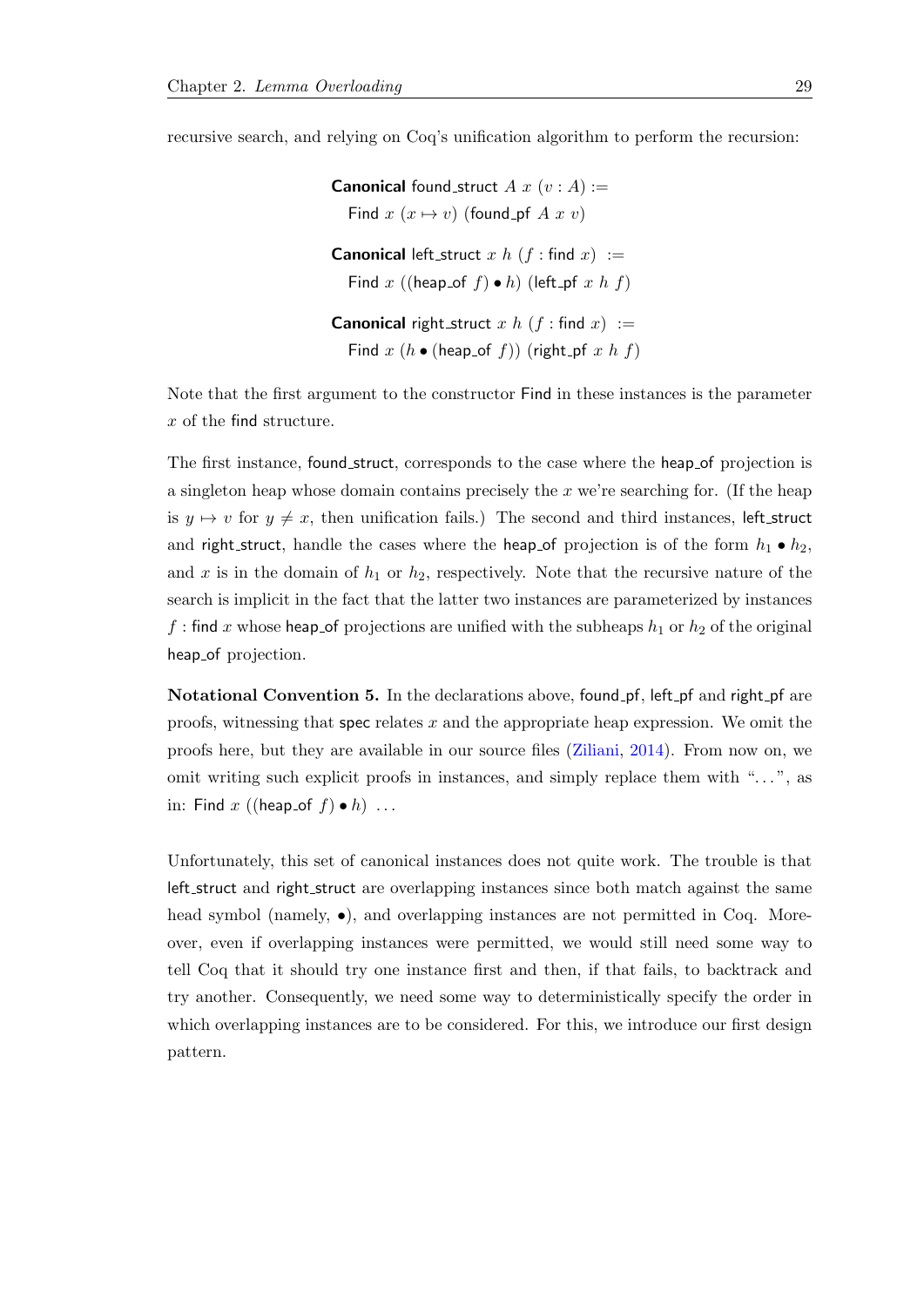recursive search, and relying on Coq's unification algorithm to perform the recursion:

```
Canonical found_struct A x (v : A) :=
  Find x (x ↦ v) (found_pf A x v)

Canonical left_struct x h (f : find x) :=
  Find x ((heap_of f) • h) (left_pf x h f)

Canonical right_struct x h (f : find x) :=
  Find x (h • (heap_of f)) (right_pf x h f)
```

Note that the first argument to the constructor Find in these instances is the parameter $x$ of the find structure.

The first instance, found_struct, corresponds to the case where the heap_of projection is a singleton heap whose domain contains precisely the $x$ we're searching for. (If the heap is $y \mapsto v$ for $y \neq x$, then unification fails.) The second and third instances, left_struct and right_struct, handle the cases where the heap_of projection is of the form $h_1 \bullet h_2$, and $x$ is in the domain of $h_1$ or $h_2$, respectively. Note that the recursive nature of the search is implicit in the fact that the latter two instances are parameterized by instances $f$ : find $x$ whose heap_of projections are unified with the subheaps $h_1$ or $h_2$ of the original heap_of projection.

**Notational Convention 5.** In the declarations above, found_pf, left_pf and right_pf are proofs, witnessing that spec relates $x$ and the appropriate heap expression. We omit the proofs here, but they are available in our source files (Ziliani, 2014). From now on, we omit writing such explicit proofs in instances, and simply replace them with "...", as in: Find $x$ ((heap_of $f$) $\bullet$ $h$) ...

Unfortunately, this set of canonical instances does not quite work. The trouble is that left_struct and right_struct are overlapping instances since both match against the same head symbol (namely, $\bullet$), and overlapping instances are not permitted in Coq. Moreover, even if overlapping instances were permitted, we would still need some way to tell Coq that it should try one instance first and then, if that fails, to backtrack and try another. Consequently, we need some way to deterministically specify the order in which overlapping instances are to be considered. For this, we introduce our first design pattern.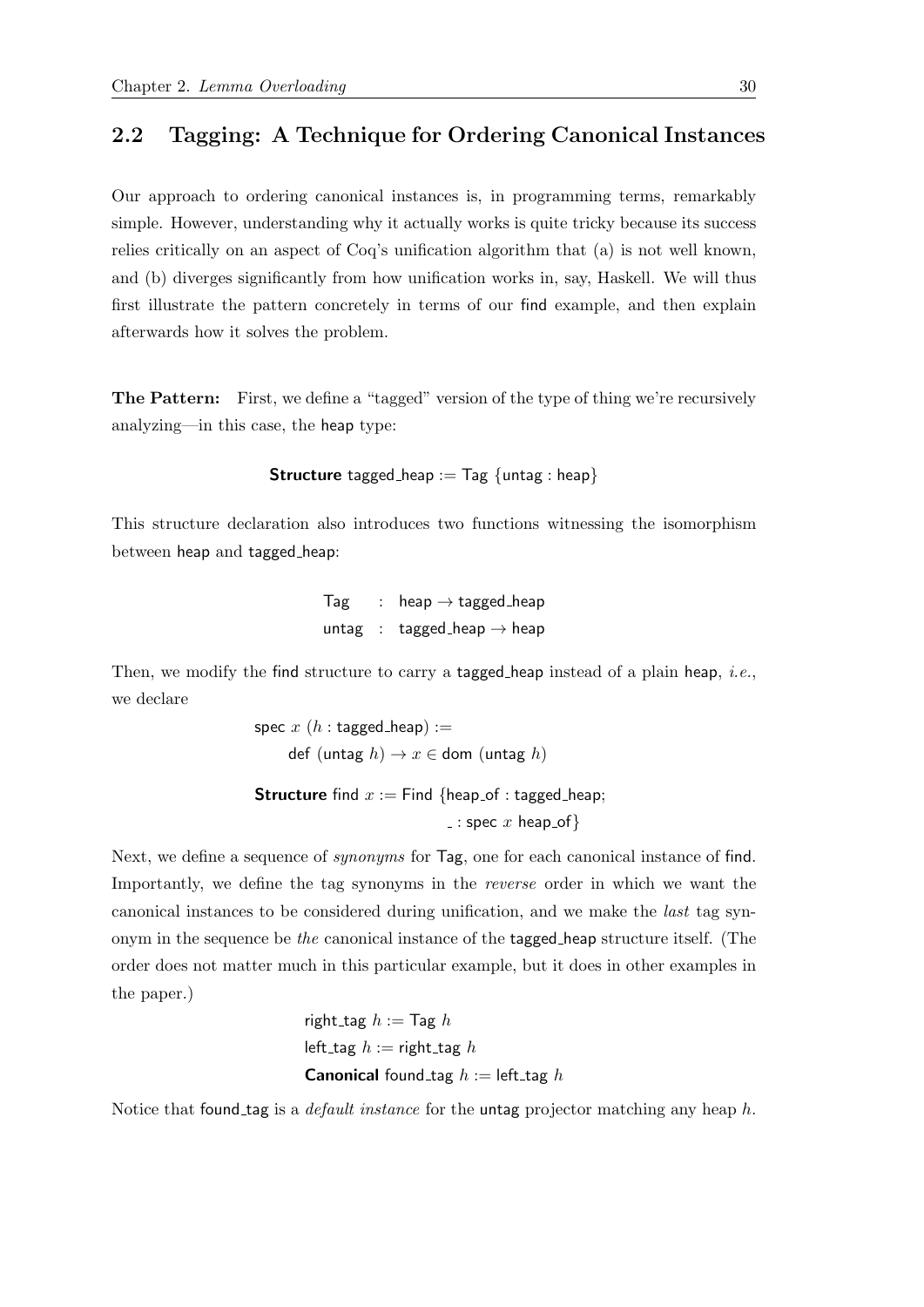## 2.2 Tagging: A Technique for Ordering Canonical Instances

Our approach to ordering canonical instances is, in programming terms, remarkably simple. However, understanding why it actually works is quite tricky because its success relies critically on an aspect of Coq's unification algorithm that (a) is not well known, and (b) diverges significantly from how unification works in, say, Haskell. We will thus first illustrate the pattern concretely in terms of our find example, and then explain afterwards how it solves the problem.

**The Pattern:** First, we define a "tagged" version of the type of thing we're recursively analyzing—in this case, the heap type:

```
Structure tagged_heap := Tag {untag : heap}
```

This structure declaration also introduces two functions witnessing the isomorphism between heap and tagged_heap:

```
Tag   : heap → tagged_heap
untag : tagged_heap → heap
```

Then, we modify the find structure to carry a tagged_heap instead of a plain heap, *i.e.*, we declare

```
spec x (h : tagged_heap) :=
    def (untag h) → x ∈ dom (untag h)

Structure find x := Find {heap_of : tagged_heap;
                          _ : spec x heap_of}
```

Next, we define a sequence of *synonyms* for Tag, one for each canonical instance of find. Importantly, we define the tag synonyms in the *reverse* order in which we want the canonical instances to be considered during unification, and we make the *last* tag synonym in the sequence be *the* canonical instance of the tagged_heap structure itself. (The order does not matter much in this particular example, but it does in other examples in the paper.)

```
right_tag h := Tag h
left_tag h := right_tag h
Canonical found_tag h := left_tag h
```

Notice that found_tag is a *default instance* for the untag projector matching any heap $h$.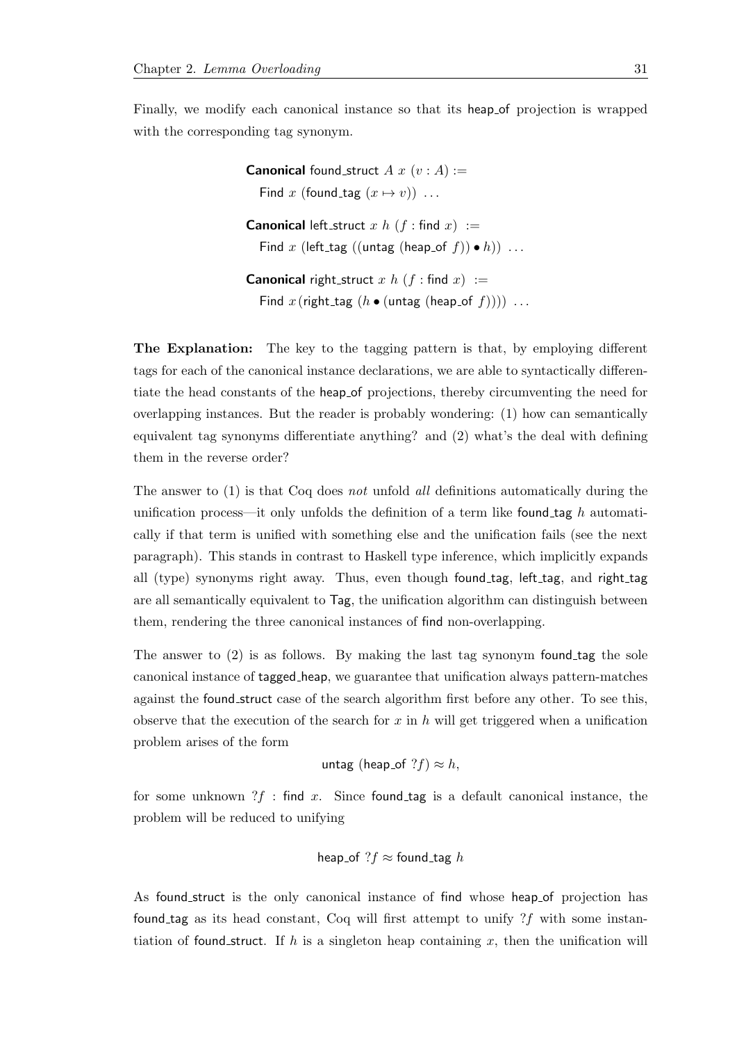Finally, we modify each canonical instance so that its heap_of projection is wrapped with the corresponding tag synonym.

```
Canonical found_struct A x (v : A) :=
   Find x (found_tag (x ↦ v)) ...

Canonical left_struct x h (f : find x) :=
   Find x (left_tag ((untag (heap_of f)) • h)) ...

Canonical right_struct x h (f : find x) :=
   Find x (right_tag (h • (untag (heap_of f)))) ...
```

**The Explanation:** The key to the tagging pattern is that, by employing different tags for each of the canonical instance declarations, we are able to syntactically differentiate the head constants of the heap_of projections, thereby circumventing the need for overlapping instances. But the reader is probably wondering: (1) how can semantically equivalent tag synonyms differentiate anything? and (2) what's the deal with defining them in the reverse order?

The answer to (1) is that Coq does *not* unfold *all* definitions automatically during the unification process—it only unfolds the definition of a term like found_tag $h$ automatically if that term is unified with something else and the unification fails (see the next paragraph). This stands in contrast to Haskell type inference, which implicitly expands all (type) synonyms right away. Thus, even though found_tag, left_tag, and right_tag are all semantically equivalent to Tag, the unification algorithm can distinguish between them, rendering the three canonical instances of find non-overlapping.

The answer to (2) is as follows. By making the last tag synonym found_tag the sole canonical instance of tagged_heap, we guarantee that unification always pattern-matches against the found_struct case of the search algorithm first before any other. To see this, observe that the execution of the search for $x$ in $h$ will get triggered when a unification problem arises of the form

$$\text{untag (heap\_of } ?f) \approx h,$$

for some unknown $?f$ : find $x$. Since found_tag is a default canonical instance, the problem will be reduced to unifying

$$\text{heap\_of } ?f \approx \text{found\_tag } h$$

As found_struct is the only canonical instance of find whose heap_of projection has found_tag as its head constant, Coq will first attempt to unify $?f$ with some instantiation of found_struct. If $h$ is a singleton heap containing $x$, then the unification will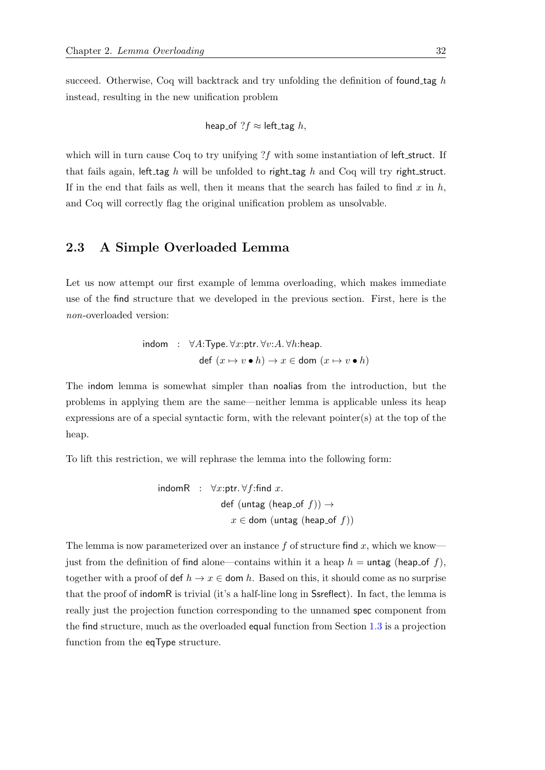succeed. Otherwise, Coq will backtrack and try unfolding the definition of $\mathsf{found\_tag}\ h$ instead, resulting in the new unification problem

$$\mathsf{heap\_of}\ ?f \approx \mathsf{left\_tag}\ h,$$

which will in turn cause Coq to try unifying $?f$ with some instantiation of $\mathsf{left\_struct}$. If that fails again, $\mathsf{left\_tag}\ h$ will be unfolded to $\mathsf{right\_tag}\ h$ and Coq will try $\mathsf{right\_struct}$. If in the end that fails as well, then it means that the search has failed to find $x$ in $h$, and Coq will correctly flag the original unification problem as unsolvable.

## 2.3 A Simple Overloaded Lemma

Let us now attempt our first example of lemma overloading, which makes immediate use of the find structure that we developed in the previous section. First, here is the *non*-overloaded version:

$$\begin{aligned}\mathsf{indom} \quad : \quad & \forall A{:}\mathsf{Type}.\, \forall x{:}\mathsf{ptr}.\, \forall v{:}A.\, \forall h{:}\mathsf{heap}. \\ & \mathsf{def}\ (x \mapsto v \bullet h) \to x \in \mathsf{dom}\ (x \mapsto v \bullet h)\end{aligned}$$

The indom lemma is somewhat simpler than noalias from the introduction, but the problems in applying them are the same—neither lemma is applicable unless its heap expressions are of a special syntactic form, with the relevant pointer(s) at the top of the heap.

To lift this restriction, we will rephrase the lemma into the following form:

$$\begin{aligned}\mathsf{indomR} \quad : \quad & \forall x{:}\mathsf{ptr}.\, \forall f{:}\mathsf{find}\ x. \\ & \quad \mathsf{def}\ (\mathsf{untag}\ (\mathsf{heap\_of}\ f)) \to \\ & \qquad x \in \mathsf{dom}\ (\mathsf{untag}\ (\mathsf{heap\_of}\ f))\end{aligned}$$

The lemma is now parameterized over an instance $f$ of structure find $x$, which we know—just from the definition of find alone—contains within it a heap $h = \mathsf{untag}\ (\mathsf{heap\_of}\ f)$, together with a proof of $\mathsf{def}\ h \to x \in \mathsf{dom}\ h$. Based on this, it should come as no surprise that the proof of indomR is trivial (it's a half-line long in Ssreflect). In fact, the lemma is really just the projection function corresponding to the unnamed spec component from the find structure, much as the overloaded equal function from Section 1.3 is a projection function from the eqType structure.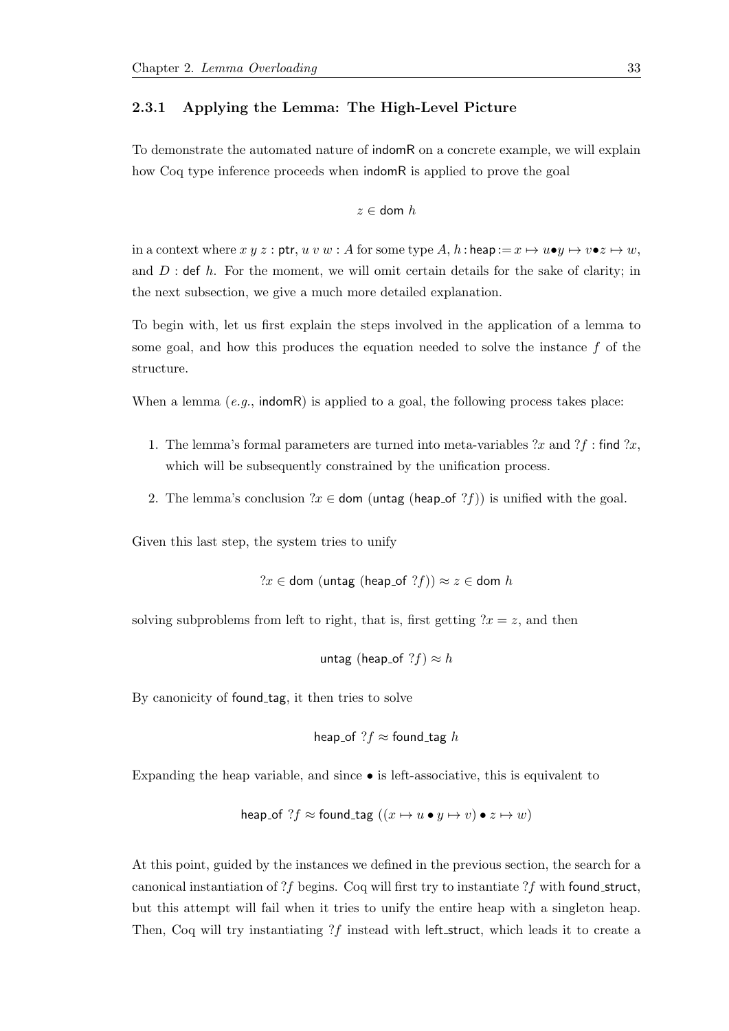### 2.3.1 Applying the Lemma: The High-Level Picture

To demonstrate the automated nature of indomR on a concrete example, we will explain how Coq type inference proceeds when indomR is applied to prove the goal

$$z \in \mathsf{dom}\ h$$

in a context where $x\ y\ z : \mathsf{ptr}$, $u\ v\ w : A$ for some type $A$, $h : \mathsf{heap} := x \mapsto u \bullet y \mapsto v \bullet z \mapsto w$, and $D : \mathsf{def}\ h$. For the moment, we will omit certain details for the sake of clarity; in the next subsection, we give a much more detailed explanation.

To begin with, let us first explain the steps involved in the application of a lemma to some goal, and how this produces the equation needed to solve the instance $f$ of the structure.

When a lemma (*e.g.*, indomR) is applied to a goal, the following process takes place:

1. The lemma's formal parameters are turned into meta-variables $?x$ and $?f : \mathsf{find}\ ?x$, which will be subsequently constrained by the unification process.
2. The lemma's conclusion $?x \in \mathsf{dom}\ (\mathsf{untag}\ (\mathsf{heap\_of}\ ?f))$ is unified with the goal.

Given this last step, the system tries to unify

$$?x \in \mathsf{dom}\ (\mathsf{untag}\ (\mathsf{heap\_of}\ ?f)) \approx z \in \mathsf{dom}\ h$$

solving subproblems from left to right, that is, first getting $?x = z$, and then

$$\mathsf{untag}\ (\mathsf{heap\_of}\ ?f) \approx h$$

By canonicity of found_tag, it then tries to solve

$$\mathsf{heap\_of}\ ?f \approx \mathsf{found\_tag}\ h$$

Expanding the heap variable, and since $\bullet$ is left-associative, this is equivalent to

$$\mathsf{heap\_of}\ ?f \approx \mathsf{found\_tag}\ ((x \mapsto u \bullet y \mapsto v) \bullet z \mapsto w)$$

At this point, guided by the instances we defined in the previous section, the search for a canonical instantiation of $?f$ begins. Coq will first try to instantiate $?f$ with found_struct, but this attempt will fail when it tries to unify the entire heap with a singleton heap. Then, Coq will try instantiating $?f$ instead with left_struct, which leads it to create a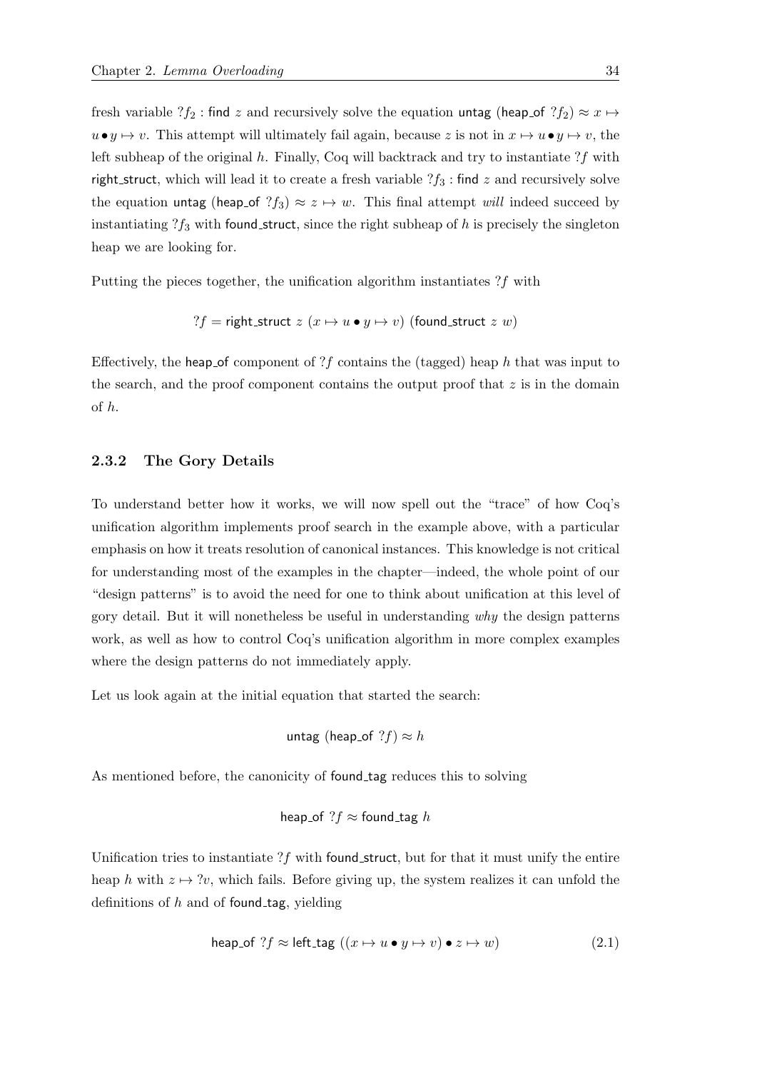fresh variable $?f_2$ : find $z$ and recursively solve the equation untag (heap_of $?f_2$) $\approx x \mapsto u \bullet y \mapsto v$. This attempt will ultimately fail again, because $z$ is not in $x \mapsto u \bullet y \mapsto v$, the left subheap of the original $h$. Finally, Coq will backtrack and try to instantiate $?f$ with right_struct, which will lead it to create a fresh variable $?f_3$ : find $z$ and recursively solve the equation untag (heap_of $?f_3$) $\approx z \mapsto w$. This final attempt *will* indeed succeed by instantiating $?f_3$ with found_struct, since the right subheap of $h$ is precisely the singleton heap we are looking for.

Putting the pieces together, the unification algorithm instantiates $?f$ with

$$?f = \mathsf{right\_struct}\ z\ (x \mapsto u \bullet y \mapsto v)\ (\mathsf{found\_struct}\ z\ w)$$

Effectively, the heap_of component of $?f$ contains the (tagged) heap $h$ that was input to the search, and the proof component contains the output proof that $z$ is in the domain of $h$.

### 2.3.2 The Gory Details

To understand better how it works, we will now spell out the "trace" of how Coq's unification algorithm implements proof search in the example above, with a particular emphasis on how it treats resolution of canonical instances. This knowledge is not critical for understanding most of the examples in the chapter—indeed, the whole point of our "design patterns" is to avoid the need for one to think about unification at this level of gory detail. But it will nonetheless be useful in understanding *why* the design patterns work, as well as how to control Coq's unification algorithm in more complex examples where the design patterns do not immediately apply.

Let us look again at the initial equation that started the search:

$$\mathsf{untag}\ (\mathsf{heap\_of}\ ?f) \approx h$$

As mentioned before, the canonicity of found_tag reduces this to solving

$$\mathsf{heap\_of}\ ?f \approx \mathsf{found\_tag}\ h$$

Unification tries to instantiate $?f$ with found_struct, but for that it must unify the entire heap $h$ with $z \mapsto ?v$, which fails. Before giving up, the system realizes it can unfold the definitions of $h$ and of found_tag, yielding

$$\mathsf{heap\_of}\ ?f \approx \mathsf{left\_tag}\ ((x \mapsto u \bullet y \mapsto v) \bullet z \mapsto w) \tag{2.1}$$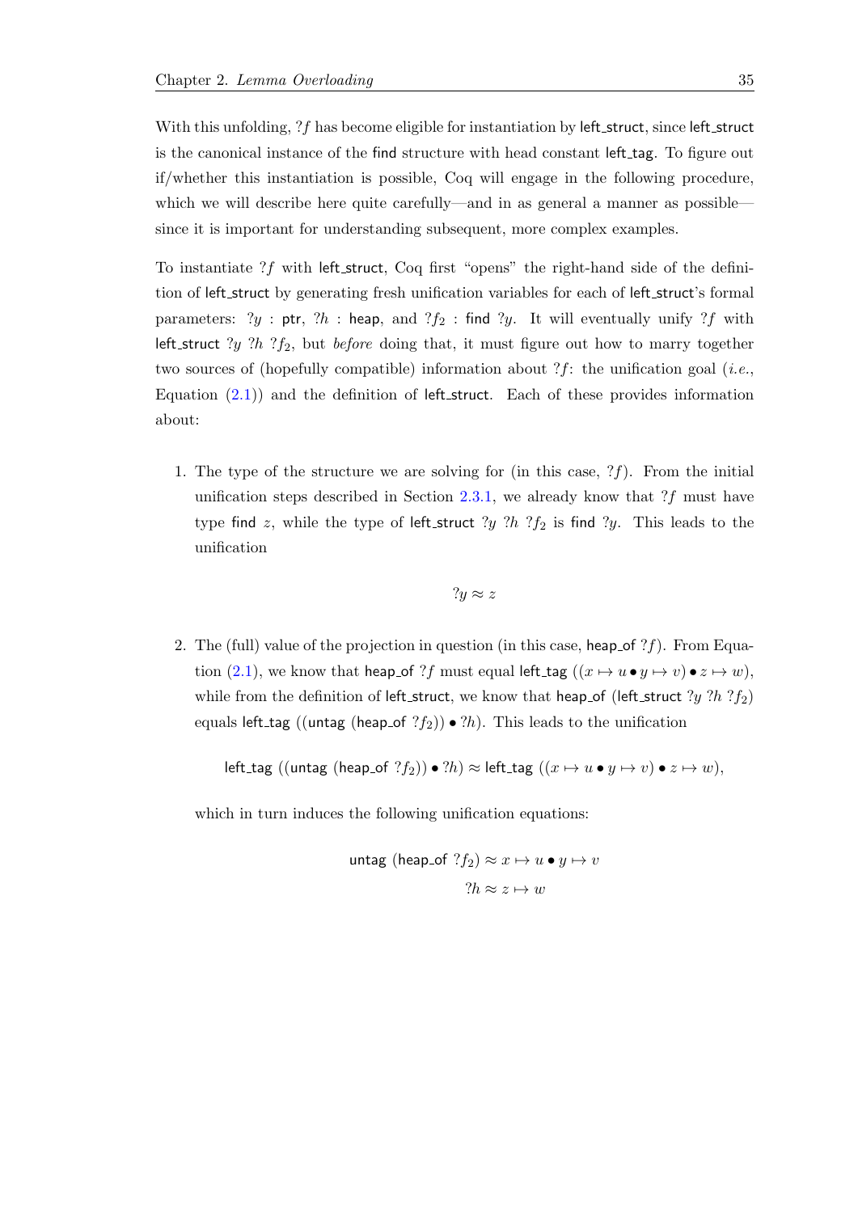With this unfolding, $?f$ has become eligible for instantiation by $\mathsf{left\_struct}$, since $\mathsf{left\_struct}$ is the canonical instance of the $\mathsf{find}$ structure with head constant $\mathsf{left\_tag}$. To figure out if/whether this instantiation is possible, Coq will engage in the following procedure, which we will describe here quite carefully—and in as general a manner as possible—since it is important for understanding subsequent, more complex examples.

To instantiate $?f$ with $\mathsf{left\_struct}$, Coq first "opens" the right-hand side of the definition of $\mathsf{left\_struct}$ by generating fresh unification variables for each of $\mathsf{left\_struct}$'s formal parameters: $?y : \mathsf{ptr}$, $?h : \mathsf{heap}$, and $?f_2 : \mathsf{find}\ ?y$. It will eventually unify $?f$ with $\mathsf{left\_struct}\ ?y\ ?h\ ?f_2$, but *before* doing that, it must figure out how to marry together two sources of (hopefully compatible) information about $?f$: the unification goal (*i.e.*, Equation (2.1)) and the definition of $\mathsf{left\_struct}$. Each of these provides information about:

1. The type of the structure we are solving for (in this case, $?f$). From the initial unification steps described in Section 2.3.1, we already know that $?f$ must have type $\mathsf{find}\ z$, while the type of $\mathsf{left\_struct}\ ?y\ ?h\ ?f_2$ is $\mathsf{find}\ ?y$. This leads to the unification

$$?y \approx z$$

2. The (full) value of the projection in question (in this case, $\mathsf{heap\_of}\ ?f$). From Equation (2.1), we know that $\mathsf{heap\_of}\ ?f$ must equal $\mathsf{left\_tag}\ ((x \mapsto u \bullet y \mapsto v) \bullet z \mapsto w)$, while from the definition of $\mathsf{left\_struct}$, we know that $\mathsf{heap\_of}\ (\mathsf{left\_struct}\ ?y\ ?h\ ?f_2)$ equals $\mathsf{left\_tag}\ ((\mathsf{untag}\ (\mathsf{heap\_of}\ ?f_2)) \bullet ?h)$. This leads to the unification

$$\mathsf{left\_tag}\ ((\mathsf{untag}\ (\mathsf{heap\_of}\ ?f_2)) \bullet ?h) \approx \mathsf{left\_tag}\ ((x \mapsto u \bullet y \mapsto v) \bullet z \mapsto w),$$

which in turn induces the following unification equations:

$$\mathsf{untag}\ (\mathsf{heap\_of}\ ?f_2) \approx x \mapsto u \bullet y \mapsto v$$
$$?h \approx z \mapsto w$$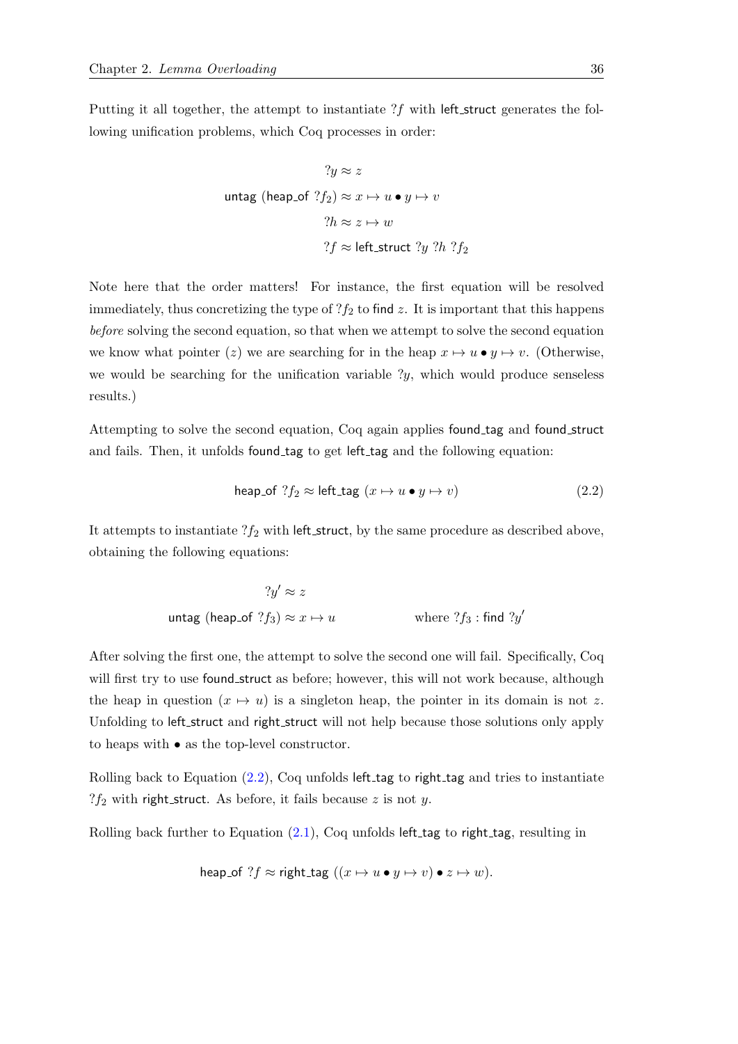Putting it all together, the attempt to instantiate $?f$ with $\mathsf{left\_struct}$ generates the following unification problems, which Coq processes in order:

$$
\begin{aligned}
?y &\approx z \\
\mathsf{untag}\ (\mathsf{heap\_of}\ ?f_2) &\approx x \mapsto u \bullet y \mapsto v \\
?h &\approx z \mapsto w \\
?f &\approx \mathsf{left\_struct}\ ?y\ ?h\ ?f_2
\end{aligned}
$$

Note here that the order matters! For instance, the first equation will be resolved immediately, thus concretizing the type of $?f_2$ to $\mathsf{find}\ z$. It is important that this happens *before* solving the second equation, so that when we attempt to solve the second equation we know what pointer ($z$) we are searching for in the heap $x \mapsto u \bullet y \mapsto v$. (Otherwise, we would be searching for the unification variable $?y$, which would produce senseless results.)

Attempting to solve the second equation, Coq again applies $\mathsf{found\_tag}$ and $\mathsf{found\_struct}$ and fails. Then, it unfolds $\mathsf{found\_tag}$ to get $\mathsf{left\_tag}$ and the following equation:

$$
\mathsf{heap\_of}\ ?f_2 \approx \mathsf{left\_tag}\ (x \mapsto u \bullet y \mapsto v) \tag{2.2}
$$

It attempts to instantiate $?f_2$ with $\mathsf{left\_struct}$, by the same procedure as described above, obtaining the following equations:

$$
\begin{aligned}
?y' &\approx z \\
\mathsf{untag}\ (\mathsf{heap\_of}\ ?f_3) &\approx x \mapsto u \qquad\qquad \text{where } ?f_3 : \mathsf{find}\ ?y'
\end{aligned}
$$

After solving the first one, the attempt to solve the second one will fail. Specifically, Coq will first try to use $\mathsf{found\_struct}$ as before; however, this will not work because, although the heap in question ($x \mapsto u$) is a singleton heap, the pointer in its domain is not $z$. Unfolding to $\mathsf{left\_struct}$ and $\mathsf{right\_struct}$ will not help because those solutions only apply to heaps with $\bullet$ as the top-level constructor.

Rolling back to Equation (2.2), Coq unfolds $\mathsf{left\_tag}$ to $\mathsf{right\_tag}$ and tries to instantiate $?f_2$ with $\mathsf{right\_struct}$. As before, it fails because $z$ is not $y$.

Rolling back further to Equation (2.1), Coq unfolds $\mathsf{left\_tag}$ to $\mathsf{right\_tag}$, resulting in

$$
\mathsf{heap\_of}\ ?f \approx \mathsf{right\_tag}\ ((x \mapsto u \bullet y \mapsto v) \bullet z \mapsto w).
$$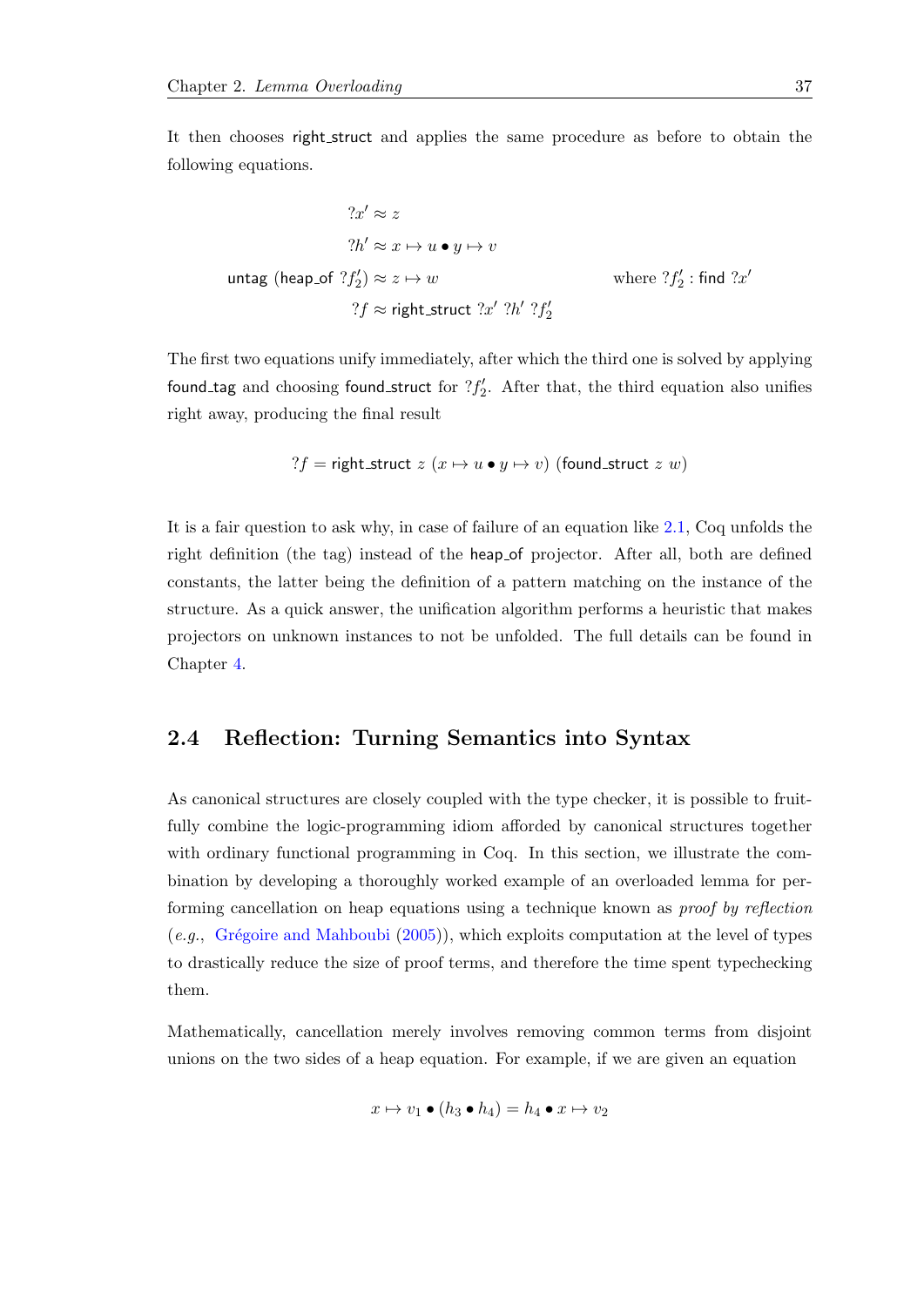It then chooses right_struct and applies the same procedure as before to obtain the following equations.

$$
\begin{aligned}
?x' &\approx z \\
?h' &\approx x \mapsto u \bullet y \mapsto v \\
\mathsf{untag}\ (\mathsf{heap\_of}\ ?f_2') &\approx z \mapsto w \qquad\qquad \text{where } ?f_2' : \mathsf{find}\ ?x' \\
?f &\approx \mathsf{right\_struct}\ ?x'\ ?h'\ ?f_2'
\end{aligned}
$$

The first two equations unify immediately, after which the third one is solved by applying found_tag and choosing found_struct for $?f_2'$. After that, the third equation also unifies right away, producing the final result

$$?f = \mathsf{right\_struct}\ z\ (x \mapsto u \bullet y \mapsto v)\ (\mathsf{found\_struct}\ z\ w)$$

It is a fair question to ask why, in case of failure of an equation like 2.1, Coq unfolds the right definition (the tag) instead of the heap_of projector. After all, both are defined constants, the latter being the definition of a pattern matching on the instance of the structure. As a quick answer, the unification algorithm performs a heuristic that makes projectors on unknown instances to not be unfolded. The full details can be found in Chapter 4.

## 2.4 Reflection: Turning Semantics into Syntax

As canonical structures are closely coupled with the type checker, it is possible to fruitfully combine the logic-programming idiom afforded by canonical structures together with ordinary functional programming in Coq. In this section, we illustrate the combination by developing a thoroughly worked example of an overloaded lemma for performing cancellation on heap equations using a technique known as *proof by reflection* (*e.g.*, Grégoire and Mahboubi (2005)), which exploits computation at the level of types to drastically reduce the size of proof terms, and therefore the time spent typechecking them.

Mathematically, cancellation merely involves removing common terms from disjoint unions on the two sides of a heap equation. For example, if we are given an equation

$$x \mapsto v_1 \bullet (h_3 \bullet h_4) = h_4 \bullet x \mapsto v_2$$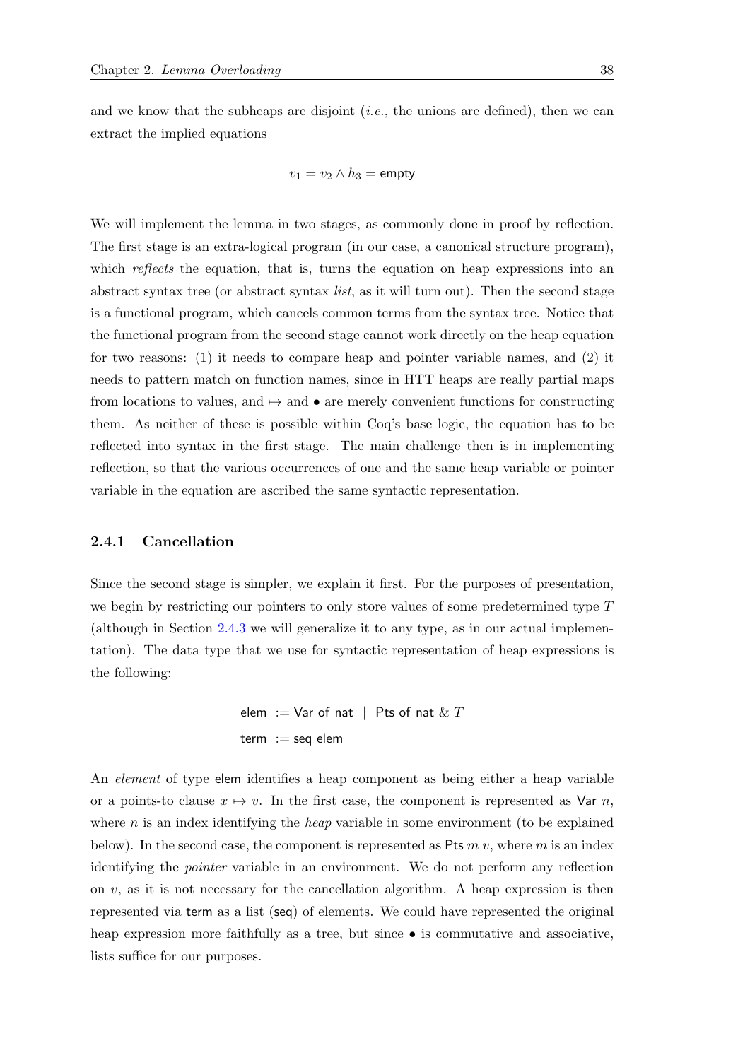and we know that the subheaps are disjoint (*i.e.*, the unions are defined), then we can extract the implied equations

$$v_1 = v_2 \wedge h_3 = \mathsf{empty}$$

We will implement the lemma in two stages, as commonly done in proof by reflection. The first stage is an extra-logical program (in our case, a canonical structure program), which *reflects* the equation, that is, turns the equation on heap expressions into an abstract syntax tree (or abstract syntax *list*, as it will turn out). Then the second stage is a functional program, which cancels common terms from the syntax tree. Notice that the functional program from the second stage cannot work directly on the heap equation for two reasons: (1) it needs to compare heap and pointer variable names, and (2) it needs to pattern match on function names, since in HTT heaps are really partial maps from locations to values, and $\mapsto$ and $\bullet$ are merely convenient functions for constructing them. As neither of these is possible within Coq's base logic, the equation has to be reflected into syntax in the first stage. The main challenge then is in implementing reflection, so that the various occurrences of one and the same heap variable or pointer variable in the equation are ascribed the same syntactic representation.

### 2.4.1 Cancellation

Since the second stage is simpler, we explain it first. For the purposes of presentation, we begin by restricting our pointers to only store values of some predetermined type $T$ (although in Section 2.4.3 we will generalize it to any type, as in our actual implementation). The data type that we use for syntactic representation of heap expressions is the following:

$$\begin{aligned} \mathsf{elem} &:= \mathsf{Var\ of\ nat} \mid \mathsf{Pts\ of\ nat} \ \& \ T \\ \mathsf{term} &:= \mathsf{seq\ elem} \end{aligned}$$

An *element* of type elem identifies a heap component as being either a heap variable or a points-to clause $x \mapsto v$. In the first case, the component is represented as Var $n$, where $n$ is an index identifying the *heap* variable in some environment (to be explained below). In the second case, the component is represented as Pts $m$ $v$, where $m$ is an index identifying the *pointer* variable in an environment. We do not perform any reflection on $v$, as it is not necessary for the cancellation algorithm. A heap expression is then represented via term as a list (seq) of elements. We could have represented the original heap expression more faithfully as a tree, but since $\bullet$ is commutative and associative, lists suffice for our purposes.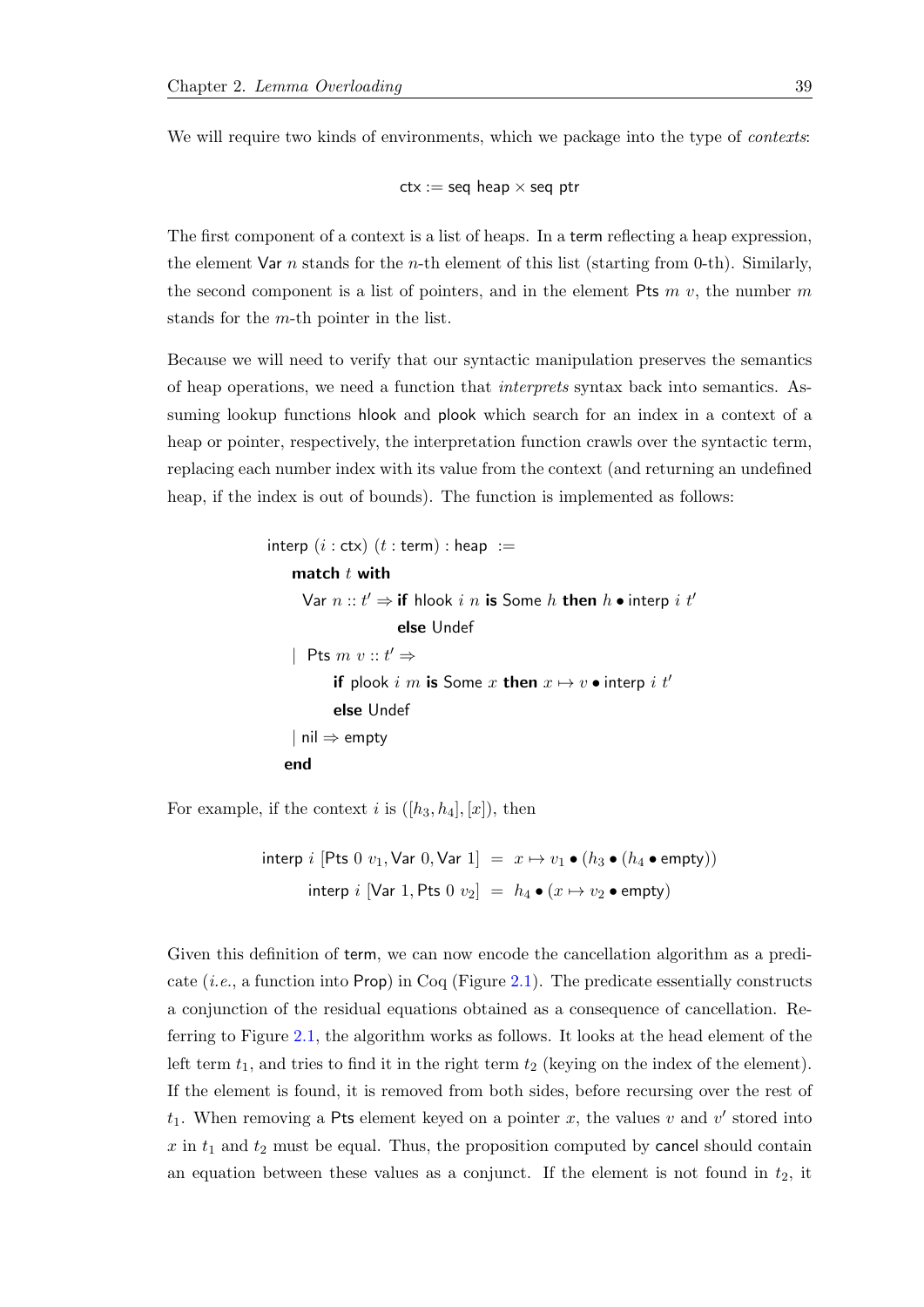We will require two kinds of environments, which we package into the type of *contexts*:

$$\mathsf{ctx} := \mathsf{seq\ heap} \times \mathsf{seq\ ptr}$$

The first component of a context is a list of heaps. In a term reflecting a heap expression, the element Var $n$ stands for the $n$-th element of this list (starting from 0-th). Similarly, the second component is a list of pointers, and in the element Pts $m$ $v$, the number $m$ stands for the $m$-th pointer in the list.

Because we will need to verify that our syntactic manipulation preserves the semantics of heap operations, we need a function that *interprets* syntax back into semantics. Assuming lookup functions hlook and plook which search for an index in a context of a heap or pointer, respectively, the interpretation function crawls over the syntactic term, replacing each number index with its value from the context (and returning an undefined heap, if the index is out of bounds). The function is implemented as follows:

```
interp (i : ctx) (t : term) : heap :=
  match t with
    Var n :: t' ⇒ if hlook i n is Some h then h • interp i t'
                  else Undef
  | Pts m v :: t' ⇒
        if plook i m is Some x then x ↦ v • interp i t'
        else Undef
  | nil ⇒ empty
  end
```

For example, if the context $i$ is $([h_3, h_4], [x])$, then

$$\begin{aligned}
\mathsf{interp}\ i\ [\mathsf{Pts}\ 0\ v_1, \mathsf{Var}\ 0, \mathsf{Var}\ 1] &= x \mapsto v_1 \bullet (h_3 \bullet (h_4 \bullet \mathsf{empty})) \\
\mathsf{interp}\ i\ [\mathsf{Var}\ 1, \mathsf{Pts}\ 0\ v_2] &= h_4 \bullet (x \mapsto v_2 \bullet \mathsf{empty})
\end{aligned}$$

Given this definition of term, we can now encode the cancellation algorithm as a predicate (*i.e.*, a function into Prop) in Coq (Figure 2.1). The predicate essentially constructs a conjunction of the residual equations obtained as a consequence of cancellation. Referring to Figure 2.1, the algorithm works as follows. It looks at the head element of the left term $t_1$, and tries to find it in the right term $t_2$ (keying on the index of the element). If the element is found, it is removed from both sides, before recursing over the rest of $t_1$. When removing a Pts element keyed on a pointer $x$, the values $v$ and $v'$ stored into $x$ in $t_1$ and $t_2$ must be equal. Thus, the proposition computed by cancel should contain an equation between these values as a conjunct. If the element is not found in $t_2$, it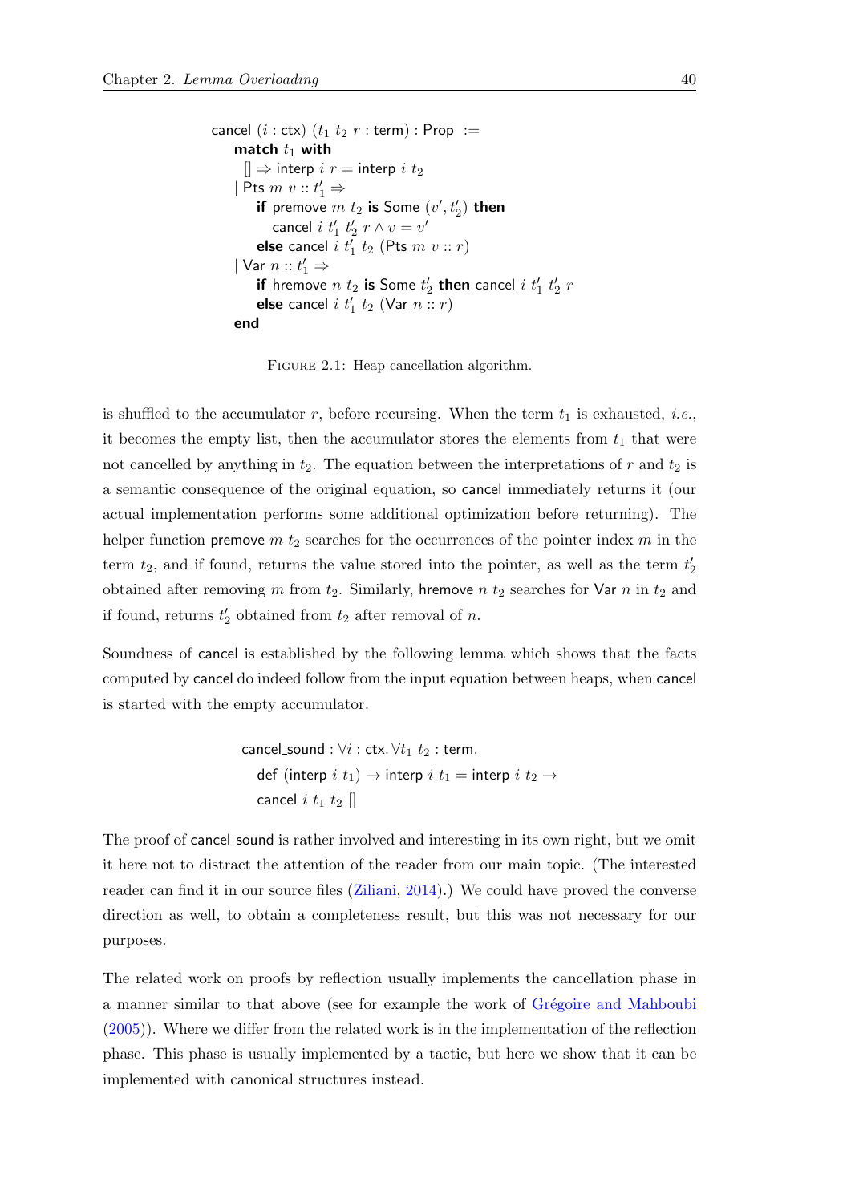$$
\begin{aligned}
&\mathsf{cancel}\ (i : \mathsf{ctx})\ (t_1\ t_2\ r : \mathsf{term}) : \mathsf{Prop}\ := \\
&\quad \mathbf{match}\ t_1\ \mathbf{with} \\
&\quad\quad [\,] \Rightarrow \mathsf{interp}\ i\ r = \mathsf{interp}\ i\ t_2 \\
&\quad \mid \mathsf{Pts}\ m\ v :: t_1' \Rightarrow \\
&\quad\quad \mathbf{if}\ \mathsf{premove}\ m\ t_2\ \mathbf{is}\ \mathsf{Some}\ (v', t_2')\ \mathbf{then} \\
&\quad\quad\quad \mathsf{cancel}\ i\ t_1'\ t_2'\ r \wedge v = v' \\
&\quad\quad \mathbf{else}\ \mathsf{cancel}\ i\ t_1'\ t_2\ (\mathsf{Pts}\ m\ v :: r) \\
&\quad \mid \mathsf{Var}\ n :: t_1' \Rightarrow \\
&\quad\quad \mathbf{if}\ \mathsf{hremove}\ n\ t_2\ \mathbf{is}\ \mathsf{Some}\ t_2'\ \mathbf{then}\ \mathsf{cancel}\ i\ t_1'\ t_2'\ r \\
&\quad\quad \mathbf{else}\ \mathsf{cancel}\ i\ t_1'\ t_2\ (\mathsf{Var}\ n :: r) \\
&\quad \mathbf{end}
\end{aligned}
$$

Figure 2.1: Heap cancellation algorithm.

is shuffled to the accumulator $r$, before recursing. When the term $t_1$ is exhausted, *i.e.*, it becomes the empty list, then the accumulator stores the elements from $t_1$ that were not cancelled by anything in $t_2$. The equation between the interpretations of $r$ and $t_2$ is a semantic consequence of the original equation, so cancel immediately returns it (our actual implementation performs some additional optimization before returning). The helper function premove $m$ $t_2$ searches for the occurrences of the pointer index $m$ in the term $t_2$, and if found, returns the value stored into the pointer, as well as the term $t_2'$ obtained after removing $m$ from $t_2$. Similarly, hremove $n$ $t_2$ searches for Var $n$ in $t_2$ and if found, returns $t_2'$ obtained from $t_2$ after removal of $n$.

Soundness of cancel is established by the following lemma which shows that the facts computed by cancel do indeed follow from the input equation between heaps, when cancel is started with the empty accumulator.

$$
\begin{aligned}
&\mathsf{cancel\_sound} : \forall i : \mathsf{ctx}.\, \forall t_1\ t_2 : \mathsf{term}. \\
&\quad \mathsf{def}\ (\mathsf{interp}\ i\ t_1) \to \mathsf{interp}\ i\ t_1 = \mathsf{interp}\ i\ t_2 \to \\
&\quad \mathsf{cancel}\ i\ t_1\ t_2\ [\,]
\end{aligned}
$$

The proof of cancel_sound is rather involved and interesting in its own right, but we omit it here not to distract the attention of the reader from our main topic. (The interested reader can find it in our source files (Ziliani, 2014).) We could have proved the converse direction as well, to obtain a completeness result, but this was not necessary for our purposes.

The related work on proofs by reflection usually implements the cancellation phase in a manner similar to that above (see for example the work of Grégoire and Mahboubi (2005)). Where we differ from the related work is in the implementation of the reflection phase. This phase is usually implemented by a tactic, but here we show that it can be implemented with canonical structures instead.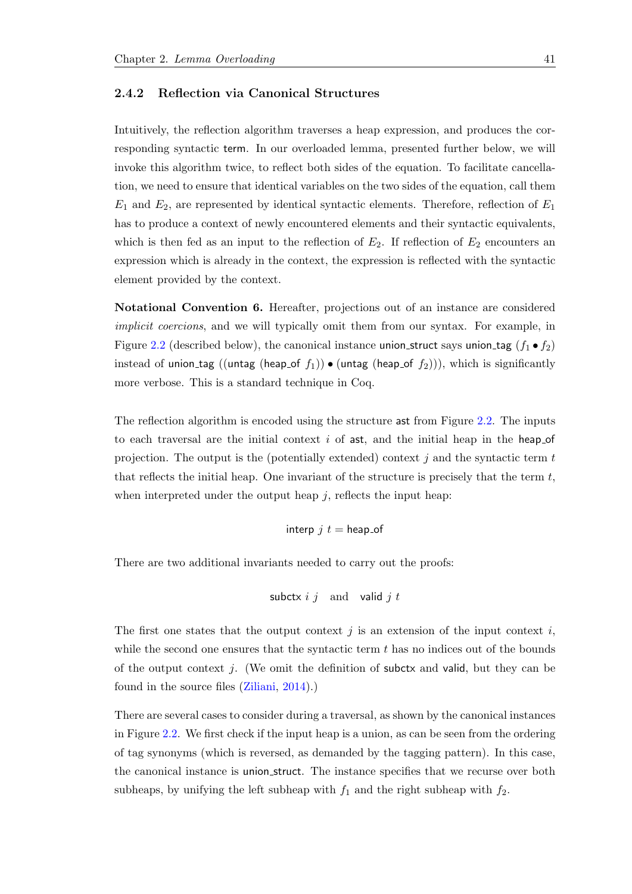### 2.4.2 Reflection via Canonical Structures

Intuitively, the reflection algorithm traverses a heap expression, and produces the corresponding syntactic term. In our overloaded lemma, presented further below, we will invoke this algorithm twice, to reflect both sides of the equation. To facilitate cancellation, we need to ensure that identical variables on the two sides of the equation, call them $E_1$ and $E_2$, are represented by identical syntactic elements. Therefore, reflection of $E_1$ has to produce a context of newly encountered elements and their syntactic equivalents, which is then fed as an input to the reflection of $E_2$. If reflection of $E_2$ encounters an expression which is already in the context, the expression is reflected with the syntactic element provided by the context.

**Notational Convention 6.** Hereafter, projections out of an instance are considered *implicit coercions*, and we will typically omit them from our syntax. For example, in Figure 2.2 (described below), the canonical instance union_struct says union_tag $(f_1 \bullet f_2)$ instead of union_tag ((untag (heap_of $f_1$)) $\bullet$ (untag (heap_of $f_2$))), which is significantly more verbose. This is a standard technique in Coq.

The reflection algorithm is encoded using the structure ast from Figure 2.2. The inputs to each traversal are the initial context $i$ of ast, and the initial heap in the heap_of projection. The output is the (potentially extended) context $j$ and the syntactic term $t$ that reflects the initial heap. One invariant of the structure is precisely that the term $t$, when interpreted under the output heap $j$, reflects the input heap:

$$\text{interp } j \; t = \text{heap\_of}$$

There are two additional invariants needed to carry out the proofs:

$$\text{subctx } i \; j \quad \text{and} \quad \text{valid } j \; t$$

The first one states that the output context $j$ is an extension of the input context $i$, while the second one ensures that the syntactic term $t$ has no indices out of the bounds of the output context $j$. (We omit the definition of subctx and valid, but they can be found in the source files (Ziliani, 2014).)

There are several cases to consider during a traversal, as shown by the canonical instances in Figure 2.2. We first check if the input heap is a union, as can be seen from the ordering of tag synonyms (which is reversed, as demanded by the tagging pattern). In this case, the canonical instance is union_struct. The instance specifies that we recurse over both subheaps, by unifying the left subheap with $f_1$ and the right subheap with $f_2$.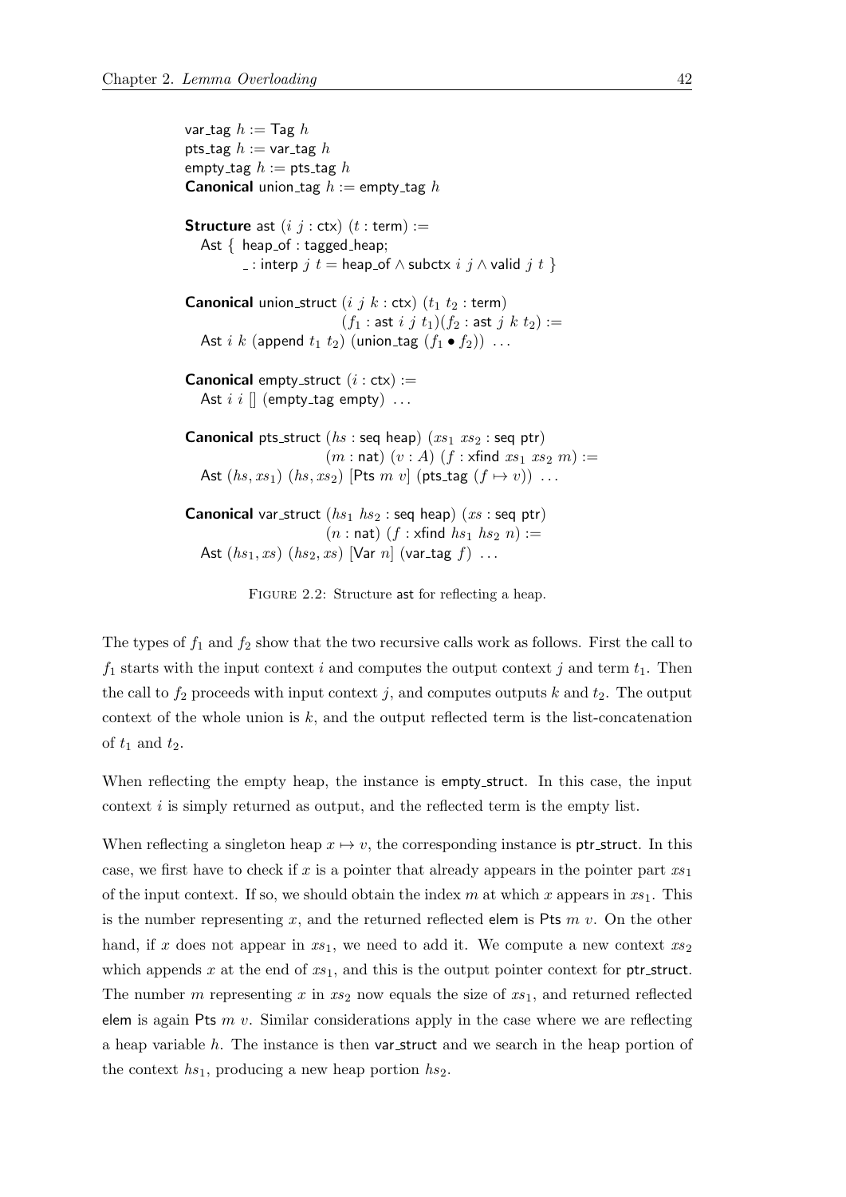```
var_tag h := Tag h
pts_tag h := var_tag h
empty_tag h := pts_tag h
Canonical union_tag h := empty_tag h

Structure ast (i j : ctx) (t : term) :=
  Ast { heap_of : tagged_heap;
        _ : interp j t = heap_of ∧ subctx i j ∧ valid j t }

Canonical union_struct (i j k : ctx) (t1 t2 : term)
                       (f1 : ast i j t1)(f2 : ast j k t2) :=
  Ast i k (append t1 t2) (union_tag (f1 • f2)) ...

Canonical empty_struct (i : ctx) :=
  Ast i i [] (empty_tag empty) ...

Canonical pts_struct (hs : seq heap) (xs1 xs2 : seq ptr)
                     (m : nat) (v : A) (f : xfind xs1 xs2 m) :=
  Ast (hs, xs1) (hs, xs2) [Pts m v] (pts_tag (f ↦ v)) ...

Canonical var_struct (hs1 hs2 : seq heap) (xs : seq ptr)
                     (n : nat) (f : xfind hs1 hs2 n) :=
  Ast (hs1, xs) (hs2, xs) [Var n] (var_tag f) ...
```

Figure 2.2: Structure ast for reflecting a heap.

The types of $f_1$ and $f_2$ show that the two recursive calls work as follows. First the call to $f_1$ starts with the input context $i$ and computes the output context $j$ and term $t_1$. Then the call to $f_2$ proceeds with input context $j$, and computes outputs $k$ and $t_2$. The output context of the whole union is $k$, and the output reflected term is the list-concatenation of $t_1$ and $t_2$.

When reflecting the empty heap, the instance is empty_struct. In this case, the input context $i$ is simply returned as output, and the reflected term is the empty list.

When reflecting a singleton heap $x \mapsto v$, the corresponding instance is ptr_struct. In this case, we first have to check if $x$ is a pointer that already appears in the pointer part $xs_1$ of the input context. If so, we should obtain the index $m$ at which $x$ appears in $xs_1$. This is the number representing $x$, and the returned reflected elem is Pts $m$ $v$. On the other hand, if $x$ does not appear in $xs_1$, we need to add it. We compute a new context $xs_2$ which appends $x$ at the end of $xs_1$, and this is the output pointer context for ptr_struct. The number $m$ representing $x$ in $xs_2$ now equals the size of $xs_1$, and returned reflected elem is again Pts $m$ $v$. Similar considerations apply in the case where we are reflecting a heap variable $h$. The instance is then var_struct and we search in the heap portion of the context $hs_1$, producing a new heap portion $hs_2$.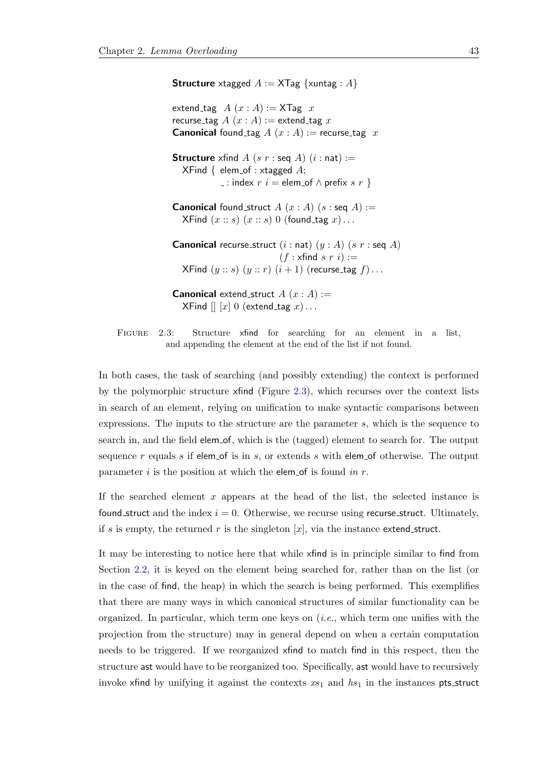```
Structure xtagged A := XTag {xuntag : A}

extend_tag  A (x : A) := XTag  x
recurse_tag A (x : A) := extend_tag x
Canonical found_tag A (x : A) := recurse_tag  x

Structure xfind A (s r : seq A) (i : nat) :=
  XFind { elem_of : xtagged A;
          _ : index r i = elem_of ∧ prefix s r }

Canonical found_struct A (x : A) (s : seq A) :=
  XFind (x :: s) (x :: s) 0 (found_tag x) . . .

Canonical recurse_struct (i : nat) (y : A) (s r : seq A)
                         (f : xfind s r i) :=
  XFind (y :: s) (y :: r) (i + 1) (recurse_tag f) . . .

Canonical extend_struct A (x : A) :=
  XFind [] [x] 0 (extend_tag x) . . .
```

Figure 2.3: Structure xfind for searching for an element in a list, and appending the element at the end of the list if not found.

In both cases, the task of searching (and possibly extending) the context is performed by the polymorphic structure xfind (Figure 2.3), which recurses over the context lists in search of an element, relying on unification to make syntactic comparisons between expressions. The inputs to the structure are the parameter $s$, which is the sequence to search in, and the field elem_of, which is the (tagged) element to search for. The output sequence $r$ equals $s$ if elem_of is in $s$, or extends $s$ with elem_of otherwise. The output parameter $i$ is the position at which the elem_of is found *in* $r$.

If the searched element $x$ appears at the head of the list, the selected instance is found_struct and the index $i = 0$. Otherwise, we recurse using recurse_struct. Ultimately, if $s$ is empty, the returned $r$ is the singleton $[x]$, via the instance extend_struct.

It may be interesting to notice here that while xfind is in principle similar to find from Section 2.2, it is keyed on the element being searched for, rather than on the list (or in the case of find, the heap) in which the search is being performed. This exemplifies that there are many ways in which canonical structures of similar functionality can be organized. In particular, which term one keys on (*i.e.*, which term one unifies with the projection from the structure) may in general depend on when a certain computation needs to be triggered. If we reorganized xfind to match find in this respect, then the structure ast would have to be reorganized too. Specifically, ast would have to recursively invoke xfind by unifying it against the contexts $xs_1$ and $hs_1$ in the instances pts_struct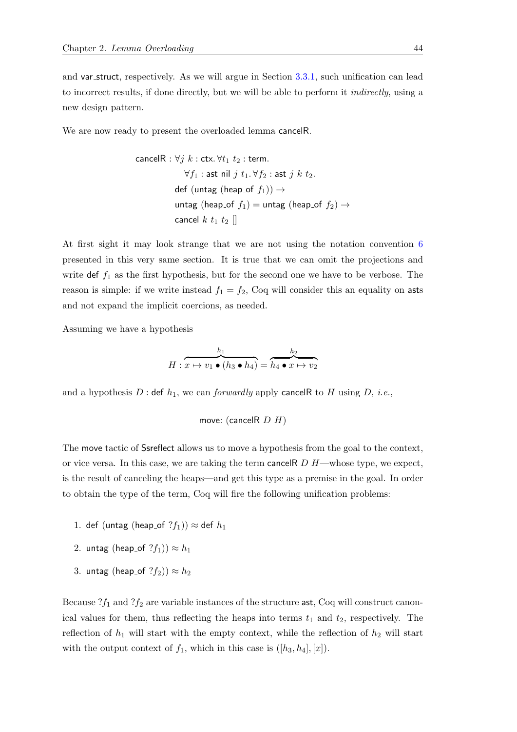and var_struct, respectively. As we will argue in Section 3.3.1, such unification can lead to incorrect results, if done directly, but we will be able to perform it *indirectly*, using a new design pattern.

We are now ready to present the overloaded lemma cancelR.

$$
\begin{aligned}
\mathsf{cancelR} : \forall j\ k : \mathsf{ctx}.\, \forall t_1\ t_2 : \mathsf{term}.&\\
\forall f_1 : \mathsf{ast\ nil}\ j\ t_1.\, \forall f_2 : \mathsf{ast}\ j\ k\ t_2.&\\
\mathsf{def}\ (\mathsf{untag}\ (\mathsf{heap\_of}\ f_1)) \rightarrow&\\
\mathsf{untag}\ (\mathsf{heap\_of}\ f_1) = \mathsf{untag}\ (\mathsf{heap\_of}\ f_2) \rightarrow&\\
\mathsf{cancel}\ k\ t_1\ t_2\ []&
\end{aligned}
$$

At first sight it may look strange that we are not using the notation convention 6 presented in this very same section. It is true that we can omit the projections and write def $f_1$ as the first hypothesis, but for the second one we have to be verbose. The reason is simple: if we write instead $f_1 = f_2$, Coq will consider this an equality on asts and not expand the implicit coercions, as needed.

Assuming we have a hypothesis

$$H : \overbrace{x \mapsto v_1 \bullet (h_3 \bullet h_4)}^{h_1} = \overbrace{h_4 \bullet x \mapsto v_2}^{h_2}$$

and a hypothesis $D : \mathsf{def}\ h_1$, we can *forwardly* apply cancelR to $H$ using $D$, *i.e.*,

$$\mathsf{move:}\ (\mathsf{cancelR}\ D\ H)$$

The move tactic of Ssreflect allows us to move a hypothesis from the goal to the context, or vice versa. In this case, we are taking the term cancelR $D$ $H$—whose type, we expect, is the result of canceling the heaps—and get this type as a premise in the goal. In order to obtain the type of the term, Coq will fire the following unification problems:

1. $\mathsf{def}\ (\mathsf{untag}\ (\mathsf{heap\_of}\ ?f_1)) \approx \mathsf{def}\ h_1$
2. $\mathsf{untag}\ (\mathsf{heap\_of}\ ?f_1)) \approx h_1$
3. $\mathsf{untag}\ (\mathsf{heap\_of}\ ?f_2)) \approx h_2$

Because $?f_1$ and $?f_2$ are variable instances of the structure ast, Coq will construct canonical values for them, thus reflecting the heaps into terms $t_1$ and $t_2$, respectively. The reflection of $h_1$ will start with the empty context, while the reflection of $h_2$ will start with the output context of $f_1$, which in this case is $([h_3, h_4], [x])$.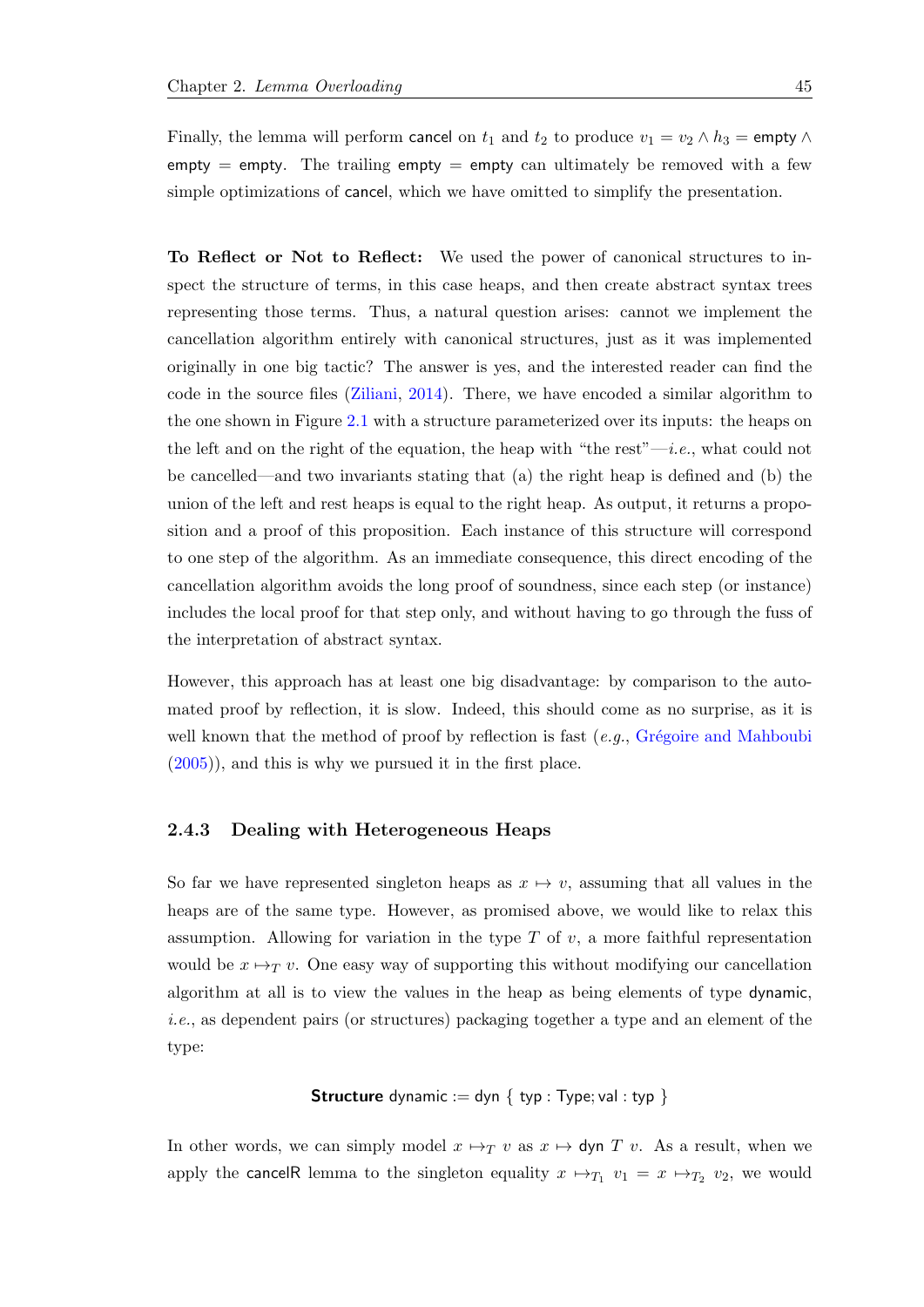Finally, the lemma will perform cancel on $t_1$ and $t_2$ to produce $v_1 = v_2 \wedge h_3 = \mathsf{empty} \wedge \mathsf{empty} = \mathsf{empty}$. The trailing $\mathsf{empty} = \mathsf{empty}$ can ultimately be removed with a few simple optimizations of cancel, which we have omitted to simplify the presentation.

**To Reflect or Not to Reflect:** We used the power of canonical structures to inspect the structure of terms, in this case heaps, and then create abstract syntax trees representing those terms. Thus, a natural question arises: cannot we implement the cancellation algorithm entirely with canonical structures, just as it was implemented originally in one big tactic? The answer is yes, and the interested reader can find the code in the source files (Ziliani, 2014). There, we have encoded a similar algorithm to the one shown in Figure 2.1 with a structure parameterized over its inputs: the heaps on the left and on the right of the equation, the heap with "the rest"—*i.e.*, what could not be cancelled—and two invariants stating that (a) the right heap is defined and (b) the union of the left and rest heaps is equal to the right heap. As output, it returns a proposition and a proof of this proposition. Each instance of this structure will correspond to one step of the algorithm. As an immediate consequence, this direct encoding of the cancellation algorithm avoids the long proof of soundness, since each step (or instance) includes the local proof for that step only, and without having to go through the fuss of the interpretation of abstract syntax.

However, this approach has at least one big disadvantage: by comparison to the automated proof by reflection, it is slow. Indeed, this should come as no surprise, as it is well known that the method of proof by reflection is fast (*e.g.*, Grégoire and Mahboubi (2005)), and this is why we pursued it in the first place.

### 2.4.3 Dealing with Heterogeneous Heaps

So far we have represented singleton heaps as $x \mapsto v$, assuming that all values in the heaps are of the same type. However, as promised above, we would like to relax this assumption. Allowing for variation in the type $T$ of $v$, a more faithful representation would be $x \mapsto_T v$. One easy way of supporting this without modifying our cancellation algorithm at all is to view the values in the heap as being elements of type dynamic, *i.e.*, as dependent pairs (or structures) packaging together a type and an element of the type:

$$\textbf{Structure}\ \mathsf{dynamic} := \mathsf{dyn}\ \{\ \mathsf{typ} : \mathsf{Type}; \mathsf{val} : \mathsf{typ}\ \}$$

In other words, we can simply model $x \mapsto_T v$ as $x \mapsto \mathsf{dyn}\ T\ v$. As a result, when we apply the cancelR lemma to the singleton equality $x \mapsto_{T_1} v_1 = x \mapsto_{T_2} v_2$, we would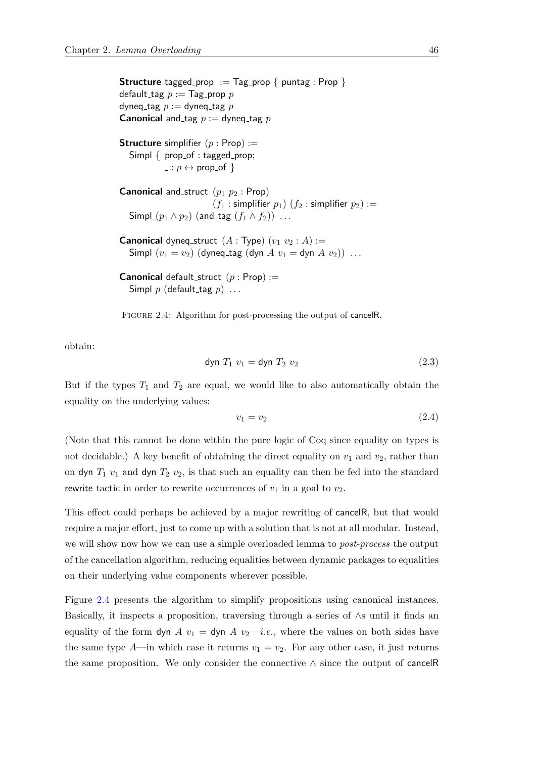```
Structure tagged_prop := Tag_prop { puntag : Prop }
default_tag p := Tag_prop p
dyneq_tag p := dyneq_tag p
Canonical and_tag p := dyneq_tag p

Structure simplifier (p : Prop) :=
  Simpl { prop_of : tagged_prop;
          _ : p ↔ prop_of }

Canonical and_struct (p1 p2 : Prop)
                     (f1 : simplifier p1) (f2 : simplifier p2) :=
  Simpl (p1 ∧ p2) (and_tag (f1 ∧ f2)) ...

Canonical dyneq_struct (A : Type) (v1 v2 : A) :=
  Simpl (v1 = v2) (dyneq_tag (dyn A v1 = dyn A v2)) ...

Canonical default_struct (p : Prop) :=
  Simpl p (default_tag p) ...
```

Figure 2.4: Algorithm for post-processing the output of cancelR.

obtain:

$$\mathsf{dyn}\ T_1\ v_1 = \mathsf{dyn}\ T_2\ v_2 \tag{2.3}$$

But if the types $T_1$ and $T_2$ are equal, we would like to also automatically obtain the equality on the underlying values:

$$v_1 = v_2 \tag{2.4}$$

(Note that this cannot be done within the pure logic of Coq since equality on types is not decidable.) A key benefit of obtaining the direct equality on $v_1$ and $v_2$, rather than on dyn $T_1$ $v_1$ and dyn $T_2$ $v_2$, is that such an equality can then be fed into the standard rewrite tactic in order to rewrite occurrences of $v_1$ in a goal to $v_2$.

This effect could perhaps be achieved by a major rewriting of cancelR, but that would require a major effort, just to come up with a solution that is not at all modular. Instead, we will show now how we can use a simple overloaded lemma to *post-process* the output of the cancellation algorithm, reducing equalities between dynamic packages to equalities on their underlying value components wherever possible.

Figure 2.4 presents the algorithm to simplify propositions using canonical instances. Basically, it inspects a proposition, traversing through a series of $\wedge$s until it finds an equality of the form dyn $A$ $v_1$ = dyn $A$ $v_2$—*i.e.*, where the values on both sides have the same type $A$—in which case it returns $v_1 = v_2$. For any other case, it just returns the same proposition. We only consider the connective $\wedge$ since the output of cancelR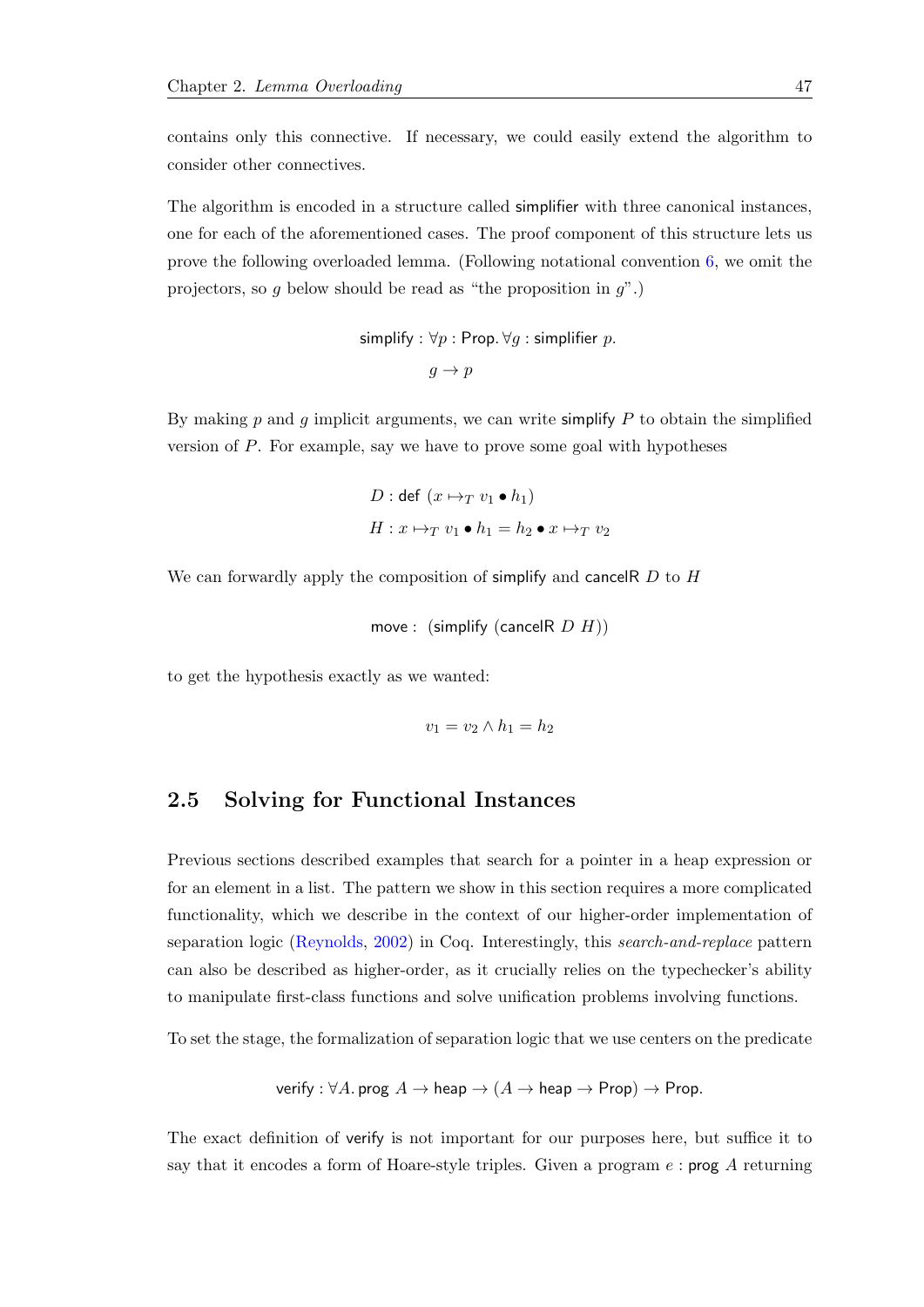contains only this connective. If necessary, we could easily extend the algorithm to consider other connectives.

The algorithm is encoded in a structure called simplifier with three canonical instances, one for each of the aforementioned cases. The proof component of this structure lets us prove the following overloaded lemma. (Following notational convention 6, we omit the projectors, so $g$ below should be read as "the proposition in $g$".)

$$\begin{gathered}\mathsf{simplify} : \forall p : \mathsf{Prop}.\, \forall g : \mathsf{simplifier}\ p. \\ g \to p\end{gathered}$$

By making $p$ and $g$ implicit arguments, we can write simplify $P$ to obtain the simplified version of $P$. For example, say we have to prove some goal with hypotheses

$$\begin{aligned} D &: \mathsf{def}\ (x \mapsto_T v_1 \bullet h_1) \\ H &: x \mapsto_T v_1 \bullet h_1 = h_2 \bullet x \mapsto_T v_2 \end{aligned}$$

We can forwardly apply the composition of simplify and cancelR $D$ to $H$

$$\mathsf{move} :\ (\mathsf{simplify}\ (\mathsf{cancelR}\ D\ H))$$

to get the hypothesis exactly as we wanted:

$$v_1 = v_2 \wedge h_1 = h_2$$

## 2.5 Solving for Functional Instances

Previous sections described examples that search for a pointer in a heap expression or for an element in a list. The pattern we show in this section requires a more complicated functionality, which we describe in the context of our higher-order implementation of separation logic (Reynolds, 2002) in Coq. Interestingly, this *search-and-replace* pattern can also be described as higher-order, as it crucially relies on the typechecker's ability to manipulate first-class functions and solve unification problems involving functions.

To set the stage, the formalization of separation logic that we use centers on the predicate

$$\mathsf{verify} : \forall A.\, \mathsf{prog}\ A \to \mathsf{heap} \to (A \to \mathsf{heap} \to \mathsf{Prop}) \to \mathsf{Prop}.$$

The exact definition of verify is not important for our purposes here, but suffice it to say that it encodes a form of Hoare-style triples. Given a program $e$ : prog $A$ returning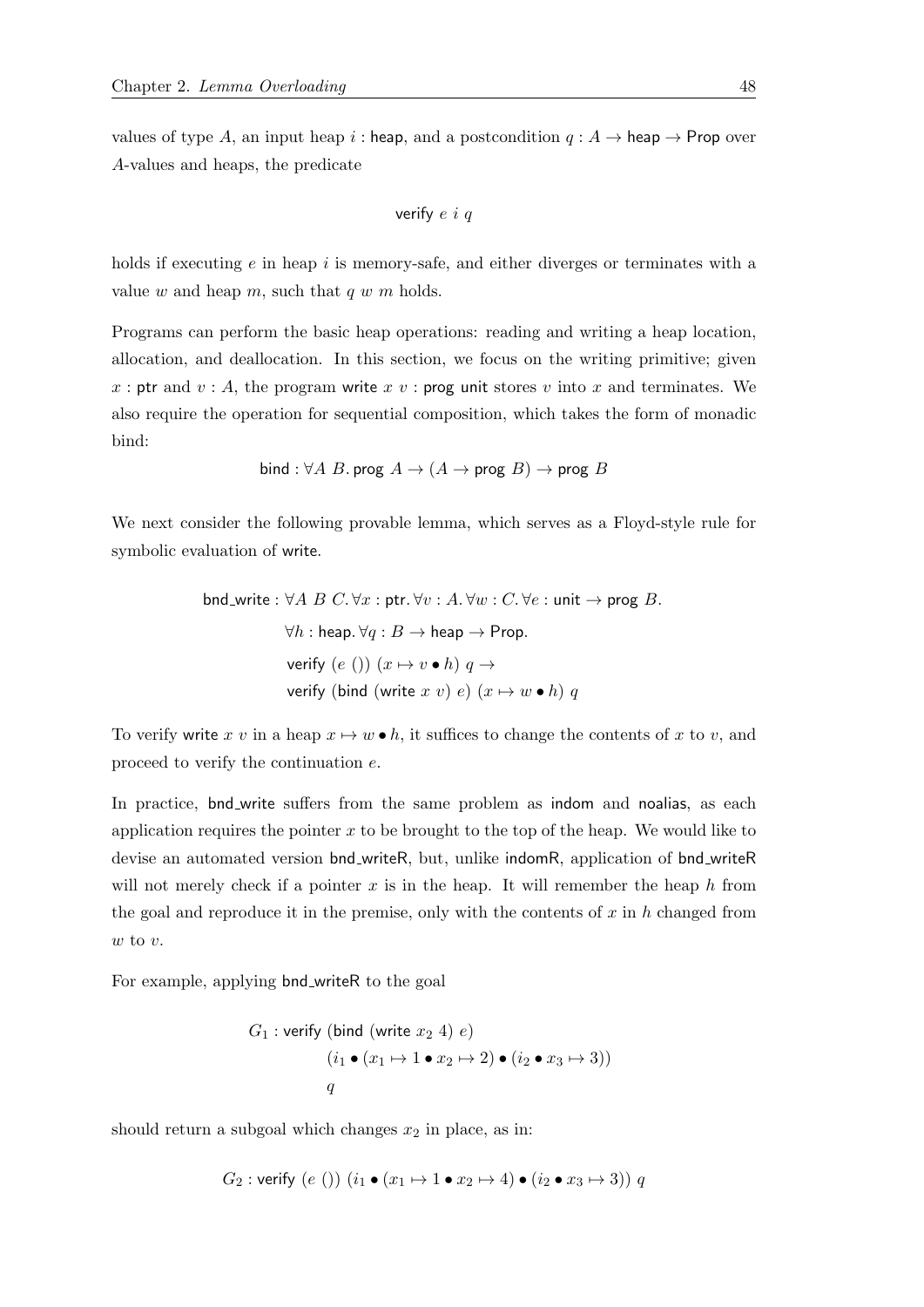values of type $A$, an input heap $i : \mathsf{heap}$, and a postcondition $q : A \to \mathsf{heap} \to \mathsf{Prop}$ over $A$-values and heaps, the predicate

$$\mathsf{verify}\ e\ i\ q$$

holds if executing $e$ in heap $i$ is memory-safe, and either diverges or terminates with a value $w$ and heap $m$, such that $q\ w\ m$ holds.

Programs can perform the basic heap operations: reading and writing a heap location, allocation, and deallocation. In this section, we focus on the writing primitive; given $x : \mathsf{ptr}$ and $v : A$, the program $\mathsf{write}\ x\ v : \mathsf{prog}\ \mathsf{unit}$ stores $v$ into $x$ and terminates. We also require the operation for sequential composition, which takes the form of monadic bind:

$$\mathsf{bind} : \forall A\ B.\, \mathsf{prog}\ A \to (A \to \mathsf{prog}\ B) \to \mathsf{prog}\ B$$

We next consider the following provable lemma, which serves as a Floyd-style rule for symbolic evaluation of write.

$$\begin{aligned}
\mathsf{bnd\_write} : \forall A\ B\ C.\, \forall x : \mathsf{ptr}.\, \forall v : A.\, \forall w : C.\, \forall e : \mathsf{unit} \to \mathsf{prog}\ B.\\
\forall h : \mathsf{heap}.\, \forall q : B \to \mathsf{heap} \to \mathsf{Prop}.\\
\mathsf{verify}\ (e\ ())\ (x \mapsto v \bullet h)\ q \to\\
\mathsf{verify}\ (\mathsf{bind}\ (\mathsf{write}\ x\ v)\ e)\ (x \mapsto w \bullet h)\ q
\end{aligned}$$

To verify $\mathsf{write}\ x\ v$ in a heap $x \mapsto w \bullet h$, it suffices to change the contents of $x$ to $v$, and proceed to verify the continuation $e$.

In practice, bnd_write suffers from the same problem as indom and noalias, as each application requires the pointer $x$ to be brought to the top of the heap. We would like to devise an automated version bnd_writeR, but, unlike indomR, application of bnd_writeR will not merely check if a pointer $x$ is in the heap. It will remember the heap $h$ from the goal and reproduce it in the premise, only with the contents of $x$ in $h$ changed from $w$ to $v$.

For example, applying bnd_writeR to the goal

$$\begin{aligned}
G_1 : \mathsf{verify}\ &(\mathsf{bind}\ (\mathsf{write}\ x_2\ 4)\ e)\\
&(i_1 \bullet (x_1 \mapsto 1 \bullet x_2 \mapsto 2) \bullet (i_2 \bullet x_3 \mapsto 3))\\
&q
\end{aligned}$$

should return a subgoal which changes $x_2$ in place, as in:

$$G_2 : \mathsf{verify}\ (e\ ())\ (i_1 \bullet (x_1 \mapsto 1 \bullet x_2 \mapsto 4) \bullet (i_2 \bullet x_3 \mapsto 3))\ q$$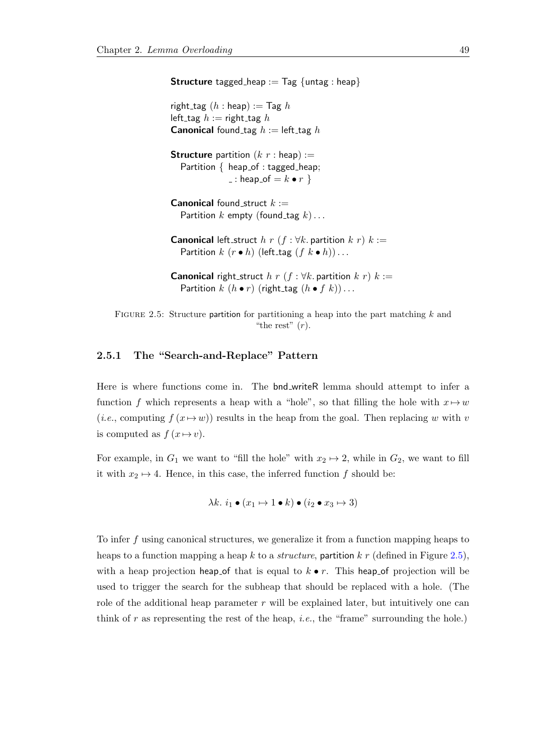```
Structure tagged_heap := Tag {untag : heap}

right_tag (h : heap) := Tag h
left_tag h := right_tag h
Canonical found_tag h := left_tag h

Structure partition (k r : heap) :=
  Partition { heap_of : tagged_heap;
              _ : heap_of = k • r }

Canonical found_struct k :=
  Partition k empty (found_tag k) ...

Canonical left_struct h r (f : ∀k. partition k r) k :=
  Partition k (r • h) (left_tag (f k • h)) ...

Canonical right_struct h r (f : ∀k. partition k r) k :=
  Partition k (h • r) (right_tag (h • f k)) ...
```

Figure 2.5: Structure partition for partitioning a heap into the part matching $k$ and "the rest" ($r$).

### 2.5.1 The "Search-and-Replace" Pattern

Here is where functions come in. The bnd_writeR lemma should attempt to infer a function $f$ which represents a heap with a "hole", so that filling the hole with $x \mapsto w$ (*i.e.*, computing $f\,(x \mapsto w)$) results in the heap from the goal. Then replacing $w$ with $v$ is computed as $f\,(x \mapsto v)$.

For example, in $G_1$ we want to "fill the hole" with $x_2 \mapsto 2$, while in $G_2$, we want to fill it with $x_2 \mapsto 4$. Hence, in this case, the inferred function $f$ should be:

$$\lambda k.\ i_1 \bullet (x_1 \mapsto 1 \bullet k) \bullet (i_2 \bullet x_3 \mapsto 3)$$

To infer $f$ using canonical structures, we generalize it from a function mapping heaps to heaps to a function mapping a heap $k$ to a *structure*, partition $k\ r$ (defined in Figure 2.5), with a heap projection heap_of that is equal to $k \bullet r$. This heap_of projection will be used to trigger the search for the subheap that should be replaced with a hole. (The role of the additional heap parameter $r$ will be explained later, but intuitively one can think of $r$ as representing the rest of the heap, *i.e.*, the "frame" surrounding the hole.)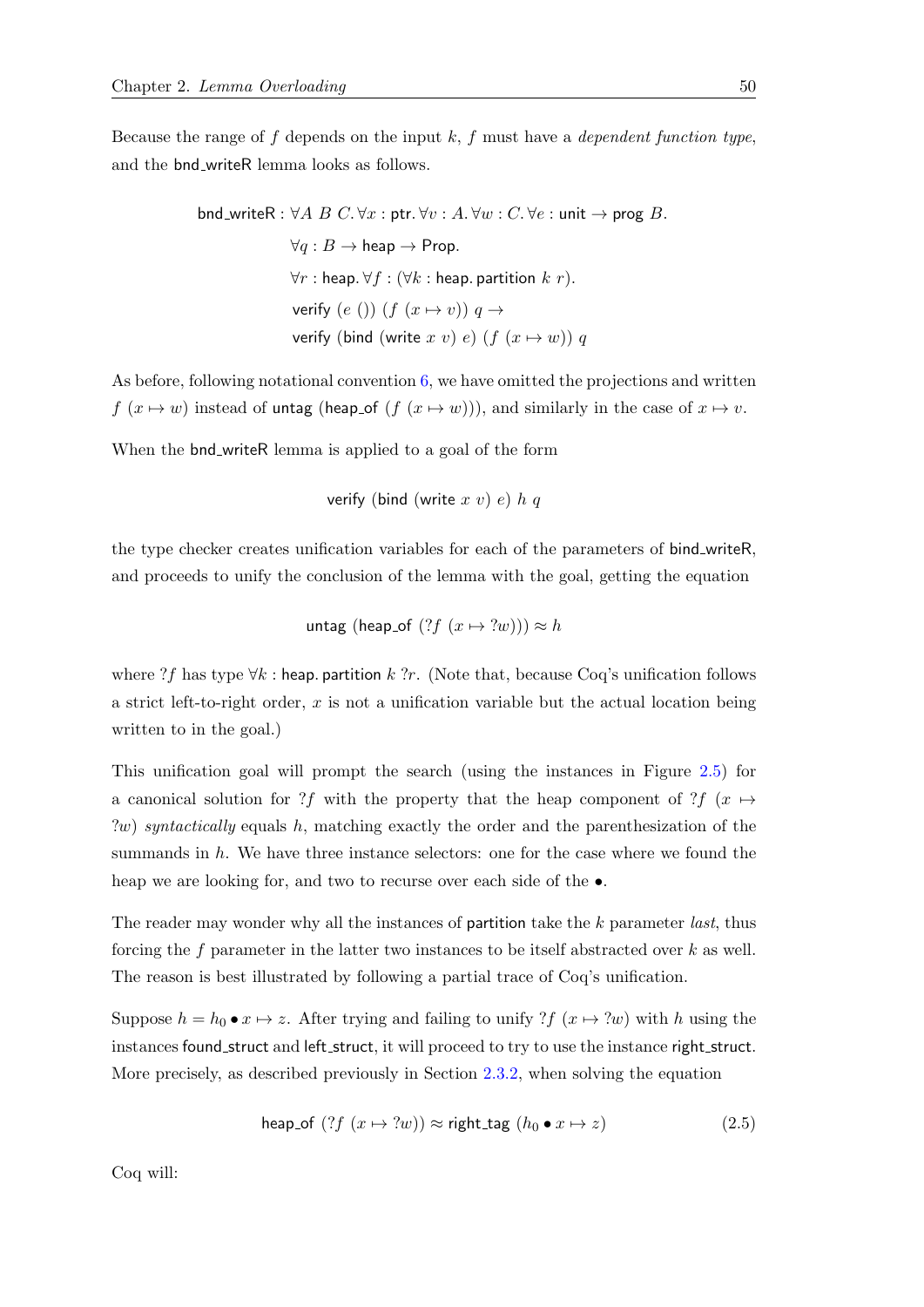Because the range of $f$ depends on the input $k$, $f$ must have a *dependent function type*, and the bnd_writeR lemma looks as follows.

$$
\begin{aligned}
\mathsf{bnd\_writeR} : \forall A\ B\ C.\, \forall x : \mathsf{ptr}.\, \forall v : A.\, \forall w : C.\, \forall e : \mathsf{unit} \to \mathsf{prog}\ B.\\
\forall q : B \to \mathsf{heap} \to \mathsf{Prop}.\\
\forall r : \mathsf{heap}.\, \forall f : (\forall k : \mathsf{heap}.\, \mathsf{partition}\ k\ r).\\
\mathsf{verify}\ (e\ ())\ (f\ (x \mapsto v))\ q \to\\
\mathsf{verify}\ (\mathsf{bind}\ (\mathsf{write}\ x\ v)\ e)\ (f\ (x \mapsto w))\ q
\end{aligned}
$$

As before, following notational convention 6, we have omitted the projections and written $f\ (x \mapsto w)$ instead of $\mathsf{untag}\ (\mathsf{heap\_of}\ (f\ (x \mapsto w)))$, and similarly in the case of $x \mapsto v$.

When the bnd_writeR lemma is applied to a goal of the form

$$
\mathsf{verify}\ (\mathsf{bind}\ (\mathsf{write}\ x\ v)\ e)\ h\ q
$$

the type checker creates unification variables for each of the parameters of bnd_writeR, and proceeds to unify the conclusion of the lemma with the goal, getting the equation

$$
\mathsf{untag}\ (\mathsf{heap\_of}\ (?f\ (x \mapsto ?w))) \approx h
$$

where $?f$ has type $\forall k : \mathsf{heap}.\, \mathsf{partition}\ k\ ?r$. (Note that, because Coq's unification follows a strict left-to-right order, $x$ is not a unification variable but the actual location being written to in the goal.)

This unification goal will prompt the search (using the instances in Figure 2.5) for a canonical solution for $?f$ with the property that the heap component of $?f\ (x \mapsto ?w)$ *syntactically* equals $h$, matching exactly the order and the parenthesization of the summands in $h$. We have three instance selectors: one for the case where we found the heap we are looking for, and two to recurse over each side of the $\bullet$.

The reader may wonder why all the instances of partition take the $k$ parameter *last*, thus forcing the $f$ parameter in the latter two instances to be itself abstracted over $k$ as well. The reason is best illustrated by following a partial trace of Coq's unification.

Suppose $h = h_0 \bullet x \mapsto z$. After trying and failing to unify $?f\ (x \mapsto ?w)$ with $h$ using the instances found_struct and left_struct, it will proceed to try to use the instance right_struct. More precisely, as described previously in Section 2.3.2, when solving the equation

$$
\mathsf{heap\_of}\ (?f\ (x \mapsto ?w)) \approx \mathsf{right\_tag}\ (h_0 \bullet x \mapsto z) \tag{2.5}
$$

Coq will: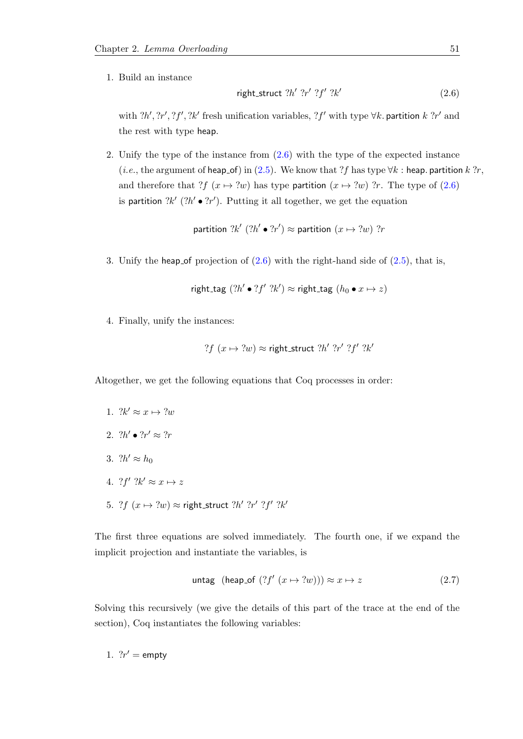1. Build an instance

$$\mathsf{right\_struct}\ ?h'\ ?r'\ ?f'\ ?k' \tag{2.6}$$

with $?h', ?r', ?f', ?k'$ fresh unification variables, $?f'$ with type $\forall k.\, \mathsf{partition}\ k\ ?r'$ and the rest with type $\mathsf{heap}$.

2. Unify the type of the instance from (2.6) with the type of the expected instance (*i.e.*, the argument of $\mathsf{heap\_of}$) in (2.5). We know that $?f$ has type $\forall k : \mathsf{heap}.\, \mathsf{partition}\ k\ ?r$, and therefore that $?f\ (x \mapsto ?w)$ has type $\mathsf{partition}\ (x \mapsto ?w)\ ?r$. The type of (2.6) is $\mathsf{partition}\ ?k'\ (?h' \bullet ?r')$. Putting it all together, we get the equation

$$\mathsf{partition}\ ?k'\ (?h' \bullet ?r') \approx \mathsf{partition}\ (x \mapsto ?w)\ ?r$$

3. Unify the $\mathsf{heap\_of}$ projection of (2.6) with the right-hand side of (2.5), that is,

$$\mathsf{right\_tag}\ (?h' \bullet ?f'\ ?k') \approx \mathsf{right\_tag}\ (h_0 \bullet x \mapsto z)$$

4. Finally, unify the instances:

$$?f\ (x \mapsto ?w) \approx \mathsf{right\_struct}\ ?h'\ ?r'\ ?f'\ ?k'$$

Altogether, we get the following equations that Coq processes in order:

1. $?k' \approx x \mapsto ?w$
2. $?h' \bullet ?r' \approx ?r$
3. $?h' \approx h_0$
4. $?f'\ ?k' \approx x \mapsto z$
5. $?f\ (x \mapsto ?w) \approx \mathsf{right\_struct}\ ?h'\ ?r'\ ?f'\ ?k'$

The first three equations are solved immediately. The fourth one, if we expand the implicit projection and instantiate the variables, is

$$\mathsf{untag}\ \ (\mathsf{heap\_of}\ (?f'\ (x \mapsto ?w))) \approx x \mapsto z \tag{2.7}$$

Solving this recursively (we give the details of this part of the trace at the end of the section), Coq instantiates the following variables:

1. $?r' = \mathsf{empty}$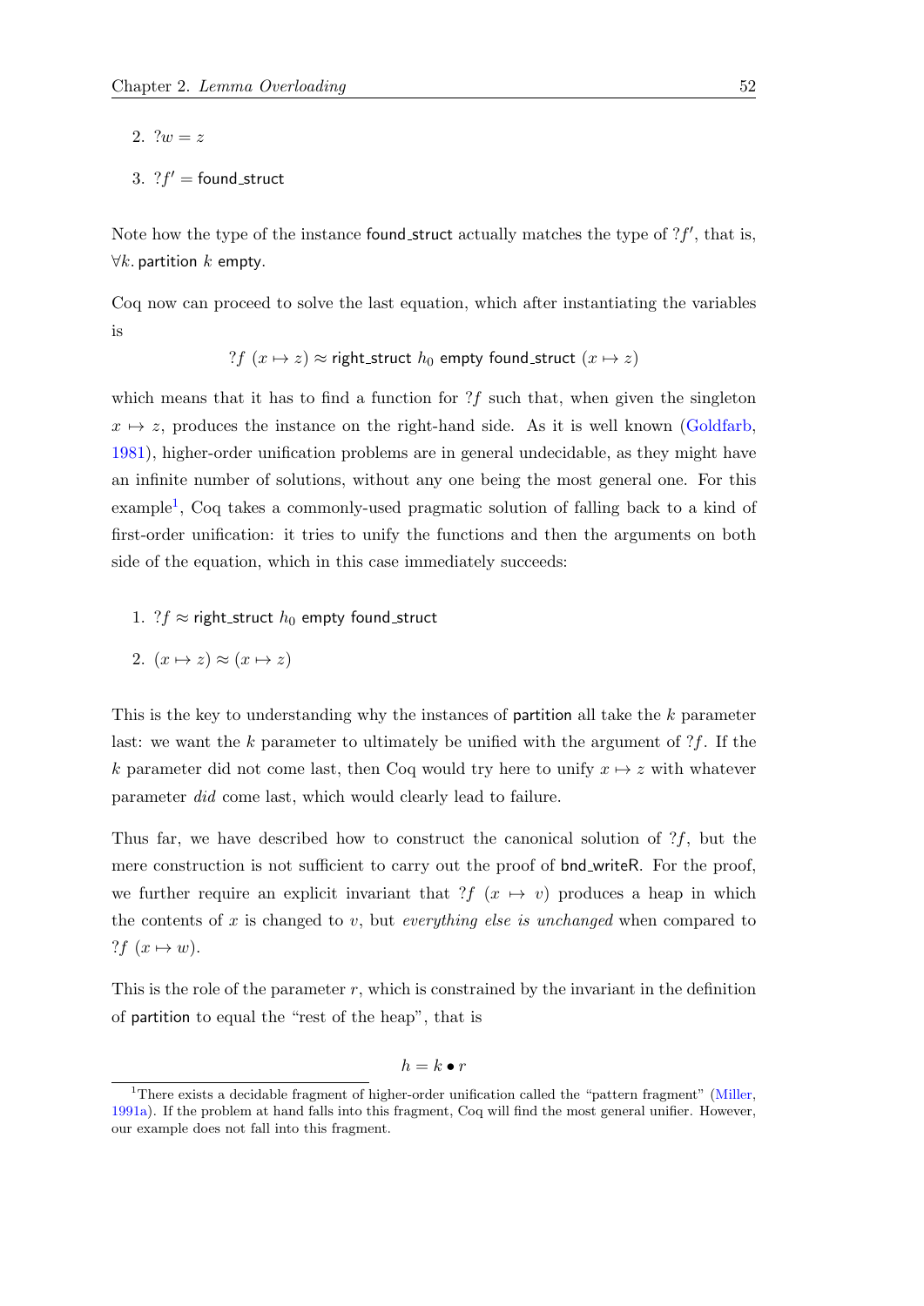2. $?w = z$

3. $?f' = \mathsf{found\_struct}$

Note how the type of the instance found_struct actually matches the type of $?f'$, that is, $\forall k.\, \mathsf{partition}\ k\ \mathsf{empty}$.

Coq now can proceed to solve the last equation, which after instantiating the variables is

$$?f\ (x \mapsto z) \approx \mathsf{right\_struct}\ h_0\ \mathsf{empty}\ \mathsf{found\_struct}\ (x \mapsto z)$$

which means that it has to find a function for $?f$ such that, when given the singleton $x \mapsto z$, produces the instance on the right-hand side. As it is well known (Goldfarb, 1981), higher-order unification problems are in general undecidable, as they might have an infinite number of solutions, without any one being the most general one. For this example[1], Coq takes a commonly-used pragmatic solution of falling back to a kind of first-order unification: it tries to unify the functions and then the arguments on both side of the equation, which in this case immediately succeeds:

1. $?f \approx \mathsf{right\_struct}\ h_0\ \mathsf{empty}\ \mathsf{found\_struct}$

2. $(x \mapsto z) \approx (x \mapsto z)$

This is the key to understanding why the instances of partition all take the $k$ parameter last: we want the $k$ parameter to ultimately be unified with the argument of $?f$. If the $k$ parameter did not come last, then Coq would try here to unify $x \mapsto z$ with whatever parameter *did* come last, which would clearly lead to failure.

Thus far, we have described how to construct the canonical solution of $?f$, but the mere construction is not sufficient to carry out the proof of bnd_writeR. For the proof, we further require an explicit invariant that $?f\ (x \mapsto v)$ produces a heap in which the contents of $x$ is changed to $v$, but *everything else is unchanged* when compared to $?f\ (x \mapsto w)$.

This is the role of the parameter $r$, which is constrained by the invariant in the definition of partition to equal the "rest of the heap", that is

$$h = k \bullet r$$

[1] There exists a decidable fragment of higher-order unification called the "pattern fragment" (Miller, 1991a). If the problem at hand falls into this fragment, Coq will find the most general unifier. However, our example does not fall into this fragment.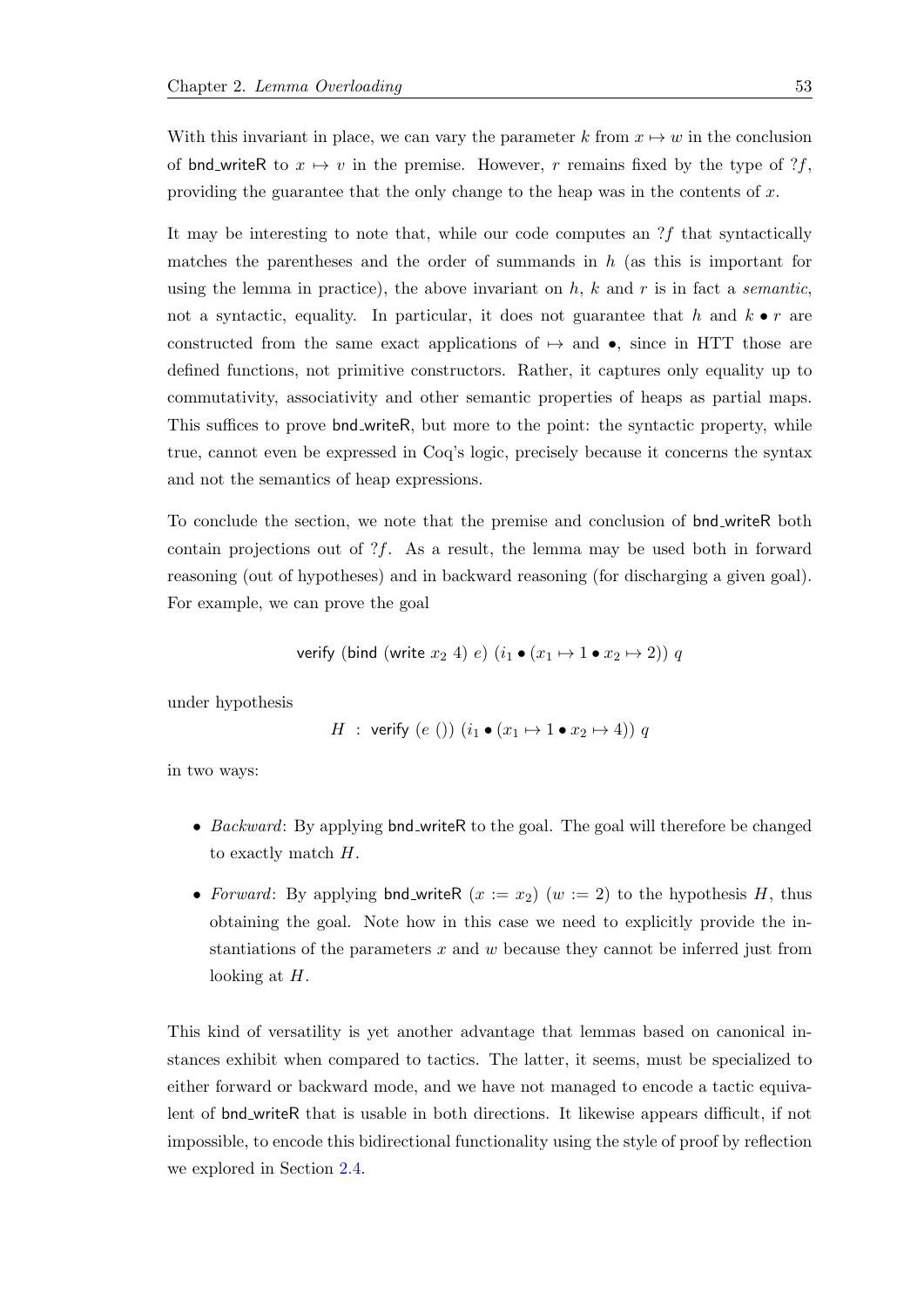With this invariant in place, we can vary the parameter $k$ from $x \mapsto w$ in the conclusion of bnd_writeR to $x \mapsto v$ in the premise. However, $r$ remains fixed by the type of $?f$, providing the guarantee that the only change to the heap was in the contents of $x$.

It may be interesting to note that, while our code computes an $?f$ that syntactically matches the parentheses and the order of summands in $h$ (as this is important for using the lemma in practice), the above invariant on $h$, $k$ and $r$ is in fact a *semantic*, not a syntactic, equality. In particular, it does not guarantee that $h$ and $k \bullet r$ are constructed from the same exact applications of $\mapsto$ and $\bullet$, since in HTT those are defined functions, not primitive constructors. Rather, it captures only equality up to commutativity, associativity and other semantic properties of heaps as partial maps. This suffices to prove bnd_writeR, but more to the point: the syntactic property, while true, cannot even be expressed in Coq's logic, precisely because it concerns the syntax and not the semantics of heap expressions.

To conclude the section, we note that the premise and conclusion of bnd_writeR both contain projections out of $?f$. As a result, the lemma may be used both in forward reasoning (out of hypotheses) and in backward reasoning (for discharging a given goal). For example, we can prove the goal

$$\mathsf{verify}\ (\mathsf{bind}\ (\mathsf{write}\ x_2\ 4)\ e)\ (i_1 \bullet (x_1 \mapsto 1 \bullet x_2 \mapsto 2))\ q$$

under hypothesis

$$H\ :\ \mathsf{verify}\ (e\ ())\ (i_1 \bullet (x_1 \mapsto 1 \bullet x_2 \mapsto 4))\ q$$

in two ways:

- *Backward*: By applying bnd_writeR to the goal. The goal will therefore be changed to exactly match $H$.
- *Forward*: By applying bnd_writeR $(x := x_2)$ $(w := 2)$ to the hypothesis $H$, thus obtaining the goal. Note how in this case we need to explicitly provide the instantiations of the parameters $x$ and $w$ because they cannot be inferred just from looking at $H$.

This kind of versatility is yet another advantage that lemmas based on canonical instances exhibit when compared to tactics. The latter, it seems, must be specialized to either forward or backward mode, and we have not managed to encode a tactic equivalent of bnd_writeR that is usable in both directions. It likewise appears difficult, if not impossible, to encode this bidirectional functionality using the style of proof by reflection we explored in Section 2.4.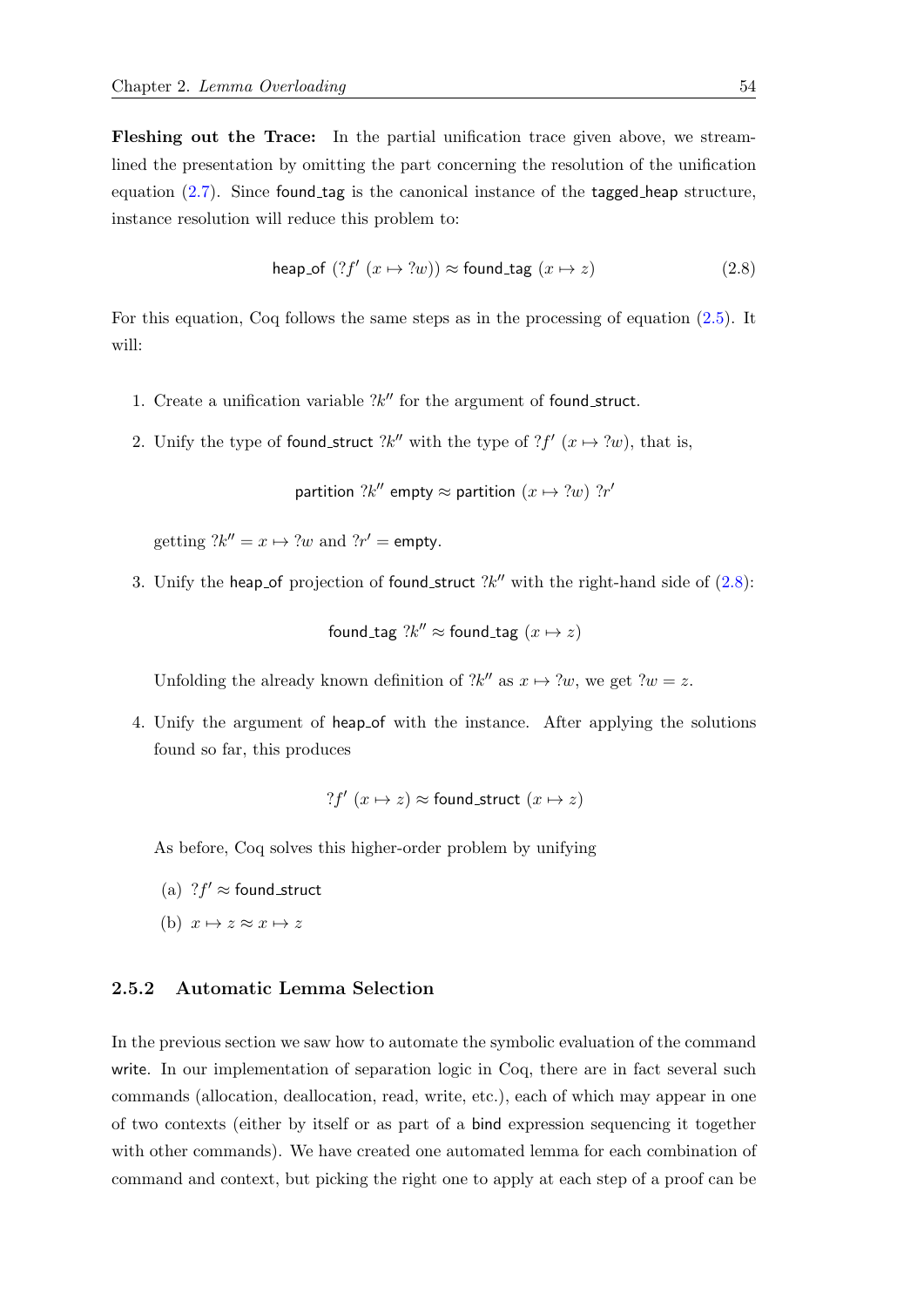**Fleshing out the Trace:** In the partial unification trace given above, we streamlined the presentation by omitting the part concerning the resolution of the unification equation (2.7). Since found_tag is the canonical instance of the tagged_heap structure, instance resolution will reduce this problem to:

$$\mathsf{heap\_of}\ (?f'\ (x \mapsto ?w)) \approx \mathsf{found\_tag}\ (x \mapsto z) \tag{2.8}$$

For this equation, Coq follows the same steps as in the processing of equation (2.5). It will:

1. Create a unification variable $?k''$ for the argument of found_struct.

2. Unify the type of found_struct $?k''$ with the type of $?f'\ (x \mapsto ?w)$, that is,

   $$\mathsf{partition}\ ?k''\ \mathsf{empty} \approx \mathsf{partition}\ (x \mapsto ?w)\ ?r'$$

   getting $?k'' = x \mapsto ?w$ and $?r' = \mathsf{empty}$.

3. Unify the heap_of projection of found_struct $?k''$ with the right-hand side of (2.8):

   $$\mathsf{found\_tag}\ ?k'' \approx \mathsf{found\_tag}\ (x \mapsto z)$$

   Unfolding the already known definition of $?k''$ as $x \mapsto ?w$, we get $?w = z$.

4. Unify the argument of heap_of with the instance. After applying the solutions found so far, this produces

   $$?f'\ (x \mapsto z) \approx \mathsf{found\_struct}\ (x \mapsto z)$$

   As before, Coq solves this higher-order problem by unifying

   (a) $?f' \approx \mathsf{found\_struct}$

   (b) $x \mapsto z \approx x \mapsto z$

### 2.5.2 Automatic Lemma Selection

In the previous section we saw how to automate the symbolic evaluation of the command write. In our implementation of separation logic in Coq, there are in fact several such commands (allocation, deallocation, read, write, etc.), each of which may appear in one of two contexts (either by itself or as part of a bind expression sequencing it together with other commands). We have created one automated lemma for each combination of command and context, but picking the right one to apply at each step of a proof can be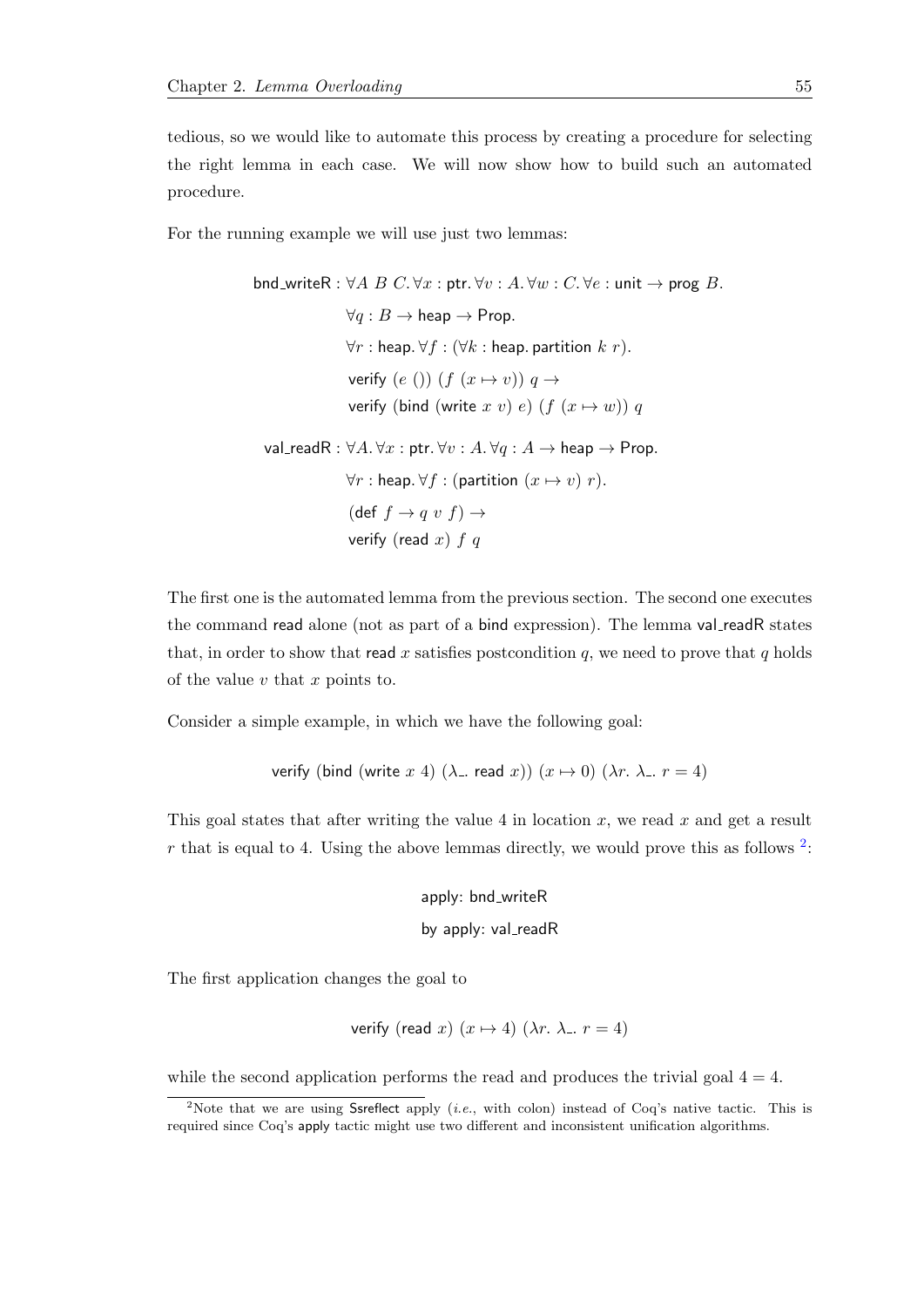tedious, so we would like to automate this process by creating a procedure for selecting the right lemma in each case. We will now show how to build such an automated procedure.

For the running example we will use just two lemmas:

$$
\begin{aligned}
\mathsf{bnd\_writeR} : \ & \forall A\ B\ C.\, \forall x : \mathsf{ptr}.\, \forall v : A.\, \forall w : C.\, \forall e : \mathsf{unit} \to \mathsf{prog}\ B. \\
& \forall q : B \to \mathsf{heap} \to \mathsf{Prop}. \\
& \forall r : \mathsf{heap}.\, \forall f : (\forall k : \mathsf{heap}.\, \mathsf{partition}\ k\ r). \\
& \mathsf{verify}\ (e\ ())\ (f\ (x \mapsto v))\ q \to \\
& \mathsf{verify}\ (\mathsf{bind}\ (\mathsf{write}\ x\ v)\ e)\ (f\ (x \mapsto w))\ q \\
\mathsf{val\_readR} : \ & \forall A.\, \forall x : \mathsf{ptr}.\, \forall v : A.\, \forall q : A \to \mathsf{heap} \to \mathsf{Prop}. \\
& \forall r : \mathsf{heap}.\, \forall f : (\mathsf{partition}\ (x \mapsto v)\ r). \\
& (\mathsf{def}\ f \to q\ v\ f) \to \\
& \mathsf{verify}\ (\mathsf{read}\ x)\ f\ q
\end{aligned}
$$

The first one is the automated lemma from the previous section. The second one executes the command read alone (not as part of a bind expression). The lemma val_readR states that, in order to show that read $x$ satisfies postcondition $q$, we need to prove that $q$ holds of the value $v$ that $x$ points to.

Consider a simple example, in which we have the following goal:

$$\mathsf{verify}\ (\mathsf{bind}\ (\mathsf{write}\ x\ 4)\ (\lambda\_.\ \mathsf{read}\ x))\ (x \mapsto 0)\ (\lambda r.\ \lambda\_.\ r = 4)$$

This goal states that after writing the value 4 in location $x$, we read $x$ and get a result $r$ that is equal to 4. Using the above lemmas directly, we would prove this as follows [2]:

```
apply: bnd_writeR
by apply: val_readR
```

The first application changes the goal to

$$\mathsf{verify}\ (\mathsf{read}\ x)\ (x \mapsto 4)\ (\lambda r.\ \lambda\_.\ r = 4)$$

while the second application performs the read and produces the trivial goal $4 = 4$.

[2] Note that we are using Ssreflect apply (*i.e.*, with colon) instead of Coq's native tactic. This is required since Coq's apply tactic might use two different and inconsistent unification algorithms.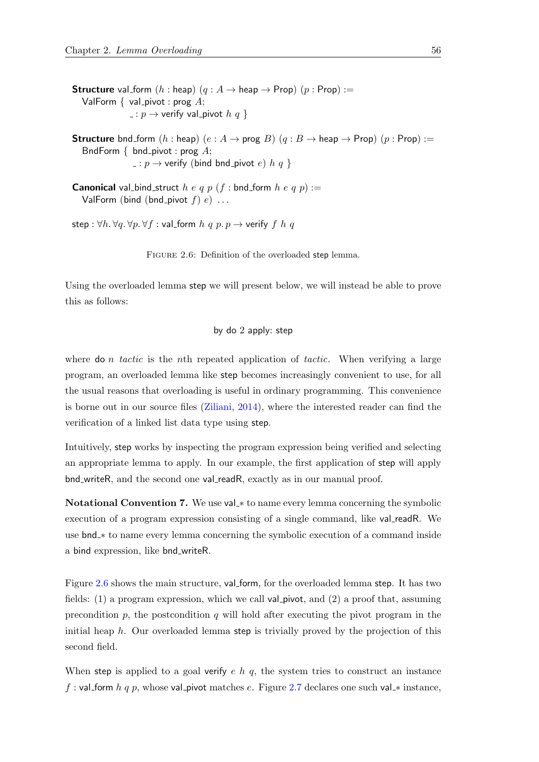```
Structure val_form (h : heap) (q : A → heap → Prop) (p : Prop) :=
  ValForm { val_pivot : prog A;
            _ : p → verify val_pivot h q }

Structure bnd_form (h : heap) (e : A → prog B) (q : B → heap → Prop) (p : Prop) :=
  BndForm { bnd_pivot : prog A;
            _ : p → verify (bind bnd_pivot e) h q }

Canonical val_bind_struct h e q p (f : bnd_form h e q p) :=
  ValForm (bind (bnd_pivot f) e) ...

step : ∀h. ∀q. ∀p. ∀f : val_form h q p. p → verify f h q
```

Figure 2.6: Definition of the overloaded step lemma.

Using the overloaded lemma step we will present below, we will instead be able to prove this as follows:

```
by do 2 apply: step
```

where do $n$ *tactic* is the $n$th repeated application of *tactic*. When verifying a large program, an overloaded lemma like step becomes increasingly convenient to use, for all the usual reasons that overloading is useful in ordinary programming. This convenience is borne out in our source files (Ziliani, 2014), where the interested reader can find the verification of a linked list data type using step.

Intuitively, step works by inspecting the program expression being verified and selecting an appropriate lemma to apply. In our example, the first application of step will apply bnd_writeR, and the second one val_readR, exactly as in our manual proof.

**Notational Convention 7.** We use val_∗ to name every lemma concerning the symbolic execution of a program expression consisting of a single command, like val_readR. We use bnd_∗ to name every lemma concerning the symbolic execution of a command inside a bind expression, like bnd_writeR.

Figure 2.6 shows the main structure, val_form, for the overloaded lemma step. It has two fields: (1) a program expression, which we call val_pivot, and (2) a proof that, assuming precondition $p$, the postcondition $q$ will hold after executing the pivot program in the initial heap $h$. Our overloaded lemma step is trivially proved by the projection of this second field.

When step is applied to a goal verify $e$ $h$ $q$, the system tries to construct an instance $f$ : val_form $h$ $q$ $p$, whose val_pivot matches $e$. Figure 2.7 declares one such val_∗ instance,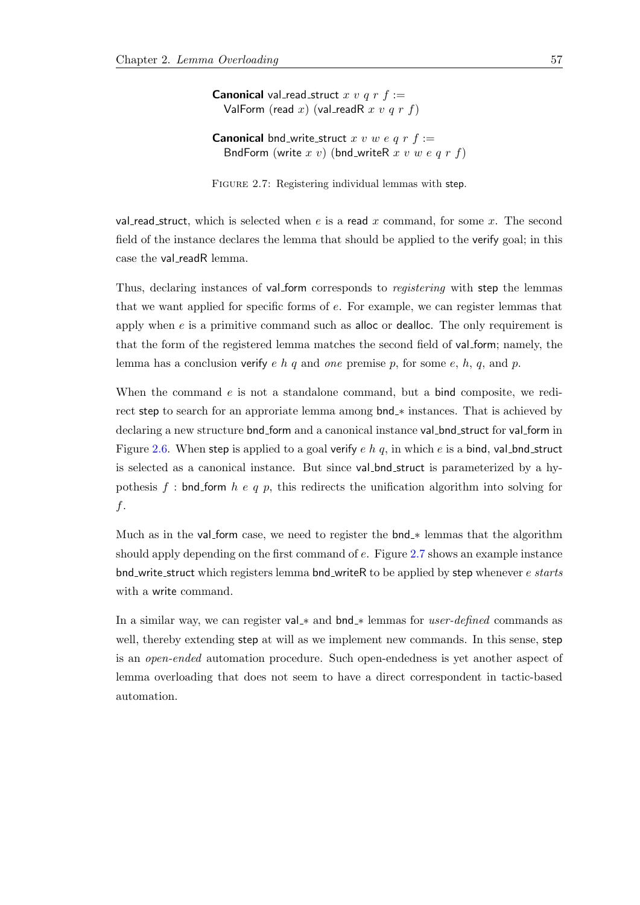```
Canonical val_read_struct x v q r f :=
  ValForm (read x) (val_readR x v q r f)

Canonical bnd_write_struct x v w e q r f :=
  BndForm (write x v) (bnd_writeR x v w e q r f)
```

Figure 2.7: Registering individual lemmas with step.

val_read_struct, which is selected when $e$ is a read $x$ command, for some $x$. The second field of the instance declares the lemma that should be applied to the verify goal; in this case the val_readR lemma.

Thus, declaring instances of val_form corresponds to *registering* with step the lemmas that we want applied for specific forms of $e$. For example, we can register lemmas that apply when $e$ is a primitive command such as alloc or dealloc. The only requirement is that the form of the registered lemma matches the second field of val_form; namely, the lemma has a conclusion verify $e$ $h$ $q$ and *one* premise $p$, for some $e$, $h$, $q$, and $p$.

When the command $e$ is not a standalone command, but a bind composite, we redirect step to search for an approriate lemma among bnd_* instances. That is achieved by declaring a new structure bnd_form and a canonical instance val_bnd_struct for val_form in Figure 2.6. When step is applied to a goal verify $e$ $h$ $q$, in which $e$ is a bind, val_bnd_struct is selected as a canonical instance. But since val_bnd_struct is parameterized by a hypothesis $f$ : bnd_form $h$ $e$ $q$ $p$, this redirects the unification algorithm into solving for $f$.

Much as in the val_form case, we need to register the bnd_* lemmas that the algorithm should apply depending on the first command of $e$. Figure 2.7 shows an example instance bnd_write_struct which registers lemma bnd_writeR to be applied by step whenever $e$ *starts* with a write command.

In a similar way, we can register val_* and bnd_* lemmas for *user-defined* commands as well, thereby extending step at will as we implement new commands. In this sense, step is an *open-ended* automation procedure. Such open-endedness is yet another aspect of lemma overloading that does not seem to have a direct correspondent in tactic-based automation.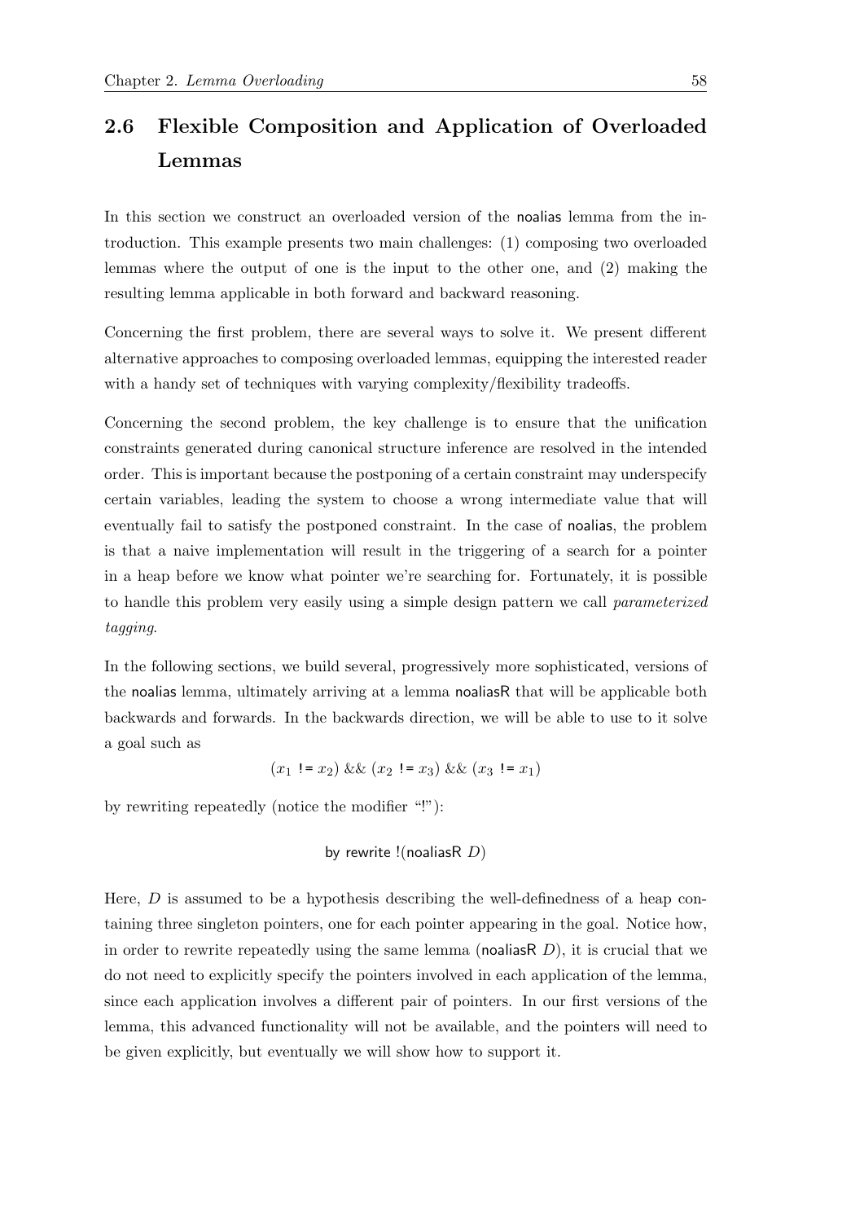## 2.6 Flexible Composition and Application of Overloaded Lemmas

In this section we construct an overloaded version of the noalias lemma from the introduction. This example presents two main challenges: (1) composing two overloaded lemmas where the output of one is the input to the other one, and (2) making the resulting lemma applicable in both forward and backward reasoning.

Concerning the first problem, there are several ways to solve it. We present different alternative approaches to composing overloaded lemmas, equipping the interested reader with a handy set of techniques with varying complexity/flexibility tradeoffs.

Concerning the second problem, the key challenge is to ensure that the unification constraints generated during canonical structure inference are resolved in the intended order. This is important because the postponing of a certain constraint may underspecify certain variables, leading the system to choose a wrong intermediate value that will eventually fail to satisfy the postponed constraint. In the case of noalias, the problem is that a naive implementation will result in the triggering of a search for a pointer in a heap before we know what pointer we're searching for. Fortunately, it is possible to handle this problem very easily using a simple design pattern we call *parameterized tagging*.

In the following sections, we build several, progressively more sophisticated, versions of the noalias lemma, ultimately arriving at a lemma noaliasR that will be applicable both backwards and forwards. In the backwards direction, we will be able to use to it solve a goal such as

$$(x_1 \texttt{ != } x_2) \mathbin{\&\&} (x_2 \texttt{ != } x_3) \mathbin{\&\&} (x_3 \texttt{ != } x_1)$$

by rewriting repeatedly (notice the modifier "!"):

```
by rewrite !(noaliasR D)
```

Here, $D$ is assumed to be a hypothesis describing the well-definedness of a heap containing three singleton pointers, one for each pointer appearing in the goal. Notice how, in order to rewrite repeatedly using the same lemma (noaliasR $D$), it is crucial that we do not need to explicitly specify the pointers involved in each application of the lemma, since each application involves a different pair of pointers. In our first versions of the lemma, this advanced functionality will not be available, and the pointers will need to be given explicitly, but eventually we will show how to support it.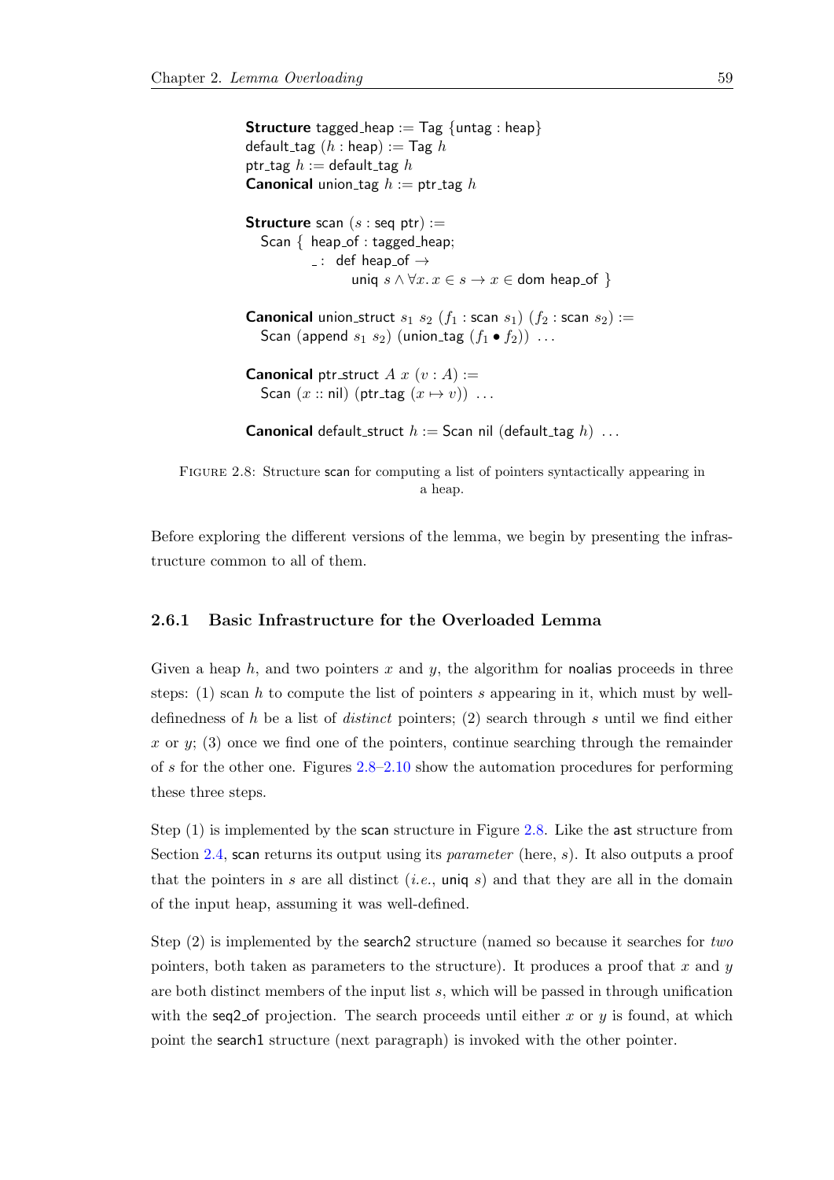```
Structure tagged_heap := Tag {untag : heap}
default_tag (h : heap) := Tag h
ptr_tag h := default_tag h
Canonical union_tag h := ptr_tag h

Structure scan (s : seq ptr) :=
  Scan { heap_of : tagged_heap;
         _ : def heap_of →
               uniq s ∧ ∀x. x ∈ s → x ∈ dom heap_of }

Canonical union_struct s1 s2 (f1 : scan s1) (f2 : scan s2) :=
  Scan (append s1 s2) (union_tag (f1 • f2)) ...

Canonical ptr_struct A x (v : A) :=
  Scan (x :: nil) (ptr_tag (x ↦ v)) ...

Canonical default_struct h := Scan nil (default_tag h) ...
```

Figure 2.8: Structure scan for computing a list of pointers syntactically appearing in a heap.

Before exploring the different versions of the lemma, we begin by presenting the infrastructure common to all of them.

### 2.6.1 Basic Infrastructure for the Overloaded Lemma

Given a heap $h$, and two pointers $x$ and $y$, the algorithm for noalias proceeds in three steps: (1) scan $h$ to compute the list of pointers $s$ appearing in it, which must by well-definedness of $h$ be a list of *distinct* pointers; (2) search through $s$ until we find either $x$ or $y$; (3) once we find one of the pointers, continue searching through the remainder of $s$ for the other one. Figures 2.8–2.10 show the automation procedures for performing these three steps.

Step (1) is implemented by the scan structure in Figure 2.8. Like the ast structure from Section 2.4, scan returns its output using its *parameter* (here, $s$). It also outputs a proof that the pointers in $s$ are all distinct (*i.e.*, uniq $s$) and that they are all in the domain of the input heap, assuming it was well-defined.

Step (2) is implemented by the search2 structure (named so because it searches for *two* pointers, both taken as parameters to the structure). It produces a proof that $x$ and $y$ are both distinct members of the input list $s$, which will be passed in through unification with the seq2_of projection. The search proceeds until either $x$ or $y$ is found, at which point the search1 structure (next paragraph) is invoked with the other pointer.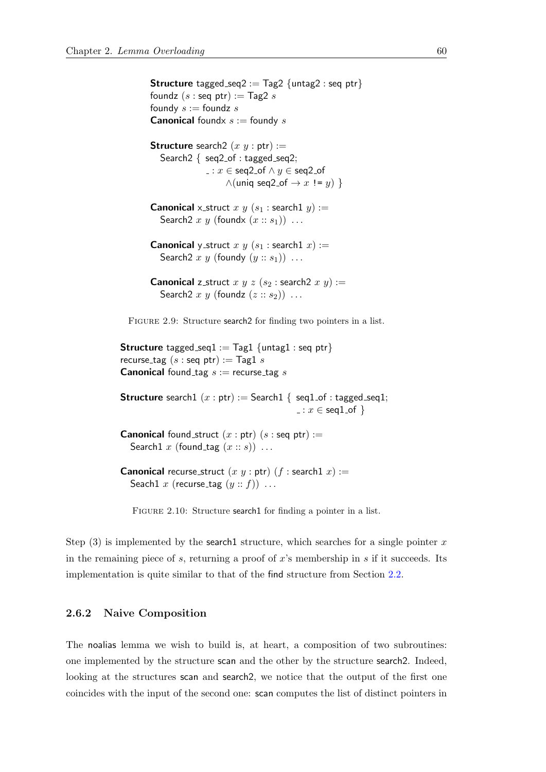```
Structure tagged_seq2 := Tag2 {untag2 : seq ptr}
foundz (s : seq ptr) := Tag2 s
foundy s := foundz s
Canonical foundx s := foundy s

Structure search2 (x y : ptr) :=
  Search2 { seq2_of : tagged_seq2;
            _ : x ∈ seq2_of ∧ y ∈ seq2_of
                ∧(uniq seq2_of → x != y) }

Canonical x_struct x y (s1 : search1 y) :=
  Search2 x y (foundx (x :: s1)) ...

Canonical y_struct x y (s1 : search1 x) :=
  Search2 x y (foundy (y :: s1)) ...

Canonical z_struct x y z (s2 : search2 x y) :=
  Search2 x y (foundz (z :: s2)) ...
```

Figure 2.9: Structure search2 for finding two pointers in a list.

```
Structure tagged_seq1 := Tag1 {untag1 : seq ptr}
recurse_tag (s : seq ptr) := Tag1 s
Canonical found_tag s := recurse_tag s

Structure search1 (x : ptr) := Search1 { seq1_of : tagged_seq1;
                                         _ : x ∈ seq1_of }

Canonical found_struct (x : ptr) (s : seq ptr) :=
  Search1 x (found_tag (x :: s)) ...

Canonical recurse_struct (x y : ptr) (f : search1 x) :=
  Seach1 x (recurse_tag (y :: f)) ...
```

Figure 2.10: Structure search1 for finding a pointer in a list.

Step (3) is implemented by the search1 structure, which searches for a single pointer $x$ in the remaining piece of $s$, returning a proof of $x$'s membership in $s$ if it succeeds. Its implementation is quite similar to that of the find structure from Section 2.2.

### 2.6.2 Naive Composition

The noalias lemma we wish to build is, at heart, a composition of two subroutines: one implemented by the structure scan and the other by the structure search2. Indeed, looking at the structures scan and search2, we notice that the output of the first one coincides with the input of the second one: scan computes the list of distinct pointers in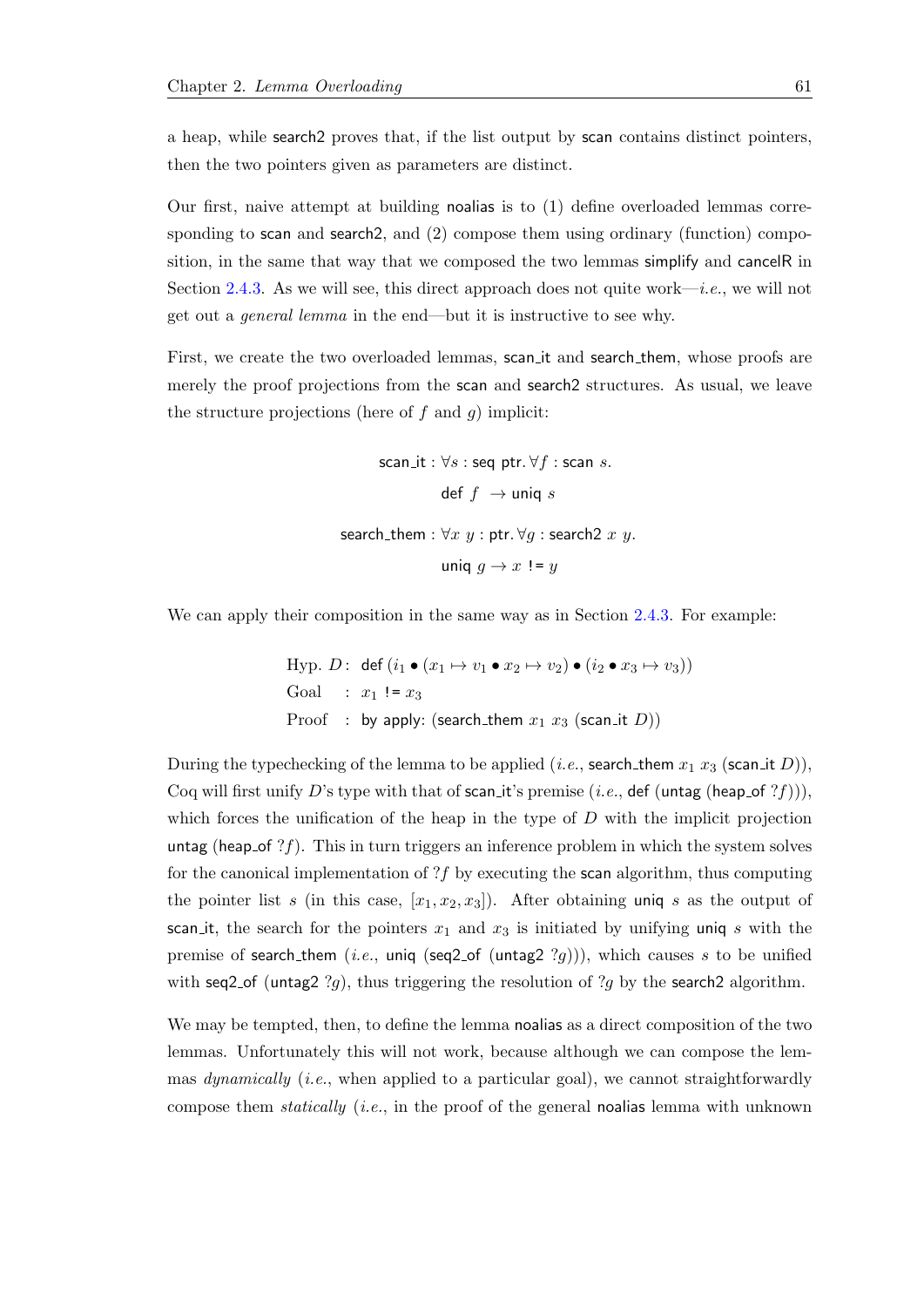a heap, while search2 proves that, if the list output by scan contains distinct pointers, then the two pointers given as parameters are distinct.

Our first, naive attempt at building noalias is to (1) define overloaded lemmas corresponding to scan and search2, and (2) compose them using ordinary (function) composition, in the same that way that we composed the two lemmas simplify and cancelR in Section 2.4.3. As we will see, this direct approach does not quite work—*i.e.*, we will not get out a *general lemma* in the end—but it is instructive to see why.

First, we create the two overloaded lemmas, scan_it and search_them, whose proofs are merely the proof projections from the scan and search2 structures. As usual, we leave the structure projections (here of $f$ and $g$) implicit:

$$\text{scan\_it} : \forall s : \text{seq ptr}. \forall f : \text{scan } s.$$
$$\text{def } f \ \rightarrow \text{uniq } s$$
$$\text{search\_them} : \forall x \ y : \text{ptr}. \forall g : \text{search2 } x \ y.$$
$$\text{uniq } g \rightarrow x \ != y$$

We can apply their composition in the same way as in Section 2.4.3. For example:

Hyp. $D$: def $(i_1 \bullet (x_1 \mapsto v_1 \bullet x_2 \mapsto v_2) \bullet (i_2 \bullet x_3 \mapsto v_3))$
Goal : $x_1$ != $x_3$
Proof : by apply: (search_them $x_1$ $x_3$ (scan_it $D$))

During the typechecking of the lemma to be applied (*i.e.*, search_them $x_1$ $x_3$ (scan_it $D$)), Coq will first unify $D$'s type with that of scan_it's premise (*i.e.*, def (untag (heap_of $?f$))), which forces the unification of the heap in the type of $D$ with the implicit projection untag (heap_of $?f$). This in turn triggers an inference problem in which the system solves for the canonical implementation of $?f$ by executing the scan algorithm, thus computing the pointer list $s$ (in this case, $[x_1, x_2, x_3]$). After obtaining uniq $s$ as the output of scan_it, the search for the pointers $x_1$ and $x_3$ is initiated by unifying uniq $s$ with the premise of search_them (*i.e.*, uniq (seq2_of (untag2 $?g$))), which causes $s$ to be unified with seq2_of (untag2 $?g$), thus triggering the resolution of $?g$ by the search2 algorithm.

We may be tempted, then, to define the lemma noalias as a direct composition of the two lemmas. Unfortunately this will not work, because although we can compose the lemmas *dynamically* (*i.e.*, when applied to a particular goal), we cannot straightforwardly compose them *statically* (*i.e.*, in the proof of the general noalias lemma with unknown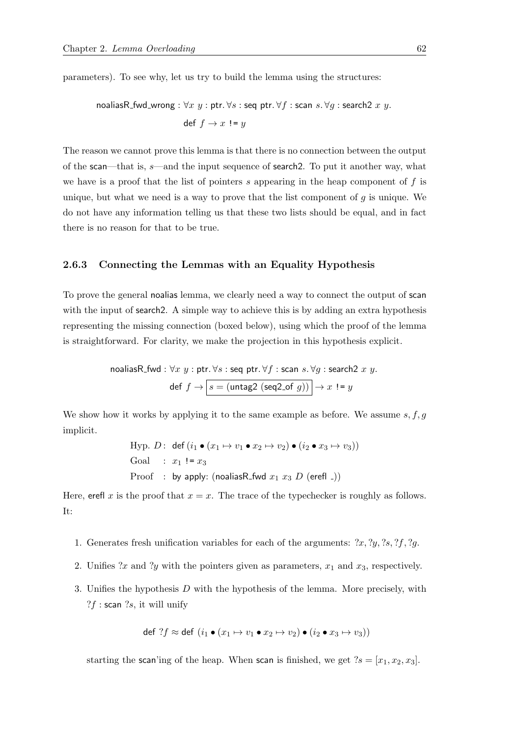parameters). To see why, let us try to build the lemma using the structures:

$$\mathsf{noaliasR\_fwd\_wrong} : \forall x\ y : \mathsf{ptr}.\, \forall s : \mathsf{seq\ ptr}.\, \forall f : \mathsf{scan}\ s.\, \forall g : \mathsf{search2}\ x\ y.$$
$$\mathsf{def}\ f \to x\ \texttt{!=}\ y$$

The reason we cannot prove this lemma is that there is no connection between the output of the scan—that is, $s$—and the input sequence of search2. To put it another way, what we have is a proof that the list of pointers $s$ appearing in the heap component of $f$ is unique, but what we need is a way to prove that the list component of $g$ is unique. We do not have any information telling us that these two lists should be equal, and in fact there is no reason for that to be true.

### 2.6.3 Connecting the Lemmas with an Equality Hypothesis

To prove the general noalias lemma, we clearly need a way to connect the output of scan with the input of search2. A simple way to achieve this is by adding an extra hypothesis representing the missing connection (boxed below), using which the proof of the lemma is straightforward. For clarity, we make the projection in this hypothesis explicit.

$$\mathsf{noaliasR\_fwd} : \forall x\ y : \mathsf{ptr}.\, \forall s : \mathsf{seq\ ptr}.\, \forall f : \mathsf{scan}\ s.\, \forall g : \mathsf{search2}\ x\ y.$$
$$\mathsf{def}\ f \to \boxed{s = (\mathsf{untag2}\ (\mathsf{seq2\_of}\ g))} \to x\ \texttt{!=}\ y$$

We show how it works by applying it to the same example as before. We assume $s, f, g$ implicit.

Hyp. $D$: $\mathsf{def}\,(i_1 \bullet (x_1 \mapsto v_1 \bullet x_2 \mapsto v_2) \bullet (i_2 \bullet x_3 \mapsto v_3))$
Goal : $x_1\ \texttt{!=}\ x_3$
Proof : by apply: (noaliasR_fwd $x_1$ $x_3$ $D$ (erefl _))

Here, erefl $x$ is the proof that $x = x$. The trace of the typechecker is roughly as follows. It:

1. Generates fresh unification variables for each of the arguments: $?x, ?y, ?s, ?f, ?g$.
2. Unifies $?x$ and $?y$ with the pointers given as parameters, $x_1$ and $x_3$, respectively.
3. Unifies the hypothesis $D$ with the hypothesis of the lemma. More precisely, with $?f$ : scan $?s$, it will unify

   $$\mathsf{def}\ ?f \approx \mathsf{def}\ (i_1 \bullet (x_1 \mapsto v_1 \bullet x_2 \mapsto v_2) \bullet (i_2 \bullet x_3 \mapsto v_3))$$

   starting the scan'ing of the heap. When scan is finished, we get $?s = [x_1, x_2, x_3]$.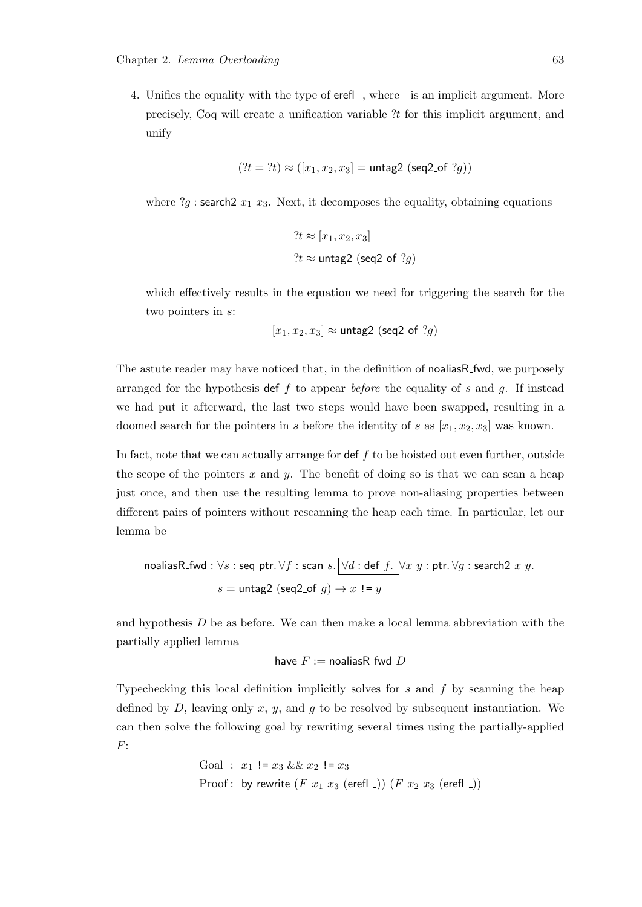4. Unifies the equality with the type of $\mathsf{erefl}\ \_$, where $\_$ is an implicit argument. More precisely, Coq will create a unification variable $?t$ for this implicit argument, and unify

$$(?t = ?t) \approx ([x_1, x_2, x_3] = \mathsf{untag2}\ (\mathsf{seq2\_of}\ ?g))$$

where $?g : \mathsf{search2}\ x_1\ x_3$. Next, it decomposes the equality, obtaining equations

$$?t \approx [x_1, x_2, x_3]$$
$$?t \approx \mathsf{untag2}\ (\mathsf{seq2\_of}\ ?g)$$

which effectively results in the equation we need for triggering the search for the two pointers in $s$:

$$[x_1, x_2, x_3] \approx \mathsf{untag2}\ (\mathsf{seq2\_of}\ ?g)$$

The astute reader may have noticed that, in the definition of noaliasR_fwd, we purposely arranged for the hypothesis def $f$ to appear *before* the equality of $s$ and $g$. If instead we had put it afterward, the last two steps would have been swapped, resulting in a doomed search for the pointers in $s$ before the identity of $s$ as $[x_1, x_2, x_3]$ was known.

In fact, note that we can actually arrange for def $f$ to be hoisted out even further, outside the scope of the pointers $x$ and $y$. The benefit of doing so is that we can scan a heap just once, and then use the resulting lemma to prove non-aliasing properties between different pairs of pointers without rescanning the heap each time. In particular, let our lemma be

$$\mathsf{noaliasR\_fwd} : \forall s : \mathsf{seq\ ptr}.\, \forall f : \mathsf{scan}\ s.\, \boxed{\forall d : \mathsf{def}\ f.}\, \forall x\ y : \mathsf{ptr}.\, \forall g : \mathsf{search2}\ x\ y.$$
$$s = \mathsf{untag2}\ (\mathsf{seq2\_of}\ g) \rightarrow x\ \texttt{!=}\ y$$

and hypothesis $D$ be as before. We can then make a local lemma abbreviation with the partially applied lemma

$$\mathsf{have}\ F := \mathsf{noaliasR\_fwd}\ D$$

Typechecking this local definition implicitly solves for $s$ and $f$ by scanning the heap defined by $D$, leaving only $x$, $y$, and $g$ to be resolved by subsequent instantiation. We can then solve the following goal by rewriting several times using the partially-applied $F$:

$$\begin{aligned} \text{Goal} &: \ x_1\ \texttt{!=}\ x_3\ \&\&\ x_2\ \texttt{!=}\ x_3 \\ \text{Proof} &: \ \mathsf{by\ rewrite}\ (F\ x_1\ x_3\ (\mathsf{erefl}\ \_))\ (F\ x_2\ x_3\ (\mathsf{erefl}\ \_)) \end{aligned}$$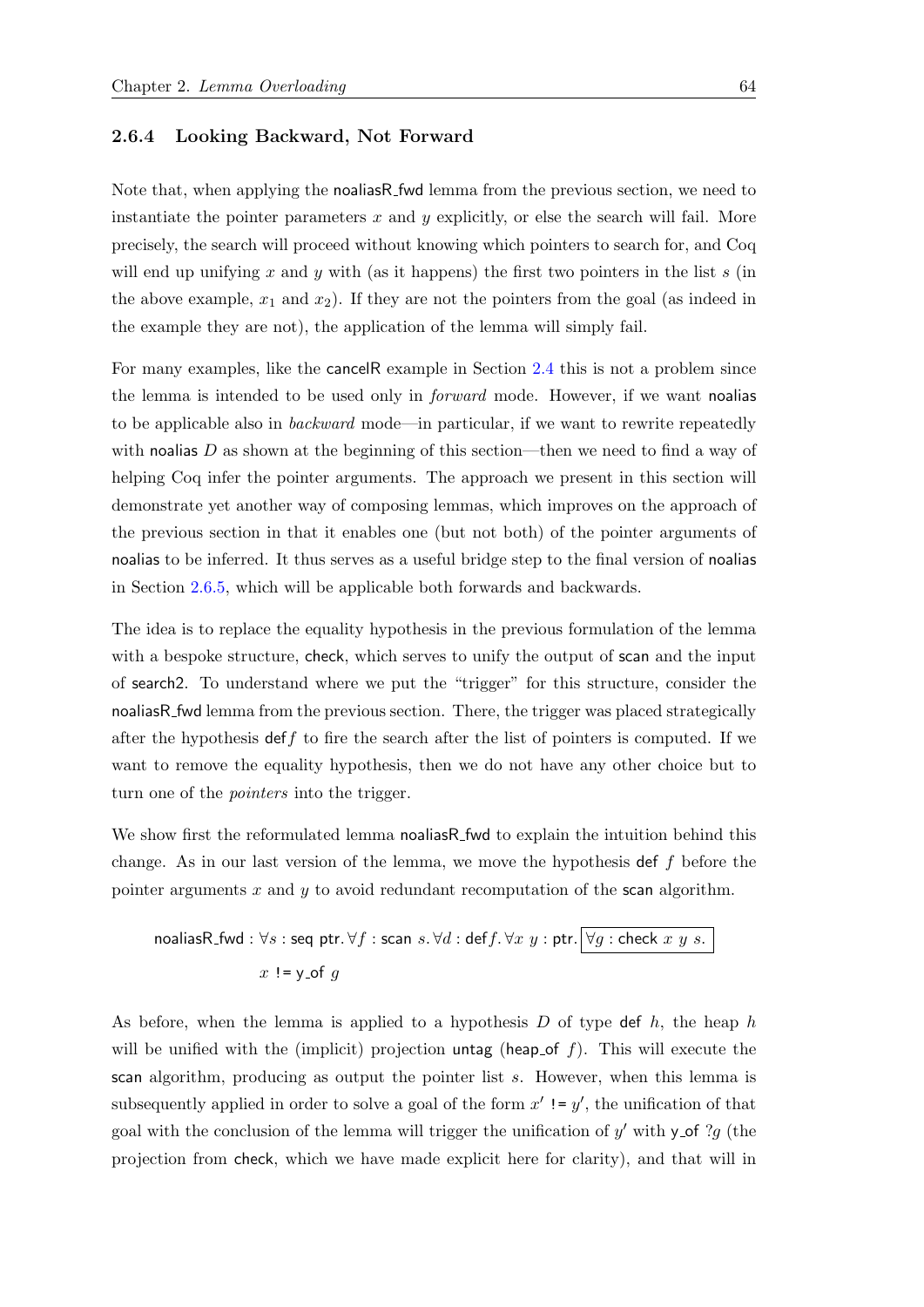### 2.6.4 Looking Backward, Not Forward

Note that, when applying the noaliasR_fwd lemma from the previous section, we need to instantiate the pointer parameters $x$ and $y$ explicitly, or else the search will fail. More precisely, the search will proceed without knowing which pointers to search for, and Coq will end up unifying $x$ and $y$ with (as it happens) the first two pointers in the list $s$ (in the above example, $x_1$ and $x_2$). If they are not the pointers from the goal (as indeed in the example they are not), the application of the lemma will simply fail.

For many examples, like the cancelR example in Section 2.4 this is not a problem since the lemma is intended to be used only in *forward* mode. However, if we want noalias to be applicable also in *backward* mode—in particular, if we want to rewrite repeatedly with noalias $D$ as shown at the beginning of this section—then we need to find a way of helping Coq infer the pointer arguments. The approach we present in this section will demonstrate yet another way of composing lemmas, which improves on the approach of the previous section in that it enables one (but not both) of the pointer arguments of noalias to be inferred. It thus serves as a useful bridge step to the final version of noalias in Section 2.6.5, which will be applicable both forwards and backwards.

The idea is to replace the equality hypothesis in the previous formulation of the lemma with a bespoke structure, check, which serves to unify the output of scan and the input of search2. To understand where we put the "trigger" for this structure, consider the noaliasR_fwd lemma from the previous section. There, the trigger was placed strategically after the hypothesis def $f$ to fire the search after the list of pointers is computed. If we want to remove the equality hypothesis, then we do not have any other choice but to turn one of the *pointers* into the trigger.

We show first the reformulated lemma noaliasR_fwd to explain the intuition behind this change. As in our last version of the lemma, we move the hypothesis def $f$ before the pointer arguments $x$ and $y$ to avoid redundant recomputation of the scan algorithm.

$$\mathsf{noaliasR\_fwd} : \forall s : \mathsf{seq\ ptr}.\, \forall f : \mathsf{scan}\ s.\, \forall d : \mathsf{def} f.\, \forall x\ y : \mathsf{ptr}.\, \boxed{\forall g : \mathsf{check}\ x\ y\ s.}$$
$$x \mathrel{!=} \mathsf{y\_of}\ g$$

As before, when the lemma is applied to a hypothesis $D$ of type def $h$, the heap $h$ will be unified with the (implicit) projection untag (heap_of $f$). This will execute the scan algorithm, producing as output the pointer list $s$. However, when this lemma is subsequently applied in order to solve a goal of the form $x' \mathrel{!=} y'$, the unification of that goal with the conclusion of the lemma will trigger the unification of $y'$ with y_of $?g$ (the projection from check, which we have made explicit here for clarity), and that will in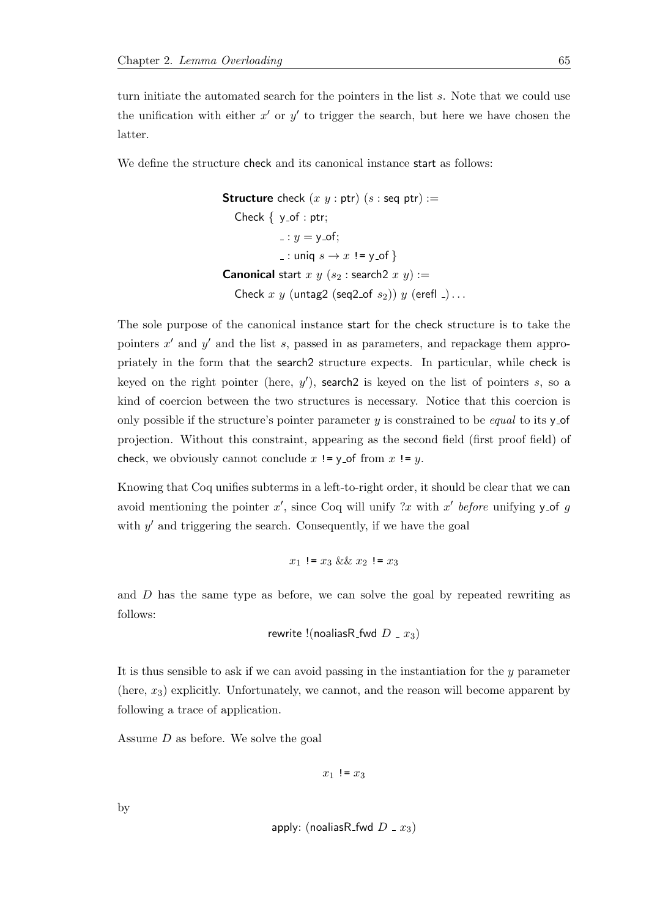turn initiate the automated search for the pointers in the list $s$. Note that we could use the unification with either $x'$ or $y'$ to trigger the search, but here we have chosen the latter.

We define the structure check and its canonical instance start as follows:

```
Structure check (x y : ptr) (s : seq ptr) :=
  Check { y_of : ptr;
          _ : y = y_of;
          _ : uniq s → x != y_of }
Canonical start x y (s2 : search2 x y) :=
  Check x y (untag2 (seq2_of s2)) y (erefl _) ...
```

The sole purpose of the canonical instance start for the check structure is to take the pointers $x'$ and $y'$ and the list $s$, passed in as parameters, and repackage them appropriately in the form that the search2 structure expects. In particular, while check is keyed on the right pointer (here, $y'$), search2 is keyed on the list of pointers $s$, so a kind of coercion between the two structures is necessary. Notice that this coercion is only possible if the structure's pointer parameter $y$ is constrained to be *equal* to its y_of projection. Without this constraint, appearing as the second field (first proof field) of check, we obviously cannot conclude $x$ != y_of from $x$ != $y$.

Knowing that Coq unifies subterms in a left-to-right order, it should be clear that we can avoid mentioning the pointer $x'$, since Coq will unify $?x$ with $x'$ *before* unifying y_of $g$ with $y'$ and triggering the search. Consequently, if we have the goal

$$x_1 \mathrel{!=} x_3 \;\&\&\; x_2 \mathrel{!=} x_3$$

and $D$ has the same type as before, we can solve the goal by repeated rewriting as follows:

```
rewrite !(noaliasR_fwd D _ x3)
```

It is thus sensible to ask if we can avoid passing in the instantiation for the $y$ parameter (here, $x_3$) explicitly. Unfortunately, we cannot, and the reason will become apparent by following a trace of application.

Assume $D$ as before. We solve the goal

$$x_1 \mathrel{!=} x_3$$

by

```
apply: (noaliasR_fwd D _ x3)
```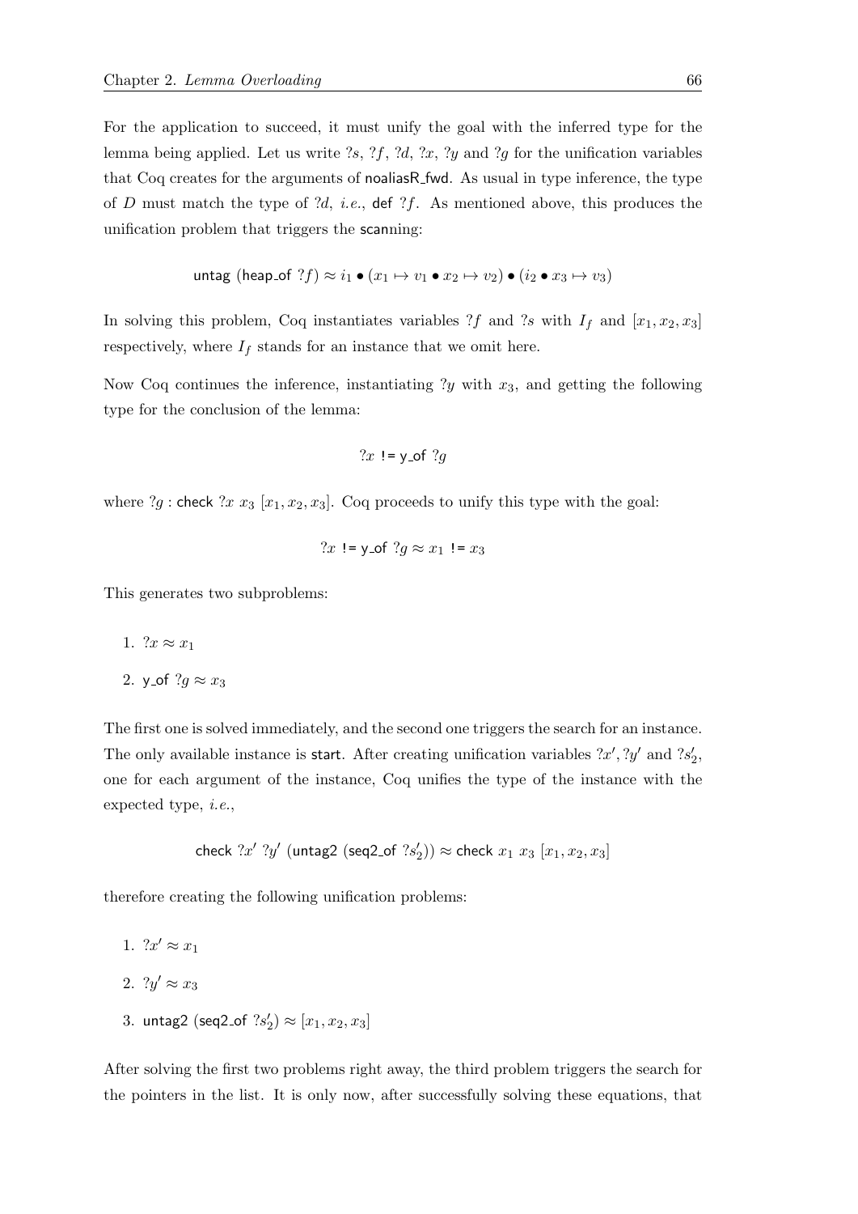For the application to succeed, it must unify the goal with the inferred type for the lemma being applied. Let us write $?s$, $?f$, $?d$, $?x$, $?y$ and $?g$ for the unification variables that Coq creates for the arguments of noaliasR_fwd. As usual in type inference, the type of $D$ must match the type of $?d$, *i.e.*, def $?f$. As mentioned above, this produces the unification problem that triggers the scanning:

$$\mathsf{untag}\ (\mathsf{heap\_of}\ ?f) \approx i_1 \bullet (x_1 \mapsto v_1 \bullet x_2 \mapsto v_2) \bullet (i_2 \bullet x_3 \mapsto v_3)$$

In solving this problem, Coq instantiates variables $?f$ and $?s$ with $I_f$ and $[x_1, x_2, x_3]$ respectively, where $I_f$ stands for an instance that we omit here.

Now Coq continues the inference, instantiating $?y$ with $x_3$, and getting the following type for the conclusion of the lemma:

$$?x\ \texttt{!=}\ \mathsf{y\_of}\ ?g$$

where $?g : \mathsf{check}\ ?x\ x_3\ [x_1, x_2, x_3]$. Coq proceeds to unify this type with the goal:

$$?x\ \texttt{!=}\ \mathsf{y\_of}\ ?g \approx x_1\ \texttt{!=}\ x_3$$

This generates two subproblems:

1. $?x \approx x_1$
2. $\mathsf{y\_of}\ ?g \approx x_3$

The first one is solved immediately, and the second one triggers the search for an instance. The only available instance is start. After creating unification variables $?x'$, $?y'$ and $?s_2'$, one for each argument of the instance, Coq unifies the type of the instance with the expected type, *i.e.*,

$$\mathsf{check}\ ?x'\ ?y'\ (\mathsf{untag2}\ (\mathsf{seq2\_of}\ ?s_2')) \approx \mathsf{check}\ x_1\ x_3\ [x_1, x_2, x_3]$$

therefore creating the following unification problems:

1. $?x' \approx x_1$
2. $?y' \approx x_3$
3. $\mathsf{untag2}\ (\mathsf{seq2\_of}\ ?s_2') \approx [x_1, x_2, x_3]$

After solving the first two problems right away, the third problem triggers the search for the pointers in the list. It is only now, after successfully solving these equations, that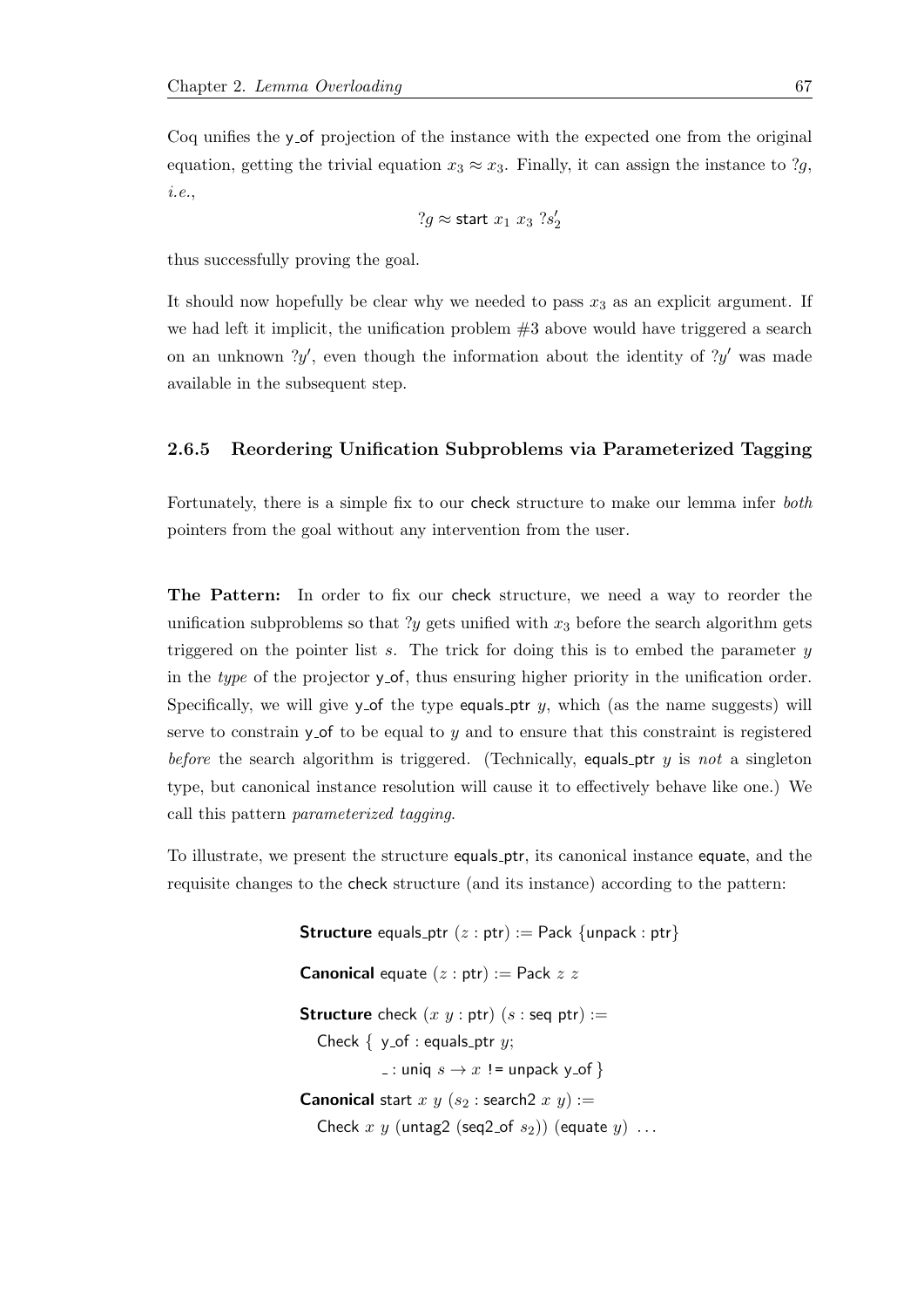Coq unifies the y_of projection of the instance with the expected one from the original equation, getting the trivial equation $x_3 \approx x_3$. Finally, it can assign the instance to $?g$, *i.e.*,

$$?g \approx \mathsf{start}\ x_1\ x_3\ ?s_2'$$

thus successfully proving the goal.

It should now hopefully be clear why we needed to pass $x_3$ as an explicit argument. If we had left it implicit, the unification problem #3 above would have triggered a search on an unknown $?y'$, even though the information about the identity of $?y'$ was made available in the subsequent step.

### 2.6.5 Reordering Unification Subproblems via Parameterized Tagging

Fortunately, there is a simple fix to our check structure to make our lemma infer *both* pointers from the goal without any intervention from the user.

**The Pattern:** In order to fix our check structure, we need a way to reorder the unification subproblems so that $?y$ gets unified with $x_3$ before the search algorithm gets triggered on the pointer list $s$. The trick for doing this is to embed the parameter $y$ in the *type* of the projector y_of, thus ensuring higher priority in the unification order. Specifically, we will give y_of the type equals_ptr $y$, which (as the name suggests) will serve to constrain y_of to be equal to $y$ and to ensure that this constraint is registered *before* the search algorithm is triggered. (Technically, equals_ptr $y$ is *not* a singleton type, but canonical instance resolution will cause it to effectively behave like one.) We call this pattern *parameterized tagging*.

To illustrate, we present the structure equals_ptr, its canonical instance equate, and the requisite changes to the check structure (and its instance) according to the pattern:

```
Structure equals_ptr (z : ptr) := Pack {unpack : ptr}

Canonical equate (z : ptr) := Pack z z

Structure check (x y : ptr) (s : seq ptr) :=
  Check { y_of : equals_ptr y;
          _ : uniq s → x != unpack y_of }

Canonical start x y (s2 : search2 x y) :=
  Check x y (untag2 (seq2_of s2)) (equate y) ...
```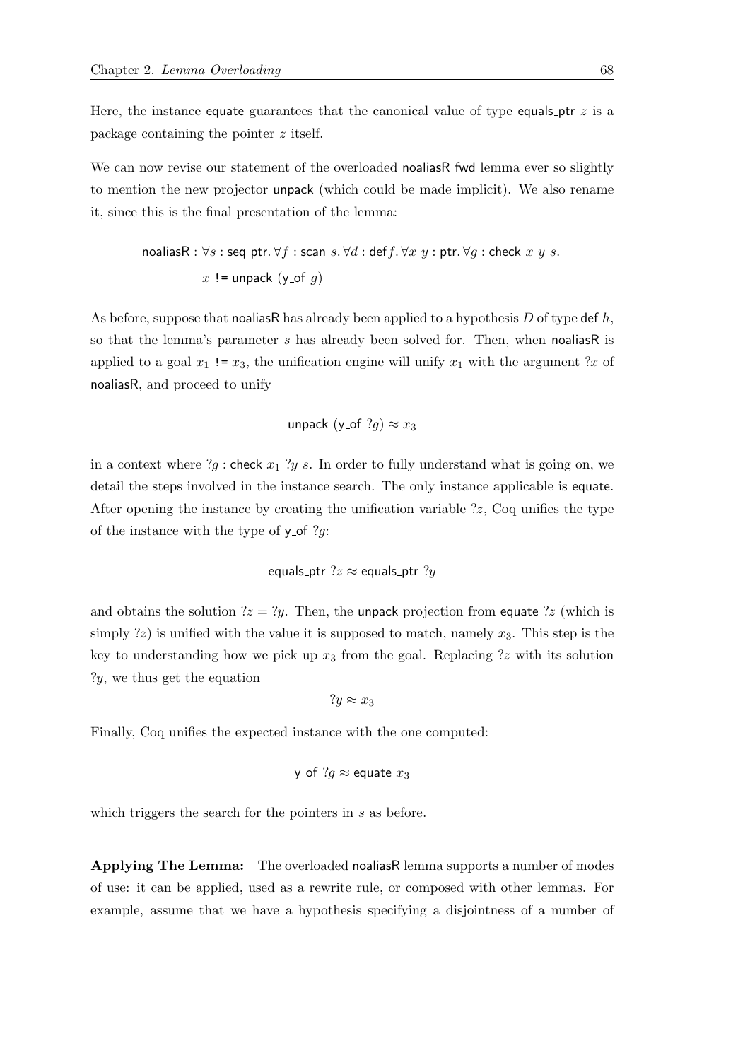Here, the instance equate guarantees that the canonical value of type equals_ptr $z$ is a package containing the pointer $z$ itself.

We can now revise our statement of the overloaded noaliasR_fwd lemma ever so slightly to mention the new projector unpack (which could be made implicit). We also rename it, since this is the final presentation of the lemma:

$$\begin{aligned}&\mathsf{noaliasR} : \forall s : \mathsf{seq\ ptr}.\, \forall f : \mathsf{scan}\ s.\, \forall d : \mathsf{def}\, f.\, \forall x\ y : \mathsf{ptr}.\, \forall g : \mathsf{check}\ x\ y\ s.\\ &\qquad x\ \texttt{!=}\ \mathsf{unpack}\ (\mathsf{y\_of}\ g)\end{aligned}$$

As before, suppose that noaliasR has already been applied to a hypothesis $D$ of type def $h$, so that the lemma's parameter $s$ has already been solved for. Then, when noaliasR is applied to a goal $x_1$ != $x_3$, the unification engine will unify $x_1$ with the argument $?x$ of noaliasR, and proceed to unify

$$\mathsf{unpack}\ (\mathsf{y\_of}\ ?g) \approx x_3$$

in a context where $?g$ : check $x_1$ $?y$ $s$. In order to fully understand what is going on, we detail the steps involved in the instance search. The only instance applicable is equate. After opening the instance by creating the unification variable $?z$, Coq unifies the type of the instance with the type of y_of $?g$:

$$\mathsf{equals\_ptr}\ ?z \approx \mathsf{equals\_ptr}\ ?y$$

and obtains the solution $?z = ?y$. Then, the unpack projection from equate $?z$ (which is simply $?z$) is unified with the value it is supposed to match, namely $x_3$. This step is the key to understanding how we pick up $x_3$ from the goal. Replacing $?z$ with its solution $?y$, we thus get the equation

$$?y \approx x_3$$

Finally, Coq unifies the expected instance with the one computed:

$$\mathsf{y\_of}\ ?g \approx \mathsf{equate}\ x_3$$

which triggers the search for the pointers in $s$ as before.

**Applying The Lemma:** The overloaded noaliasR lemma supports a number of modes of use: it can be applied, used as a rewrite rule, or composed with other lemmas. For example, assume that we have a hypothesis specifying a disjointness of a number of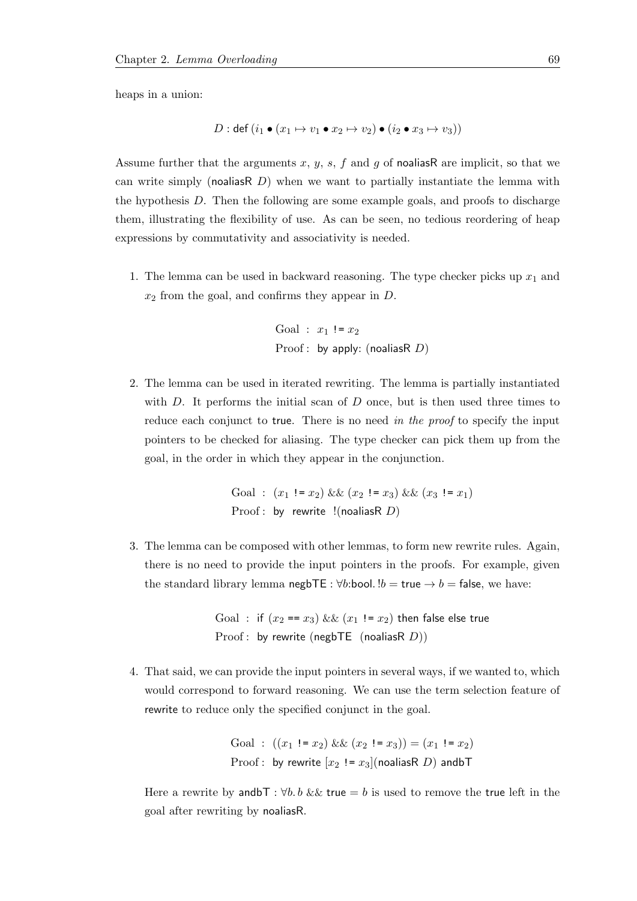heaps in a union:

$$D : \mathsf{def}\,(i_1 \bullet (x_1 \mapsto v_1 \bullet x_2 \mapsto v_2) \bullet (i_2 \bullet x_3 \mapsto v_3))$$

Assume further that the arguments $x$, $y$, $s$, $f$ and $g$ of noaliasR are implicit, so that we can write simply (noaliasR $D$) when we want to partially instantiate the lemma with the hypothesis $D$. Then the following are some example goals, and proofs to discharge them, illustrating the flexibility of use. As can be seen, no tedious reordering of heap expressions by commutativity and associativity is needed.

1. The lemma can be used in backward reasoning. The type checker picks up $x_1$ and $x_2$ from the goal, and confirms they appear in $D$.

   $$\begin{aligned}\text{Goal} &: x_1 \;\texttt{!=}\; x_2\\ \text{Proof} &: \text{ by apply: (noaliasR } D)\end{aligned}$$

2. The lemma can be used in iterated rewriting. The lemma is partially instantiated with $D$. It performs the initial scan of $D$ once, but is then used three times to reduce each conjunct to true. There is no need *in the proof* to specify the input pointers to be checked for aliasing. The type checker can pick them up from the goal, in the order in which they appear in the conjunction.

   $$\begin{aligned}\text{Goal} &: (x_1 \;\texttt{!=}\; x_2) \;\&\&\; (x_2 \;\texttt{!=}\; x_3) \;\&\&\; (x_3 \;\texttt{!=}\; x_1)\\ \text{Proof} &: \text{ by rewrite !(noaliasR } D)\end{aligned}$$

3. The lemma can be composed with other lemmas, to form new rewrite rules. Again, there is no need to provide the input pointers in the proofs. For example, given the standard library lemma $\mathsf{negbTE} : \forall b{:}\mathsf{bool}.\, !b = \mathsf{true} \rightarrow b = \mathsf{false}$, we have:

   $$\begin{aligned}\text{Goal} &: \text{if } (x_2 \;\texttt{==}\; x_3) \;\&\&\; (x_1 \;\texttt{!=}\; x_2) \text{ then false else true}\\ \text{Proof} &: \text{ by rewrite (negbTE (noaliasR } D))\end{aligned}$$

4. That said, we can provide the input pointers in several ways, if we wanted to, which would correspond to forward reasoning. We can use the term selection feature of rewrite to reduce only the specified conjunct in the goal.

   $$\begin{aligned}\text{Goal} &: ((x_1 \;\texttt{!=}\; x_2) \;\&\&\; (x_2 \;\texttt{!=}\; x_3)) = (x_1 \;\texttt{!=}\; x_2)\\ \text{Proof} &: \text{ by rewrite } [x_2 \;\texttt{!=}\; x_3]\text{(noaliasR } D) \text{ andbT}\end{aligned}$$

   Here a rewrite by $\mathsf{andbT} : \forall b.\, b \;\&\&\; \mathsf{true} = b$ is used to remove the true left in the goal after rewriting by noaliasR.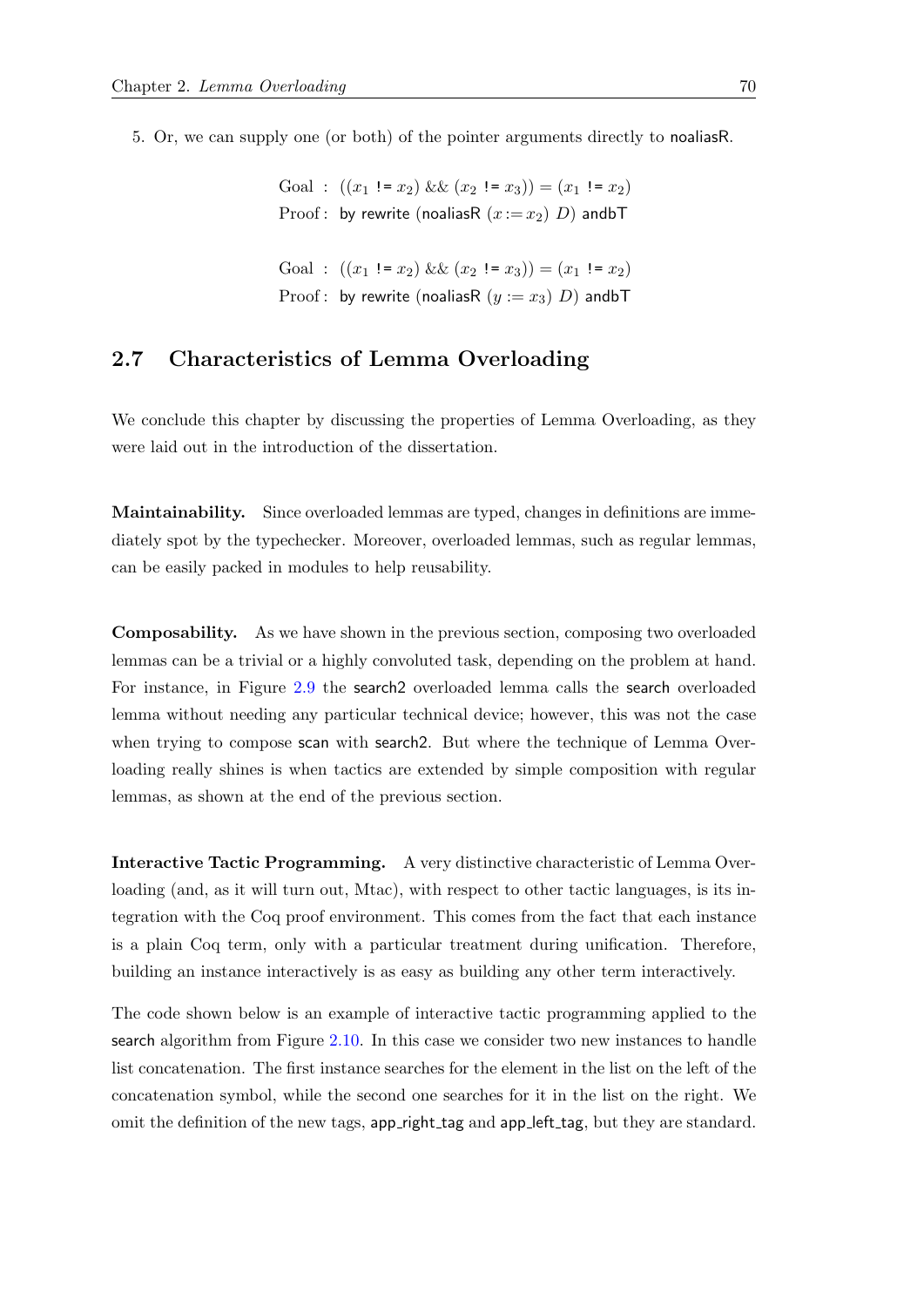5. Or, we can supply one (or both) of the pointer arguments directly to noaliasR.

$$\begin{array}{rl} \text{Goal}: & ((x_1 \;\texttt{!=}\; x_2) \;\&\&\; (x_2 \;\texttt{!=}\; x_3)) = (x_1 \;\texttt{!=}\; x_2) \\ \text{Proof}: & \textsf{by rewrite } (\textsf{noaliasR } (x := x_2) \; D) \textsf{ andbT} \end{array}$$

$$\begin{array}{rl} \text{Goal}: & ((x_1 \;\texttt{!=}\; x_2) \;\&\&\; (x_2 \;\texttt{!=}\; x_3)) = (x_1 \;\texttt{!=}\; x_2) \\ \text{Proof}: & \textsf{by rewrite } (\textsf{noaliasR } (y := x_3) \; D) \textsf{ andbT} \end{array}$$

## 2.7 Characteristics of Lemma Overloading

We conclude this chapter by discussing the properties of Lemma Overloading, as they were laid out in the introduction of the dissertation.

**Maintainability.** Since overloaded lemmas are typed, changes in definitions are immediately spot by the typechecker. Moreover, overloaded lemmas, such as regular lemmas, can be easily packed in modules to help reusability.

**Composability.** As we have shown in the previous section, composing two overloaded lemmas can be a trivial or a highly convoluted task, depending on the problem at hand. For instance, in Figure 2.9 the search2 overloaded lemma calls the search overloaded lemma without needing any particular technical device; however, this was not the case when trying to compose scan with search2. But where the technique of Lemma Overloading really shines is when tactics are extended by simple composition with regular lemmas, as shown at the end of the previous section.

**Interactive Tactic Programming.** A very distinctive characteristic of Lemma Overloading (and, as it will turn out, Mtac), with respect to other tactic languages, is its integration with the Coq proof environment. This comes from the fact that each instance is a plain Coq term, only with a particular treatment during unification. Therefore, building an instance interactively is as easy as building any other term interactively.

The code shown below is an example of interactive tactic programming applied to the search algorithm from Figure 2.10. In this case we consider two new instances to handle list concatenation. The first instance searches for the element in the list on the left of the concatenation symbol, while the second one searches for it in the list on the right. We omit the definition of the new tags, app_right_tag and app_left_tag, but they are standard.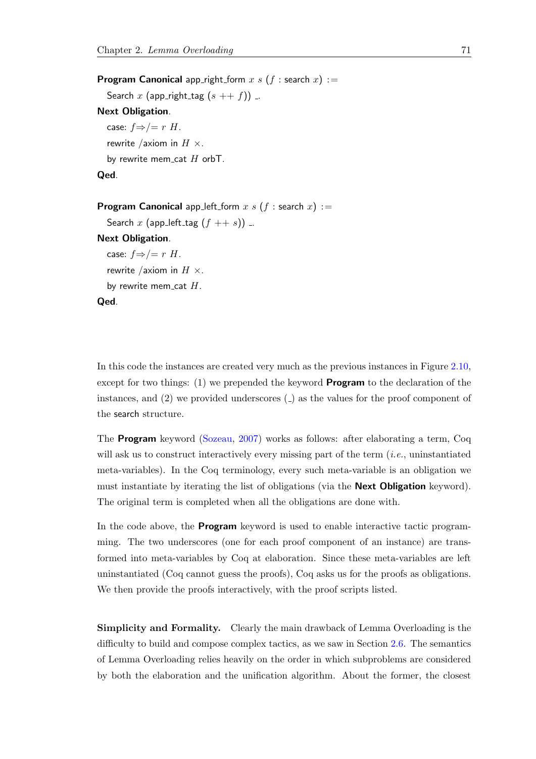```
Program Canonical app_right_form x s (f : search x) :=
  Search x (app_right_tag (s ++ f)) _.
Next Obligation.
  case: f⇒/= r H.
  rewrite /axiom in H ×.
  by rewrite mem_cat H orbT.
Qed.

Program Canonical app_left_form x s (f : search x) :=
  Search x (app_left_tag (f ++ s)) _.
Next Obligation.
  case: f⇒/= r H.
  rewrite /axiom in H ×.
  by rewrite mem_cat H.
Qed.
```

In this code the instances are created very much as the previous instances in Figure 2.10, except for two things: (1) we prepended the keyword **Program** to the declaration of the instances, and (2) we provided underscores (_) as the values for the proof component of the search structure.

The **Program** keyword (Sozeau, 2007) works as follows: after elaborating a term, Coq will ask us to construct interactively every missing part of the term (*i.e.*, uninstantiated meta-variables). In the Coq terminology, every such meta-variable is an obligation we must instantiate by iterating the list of obligations (via the **Next Obligation** keyword). The original term is completed when all the obligations are done with.

In the code above, the **Program** keyword is used to enable interactive tactic programming. The two underscores (one for each proof component of an instance) are transformed into meta-variables by Coq at elaboration. Since these meta-variables are left uninstantiated (Coq cannot guess the proofs), Coq asks us for the proofs as obligations. We then provide the proofs interactively, with the proof scripts listed.

**Simplicity and Formality.** Clearly the main drawback of Lemma Overloading is the difficulty to build and compose complex tactics, as we saw in Section 2.6. The semantics of Lemma Overloading relies heavily on the order in which subproblems are considered by both the elaboration and the unification algorithm. About the former, the closest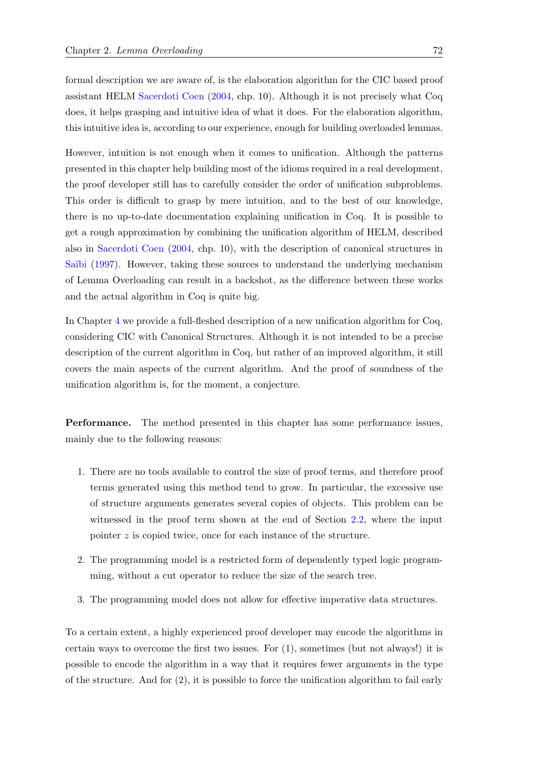formal description we are aware of, is the elaboration algorithm for the CIC based proof assistant HELM Sacerdoti Coen (2004, chp. 10). Although it is not precisely what Coq does, it helps grasping and intuitive idea of what it does. For the elaboration algorithm, this intuitive idea is, according to our experience, enough for building overloaded lemmas.

However, intuition is not enough when it comes to unification. Although the patterns presented in this chapter help building most of the idioms required in a real development, the proof developer still has to carefully consider the order of unification subproblems. This order is difficult to grasp by mere intuition, and to the best of our knowledge, there is no up-to-date documentation explaining unification in Coq. It is possible to get a rough approximation by combining the unification algorithm of HELM, described also in Sacerdoti Coen (2004, chp. 10), with the description of canonical structures in Saïbi (1997). However, taking these sources to understand the underlying mechanism of Lemma Overloading can result in a backshot, as the difference between these works and the actual algorithm in Coq is quite big.

In Chapter 4 we provide a full-fleshed description of a new unification algorithm for Coq, considering CIC with Canonical Structures. Although it is not intended to be a precise description of the current algorithm in Coq, but rather of an improved algorithm, it still covers the main aspects of the current algorithm. And the proof of soundness of the unification algorithm is, for the moment, a conjecture.

**Performance.** The method presented in this chapter has some performance issues, mainly due to the following reasons:

1. There are no tools available to control the size of proof terms, and therefore proof terms generated using this method tend to grow. In particular, the excessive use of structure arguments generates several copies of objects. This problem can be witnessed in the proof term shown at the end of Section 2.2, where the input pointer $z$ is copied twice, once for each instance of the structure.
2. The programming model is a restricted form of dependently typed logic programming, without a cut operator to reduce the size of the search tree.
3. The programming model does not allow for effective imperative data structures.

To a certain extent, a highly experienced proof developer may encode the algorithms in certain ways to overcome the first two issues. For (1), sometimes (but not always!) it is possible to encode the algorithm in a way that it requires fewer arguments in the type of the structure. And for (2), it is possible to force the unification algorithm to fail early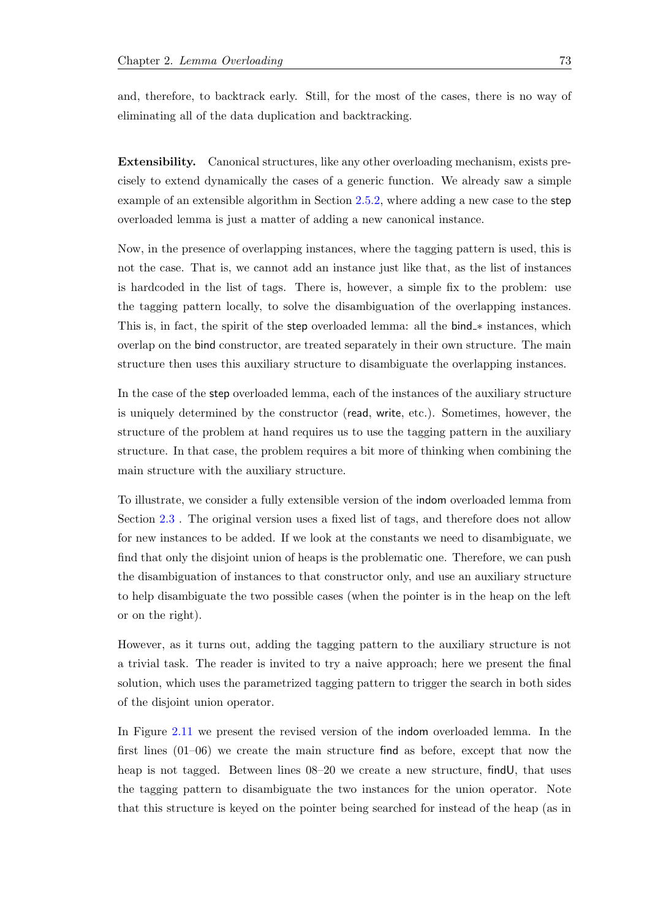and, therefore, to backtrack early. Still, for the most of the cases, there is no way of eliminating all of the data duplication and backtracking.

**Extensibility.** Canonical structures, like any other overloading mechanism, exists precisely to extend dynamically the cases of a generic function. We already saw a simple example of an extensible algorithm in Section 2.5.2, where adding a new case to the step overloaded lemma is just a matter of adding a new canonical instance.

Now, in the presence of overlapping instances, where the tagging pattern is used, this is not the case. That is, we cannot add an instance just like that, as the list of instances is hardcoded in the list of tags. There is, however, a simple fix to the problem: use the tagging pattern locally, to solve the disambiguation of the overlapping instances. This is, in fact, the spirit of the step overloaded lemma: all the bind_* instances, which overlap on the bind constructor, are treated separately in their own structure. The main structure then uses this auxiliary structure to disambiguate the overlapping instances.

In the case of the step overloaded lemma, each of the instances of the auxiliary structure is uniquely determined by the constructor (read, write, etc.). Sometimes, however, the structure of the problem at hand requires us to use the tagging pattern in the auxiliary structure. In that case, the problem requires a bit more of thinking when combining the main structure with the auxiliary structure.

To illustrate, we consider a fully extensible version of the indom overloaded lemma from Section 2.3 . The original version uses a fixed list of tags, and therefore does not allow for new instances to be added. If we look at the constants we need to disambiguate, we find that only the disjoint union of heaps is the problematic one. Therefore, we can push the disambiguation of instances to that constructor only, and use an auxiliary structure to help disambiguate the two possible cases (when the pointer is in the heap on the left or on the right).

However, as it turns out, adding the tagging pattern to the auxiliary structure is not a trivial task. The reader is invited to try a naive approach; here we present the final solution, which uses the parametrized tagging pattern to trigger the search in both sides of the disjoint union operator.

In Figure 2.11 we present the revised version of the indom overloaded lemma. In the first lines (01–06) we create the main structure find as before, except that now the heap is not tagged. Between lines 08–20 we create a new structure, findU, that uses the tagging pattern to disambiguate the two instances for the union operator. Note that this structure is keyed on the pointer being searched for instead of the heap (as in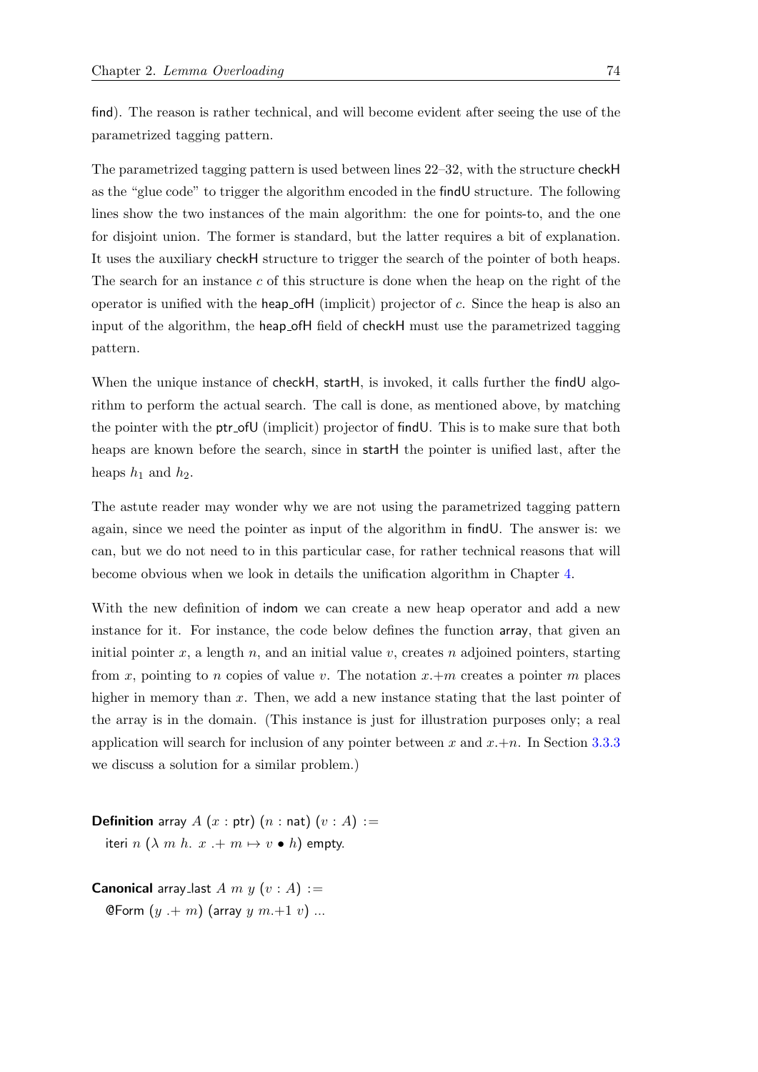find). The reason is rather technical, and will become evident after seeing the use of the parametrized tagging pattern.

The parametrized tagging pattern is used between lines 22–32, with the structure checkH as the "glue code" to trigger the algorithm encoded in the findU structure. The following lines show the two instances of the main algorithm: the one for points-to, and the one for disjoint union. The former is standard, but the latter requires a bit of explanation. It uses the auxiliary checkH structure to trigger the search of the pointer of both heaps. The search for an instance $c$ of this structure is done when the heap on the right of the operator is unified with the heap_ofH (implicit) projector of $c$. Since the heap is also an input of the algorithm, the heap_ofH field of checkH must use the parametrized tagging pattern.

When the unique instance of checkH, startH, is invoked, it calls further the findU algorithm to perform the actual search. The call is done, as mentioned above, by matching the pointer with the ptr_ofU (implicit) projector of findU. This is to make sure that both heaps are known before the search, since in startH the pointer is unified last, after the heaps $h_1$ and $h_2$.

The astute reader may wonder why we are not using the parametrized tagging pattern again, since we need the pointer as input of the algorithm in findU. The answer is: we can, but we do not need to in this particular case, for rather technical reasons that will become obvious when we look in details the unification algorithm in Chapter 4.

With the new definition of indom we can create a new heap operator and add a new instance for it. For instance, the code below defines the function array, that given an initial pointer $x$, a length $n$, and an initial value $v$, creates $n$ adjoined pointers, starting from $x$, pointing to $n$ copies of value $v$. The notation $x .\!+ m$ creates a pointer $m$ places higher in memory than $x$. Then, we add a new instance stating that the last pointer of the array is in the domain. (This instance is just for illustration purposes only; a real application will search for inclusion of any pointer between $x$ and $x .\!+ n$. In Section 3.3.3 we discuss a solution for a similar problem.)

```
Definition array A (x : ptr) (n : nat) (v : A) :=
  iteri n (λ m h. x .+ m ↦ v • h) empty.

Canonical array_last A m y (v : A) :=
  @Form (y .+ m) (array y m.+1 v) ...
```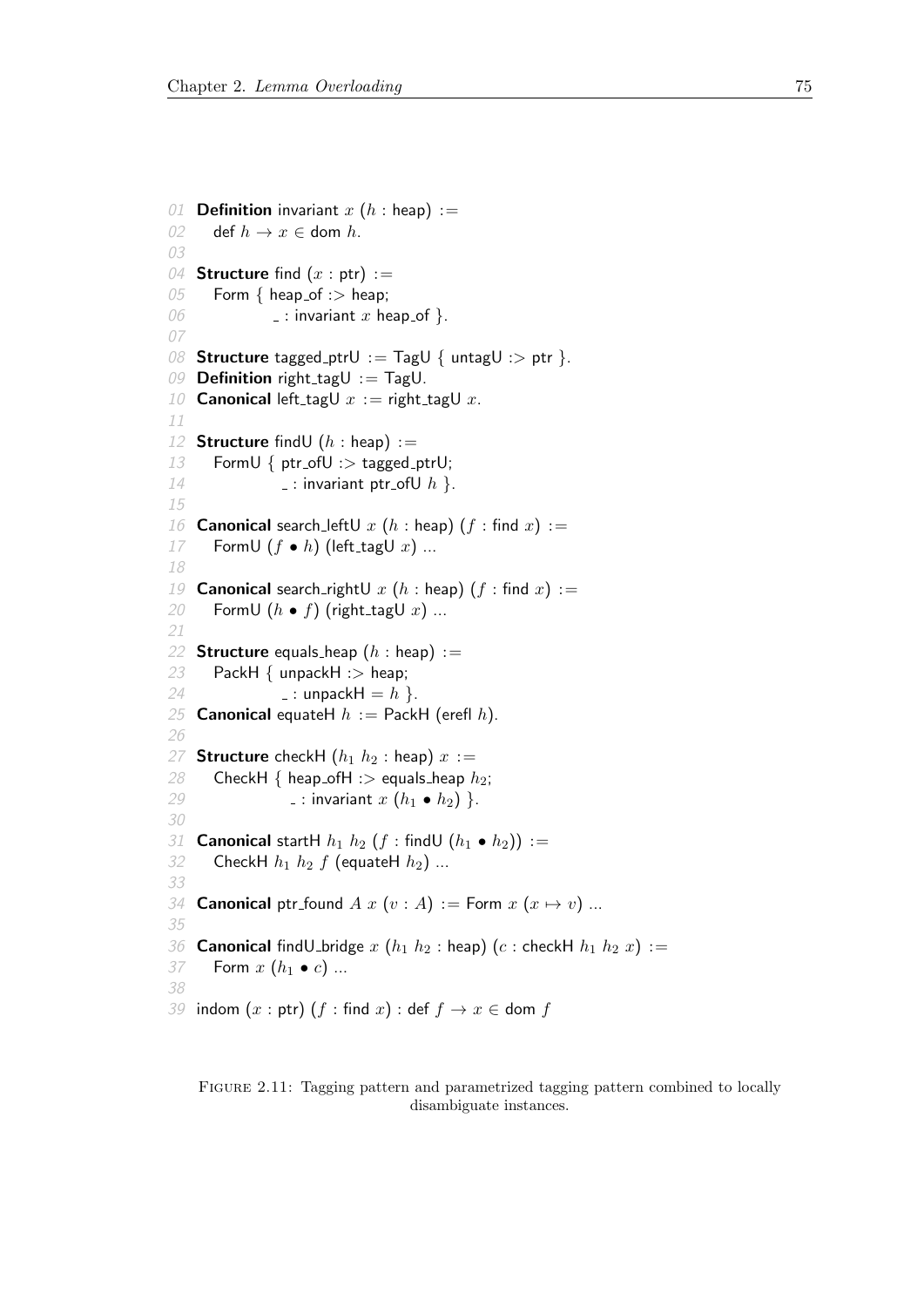```
01 Definition invariant x (h : heap) :=
02   def h → x ∈ dom h.
03
04 Structure find (x : ptr) :=
05   Form { heap_of :> heap;
06          _ : invariant x heap_of }.
07
08 Structure tagged_ptrU := TagU { untagU :> ptr }.
09 Definition right_tagU := TagU.
10 Canonical left_tagU x := right_tagU x.
11
12 Structure findU (h : heap) :=
13   FormU { ptr_ofU :> tagged_ptrU;
14           _ : invariant ptr_ofU h }.
15
16 Canonical search_leftU x (h : heap) (f : find x) :=
17   FormU (f • h) (left_tagU x) ...
18
19 Canonical search_rightU x (h : heap) (f : find x) :=
20   FormU (h • f) (right_tagU x) ...
21
22 Structure equals_heap (h : heap) :=
23   PackH { unpackH :> heap;
24           _ : unpackH = h }.
25 Canonical equateH h := PackH (erefl h).
26
27 Structure checkH (h1 h2 : heap) x :=
28   CheckH { heap_ofH :> equals_heap h2;
29            _ : invariant x (h1 • h2) }.
30
31 Canonical startH h1 h2 (f : findU (h1 • h2)) :=
32   CheckH h1 h2 f (equateH h2) ...
33
34 Canonical ptr_found A x (v : A) := Form x (x ↦ v) ...
35
36 Canonical findU_bridge x (h1 h2 : heap) (c : checkH h1 h2 x) :=
37   Form x (h1 • c) ...
38
39 indom (x : ptr) (f : find x) : def f → x ∈ dom f
```

Figure 2.11: Tagging pattern and parametrized tagging pattern combined to locally disambiguate instances.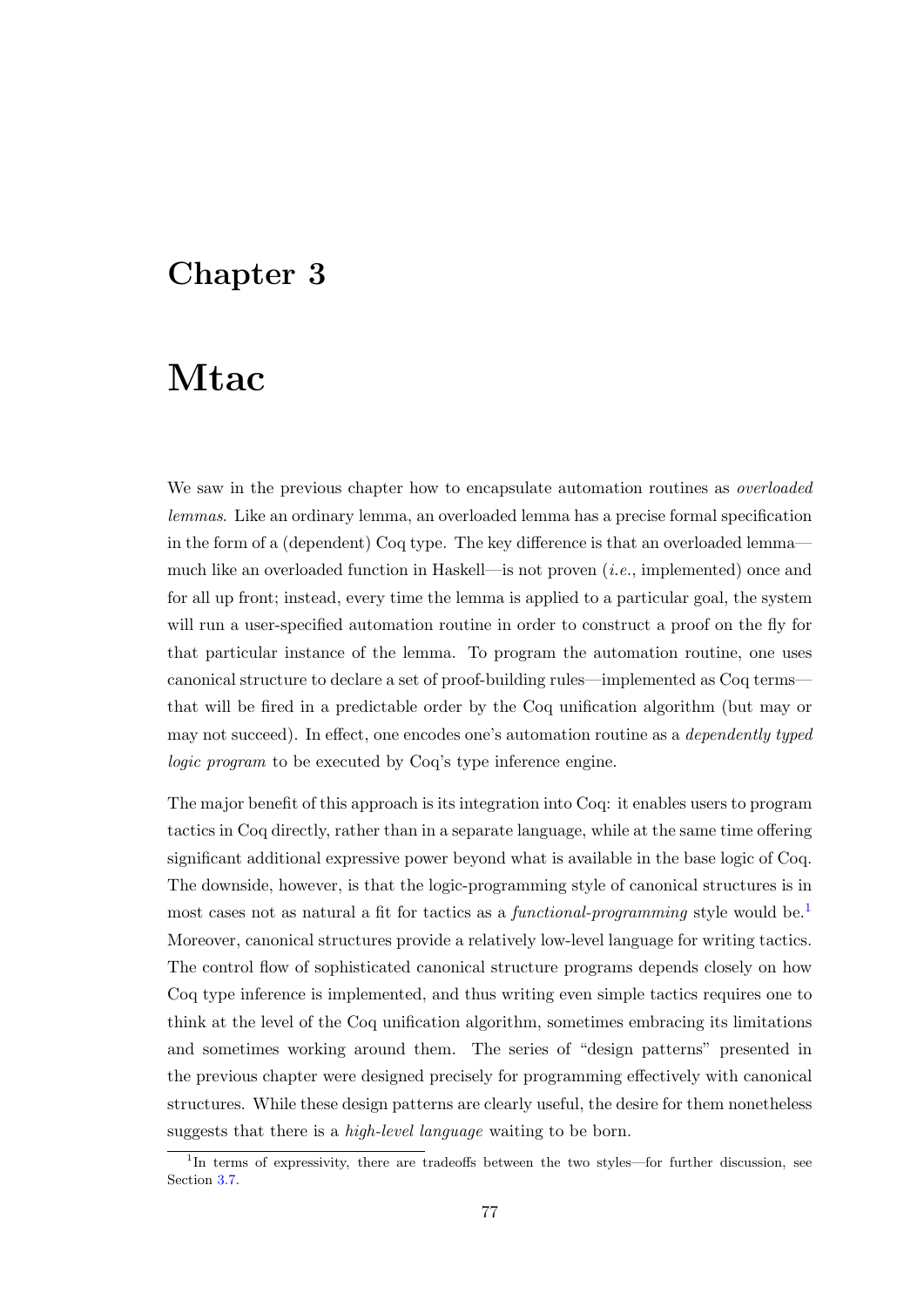# Chapter 3

# Mtac

We saw in the previous chapter how to encapsulate automation routines as *overloaded lemmas*. Like an ordinary lemma, an overloaded lemma has a precise formal specification in the form of a (dependent) Coq type. The key difference is that an overloaded lemma—much like an overloaded function in Haskell—is not proven (*i.e.*, implemented) once and for all up front; instead, every time the lemma is applied to a particular goal, the system will run a user-specified automation routine in order to construct a proof on the fly for that particular instance of the lemma. To program the automation routine, one uses canonical structure to declare a set of proof-building rules—implemented as Coq terms—that will be fired in a predictable order by the Coq unification algorithm (but may or may not succeed). In effect, one encodes one's automation routine as a *dependently typed logic program* to be executed by Coq's type inference engine.

The major benefit of this approach is its integration into Coq: it enables users to program tactics in Coq directly, rather than in a separate language, while at the same time offering significant additional expressive power beyond what is available in the base logic of Coq. The downside, however, is that the logic-programming style of canonical structures is in most cases not as natural a fit for tactics as a *functional-programming* style would be.[1] Moreover, canonical structures provide a relatively low-level language for writing tactics. The control flow of sophisticated canonical structure programs depends closely on how Coq type inference is implemented, and thus writing even simple tactics requires one to think at the level of the Coq unification algorithm, sometimes embracing its limitations and sometimes working around them. The series of "design patterns" presented in the previous chapter were designed precisely for programming effectively with canonical structures. While these design patterns are clearly useful, the desire for them nonetheless suggests that there is a *high-level language* waiting to be born.

[1] In terms of expressivity, there are tradeoffs between the two styles—for further discussion, see Section 3.7.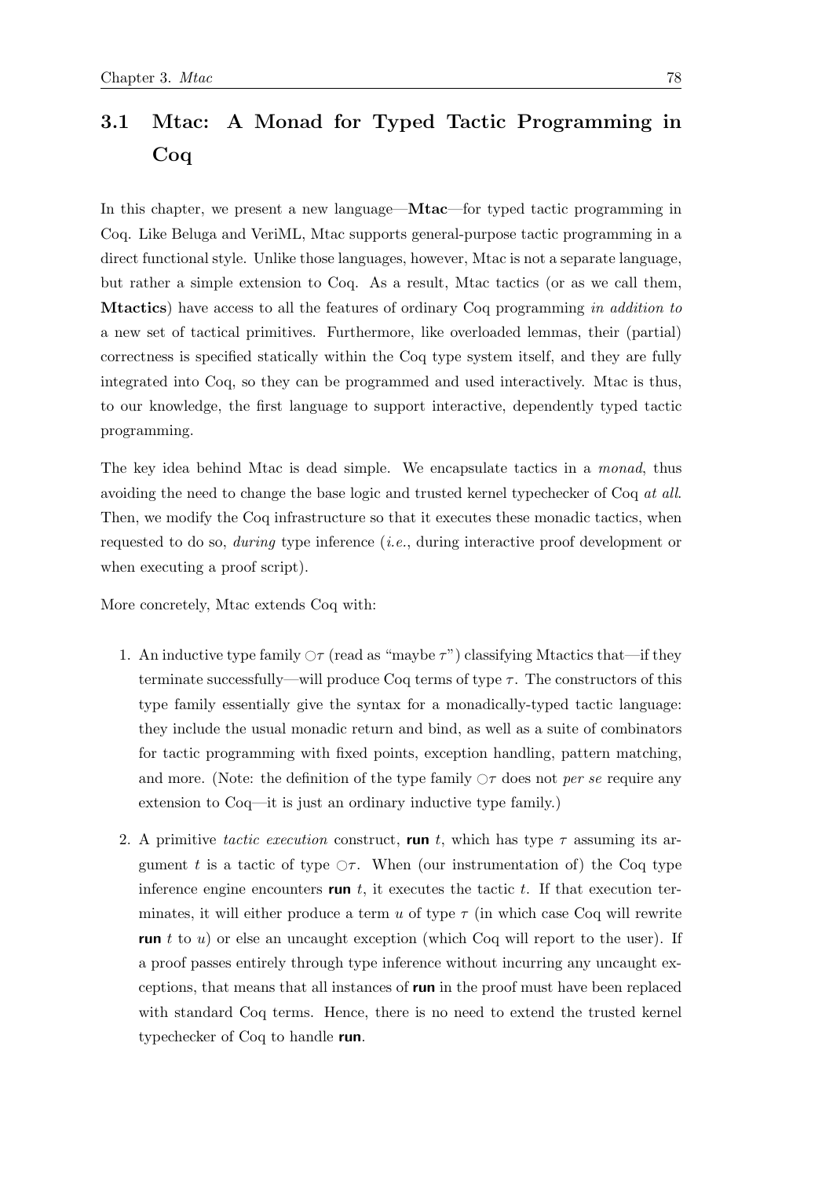## 3.1 Mtac: A Monad for Typed Tactic Programming in Coq

In this chapter, we present a new language—**Mtac**—for typed tactic programming in Coq. Like Beluga and VeriML, Mtac supports general-purpose tactic programming in a direct functional style. Unlike those languages, however, Mtac is not a separate language, but rather a simple extension to Coq. As a result, Mtac tactics (or as we call them, **Mtactics**) have access to all the features of ordinary Coq programming *in addition to* a new set of tactical primitives. Furthermore, like overloaded lemmas, their (partial) correctness is specified statically within the Coq type system itself, and they are fully integrated into Coq, so they can be programmed and used interactively. Mtac is thus, to our knowledge, the first language to support interactive, dependently typed tactic programming.

The key idea behind Mtac is dead simple. We encapsulate tactics in a *monad*, thus avoiding the need to change the base logic and trusted kernel typechecker of Coq *at all*. Then, we modify the Coq infrastructure so that it executes these monadic tactics, when requested to do so, *during* type inference (*i.e.*, during interactive proof development or when executing a proof script).

More concretely, Mtac extends Coq with:

1. An inductive type family $\bigcirc\tau$ (read as "maybe $\tau$") classifying Mtactics that—if they terminate successfully—will produce Coq terms of type $\tau$. The constructors of this type family essentially give the syntax for a monadically-typed tactic language: they include the usual monadic return and bind, as well as a suite of combinators for tactic programming with fixed points, exception handling, pattern matching, and more. (Note: the definition of the type family $\bigcirc\tau$ does not *per se* require any extension to Coq—it is just an ordinary inductive type family.)

2. A primitive *tactic execution* construct, **run** $t$, which has type $\tau$ assuming its argument $t$ is a tactic of type $\bigcirc\tau$. When (our instrumentation of) the Coq type inference engine encounters **run** $t$, it executes the tactic $t$. If that execution terminates, it will either produce a term $u$ of type $\tau$ (in which case Coq will rewrite **run** $t$ to $u$) or else an uncaught exception (which Coq will report to the user). If a proof passes entirely through type inference without incurring any uncaught exceptions, that means that all instances of **run** in the proof must have been replaced with standard Coq terms. Hence, there is no need to extend the trusted kernel typechecker of Coq to handle **run**.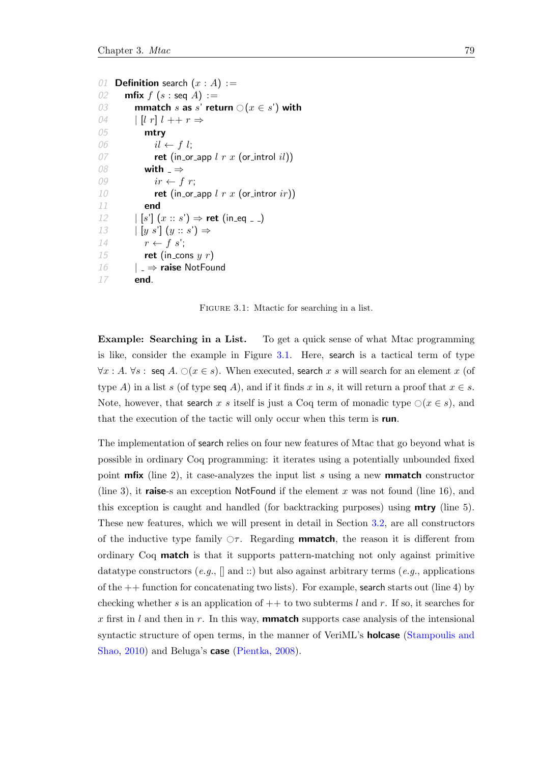```
01 Definition search (x : A) :=
02   mfix f (s : seq A) :=
03     mmatch s as s' return ○(x ∈ s') with
04     | [l r] l ++ r ⇒
05       mtry
06         il ← f l;
07         ret (in_or_app l r x (or_introl il))
08       with _ ⇒
09         ir ← f r;
10         ret (in_or_app l r x (or_intror ir))
11       end
12     | [s'] (x :: s') ⇒ ret (in_eq _ _)
13     | [y s'] (y :: s') ⇒
14       r ← f s';
15       ret (in_cons y r)
16     | _ ⇒ raise NotFound
17     end.
```

FIGURE 3.1: Mtactic for searching in a list.

**Example: Searching in a List.** To get a quick sense of what Mtac programming is like, consider the example in Figure 3.1. Here, search is a tactical term of type $\forall x : A.\ \forall s : \text{seq } A.\ \bigcirc(x \in s)$. When executed, search $x$ $s$ will search for an element $x$ (of type $A$) in a list $s$ (of type seq $A$), and if it finds $x$ in $s$, it will return a proof that $x \in s$. Note, however, that search $x$ $s$ itself is just a Coq term of monadic type $\bigcirc(x \in s)$, and that the execution of the tactic will only occur when this term is **run**.

The implementation of search relies on four new features of Mtac that go beyond what is possible in ordinary Coq programming: it iterates using a potentially unbounded fixed point **mfix** (line 2), it case-analyzes the input list $s$ using a new **mmatch** constructor (line 3), it **raise**-s an exception NotFound if the element $x$ was not found (line 16), and this exception is caught and handled (for backtracking purposes) using **mtry** (line 5). These new features, which we will present in detail in Section 3.2, are all constructors of the inductive type family $\bigcirc\tau$. Regarding **mmatch**, the reason it is different from ordinary Coq **match** is that it supports pattern-matching not only against primitive datatype constructors (*e.g.*, [] and ::) but also against arbitrary terms (*e.g.*, applications of the ++ function for concatenating two lists). For example, search starts out (line 4) by checking whether $s$ is an application of ++ to two subterms $l$ and $r$. If so, it searches for $x$ first in $l$ and then in $r$. In this way, **mmatch** supports case analysis of the intensional syntactic structure of open terms, in the manner of VeriML's **holcase** (Stampoulis and Shao, 2010) and Beluga's **case** (Pientka, 2008).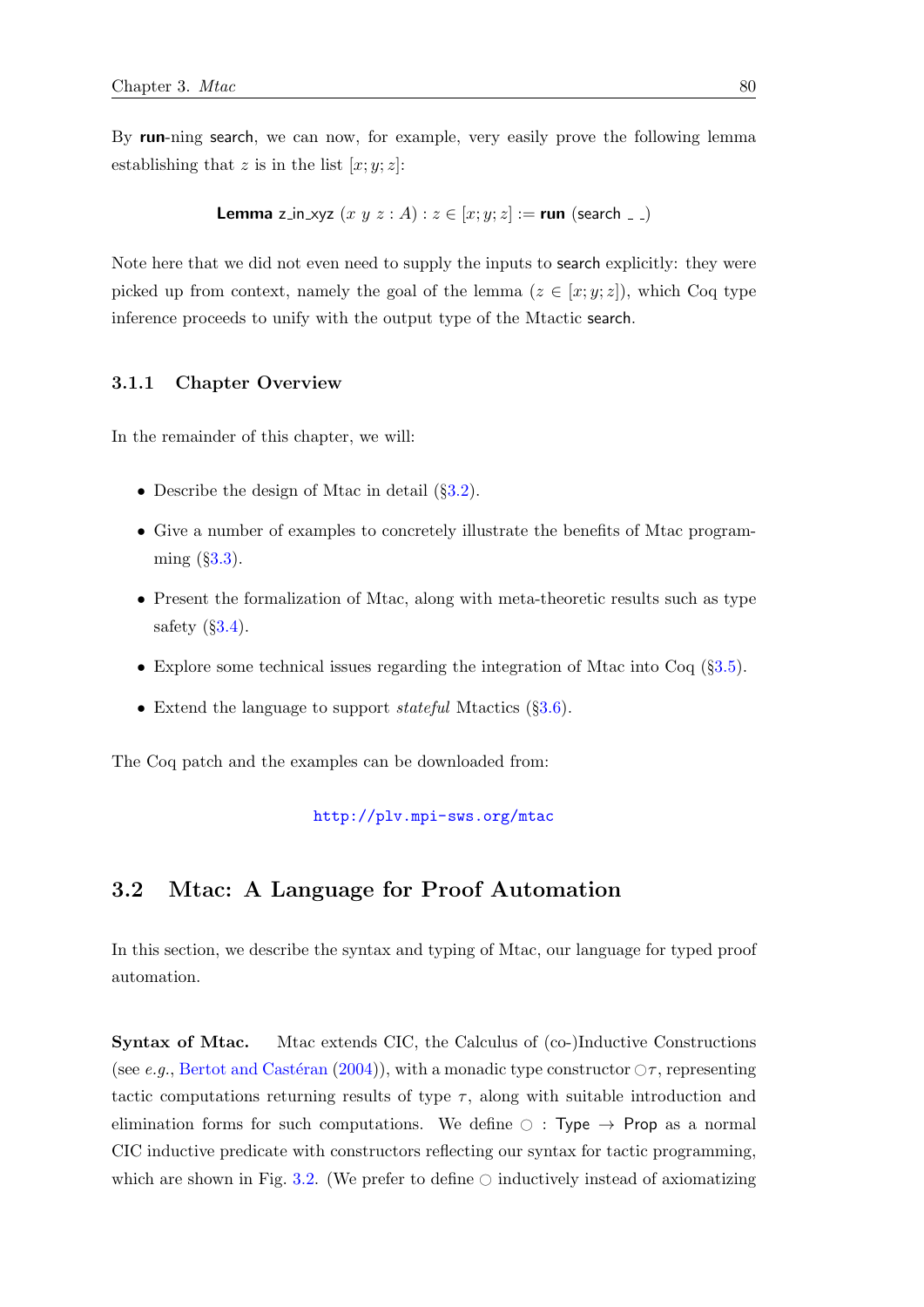By **run**-ning search, we can now, for example, very easily prove the following lemma establishing that $z$ is in the list $[x; y; z]$:

$$\textbf{Lemma}\ \mathsf{z\_in\_xyz}\ (x\ y\ z : A) : z \in [x; y; z] := \textbf{run}\ (\mathsf{search}\ \_\ \_)$$

Note here that we did not even need to supply the inputs to search explicitly: they were picked up from context, namely the goal of the lemma ($z \in [x; y; z]$), which Coq type inference proceeds to unify with the output type of the Mtactic search.

### 3.1.1 Chapter Overview

In the remainder of this chapter, we will:

- Describe the design of Mtac in detail (§3.2).
- Give a number of examples to concretely illustrate the benefits of Mtac programming (§3.3).
- Present the formalization of Mtac, along with meta-theoretic results such as type safety (§3.4).
- Explore some technical issues regarding the integration of Mtac into Coq (§3.5).
- Extend the language to support *stateful* Mtactics (§3.6).

The Coq patch and the examples can be downloaded from:

http://plv.mpi-sws.org/mtac

## 3.2 Mtac: A Language for Proof Automation

In this section, we describe the syntax and typing of Mtac, our language for typed proof automation.

**Syntax of Mtac.** Mtac extends CIC, the Calculus of (co-)Inductive Constructions (see *e.g.*, Bertot and Castéran (2004)), with a monadic type constructor $\bigcirc\tau$, representing tactic computations returning results of type $\tau$, along with suitable introduction and elimination forms for such computations. We define $\bigcirc : \mathsf{Type} \rightarrow \mathsf{Prop}$ as a normal CIC inductive predicate with constructors reflecting our syntax for tactic programming, which are shown in Fig. 3.2. (We prefer to define $\bigcirc$ inductively instead of axiomatizing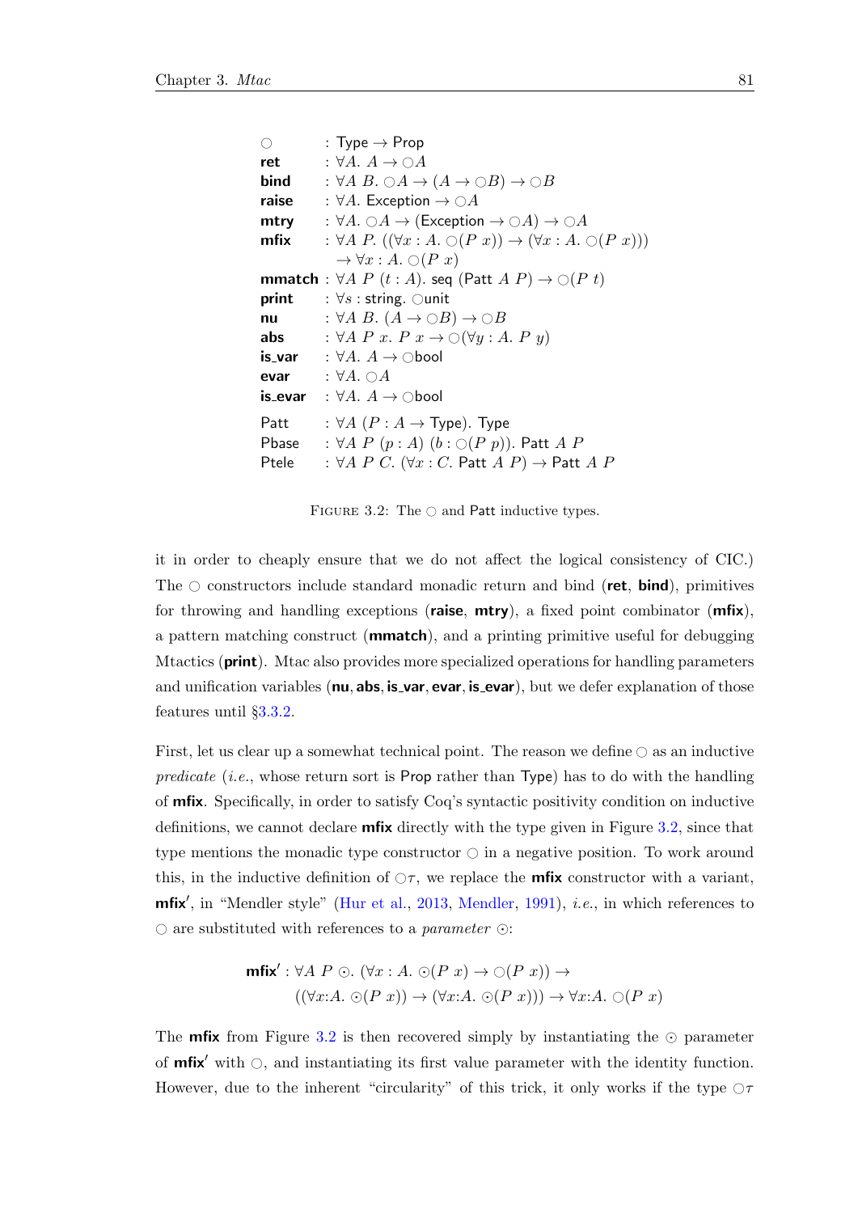$$
\begin{array}{lll}
\bigcirc & : \mathsf{Type} \to \mathsf{Prop} \\
\textbf{ret} & : \forall A.\ A \to \bigcirc A \\
\textbf{bind} & : \forall A\ B.\ \bigcirc A \to (A \to \bigcirc B) \to \bigcirc B \\
\textbf{raise} & : \forall A.\ \mathsf{Exception} \to \bigcirc A \\
\textbf{mtry} & : \forall A.\ \bigcirc A \to (\mathsf{Exception} \to \bigcirc A) \to \bigcirc A \\
\textbf{mfix} & : \forall A\ P.\ ((\forall x : A.\ \bigcirc(P\ x)) \to (\forall x : A.\ \bigcirc(P\ x))) \\
 & \quad \to \forall x : A.\ \bigcirc(P\ x) \\
\textbf{mmatch} & : \forall A\ P\ (t : A).\ \mathsf{seq}\ (\mathsf{Patt}\ A\ P) \to \bigcirc(P\ t) \\
\textbf{print} & : \forall s : \mathsf{string}.\ \bigcirc\mathsf{unit} \\
\textbf{nu} & : \forall A\ B.\ (A \to \bigcirc B) \to \bigcirc B \\
\textbf{abs} & : \forall A\ P\ x.\ P\ x \to \bigcirc(\forall y : A.\ P\ y) \\
\textbf{is\_var} & : \forall A.\ A \to \bigcirc\mathsf{bool} \\
\textbf{evar} & : \forall A.\ \bigcirc A \\
\textbf{is\_evar} & : \forall A.\ A \to \bigcirc\mathsf{bool} \\
 & \\
\mathsf{Patt} & : \forall A\ (P : A \to \mathsf{Type}).\ \mathsf{Type} \\
\mathsf{Pbase} & : \forall A\ P\ (p : A)\ (b : \bigcirc(P\ p)).\ \mathsf{Patt}\ A\ P \\
\mathsf{Ptele} & : \forall A\ P\ C.\ (\forall x : C.\ \mathsf{Patt}\ A\ P) \to \mathsf{Patt}\ A\ P
\end{array}
$$

FIGURE 3.2: The $\bigcirc$ and Patt inductive types.

it in order to cheaply ensure that we do not affect the logical consistency of CIC.) The $\bigcirc$ constructors include standard monadic return and bind (**ret**, **bind**), primitives for throwing and handling exceptions (**raise**, **mtry**), a fixed point combinator (**mfix**), a pattern matching construct (**mmatch**), and a printing primitive useful for debugging Mtactics (**print**). Mtac also provides more specialized operations for handling parameters and unification variables (**nu**, **abs**, **is_var**, **evar**, **is_evar**), but we defer explanation of those features until §3.3.2.

First, let us clear up a somewhat technical point. The reason we define $\bigcirc$ as an inductive *predicate* (*i.e.*, whose return sort is Prop rather than Type) has to do with the handling of **mfix**. Specifically, in order to satisfy Coq's syntactic positivity condition on inductive definitions, we cannot declare **mfix** directly with the type given in Figure 3.2, since that type mentions the monadic type constructor $\bigcirc$ in a negative position. To work around this, in the inductive definition of $\bigcirc\tau$, we replace the **mfix** constructor with a variant, **mfix'**, in "Mendler style" (Hur et al., 2013, Mendler, 1991), *i.e.*, in which references to $\bigcirc$ are substituted with references to a *parameter* $\odot$:

$$
\begin{aligned}
\textbf{mfix}' : \forall A\ P\ \odot.\ (\forall x : A.\ \odot(P\ x) \to \bigcirc(P\ x)) \to \\
((\forall x{:}A.\ \odot(P\ x)) \to (\forall x{:}A.\ \odot(P\ x))) \to \forall x{:}A.\ \bigcirc(P\ x)
\end{aligned}
$$

The **mfix** from Figure 3.2 is then recovered simply by instantiating the $\odot$ parameter of **mfix'** with $\bigcirc$, and instantiating its first value parameter with the identity function. However, due to the inherent "circularity" of this trick, it only works if the type $\bigcirc\tau$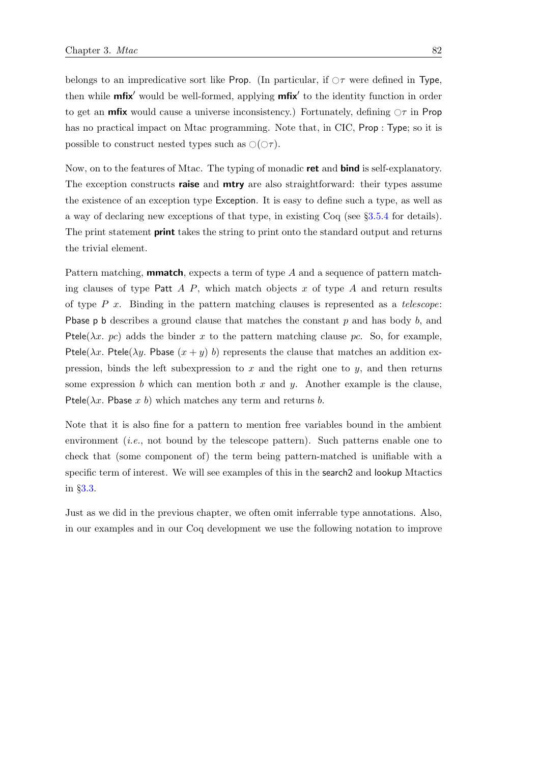belongs to an impredicative sort like Prop. (In particular, if $\bigcirc\tau$ were defined in Type, then while **mfix′** would be well-formed, applying **mfix′** to the identity function in order to get an **mfix** would cause a universe inconsistency.) Fortunately, defining $\bigcirc\tau$ in Prop has no practical impact on Mtac programming. Note that, in CIC, Prop : Type; so it is possible to construct nested types such as $\bigcirc(\bigcirc\tau)$.

Now, on to the features of Mtac. The typing of monadic **ret** and **bind** is self-explanatory. The exception constructs **raise** and **mtry** are also straightforward: their types assume the existence of an exception type Exception. It is easy to define such a type, as well as a way of declaring new exceptions of that type, in existing Coq (see §3.5.4 for details). The print statement **print** takes the string to print onto the standard output and returns the trivial element.

Pattern matching, **mmatch**, expects a term of type $A$ and a sequence of pattern matching clauses of type Patt $A$ $P$, which match objects $x$ of type $A$ and return results of type $P\ x$. Binding in the pattern matching clauses is represented as a *telescope*: Pbase p b describes a ground clause that matches the constant $p$ and has body $b$, and Ptele($\lambda x.\ pc$) adds the binder $x$ to the pattern matching clause $pc$. So, for example, Ptele($\lambda x.$ Ptele($\lambda y.$ Pbase $(x + y)\ b$) represents the clause that matches an addition expression, binds the left subexpression to $x$ and the right one to $y$, and then returns some expression $b$ which can mention both $x$ and $y$. Another example is the clause, Ptele($\lambda x.$ Pbase $x\ b$) which matches any term and returns $b$.

Note that it is also fine for a pattern to mention free variables bound in the ambient environment (*i.e.*, not bound by the telescope pattern). Such patterns enable one to check that (some component of) the term being pattern-matched is unifiable with a specific term of interest. We will see examples of this in the search2 and lookup Mtactics in §3.3.

Just as we did in the previous chapter, we often omit inferrable type annotations. Also, in our examples and in our Coq development we use the following notation to improve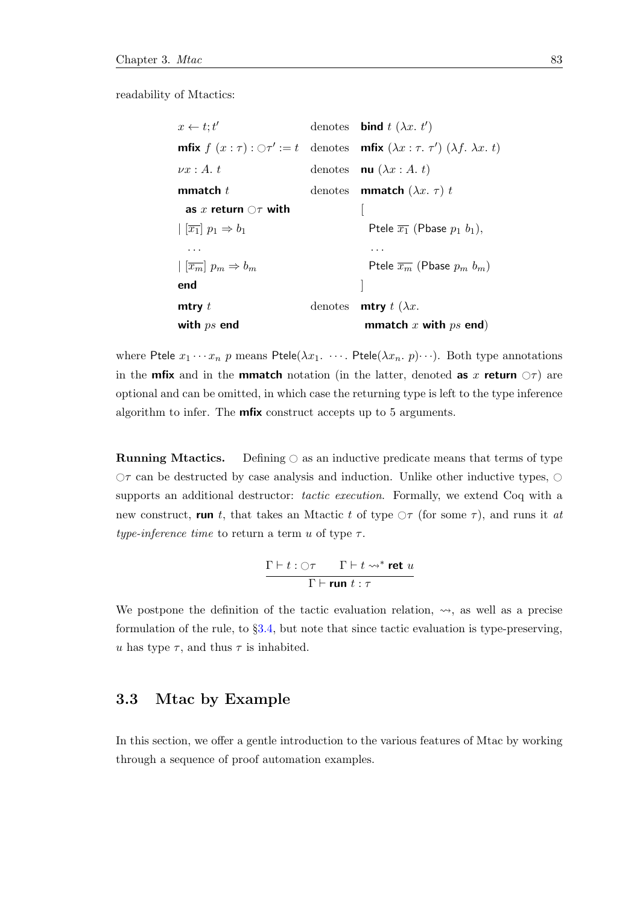readability of Mtactics:

$$
\begin{array}{lll}
x \leftarrow t; t' & \text{denotes} & \textbf{bind}\ t\ (\lambda x.\ t') \\
\textbf{mfix}\ f\ (x : \tau) : \bigcirc\tau' := t & \text{denotes} & \textbf{mfix}\ (\lambda x : \tau.\ \tau')\ (\lambda f.\ \lambda x.\ t) \\
\nu x : A.\ t & \text{denotes} & \textbf{nu}\ (\lambda x : A.\ t) \\
\textbf{mmatch}\ t & \text{denotes} & \textbf{mmatch}\ (\lambda x.\ \tau)\ t \\
\quad \textbf{as}\ x\ \textbf{return}\ \bigcirc\tau\ \textbf{with} & & [ \\
\mid [\overline{x_1}]\ p_1 \Rightarrow b_1 & & \quad \mathsf{Ptele}\ \overline{x_1}\ (\mathsf{Pbase}\ p_1\ b_1), \\
\quad \ldots & & \quad \ldots \\
\mid [\overline{x_m}]\ p_m \Rightarrow b_m & & \quad \mathsf{Ptele}\ \overline{x_m}\ (\mathsf{Pbase}\ p_m\ b_m) \\
\textbf{end} & & ] \\
\textbf{mtry}\ t & \text{denotes} & \textbf{mtry}\ t\ (\lambda x. \\
\textbf{with}\ ps\ \textbf{end} & & \quad \textbf{mmatch}\ x\ \textbf{with}\ ps\ \textbf{end})
\end{array}
$$

where $\mathsf{Ptele}\ x_1 \cdots x_n\ p$ means $\mathsf{Ptele}(\lambda x_1.\ \cdots.\ \mathsf{Ptele}(\lambda x_n.\ p) \cdots)$. Both type annotations in the **mfix** and in the **mmatch** notation (in the latter, denoted **as** $x$ **return** $\bigcirc\tau$) are optional and can be omitted, in which case the returning type is left to the type inference algorithm to infer. The **mfix** construct accepts up to 5 arguments.

**Running Mtactics.** Defining $\bigcirc$ as an inductive predicate means that terms of type $\bigcirc\tau$ can be destructed by case analysis and induction. Unlike other inductive types, $\bigcirc$ supports an additional destructor: *tactic execution*. Formally, we extend Coq with a new construct, **run** $t$, that takes an Mtactic $t$ of type $\bigcirc\tau$ (for some $\tau$), and runs it *at type-inference time* to return a term $u$ of type $\tau$.

$$
\frac{\Gamma \vdash t : \bigcirc\tau \qquad \Gamma \vdash t \rightsquigarrow^{*} \textbf{ret}\ u}{\Gamma \vdash \textbf{run}\ t : \tau}
$$

We postpone the definition of the tactic evaluation relation, $\rightsquigarrow$, as well as a precise formulation of the rule, to §3.4, but note that since tactic evaluation is type-preserving, $u$ has type $\tau$, and thus $\tau$ is inhabited.

## 3.3 Mtac by Example

In this section, we offer a gentle introduction to the various features of Mtac by working through a sequence of proof automation examples.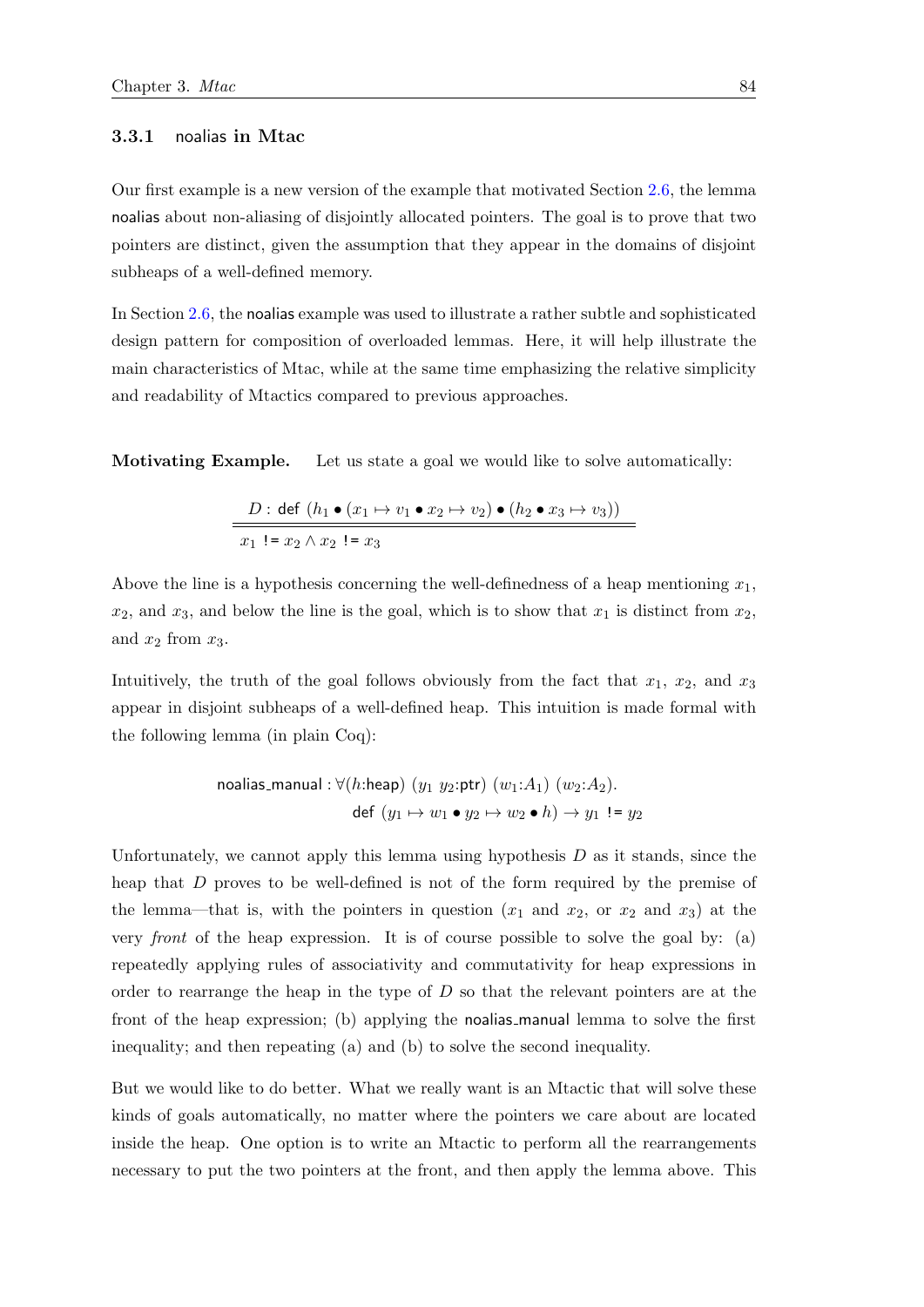### 3.3.1 noalias in Mtac

Our first example is a new version of the example that motivated Section 2.6, the lemma noalias about non-aliasing of disjointly allocated pointers. The goal is to prove that two pointers are distinct, given the assumption that they appear in the domains of disjoint subheaps of a well-defined memory.

In Section 2.6, the noalias example was used to illustrate a rather subtle and sophisticated design pattern for composition of overloaded lemmas. Here, it will help illustrate the main characteristics of Mtac, while at the same time emphasizing the relative simplicity and readability of Mtactics compared to previous approaches.

**Motivating Example.** Let us state a goal we would like to solve automatically:

$$\frac{D : \mathsf{def}\ (h_1 \bullet (x_1 \mapsto v_1 \bullet x_2 \mapsto v_2) \bullet (h_2 \bullet x_3 \mapsto v_3))}{x_1 \ \texttt{!=}\ x_2 \wedge x_2 \ \texttt{!=}\ x_3}$$

Above the line is a hypothesis concerning the well-definedness of a heap mentioning $x_1$, $x_2$, and $x_3$, and below the line is the goal, which is to show that $x_1$ is distinct from $x_2$, and $x_2$ from $x_3$.

Intuitively, the truth of the goal follows obviously from the fact that $x_1$, $x_2$, and $x_3$ appear in disjoint subheaps of a well-defined heap. This intuition is made formal with the following lemma (in plain Coq):

$$\begin{aligned} \mathsf{noalias\_manual} : \forall (h{:}\mathsf{heap})\ (y_1\ y_2{:}\mathsf{ptr})\ (w_1{:}A_1)\ (w_2{:}A_2). \\ \mathsf{def}\ (y_1 \mapsto w_1 \bullet y_2 \mapsto w_2 \bullet h) \to y_1 \ \texttt{!=}\ y_2 \end{aligned}$$

Unfortunately, we cannot apply this lemma using hypothesis $D$ as it stands, since the heap that $D$ proves to be well-defined is not of the form required by the premise of the lemma—that is, with the pointers in question ($x_1$ and $x_2$, or $x_2$ and $x_3$) at the very *front* of the heap expression. It is of course possible to solve the goal by: (a) repeatedly applying rules of associativity and commutativity for heap expressions in order to rearrange the heap in the type of $D$ so that the relevant pointers are at the front of the heap expression; (b) applying the noalias_manual lemma to solve the first inequality; and then repeating (a) and (b) to solve the second inequality.

But we would like to do better. What we really want is an Mtactic that will solve these kinds of goals automatically, no matter where the pointers we care about are located inside the heap. One option is to write an Mtactic to perform all the rearrangements necessary to put the two pointers at the front, and then apply the lemma above. This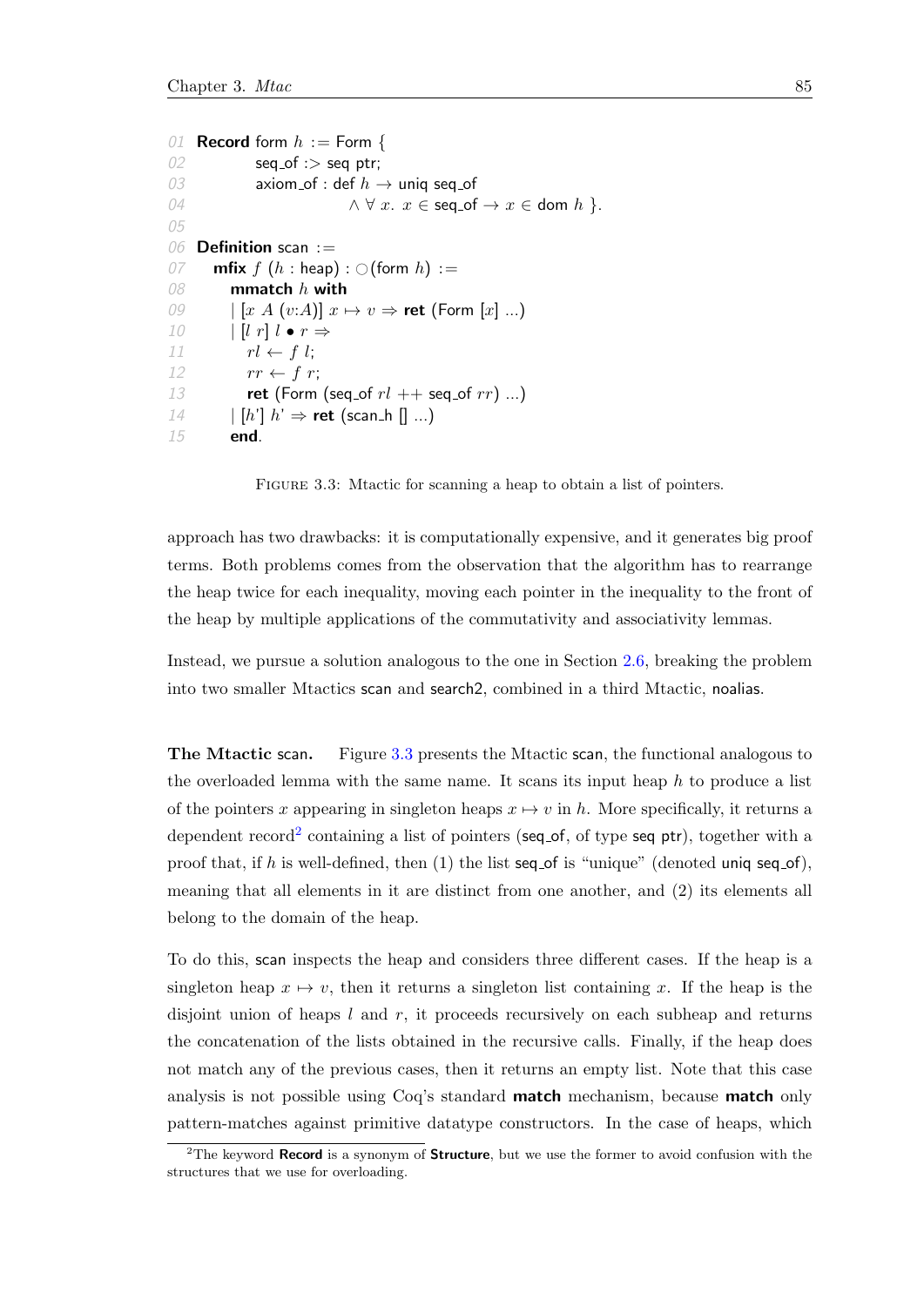```
01 Record form h := Form {
02         seq_of :> seq ptr;
03         axiom_of : def h → uniq seq_of
04                        ∧ ∀ x. x ∈ seq_of → x ∈ dom h }.
05
06 Definition scan :=
07   mfix f (h : heap) : ○(form h) :=
08     mmatch h with
09     | [x A (v:A)] x ↦ v ⇒ ret (Form [x] ...)
10     | [l r] l • r ⇒
11       rl ← f l;
12       rr ← f r;
13       ret (Form (seq_of rl ++ seq_of rr) ...)
14     | [h'] h' ⇒ ret (scan_h [] ...)
15     end.
```

Figure 3.3: Mtactic for scanning a heap to obtain a list of pointers.

approach has two drawbacks: it is computationally expensive, and it generates big proof terms. Both problems comes from the observation that the algorithm has to rearrange the heap twice for each inequality, moving each pointer in the inequality to the front of the heap by multiple applications of the commutativity and associativity lemmas.

Instead, we pursue a solution analogous to the one in Section 2.6, breaking the problem into two smaller Mtactics scan and search2, combined in a third Mtactic, noalias.

**The Mtactic scan.** Figure 3.3 presents the Mtactic scan, the functional analogous to the overloaded lemma with the same name. It scans its input heap $h$ to produce a list of the pointers $x$ appearing in singleton heaps $x \mapsto v$ in $h$. More specifically, it returns a dependent record[2] containing a list of pointers (seq_of, of type seq ptr), together with a proof that, if $h$ is well-defined, then (1) the list seq_of is "unique" (denoted uniq seq_of), meaning that all elements in it are distinct from one another, and (2) its elements all belong to the domain of the heap.

To do this, scan inspects the heap and considers three different cases. If the heap is a singleton heap $x \mapsto v$, then it returns a singleton list containing $x$. If the heap is the disjoint union of heaps $l$ and $r$, it proceeds recursively on each subheap and returns the concatenation of the lists obtained in the recursive calls. Finally, if the heap does not match any of the previous cases, then it returns an empty list. Note that this case analysis is not possible using Coq's standard **match** mechanism, because **match** only pattern-matches against primitive datatype constructors. In the case of heaps, which

[2] The keyword **Record** is a synonym of **Structure**, but we use the former to avoid confusion with the structures that we use for overloading.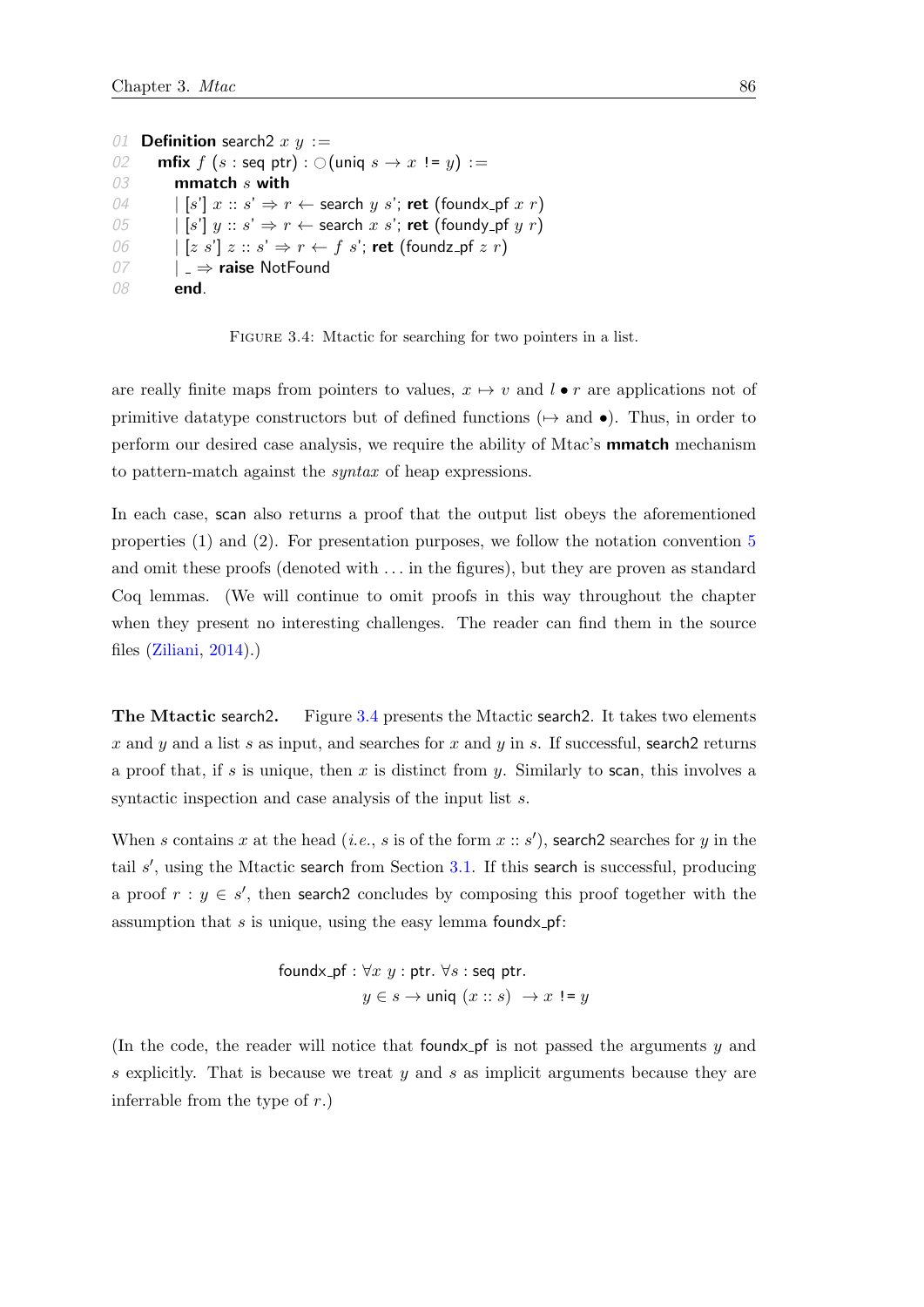```
01  Definition search2 x y :=
02    mfix f (s : seq ptr) : ○(uniq s → x != y) :=
03      mmatch s with
04      | [s'] x :: s' ⇒ r ← search y s'; ret (foundx_pf x r)
05      | [s'] y :: s' ⇒ r ← search x s'; ret (foundy_pf y r)
06      | [z s'] z :: s' ⇒ r ← f s'; ret (foundz_pf z r)
07      | _ ⇒ raise NotFound
08      end.
```

FIGURE 3.4: Mtactic for searching for two pointers in a list.

are really finite maps from pointers to values, $x \mapsto v$ and $l \bullet r$ are applications not of primitive datatype constructors but of defined functions ($\mapsto$ and $\bullet$). Thus, in order to perform our desired case analysis, we require the ability of Mtac's **mmatch** mechanism to pattern-match against the *syntax* of heap expressions.

In each case, scan also returns a proof that the output list obeys the aforementioned properties (1) and (2). For presentation purposes, we follow the notation convention 5 and omit these proofs (denoted with ... in the figures), but they are proven as standard Coq lemmas. (We will continue to omit proofs in this way throughout the chapter when they present no interesting challenges. The reader can find them in the source files (Ziliani, 2014).)

**The Mtactic search2.** Figure 3.4 presents the Mtactic search2. It takes two elements $x$ and $y$ and a list $s$ as input, and searches for $x$ and $y$ in $s$. If successful, search2 returns a proof that, if $s$ is unique, then $x$ is distinct from $y$. Similarly to scan, this involves a syntactic inspection and case analysis of the input list $s$.

When $s$ contains $x$ at the head (*i.e.*, $s$ is of the form $x :: s'$), search2 searches for $y$ in the tail $s'$, using the Mtactic search from Section 3.1. If this search is successful, producing a proof $r : y \in s'$, then search2 concludes by composing this proof together with the assumption that $s$ is unique, using the easy lemma foundx_pf:

$$\text{foundx\_pf} : \forall x\ y : \text{ptr}.\ \forall s : \text{seq ptr}.$$
$$y \in s \rightarrow \text{uniq}\ (x :: s)\ \rightarrow x\ \text{!=}\ y$$

(In the code, the reader will notice that foundx_pf is not passed the arguments $y$ and $s$ explicitly. That is because we treat $y$ and $s$ as implicit arguments because they are inferrable from the type of $r$.)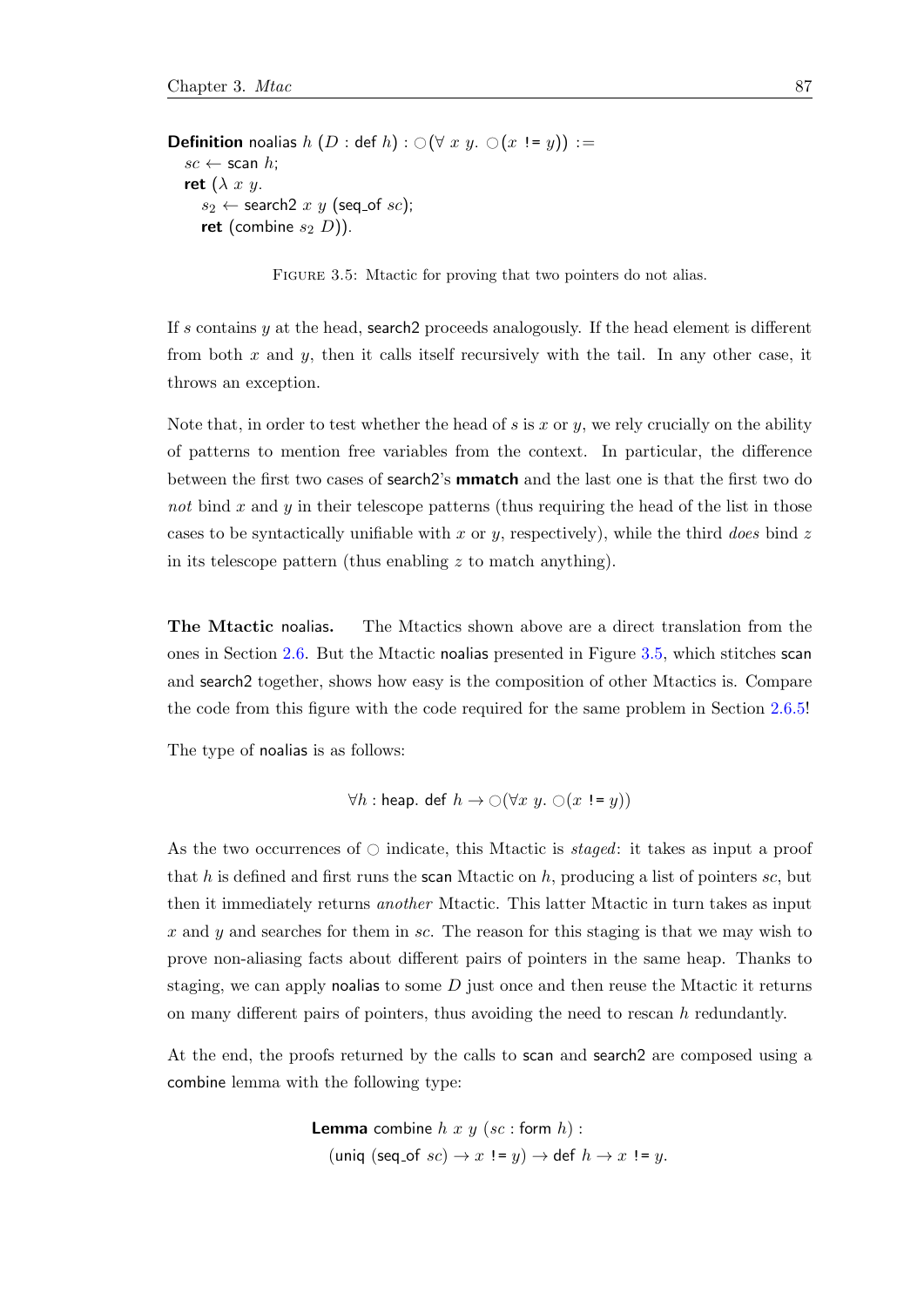```
Definition noalias h (D : def h) : ○(∀ x y. ○(x != y)) :=
  sc ← scan h;
  ret (λ x y.
    s2 ← search2 x y (seq_of sc);
    ret (combine s2 D)).
```

FIGURE 3.5: Mtactic for proving that two pointers do not alias.

If $s$ contains $y$ at the head, search2 proceeds analogously. If the head element is different from both $x$ and $y$, then it calls itself recursively with the tail. In any other case, it throws an exception.

Note that, in order to test whether the head of $s$ is $x$ or $y$, we rely crucially on the ability of patterns to mention free variables from the context. In particular, the difference between the first two cases of search2's **mmatch** and the last one is that the first two do *not* bind $x$ and $y$ in their telescope patterns (thus requiring the head of the list in those cases to be syntactically unifiable with $x$ or $y$, respectively), while the third *does* bind $z$ in its telescope pattern (thus enabling $z$ to match anything).

**The Mtactic noalias.** The Mtactics shown above are a direct translation from the ones in Section 2.6. But the Mtactic noalias presented in Figure 3.5, which stitches scan and search2 together, shows how easy is the composition of other Mtactics is. Compare the code from this figure with the code required for the same problem in Section 2.6.5!

The type of noalias is as follows:

$$\forall h : \mathsf{heap}.\ \mathsf{def}\ h \rightarrow \bigcirc(\forall x\ y.\ \bigcirc(x\ \mathtt{!=}\ y))$$

As the two occurrences of $\bigcirc$ indicate, this Mtactic is *staged*: it takes as input a proof that $h$ is defined and first runs the scan Mtactic on $h$, producing a list of pointers $sc$, but then it immediately returns *another* Mtactic. This latter Mtactic in turn takes as input $x$ and $y$ and searches for them in $sc$. The reason for this staging is that we may wish to prove non-aliasing facts about different pairs of pointers in the same heap. Thanks to staging, we can apply noalias to some $D$ just once and then reuse the Mtactic it returns on many different pairs of pointers, thus avoiding the need to rescan $h$ redundantly.

At the end, the proofs returned by the calls to scan and search2 are composed using a combine lemma with the following type:

```
Lemma combine h x y (sc : form h) :
  (uniq (seq_of sc) → x != y) → def h → x != y.
```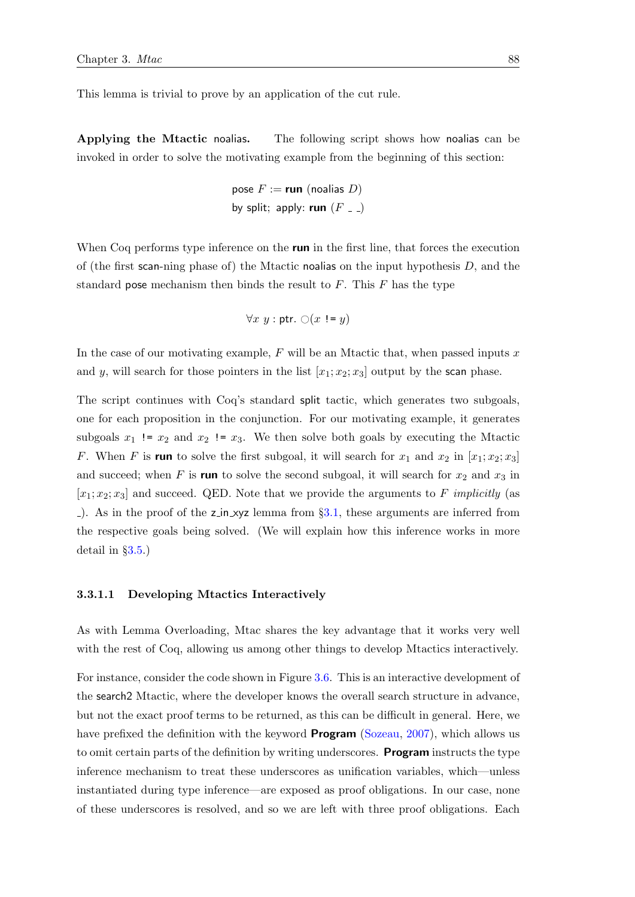This lemma is trivial to prove by an application of the cut rule.

**Applying the Mtactic noalias.** The following script shows how noalias can be invoked in order to solve the motivating example from the beginning of this section:

```
pose F := run (noalias D)
by split; apply: run (F _ _)
```

When Coq performs type inference on the **run** in the first line, that forces the execution of (the first scan-ning phase of) the Mtactic noalias on the input hypothesis $D$, and the standard pose mechanism then binds the result to $F$. This $F$ has the type

$$\forall x\ y : \mathsf{ptr}.\ \bigcirc(x\ \texttt{!=}\ y)$$

In the case of our motivating example, $F$ will be an Mtactic that, when passed inputs $x$ and $y$, will search for those pointers in the list $[x_1; x_2; x_3]$ output by the scan phase.

The script continues with Coq's standard split tactic, which generates two subgoals, one for each proposition in the conjunction. For our motivating example, it generates subgoals $x_1$ != $x_2$ and $x_2$ != $x_3$. We then solve both goals by executing the Mtactic $F$. When $F$ is **run** to solve the first subgoal, it will search for $x_1$ and $x_2$ in $[x_1; x_2; x_3]$ and succeed; when $F$ is **run** to solve the second subgoal, it will search for $x_2$ and $x_3$ in $[x_1; x_2; x_3]$ and succeed. QED. Note that we provide the arguments to $F$ *implicitly* (as _). As in the proof of the z_in_xyz lemma from §3.1, these arguments are inferred from the respective goals being solved. (We will explain how this inference works in more detail in §3.5.)

#### 3.3.1.1 Developing Mtactics Interactively

As with Lemma Overloading, Mtac shares the key advantage that it works very well with the rest of Coq, allowing us among other things to develop Mtactics interactively.

For instance, consider the code shown in Figure 3.6. This is an interactive development of the search2 Mtactic, where the developer knows the overall search structure in advance, but not the exact proof terms to be returned, as this can be difficult in general. Here, we have prefixed the definition with the keyword **Program** (Sozeau, 2007), which allows us to omit certain parts of the definition by writing underscores. **Program** instructs the type inference mechanism to treat these underscores as unification variables, which—unless instantiated during type inference—are exposed as proof obligations. In our case, none of these underscores is resolved, and so we are left with three proof obligations. Each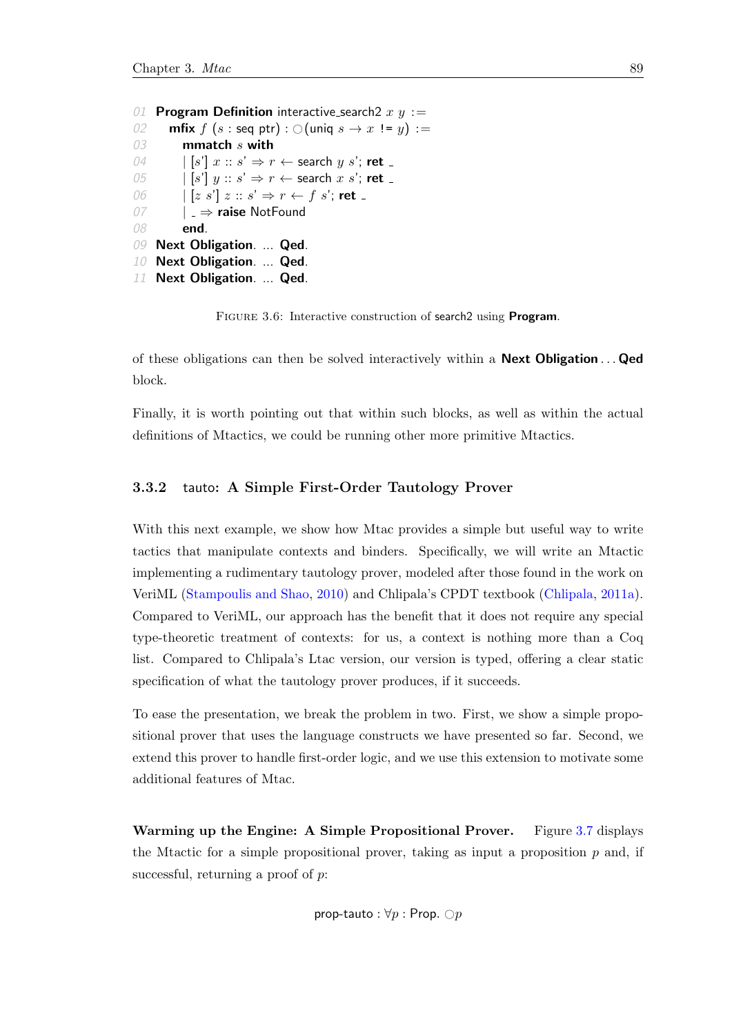```
01 Program Definition interactive_search2 x y :=
02   mfix f (s : seq ptr) : ○(uniq s → x != y) :=
03     mmatch s with
04     | [s'] x :: s' ⇒ r ← search y s'; ret _
05     | [s'] y :: s' ⇒ r ← search x s'; ret _
06     | [z s'] z :: s' ⇒ r ← f s'; ret _
07     | _ ⇒ raise NotFound
08     end.
09 Next Obligation. ... Qed.
10 Next Obligation. ... Qed.
11 Next Obligation. ... Qed.
```

Figure 3.6: Interactive construction of search2 using **Program**.

of these obligations can then be solved interactively within a **Next Obligation**... **Qed** block.

Finally, it is worth pointing out that within such blocks, as well as within the actual definitions of Mtactics, we could be running other more primitive Mtactics.

### 3.3.2 tauto: A Simple First-Order Tautology Prover

With this next example, we show how Mtac provides a simple but useful way to write tactics that manipulate contexts and binders. Specifically, we will write an Mtactic implementing a rudimentary tautology prover, modeled after those found in the work on VeriML (Stampoulis and Shao, 2010) and Chlipala's CPDT textbook (Chlipala, 2011a). Compared to VeriML, our approach has the benefit that it does not require any special type-theoretic treatment of contexts: for us, a context is nothing more than a Coq list. Compared to Chlipala's Ltac version, our version is typed, offering a clear static specification of what the tautology prover produces, if it succeeds.

To ease the presentation, we break the problem in two. First, we show a simple propositional prover that uses the language constructs we have presented so far. Second, we extend this prover to handle first-order logic, and we use this extension to motivate some additional features of Mtac.

**Warming up the Engine: A Simple Propositional Prover.** Figure 3.7 displays the Mtactic for a simple propositional prover, taking as input a proposition $p$ and, if successful, returning a proof of $p$:

$$\text{prop-tauto} : \forall p : \text{Prop}.\ \bigcirc p$$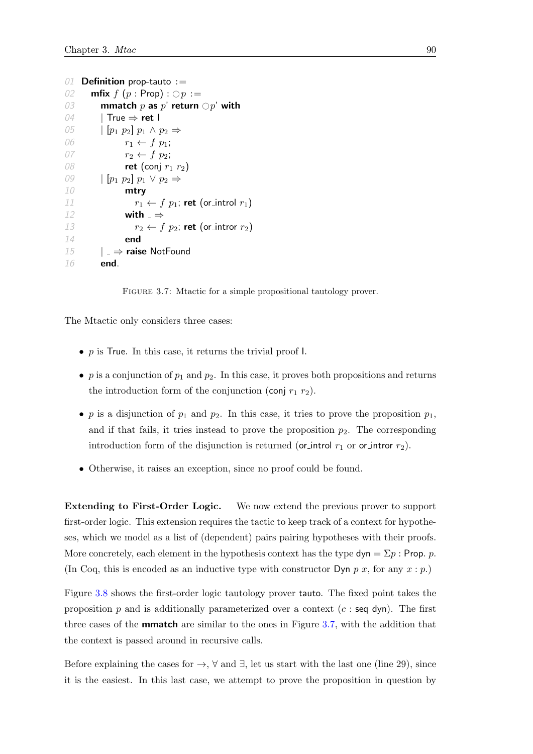```
01 Definition prop-tauto :=
02   mfix f (p : Prop) : ○p :=
03     mmatch p as p' return ○p' with
04     | True ⇒ ret I
05     | [p1 p2] p1 ∧ p2 ⇒
06           r1 ← f p1;
07           r2 ← f p2;
08           ret (conj r1 r2)
09     | [p1 p2] p1 ∨ p2 ⇒
10           mtry
11             r1 ← f p1; ret (or_introl r1)
12           with _ ⇒
13             r2 ← f p2; ret (or_intror r2)
14           end
15     | _ ⇒ raise NotFound
16     end.
```

FIGURE 3.7: Mtactic for a simple propositional tautology prover.

The Mtactic only considers three cases:

- $p$ is True. In this case, it returns the trivial proof I.
- $p$ is a conjunction of $p_1$ and $p_2$. In this case, it proves both propositions and returns the introduction form of the conjunction (conj $r_1$ $r_2$).
- $p$ is a disjunction of $p_1$ and $p_2$. In this case, it tries to prove the proposition $p_1$, and if that fails, it tries instead to prove the proposition $p_2$. The corresponding introduction form of the disjunction is returned (or_introl $r_1$ or or_intror $r_2$).
- Otherwise, it raises an exception, since no proof could be found.

**Extending to First-Order Logic.** We now extend the previous prover to support first-order logic. This extension requires the tactic to keep track of a context for hypotheses, which we model as a list of (dependent) pairs pairing hypotheses with their proofs. More concretely, each element in the hypothesis context has the type dyn $= \Sigma p : \mathsf{Prop}.\ p$. (In Coq, this is encoded as an inductive type with constructor Dyn $p$ $x$, for any $x : p$.)

Figure 3.8 shows the first-order logic tautology prover tauto. The fixed point takes the proposition $p$ and is additionally parameterized over a context ($c$ : seq dyn). The first three cases of the **mmatch** are similar to the ones in Figure 3.7, with the addition that the context is passed around in recursive calls.

Before explaining the cases for $\rightarrow$, $\forall$ and $\exists$, let us start with the last one (line 29), since it is the easiest. In this last case, we attempt to prove the proposition in question by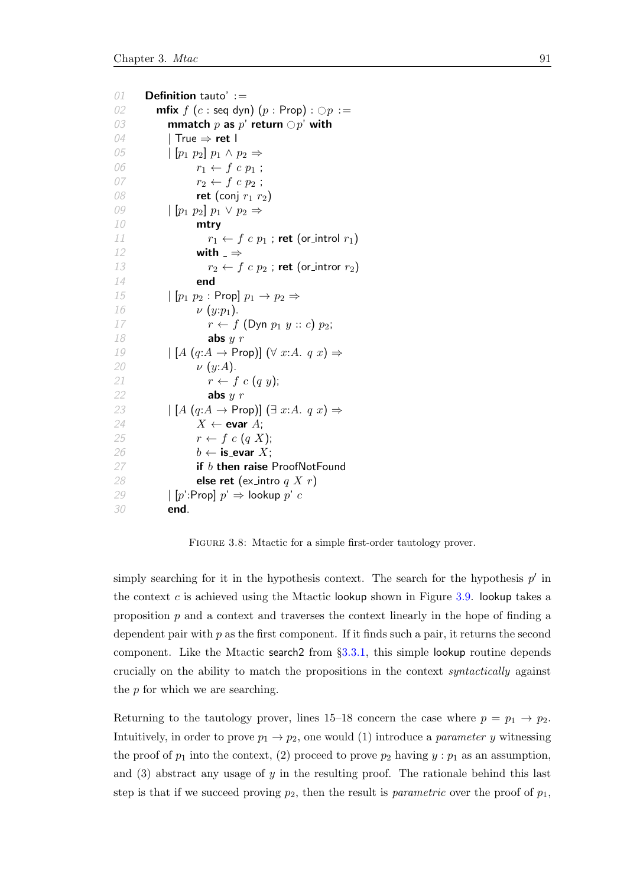```
01  Definition tauto' :=
02    mfix f (c : seq dyn) (p : Prop) : ○p :=
03      mmatch p as p' return ○p' with
04      | True ⇒ ret I
05      | [p1 p2] p1 ∧ p2 ⇒
06            r1 ← f c p1 ;
07            r2 ← f c p2 ;
08            ret (conj r1 r2)
09      | [p1 p2] p1 ∨ p2 ⇒
10            mtry
11              r1 ← f c p1 ; ret (or_introl r1)
12            with _ ⇒
13              r2 ← f c p2 ; ret (or_intror r2)
14            end
15      | [p1 p2 : Prop] p1 → p2 ⇒
16            ν (y:p1).
17              r ← f (Dyn p1 y :: c) p2;
18              abs y r
19      | [A (q:A → Prop)] (∀ x:A. q x) ⇒
20            ν (y:A).
21              r ← f c (q y);
22              abs y r
23      | [A (q:A → Prop)] (∃ x:A. q x) ⇒
24            X ← evar A;
25            r ← f c (q X);
26            b ← is_evar X;
27            if b then raise ProofNotFound
28            else ret (ex_intro q X r)
29      | [p':Prop] p' ⇒ lookup p' c
30      end.
```

Figure 3.8: Mtactic for a simple first-order tautology prover.

simply searching for it in the hypothesis context. The search for the hypothesis $p'$ in the context $c$ is achieved using the Mtactic lookup shown in Figure 3.9. lookup takes a proposition $p$ and a context and traverses the context linearly in the hope of finding a dependent pair with $p$ as the first component. If it finds such a pair, it returns the second component. Like the Mtactic search2 from §3.3.1, this simple lookup routine depends crucially on the ability to match the propositions in the context *syntactically* against the $p$ for which we are searching.

Returning to the tautology prover, lines 15–18 concern the case where $p = p_1 \rightarrow p_2$. Intuitively, in order to prove $p_1 \rightarrow p_2$, one would (1) introduce a *parameter* $y$ witnessing the proof of $p_1$ into the context, (2) proceed to prove $p_2$ having $y : p_1$ as an assumption, and (3) abstract any usage of $y$ in the resulting proof. The rationale behind this last step is that if we succeed proving $p_2$, then the result is *parametric* over the proof of $p_1$,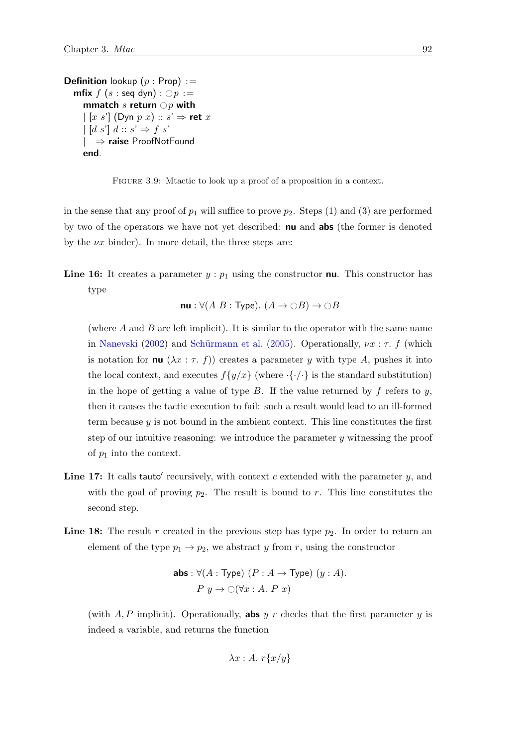```
Definition lookup (p : Prop) :=
  mfix f (s : seq dyn) : ○p :=
    mmatch s return ○p with
    | [x s'] (Dyn p x) :: s' ⇒ ret x
    | [d s'] d :: s' ⇒ f s'
    | _ ⇒ raise ProofNotFound
    end.
```

Figure 3.9: Mtactic to look up a proof of a proposition in a context.

in the sense that any proof of $p_1$ will suffice to prove $p_2$. Steps (1) and (3) are performed by two of the operators we have not yet described: **nu** and **abs** (the former is denoted by the $\nu x$ binder). In more detail, the three steps are:

**Line 16:** It creates a parameter $y : p_1$ using the constructor **nu**. This constructor has type

$$\mathbf{nu} : \forall (A\ B : \mathsf{Type}).\ (A \to \bigcirc B) \to \bigcirc B$$

(where $A$ and $B$ are left implicit). It is similar to the operator with the same name in Nanevski (2002) and Schürmann et al. (2005). Operationally, $\nu x : \tau.\ f$ (which is notation for **nu** $(\lambda x : \tau.\ f)$) creates a parameter $y$ with type $A$, pushes it into the local context, and executes $f\{y/x\}$ (where $\cdot\{\cdot/\cdot\}$ is the standard substitution) in the hope of getting a value of type $B$. If the value returned by $f$ refers to $y$, then it causes the tactic execution to fail: such a result would lead to an ill-formed term because $y$ is not bound in the ambient context. This line constitutes the first step of our intuitive reasoning: we introduce the parameter $y$ witnessing the proof of $p_1$ into the context.

**Line 17:** It calls tauto′ recursively, with context $c$ extended with the parameter $y$, and with the goal of proving $p_2$. The result is bound to $r$. This line constitutes the second step.

**Line 18:** The result $r$ created in the previous step has type $p_2$. In order to return an element of the type $p_1 \to p_2$, we abstract $y$ from $r$, using the constructor

$$\begin{aligned}\mathbf{abs} : \forall (A : \mathsf{Type})\ (P : A \to \mathsf{Type})\ (y : A).\\ P\ y \to \bigcirc(\forall x : A.\ P\ x)\end{aligned}$$

(with $A, P$ implicit). Operationally, **abs** $y\ r$ checks that the first parameter $y$ is indeed a variable, and returns the function

$$\lambda x : A.\ r\{x/y\}$$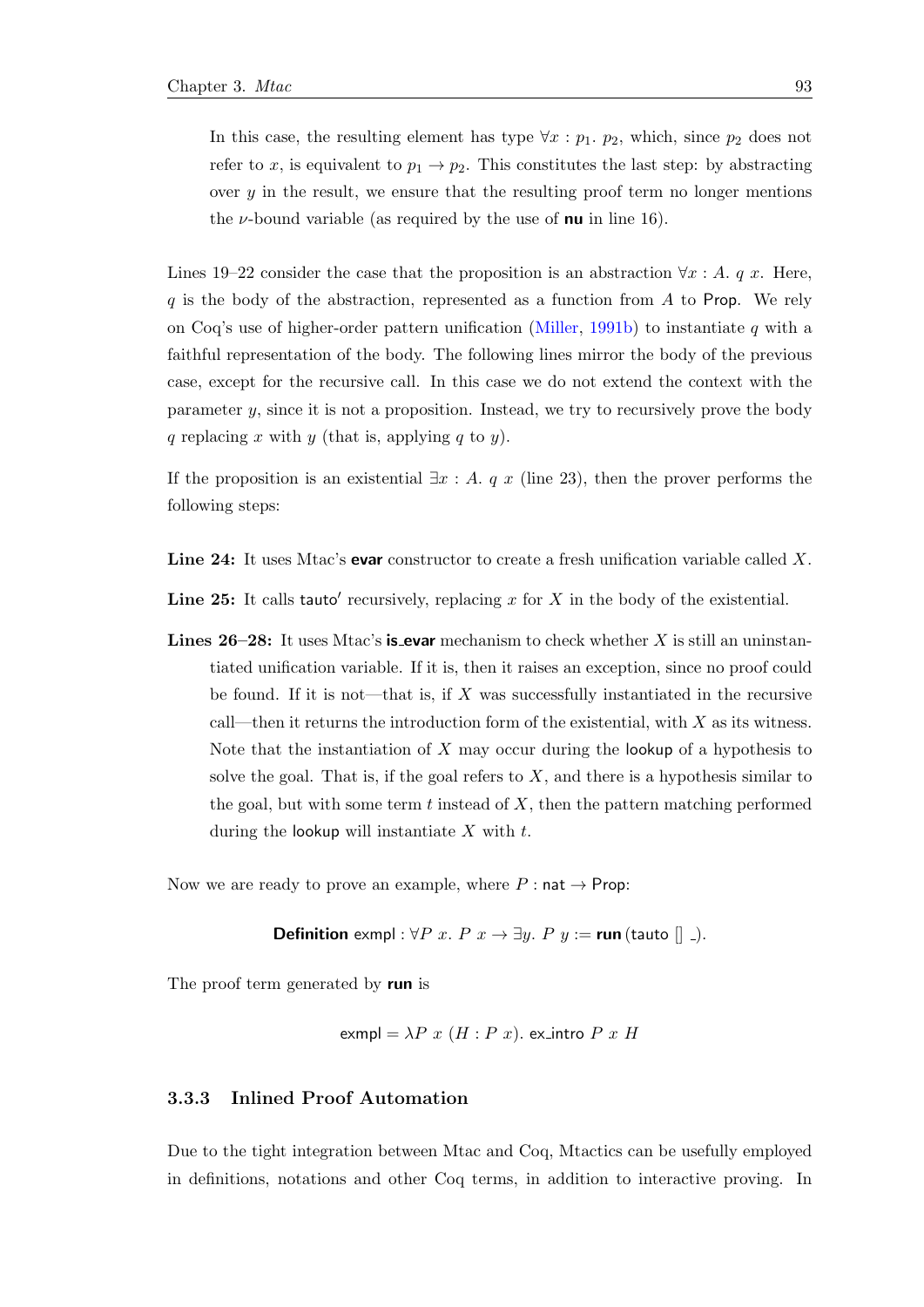In this case, the resulting element has type $\forall x : p_1.\ p_2$, which, since $p_2$ does not refer to $x$, is equivalent to $p_1 \to p_2$. This constitutes the last step: by abstracting over $y$ in the result, we ensure that the resulting proof term no longer mentions the $\nu$-bound variable (as required by the use of **nu** in line 16).

Lines 19–22 consider the case that the proposition is an abstraction $\forall x : A.\ q\ x$. Here, $q$ is the body of the abstraction, represented as a function from $A$ to Prop. We rely on Coq's use of higher-order pattern unification (Miller, 1991b) to instantiate $q$ with a faithful representation of the body. The following lines mirror the body of the previous case, except for the recursive call. In this case we do not extend the context with the parameter $y$, since it is not a proposition. Instead, we try to recursively prove the body $q$ replacing $x$ with $y$ (that is, applying $q$ to $y$).

If the proposition is an existential $\exists x : A.\ q\ x$ (line 23), then the prover performs the following steps:

**Line 24:** It uses Mtac's **evar** constructor to create a fresh unification variable called $X$.

**Line 25:** It calls tauto′ recursively, replacing $x$ for $X$ in the body of the existential.

**Lines 26–28:** It uses Mtac's **is_evar** mechanism to check whether $X$ is still an uninstantiated unification variable. If it is, then it raises an exception, since no proof could be found. If it is not—that is, if $X$ was successfully instantiated in the recursive call—then it returns the introduction form of the existential, with $X$ as its witness. Note that the instantiation of $X$ may occur during the lookup of a hypothesis to solve the goal. That is, if the goal refers to $X$, and there is a hypothesis similar to the goal, but with some term $t$ instead of $X$, then the pattern matching performed during the lookup will instantiate $X$ with $t$.

Now we are ready to prove an example, where $P : \mathsf{nat} \to \mathsf{Prop}$:

$$\textbf{Definition}\ \mathsf{exmpl} : \forall P\ x.\ P\ x \to \exists y.\ P\ y := \textbf{run}\,(\mathsf{tauto}\ []\ \_).$$

The proof term generated by **run** is

$$\mathsf{exmpl} = \lambda P\ x\ (H : P\ x).\ \mathsf{ex\_intro}\ P\ x\ H$$

### 3.3.3 Inlined Proof Automation

Due to the tight integration between Mtac and Coq, Mtactics can be usefully employed in definitions, notations and other Coq terms, in addition to interactive proving. In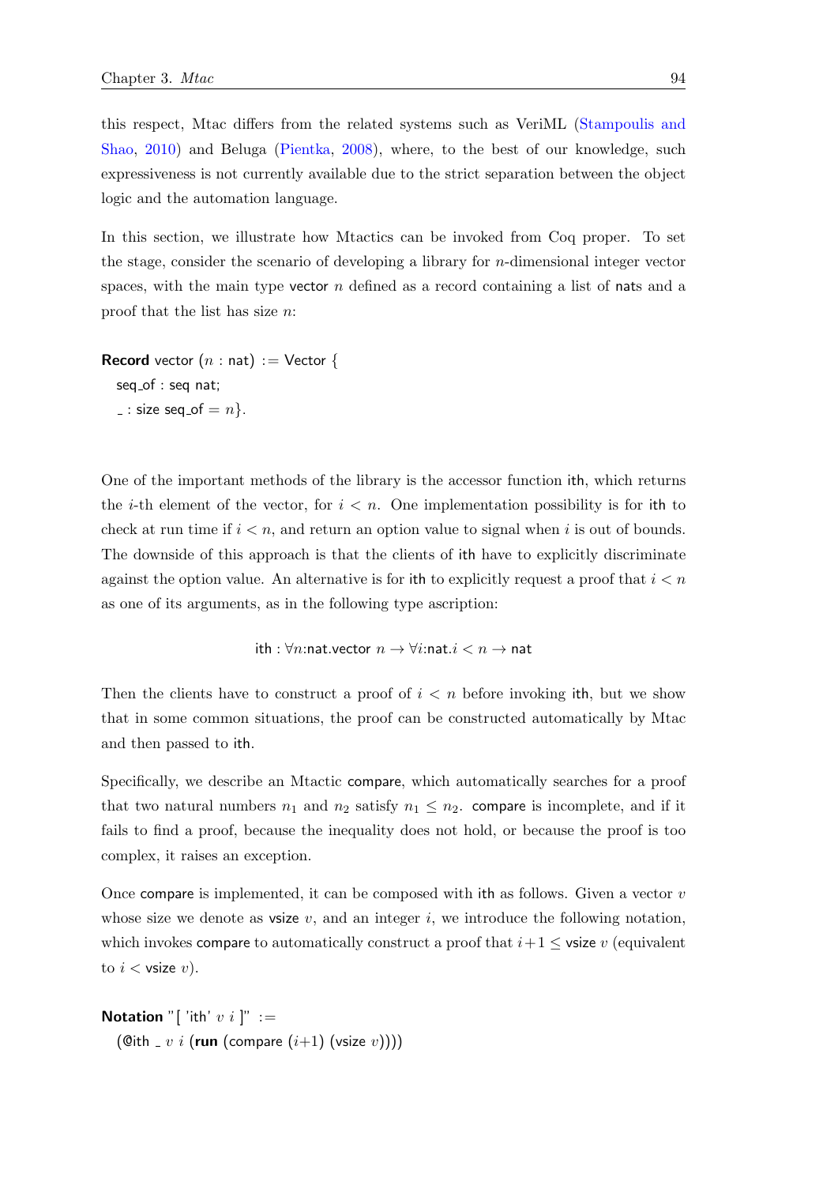this respect, Mtac differs from the related systems such as VeriML (Stampoulis and Shao, 2010) and Beluga (Pientka, 2008), where, to the best of our knowledge, such expressiveness is not currently available due to the strict separation between the object logic and the automation language.

In this section, we illustrate how Mtactics can be invoked from Coq proper. To set the stage, consider the scenario of developing a library for $n$-dimensional integer vector spaces, with the main type vector $n$ defined as a record containing a list of nats and a proof that the list has size $n$:

```
Record vector (n : nat) := Vector {
  seq_of : seq nat;
  _ : size seq_of = n}.
```

One of the important methods of the library is the accessor function ith, which returns the $i$-th element of the vector, for $i < n$. One implementation possibility is for ith to check at run time if $i < n$, and return an option value to signal when $i$ is out of bounds. The downside of this approach is that the clients of ith have to explicitly discriminate against the option value. An alternative is for ith to explicitly request a proof that $i < n$ as one of its arguments, as in the following type ascription:

$$\mathsf{ith} : \forall n{:}\mathsf{nat}.\mathsf{vector}\ n \to \forall i{:}\mathsf{nat}.i < n \to \mathsf{nat}$$

Then the clients have to construct a proof of $i < n$ before invoking ith, but we show that in some common situations, the proof can be constructed automatically by Mtac and then passed to ith.

Specifically, we describe an Mtactic compare, which automatically searches for a proof that two natural numbers $n_1$ and $n_2$ satisfy $n_1 \leq n_2$. compare is incomplete, and if it fails to find a proof, because the inequality does not hold, or because the proof is too complex, it raises an exception.

Once compare is implemented, it can be composed with ith as follows. Given a vector $v$ whose size we denote as vsize $v$, and an integer $i$, we introduce the following notation, which invokes compare to automatically construct a proof that $i+1 \leq$ vsize $v$ (equivalent to $i <$ vsize $v$).

```
Notation "[ 'ith' v i ]" :=
  (@ith _ v i (run (compare (i+1) (vsize v))))
```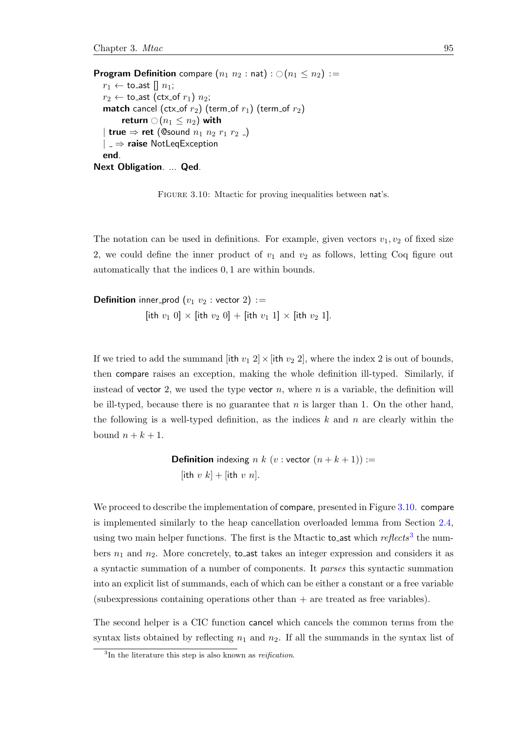```
Program Definition compare (n1 n2 : nat) : ○(n1 ≤ n2) :=
  r1 ← to_ast [] n1;
  r2 ← to_ast (ctx_of r1) n2;
  match cancel (ctx_of r2) (term_of r1) (term_of r2)
      return ○(n1 ≤ n2) with
  | true ⇒ ret (@sound n1 n2 r1 r2 _)
  | _ ⇒ raise NotLeqException
  end.
Next Obligation. ... Qed.
```

FIGURE 3.10: Mtactic for proving inequalities between nat's.

The notation can be used in definitions. For example, given vectors $v_1, v_2$ of fixed size 2, we could define the inner product of $v_1$ and $v_2$ as follows, letting Coq figure out automatically that the indices $0, 1$ are within bounds.

```
Definition inner_prod (v1 v2 : vector 2) :=
        [ith v1 0] × [ith v2 0] + [ith v1 1] × [ith v2 1].
```

If we tried to add the summand [ith $v_1$ 2] $\times$ [ith $v_2$ 2], where the index 2 is out of bounds, then compare raises an exception, making the whole definition ill-typed. Similarly, if instead of vector 2, we used the type vector $n$, where $n$ is a variable, the definition will be ill-typed, because there is no guarantee that $n$ is larger than 1. On the other hand, the following is a well-typed definition, as the indices $k$ and $n$ are clearly within the bound $n + k + 1$.

```
Definition indexing n k (v : vector (n + k + 1)) :=
  [ith v k] + [ith v n].
```

We proceed to describe the implementation of compare, presented in Figure 3.10. compare is implemented similarly to the heap cancellation overloaded lemma from Section 2.4, using two main helper functions. The first is the Mtactic to_ast which *reflects*[3] the numbers $n_1$ and $n_2$. More concretely, to_ast takes an integer expression and considers it as a syntactic summation of a number of components. It *parses* this syntactic summation into an explicit list of summands, each of which can be either a constant or a free variable (subexpressions containing operations other than + are treated as free variables).

The second helper is a CIC function cancel which cancels the common terms from the syntax lists obtained by reflecting $n_1$ and $n_2$. If all the summands in the syntax list of

[3]In the literature this step is also known as *reification*.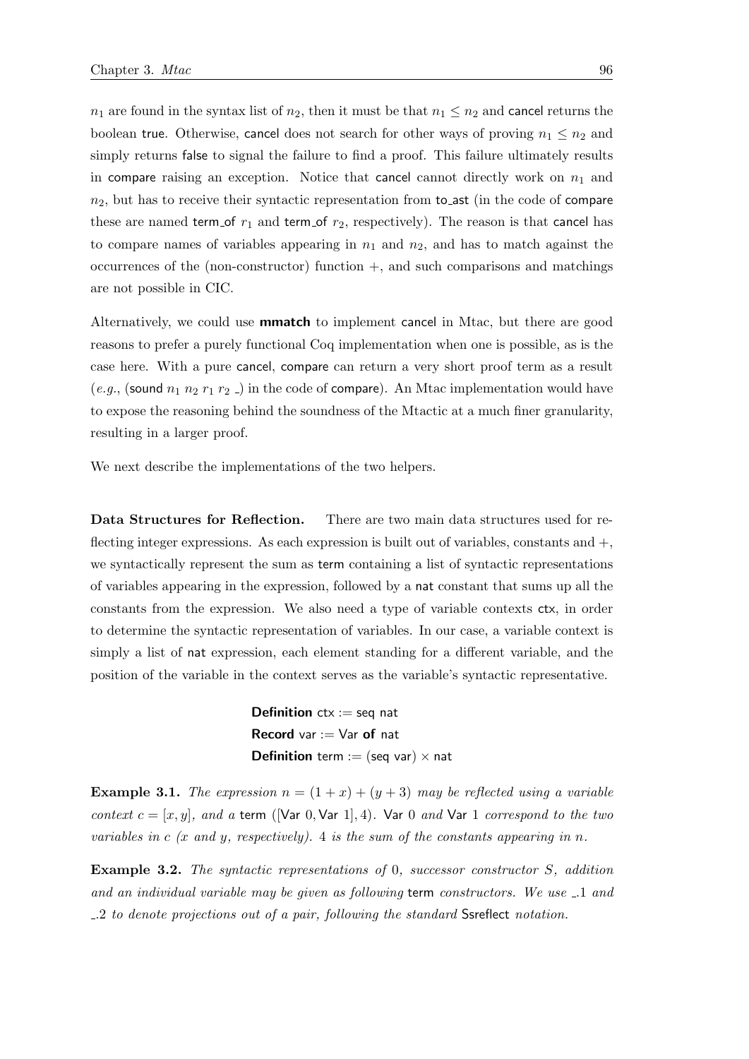$n_1$ are found in the syntax list of $n_2$, then it must be that $n_1 \leq n_2$ and cancel returns the boolean true. Otherwise, cancel does not search for other ways of proving $n_1 \leq n_2$ and simply returns false to signal the failure to find a proof. This failure ultimately results in compare raising an exception. Notice that cancel cannot directly work on $n_1$ and $n_2$, but has to receive their syntactic representation from to_ast (in the code of compare these are named term_of $r_1$ and term_of $r_2$, respectively). The reason is that cancel has to compare names of variables appearing in $n_1$ and $n_2$, and has to match against the occurrences of the (non-constructor) function $+$, and such comparisons and matchings are not possible in CIC.

Alternatively, we could use **mmatch** to implement cancel in Mtac, but there are good reasons to prefer a purely functional Coq implementation when one is possible, as is the case here. With a pure cancel, compare can return a very short proof term as a result (*e.g.*, (sound $n_1$ $n_2$ $r_1$ $r_2$ _) in the code of compare). An Mtac implementation would have to expose the reasoning behind the soundness of the Mtactic at a much finer granularity, resulting in a larger proof.

We next describe the implementations of the two helpers.

**Data Structures for Reflection.** There are two main data structures used for reflecting integer expressions. As each expression is built out of variables, constants and $+$, we syntactically represent the sum as term containing a list of syntactic representations of variables appearing in the expression, followed by a nat constant that sums up all the constants from the expression. We also need a type of variable contexts ctx, in order to determine the syntactic representation of variables. In our case, a variable context is simply a list of nat expression, each element standing for a different variable, and the position of the variable in the context serves as the variable's syntactic representative.

```
Definition ctx := seq nat
Record var := Var of nat
Definition term := (seq var) × nat
```

**Example 3.1.** *The expression $n = (1 + x) + (y + 3)$ may be reflected using a variable context $c = [x, y]$, and a* term ([Var 0, Var 1], 4)*.* Var 0 *and* Var 1 *correspond to the two variables in $c$ ($x$ and $y$, respectively).* 4 *is the sum of the constants appearing in $n$.*

**Example 3.2.** *The syntactic representations of* 0*, successor constructor $S$, addition and an individual variable may be given as following* term *constructors. We use* _.1 *and* _.2 *to denote projections out of a pair, following the standard* Ssreflect *notation.*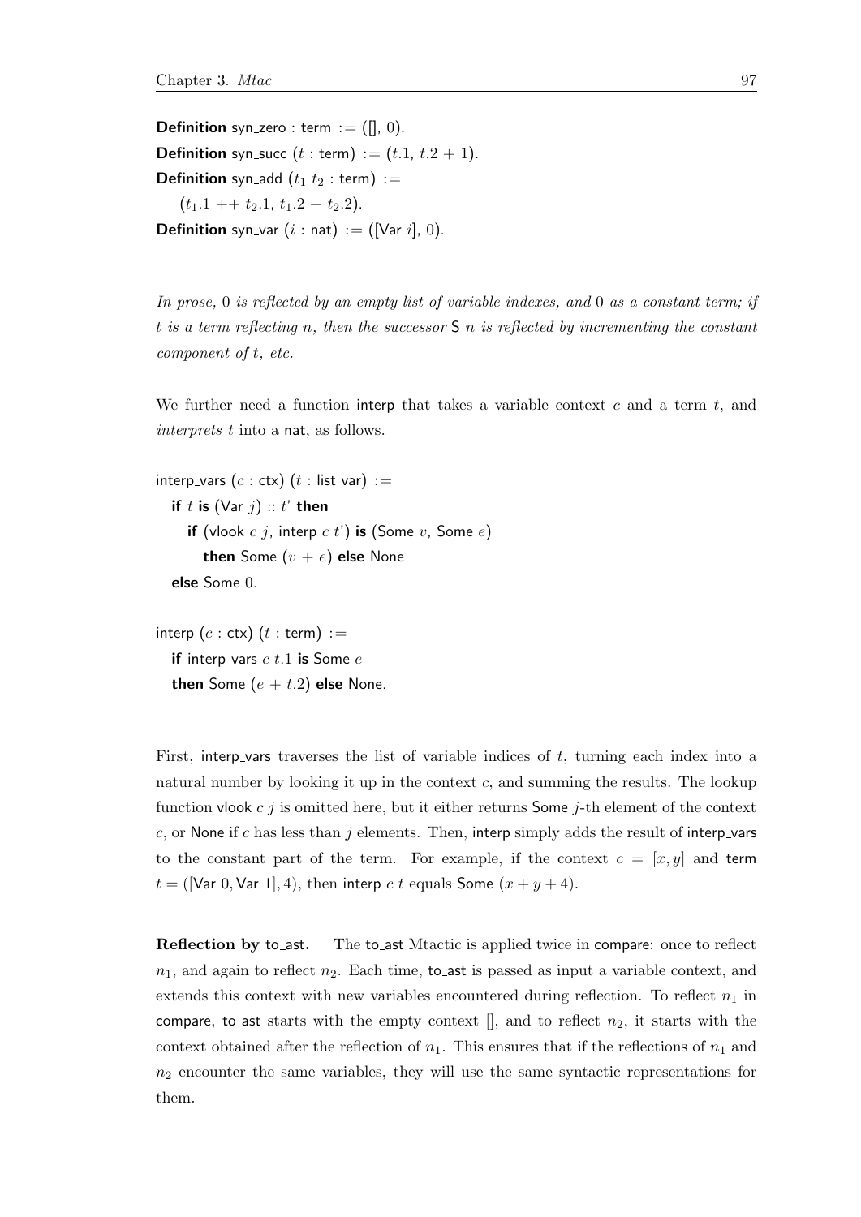```
Definition syn_zero : term := ([], 0).
Definition syn_succ (t : term) := (t.1, t.2 + 1).
Definition syn_add (t1 t2 : term) :=
  (t1.1 ++ t2.1, t1.2 + t2.2).
Definition syn_var (i : nat) := ([Var i], 0).
```

*In prose, 0 is reflected by an empty list of variable indexes, and 0 as a constant term; if $t$ is a term reflecting $n$, then the successor* S $n$ *is reflected by incrementing the constant component of $t$, etc.*

We further need a function interp that takes a variable context $c$ and a term $t$, and *interprets* $t$ into a nat, as follows.

```
interp_vars (c : ctx) (t : list var) :=
  if t is (Var j) :: t' then
    if (vlook c j, interp c t') is (Some v, Some e)
      then Some (v + e) else None
  else Some 0.

interp (c : ctx) (t : term) :=
  if interp_vars c t.1 is Some e
  then Some (e + t.2) else None.
```

First, interp_vars traverses the list of variable indices of $t$, turning each index into a natural number by looking it up in the context $c$, and summing the results. The lookup function vlook $c$ $j$ is omitted here, but it either returns Some $j$-th element of the context $c$, or None if $c$ has less than $j$ elements. Then, interp simply adds the result of interp_vars to the constant part of the term. For example, if the context $c = [x, y]$ and term $t = ([\text{Var } 0, \text{Var } 1], 4)$, then interp $c$ $t$ equals Some $(x + y + 4)$.

**Reflection by to_ast.** The to_ast Mtactic is applied twice in compare: once to reflect $n_1$, and again to reflect $n_2$. Each time, to_ast is passed as input a variable context, and extends this context with new variables encountered during reflection. To reflect $n_1$ in compare, to_ast starts with the empty context [], and to reflect $n_2$, it starts with the context obtained after the reflection of $n_1$. This ensures that if the reflections of $n_1$ and $n_2$ encounter the same variables, they will use the same syntactic representations for them.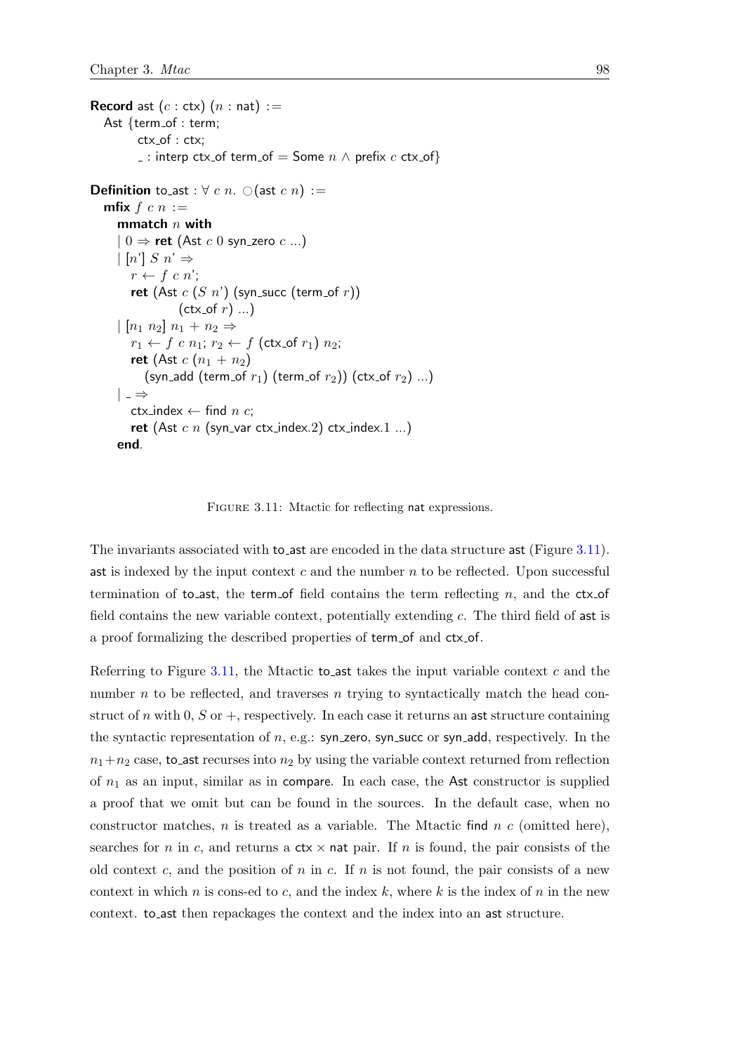```
Record ast (c : ctx) (n : nat) :=
  Ast {term_of : term;
       ctx_of : ctx;
       _ : interp ctx_of term_of = Some n ∧ prefix c ctx_of}

Definition to_ast : ∀ c n. ○(ast c n) :=
  mfix f c n :=
    mmatch n with
    | 0 ⇒ ret (Ast c 0 syn_zero c ...)
    | [n'] S n' ⇒
      r ← f c n';
      ret (Ast c (S n') (syn_succ (term_of r))
              (ctx_of r) ...)
    | [n1 n2] n1 + n2 ⇒
      r1 ← f c n1; r2 ← f (ctx_of r1) n2;
      ret (Ast c (n1 + n2)
        (syn_add (term_of r1) (term_of r2)) (ctx_of r2) ...)
    | _ ⇒
      ctx_index ← find n c;
      ret (Ast c n (syn_var ctx_index.2) ctx_index.1 ...)
    end.
```

Figure 3.11: Mtactic for reflecting nat expressions.

The invariants associated with to_ast are encoded in the data structure ast (Figure 3.11). ast is indexed by the input context $c$ and the number $n$ to be reflected. Upon successful termination of to_ast, the term_of field contains the term reflecting $n$, and the ctx_of field contains the new variable context, potentially extending $c$. The third field of ast is a proof formalizing the described properties of term_of and ctx_of.

Referring to Figure 3.11, the Mtactic to_ast takes the input variable context $c$ and the number $n$ to be reflected, and traverses $n$ trying to syntactically match the head construct of $n$ with 0, $S$ or $+$, respectively. In each case it returns an ast structure containing the syntactic representation of $n$, e.g.: syn_zero, syn_succ or syn_add, respectively. In the $n_1+n_2$ case, to_ast recurses into $n_2$ by using the variable context returned from reflection of $n_1$ as an input, similar as in compare. In each case, the Ast constructor is supplied a proof that we omit but can be found in the sources. In the default case, when no constructor matches, $n$ is treated as a variable. The Mtactic find $n$ $c$ (omitted here), searches for $n$ in $c$, and returns a ctx $\times$ nat pair. If $n$ is found, the pair consists of the old context $c$, and the position of $n$ in $c$. If $n$ is not found, the pair consists of a new context in which $n$ is cons-ed to $c$, and the index $k$, where $k$ is the index of $n$ in the new context. to_ast then repackages the context and the index into an ast structure.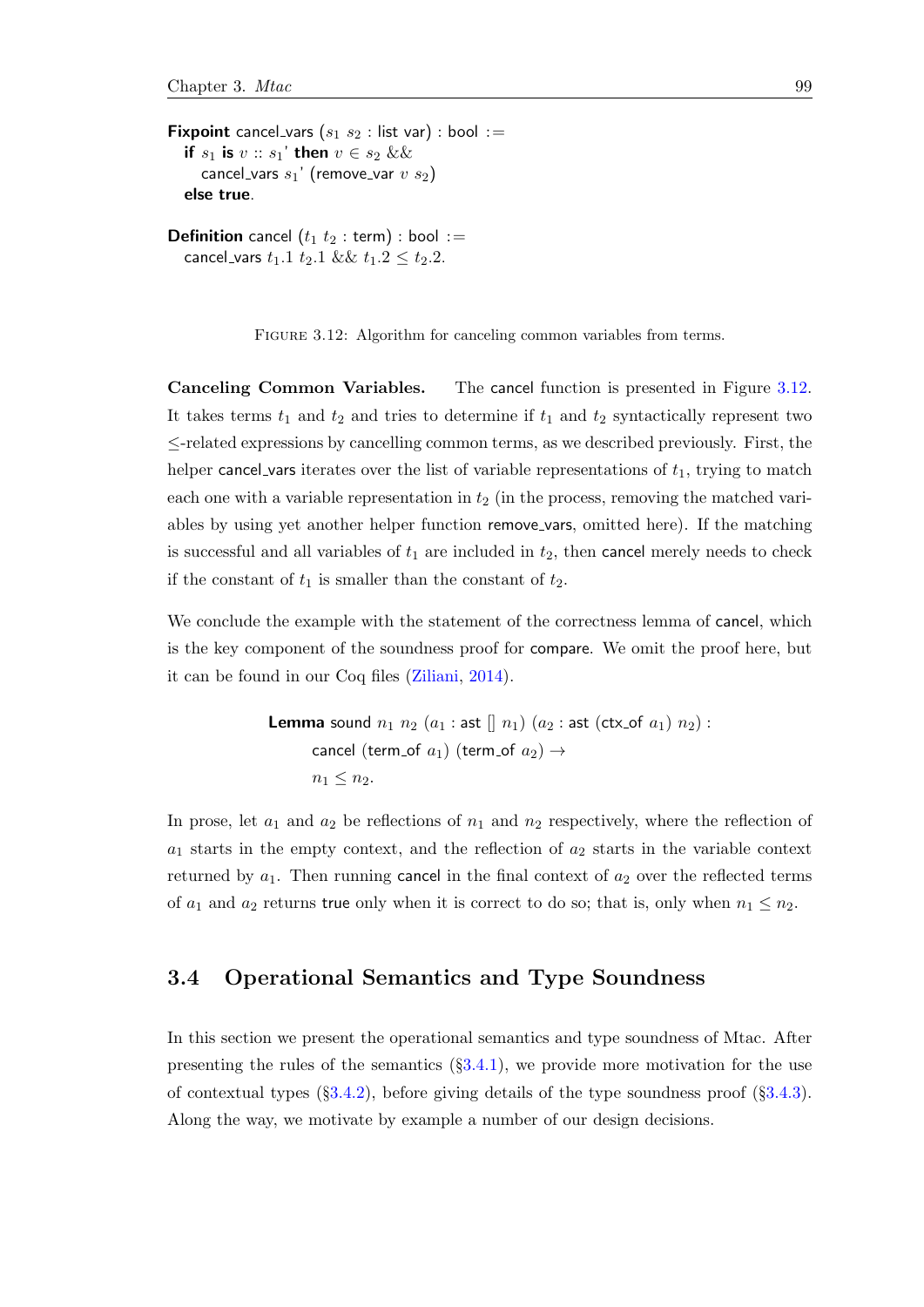```
Fixpoint cancel_vars (s1 s2 : list var) : bool :=
  if s1 is v :: s1' then v ∈ s2 &&
    cancel_vars s1' (remove_var v s2)
  else true.

Definition cancel (t1 t2 : term) : bool :=
  cancel_vars t1.1 t2.1 && t1.2 ≤ t2.2.
```

FIGURE 3.12: Algorithm for canceling common variables from terms.

**Canceling Common Variables.** The cancel function is presented in Figure 3.12. It takes terms $t_1$ and $t_2$ and tries to determine if $t_1$ and $t_2$ syntactically represent two $\leq$-related expressions by cancelling common terms, as we described previously. First, the helper cancel_vars iterates over the list of variable representations of $t_1$, trying to match each one with a variable representation in $t_2$ (in the process, removing the matched variables by using yet another helper function remove_vars, omitted here). If the matching is successful and all variables of $t_1$ are included in $t_2$, then cancel merely needs to check if the constant of $t_1$ is smaller than the constant of $t_2$.

We conclude the example with the statement of the correctness lemma of cancel, which is the key component of the soundness proof for compare. We omit the proof here, but it can be found in our Coq files (Ziliani, 2014).

```
Lemma sound n1 n2 (a1 : ast [] n1) (a2 : ast (ctx_of a1) n2) :
    cancel (term_of a1) (term_of a2) →
    n1 ≤ n2.
```

In prose, let $a_1$ and $a_2$ be reflections of $n_1$ and $n_2$ respectively, where the reflection of $a_1$ starts in the empty context, and the reflection of $a_2$ starts in the variable context returned by $a_1$. Then running cancel in the final context of $a_2$ over the reflected terms of $a_1$ and $a_2$ returns true only when it is correct to do so; that is, only when $n_1 \leq n_2$.

## 3.4 Operational Semantics and Type Soundness

In this section we present the operational semantics and type soundness of Mtac. After presenting the rules of the semantics (§3.4.1), we provide more motivation for the use of contextual types (§3.4.2), before giving details of the type soundness proof (§3.4.3). Along the way, we motivate by example a number of our design decisions.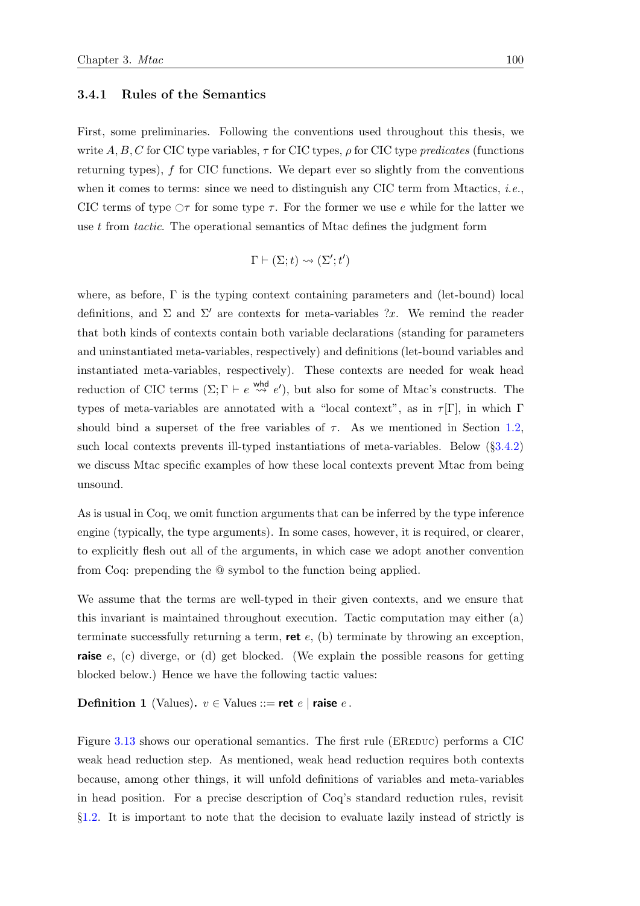### 3.4.1 Rules of the Semantics

First, some preliminaries. Following the conventions used throughout this thesis, we write $A, B, C$ for CIC type variables, $\tau$ for CIC types, $\rho$ for CIC type *predicates* (functions returning types), $f$ for CIC functions. We depart ever so slightly from the conventions when it comes to terms: since we need to distinguish any CIC term from Mtactics, *i.e.*, CIC terms of type $\bigcirc\tau$ for some type $\tau$. For the former we use $e$ while for the latter we use $t$ from *tactic*. The operational semantics of Mtac defines the judgment form

$$\Gamma \vdash (\Sigma; t) \rightsquigarrow (\Sigma'; t')$$

where, as before, $\Gamma$ is the typing context containing parameters and (let-bound) local definitions, and $\Sigma$ and $\Sigma'$ are contexts for meta-variables $?x$. We remind the reader that both kinds of contexts contain both variable declarations (standing for parameters and uninstantiated meta-variables, respectively) and definitions (let-bound variables and instantiated meta-variables, respectively). These contexts are needed for weak head reduction of CIC terms ($\Sigma; \Gamma \vdash e \overset{\text{whd}}{\rightsquigarrow} e'$), but also for some of Mtac's constructs. The types of meta-variables are annotated with a "local context", as in $\tau[\Gamma]$, in which $\Gamma$ should bind a superset of the free variables of $\tau$. As we mentioned in Section 1.2, such local contexts prevents ill-typed instantiations of meta-variables. Below (§3.4.2) we discuss Mtac specific examples of how these local contexts prevent Mtac from being unsound.

As is usual in Coq, we omit function arguments that can be inferred by the type inference engine (typically, the type arguments). In some cases, however, it is required, or clearer, to explicitly flesh out all of the arguments, in which case we adopt another convention from Coq: prepending the @ symbol to the function being applied.

We assume that the terms are well-typed in their given contexts, and we ensure that this invariant is maintained throughout execution. Tactic computation may either (a) terminate successfully returning a term, **ret** $e$, (b) terminate by throwing an exception, **raise** $e$, (c) diverge, or (d) get blocked. (We explain the possible reasons for getting blocked below.) Hence we have the following tactic values:

**Definition 1** (Values). $v \in \text{Values} ::= \textbf{ret}\ e \mid \textbf{raise}\ e\,.$

Figure 3.13 shows our operational semantics. The first rule (EReduc) performs a CIC weak head reduction step. As mentioned, weak head reduction requires both contexts because, among other things, it will unfold definitions of variables and meta-variables in head position. For a precise description of Coq's standard reduction rules, revisit §1.2. It is important to note that the decision to evaluate lazily instead of strictly is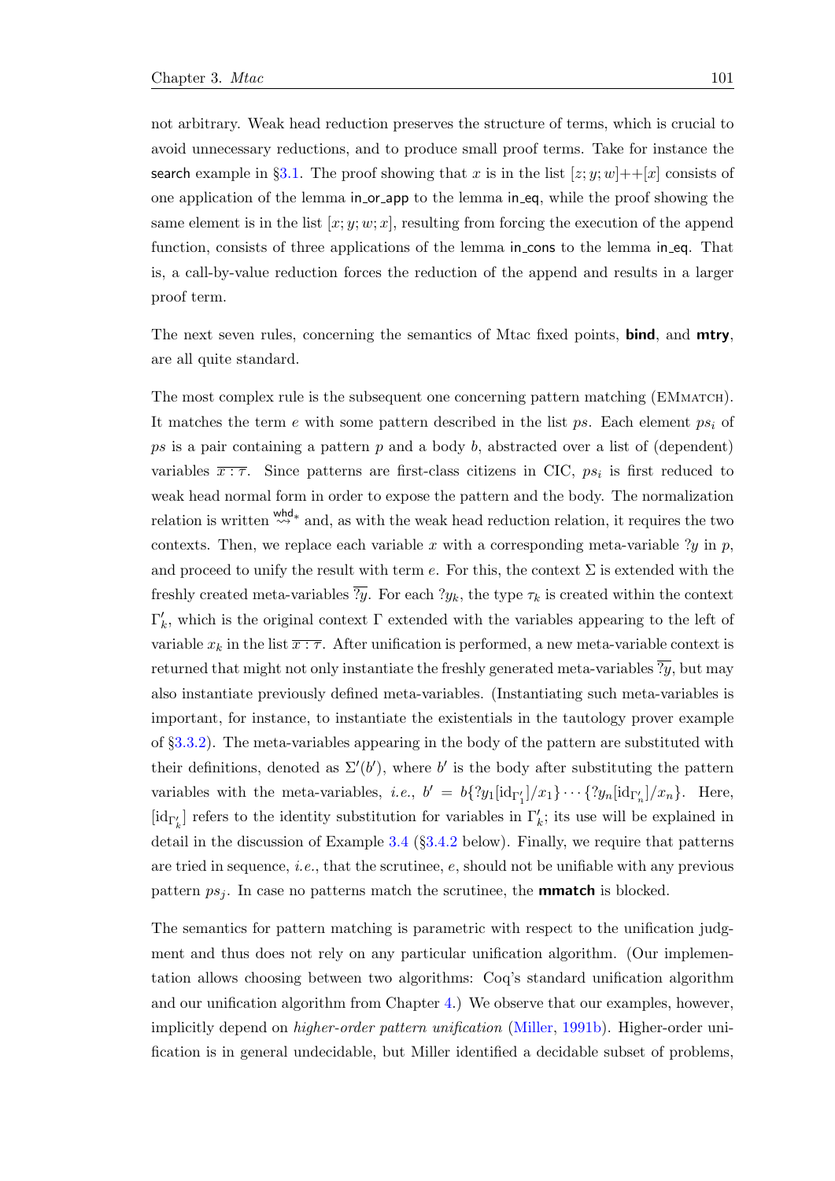not arbitrary. Weak head reduction preserves the structure of terms, which is crucial to avoid unnecessary reductions, and to produce small proof terms. Take for instance the search example in §3.1. The proof showing that $x$ is in the list $[z; y; w]{+}{+}[x]$ consists of one application of the lemma in_or_app to the lemma in_eq, while the proof showing the same element is in the list $[x; y; w; x]$, resulting from forcing the execution of the append function, consists of three applications of the lemma in_cons to the lemma in_eq. That is, a call-by-value reduction forces the reduction of the append and results in a larger proof term.

The next seven rules, concerning the semantics of Mtac fixed points, **bind**, and **mtry**, are all quite standard.

The most complex rule is the subsequent one concerning pattern matching (EMmatch). It matches the term $e$ with some pattern described in the list $ps$. Each element $ps_i$ of $ps$ is a pair containing a pattern $p$ and a body $b$, abstracted over a list of (dependent) variables $\overline{x : \tau}$. Since patterns are first-class citizens in CIC, $ps_i$ is first reduced to weak head normal form in order to expose the pattern and the body. The normalization relation is written $\overset{\mathsf{whd}}{\rightsquigarrow}\!{}^{*}$ and, as with the weak head reduction relation, it requires the two contexts. Then, we replace each variable $x$ with a corresponding meta-variable $?y$ in $p$, and proceed to unify the result with term $e$. For this, the context $\Sigma$ is extended with the freshly created meta-variables $\overline{?y}$. For each $?y_k$, the type $\tau_k$ is created within the context $\Gamma'_k$, which is the original context $\Gamma$ extended with the variables appearing to the left of variable $x_k$ in the list $\overline{x : \tau}$. After unification is performed, a new meta-variable context is returned that might not only instantiate the freshly generated meta-variables $\overline{?y}$, but may also instantiate previously defined meta-variables. (Instantiating such meta-variables is important, for instance, to instantiate the existentials in the tautology prover example of §3.3.2). The meta-variables appearing in the body of the pattern are substituted with their definitions, denoted as $\Sigma'(b')$, where $b'$ is the body after substituting the pattern variables with the meta-variables, *i.e.*, $b' = b\{?y_1[\mathrm{id}_{\Gamma'_1}]/x_1\} \cdots \{?y_n[\mathrm{id}_{\Gamma'_n}]/x_n\}$. Here, $[\mathrm{id}_{\Gamma'_k}]$ refers to the identity substitution for variables in $\Gamma'_k$; its use will be explained in detail in the discussion of Example 3.4 (§3.4.2 below). Finally, we require that patterns are tried in sequence, *i.e.*, that the scrutinee, $e$, should not be unifiable with any previous pattern $ps_j$. In case no patterns match the scrutinee, the **mmatch** is blocked.

The semantics for pattern matching is parametric with respect to the unification judgment and thus does not rely on any particular unification algorithm. (Our implementation allows choosing between two algorithms: Coq's standard unification algorithm and our unification algorithm from Chapter 4.) We observe that our examples, however, implicitly depend on *higher-order pattern unification* (Miller, 1991b). Higher-order unification is in general undecidable, but Miller identified a decidable subset of problems,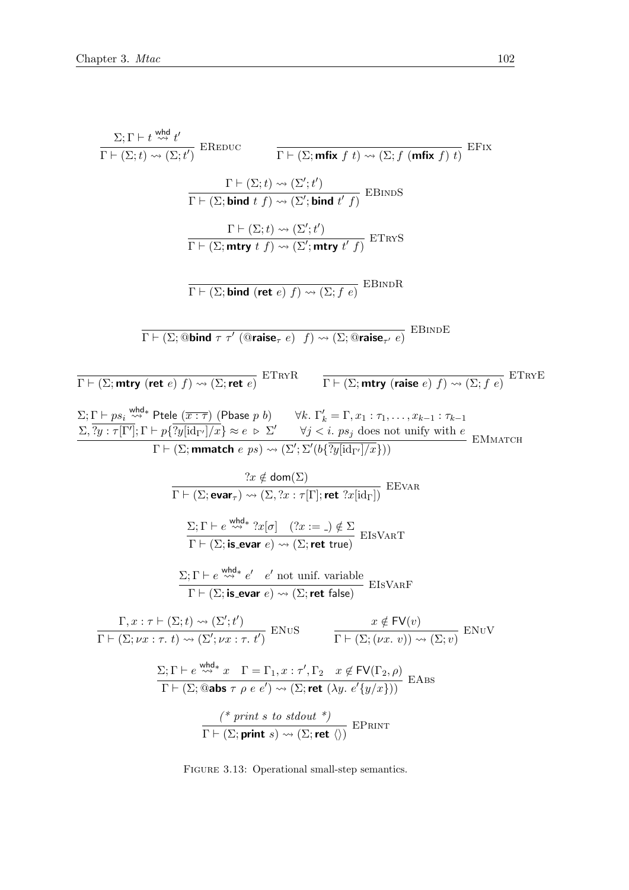$$\frac{\Sigma; \Gamma \vdash t \overset{\mathsf{whd}}{\rightsquigarrow} t'}{\Gamma \vdash (\Sigma; t) \rightsquigarrow (\Sigma; t')} \text{ EREDUC} \qquad \frac{}{\Gamma \vdash (\Sigma; \textbf{mfix } f\ t) \rightsquigarrow (\Sigma; f\ (\textbf{mfix } f)\ t)} \text{ EFIX}$$

$$\frac{\Gamma \vdash (\Sigma; t) \rightsquigarrow (\Sigma'; t')}{\Gamma \vdash (\Sigma; \textbf{bind } t\ f) \rightsquigarrow (\Sigma'; \textbf{bind } t'\ f)} \text{ EBINDS}$$

$$\frac{\Gamma \vdash (\Sigma; t) \rightsquigarrow (\Sigma'; t')}{\Gamma \vdash (\Sigma; \textbf{mtry } t\ f) \rightsquigarrow (\Sigma'; \textbf{mtry } t'\ f)} \text{ ETRYS}$$

$$\frac{}{\Gamma \vdash (\Sigma; \textbf{bind } (\textbf{ret } e)\ f) \rightsquigarrow (\Sigma; f\ e)} \text{ EBINDR}$$

$$\frac{}{\Gamma \vdash (\Sigma; @\textbf{bind } \tau\ \tau'\ (@\textbf{raise}_{\tau}\ e)\ \ f) \rightsquigarrow (\Sigma; @\textbf{raise}_{\tau'}\ e)} \text{ EBINDE}$$

$$\frac{}{\Gamma \vdash (\Sigma; \textbf{mtry } (\textbf{ret } e)\ f) \rightsquigarrow (\Sigma; \textbf{ret } e)} \text{ ETRYR} \qquad \frac{}{\Gamma \vdash (\Sigma; \textbf{mtry } (\textbf{raise } e)\ f) \rightsquigarrow (\Sigma; f\ e)} \text{ ETRYE}$$

$$\frac{\begin{array}{ll}\Sigma; \Gamma \vdash ps_i \overset{\mathsf{whd}*}{\rightsquigarrow} \mathsf{Ptele}\ (\overline{x : \tau})\ (\mathsf{Pbase}\ p\ b) & \forall k.\ \Gamma'_k = \Gamma, x_1 : \tau_1, \ldots, x_{k-1} : \tau_{k-1} \\ \Sigma, \overline{?y : \tau[\Gamma']}; \Gamma \vdash p\{\overline{?y[\mathrm{id}_{\Gamma'}]/x}\} \approx e \ \triangleright\ \Sigma' & \forall j < i.\ ps_j \text{ does not unify with } e\end{array}}{\Gamma \vdash (\Sigma; \textbf{mmatch } e\ ps) \rightsquigarrow (\Sigma'; \Sigma'(b\{\overline{?y[\mathrm{id}_{\Gamma'}]/x}\}))} \text{ EMMATCH}$$

$$\frac{?x \notin \mathsf{dom}(\Sigma)}{\Gamma \vdash (\Sigma; \textbf{evar}_{\tau}) \rightsquigarrow (\Sigma, ?x : \tau[\Gamma]; \textbf{ret } ?x[\mathrm{id}_{\Gamma}])} \text{ EEVAR}$$

$$\frac{\Sigma; \Gamma \vdash e \overset{\mathsf{whd}*}{\rightsquigarrow} ?x[\sigma] \quad (?x := \_) \notin \Sigma}{\Gamma \vdash (\Sigma; \textbf{is\_evar } e) \rightsquigarrow (\Sigma; \textbf{ret } \mathsf{true})} \text{ EISVART}$$

$$\frac{\Sigma; \Gamma \vdash e \overset{\mathsf{whd}*}{\rightsquigarrow} e' \quad e' \text{ not unif. variable}}{\Gamma \vdash (\Sigma; \textbf{is\_evar } e) \rightsquigarrow (\Sigma; \textbf{ret } \mathsf{false})} \text{ EISVARF}$$

$$\frac{\Gamma, x : \tau \vdash (\Sigma; t) \rightsquigarrow (\Sigma'; t')}{\Gamma \vdash (\Sigma; \nu x : \tau.\ t) \rightsquigarrow (\Sigma'; \nu x : \tau.\ t')} \text{ ENUS} \qquad \frac{x \notin \mathsf{FV}(v)}{\Gamma \vdash (\Sigma; (\nu x.\ v)) \rightsquigarrow (\Sigma; v)} \text{ ENUV}$$

$$\frac{\Sigma; \Gamma \vdash e \overset{\mathsf{whd}*}{\rightsquigarrow} x \quad \Gamma = \Gamma_1, x : \tau', \Gamma_2 \quad x \notin \mathsf{FV}(\Gamma_2, \rho)}{\Gamma \vdash (\Sigma; @\textbf{abs } \tau\ \rho\ e\ e') \rightsquigarrow (\Sigma; \textbf{ret } (\lambda y.\ e'\{y/x\}))} \text{ EABS}$$

$$\frac{\textit{(* print s to stdout *)}}{\Gamma \vdash (\Sigma; \textbf{print } s) \rightsquigarrow (\Sigma; \textbf{ret } \langle\rangle)} \text{ EPRINT}$$

Figure 3.13: Operational small-step semantics.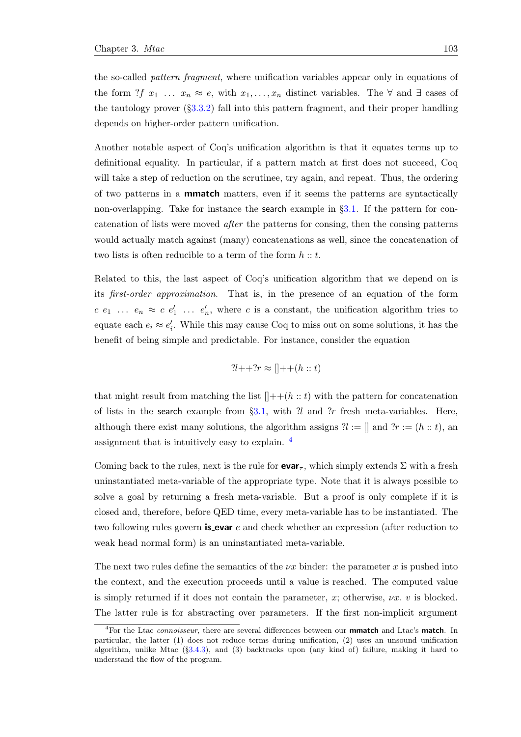the so-called *pattern fragment*, where unification variables appear only in equations of the form $?f\ x_1\ \ldots\ x_n \approx e$, with $x_1, \ldots, x_n$ distinct variables. The $\forall$ and $\exists$ cases of the tautology prover (§3.3.2) fall into this pattern fragment, and their proper handling depends on higher-order pattern unification.

Another notable aspect of Coq's unification algorithm is that it equates terms up to definitional equality. In particular, if a pattern match at first does not succeed, Coq will take a step of reduction on the scrutinee, try again, and repeat. Thus, the ordering of two patterns in a **mmatch** matters, even if it seems the patterns are syntactically non-overlapping. Take for instance the search example in §3.1. If the pattern for concatenation of lists were moved *after* the patterns for consing, then the consing patterns would actually match against (many) concatenations as well, since the concatenation of two lists is often reducible to a term of the form $h :: t$.

Related to this, the last aspect of Coq's unification algorithm that we depend on is its *first-order approximation*. That is, in the presence of an equation of the form $c\ e_1\ \ldots\ e_n \approx c\ e'_1\ \ldots\ e'_n$, where $c$ is a constant, the unification algorithm tries to equate each $e_i \approx e'_i$. While this may cause Coq to miss out on some solutions, it has the benefit of being simple and predictable. For instance, consider the equation

$$?l {+\!\!+} ?r \approx [] {+\!\!+} (h :: t)$$

that might result from matching the list $[] {+\!\!+} (h :: t)$ with the pattern for concatenation of lists in the search example from §3.1, with $?l$ and $?r$ fresh meta-variables. Here, although there exist many solutions, the algorithm assigns $?l := []$ and $?r := (h :: t)$, an assignment that is intuitively easy to explain. [4]

Coming back to the rules, next is the rule for $\textbf{evar}_\tau$, which simply extends $\Sigma$ with a fresh uninstantiated meta-variable of the appropriate type. Note that it is always possible to solve a goal by returning a fresh meta-variable. But a proof is only complete if it is closed and, therefore, before QED time, every meta-variable has to be instantiated. The two following rules govern **is_evar** $e$ and check whether an expression (after reduction to weak head normal form) is an uninstantiated meta-variable.

The next two rules define the semantics of the $\nu x$ binder: the parameter $x$ is pushed into the context, and the execution proceeds until a value is reached. The computed value is simply returned if it does not contain the parameter, $x$; otherwise, $\nu x.\ v$ is blocked. The latter rule is for abstracting over parameters. If the first non-implicit argument

[4] For the Ltac *connoisseur*, there are several differences between our **mmatch** and Ltac's **match**. In particular, the latter (1) does not reduce terms during unification, (2) uses an unsound unification algorithm, unlike Mtac (§3.4.3), and (3) backtracks upon (any kind of) failure, making it hard to understand the flow of the program.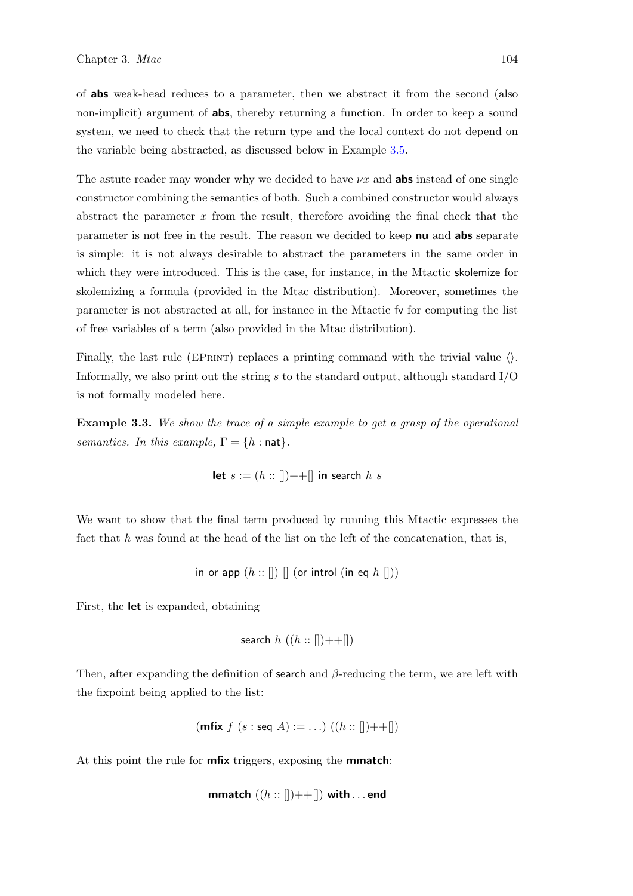of **abs** weak-head reduces to a parameter, then we abstract it from the second (also non-implicit) argument of **abs**, thereby returning a function. In order to keep a sound system, we need to check that the return type and the local context do not depend on the variable being abstracted, as discussed below in Example 3.5.

The astute reader may wonder why we decided to have $\nu x$ and **abs** instead of one single constructor combining the semantics of both. Such a combined constructor would always abstract the parameter $x$ from the result, therefore avoiding the final check that the parameter is not free in the result. The reason we decided to keep **nu** and **abs** separate is simple: it is not always desirable to abstract the parameters in the same order in which they were introduced. This is the case, for instance, in the Mtactic skolemize for skolemizing a formula (provided in the Mtac distribution). Moreover, sometimes the parameter is not abstracted at all, for instance in the Mtactic fv for computing the list of free variables of a term (also provided in the Mtac distribution).

Finally, the last rule (EPRINT) replaces a printing command with the trivial value $\langle\rangle$. Informally, we also print out the string $s$ to the standard output, although standard I/O is not formally modeled here.

**Example 3.3.** *We show the trace of a simple example to get a grasp of the operational semantics. In this example,* $\Gamma = \{h : \mathsf{nat}\}$.

$$\textbf{let } s := (h :: [\,]) +\!\!+ [\,] \textbf{ in } \mathsf{search}\ h\ s$$

We want to show that the final term produced by running this Mtactic expresses the fact that $h$ was found at the head of the list on the left of the concatenation, that is,

$$\mathsf{in\_or\_app}\ (h :: [\,])\ [\,]\ (\mathsf{or\_introl}\ (\mathsf{in\_eq}\ h\ [\,]))$$

First, the **let** is expanded, obtaining

$$\mathsf{search}\ h\ ((h :: [\,]) +\!\!+ [\,])$$

Then, after expanding the definition of search and $\beta$-reducing the term, we are left with the fixpoint being applied to the list:

$$(\textbf{mfix}\ f\ (s : \mathsf{seq}\ A) := \ldots)\ ((h :: [\,]) +\!\!+ [\,])$$

At this point the rule for **mfix** triggers, exposing the **mmatch**:

$$\textbf{mmatch}\ ((h :: [\,]) +\!\!+ [\,])\ \textbf{with} \ldots \textbf{end}$$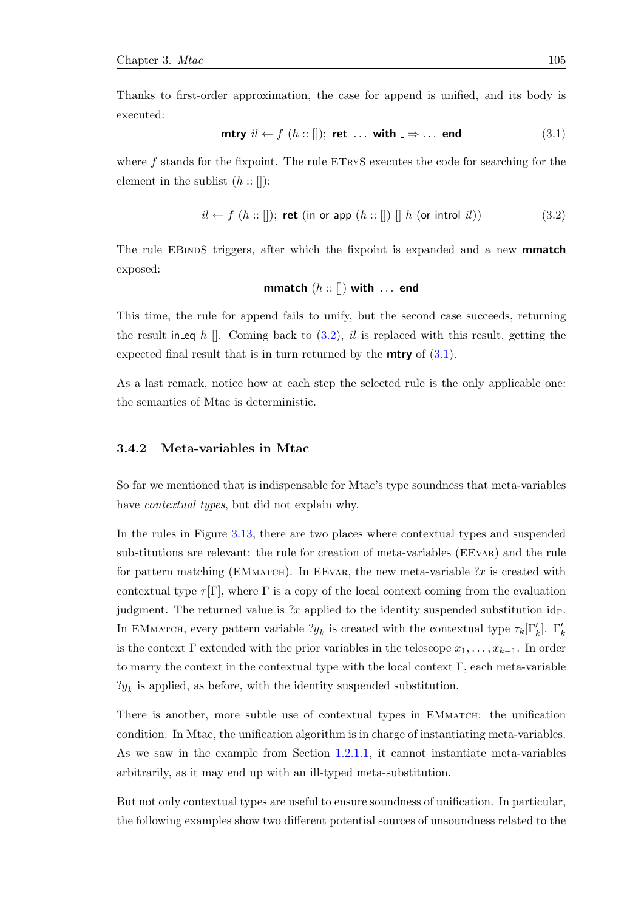Thanks to first-order approximation, the case for append is unified, and its body is executed:

$$\textbf{mtry}\ il \leftarrow f\ (h :: []);\ \textbf{ret}\ \ldots\ \textbf{with}\ \_ \Rightarrow \ldots\ \textbf{end} \tag{3.1}$$

where $f$ stands for the fixpoint. The rule ETRYS executes the code for searching for the element in the sublist $(h :: [])$:

$$il \leftarrow f\ (h :: []);\ \textbf{ret}\ (\mathsf{in\_or\_app}\ (h :: [])\ []\ h\ (\mathsf{or\_introl}\ il)) \tag{3.2}$$

The rule EBINDS triggers, after which the fixpoint is expanded and a new **mmatch** exposed:

$$\textbf{mmatch}\ (h :: [])\ \textbf{with}\ \ldots\ \textbf{end}$$

This time, the rule for append fails to unify, but the second case succeeds, returning the result $\mathsf{in\_eq}\ h\ []$. Coming back to (3.2), $il$ is replaced with this result, getting the expected final result that is in turn returned by the **mtry** of (3.1).

As a last remark, notice how at each step the selected rule is the only applicable one: the semantics of Mtac is deterministic.

### 3.4.2 Meta-variables in Mtac

So far we mentioned that is indispensable for Mtac's type soundness that meta-variables have *contextual types*, but did not explain why.

In the rules in Figure 3.13, there are two places where contextual types and suspended substitutions are relevant: the rule for creation of meta-variables (EEVAR) and the rule for pattern matching (EMMATCH). In EEVAR, the new meta-variable $?x$ is created with contextual type $\tau[\Gamma]$, where $\Gamma$ is a copy of the local context coming from the evaluation judgment. The returned value is $?x$ applied to the identity suspended substitution $\mathrm{id}_\Gamma$. In EMMATCH, every pattern variable $?y_k$ is created with the contextual type $\tau_k[\Gamma'_k]$. $\Gamma'_k$ is the context $\Gamma$ extended with the prior variables in the telescope $x_1, \ldots, x_{k-1}$. In order to marry the context in the contextual type with the local context $\Gamma$, each meta-variable $?y_k$ is applied, as before, with the identity suspended substitution.

There is another, more subtle use of contextual types in EMMATCH: the unification condition. In Mtac, the unification algorithm is in charge of instantiating meta-variables. As we saw in the example from Section 1.2.1.1, it cannot instantiate meta-variables arbitrarily, as it may end up with an ill-typed meta-substitution.

But not only contextual types are useful to ensure soundness of unification. In particular, the following examples show two different potential sources of unsoundness related to the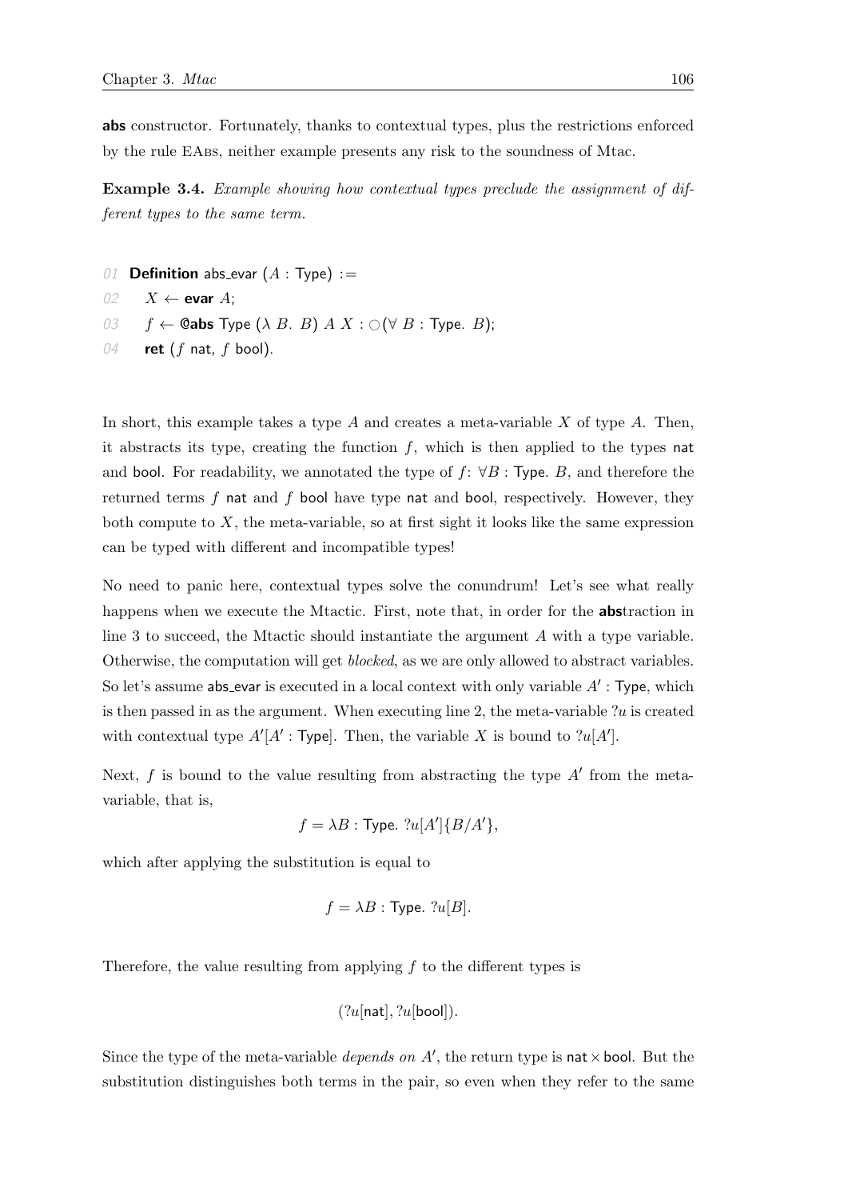**abs** constructor. Fortunately, thanks to contextual types, plus the restrictions enforced by the rule EAbs, neither example presents any risk to the soundness of Mtac.

**Example 3.4.** *Example showing how contextual types preclude the assignment of different types to the same term.*

```
01 Definition abs_evar (A : Type) :=
02   X ← evar A;
03   f ← @abs Type (λ B. B) A X : ○(∀ B : Type. B);
04   ret (f nat, f bool).
```

In short, this example takes a type $A$ and creates a meta-variable $X$ of type $A$. Then, it abstracts its type, creating the function $f$, which is then applied to the types nat and bool. For readability, we annotated the type of $f$: $\forall B : \mathsf{Type}.\ B$, and therefore the returned terms $f$ nat and $f$ bool have type nat and bool, respectively. However, they both compute to $X$, the meta-variable, so at first sight it looks like the same expression can be typed with different and incompatible types!

No need to panic here, contextual types solve the conundrum! Let's see what really happens when we execute the Mtactic. First, note that, in order for the **abs**traction in line 3 to succeed, the Mtactic should instantiate the argument $A$ with a type variable. Otherwise, the computation will get *blocked*, as we are only allowed to abstract variables. So let's assume abs_evar is executed in a local context with only variable $A' : \mathsf{Type}$, which is then passed in as the argument. When executing line 2, the meta-variable $?u$ is created with contextual type $A'[A' : \mathsf{Type}]$. Then, the variable $X$ is bound to $?u[A']$.

Next, $f$ is bound to the value resulting from abstracting the type $A'$ from the meta-variable, that is,

$$f = \lambda B : \mathsf{Type}.\ ?u[A']\{B/A'\},$$

which after applying the substitution is equal to

$$f = \lambda B : \mathsf{Type}.\ ?u[B].$$

Therefore, the value resulting from applying $f$ to the different types is

$$(?u[\mathsf{nat}], ?u[\mathsf{bool}]).$$

Since the type of the meta-variable *depends on* $A'$, the return type is $\mathsf{nat} \times \mathsf{bool}$. But the substitution distinguishes both terms in the pair, so even when they refer to the same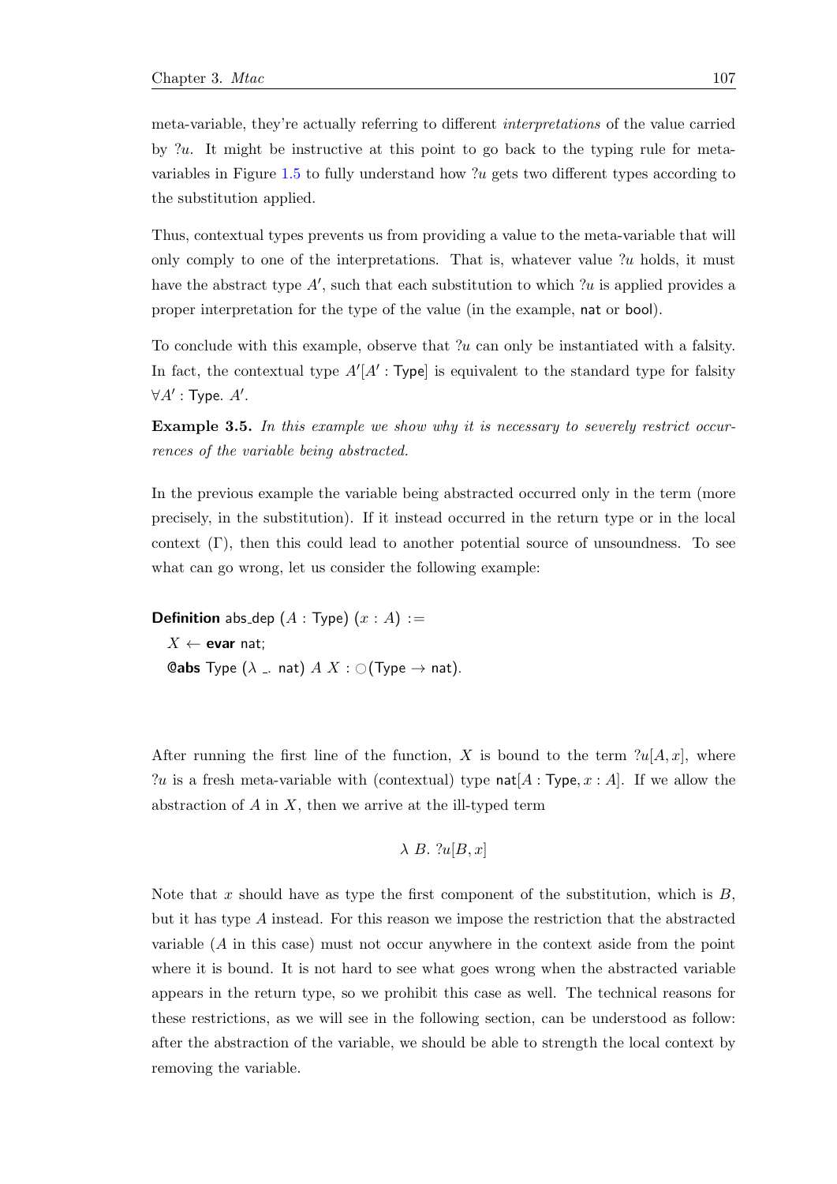meta-variable, they're actually referring to different *interpretations* of the value carried by $?u$. It might be instructive at this point to go back to the typing rule for meta-variables in Figure 1.5 to fully understand how $?u$ gets two different types according to the substitution applied.

Thus, contextual types prevents us from providing a value to the meta-variable that will only comply to one of the interpretations. That is, whatever value $?u$ holds, it must have the abstract type $A'$, such that each substitution to which $?u$ is applied provides a proper interpretation for the type of the value (in the example, $\mathsf{nat}$ or $\mathsf{bool}$).

To conclude with this example, observe that $?u$ can only be instantiated with a falsity. In fact, the contextual type $A'[A' : \mathsf{Type}]$ is equivalent to the standard type for falsity $\forall A' : \mathsf{Type}.\ A'$.

**Example 3.5.** *In this example we show why it is necessary to severely restrict occurrences of the variable being abstracted.*

In the previous example the variable being abstracted occurred only in the term (more precisely, in the substitution). If it instead occurred in the return type or in the local context ($\Gamma$), then this could lead to another potential source of unsoundness. To see what can go wrong, let us consider the following example:

**Definition** $\mathsf{abs\_dep}\ (A : \mathsf{Type})\ (x : A) :=$
  $X \leftarrow$ **evar** $\mathsf{nat}$;
  **@abs** $\mathsf{Type}\ (\lambda\ \_.\ \mathsf{nat})\ A\ X : \bigcirc(\mathsf{Type} \to \mathsf{nat})$.

After running the first line of the function, $X$ is bound to the term $?u[A, x]$, where $?u$ is a fresh meta-variable with (contextual) type $\mathsf{nat}[A : \mathsf{Type}, x : A]$. If we allow the abstraction of $A$ in $X$, then we arrive at the ill-typed term

$$\lambda\ B.\ ?u[B, x]$$

Note that $x$ should have as type the first component of the substitution, which is $B$, but it has type $A$ instead. For this reason we impose the restriction that the abstracted variable ($A$ in this case) must not occur anywhere in the context aside from the point where it is bound. It is not hard to see what goes wrong when the abstracted variable appears in the return type, so we prohibit this case as well. The technical reasons for these restrictions, as we will see in the following section, can be understood as follow: after the abstraction of the variable, we should be able to strength the local context by removing the variable.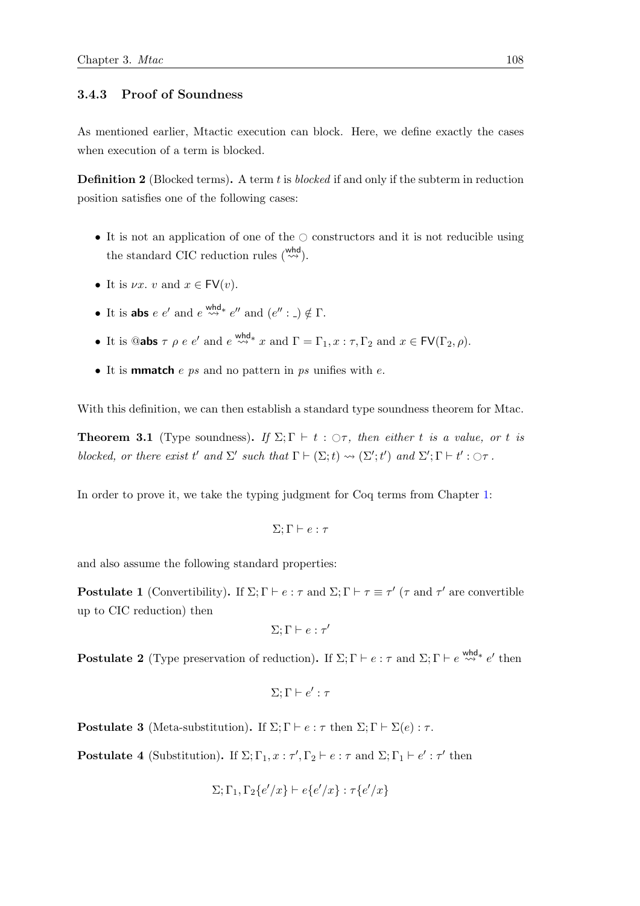### 3.4.3 Proof of Soundness

As mentioned earlier, Mtactic execution can block. Here, we define exactly the cases when execution of a term is blocked.

**Definition 2** (Blocked terms)**.** A term $t$ is *blocked* if and only if the subterm in reduction position satisfies one of the following cases:

- It is not an application of one of the $\bigcirc$ constructors and it is not reducible using the standard CIC reduction rules ($\overset{\mathsf{whd}}{\rightsquigarrow}$).
- It is $\nu x.\ v$ and $x \in \mathsf{FV}(v)$.
- It is $\mathbf{abs}\ e\ e'$ and $e \overset{\mathsf{whd}}{\rightsquigarrow}{}^{*}\ e''$ and $(e'' : \_) \notin \Gamma$.
- It is $@\mathbf{abs}\ \tau\ \rho\ e\ e'$ and $e \overset{\mathsf{whd}}{\rightsquigarrow}{}^{*}\ x$ and $\Gamma = \Gamma_1, x : \tau, \Gamma_2$ and $x \in \mathsf{FV}(\Gamma_2, \rho)$.
- It is $\mathbf{mmatch}\ e\ ps$ and no pattern in $ps$ unifies with $e$.

With this definition, we can then establish a standard type soundness theorem for Mtac.

**Theorem 3.1** (Type soundness)**.** *If $\Sigma; \Gamma \vdash t : \bigcirc\tau$, then either $t$ is a value, or $t$ is blocked, or there exist $t'$ and $\Sigma'$ such that $\Gamma \vdash (\Sigma; t) \rightsquigarrow (\Sigma'; t')$ and $\Sigma'; \Gamma \vdash t' : \bigcirc\tau$.*

In order to prove it, we take the typing judgment for Coq terms from Chapter 1:

$$\Sigma; \Gamma \vdash e : \tau$$

and also assume the following standard properties:

**Postulate 1** (Convertibility)**.** If $\Sigma; \Gamma \vdash e : \tau$ and $\Sigma; \Gamma \vdash \tau \equiv \tau'$ ($\tau$ and $\tau'$ are convertible up to CIC reduction) then

$$\Sigma; \Gamma \vdash e : \tau'$$

**Postulate 2** (Type preservation of reduction)**.** If $\Sigma; \Gamma \vdash e : \tau$ and $\Sigma; \Gamma \vdash e \overset{\mathsf{whd}}{\rightsquigarrow}{}^{*}\ e'$ then

$$\Sigma; \Gamma \vdash e' : \tau$$

**Postulate 3** (Meta-substitution)**.** If $\Sigma; \Gamma \vdash e : \tau$ then $\Sigma; \Gamma \vdash \Sigma(e) : \tau$.

**Postulate 4** (Substitution)**.** If $\Sigma; \Gamma_1, x : \tau', \Gamma_2 \vdash e : \tau$ and $\Sigma; \Gamma_1 \vdash e' : \tau'$ then

$$\Sigma; \Gamma_1, \Gamma_2\{e'/x\} \vdash e\{e'/x\} : \tau\{e'/x\}$$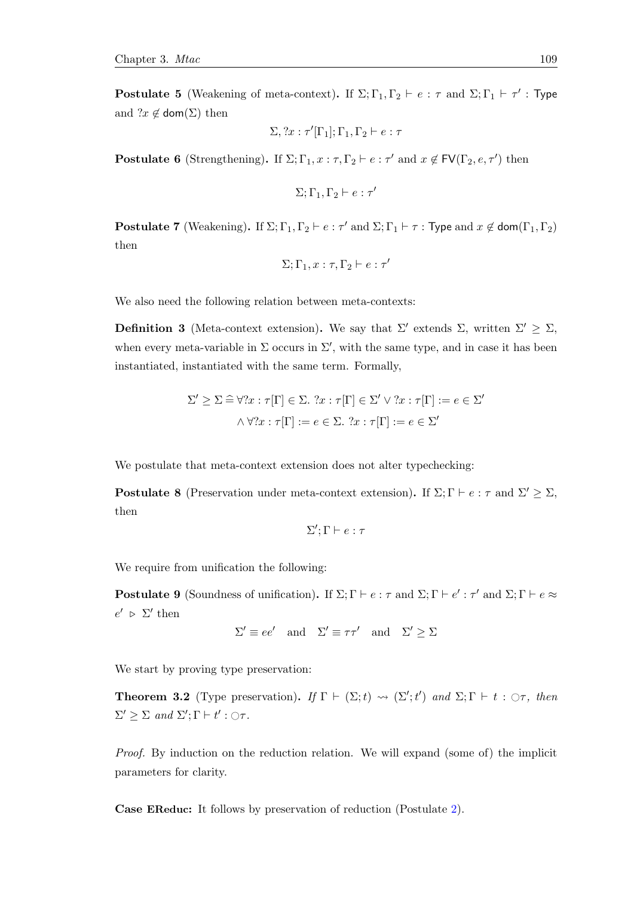**Postulate 5** (Weakening of meta-context)**.** If $\Sigma; \Gamma_1, \Gamma_2 \vdash e : \tau$ and $\Sigma; \Gamma_1 \vdash \tau' : \mathsf{Type}$ and $?x \notin \mathsf{dom}(\Sigma)$ then

$$\Sigma, ?x : \tau'[\Gamma_1]; \Gamma_1, \Gamma_2 \vdash e : \tau$$

**Postulate 6** (Strengthening)**.** If $\Sigma; \Gamma_1, x : \tau, \Gamma_2 \vdash e : \tau'$ and $x \notin \mathsf{FV}(\Gamma_2, e, \tau')$ then

$$\Sigma; \Gamma_1, \Gamma_2 \vdash e : \tau'$$

**Postulate 7** (Weakening)**.** If $\Sigma; \Gamma_1, \Gamma_2 \vdash e : \tau'$ and $\Sigma; \Gamma_1 \vdash \tau : \mathsf{Type}$ and $x \notin \mathsf{dom}(\Gamma_1, \Gamma_2)$ then

$$\Sigma; \Gamma_1, x : \tau, \Gamma_2 \vdash e : \tau'$$

We also need the following relation between meta-contexts:

**Definition 3** (Meta-context extension)**.** We say that $\Sigma'$ extends $\Sigma$, written $\Sigma' \geq \Sigma$, when every meta-variable in $\Sigma$ occurs in $\Sigma'$, with the same type, and in case it has been instantiated, instantiated with the same term. Formally,

$$\begin{aligned} \Sigma' \geq \Sigma \mathrel{\widehat{=}} \forall ?x : \tau[\Gamma] \in \Sigma.\ ?x : \tau[\Gamma] \in \Sigma' \vee ?x : \tau[\Gamma] := e \in \Sigma' \\ \wedge \forall ?x : \tau[\Gamma] := e \in \Sigma.\ ?x : \tau[\Gamma] := e \in \Sigma' \end{aligned}$$

We postulate that meta-context extension does not alter typechecking:

**Postulate 8** (Preservation under meta-context extension)**.** If $\Sigma; \Gamma \vdash e : \tau$ and $\Sigma' \geq \Sigma$, then

$$\Sigma'; \Gamma \vdash e : \tau$$

We require from unification the following:

**Postulate 9** (Soundness of unification)**.** If $\Sigma; \Gamma \vdash e : \tau$ and $\Sigma; \Gamma \vdash e' : \tau'$ and $\Sigma; \Gamma \vdash e \approx e' \ \triangleright\ \Sigma'$ then

$$\Sigma' \equiv ee' \quad \text{and} \quad \Sigma' \equiv \tau\tau' \quad \text{and} \quad \Sigma' \geq \Sigma$$

We start by proving type preservation:

**Theorem 3.2** (Type preservation)**.** *If $\Gamma \vdash (\Sigma; t) \rightsquigarrow (\Sigma'; t')$ and $\Sigma; \Gamma \vdash t : \bigcirc\tau$, then $\Sigma' \geq \Sigma$ and $\Sigma'; \Gamma \vdash t' : \bigcirc\tau$.*

*Proof.* By induction on the reduction relation. We will expand (some of) the implicit parameters for clarity.

**Case EReduc:** It follows by preservation of reduction (Postulate 2).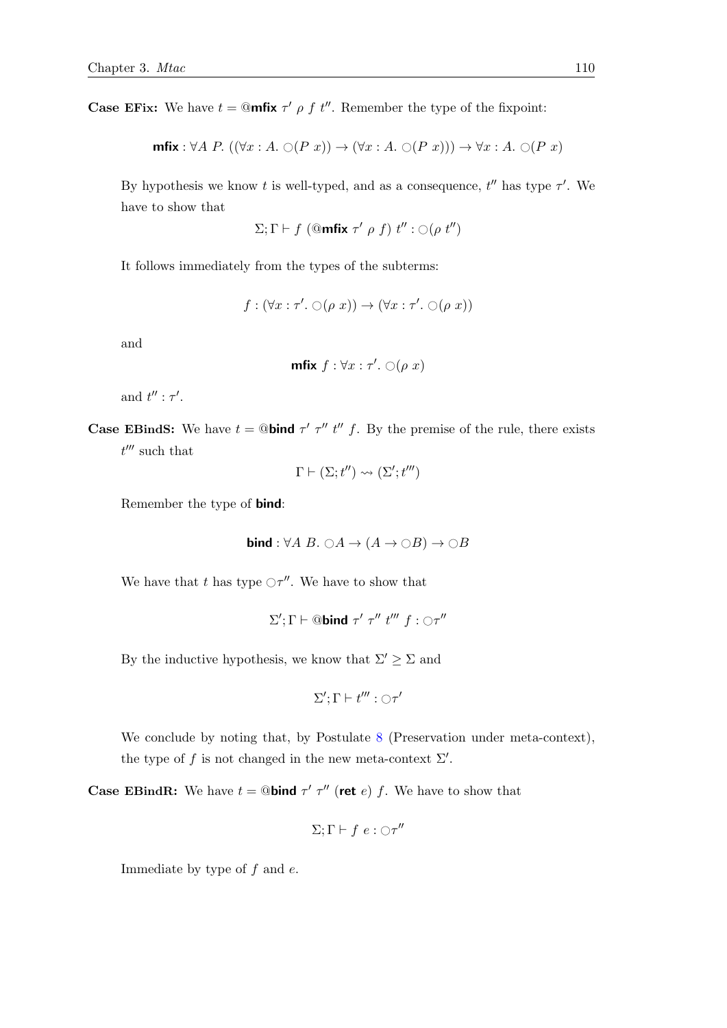**Case EFix:** We have $t = @\textbf{mfix}\ \tau'\ \rho\ f\ t''$. Remember the type of the fixpoint:

$$\textbf{mfix} : \forall A\ P.\ ((\forall x : A.\ \bigcirc(P\ x)) \rightarrow (\forall x : A.\ \bigcirc(P\ x))) \rightarrow \forall x : A.\ \bigcirc(P\ x)$$

By hypothesis we know $t$ is well-typed, and as a consequence, $t''$ has type $\tau'$. We have to show that

$$\Sigma; \Gamma \vdash f\ (@\textbf{mfix}\ \tau'\ \rho\ f)\ t'' : \bigcirc(\rho\ t'')$$

It follows immediately from the types of the subterms:

$$f : (\forall x : \tau'.\ \bigcirc(\rho\ x)) \rightarrow (\forall x : \tau'.\ \bigcirc(\rho\ x))$$

and

$$\textbf{mfix}\ f : \forall x : \tau'.\ \bigcirc(\rho\ x)$$

and $t'' : \tau'$.

**Case EBindS:** We have $t = @\textbf{bind}\ \tau'\ \tau''\ t''\ f$. By the premise of the rule, there exists $t'''$ such that

$$\Gamma \vdash (\Sigma; t'') \rightsquigarrow (\Sigma'; t''')$$

Remember the type of **bind**:

$$\textbf{bind} : \forall A\ B.\ \bigcirc A \rightarrow (A \rightarrow \bigcirc B) \rightarrow \bigcirc B$$

We have that $t$ has type $\bigcirc\tau''$. We have to show that

$$\Sigma'; \Gamma \vdash @\textbf{bind}\ \tau'\ \tau''\ t'''\ f : \bigcirc\tau''$$

By the inductive hypothesis, we know that $\Sigma' \geq \Sigma$ and

$$\Sigma'; \Gamma \vdash t''' : \bigcirc\tau'$$

We conclude by noting that, by Postulate 8 (Preservation under meta-context), the type of $f$ is not changed in the new meta-context $\Sigma'$.

**Case EBindR:** We have $t = @\textbf{bind}\ \tau'\ \tau''\ (\textbf{ret}\ e)\ f$. We have to show that

$$\Sigma; \Gamma \vdash f\ e : \bigcirc\tau''$$

Immediate by type of $f$ and $e$.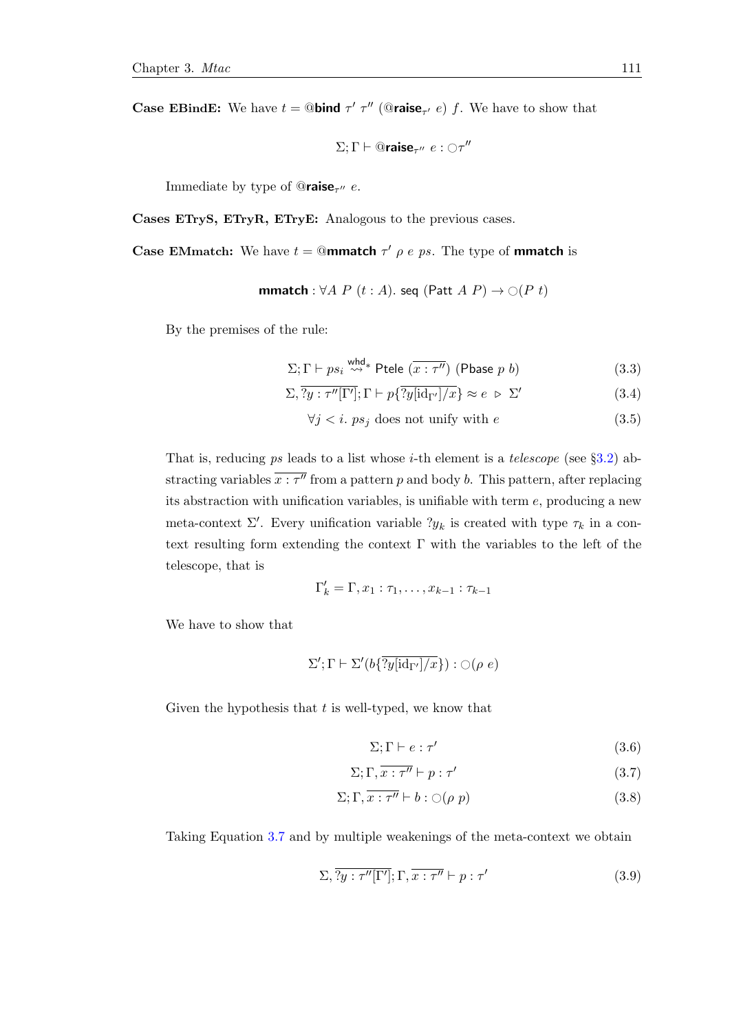**Case EBindE:** We have $t = @\textsf{bind}\ \tau'\ \tau''\ (@\textsf{raise}_{\tau'}\ e)\ f$. We have to show that

$$\Sigma; \Gamma \vdash @\textsf{raise}_{\tau''}\ e : \bigcirc\tau''$$

Immediate by type of $@\textsf{raise}_{\tau''}\ e$.

**Cases ETryS, ETryR, ETryE:** Analogous to the previous cases.

**Case EMmatch:** We have $t = @\textsf{mmatch}\ \tau'\ \rho\ e\ ps$. The type of **mmatch** is

$$\textsf{mmatch} : \forall A\ P\ (t : A).\ \mathsf{seq}\ (\mathsf{Patt}\ A\ P) \rightarrow \bigcirc(P\ t)$$

By the premises of the rule:

$$\Sigma; \Gamma \vdash ps_i \overset{\mathsf{whd}}{\rightsquigarrow}{}^{*}\ \mathsf{Ptele}\ (\overline{x : \tau''})\ (\mathsf{Pbase}\ p\ b) \tag{3.3}$$

$$\Sigma, \overline{?y : \tau''[\Gamma']}; \Gamma \vdash p\{\overline{?y[\mathrm{id}_{\Gamma'}]/x}\} \approx e\ \triangleright\ \Sigma' \tag{3.4}$$

$$\forall j < i.\ ps_j \text{ does not unify with } e \tag{3.5}$$

That is, reducing $ps$ leads to a list whose $i$-th element is a *telescope* (see §3.2) abstracting variables $\overline{x : \tau''}$ from a pattern $p$ and body $b$. This pattern, after replacing its abstraction with unification variables, is unifiable with term $e$, producing a new meta-context $\Sigma'$. Every unification variable $?y_k$ is created with type $\tau_k$ in a context resulting form extending the context $\Gamma$ with the variables to the left of the telescope, that is

$$\Gamma'_k = \Gamma, x_1 : \tau_1, \ldots, x_{k-1} : \tau_{k-1}$$

We have to show that

$$\Sigma'; \Gamma \vdash \Sigma'(b\{\overline{?y[\mathrm{id}_{\Gamma'}]/x}\}) : \bigcirc(\rho\ e)$$

Given the hypothesis that $t$ is well-typed, we know that

$$\Sigma; \Gamma \vdash e : \tau' \tag{3.6}$$

$$\Sigma; \Gamma, \overline{x : \tau''} \vdash p : \tau' \tag{3.7}$$

$$\Sigma; \Gamma, \overline{x : \tau''} \vdash b : \bigcirc(\rho\ p) \tag{3.8}$$

Taking Equation 3.7 and by multiple weakenings of the meta-context we obtain

$$\Sigma, \overline{?y : \tau''[\Gamma']}; \Gamma, \overline{x : \tau''} \vdash p : \tau' \tag{3.9}$$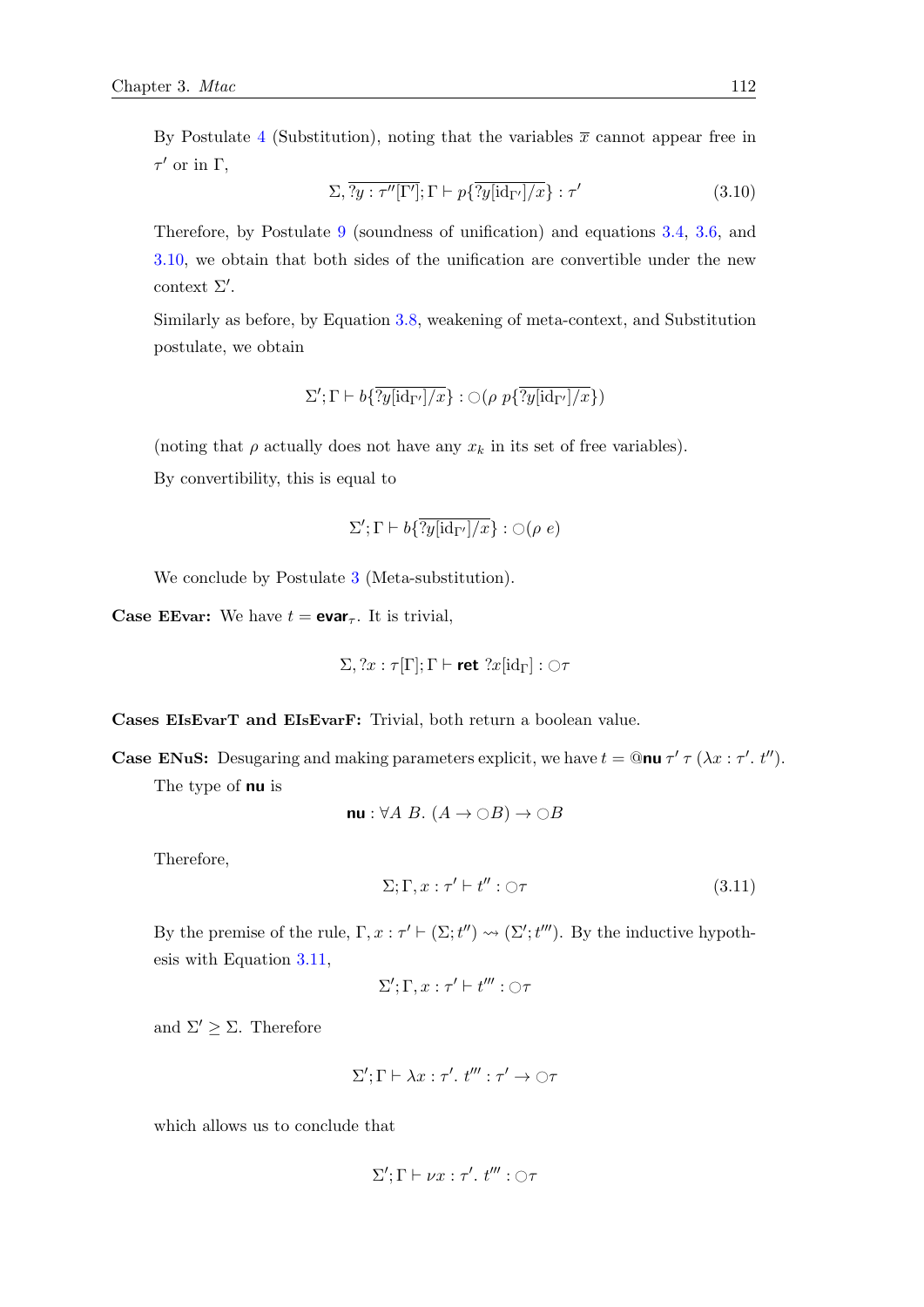By Postulate 4 (Substitution), noting that the variables $\overline{x}$ cannot appear free in $\tau'$ or in $\Gamma$,

$$\Sigma, \overline{?y : \tau''[\Gamma']}; \Gamma \vdash p\{\overline{?y[\mathrm{id}_{\Gamma'}]/x}\} : \tau' \tag{3.10}$$

Therefore, by Postulate 9 (soundness of unification) and equations 3.4, 3.6, and 3.10, we obtain that both sides of the unification are convertible under the new context $\Sigma'$.

Similarly as before, by Equation 3.8, weakening of meta-context, and Substitution postulate, we obtain

$$\Sigma'; \Gamma \vdash b\{\overline{?y[\mathrm{id}_{\Gamma'}]/x}\} : \bigcirc(\rho\ p\{\overline{?y[\mathrm{id}_{\Gamma'}]/x}\})$$

(noting that $\rho$ actually does not have any $x_k$ in its set of free variables).

By convertibility, this is equal to

$$\Sigma'; \Gamma \vdash b\{\overline{?y[\mathrm{id}_{\Gamma'}]/x}\} : \bigcirc(\rho\ e)$$

We conclude by Postulate 3 (Meta-substitution).

**Case EEvar:** We have $t = \textbf{evar}_\tau$. It is trivial,

$$\Sigma, ?x : \tau[\Gamma]; \Gamma \vdash \textbf{ret}\ ?x[\mathrm{id}_\Gamma] : \bigcirc\tau$$

**Cases EIsEvarT and EIsEvarF:** Trivial, both return a boolean value.

**Case ENuS:** Desugaring and making parameters explicit, we have $t = @\textbf{nu}\ \tau'\ \tau\ (\lambda x : \tau'.\ t'')$.

The type of **nu** is

$$\textbf{nu} : \forall A\ B.\ (A \to \bigcirc B) \to \bigcirc B$$

Therefore,

$$\Sigma; \Gamma, x : \tau' \vdash t'' : \bigcirc\tau \tag{3.11}$$

By the premise of the rule, $\Gamma, x : \tau' \vdash (\Sigma; t'') \rightsquigarrow (\Sigma'; t''')$. By the inductive hypothesis with Equation 3.11,

$$\Sigma'; \Gamma, x : \tau' \vdash t''' : \bigcirc\tau$$

and $\Sigma' \geq \Sigma$. Therefore

$$\Sigma'; \Gamma \vdash \lambda x : \tau'.\ t''' : \tau' \to \bigcirc\tau$$

which allows us to conclude that

$$\Sigma'; \Gamma \vdash \nu x : \tau'.\ t''' : \bigcirc\tau$$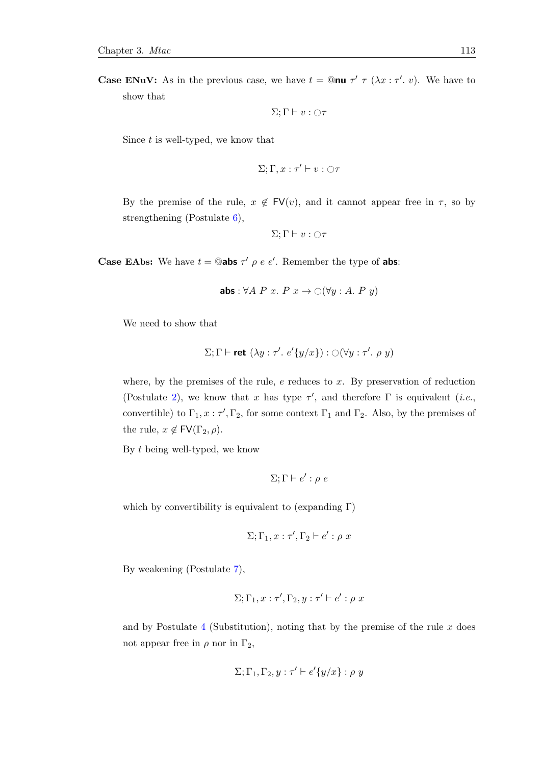**Case ENuV:** As in the previous case, we have $t = @\textbf{nu}\ \tau'\ \tau\ (\lambda x : \tau'.\ v)$. We have to show that

$$\Sigma; \Gamma \vdash v : \bigcirc\tau$$

Since $t$ is well-typed, we know that

$$\Sigma; \Gamma, x : \tau' \vdash v : \bigcirc\tau$$

By the premise of the rule, $x \notin \mathsf{FV}(v)$, and it cannot appear free in $\tau$, so by strengthening (Postulate 6),

$$\Sigma; \Gamma \vdash v : \bigcirc\tau$$

**Case EAbs:** We have $t = @\textbf{abs}\ \tau'\ \rho\ e\ e'$. Remember the type of $\textbf{abs}$:

$$\textbf{abs} : \forall A\ P\ x.\ P\ x \to \bigcirc(\forall y : A.\ P\ y)$$

We need to show that

$$\Sigma; \Gamma \vdash \textbf{ret}\ (\lambda y : \tau'.\ e'\{y/x\}) : \bigcirc(\forall y : \tau'.\ \rho\ y)$$

where, by the premises of the rule, $e$ reduces to $x$. By preservation of reduction (Postulate 2), we know that $x$ has type $\tau'$, and therefore $\Gamma$ is equivalent (*i.e.*, convertible) to $\Gamma_1, x : \tau', \Gamma_2$, for some context $\Gamma_1$ and $\Gamma_2$. Also, by the premises of the rule, $x \notin \mathsf{FV}(\Gamma_2, \rho)$.

By $t$ being well-typed, we know

$$\Sigma; \Gamma \vdash e' : \rho\ e$$

which by convertibility is equivalent to (expanding $\Gamma$)

$$\Sigma; \Gamma_1, x : \tau', \Gamma_2 \vdash e' : \rho\ x$$

By weakening (Postulate 7),

$$\Sigma; \Gamma_1, x : \tau', \Gamma_2, y : \tau' \vdash e' : \rho\ x$$

and by Postulate 4 (Substitution), noting that by the premise of the rule $x$ does not appear free in $\rho$ nor in $\Gamma_2$,

$$\Sigma; \Gamma_1, \Gamma_2, y : \tau' \vdash e'\{y/x\} : \rho\ y$$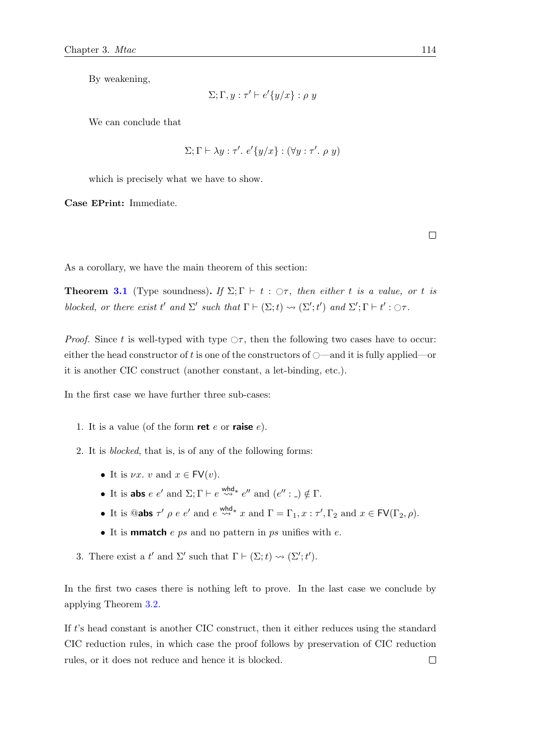By weakening,

$$\Sigma; \Gamma, y : \tau' \vdash e'\{y/x\} : \rho\ y$$

We can conclude that

$$\Sigma; \Gamma \vdash \lambda y : \tau'.\ e'\{y/x\} : (\forall y : \tau'.\ \rho\ y)$$

which is precisely what we have to show.

**Case EPrint:** Immediate.

□

As a corollary, we have the main theorem of this section:

**Theorem 3.1** (Type soundness)**.** *If $\Sigma; \Gamma \vdash t : \bigcirc\tau$, then either $t$ is a value, or $t$ is blocked, or there exist $t'$ and $\Sigma'$ such that $\Gamma \vdash (\Sigma; t) \rightsquigarrow (\Sigma'; t')$ and $\Sigma'; \Gamma \vdash t' : \bigcirc\tau$.*

*Proof.* Since $t$ is well-typed with type $\bigcirc\tau$, then the following two cases have to occur: either the head constructor of $t$ is one of the constructors of $\bigcirc$—and it is fully applied—or it is another CIC construct (another constant, a let-binding, etc.).

In the first case we have further three sub-cases:

1. It is a value (of the form **ret** $e$ or **raise** $e$).
2. It is *blocked*, that is, is of any of the following forms:
   - It is $\nu x.\ v$ and $x \in \mathsf{FV}(v)$.
   - It is **abs** $e\ e'$ and $\Sigma; \Gamma \vdash e \overset{\mathsf{whd}}{\rightsquigarrow}{}^{*}\ e''$ and $(e'' : \_) \notin \Gamma$.
   - It is @**abs** $\tau'\ \rho\ e\ e'$ and $e \overset{\mathsf{whd}}{\rightsquigarrow}{}^{*}\ x$ and $\Gamma = \Gamma_1, x : \tau', \Gamma_2$ and $x \in \mathsf{FV}(\Gamma_2, \rho)$.
   - It is **mmatch** $e\ ps$ and no pattern in $ps$ unifies with $e$.
3. There exist a $t'$ and $\Sigma'$ such that $\Gamma \vdash (\Sigma; t) \rightsquigarrow (\Sigma'; t')$.

In the first two cases there is nothing left to prove. In the last case we conclude by applying Theorem 3.2.

If $t$'s head constant is another CIC construct, then it either reduces using the standard CIC reduction rules, in which case the proof follows by preservation of CIC reduction rules, or it does not reduce and hence it is blocked. □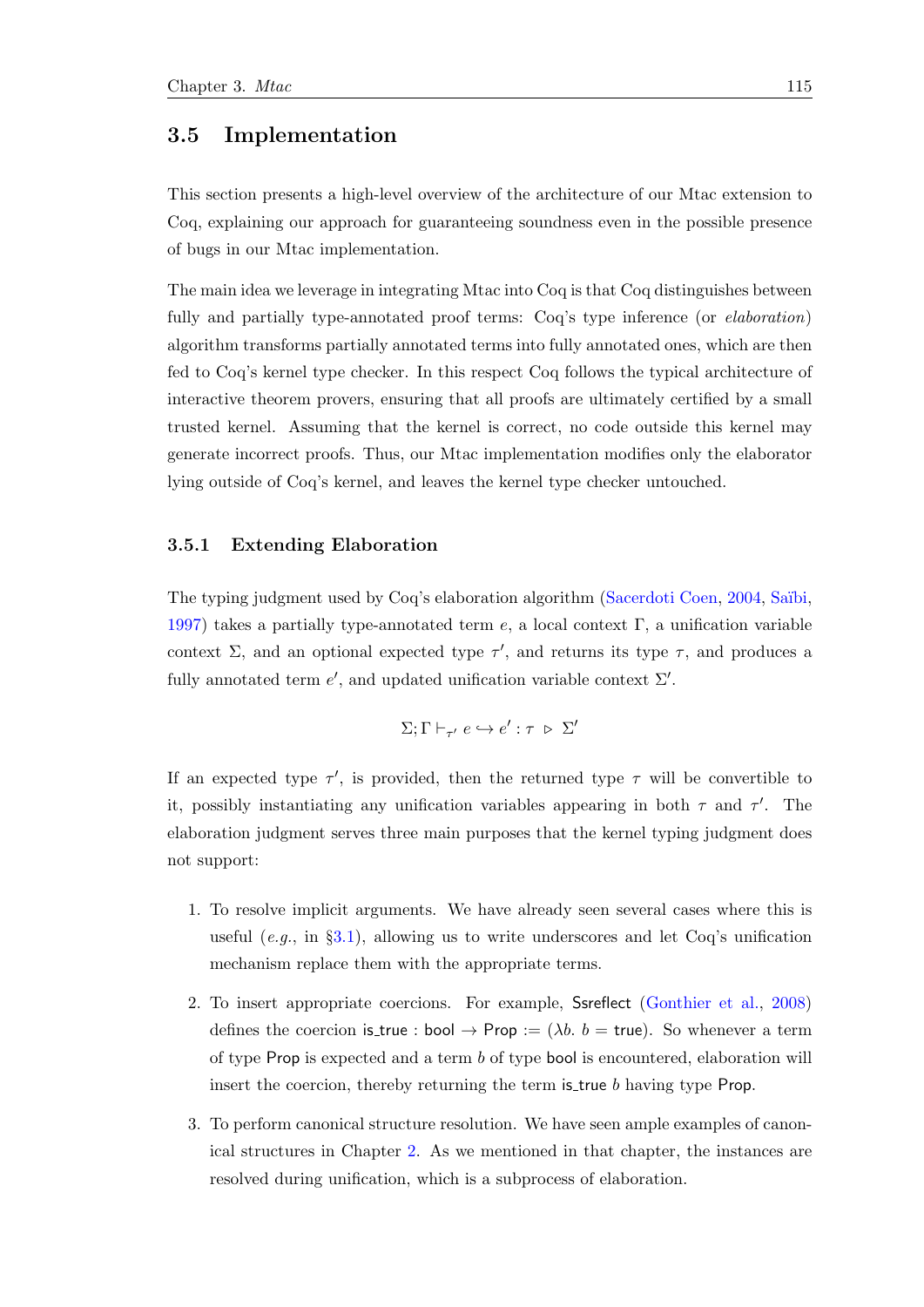## 3.5 Implementation

This section presents a high-level overview of the architecture of our Mtac extension to Coq, explaining our approach for guaranteeing soundness even in the possible presence of bugs in our Mtac implementation.

The main idea we leverage in integrating Mtac into Coq is that Coq distinguishes between fully and partially type-annotated proof terms: Coq's type inference (or *elaboration*) algorithm transforms partially annotated terms into fully annotated ones, which are then fed to Coq's kernel type checker. In this respect Coq follows the typical architecture of interactive theorem provers, ensuring that all proofs are ultimately certified by a small trusted kernel. Assuming that the kernel is correct, no code outside this kernel may generate incorrect proofs. Thus, our Mtac implementation modifies only the elaborator lying outside of Coq's kernel, and leaves the kernel type checker untouched.

### 3.5.1 Extending Elaboration

The typing judgment used by Coq's elaboration algorithm (Sacerdoti Coen, 2004, Saïbi, 1997) takes a partially type-annotated term $e$, a local context $\Gamma$, a unification variable context $\Sigma$, and an optional expected type $\tau'$, and returns its type $\tau$, and produces a fully annotated term $e'$, and updated unification variable context $\Sigma'$.

$$\Sigma; \Gamma \vdash_{\tau'} e \hookrightarrow e' : \tau \ \triangleright \ \Sigma'$$

If an expected type $\tau'$, is provided, then the returned type $\tau$ will be convertible to it, possibly instantiating any unification variables appearing in both $\tau$ and $\tau'$. The elaboration judgment serves three main purposes that the kernel typing judgment does not support:

1. To resolve implicit arguments. We have already seen several cases where this is useful (*e.g.*, in §3.1), allowing us to write underscores and let Coq's unification mechanism replace them with the appropriate terms.
2. To insert appropriate coercions. For example, Ssreflect (Gonthier et al., 2008) defines the coercion $\mathsf{is\_true} : \mathsf{bool} \to \mathsf{Prop} := (\lambda b.\ b = \mathsf{true})$. So whenever a term of type Prop is expected and a term $b$ of type bool is encountered, elaboration will insert the coercion, thereby returning the term $\mathsf{is\_true}\ b$ having type Prop.
3. To perform canonical structure resolution. We have seen ample examples of canonical structures in Chapter 2. As we mentioned in that chapter, the instances are resolved during unification, which is a subprocess of elaboration.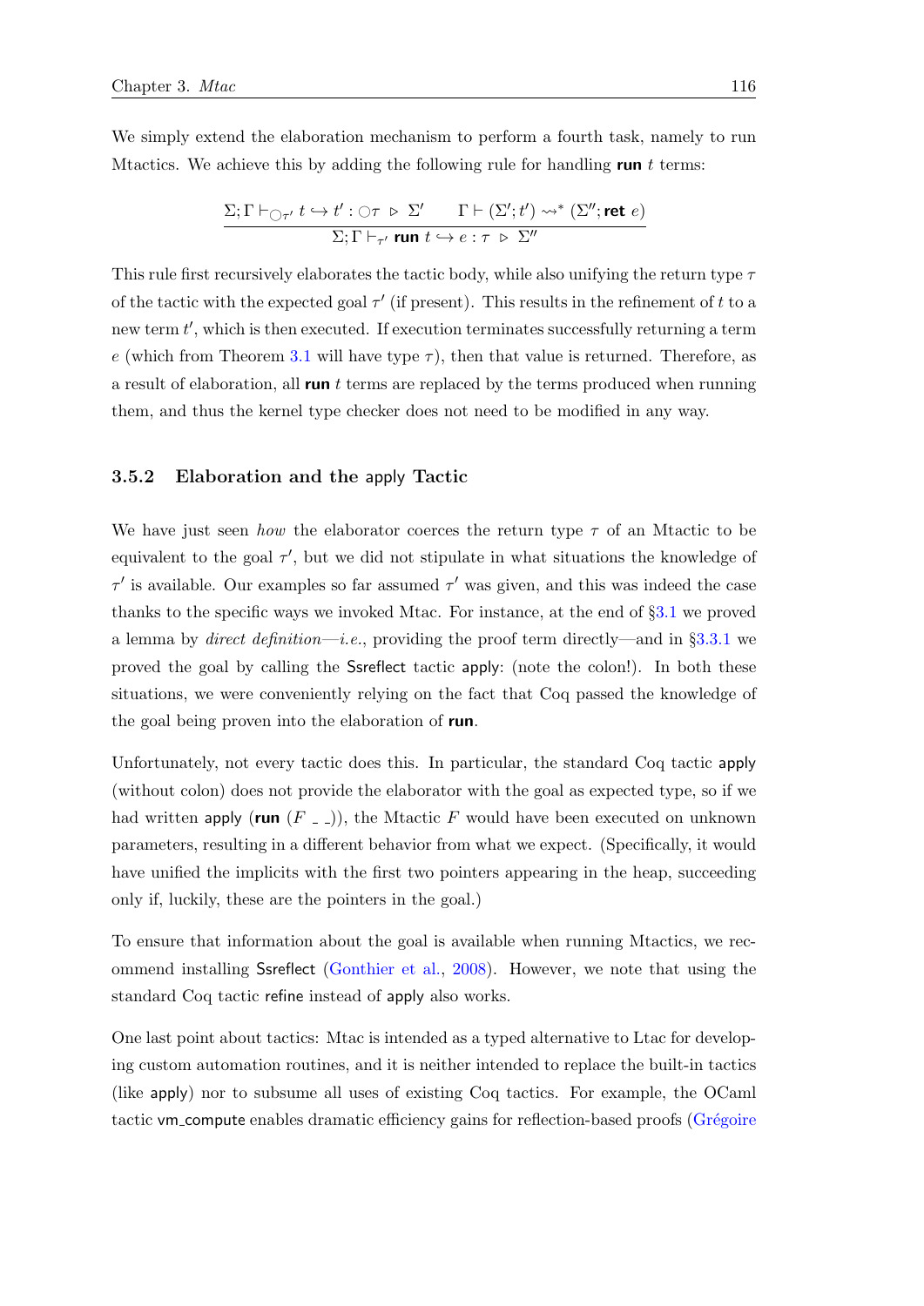We simply extend the elaboration mechanism to perform a fourth task, namely to run Mtactics. We achieve this by adding the following rule for handling **run** $t$ terms:

$$\frac{\Sigma; \Gamma \vdash_{\bigcirc\tau'} t \hookrightarrow t' : \bigcirc\tau \;\triangleright\; \Sigma' \qquad \Gamma \vdash (\Sigma'; t') \rightsquigarrow^* (\Sigma''; \textbf{ret}\ e)}{\Sigma; \Gamma \vdash_{\tau'} \textbf{run}\ t \hookrightarrow e : \tau \;\triangleright\; \Sigma''}$$

This rule first recursively elaborates the tactic body, while also unifying the return type $\tau$ of the tactic with the expected goal $\tau'$ (if present). This results in the refinement of $t$ to a new term $t'$, which is then executed. If execution terminates successfully returning a term $e$ (which from Theorem 3.1 will have type $\tau$), then that value is returned. Therefore, as a result of elaboration, all **run** $t$ terms are replaced by the terms produced when running them, and thus the kernel type checker does not need to be modified in any way.

### 3.5.2 Elaboration and the apply Tactic

We have just seen *how* the elaborator coerces the return type $\tau$ of an Mtactic to be equivalent to the goal $\tau'$, but we did not stipulate in what situations the knowledge of $\tau'$ is available. Our examples so far assumed $\tau'$ was given, and this was indeed the case thanks to the specific ways we invoked Mtac. For instance, at the end of §3.1 we proved a lemma by *direct definition*—*i.e.*, providing the proof term directly—and in §3.3.1 we proved the goal by calling the Ssreflect tactic apply: (note the colon!). In both these situations, we were conveniently relying on the fact that Coq passed the knowledge of the goal being proven into the elaboration of **run**.

Unfortunately, not every tactic does this. In particular, the standard Coq tactic apply (without colon) does not provide the elaborator with the goal as expected type, so if we had written apply (**run** $(F\ \_\ \_)$), the Mtactic $F$ would have been executed on unknown parameters, resulting in a different behavior from what we expect. (Specifically, it would have unified the implicits with the first two pointers appearing in the heap, succeeding only if, luckily, these are the pointers in the goal.)

To ensure that information about the goal is available when running Mtactics, we recommend installing Ssreflect (Gonthier et al., 2008). However, we note that using the standard Coq tactic refine instead of apply also works.

One last point about tactics: Mtac is intended as a typed alternative to Ltac for developing custom automation routines, and it is neither intended to replace the built-in tactics (like apply) nor to subsume all uses of existing Coq tactics. For example, the OCaml tactic vm_compute enables dramatic efficiency gains for reflection-based proofs (Grégoire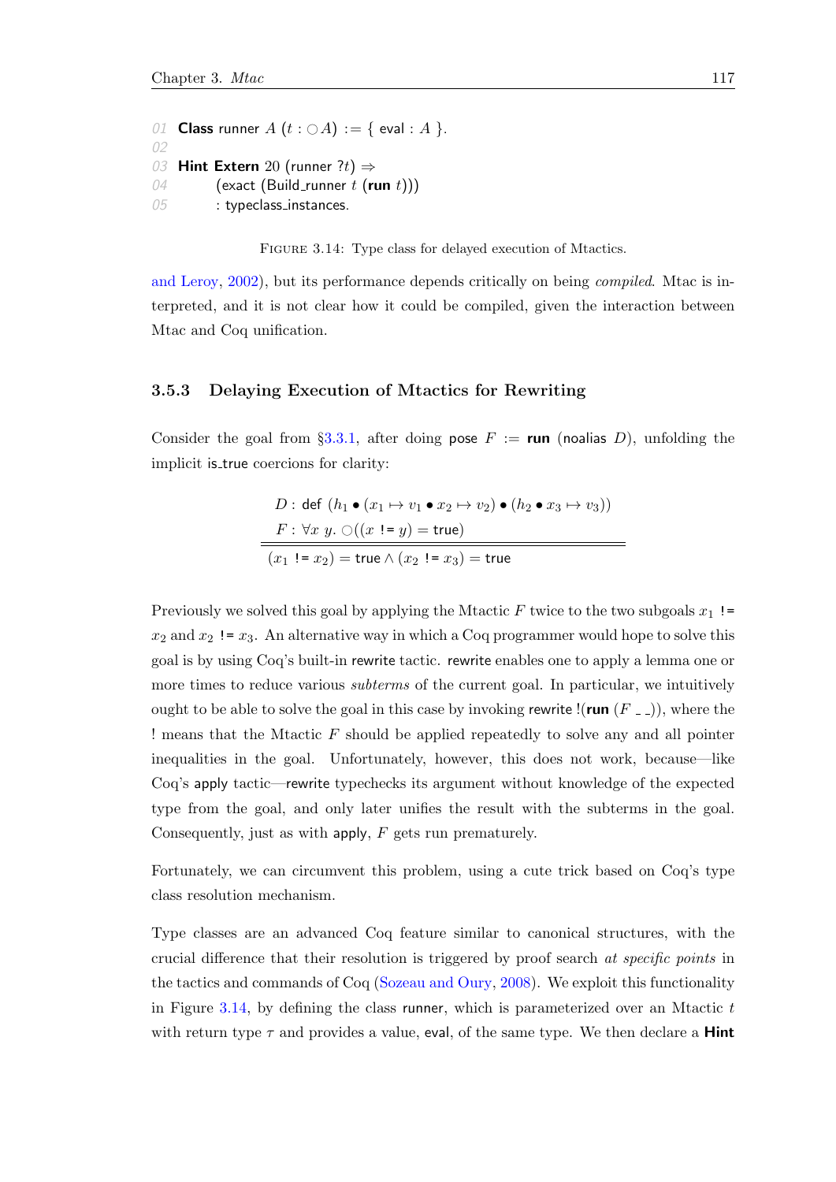```
01  Class runner A (t : ○A) := { eval : A }.
02
03  Hint Extern 20 (runner ?t) ⇒
04        (exact (Build_runner t (run t)))
05        : typeclass_instances.
```

FIGURE 3.14: Type class for delayed execution of Mtactics.

and Leroy, 2002), but its performance depends critically on being *compiled*. Mtac is interpreted, and it is not clear how it could be compiled, given the interaction between Mtac and Coq unification.

### 3.5.3 Delaying Execution of Mtactics for Rewriting

Consider the goal from §3.3.1, after doing pose $F$ := **run** (noalias $D$), unfolding the implicit is_true coercions for clarity:

$$\begin{array}{l} D : \mathsf{def}\ (h_1 \bullet (x_1 \mapsto v_1 \bullet x_2 \mapsto v_2) \bullet (h_2 \bullet x_3 \mapsto v_3)) \\ F : \forall x\ y.\ \bigcirc((x\ \texttt{!=}\ y) = \mathsf{true}) \\ \hline\hline (x_1\ \texttt{!=}\ x_2) = \mathsf{true} \land (x_2\ \texttt{!=}\ x_3) = \mathsf{true} \end{array}$$

Previously we solved this goal by applying the Mtactic $F$ twice to the two subgoals $x_1$ != $x_2$ and $x_2$ != $x_3$. An alternative way in which a Coq programmer would hope to solve this goal is by using Coq's built-in rewrite tactic. rewrite enables one to apply a lemma one or more times to reduce various *subterms* of the current goal. In particular, we intuitively ought to be able to solve the goal in this case by invoking rewrite !(**run** ($F$ _ _)), where the ! means that the Mtactic $F$ should be applied repeatedly to solve any and all pointer inequalities in the goal. Unfortunately, however, this does not work, because—like Coq's apply tactic—rewrite typechecks its argument without knowledge of the expected type from the goal, and only later unifies the result with the subterms in the goal. Consequently, just as with apply, $F$ gets run prematurely.

Fortunately, we can circumvent this problem, using a cute trick based on Coq's type class resolution mechanism.

Type classes are an advanced Coq feature similar to canonical structures, with the crucial difference that their resolution is triggered by proof search *at specific points* in the tactics and commands of Coq (Sozeau and Oury, 2008). We exploit this functionality in Figure 3.14, by defining the class runner, which is parameterized over an Mtactic $t$ with return type $\tau$ and provides a value, eval, of the same type. We then declare a **Hint**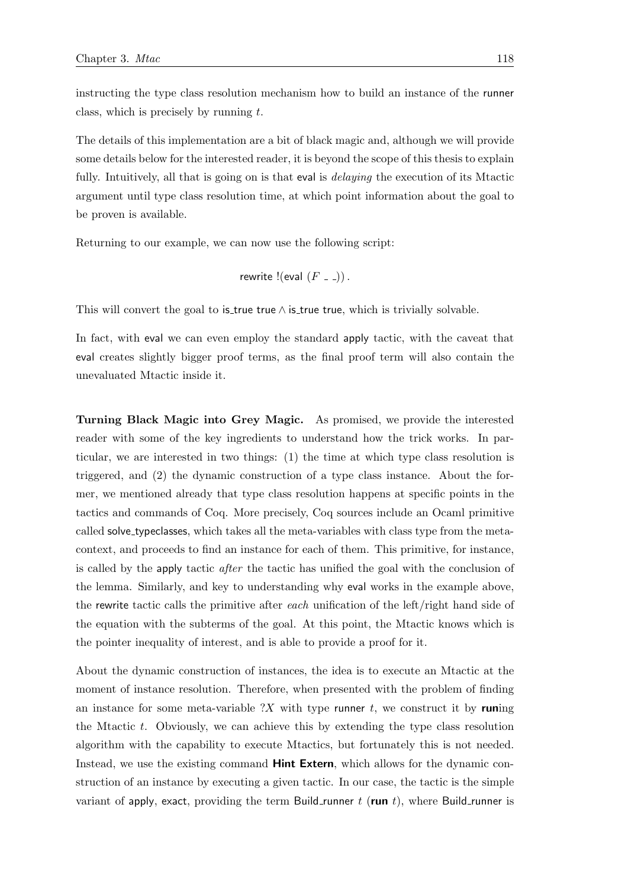instructing the type class resolution mechanism how to build an instance of the runner class, which is precisely by running $t$.

The details of this implementation are a bit of black magic and, although we will provide some details below for the interested reader, it is beyond the scope of this thesis to explain fully. Intuitively, all that is going on is that eval is *delaying* the execution of its Mtactic argument until type class resolution time, at which point information about the goal to be proven is available.

Returning to our example, we can now use the following script:

$$\text{rewrite !(eval } (F \_ \_)) .$$

This will convert the goal to is_true true $\wedge$ is_true true, which is trivially solvable.

In fact, with eval we can even employ the standard apply tactic, with the caveat that eval creates slightly bigger proof terms, as the final proof term will also contain the unevaluated Mtactic inside it.

**Turning Black Magic into Grey Magic.** As promised, we provide the interested reader with some of the key ingredients to understand how the trick works. In particular, we are interested in two things: (1) the time at which type class resolution is triggered, and (2) the dynamic construction of a type class instance. About the former, we mentioned already that type class resolution happens at specific points in the tactics and commands of Coq. More precisely, Coq sources include an Ocaml primitive called solve_typeclasses, which takes all the meta-variables with class type from the meta-context, and proceeds to find an instance for each of them. This primitive, for instance, is called by the apply tactic *after* the tactic has unified the goal with the conclusion of the lemma. Similarly, and key to understanding why eval works in the example above, the rewrite tactic calls the primitive after *each* unification of the left/right hand side of the equation with the subterms of the goal. At this point, the Mtactic knows which is the pointer inequality of interest, and is able to provide a proof for it.

About the dynamic construction of instances, the idea is to execute an Mtactic at the moment of instance resolution. Therefore, when presented with the problem of finding an instance for some meta-variable $?X$ with type runner $t$, we construct it by **run**ing the Mtactic $t$. Obviously, we can achieve this by extending the type class resolution algorithm with the capability to execute Mtactics, but fortunately this is not needed. Instead, we use the existing command **Hint Extern**, which allows for the dynamic construction of an instance by executing a given tactic. In our case, the tactic is the simple variant of apply, exact, providing the term Build_runner $t$ (**run** $t$), where Build_runner is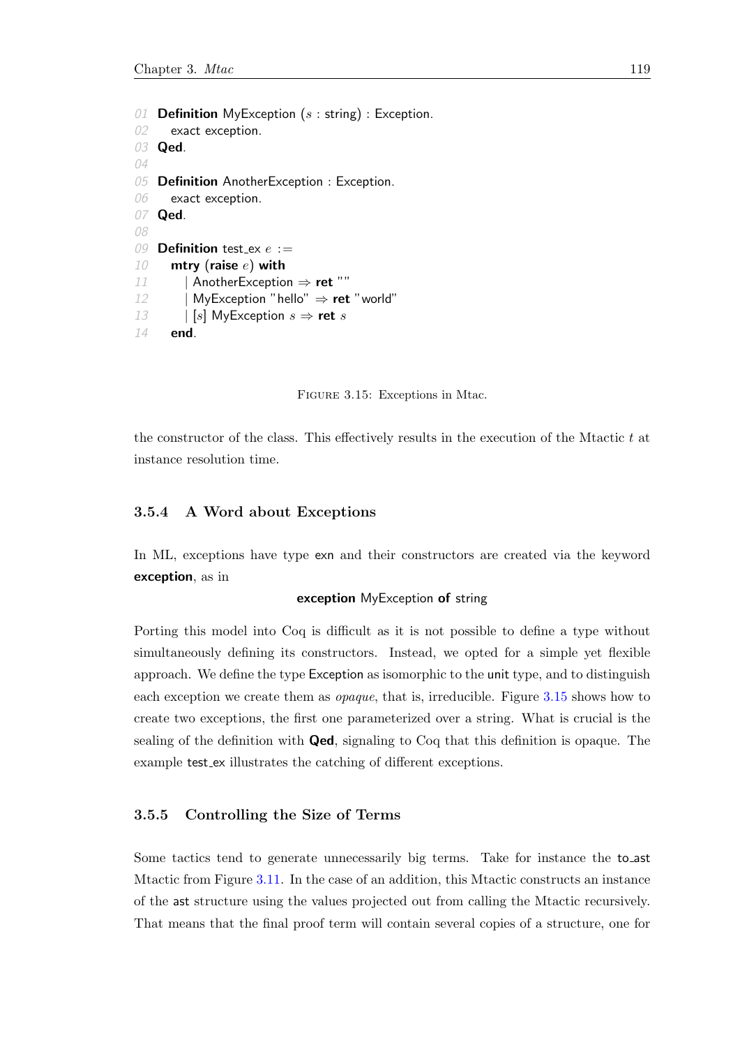```
01 Definition MyException (s : string) : Exception.
02   exact exception.
03 Qed.
04
05 Definition AnotherException : Exception.
06   exact exception.
07 Qed.
08
09 Definition test_ex e :=
10   mtry (raise e) with
11     | AnotherException ⇒ ret ""
12     | MyException "hello" ⇒ ret "world"
13     | [s] MyException s ⇒ ret s
14   end.
```

Figure 3.15: Exceptions in Mtac.

the constructor of the class. This effectively results in the execution of the Mtactic $t$ at instance resolution time.

### 3.5.4 A Word about Exceptions

In ML, exceptions have type exn and their constructors are created via the keyword **exception**, as in

**exception** MyException **of** string

Porting this model into Coq is difficult as it is not possible to define a type without simultaneously defining its constructors. Instead, we opted for a simple yet flexible approach. We define the type Exception as isomorphic to the unit type, and to distinguish each exception we create them as *opaque*, that is, irreducible. Figure 3.15 shows how to create two exceptions, the first one parameterized over a string. What is crucial is the sealing of the definition with **Qed**, signaling to Coq that this definition is opaque. The example test_ex illustrates the catching of different exceptions.

### 3.5.5 Controlling the Size of Terms

Some tactics tend to generate unnecessarily big terms. Take for instance the to_ast Mtactic from Figure 3.11. In the case of an addition, this Mtactic constructs an instance of the ast structure using the values projected out from calling the Mtactic recursively. That means that the final proof term will contain several copies of a structure, one for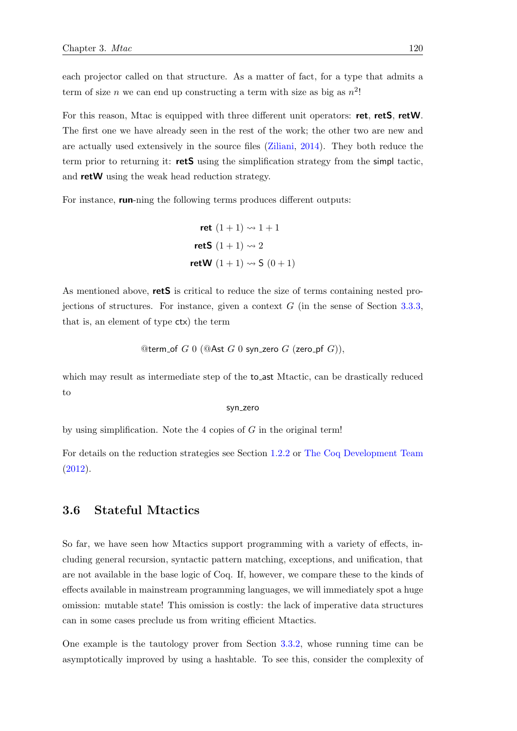each projector called on that structure. As a matter of fact, for a type that admits a term of size $n$ we can end up constructing a term with size as big as $n^2$!

For this reason, Mtac is equipped with three different unit operators: **ret**, **retS**, **retW**. The first one we have already seen in the rest of the work; the other two are new and are actually used extensively in the source files (Ziliani, 2014). They both reduce the term prior to returning it: **retS** using the simplification strategy from the simpl tactic, and **retW** using the weak head reduction strategy.

For instance, **run**-ning the following terms produces different outputs:

$$\textbf{ret}\ (1+1) \rightsquigarrow 1+1$$
$$\textbf{retS}\ (1+1) \rightsquigarrow 2$$
$$\textbf{retW}\ (1+1) \rightsquigarrow \mathsf{S}\ (0+1)$$

As mentioned above, **retS** is critical to reduce the size of terms containing nested projections of structures. For instance, given a context $G$ (in the sense of Section 3.3.3, that is, an element of type ctx) the term

$$@\mathsf{term\_of}\ G\ 0\ (@\mathsf{Ast}\ G\ 0\ \mathsf{syn\_zero}\ G\ (\mathsf{zero\_pf}\ G)),$$

which may result as intermediate step of the to_ast Mtactic, can be drastically reduced to

$$\mathsf{syn\_zero}$$

by using simplification. Note the 4 copies of $G$ in the original term!

For details on the reduction strategies see Section 1.2.2 or The Coq Development Team (2012).

## 3.6 Stateful Mtactics

So far, we have seen how Mtactics support programming with a variety of effects, including general recursion, syntactic pattern matching, exceptions, and unification, that are not available in the base logic of Coq. If, however, we compare these to the kinds of effects available in mainstream programming languages, we will immediately spot a huge omission: mutable state! This omission is costly: the lack of imperative data structures can in some cases preclude us from writing efficient Mtactics.

One example is the tautology prover from Section 3.3.2, whose running time can be asymptotically improved by using a hashtable. To see this, consider the complexity of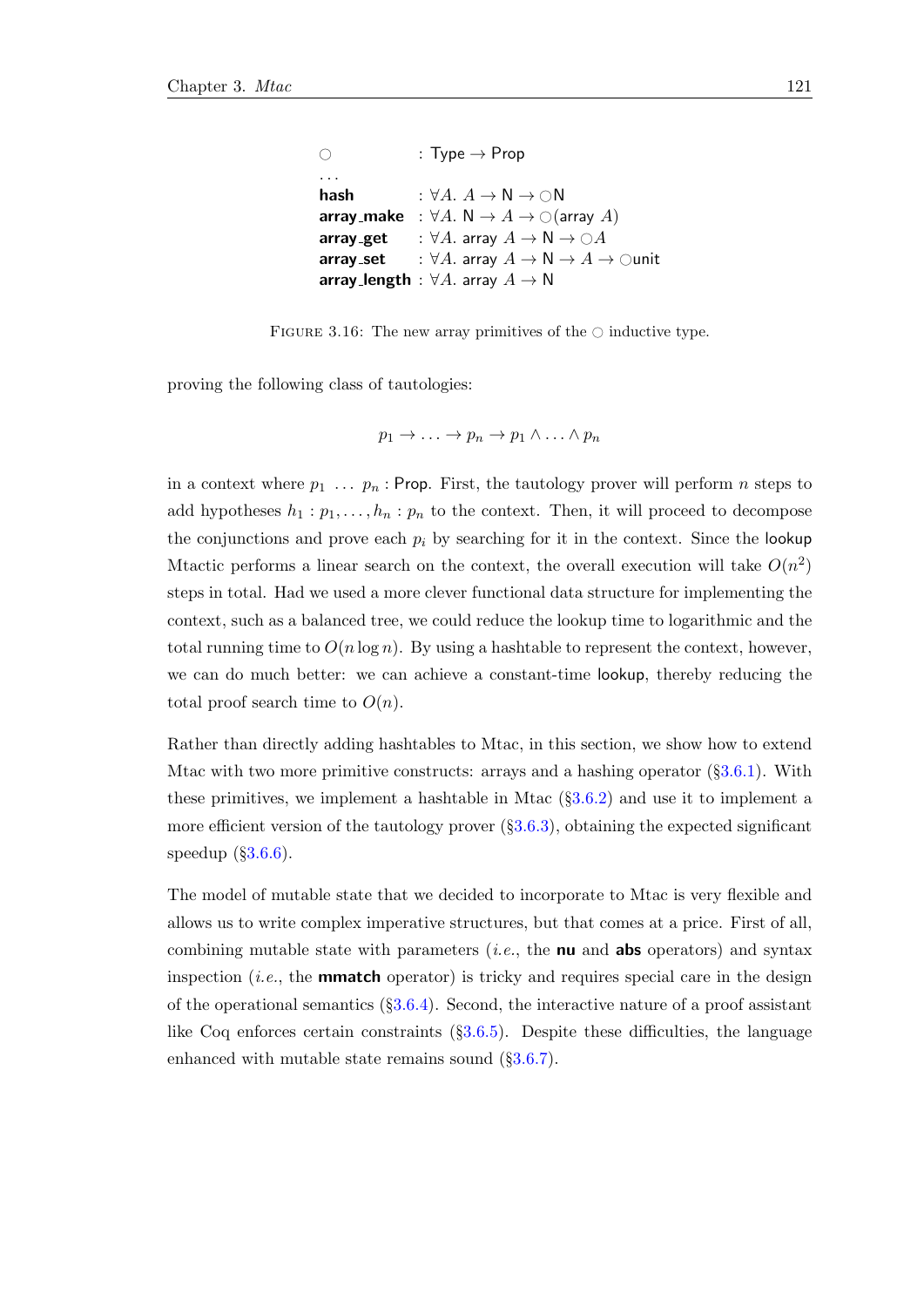$$
\begin{array}{ll}
\bigcirc & : \mathsf{Type} \to \mathsf{Prop} \\
\ldots & \\
\textbf{hash} & : \forall A.\ A \to \mathsf{N} \to \bigcirc\mathsf{N} \\
\textbf{array\_make} & : \forall A.\ \mathsf{N} \to A \to \bigcirc(\mathsf{array}\ A) \\
\textbf{array\_get} & : \forall A.\ \mathsf{array}\ A \to \mathsf{N} \to \bigcirc A \\
\textbf{array\_set} & : \forall A.\ \mathsf{array}\ A \to \mathsf{N} \to A \to \bigcirc\mathsf{unit} \\
\textbf{array\_length} & : \forall A.\ \mathsf{array}\ A \to \mathsf{N}
\end{array}
$$

FIGURE 3.16: The new array primitives of the $\bigcirc$ inductive type.

proving the following class of tautologies:

$$p_1 \to \ldots \to p_n \to p_1 \wedge \ldots \wedge p_n$$

in a context where $p_1\ \ldots\ p_n : \mathsf{Prop}$. First, the tautology prover will perform $n$ steps to add hypotheses $h_1 : p_1, \ldots, h_n : p_n$ to the context. Then, it will proceed to decompose the conjunctions and prove each $p_i$ by searching for it in the context. Since the lookup Mtactic performs a linear search on the context, the overall execution will take $O(n^2)$ steps in total. Had we used a more clever functional data structure for implementing the context, such as a balanced tree, we could reduce the lookup time to logarithmic and the total running time to $O(n \log n)$. By using a hashtable to represent the context, however, we can do much better: we can achieve a constant-time lookup, thereby reducing the total proof search time to $O(n)$.

Rather than directly adding hashtables to Mtac, in this section, we show how to extend Mtac with two more primitive constructs: arrays and a hashing operator (§3.6.1). With these primitives, we implement a hashtable in Mtac (§3.6.2) and use it to implement a more efficient version of the tautology prover (§3.6.3), obtaining the expected significant speedup (§3.6.6).

The model of mutable state that we decided to incorporate to Mtac is very flexible and allows us to write complex imperative structures, but that comes at a price. First of all, combining mutable state with parameters (*i.e.*, the **nu** and **abs** operators) and syntax inspection (*i.e.*, the **mmatch** operator) is tricky and requires special care in the design of the operational semantics (§3.6.4). Second, the interactive nature of a proof assistant like Coq enforces certain constraints (§3.6.5). Despite these difficulties, the language enhanced with mutable state remains sound (§3.6.7).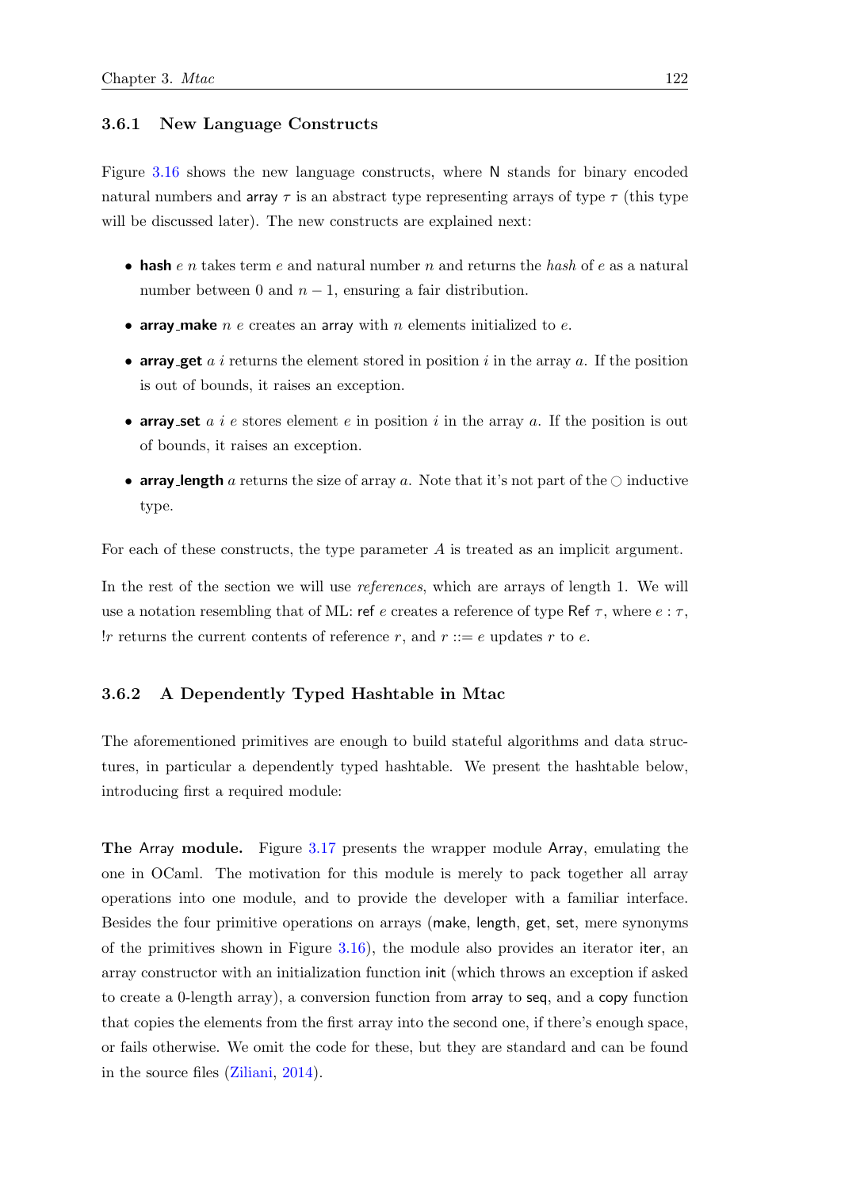### 3.6.1 New Language Constructs

Figure 3.16 shows the new language constructs, where N stands for binary encoded natural numbers and array $\tau$ is an abstract type representing arrays of type $\tau$ (this type will be discussed later). The new constructs are explained next:

- **hash** $e$ $n$ takes term $e$ and natural number $n$ and returns the *hash* of $e$ as a natural number between 0 and $n-1$, ensuring a fair distribution.
- **array_make** $n$ $e$ creates an array with $n$ elements initialized to $e$.
- **array_get** $a$ $i$ returns the element stored in position $i$ in the array $a$. If the position is out of bounds, it raises an exception.
- **array_set** $a$ $i$ $e$ stores element $e$ in position $i$ in the array $a$. If the position is out of bounds, it raises an exception.
- **array_length** $a$ returns the size of array $a$. Note that it's not part of the $\bigcirc$ inductive type.

For each of these constructs, the type parameter $A$ is treated as an implicit argument.

In the rest of the section we will use *references*, which are arrays of length 1. We will use a notation resembling that of ML: ref $e$ creates a reference of type Ref $\tau$, where $e : \tau$, $!r$ returns the current contents of reference $r$, and $r ::= e$ updates $r$ to $e$.

### 3.6.2 A Dependently Typed Hashtable in Mtac

The aforementioned primitives are enough to build stateful algorithms and data structures, in particular a dependently typed hashtable. We present the hashtable below, introducing first a required module:

**The Array module.** Figure 3.17 presents the wrapper module Array, emulating the one in OCaml. The motivation for this module is merely to pack together all array operations into one module, and to provide the developer with a familiar interface. Besides the four primitive operations on arrays (make, length, get, set, mere synonyms of the primitives shown in Figure 3.16), the module also provides an iterator iter, an array constructor with an initialization function init (which throws an exception if asked to create a 0-length array), a conversion function from array to seq, and a copy function that copies the elements from the first array into the second one, if there's enough space, or fails otherwise. We omit the code for these, but they are standard and can be found in the source files (Ziliani, 2014).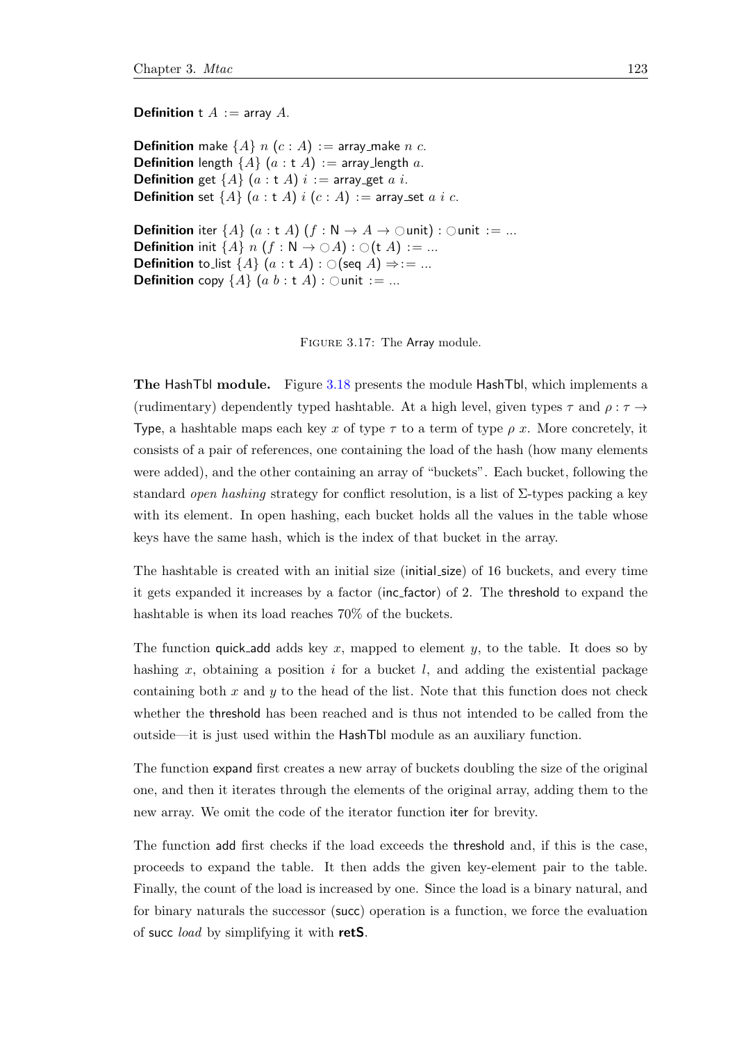**Definition** t $A$ := array $A$.

**Definition** make $\{A\}$ $n$ $(c : A)$ := array_make $n$ $c$.
**Definition** length $\{A\}$ $(a :$ t $A)$ := array_length $a$.
**Definition** get $\{A\}$ $(a :$ t $A)$ $i$ := array_get $a$ $i$.
**Definition** set $\{A\}$ $(a :$ t $A)$ $i$ $(c : A)$ := array_set $a$ $i$ $c$.

**Definition** iter $\{A\}$ $(a :$ t $A)$ $(f : \mathsf{N} \to A \to \bigcirc$unit$)$ : $\bigcirc$unit := ...
**Definition** init $\{A\}$ $n$ $(f : \mathsf{N} \to \bigcirc A)$ : $\bigcirc($t $A)$ := ...
**Definition** to_list $\{A\}$ $(a :$ t $A)$ : $\bigcirc($seq $A)$ $\Rightarrow$:= ...
**Definition** copy $\{A\}$ $(a$ $b :$ t $A)$ : $\bigcirc$unit := ...

FIGURE 3.17: The Array module.

**The HashTbl module.** Figure 3.18 presents the module HashTbl, which implements a (rudimentary) dependently typed hashtable. At a high level, given types $\tau$ and $\rho : \tau \to$ Type, a hashtable maps each key $x$ of type $\tau$ to a term of type $\rho\ x$. More concretely, it consists of a pair of references, one containing the load of the hash (how many elements were added), and the other containing an array of "buckets". Each bucket, following the standard *open hashing* strategy for conflict resolution, is a list of $\Sigma$-types packing a key with its element. In open hashing, each bucket holds all the values in the table whose keys have the same hash, which is the index of that bucket in the array.

The hashtable is created with an initial size (initial_size) of 16 buckets, and every time it gets expanded it increases by a factor (inc_factor) of 2. The threshold to expand the hashtable is when its load reaches 70% of the buckets.

The function quick_add adds key $x$, mapped to element $y$, to the table. It does so by hashing $x$, obtaining a position $i$ for a bucket $l$, and adding the existential package containing both $x$ and $y$ to the head of the list. Note that this function does not check whether the threshold has been reached and is thus not intended to be called from the outside—it is just used within the HashTbl module as an auxiliary function.

The function expand first creates a new array of buckets doubling the size of the original one, and then it iterates through the elements of the original array, adding them to the new array. We omit the code of the iterator function iter for brevity.

The function add first checks if the load exceeds the threshold and, if this is the case, proceeds to expand the table. It then adds the given key-element pair to the table. Finally, the count of the load is increased by one. Since the load is a binary natural, and for binary naturals the successor (succ) operation is a function, we force the evaluation of succ *load* by simplifying it with **retS**.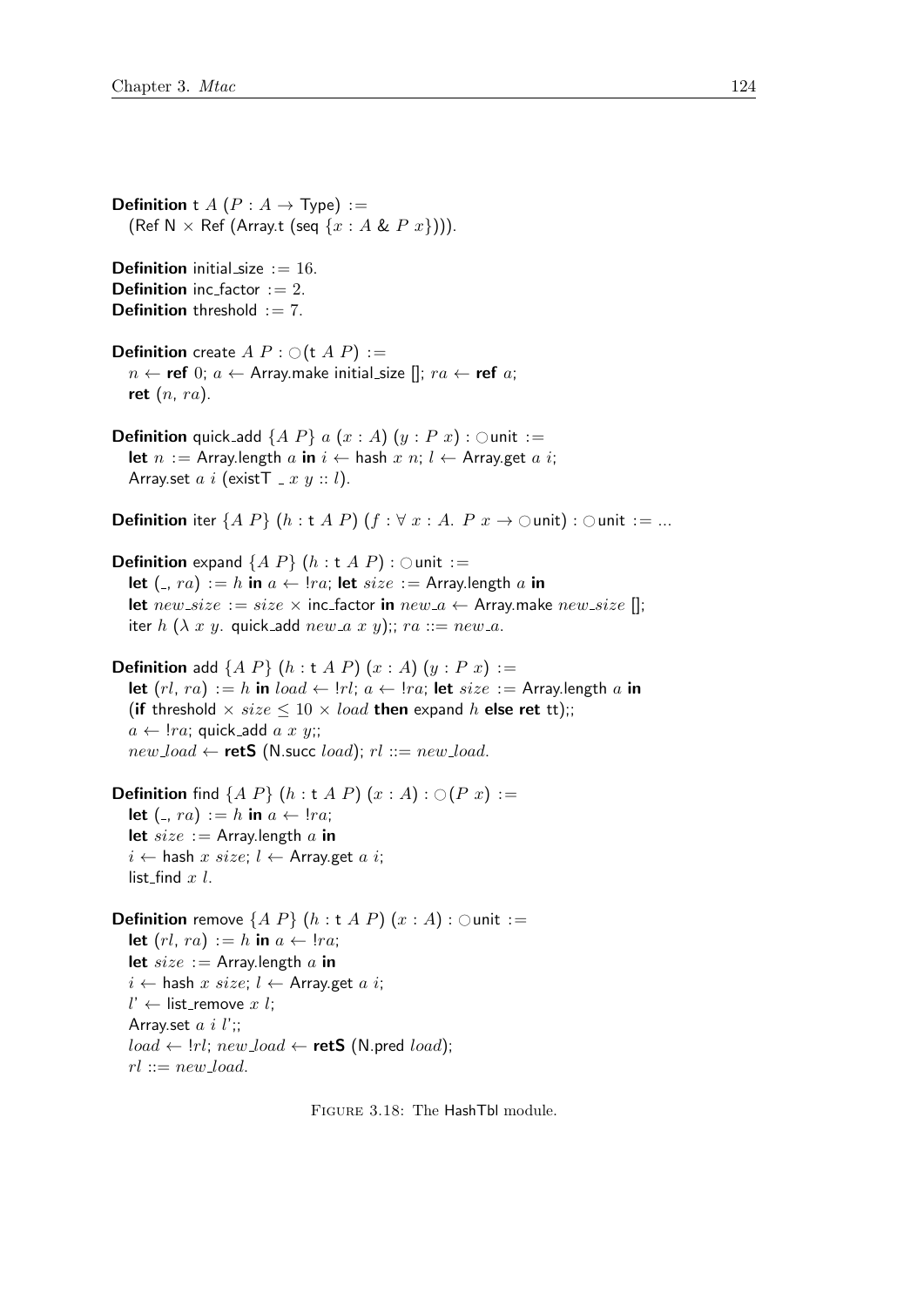```
Definition t A (P : A → Type) :=
  (Ref N × Ref (Array.t (seq {x : A & P x}))).

Definition initial_size := 16.
Definition inc_factor := 2.
Definition threshold := 7.

Definition create A P : ○(t A P) :=
  n ← ref 0; a ← Array.make initial_size []; ra ← ref a;
  ret (n, ra).

Definition quick_add {A P} a (x : A) (y : P x) : ○unit :=
  let n := Array.length a in i ← hash x n; l ← Array.get a i;
  Array.set a i (existT _ x y :: l).

Definition iter {A P} (h : t A P) (f : ∀ x : A. P x → ○unit) : ○unit := ...

Definition expand {A P} (h : t A P) : ○unit :=
  let (_, ra) := h in a ← !ra; let size := Array.length a in
  let new_size := size × inc_factor in new_a ← Array.make new_size [];
  iter h (λ x y. quick_add new_a x y);; ra ::= new_a.

Definition add {A P} (h : t A P) (x : A) (y : P x) :=
  let (rl, ra) := h in load ← !rl; a ← !ra; let size := Array.length a in
  (if threshold × size ≤ 10 × load then expand h else ret tt);;
  a ← !ra; quick_add a x y;;
  new_load ← retS (N.succ load); rl ::= new_load.

Definition find {A P} (h : t A P) (x : A) : ○(P x) :=
  let (_, ra) := h in a ← !ra;
  let size := Array.length a in
  i ← hash x size; l ← Array.get a i;
  list_find x l.

Definition remove {A P} (h : t A P) (x : A) : ○unit :=
  let (rl, ra) := h in a ← !ra;
  let size := Array.length a in
  i ← hash x size; l ← Array.get a i;
  l' ← list_remove x l;
  Array.set a i l';;
  load ← !rl; new_load ← retS (N.pred load);
  rl ::= new_load.
```

Figure 3.18: The HashTbl module.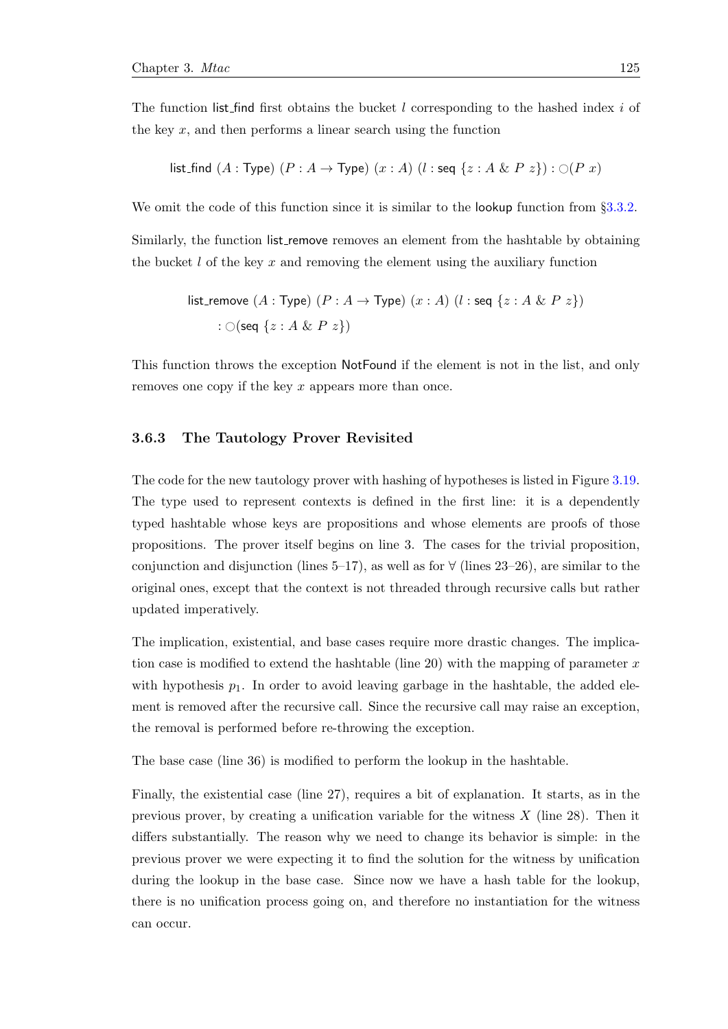The function list_find first obtains the bucket $l$ corresponding to the hashed index $i$ of the key $x$, and then performs a linear search using the function

$$\mathsf{list\_find}\ (A : \mathsf{Type})\ (P : A \to \mathsf{Type})\ (x : A)\ (l : \mathsf{seq}\ \{z : A\ \&\ P\ z\}) : \bigcirc(P\ x)$$

We omit the code of this function since it is similar to the lookup function from §3.3.2.

Similarly, the function list_remove removes an element from the hashtable by obtaining the bucket $l$ of the key $x$ and removing the element using the auxiliary function

$$\mathsf{list\_remove}\ (A : \mathsf{Type})\ (P : A \to \mathsf{Type})\ (x : A)\ (l : \mathsf{seq}\ \{z : A\ \&\ P\ z\})$$
$$: \bigcirc(\mathsf{seq}\ \{z : A\ \&\ P\ z\})$$

This function throws the exception NotFound if the element is not in the list, and only removes one copy if the key $x$ appears more than once.

### 3.6.3 The Tautology Prover Revisited

The code for the new tautology prover with hashing of hypotheses is listed in Figure 3.19. The type used to represent contexts is defined in the first line: it is a dependently typed hashtable whose keys are propositions and whose elements are proofs of those propositions. The prover itself begins on line 3. The cases for the trivial proposition, conjunction and disjunction (lines 5–17), as well as for $\forall$ (lines 23–26), are similar to the original ones, except that the context is not threaded through recursive calls but rather updated imperatively.

The implication, existential, and base cases require more drastic changes. The implication case is modified to extend the hashtable (line 20) with the mapping of parameter $x$ with hypothesis $p_1$. In order to avoid leaving garbage in the hashtable, the added element is removed after the recursive call. Since the recursive call may raise an exception, the removal is performed before re-throwing the exception.

The base case (line 36) is modified to perform the lookup in the hashtable.

Finally, the existential case (line 27), requires a bit of explanation. It starts, as in the previous prover, by creating a unification variable for the witness $X$ (line 28). Then it differs substantially. The reason why we need to change its behavior is simple: in the previous prover we were expecting it to find the solution for the witness by unification during the lookup in the base case. Since now we have a hash table for the lookup, there is no unification process going on, and therefore no instantiation for the witness can occur.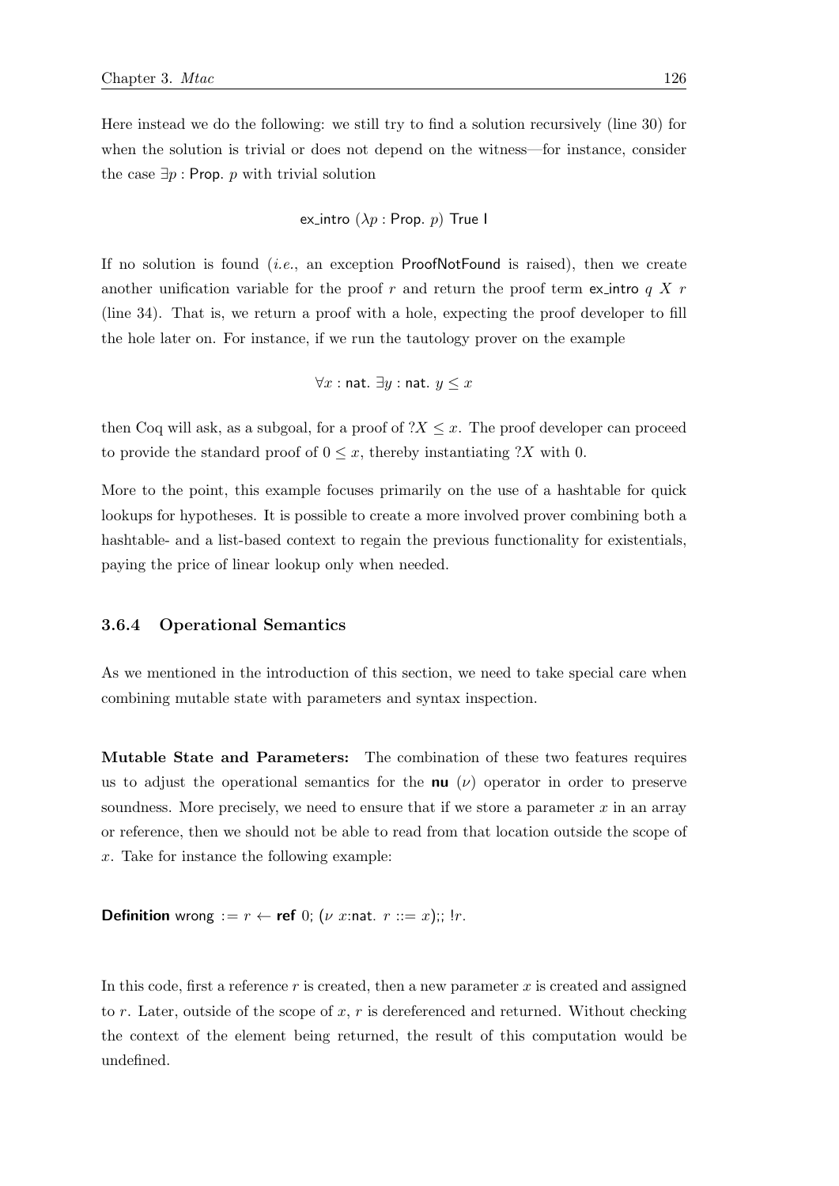Here instead we do the following: we still try to find a solution recursively (line 30) for when the solution is trivial or does not depend on the witness—for instance, consider the case $\exists p : \mathsf{Prop}.\ p$ with trivial solution

$$\mathsf{ex\_intro}\ (\lambda p : \mathsf{Prop}.\ p)\ \mathsf{True}\ \mathsf{I}$$

If no solution is found (*i.e.*, an exception ProofNotFound is raised), then we create another unification variable for the proof $r$ and return the proof term $\mathsf{ex\_intro}\ q\ X\ r$ (line 34). That is, we return a proof with a hole, expecting the proof developer to fill the hole later on. For instance, if we run the tautology prover on the example

$$\forall x : \mathsf{nat}.\ \exists y : \mathsf{nat}.\ y \leq x$$

then Coq will ask, as a subgoal, for a proof of $?X \leq x$. The proof developer can proceed to provide the standard proof of $0 \leq x$, thereby instantiating $?X$ with 0.

More to the point, this example focuses primarily on the use of a hashtable for quick lookups for hypotheses. It is possible to create a more involved prover combining both a hashtable- and a list-based context to regain the previous functionality for existentials, paying the price of linear lookup only when needed.

### 3.6.4 Operational Semantics

As we mentioned in the introduction of this section, we need to take special care when combining mutable state with parameters and syntax inspection.

**Mutable State and Parameters:** The combination of these two features requires us to adjust the operational semantics for the **nu** ($\nu$) operator in order to preserve soundness. More precisely, we need to ensure that if we store a parameter $x$ in an array or reference, then we should not be able to read from that location outside the scope of $x$. Take for instance the following example:

```
Definition wrong := r ← ref 0; (ν x:nat. r ::= x);; !r.
```

In this code, first a reference $r$ is created, then a new parameter $x$ is created and assigned to $r$. Later, outside of the scope of $x$, $r$ is dereferenced and returned. Without checking the context of the element being returned, the result of this computation would be undefined.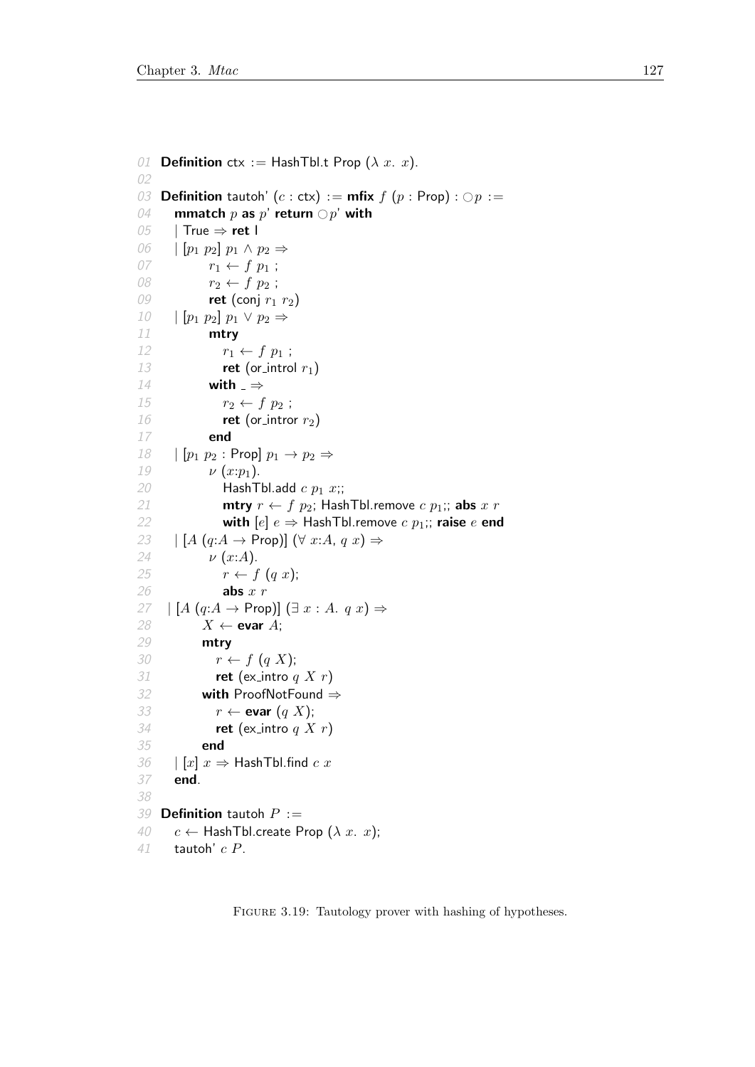```
01  Definition ctx := HashTbl.t Prop (λ x. x).
02
03  Definition tautoh' (c : ctx) := mfix f (p : Prop) : ○p :=
04    mmatch p as p' return ○p' with
05    | True ⇒ ret I
06    | [p1 p2] p1 ∧ p2 ⇒
07          r1 ← f p1 ;
08          r2 ← f p2 ;
09          ret (conj r1 r2)
10    | [p1 p2] p1 ∨ p2 ⇒
11          mtry
12            r1 ← f p1 ;
13            ret (or_introl r1)
14          with _ ⇒
15            r2 ← f p2 ;
16            ret (or_intror r2)
17          end
18    | [p1 p2 : Prop] p1 → p2 ⇒
19          ν (x:p1).
20            HashTbl.add c p1 x;;
21            mtry r ← f p2; HashTbl.remove c p1;; abs x r
22            with [e] e ⇒ HashTbl.remove c p1;; raise e end
23    | [A (q:A → Prop)] (∀ x:A, q x) ⇒
24          ν (x:A).
25            r ← f (q x);
26            abs x r
27   | [A (q:A → Prop)] (∃ x : A. q x) ⇒
28         X ← evar A;
29         mtry
30           r ← f (q X);
31           ret (ex_intro q X r)
32         with ProofNotFound ⇒
33           r ← evar (q X);
34           ret (ex_intro q X r)
35         end
36    | [x] x ⇒ HashTbl.find c x
37    end.
38
39  Definition tautoh P :=
40    c ← HashTbl.create Prop (λ x. x);
41    tautoh' c P.
```

FIGURE 3.19: Tautology prover with hashing of hypotheses.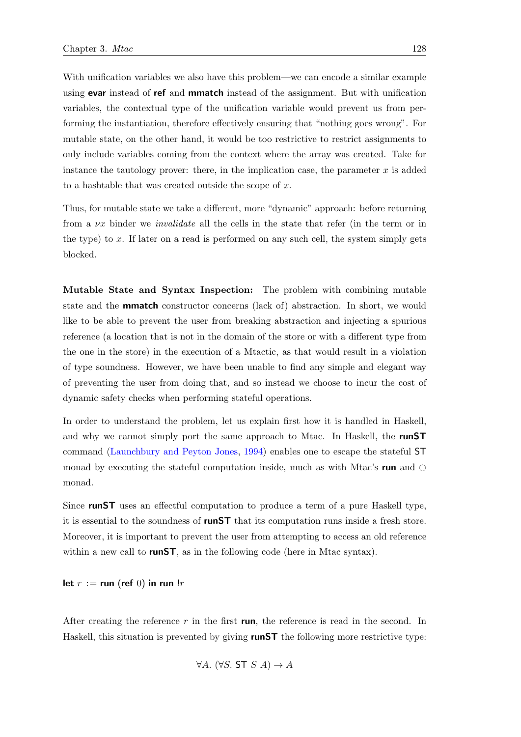With unification variables we also have this problem—we can encode a similar example using **evar** instead of **ref** and **mmatch** instead of the assignment. But with unification variables, the contextual type of the unification variable would prevent us from performing the instantiation, therefore effectively ensuring that "nothing goes wrong". For mutable state, on the other hand, it would be too restrictive to restrict assignments to only include variables coming from the context where the array was created. Take for instance the tautology prover: there, in the implication case, the parameter $x$ is added to a hashtable that was created outside the scope of $x$.

Thus, for mutable state we take a different, more "dynamic" approach: before returning from a $\nu x$ binder we *invalidate* all the cells in the state that refer (in the term or in the type) to $x$. If later on a read is performed on any such cell, the system simply gets blocked.

**Mutable State and Syntax Inspection:** The problem with combining mutable state and the **mmatch** constructor concerns (lack of) abstraction. In short, we would like to be able to prevent the user from breaking abstraction and injecting a spurious reference (a location that is not in the domain of the store or with a different type from the one in the store) in the execution of a Mtactic, as that would result in a violation of type soundness. However, we have been unable to find any simple and elegant way of preventing the user from doing that, and so instead we choose to incur the cost of dynamic safety checks when performing stateful operations.

In order to understand the problem, let us explain first how it is handled in Haskell, and why we cannot simply port the same approach to Mtac. In Haskell, the **runST** command (Launchbury and Peyton Jones, 1994) enables one to escape the stateful $\mathsf{ST}$ monad by executing the stateful computation inside, much as with Mtac's **run** and $\bigcirc$ monad.

Since **runST** uses an effectful computation to produce a term of a pure Haskell type, it is essential to the soundness of **runST** that its computation runs inside a fresh store. Moreover, it is important to prevent the user from attempting to access an old reference within a new call to **runST**, as in the following code (here in Mtac syntax).

**let** $r$ := **run** (**ref** 0) **in** **run** $!r$

After creating the reference $r$ in the first **run**, the reference is read in the second. In Haskell, this situation is prevented by giving **runST** the following more restrictive type:

$$\forall A.\ (\forall S.\ \mathsf{ST}\ S\ A) \to A$$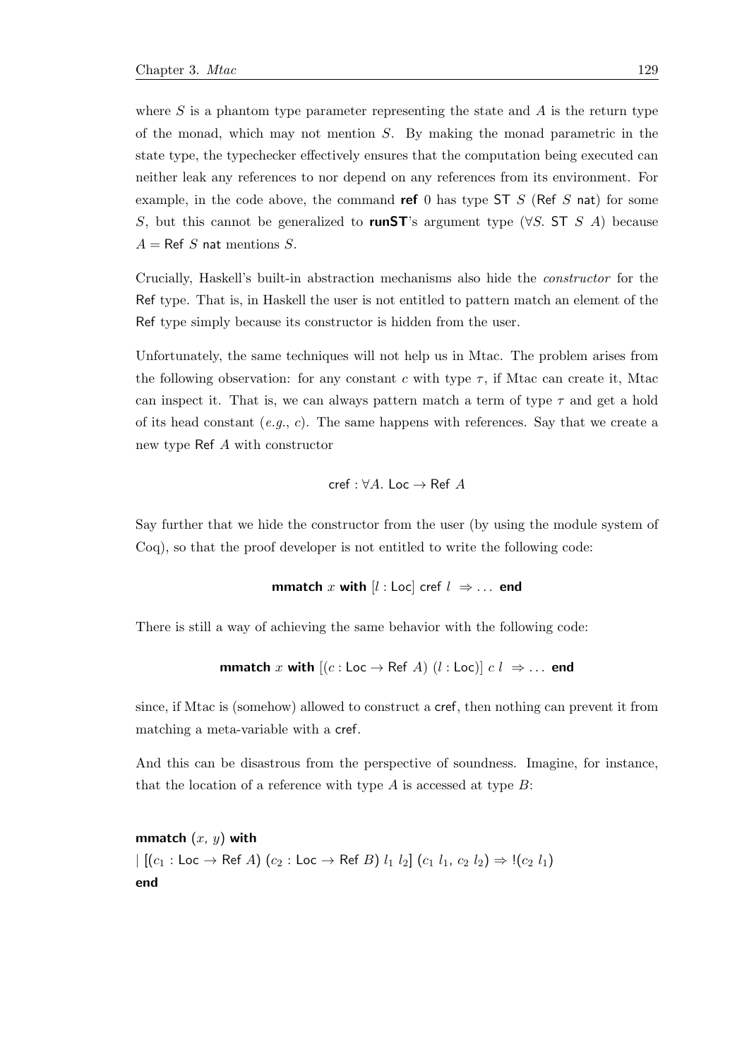where $S$ is a phantom type parameter representing the state and $A$ is the return type of the monad, which may not mention $S$. By making the monad parametric in the state type, the typechecker effectively ensures that the computation being executed can neither leak any references to nor depend on any references from its environment. For example, in the code above, the command **ref** 0 has type $\mathsf{ST}\ S\ (\mathsf{Ref}\ S\ \mathsf{nat})$ for some $S$, but this cannot be generalized to **runST**'s argument type $(\forall S.\ \mathsf{ST}\ S\ A)$ because $A = \mathsf{Ref}\ S\ \mathsf{nat}$ mentions $S$.

Crucially, Haskell's built-in abstraction mechanisms also hide the *constructor* for the Ref type. That is, in Haskell the user is not entitled to pattern match an element of the Ref type simply because its constructor is hidden from the user.

Unfortunately, the same techniques will not help us in Mtac. The problem arises from the following observation: for any constant $c$ with type $\tau$, if Mtac can create it, Mtac can inspect it. That is, we can always pattern match a term of type $\tau$ and get a hold of its head constant (*e.g.*, $c$). The same happens with references. Say that we create a new type $\mathsf{Ref}\ A$ with constructor

$$\mathsf{cref} : \forall A.\ \mathsf{Loc} \to \mathsf{Ref}\ A$$

Say further that we hide the constructor from the user (by using the module system of Coq), so that the proof developer is not entitled to write the following code:

$$\textbf{mmatch}\ x\ \textbf{with}\ [l : \mathsf{Loc}]\ \mathsf{cref}\ l\ \Rightarrow \ldots\ \textbf{end}$$

There is still a way of achieving the same behavior with the following code:

$$\textbf{mmatch}\ x\ \textbf{with}\ [(c : \mathsf{Loc} \to \mathsf{Ref}\ A)\ (l : \mathsf{Loc})]\ c\ l\ \Rightarrow \ldots\ \textbf{end}$$

since, if Mtac is (somehow) allowed to construct a cref, then nothing can prevent it from matching a meta-variable with a cref.

And this can be disastrous from the perspective of soundness. Imagine, for instance, that the location of a reference with type $A$ is accessed at type $B$:

$\textbf{mmatch}\ (x,\ y)\ \textbf{with}$
$\mid [(c_1 : \mathsf{Loc} \to \mathsf{Ref}\ A)\ (c_2 : \mathsf{Loc} \to \mathsf{Ref}\ B)\ l_1\ l_2]\ (c_1\ l_1,\ c_2\ l_2) \Rightarrow\ !(c_2\ l_1)$
$\textbf{end}$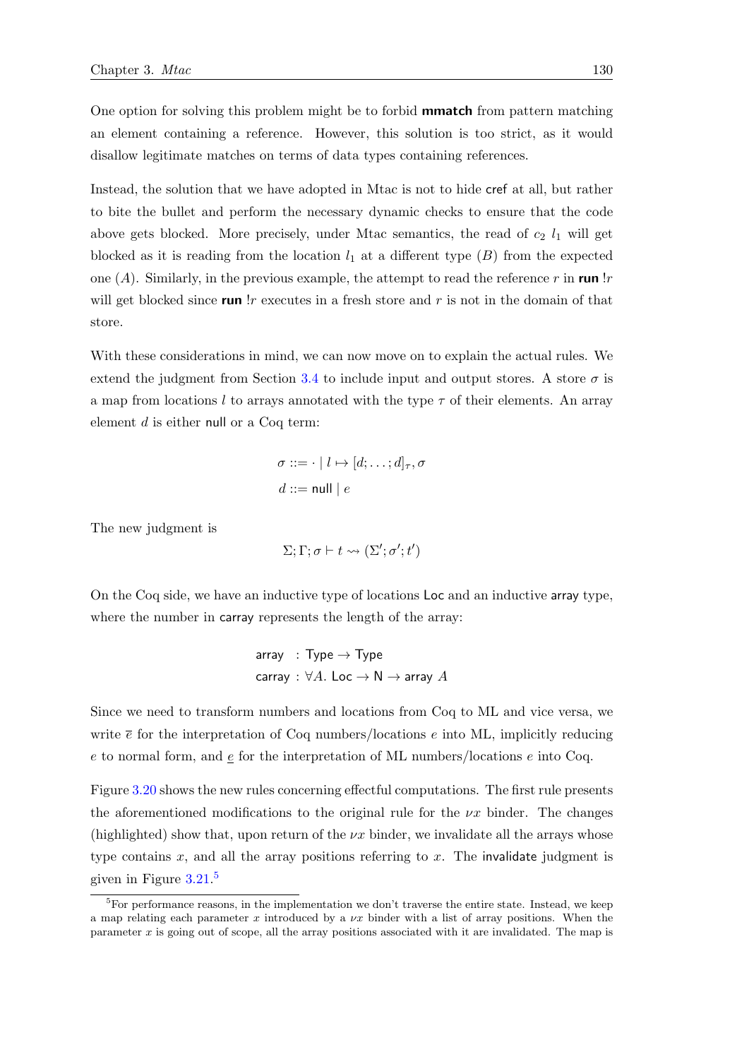One option for solving this problem might be to forbid **mmatch** from pattern matching an element containing a reference. However, this solution is too strict, as it would disallow legitimate matches on terms of data types containing references.

Instead, the solution that we have adopted in Mtac is not to hide cref at all, but rather to bite the bullet and perform the necessary dynamic checks to ensure that the code above gets blocked. More precisely, under Mtac semantics, the read of $c_2\ l_1$ will get blocked as it is reading from the location $l_1$ at a different type ($B$) from the expected one ($A$). Similarly, in the previous example, the attempt to read the reference $r$ in **run** $!r$ will get blocked since **run** $!r$ executes in a fresh store and $r$ is not in the domain of that store.

With these considerations in mind, we can now move on to explain the actual rules. We extend the judgment from Section 3.4 to include input and output stores. A store $\sigma$ is a map from locations $l$ to arrays annotated with the type $\tau$ of their elements. An array element $d$ is either null or a Coq term:

$$\sigma ::= \cdot \mid l \mapsto [d; \ldots; d]_\tau, \sigma$$

$$d ::= \mathsf{null} \mid e$$

The new judgment is

$$\Sigma; \Gamma; \sigma \vdash t \rightsquigarrow (\Sigma'; \sigma'; t')$$

On the Coq side, we have an inductive type of locations Loc and an inductive array type, where the number in carray represents the length of the array:

$$\begin{aligned} \mathsf{array} &: \mathsf{Type} \to \mathsf{Type} \\ \mathsf{carray} &: \forall A.\ \mathsf{Loc} \to \mathsf{N} \to \mathsf{array}\ A \end{aligned}$$

Since we need to transform numbers and locations from Coq to ML and vice versa, we write $\overline{e}$ for the interpretation of Coq numbers/locations $e$ into ML, implicitly reducing $e$ to normal form, and $\underline{e}$ for the interpretation of ML numbers/locations $e$ into Coq.

Figure 3.20 shows the new rules concerning effectful computations. The first rule presents the aforementioned modifications to the original rule for the $\nu x$ binder. The changes (highlighted) show that, upon return of the $\nu x$ binder, we invalidate all the arrays whose type contains $x$, and all the array positions referring to $x$. The invalidate judgment is given in Figure 3.21.[5]

[5]For performance reasons, in the implementation we don't traverse the entire state. Instead, we keep a map relating each parameter $x$ introduced by a $\nu x$ binder with a list of array positions. When the parameter $x$ is going out of scope, all the array positions associated with it are invalidated. The map is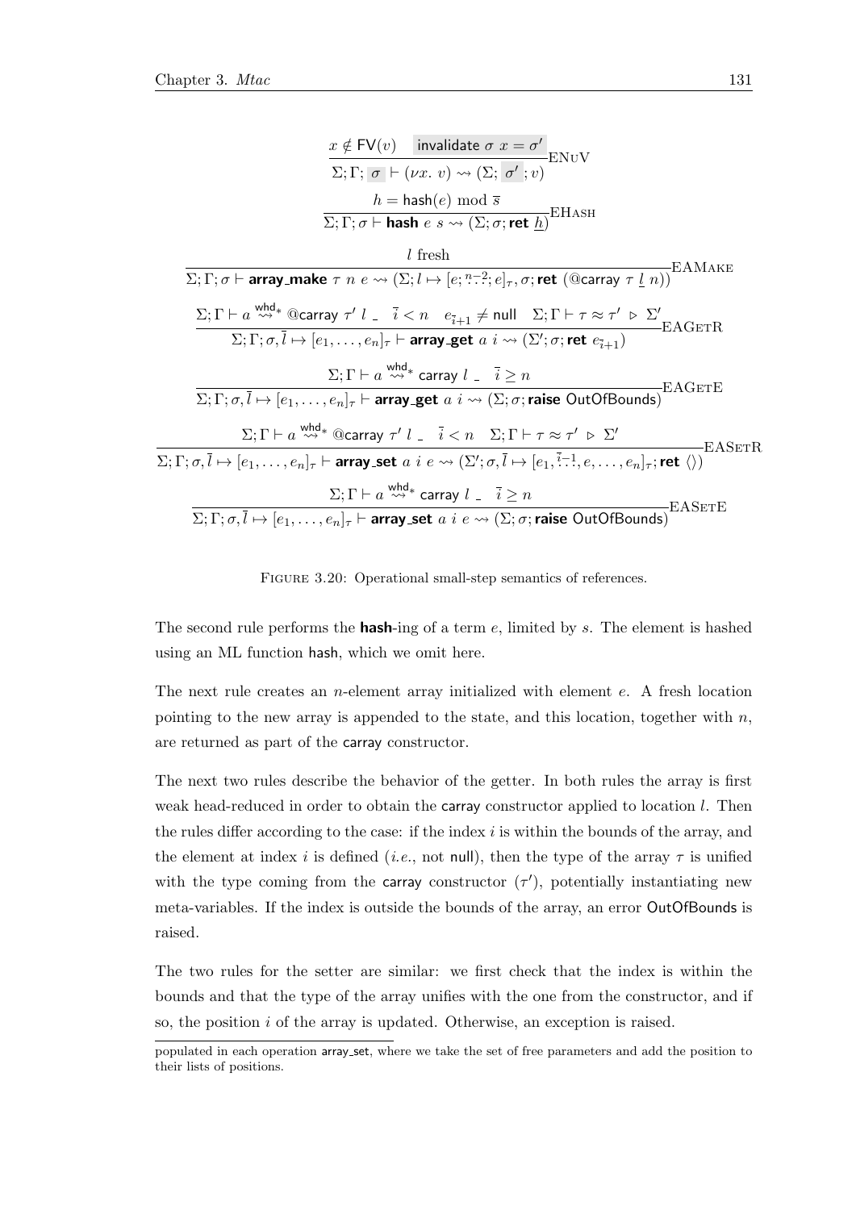$$\frac{x \notin \mathsf{FV}(v) \quad \boxed{\mathsf{invalidate}\ \sigma\ x = \sigma'}}{\Sigma; \Gamma; \boxed{\sigma} \vdash (\nu x.\ v) \rightsquigarrow (\Sigma; \boxed{\sigma'}; v)}\text{ENuV}$$

$$\frac{h = \mathsf{hash}(e) \bmod \overline{s}}{\Sigma; \Gamma; \sigma \vdash \textbf{hash}\ e\ s \rightsquigarrow (\Sigma; \sigma; \textbf{ret}\ \underline{h})}\text{EHash}$$

$$\frac{l \text{ fresh}}{\Sigma; \Gamma; \sigma \vdash \textbf{array\_make}\ \tau\ n\ e \rightsquigarrow (\Sigma; l \mapsto [e; \overset{n-2}{\ldots}; e]_\tau, \sigma; \textbf{ret}\ (@\mathsf{carray}\ \tau\ \underline{l}\ n))}\text{EAMake}$$

$$\frac{\Sigma; \Gamma \vdash a \overset{\mathsf{whd}}{\rightsquigarrow}{}^{*}\ @\mathsf{carray}\ \tau'\ l\ \_ \quad \overline{i} < n \quad e_{\overline{i}+1} \neq \mathsf{null} \quad \Sigma; \Gamma \vdash \tau \approx \tau' \triangleright \Sigma'}{\Sigma; \Gamma; \sigma, \overline{l} \mapsto [e_1, \ldots, e_n]_\tau \vdash \textbf{array\_get}\ a\ i \rightsquigarrow (\Sigma'; \sigma; \textbf{ret}\ e_{\overline{i}+1})}\text{EAGetR}$$

$$\frac{\Sigma; \Gamma \vdash a \overset{\mathsf{whd}}{\rightsquigarrow}{}^{*}\ \mathsf{carray}\ l\ \_ \quad \overline{i} \geq n}{\Sigma; \Gamma; \sigma, \overline{l} \mapsto [e_1, \ldots, e_n]_\tau \vdash \textbf{array\_get}\ a\ i \rightsquigarrow (\Sigma; \sigma; \textbf{raise}\ \mathsf{OutOfBounds})}\text{EAGetE}$$

$$\frac{\Sigma; \Gamma \vdash a \overset{\mathsf{whd}}{\rightsquigarrow}{}^{*}\ @\mathsf{carray}\ \tau'\ l\ \_ \quad \overline{i} < n \quad \Sigma; \Gamma \vdash \tau \approx \tau' \triangleright \Sigma'}{\Sigma; \Gamma; \sigma, \overline{l} \mapsto [e_1, \ldots, e_n]_\tau \vdash \textbf{array\_set}\ a\ i\ e \rightsquigarrow (\Sigma'; \sigma, \overline{l} \mapsto [e_1, \overset{\overline{i}-1}{\ldots}, e, \ldots, e_n]_\tau; \textbf{ret}\ \langle\rangle)}\text{EASetR}$$

$$\frac{\Sigma; \Gamma \vdash a \overset{\mathsf{whd}}{\rightsquigarrow}{}^{*}\ \mathsf{carray}\ l\ \_ \quad \overline{i} \geq n}{\Sigma; \Gamma; \sigma, \overline{l} \mapsto [e_1, \ldots, e_n]_\tau \vdash \textbf{array\_set}\ a\ i\ e \rightsquigarrow (\Sigma; \sigma; \textbf{raise}\ \mathsf{OutOfBounds})}\text{EASetE}$$

Figure 3.20: Operational small-step semantics of references.

The second rule performs the **hash**-ing of a term $e$, limited by $s$. The element is hashed using an ML function hash, which we omit here.

The next rule creates an $n$-element array initialized with element $e$. A fresh location pointing to the new array is appended to the state, and this location, together with $n$, are returned as part of the carray constructor.

The next two rules describe the behavior of the getter. In both rules the array is first weak head-reduced in order to obtain the carray constructor applied to location $l$. Then the rules differ according to the case: if the index $i$ is within the bounds of the array, and the element at index $i$ is defined (*i.e.*, not null), then the type of the array $\tau$ is unified with the type coming from the carray constructor ($\tau'$), potentially instantiating new meta-variables. If the index is outside the bounds of the array, an error OutOfBounds is raised.

The two rules for the setter are similar: we first check that the index is within the bounds and that the type of the array unifies with the one from the constructor, and if so, the position $i$ of the array is updated. Otherwise, an exception is raised.

populated in each operation array_set, where we take the set of free parameters and add the position to their lists of positions.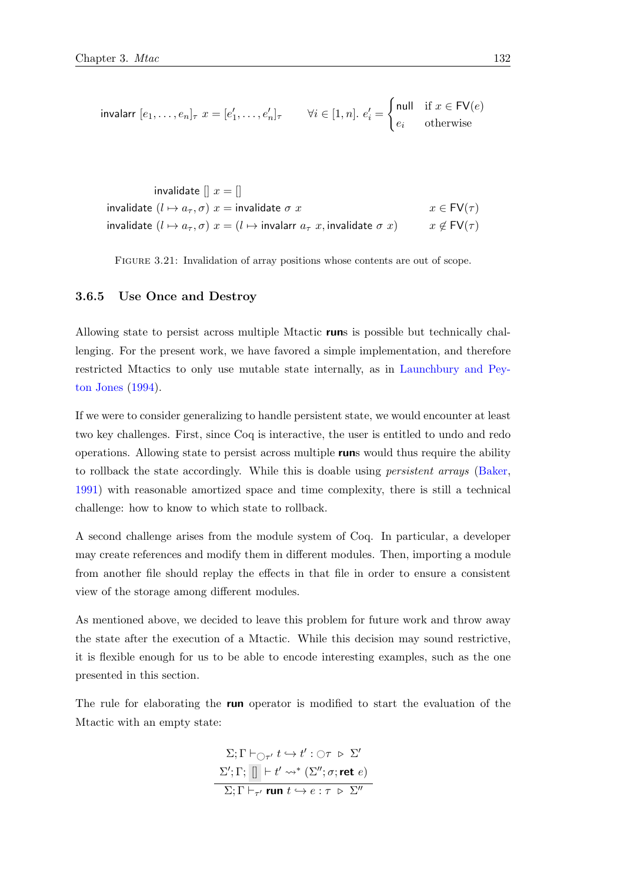$$\mathsf{invalarr}\ [e_1, \ldots, e_n]_\tau\ x = [e'_1, \ldots, e'_n]_\tau \qquad \forall i \in [1, n].\ e'_i = \begin{cases} \mathsf{null} & \text{if } x \in \mathsf{FV}(e) \\ e_i & \text{otherwise} \end{cases}$$

$$\begin{array}{lr}
\mathsf{invalidate}\ []\ x = [] & \\
\mathsf{invalidate}\ (l \mapsto a_\tau, \sigma)\ x = \mathsf{invalidate}\ \sigma\ x & x \in \mathsf{FV}(\tau) \\
\mathsf{invalidate}\ (l \mapsto a_\tau, \sigma)\ x = (l \mapsto \mathsf{invalarr}\ a_\tau\ x, \mathsf{invalidate}\ \sigma\ x) & x \notin \mathsf{FV}(\tau)
\end{array}$$

FIGURE 3.21: Invalidation of array positions whose contents are out of scope.

### 3.6.5 Use Once and Destroy

Allowing state to persist across multiple Mtactic **run**s is possible but technically challenging. For the present work, we have favored a simple implementation, and therefore restricted Mtactics to only use mutable state internally, as in Launchbury and Peyton Jones (1994).

If we were to consider generalizing to handle persistent state, we would encounter at least two key challenges. First, since Coq is interactive, the user is entitled to undo and redo operations. Allowing state to persist across multiple **run**s would thus require the ability to rollback the state accordingly. While this is doable using *persistent arrays* (Baker, 1991) with reasonable amortized space and time complexity, there is still a technical challenge: how to know to which state to rollback.

A second challenge arises from the module system of Coq. In particular, a developer may create references and modify them in different modules. Then, importing a module from another file should replay the effects in that file in order to ensure a consistent view of the storage among different modules.

As mentioned above, we decided to leave this problem for future work and throw away the state after the execution of a Mtactic. While this decision may sound restrictive, it is flexible enough for us to be able to encode interesting examples, such as the one presented in this section.

The rule for elaborating the **run** operator is modified to start the evaluation of the Mtactic with an empty state:

$$\frac{\Sigma; \Gamma \vdash_{\bigcirc\tau'} t \hookrightarrow t' : \bigcirc\tau \ \triangleright\ \Sigma' \qquad \Sigma'; \Gamma; \boxed{[]} \vdash t' \rightsquigarrow^* (\Sigma''; \sigma; \mathbf{ret}\ e)}{\Sigma; \Gamma \vdash_{\tau'} \mathbf{run}\ t \hookrightarrow e : \tau \ \triangleright\ \Sigma''}$$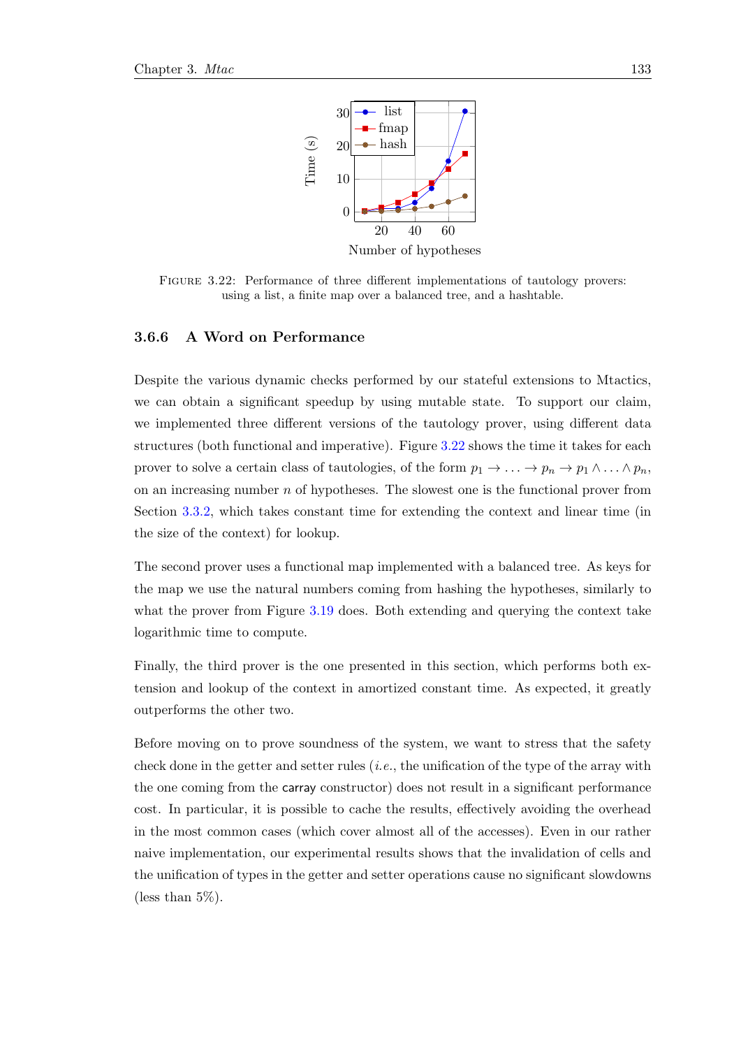FIGURE 3.22: Performance of three different implementations of tautology provers: using a list, a finite map over a balanced tree, and a hashtable.

### 3.6.6 A Word on Performance

Despite the various dynamic checks performed by our stateful extensions to Mtactics, we can obtain a significant speedup by using mutable state. To support our claim, we implemented three different versions of the tautology prover, using different data structures (both functional and imperative). Figure 3.22 shows the time it takes for each prover to solve a certain class of tautologies, of the form $p_1 \to \ldots \to p_n \to p_1 \wedge \ldots \wedge p_n$, on an increasing number $n$ of hypotheses. The slowest one is the functional prover from Section 3.3.2, which takes constant time for extending the context and linear time (in the size of the context) for lookup.

The second prover uses a functional map implemented with a balanced tree. As keys for the map we use the natural numbers coming from hashing the hypotheses, similarly to what the prover from Figure 3.19 does. Both extending and querying the context take logarithmic time to compute.

Finally, the third prover is the one presented in this section, which performs both extension and lookup of the context in amortized constant time. As expected, it greatly outperforms the other two.

Before moving on to prove soundness of the system, we want to stress that the safety check done in the getter and setter rules (*i.e.*, the unification of the type of the array with the one coming from the carray constructor) does not result in a significant performance cost. In particular, it is possible to cache the results, effectively avoiding the overhead in the most common cases (which cover almost all of the accesses). Even in our rather naive implementation, our experimental results shows that the invalidation of cells and the unification of types in the getter and setter operations cause no significant slowdowns (less than 5%).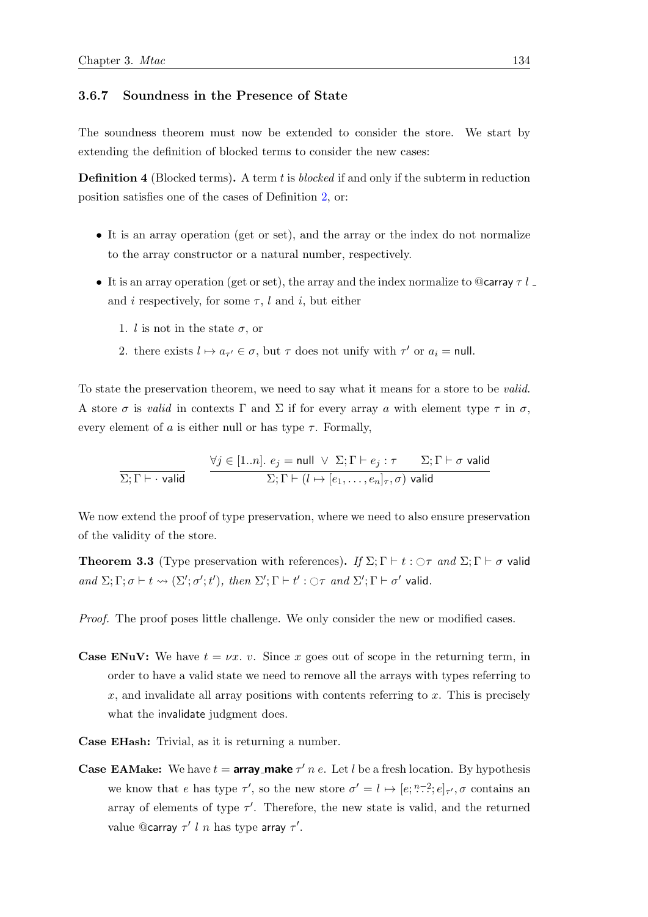### 3.6.7 Soundness in the Presence of State

The soundness theorem must now be extended to consider the store. We start by extending the definition of blocked terms to consider the new cases:

**Definition 4** (Blocked terms)**.** A term $t$ is *blocked* if and only if the subterm in reduction position satisfies one of the cases of Definition 2, or:

- It is an array operation (get or set), and the array or the index do not normalize to the array constructor or a natural number, respectively.
- It is an array operation (get or set), the array and the index normalize to $@\mathsf{carray}\ \tau\ l\ \_$ and $i$ respectively, for some $\tau$, $l$ and $i$, but either
  1. $l$ is not in the state $\sigma$, or
  2. there exists $l \mapsto a_{\tau'} \in \sigma$, but $\tau$ does not unify with $\tau'$ or $a_i = \mathsf{null}$.

To state the preservation theorem, we need to say what it means for a store to be *valid*. A store $\sigma$ is *valid* in contexts $\Gamma$ and $\Sigma$ if for every array $a$ with element type $\tau$ in $\sigma$, every element of $a$ is either null or has type $\tau$. Formally,

$$\frac{}{\Sigma; \Gamma \vdash \cdot\ \mathsf{valid}} \qquad \frac{\forall j \in [1..n].\ e_j = \mathsf{null}\ \vee\ \Sigma; \Gamma \vdash e_j : \tau \qquad \Sigma; \Gamma \vdash \sigma\ \mathsf{valid}}{\Sigma; \Gamma \vdash (l \mapsto [e_1, \ldots, e_n]_\tau, \sigma)\ \mathsf{valid}}$$

We now extend the proof of type preservation, where we need to also ensure preservation of the validity of the store.

**Theorem 3.3** (Type preservation with references)**.** *If* $\Sigma; \Gamma \vdash t : \bigcirc\tau$ *and* $\Sigma; \Gamma \vdash \sigma\ \mathsf{valid}$ *and* $\Sigma; \Gamma; \sigma \vdash t \rightsquigarrow (\Sigma'; \sigma'; t')$*, then* $\Sigma'; \Gamma \vdash t' : \bigcirc\tau$ *and* $\Sigma'; \Gamma \vdash \sigma'\ \mathsf{valid}$*.*

*Proof.* The proof poses little challenge. We only consider the new or modified cases.

**Case ENuV:** We have $t = \nu x.\ v$. Since $x$ goes out of scope in the returning term, in order to have a valid state we need to remove all the arrays with types referring to $x$, and invalidate all array positions with contents referring to $x$. This is precisely what the $\mathsf{invalidate}$ judgment does.

**Case EHash:** Trivial, as it is returning a number.

**Case EAMake:** We have $t = \textbf{array\_make}\ \tau'\ n\ e$. Let $l$ be a fresh location. By hypothesis we know that $e$ has type $\tau'$, so the new store $\sigma' = l \mapsto [e; \overset{n-2}{\ldots}; e]_{\tau'}, \sigma$ contains an array of elements of type $\tau'$. Therefore, the new state is valid, and the returned value $@\mathsf{carray}\ \tau'\ l\ n$ has type $\mathsf{array}\ \tau'$.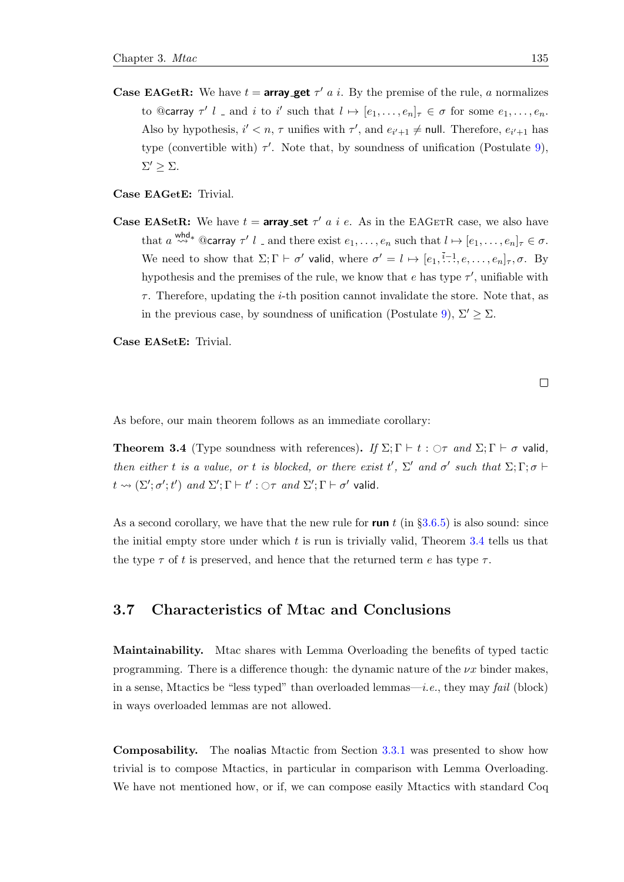**Case EAGetR:** We have $t = \textsf{\textbf{array\_get}}\ \tau'\ a\ i$. By the premise of the rule, $a$ normalizes to $@\mathsf{carray}\ \tau'\ l\ \_$ and $i$ to $i'$ such that $l \mapsto [e_1, \ldots, e_n]_\tau \in \sigma$ for some $e_1, \ldots, e_n$. Also by hypothesis, $i' < n$, $\tau$ unifies with $\tau'$, and $e_{i'+1} \neq \mathsf{null}$. Therefore, $e_{i'+1}$ has type (convertible with) $\tau'$. Note that, by soundness of unification (Postulate 9), $\Sigma' \geq \Sigma$.

**Case EAGetE:** Trivial.

**Case EASetR:** We have $t = \textsf{\textbf{array\_set}}\ \tau'\ a\ i\ e$. As in the EAGETR case, we also have that $a \overset{\mathsf{whd}}{\rightsquigarrow}{}_* @\mathsf{carray}\ \tau'\ l\ \_$ and there exist $e_1, \ldots, e_n$ such that $l \mapsto [e_1, \ldots, e_n]_\tau \in \sigma$. We need to show that $\Sigma; \Gamma \vdash \sigma'$ valid, where $\sigma' = l \mapsto [e_1, \overset{i-1}{\ldots}, e, \ldots, e_n]_\tau, \sigma$. By hypothesis and the premises of the rule, we know that $e$ has type $\tau'$, unifiable with $\tau$. Therefore, updating the $i$-th position cannot invalidate the store. Note that, as in the previous case, by soundness of unification (Postulate 9), $\Sigma' \geq \Sigma$.

**Case EASetE:** Trivial.

□

As before, our main theorem follows as an immediate corollary:

**Theorem 3.4** (Type soundness with references)**.** *If* $\Sigma; \Gamma \vdash t : \bigcirc\tau$ *and* $\Sigma; \Gamma \vdash \sigma$ valid*, then either $t$ is a value, or $t$ is blocked, or there exist $t'$, $\Sigma'$ and $\sigma'$ such that* $\Sigma; \Gamma; \sigma \vdash t \rightsquigarrow (\Sigma'; \sigma'; t')$ *and* $\Sigma'; \Gamma \vdash t' : \bigcirc\tau$ *and* $\Sigma'; \Gamma \vdash \sigma'$ valid.

As a second corollary, we have that the new rule for **run** $t$ (in §3.6.5) is also sound: since the initial empty store under which $t$ is run is trivially valid, Theorem 3.4 tells us that the type $\tau$ of $t$ is preserved, and hence that the returned term $e$ has type $\tau$.

## 3.7 Characteristics of Mtac and Conclusions

**Maintainability.** Mtac shares with Lemma Overloading the benefits of typed tactic programming. There is a difference though: the dynamic nature of the $\nu x$ binder makes, in a sense, Mtactics be "less typed" than overloaded lemmas—*i.e.*, they may *fail* (block) in ways overloaded lemmas are not allowed.

**Composability.** The noalias Mtactic from Section 3.3.1 was presented to show how trivial is to compose Mtactics, in particular in comparison with Lemma Overloading. We have not mentioned how, or if, we can compose easily Mtactics with standard Coq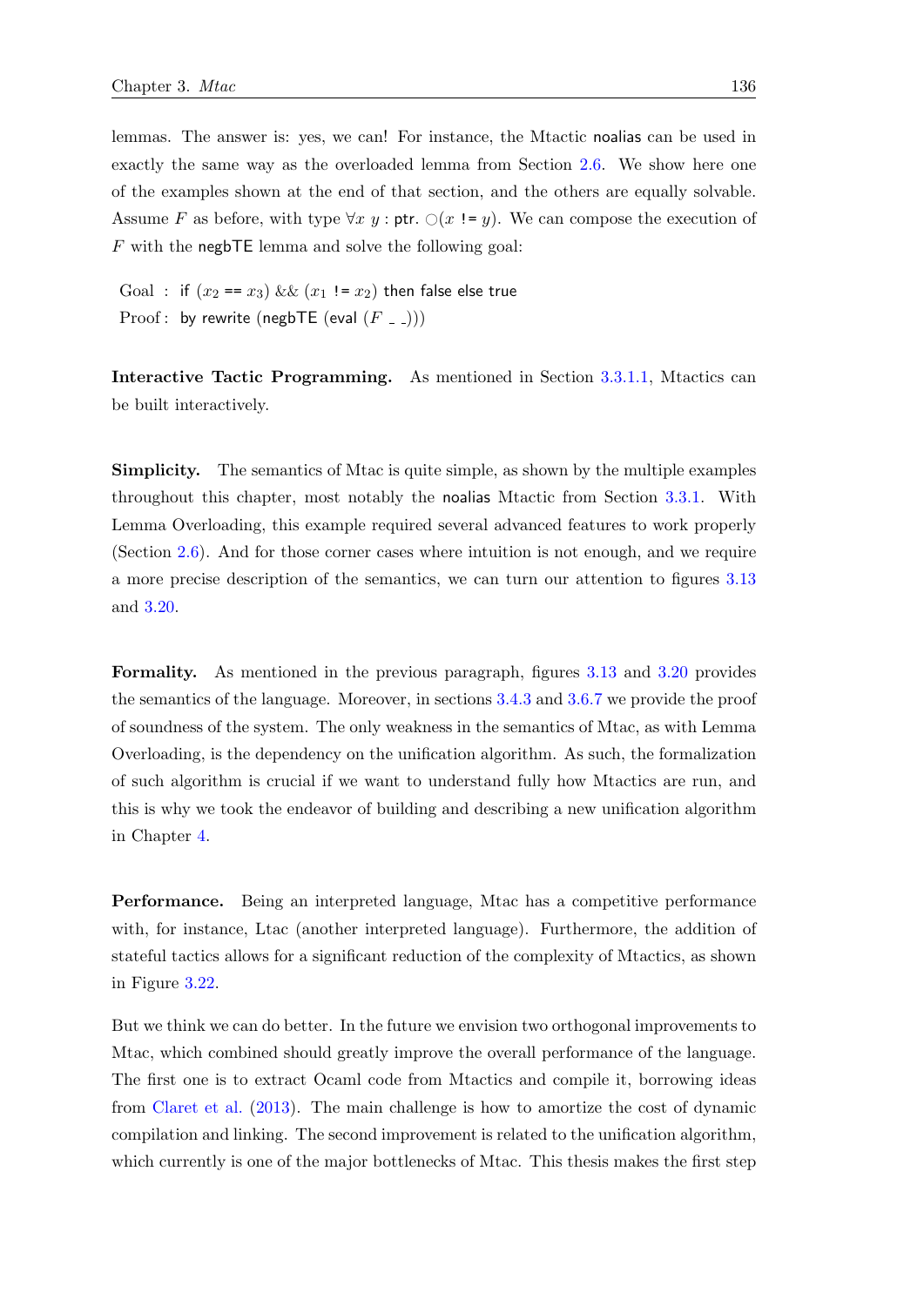lemmas. The answer is: yes, we can! For instance, the Mtactic noalias can be used in exactly the same way as the overloaded lemma from Section 2.6. We show here one of the examples shown at the end of that section, and the others are equally solvable. Assume $F$ as before, with type $\forall x\ y : \mathsf{ptr}.\ \bigcirc(x\ \mathsf{!=}\ y)$. We can compose the execution of $F$ with the negbTE lemma and solve the following goal:

Goal : if $(x_2 == x_3)$ && $(x_1\ \mathsf{!=}\ x_2)$ then false else true
Proof : by rewrite (negbTE (eval ($F$ _ _)))

**Interactive Tactic Programming.** As mentioned in Section 3.3.1.1, Mtactics can be built interactively.

**Simplicity.** The semantics of Mtac is quite simple, as shown by the multiple examples throughout this chapter, most notably the noalias Mtactic from Section 3.3.1. With Lemma Overloading, this example required several advanced features to work properly (Section 2.6). And for those corner cases where intuition is not enough, and we require a more precise description of the semantics, we can turn our attention to figures 3.13 and 3.20.

**Formality.** As mentioned in the previous paragraph, figures 3.13 and 3.20 provides the semantics of the language. Moreover, in sections 3.4.3 and 3.6.7 we provide the proof of soundness of the system. The only weakness in the semantics of Mtac, as with Lemma Overloading, is the dependency on the unification algorithm. As such, the formalization of such algorithm is crucial if we want to understand fully how Mtactics are run, and this is why we took the endeavor of building and describing a new unification algorithm in Chapter 4.

**Performance.** Being an interpreted language, Mtac has a competitive performance with, for instance, Ltac (another interpreted language). Furthermore, the addition of stateful tactics allows for a significant reduction of the complexity of Mtactics, as shown in Figure 3.22.

But we think we can do better. In the future we envision two orthogonal improvements to Mtac, which combined should greatly improve the overall performance of the language. The first one is to extract Ocaml code from Mtactics and compile it, borrowing ideas from Claret et al. (2013). The main challenge is how to amortize the cost of dynamic compilation and linking. The second improvement is related to the unification algorithm, which currently is one of the major bottlenecks of Mtac. This thesis makes the first step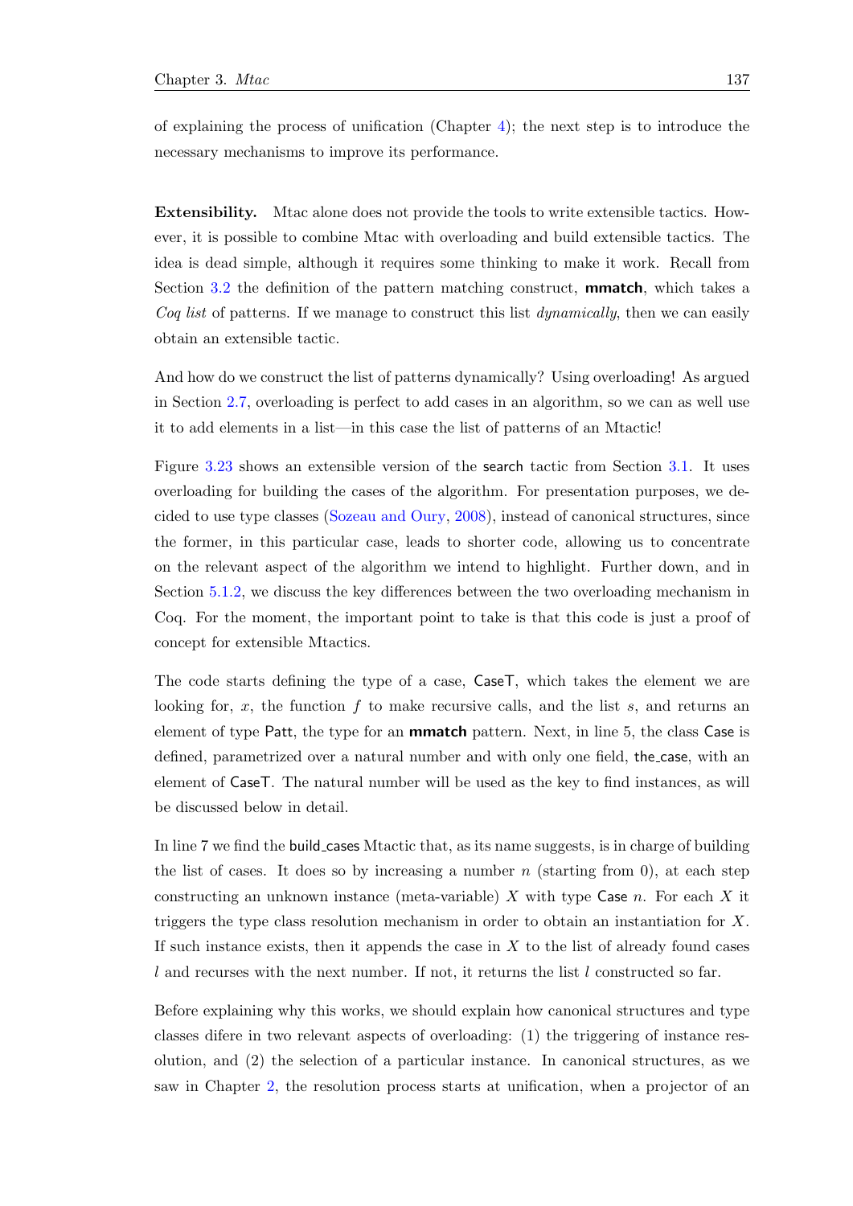of explaining the process of unification (Chapter 4); the next step is to introduce the necessary mechanisms to improve its performance.

**Extensibility.** Mtac alone does not provide the tools to write extensible tactics. However, it is possible to combine Mtac with overloading and build extensible tactics. The idea is dead simple, although it requires some thinking to make it work. Recall from Section 3.2 the definition of the pattern matching construct, **mmatch**, which takes a *Coq list* of patterns. If we manage to construct this list *dynamically*, then we can easily obtain an extensible tactic.

And how do we construct the list of patterns dynamically? Using overloading! As argued in Section 2.7, overloading is perfect to add cases in an algorithm, so we can as well use it to add elements in a list—in this case the list of patterns of an Mtactic!

Figure 3.23 shows an extensible version of the search tactic from Section 3.1. It uses overloading for building the cases of the algorithm. For presentation purposes, we decided to use type classes (Sozeau and Oury, 2008), instead of canonical structures, since the former, in this particular case, leads to shorter code, allowing us to concentrate on the relevant aspect of the algorithm we intend to highlight. Further down, and in Section 5.1.2, we discuss the key differences between the two overloading mechanism in Coq. For the moment, the important point to take is that this code is just a proof of concept for extensible Mtactics.

The code starts defining the type of a case, CaseT, which takes the element we are looking for, $x$, the function $f$ to make recursive calls, and the list $s$, and returns an element of type Patt, the type for an **mmatch** pattern. Next, in line 5, the class Case is defined, parametrized over a natural number and with only one field, the_case, with an element of CaseT. The natural number will be used as the key to find instances, as will be discussed below in detail.

In line 7 we find the build_cases Mtactic that, as its name suggests, is in charge of building the list of cases. It does so by increasing a number $n$ (starting from 0), at each step constructing an unknown instance (meta-variable) $X$ with type Case $n$. For each $X$ it triggers the type class resolution mechanism in order to obtain an instantiation for $X$. If such instance exists, then it appends the case in $X$ to the list of already found cases $l$ and recurses with the next number. If not, it returns the list $l$ constructed so far.

Before explaining why this works, we should explain how canonical structures and type classes difere in two relevant aspects of overloading: (1) the triggering of instance resolution, and (2) the selection of a particular instance. In canonical structures, as we saw in Chapter 2, the resolution process starts at unification, when a projector of an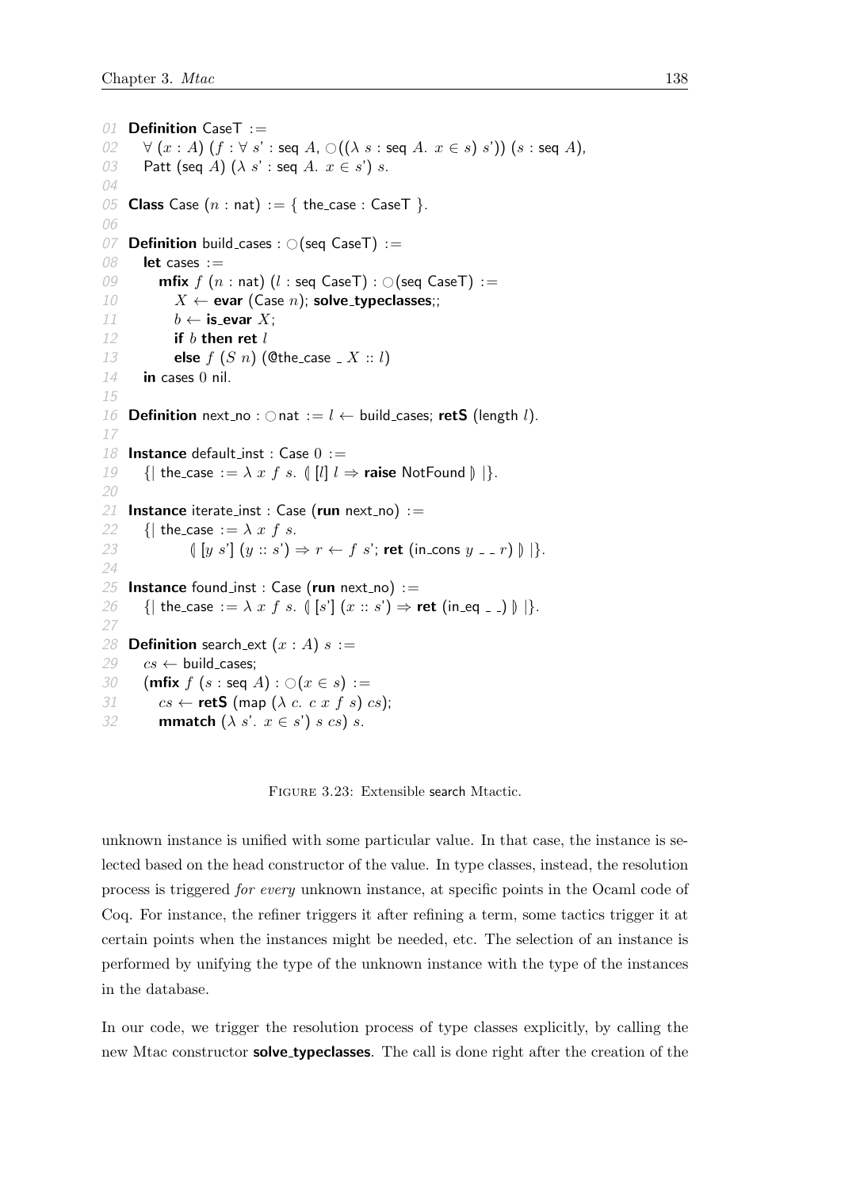```
01 Definition CaseT :=
02   ∀ (x : A) (f : ∀ s' : seq A, ○((λ s : seq A. x ∈ s) s')) (s : seq A),
03   Patt (seq A) (λ s' : seq A. x ∈ s') s.
04
05 Class Case (n : nat) := { the_case : CaseT }.
06
07 Definition build_cases : ○(seq CaseT) :=
08   let cases :=
09     mfix f (n : nat) (l : seq CaseT) : ○(seq CaseT) :=
10       X ← evar (Case n); solve_typeclasses;;
11       b ← is_evar X;
12       if b then ret l
13       else f (S n) (@the_case _ X :: l)
14   in cases 0 nil.
15
16 Definition next_no : ○nat := l ← build_cases; retS (length l).
17
18 Instance default_inst : Case 0 :=
19   {| the_case := λ x f s. (| [l] l ⇒ raise NotFound |) |}.
20
21 Instance iterate_inst : Case (run next_no) :=
22   {| the_case := λ x f s.
23         (| [y s'] (y :: s') ⇒ r ← f s'; ret (in_cons y _ _ r) |) |}.
24
25 Instance found_inst : Case (run next_no) :=
26   {| the_case := λ x f s. (| [s'] (x :: s') ⇒ ret (in_eq _ _) |) |}.
27
28 Definition search_ext (x : A) s :=
29   cs ← build_cases;
30   (mfix f (s : seq A) : ○(x ∈ s) :=
31     cs ← retS (map (λ c. c x f s) cs);
32     mmatch (λ s'. x ∈ s') s cs) s.
```

Figure 3.23: Extensible search Mtactic.

unknown instance is unified with some particular value. In that case, the instance is selected based on the head constructor of the value. In type classes, instead, the resolution process is triggered *for every* unknown instance, at specific points in the Ocaml code of Coq. For instance, the refiner triggers it after refining a term, some tactics trigger it at certain points when the instances might be needed, etc. The selection of an instance is performed by unifying the type of the unknown instance with the type of the instances in the database.

In our code, we trigger the resolution process of type classes explicitly, by calling the new Mtac constructor **solve_typeclasses**. The call is done right after the creation of the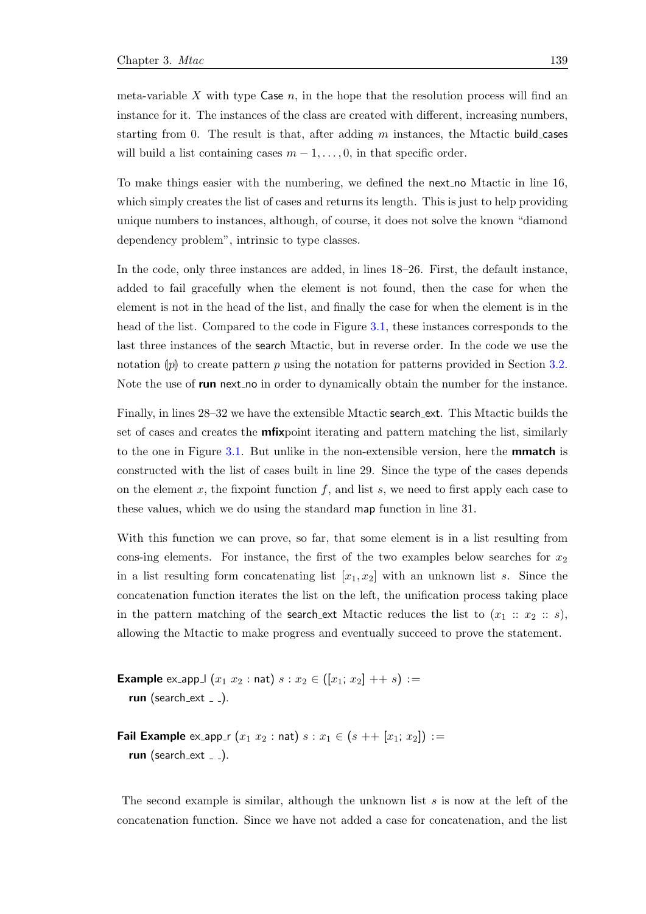meta-variable $X$ with type Case $n$, in the hope that the resolution process will find an instance for it. The instances of the class are created with different, increasing numbers, starting from 0. The result is that, after adding $m$ instances, the Mtactic build_cases will build a list containing cases $m-1, \ldots, 0$, in that specific order.

To make things easier with the numbering, we defined the next_no Mtactic in line 16, which simply creates the list of cases and returns its length. This is just to help providing unique numbers to instances, although, of course, it does not solve the known "diamond dependency problem", intrinsic to type classes.

In the code, only three instances are added, in lines 18–26. First, the default instance, added to fail gracefully when the element is not found, then the case for when the element is not in the head of the list, and finally the case for when the element is in the head of the list. Compared to the code in Figure 3.1, these instances corresponds to the last three instances of the search Mtactic, but in reverse order. In the code we use the notation $(\!|p|\!)$ to create pattern $p$ using the notation for patterns provided in Section 3.2. Note the use of **run** next_no in order to dynamically obtain the number for the instance.

Finally, in lines 28–32 we have the extensible Mtactic search_ext. This Mtactic builds the set of cases and creates the **mfix**point iterating and pattern matching the list, similarly to the one in Figure 3.1. But unlike in the non-extensible version, here the **mmatch** is constructed with the list of cases built in line 29. Since the type of the cases depends on the element $x$, the fixpoint function $f$, and list $s$, we need to first apply each case to these values, which we do using the standard map function in line 31.

With this function we can prove, so far, that some element is in a list resulting from cons-ing elements. For instance, the first of the two examples below searches for $x_2$ in a list resulting form concatenating list $[x_1, x_2]$ with an unknown list $s$. Since the concatenation function iterates the list on the left, the unification process taking place in the pattern matching of the search_ext Mtactic reduces the list to $(x_1 :: x_2 :: s)$, allowing the Mtactic to make progress and eventually succeed to prove the statement.

**Example** ex_app_l $(x_1\ x_2 : \mathsf{nat})\ s : x_2 \in ([x_1; x_2] +\!+\ s)$ :=
  **run** (search_ext _ _).

**Fail Example** ex_app_r $(x_1\ x_2 : \mathsf{nat})\ s : x_1 \in (s +\!+\ [x_1; x_2])$ :=
  **run** (search_ext _ _).

The second example is similar, although the unknown list $s$ is now at the left of the concatenation function. Since we have not added a case for concatenation, and the list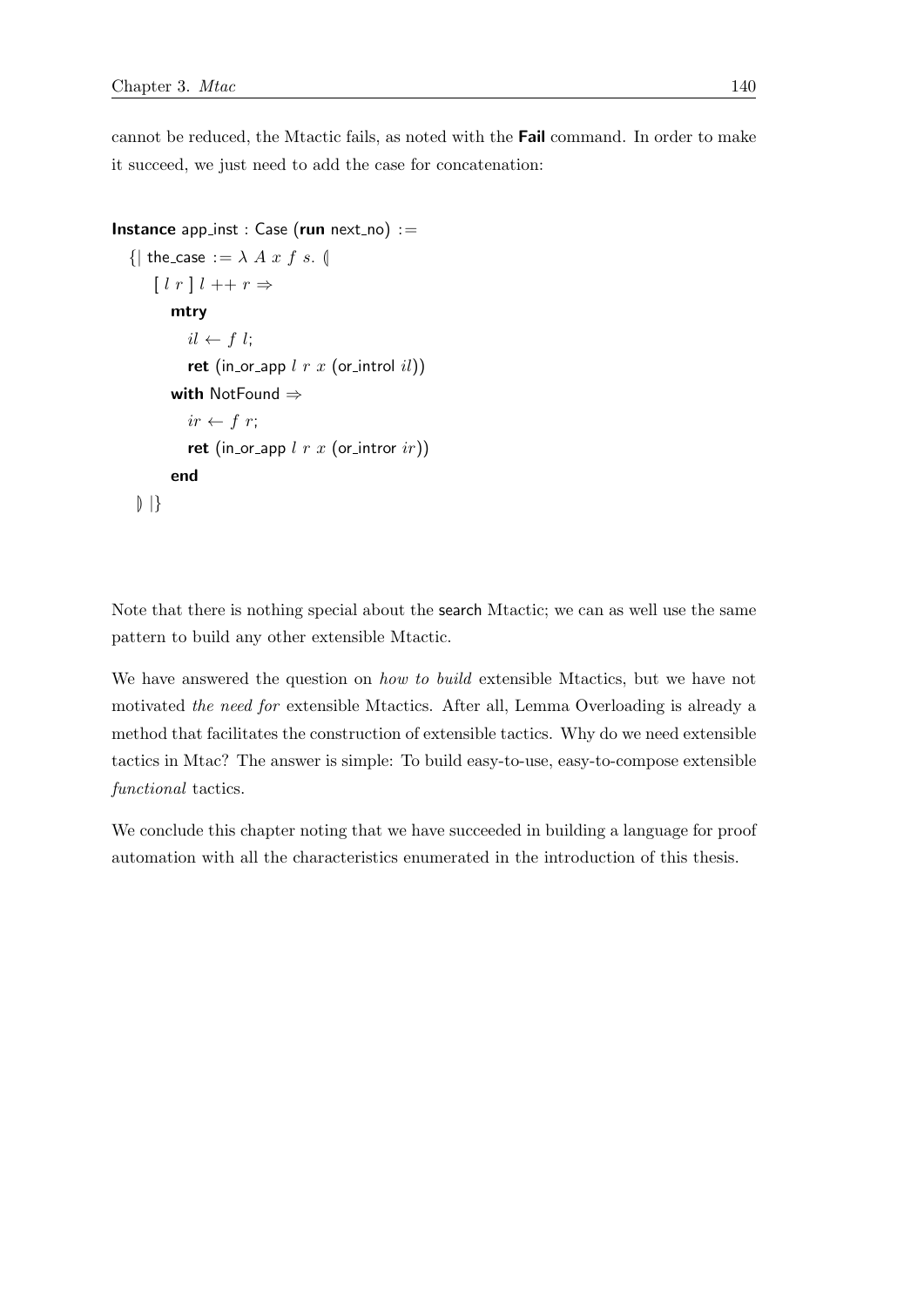cannot be reduced, the Mtactic fails, as noted with the **Fail** command. In order to make it succeed, we just need to add the case for concatenation:

```
Instance app_inst : Case (run next_no) :=
  {| the_case := λ A x f s. (|
     [ l r ] l ++ r ⇒
       mtry
         il ← f l;
         ret (in_or_app l r x (or_introl il))
       with NotFound ⇒
         ir ← f r;
         ret (in_or_app l r x (or_intror ir))
       end
  |) |}
```

Note that there is nothing special about the search Mtactic; we can as well use the same pattern to build any other extensible Mtactic.

We have answered the question on *how to build* extensible Mtactics, but we have not motivated *the need for* extensible Mtactics. After all, Lemma Overloading is already a method that facilitates the construction of extensible tactics. Why do we need extensible tactics in Mtac? The answer is simple: To build easy-to-use, easy-to-compose extensible *functional* tactics.

We conclude this chapter noting that we have succeeded in building a language for proof automation with all the characteristics enumerated in the introduction of this thesis.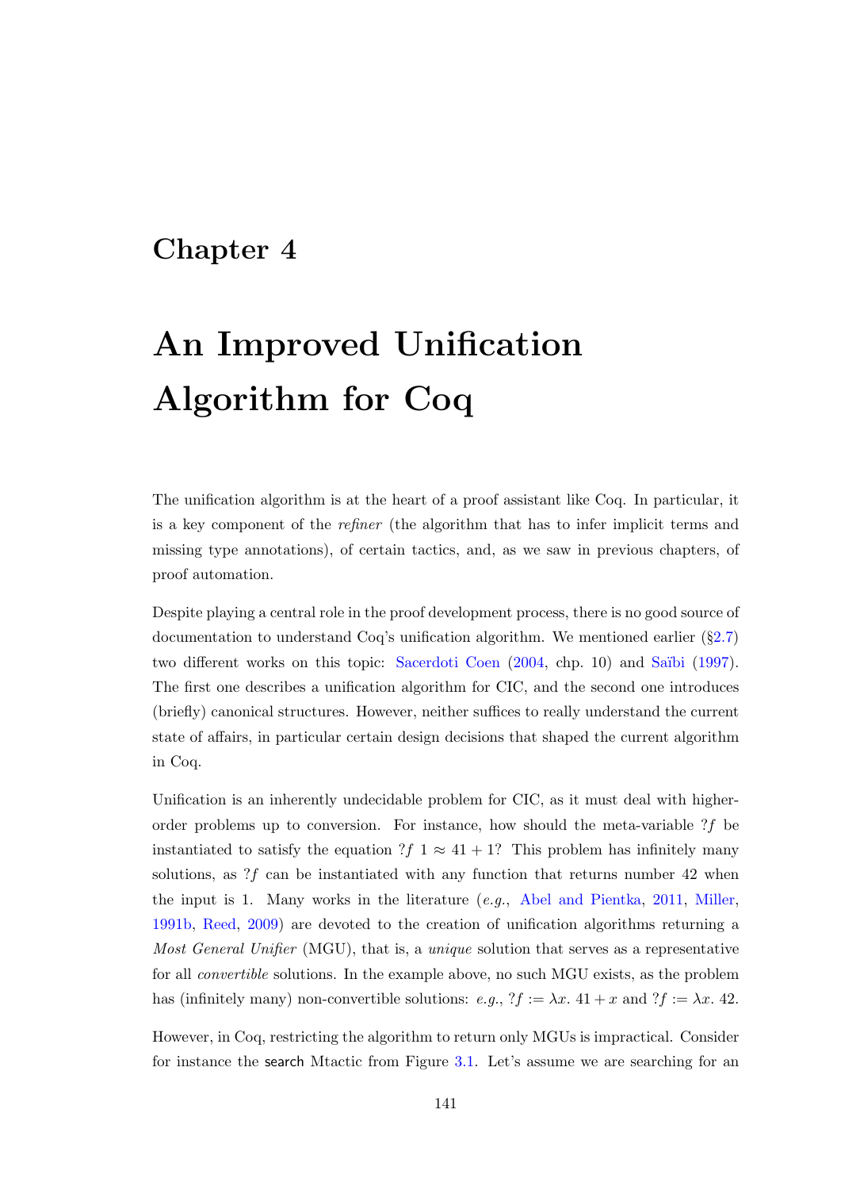# Chapter 4

# An Improved Unification Algorithm for Coq

The unification algorithm is at the heart of a proof assistant like Coq. In particular, it is a key component of the *refiner* (the algorithm that has to infer implicit terms and missing type annotations), of certain tactics, and, as we saw in previous chapters, of proof automation.

Despite playing a central role in the proof development process, there is no good source of documentation to understand Coq's unification algorithm. We mentioned earlier (§2.7) two different works on this topic: Sacerdoti Coen (2004, chp. 10) and Saïbi (1997). The first one describes a unification algorithm for CIC, and the second one introduces (briefly) canonical structures. However, neither suffices to really understand the current state of affairs, in particular certain design decisions that shaped the current algorithm in Coq.

Unification is an inherently undecidable problem for CIC, as it must deal with higher-order problems up to conversion. For instance, how should the meta-variable $?f$ be instantiated to satisfy the equation $?f\ 1 \approx 41 + 1$? This problem has infinitely many solutions, as $?f$ can be instantiated with any function that returns number 42 when the input is 1. Many works in the literature (*e.g.*, Abel and Pientka, 2011, Miller, 1991b, Reed, 2009) are devoted to the creation of unification algorithms returning a *Most General Unifier* (MGU), that is, a *unique* solution that serves as a representative for all *convertible* solutions. In the example above, no such MGU exists, as the problem has (infinitely many) non-convertible solutions: *e.g.*, $?f := \lambda x.\ 41 + x$ and $?f := \lambda x.\ 42$.

However, in Coq, restricting the algorithm to return only MGUs is impractical. Consider for instance the search Mtactic from Figure 3.1. Let's assume we are searching for an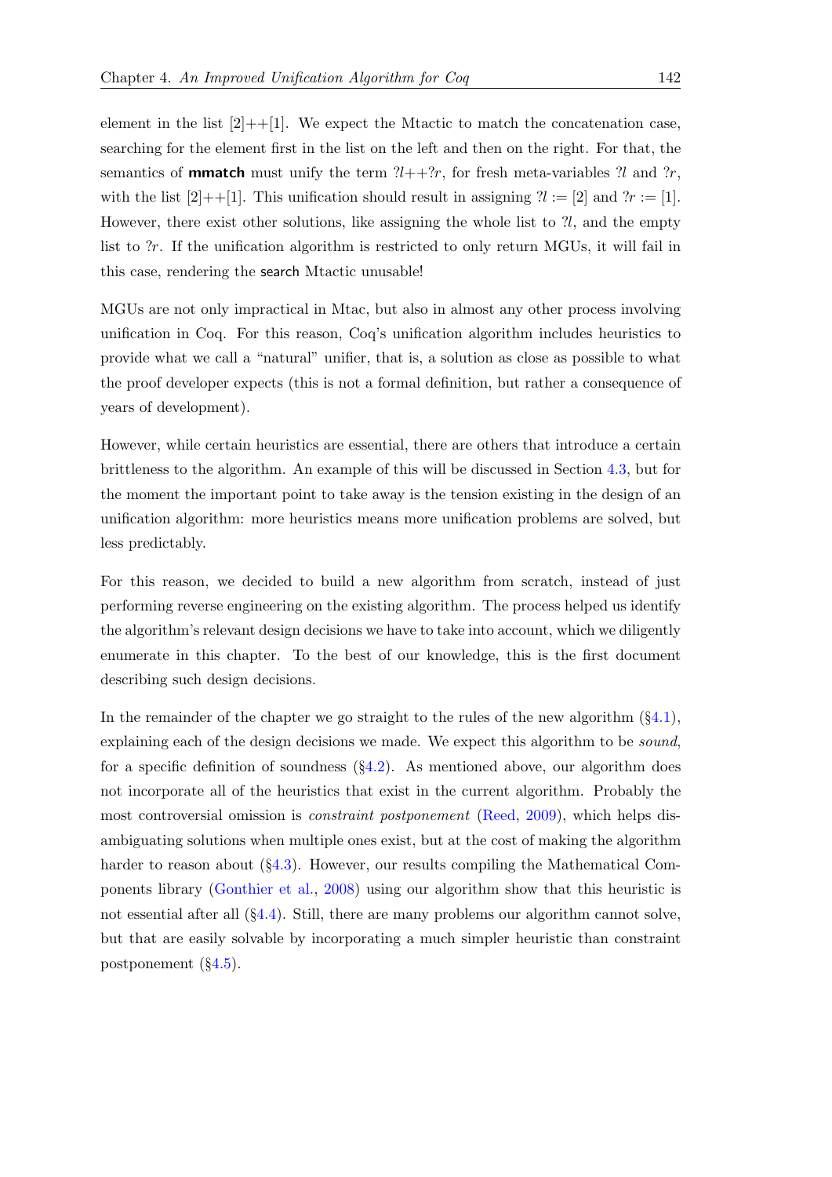element in the list $[2]{+}{+}[1]$. We expect the Mtactic to match the concatenation case, searching for the element first in the list on the left and then on the right. For that, the semantics of **mmatch** must unify the term $?l{+}{+}?r$, for fresh meta-variables $?l$ and $?r$, with the list $[2]{+}{+}[1]$. This unification should result in assigning $?l := [2]$ and $?r := [1]$. However, there exist other solutions, like assigning the whole list to $?l$, and the empty list to $?r$. If the unification algorithm is restricted to only return MGUs, it will fail in this case, rendering the search Mtactic unusable!

MGUs are not only impractical in Mtac, but also in almost any other process involving unification in Coq. For this reason, Coq's unification algorithm includes heuristics to provide what we call a "natural" unifier, that is, a solution as close as possible to what the proof developer expects (this is not a formal definition, but rather a consequence of years of development).

However, while certain heuristics are essential, there are others that introduce a certain brittleness to the algorithm. An example of this will be discussed in Section 4.3, but for the moment the important point to take away is the tension existing in the design of an unification algorithm: more heuristics means more unification problems are solved, but less predictably.

For this reason, we decided to build a new algorithm from scratch, instead of just performing reverse engineering on the existing algorithm. The process helped us identify the algorithm's relevant design decisions we have to take into account, which we diligently enumerate in this chapter. To the best of our knowledge, this is the first document describing such design decisions.

In the remainder of the chapter we go straight to the rules of the new algorithm (§4.1), explaining each of the design decisions we made. We expect this algorithm to be *sound*, for a specific definition of soundness (§4.2). As mentioned above, our algorithm does not incorporate all of the heuristics that exist in the current algorithm. Probably the most controversial omission is *constraint postponement* (Reed, 2009), which helps disambiguating solutions when multiple ones exist, but at the cost of making the algorithm harder to reason about (§4.3). However, our results compiling the Mathematical Components library (Gonthier et al., 2008) using our algorithm show that this heuristic is not essential after all (§4.4). Still, there are many problems our algorithm cannot solve, but that are easily solvable by incorporating a much simpler heuristic than constraint postponement (§4.5).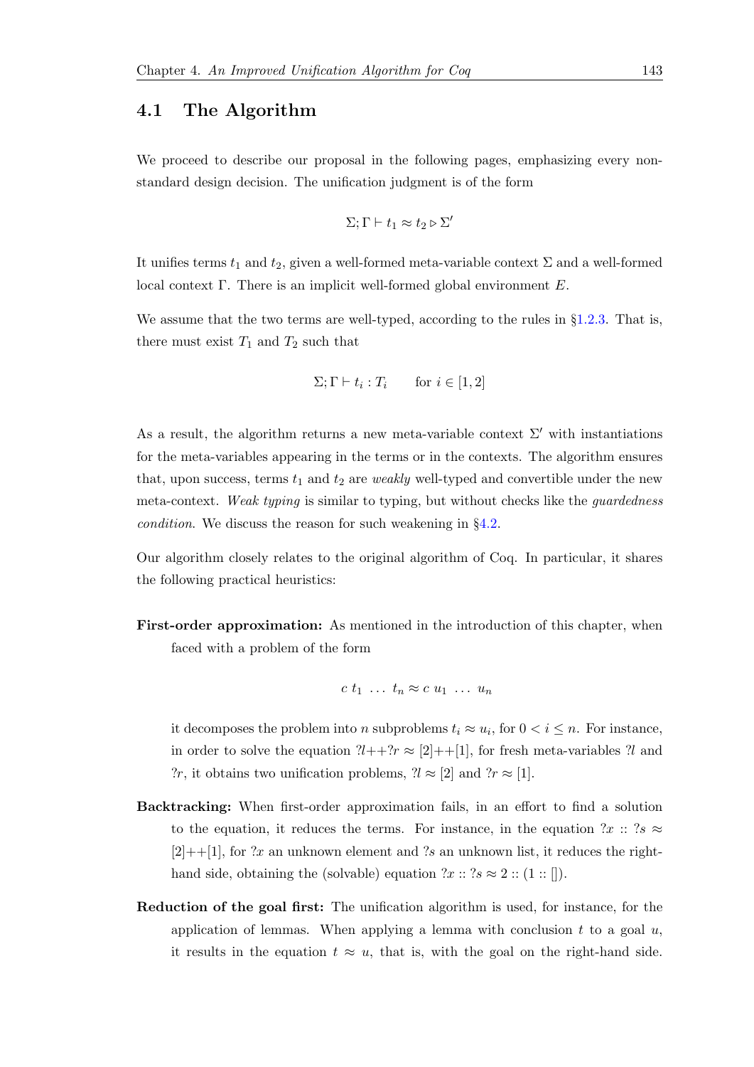## 4.1 The Algorithm

We proceed to describe our proposal in the following pages, emphasizing every non-standard design decision. The unification judgment is of the form

$$\Sigma; \Gamma \vdash t_1 \approx t_2 \triangleright \Sigma'$$

It unifies terms $t_1$ and $t_2$, given a well-formed meta-variable context $\Sigma$ and a well-formed local context $\Gamma$. There is an implicit well-formed global environment $E$.

We assume that the two terms are well-typed, according to the rules in §1.2.3. That is, there must exist $T_1$ and $T_2$ such that

$$\Sigma; \Gamma \vdash t_i : T_i \qquad \text{for } i \in [1, 2]$$

As a result, the algorithm returns a new meta-variable context $\Sigma'$ with instantiations for the meta-variables appearing in the terms or in the contexts. The algorithm ensures that, upon success, terms $t_1$ and $t_2$ are *weakly* well-typed and convertible under the new meta-context. *Weak typing* is similar to typing, but without checks like the *guardedness condition*. We discuss the reason for such weakening in §4.2.

Our algorithm closely relates to the original algorithm of Coq. In particular, it shares the following practical heuristics:

**First-order approximation:** As mentioned in the introduction of this chapter, when faced with a problem of the form

$$c\ t_1\ \ldots\ t_n \approx c\ u_1\ \ldots\ u_n$$

it decomposes the problem into $n$ subproblems $t_i \approx u_i$, for $0 < i \leq n$. For instance, in order to solve the equation $?l ++ ?r \approx [2] ++ [1]$, for fresh meta-variables $?l$ and $?r$, it obtains two unification problems, $?l \approx [2]$ and $?r \approx [1]$.

**Backtracking:** When first-order approximation fails, in an effort to find a solution to the equation, it reduces the terms. For instance, in the equation $?x :: ?s \approx [2] ++ [1]$, for $?x$ an unknown element and $?s$ an unknown list, it reduces the right-hand side, obtaining the (solvable) equation $?x :: ?s \approx 2 :: (1 :: [])$.

**Reduction of the goal first:** The unification algorithm is used, for instance, for the application of lemmas. When applying a lemma with conclusion $t$ to a goal $u$, it results in the equation $t \approx u$, that is, with the goal on the right-hand side.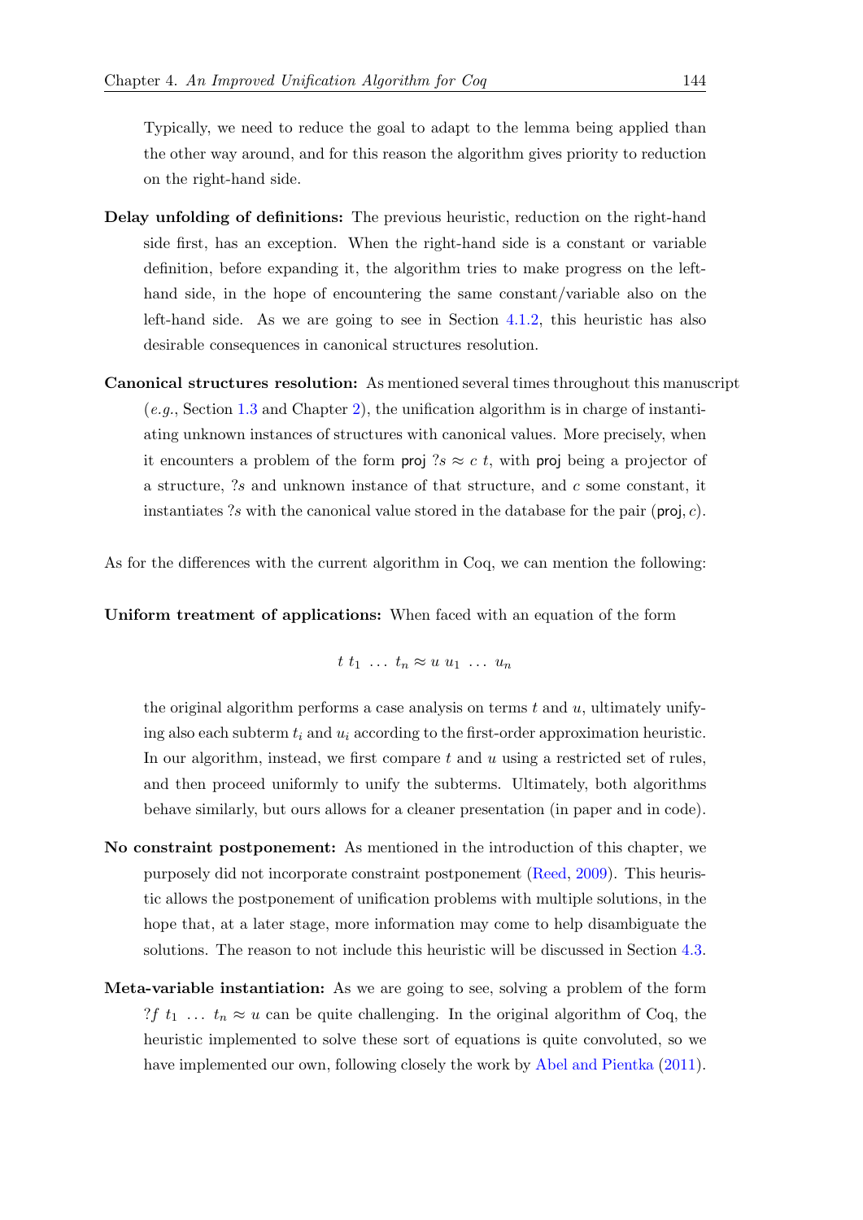Typically, we need to reduce the goal to adapt to the lemma being applied than the other way around, and for this reason the algorithm gives priority to reduction on the right-hand side.

**Delay unfolding of definitions:** The previous heuristic, reduction on the right-hand side first, has an exception. When the right-hand side is a constant or variable definition, before expanding it, the algorithm tries to make progress on the left-hand side, in the hope of encountering the same constant/variable also on the left-hand side. As we are going to see in Section 4.1.2, this heuristic has also desirable consequences in canonical structures resolution.

**Canonical structures resolution:** As mentioned several times throughout this manuscript (*e.g.*, Section 1.3 and Chapter 2), the unification algorithm is in charge of instantiating unknown instances of structures with canonical values. More precisely, when it encounters a problem of the form $\mathsf{proj}\ ?s \approx c\ t$, with $\mathsf{proj}$ being a projector of a structure, $?s$ and unknown instance of that structure, and $c$ some constant, it instantiates $?s$ with the canonical value stored in the database for the pair $(\mathsf{proj}, c)$.

As for the differences with the current algorithm in Coq, we can mention the following:

**Uniform treatment of applications:** When faced with an equation of the form

$$t\ t_1\ \ldots\ t_n \approx u\ u_1\ \ldots\ u_n$$

the original algorithm performs a case analysis on terms $t$ and $u$, ultimately unifying also each subterm $t_i$ and $u_i$ according to the first-order approximation heuristic. In our algorithm, instead, we first compare $t$ and $u$ using a restricted set of rules, and then proceed uniformly to unify the subterms. Ultimately, both algorithms behave similarly, but ours allows for a cleaner presentation (in paper and in code).

**No constraint postponement:** As mentioned in the introduction of this chapter, we purposely did not incorporate constraint postponement (Reed, 2009). This heuristic allows the postponement of unification problems with multiple solutions, in the hope that, at a later stage, more information may come to help disambiguate the solutions. The reason to not include this heuristic will be discussed in Section 4.3.

**Meta-variable instantiation:** As we are going to see, solving a problem of the form $?f\ t_1\ \ldots\ t_n \approx u$ can be quite challenging. In the original algorithm of Coq, the heuristic implemented to solve these sort of equations is quite convoluted, so we have implemented our own, following closely the work by Abel and Pientka (2011).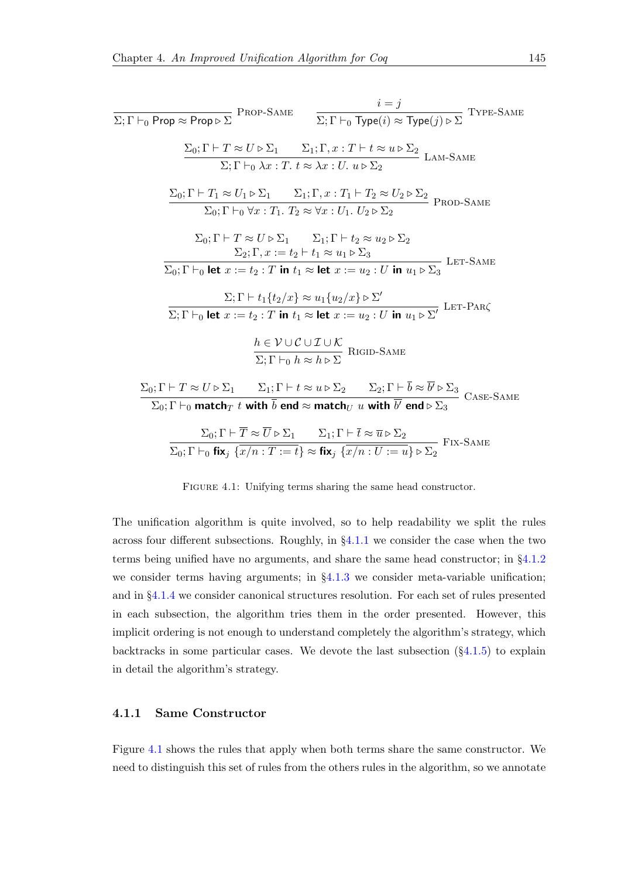$$\frac{}{\Sigma; \Gamma \vdash_0 \mathsf{Prop} \approx \mathsf{Prop} \triangleright \Sigma} \text{ Prop-Same} \qquad \frac{i = j}{\Sigma; \Gamma \vdash_0 \mathsf{Type}(i) \approx \mathsf{Type}(j) \triangleright \Sigma} \text{ Type-Same}$$

$$\frac{\Sigma_0; \Gamma \vdash T \approx U \triangleright \Sigma_1 \qquad \Sigma_1; \Gamma, x : T \vdash t \approx u \triangleright \Sigma_2}{\Sigma; \Gamma \vdash_0 \lambda x : T.\ t \approx \lambda x : U.\ u \triangleright \Sigma_2} \text{ Lam-Same}$$

$$\frac{\Sigma_0; \Gamma \vdash T_1 \approx U_1 \triangleright \Sigma_1 \qquad \Sigma_1; \Gamma, x : T_1 \vdash T_2 \approx U_2 \triangleright \Sigma_2}{\Sigma_0; \Gamma \vdash_0 \forall x : T_1.\ T_2 \approx \forall x : U_1.\ U_2 \triangleright \Sigma_2} \text{ Prod-Same}$$

$$\frac{\begin{array}{c}\Sigma_0; \Gamma \vdash T \approx U \triangleright \Sigma_1 \qquad \Sigma_1; \Gamma \vdash t_2 \approx u_2 \triangleright \Sigma_2 \\ \Sigma_2; \Gamma, x := t_2 \vdash t_1 \approx u_1 \triangleright \Sigma_3\end{array}}{\Sigma_0; \Gamma \vdash_0 \textbf{let } x := t_2 : T \textbf{ in } t_1 \approx \textbf{let } x := u_2 : U \textbf{ in } u_1 \triangleright \Sigma_3} \text{ Let-Same}$$

$$\frac{\Sigma; \Gamma \vdash t_1\{t_2/x\} \approx u_1\{u_2/x\} \triangleright \Sigma'}{\Sigma; \Gamma \vdash_0 \textbf{let } x := t_2 : T \textbf{ in } t_1 \approx \textbf{let } x := u_2 : U \textbf{ in } u_1 \triangleright \Sigma'} \text{ Let-Par}\zeta$$

$$\frac{h \in \mathcal{V} \cup \mathcal{C} \cup \mathcal{I} \cup \mathcal{K}}{\Sigma; \Gamma \vdash_0 h \approx h \triangleright \Sigma} \text{ Rigid-Same}$$

$$\frac{\Sigma_0; \Gamma \vdash T \approx U \triangleright \Sigma_1 \qquad \Sigma_1; \Gamma \vdash t \approx u \triangleright \Sigma_2 \qquad \Sigma_2; \Gamma \vdash \overline{b} \approx \overline{b'} \triangleright \Sigma_3}{\Sigma_0; \Gamma \vdash_0 \textbf{match}_T\ t \textbf{ with } \overline{b} \textbf{ end} \approx \textbf{match}_U\ u \textbf{ with } \overline{b'} \textbf{ end} \triangleright \Sigma_3} \text{ Case-Same}$$

$$\frac{\Sigma_0; \Gamma \vdash \overline{T} \approx \overline{U} \triangleright \Sigma_1 \qquad \Sigma_1; \Gamma \vdash \overline{t} \approx \overline{u} \triangleright \Sigma_2}{\Sigma_0; \Gamma \vdash_0 \textbf{fix}_j\ \{\overline{x/n : T := t}\} \approx \textbf{fix}_j\ \{\overline{x/n : U := u}\} \triangleright \Sigma_2} \text{ Fix-Same}$$

Figure 4.1: Unifying terms sharing the same head constructor.

The unification algorithm is quite involved, so to help readability we split the rules across four different subsections. Roughly, in §4.1.1 we consider the case when the two terms being unified have no arguments, and share the same head constructor; in §4.1.2 we consider terms having arguments; in §4.1.3 we consider meta-variable unification; and in §4.1.4 we consider canonical structures resolution. For each set of rules presented in each subsection, the algorithm tries them in the order presented. However, this implicit ordering is not enough to understand completely the algorithm's strategy, which backtracks in some particular cases. We devote the last subsection (§4.1.5) to explain in detail the algorithm's strategy.

### 4.1.1 Same Constructor

Figure 4.1 shows the rules that apply when both terms share the same constructor. We need to distinguish this set of rules from the others rules in the algorithm, so we annotate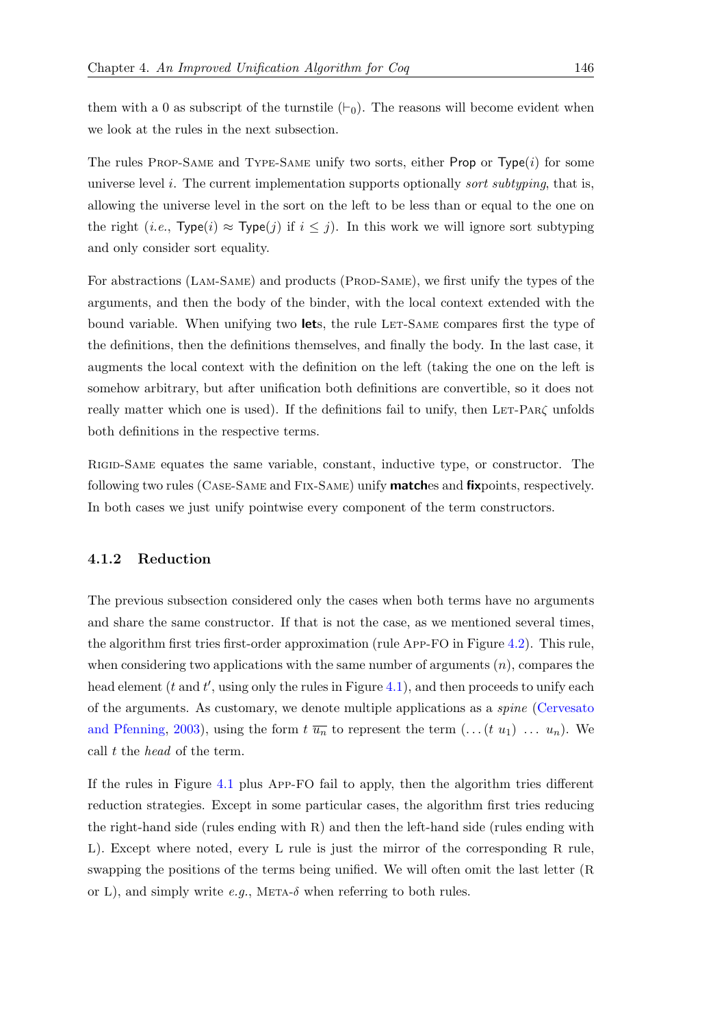them with a 0 as subscript of the turnstile ($\vdash_0$). The reasons will become evident when we look at the rules in the next subsection.

The rules Prop-Same and Type-Same unify two sorts, either Prop or Type($i$) for some universe level $i$. The current implementation supports optionally *sort subtyping*, that is, allowing the universe level in the sort on the left to be less than or equal to the one on the right (*i.e.*, Type($i$) $\approx$ Type($j$) if $i \leq j$). In this work we will ignore sort subtyping and only consider sort equality.

For abstractions (Lam-Same) and products (Prod-Same), we first unify the types of the arguments, and then the body of the binder, with the local context extended with the bound variable. When unifying two **let**s, the rule Let-Same compares first the type of the definitions, then the definitions themselves, and finally the body. In the last case, it augments the local context with the definition on the left (taking the one on the left is somehow arbitrary, but after unification both definitions are convertible, so it does not really matter which one is used). If the definitions fail to unify, then Let-Par$\zeta$ unfolds both definitions in the respective terms.

Rigid-Same equates the same variable, constant, inductive type, or constructor. The following two rules (Case-Same and Fix-Same) unify **match**es and **fix**points, respectively. In both cases we just unify pointwise every component of the term constructors.

### 4.1.2 Reduction

The previous subsection considered only the cases when both terms have no arguments and share the same constructor. If that is not the case, as we mentioned several times, the algorithm first tries first-order approximation (rule App-FO in Figure 4.2). This rule, when considering two applications with the same number of arguments ($n$), compares the head element ($t$ and $t'$, using only the rules in Figure 4.1), and then proceeds to unify each of the arguments. As customary, we denote multiple applications as a *spine* (Cervesato and Pfenning, 2003), using the form $t\ \overline{u_n}$ to represent the term $(\ldots(t\ u_1)\ \ldots\ u_n)$. We call $t$ the *head* of the term.

If the rules in Figure 4.1 plus App-FO fail to apply, then the algorithm tries different reduction strategies. Except in some particular cases, the algorithm first tries reducing the right-hand side (rules ending with R) and then the left-hand side (rules ending with L). Except where noted, every L rule is just the mirror of the corresponding R rule, swapping the positions of the terms being unified. We will often omit the last letter (R or L), and simply write *e.g.*, Meta-$\delta$ when referring to both rules.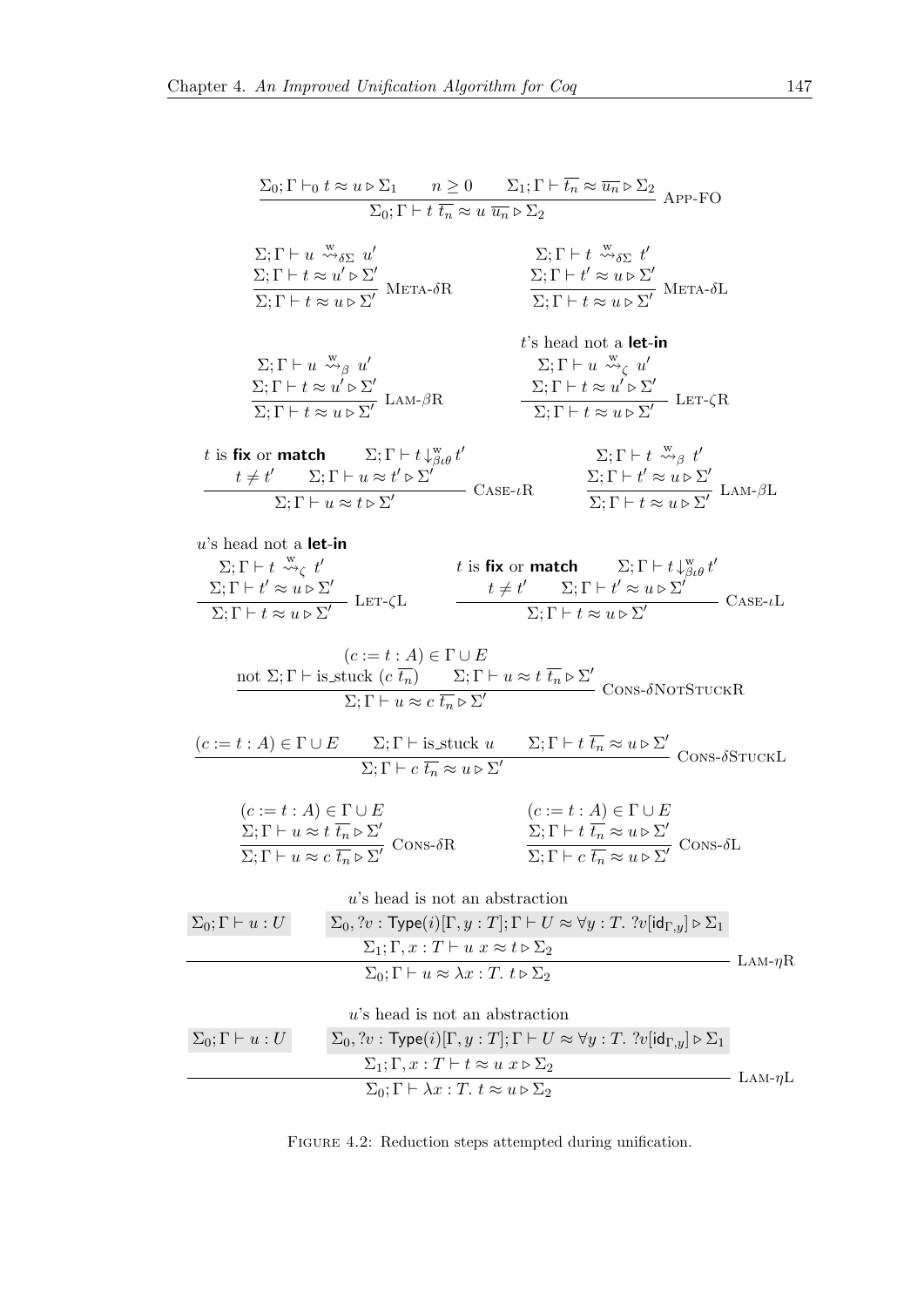$$\frac{\Sigma_0;\Gamma \vdash_0 t \approx u \triangleright \Sigma_1 \qquad n \geq 0 \qquad \Sigma_1;\Gamma \vdash \overline{t_n} \approx \overline{u_n} \triangleright \Sigma_2}{\Sigma_0;\Gamma \vdash t\ \overline{t_n} \approx u\ \overline{u_n} \triangleright \Sigma_2}\ \text{App-FO}$$

$$\frac{\begin{array}{c}\Sigma;\Gamma \vdash u \overset{\text{w}}{\rightsquigarrow}_{\delta\Sigma} u' \\ \Sigma;\Gamma \vdash t \approx u' \triangleright \Sigma'\end{array}}{\Sigma;\Gamma \vdash t \approx u \triangleright \Sigma'}\ \text{Meta-}\delta\text{R} \qquad \frac{\begin{array}{c}\Sigma;\Gamma \vdash t \overset{\text{w}}{\rightsquigarrow}_{\delta\Sigma} t' \\ \Sigma;\Gamma \vdash t' \approx u \triangleright \Sigma'\end{array}}{\Sigma;\Gamma \vdash t \approx u \triangleright \Sigma'}\ \text{Meta-}\delta\text{L}$$

$$\frac{\begin{array}{c}\Sigma;\Gamma \vdash u \overset{\text{w}}{\rightsquigarrow}_{\beta} u' \\ \Sigma;\Gamma \vdash t \approx u' \triangleright \Sigma'\end{array}}{\Sigma;\Gamma \vdash t \approx u \triangleright \Sigma'}\ \text{Lam-}\beta\text{R} \qquad \frac{\begin{array}{c}t\text{'s head not a } \textbf{let-in} \\ \Sigma;\Gamma \vdash u \overset{\text{w}}{\rightsquigarrow}_{\zeta} u' \\ \Sigma;\Gamma \vdash t \approx u' \triangleright \Sigma'\end{array}}{\Sigma;\Gamma \vdash t \approx u \triangleright \Sigma'}\ \text{Let-}\zeta\text{R}$$

$$\frac{\begin{array}{c}t \text{ is } \textbf{fix} \text{ or } \textbf{match} \qquad \Sigma;\Gamma \vdash t \downarrow^{\text{w}}_{\beta\iota\theta} t' \\ t \neq t' \qquad \Sigma;\Gamma \vdash u \approx t' \triangleright \Sigma'\end{array}}{\Sigma;\Gamma \vdash u \approx t \triangleright \Sigma'}\ \text{Case-}\iota\text{R} \qquad \frac{\begin{array}{c}\Sigma;\Gamma \vdash t \overset{\text{w}}{\rightsquigarrow}_{\beta} t' \\ \Sigma;\Gamma \vdash t' \approx u \triangleright \Sigma'\end{array}}{\Sigma;\Gamma \vdash t \approx u \triangleright \Sigma'}\ \text{Lam-}\beta\text{L}$$

$$\frac{\begin{array}{c}u\text{'s head not a } \textbf{let-in} \\ \Sigma;\Gamma \vdash t \overset{\text{w}}{\rightsquigarrow}_{\zeta} t' \\ \Sigma;\Gamma \vdash t' \approx u \triangleright \Sigma'\end{array}}{\Sigma;\Gamma \vdash t \approx u \triangleright \Sigma'}\ \text{Let-}\zeta\text{L} \qquad \frac{\begin{array}{c}t \text{ is } \textbf{fix} \text{ or } \textbf{match} \qquad \Sigma;\Gamma \vdash t \downarrow^{\text{w}}_{\beta\iota\theta} t' \\ t \neq t' \qquad \Sigma;\Gamma \vdash t' \approx u \triangleright \Sigma'\end{array}}{\Sigma;\Gamma \vdash t \approx u \triangleright \Sigma'}\ \text{Case-}\iota\text{L}$$

$$\frac{\begin{array}{c}(c := t : A) \in \Gamma \cup E \\ \text{not } \Sigma;\Gamma \vdash \text{is\_stuck } (c\ \overline{t_n}) \qquad \Sigma;\Gamma \vdash u \approx t\ \overline{t_n} \triangleright \Sigma'\end{array}}{\Sigma;\Gamma \vdash u \approx c\ \overline{t_n} \triangleright \Sigma'}\ \text{Cons-}\delta\text{NotStuckR}$$

$$\frac{(c := t : A) \in \Gamma \cup E \qquad \Sigma;\Gamma \vdash \text{is\_stuck } u \qquad \Sigma;\Gamma \vdash t\ \overline{t_n} \approx u \triangleright \Sigma'}{\Sigma;\Gamma \vdash c\ \overline{t_n} \approx u \triangleright \Sigma'}\ \text{Cons-}\delta\text{StuckL}$$

$$\frac{\begin{array}{c}(c := t : A) \in \Gamma \cup E \\ \Sigma;\Gamma \vdash u \approx t\ \overline{t_n} \triangleright \Sigma'\end{array}}{\Sigma;\Gamma \vdash u \approx c\ \overline{t_n} \triangleright \Sigma'}\ \text{Cons-}\delta\text{R} \qquad \frac{\begin{array}{c}(c := t : A) \in \Gamma \cup E \\ \Sigma;\Gamma \vdash t\ \overline{t_n} \approx u \triangleright \Sigma'\end{array}}{\Sigma;\Gamma \vdash c\ \overline{t_n} \approx u \triangleright \Sigma'}\ \text{Cons-}\delta\text{L}$$

$$\frac{\begin{array}{c}u\text{'s head is not an abstraction} \\ \Sigma_0;\Gamma \vdash u : U \qquad \Sigma_0, ?v : \mathsf{Type}(i)[\Gamma, y : T];\Gamma \vdash U \approx \forall y : T.\ ?v[\mathsf{id}_{\Gamma,y}] \triangleright \Sigma_1 \\ \Sigma_1;\Gamma, x : T \vdash u\ x \approx t \triangleright \Sigma_2\end{array}}{\Sigma_0;\Gamma \vdash u \approx \lambda x : T.\ t \triangleright \Sigma_2}\ \text{Lam-}\eta\text{R}$$

$$\frac{\begin{array}{c}u\text{'s head is not an abstraction} \\ \Sigma_0;\Gamma \vdash u : U \qquad \Sigma_0, ?v : \mathsf{Type}(i)[\Gamma, y : T];\Gamma \vdash U \approx \forall y : T.\ ?v[\mathsf{id}_{\Gamma,y}] \triangleright \Sigma_1 \\ \Sigma_1;\Gamma, x : T \vdash t \approx u\ x \triangleright \Sigma_2\end{array}}{\Sigma_0;\Gamma \vdash \lambda x : T.\ t \approx u \triangleright \Sigma_2}\ \text{Lam-}\eta\text{L}$$

Figure 4.2: Reduction steps attempted during unification.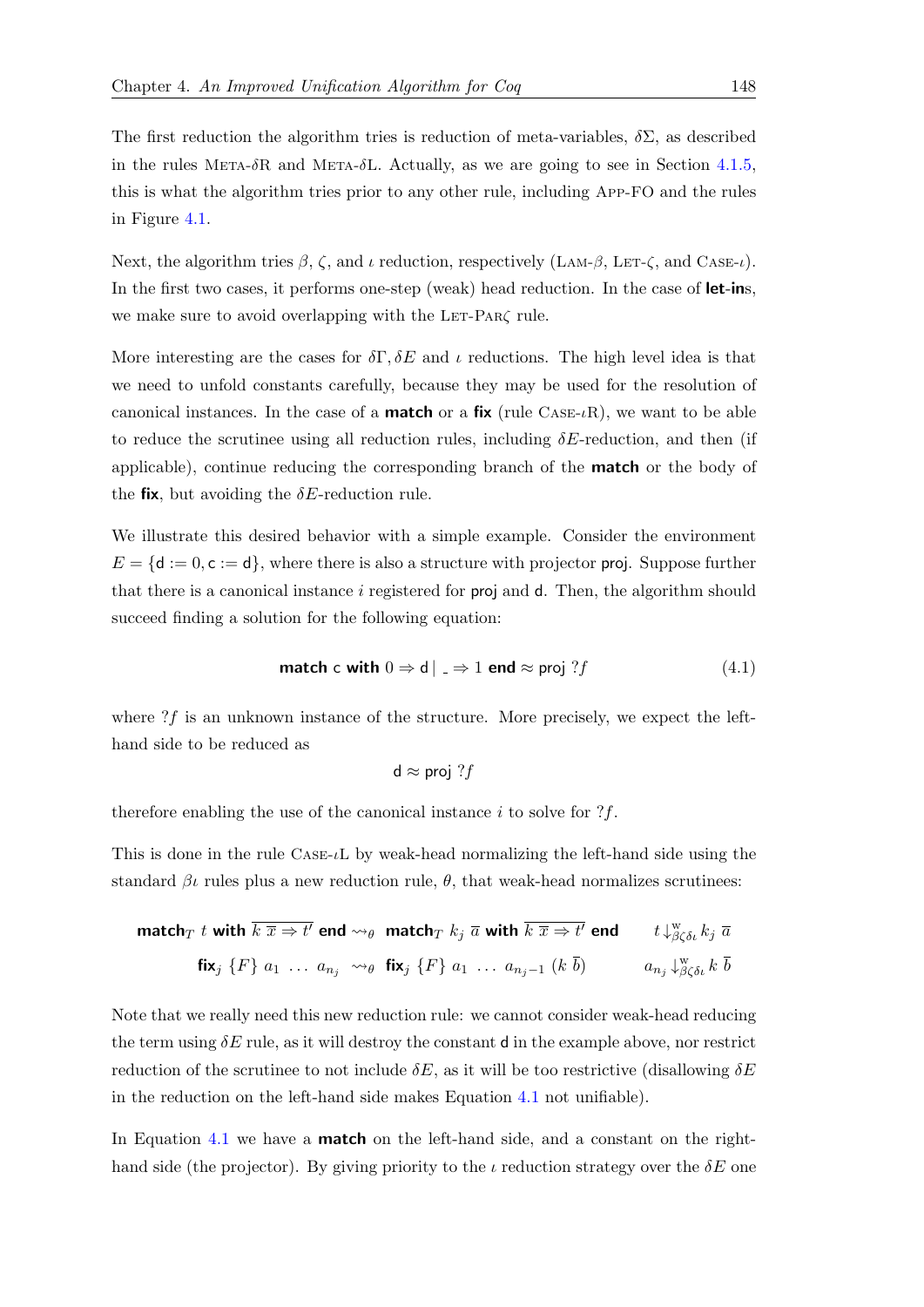The first reduction the algorithm tries is reduction of meta-variables, $\delta\Sigma$, as described in the rules META-$\delta$R and META-$\delta$L. Actually, as we are going to see in Section 4.1.5, this is what the algorithm tries prior to any other rule, including APP-FO and the rules in Figure 4.1.

Next, the algorithm tries $\beta$, $\zeta$, and $\iota$ reduction, respectively (LAM-$\beta$, LET-$\zeta$, and CASE-$\iota$). In the first two cases, it performs one-step (weak) head reduction. In the case of **let-in**s, we make sure to avoid overlapping with the LET-PAR$\zeta$ rule.

More interesting are the cases for $\delta\Gamma, \delta E$ and $\iota$ reductions. The high level idea is that we need to unfold constants carefully, because they may be used for the resolution of canonical instances. In the case of a **match** or a **fix** (rule CASE-$\iota$R), we want to be able to reduce the scrutinee using all reduction rules, including $\delta E$-reduction, and then (if applicable), continue reducing the corresponding branch of the **match** or the body of the **fix**, but avoiding the $\delta E$-reduction rule.

We illustrate this desired behavior with a simple example. Consider the environment $E = \{\mathsf{d} := 0, \mathsf{c} := \mathsf{d}\}$, where there is also a structure with projector proj. Suppose further that there is a canonical instance $i$ registered for proj and d. Then, the algorithm should succeed finding a solution for the following equation:

$$\textbf{match } \mathsf{c} \textbf{ with } 0 \Rightarrow \mathsf{d} \mid \_ \Rightarrow 1 \textbf{ end} \approx \mathsf{proj}\ ?f \tag{4.1}$$

where $?f$ is an unknown instance of the structure. More precisely, we expect the left-hand side to be reduced as

$$\mathsf{d} \approx \mathsf{proj}\ ?f$$

therefore enabling the use of the canonical instance $i$ to solve for $?f$.

This is done in the rule CASE-$\iota$L by weak-head normalizing the left-hand side using the standard $\beta\iota$ rules plus a new reduction rule, $\theta$, that weak-head normalizes scrutinees:

$$\begin{array}{lr}
\textbf{match}_T\ t \textbf{ with } \overline{k\ \overline{x} \Rightarrow t'} \textbf{ end} \rightsquigarrow_\theta \textbf{match}_T\ k_j\ \overline{a} \textbf{ with } \overline{k\ \overline{x} \Rightarrow t'} \textbf{ end} & t \downarrow^{\mathrm{w}}_{\beta\zeta\delta\iota} k_j\ \overline{a} \\
\textbf{fix}_j\ \{F\}\ a_1\ \ldots\ a_{n_j} \rightsquigarrow_\theta \textbf{fix}_j\ \{F\}\ a_1\ \ldots\ a_{n_j - 1}\ (k\ \overline{b}) & a_{n_j} \downarrow^{\mathrm{w}}_{\beta\zeta\delta\iota} k\ \overline{b}
\end{array}$$

Note that we really need this new reduction rule: we cannot consider weak-head reducing the term using $\delta E$ rule, as it will destroy the constant d in the example above, nor restrict reduction of the scrutinee to not include $\delta E$, as it will be too restrictive (disallowing $\delta E$ in the reduction on the left-hand side makes Equation 4.1 not unifiable).

In Equation 4.1 we have a **match** on the left-hand side, and a constant on the right-hand side (the projector). By giving priority to the $\iota$ reduction strategy over the $\delta E$ one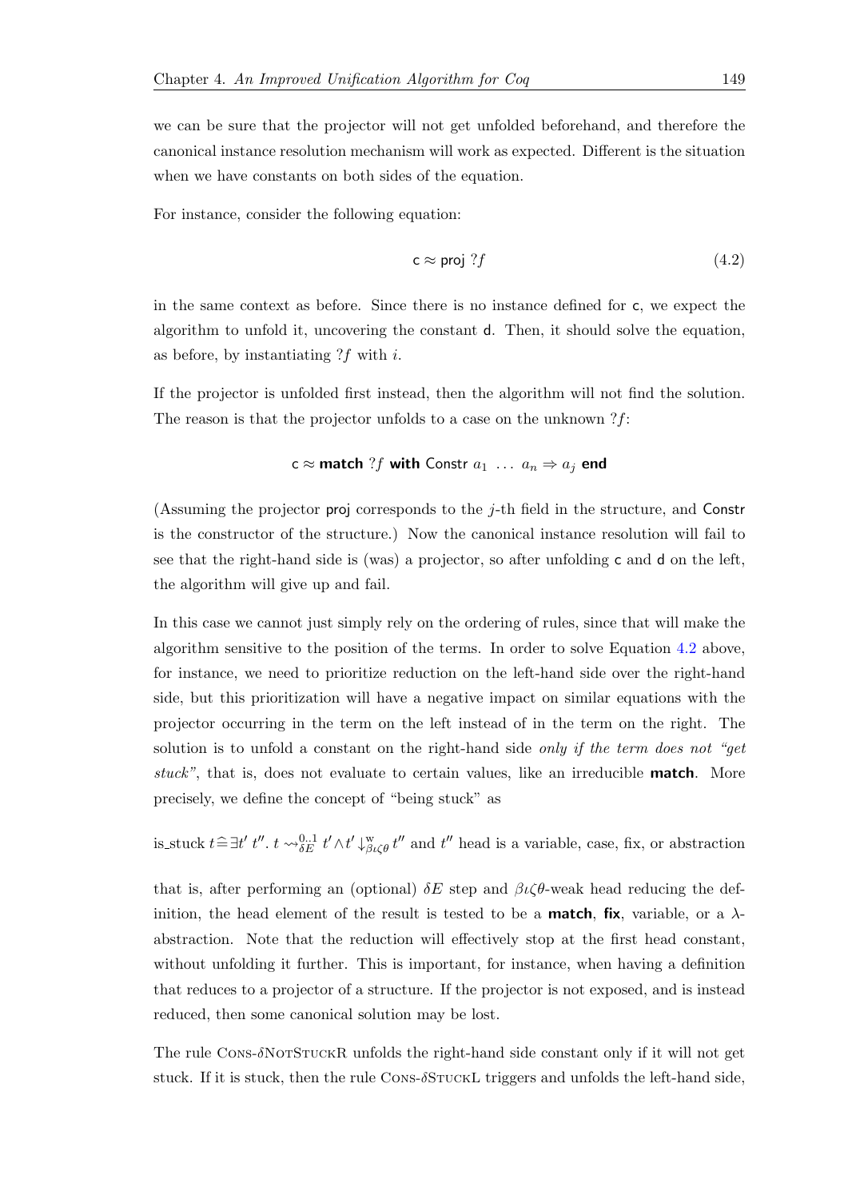we can be sure that the projector will not get unfolded beforehand, and therefore the canonical instance resolution mechanism will work as expected. Different is the situation when we have constants on both sides of the equation.

For instance, consider the following equation:

$$\mathsf{c} \approx \mathsf{proj}\ ?f \tag{4.2}$$

in the same context as before. Since there is no instance defined for c, we expect the algorithm to unfold it, uncovering the constant d. Then, it should solve the equation, as before, by instantiating $?f$ with $i$.

If the projector is unfolded first instead, then the algorithm will not find the solution. The reason is that the projector unfolds to a case on the unknown $?f$:

$$\mathsf{c} \approx \textbf{match}\ ?f\ \textbf{with}\ \mathsf{Constr}\ a_1\ \ldots\ a_n \Rightarrow a_j\ \textbf{end}$$

(Assuming the projector proj corresponds to the $j$-th field in the structure, and Constr is the constructor of the structure.) Now the canonical instance resolution will fail to see that the right-hand side is (was) a projector, so after unfolding c and d on the left, the algorithm will give up and fail.

In this case we cannot just simply rely on the ordering of rules, since that will make the algorithm sensitive to the position of the terms. In order to solve Equation 4.2 above, for instance, we need to prioritize reduction on the left-hand side over the right-hand side, but this prioritization will have a negative impact on similar equations with the projector occurring in the term on the left instead of in the term on the right. The solution is to unfold a constant on the right-hand side *only if the term does not "get stuck"*, that is, does not evaluate to certain values, like an irreducible **match**. More precisely, we define the concept of "being stuck" as

$$\text{is\_stuck}\ t \mathrel{\widehat{=}} \exists t'\ t''.\ t \leadsto^{0..1}_{\delta E} t' \wedge t' \downarrow^{\mathrm{w}}_{\beta\iota\zeta\theta} t'' \text{ and } t'' \text{ head is a variable, case, fix, or abstraction}$$

that is, after performing an (optional) $\delta E$ step and $\beta\iota\zeta\theta$-weak head reducing the definition, the head element of the result is tested to be a **match**, **fix**, variable, or a $\lambda$-abstraction. Note that the reduction will effectively stop at the first head constant, without unfolding it further. This is important, for instance, when having a definition that reduces to a projector of a structure. If the projector is not exposed, and is instead reduced, then some canonical solution may be lost.

The rule Cons-$\delta$NotStuckR unfolds the right-hand side constant only if it will not get stuck. If it is stuck, then the rule Cons-$\delta$StuckL triggers and unfolds the left-hand side,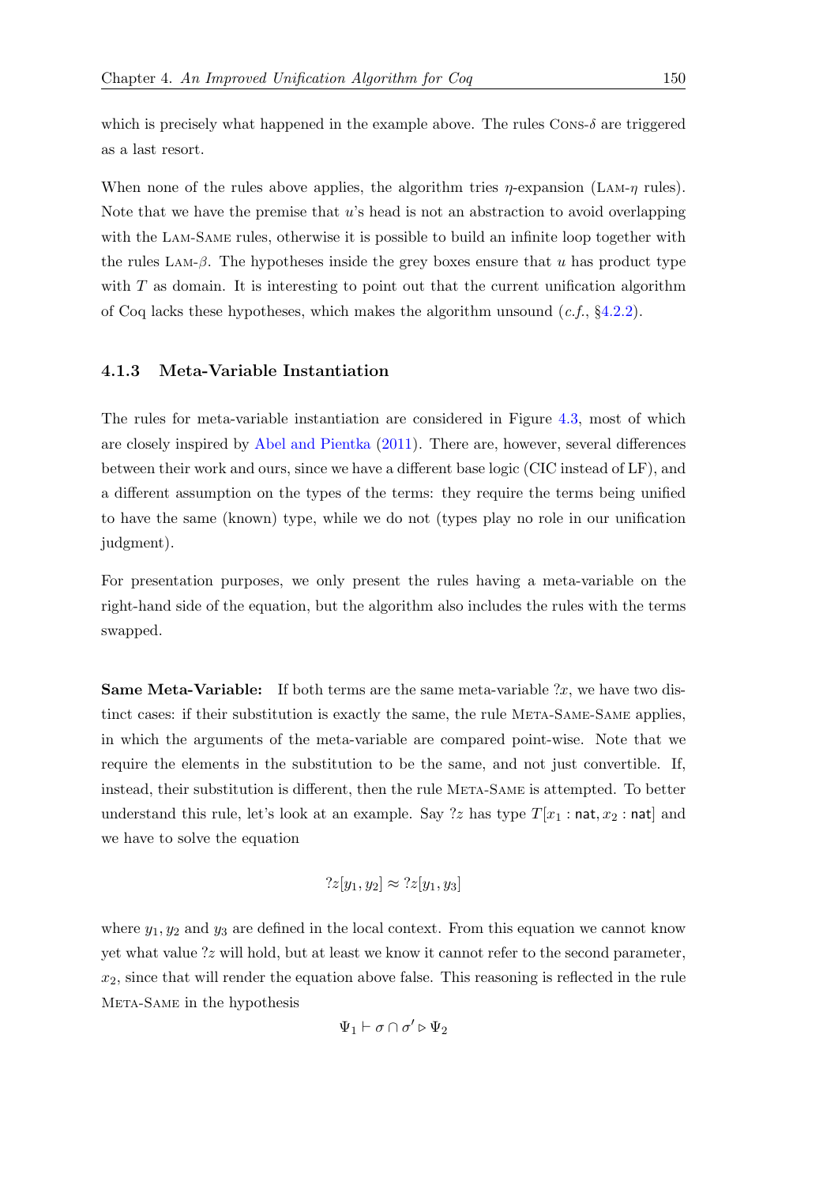which is precisely what happened in the example above. The rules Cons-$\delta$ are triggered as a last resort.

When none of the rules above applies, the algorithm tries $\eta$-expansion (Lam-$\eta$ rules). Note that we have the premise that $u$'s head is not an abstraction to avoid overlapping with the Lam-Same rules, otherwise it is possible to build an infinite loop together with the rules Lam-$\beta$. The hypotheses inside the grey boxes ensure that $u$ has product type with $T$ as domain. It is interesting to point out that the current unification algorithm of Coq lacks these hypotheses, which makes the algorithm unsound (*c.f.*, §4.2.2).

### 4.1.3 Meta-Variable Instantiation

The rules for meta-variable instantiation are considered in Figure 4.3, most of which are closely inspired by Abel and Pientka (2011). There are, however, several differences between their work and ours, since we have a different base logic (CIC instead of LF), and a different assumption on the types of the terms: they require the terms being unified to have the same (known) type, while we do not (types play no role in our unification judgment).

For presentation purposes, we only present the rules having a meta-variable on the right-hand side of the equation, but the algorithm also includes the rules with the terms swapped.

**Same Meta-Variable:** If both terms are the same meta-variable $?x$, we have two distinct cases: if their substitution is exactly the same, the rule Meta-Same-Same applies, in which the arguments of the meta-variable are compared point-wise. Note that we require the elements in the substitution to be the same, and not just convertible. If, instead, their substitution is different, then the rule Meta-Same is attempted. To better understand this rule, let's look at an example. Say $?z$ has type $T[x_1 : \mathsf{nat}, x_2 : \mathsf{nat}]$ and we have to solve the equation

$$?z[y_1, y_2] \approx ?z[y_1, y_3]$$

where $y_1, y_2$ and $y_3$ are defined in the local context. From this equation we cannot know yet what value $?z$ will hold, but at least we know it cannot refer to the second parameter, $x_2$, since that will render the equation above false. This reasoning is reflected in the rule Meta-Same in the hypothesis

$$\Psi_1 \vdash \sigma \cap \sigma' \triangleright \Psi_2$$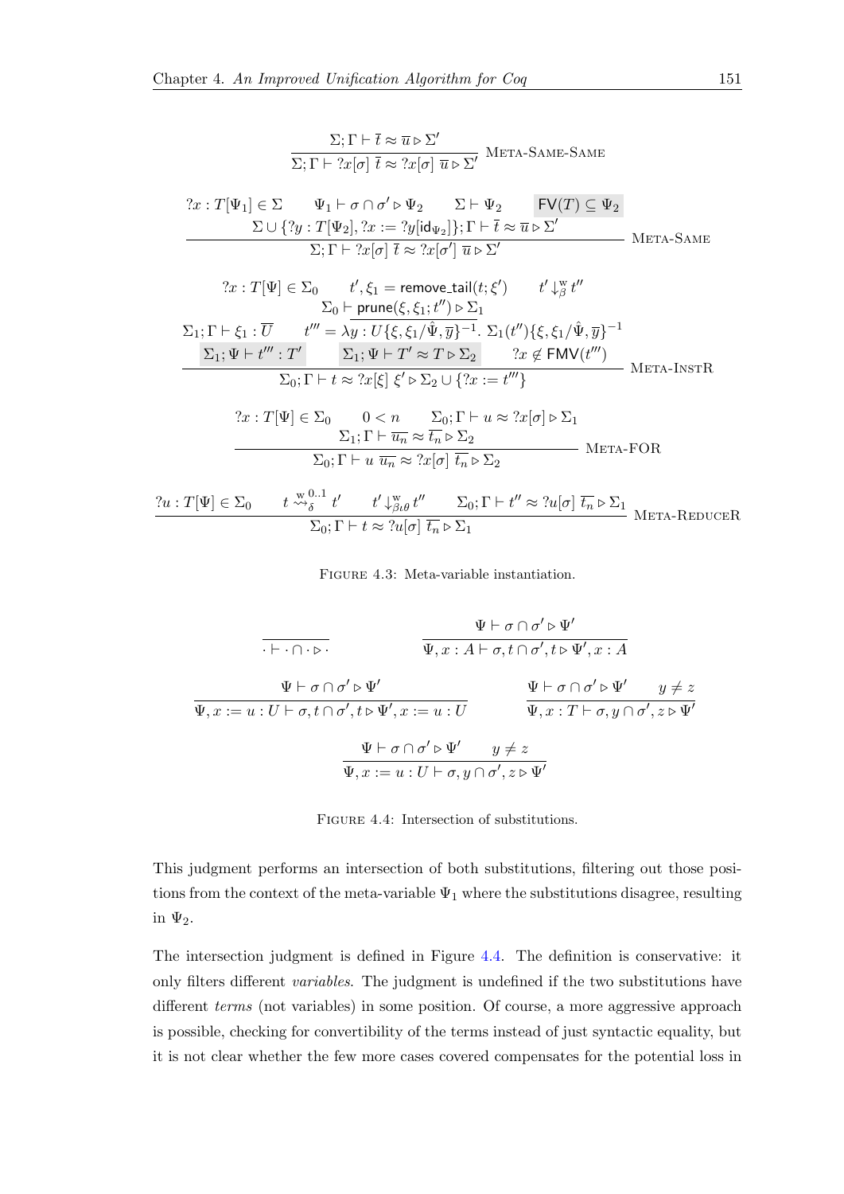$$\frac{\Sigma; \Gamma \vdash \overline{t} \approx \overline{u} \triangleright \Sigma'}{\Sigma; \Gamma \vdash ?x[\sigma]\ \overline{t} \approx ?x[\sigma]\ \overline{u} \triangleright \Sigma'}\ \textsc{Meta-Same-Same}$$

$$\frac{\begin{array}{c} ?x : T[\Psi_1] \in \Sigma \qquad \Psi_1 \vdash \sigma \cap \sigma' \triangleright \Psi_2 \qquad \Sigma \vdash \Psi_2 \qquad \mathsf{FV}(T) \subseteq \Psi_2 \\ \Sigma \cup \{?y : T[\Psi_2], ?x := ?y[\mathsf{id}_{\Psi_2}]\}; \Gamma \vdash \overline{t} \approx \overline{u} \triangleright \Sigma' \end{array}}{\Sigma; \Gamma \vdash ?x[\sigma]\ \overline{t} \approx ?x[\sigma']\ \overline{u} \triangleright \Sigma'}\ \textsc{Meta-Same}$$

$$\frac{\begin{array}{c} ?x : T[\Psi] \in \Sigma_0 \qquad t', \xi_1 = \mathsf{remove\_tail}(t; \xi') \qquad t' \downarrow_{\beta}^{\mathrm{w}} t'' \\ \Sigma_0 \vdash \mathsf{prune}(\xi, \xi_1; t'') \triangleright \Sigma_1 \\ \Sigma_1; \Gamma \vdash \xi_1 : \overline{U} \qquad t''' = \lambda y : U\{\xi, \xi_1/\hat{\Psi}, \overline{y}\}^{-1}.\ \Sigma_1(t'')\{\xi, \xi_1/\hat{\Psi}, \overline{y}\}^{-1} \\ \Sigma_1; \Psi \vdash t''' : T' \qquad \Sigma_1; \Psi \vdash T' \approx T \triangleright \Sigma_2 \qquad ?x \notin \mathsf{FMV}(t''') \end{array}}{\Sigma_0; \Gamma \vdash t \approx ?x[\xi]\ \xi' \triangleright \Sigma_2 \cup \{?x := t'''\}}\ \textsc{Meta-InstR}$$

$$\frac{\begin{array}{c} ?x : T[\Psi] \in \Sigma_0 \qquad 0 < n \qquad \Sigma_0; \Gamma \vdash u \approx ?x[\sigma] \triangleright \Sigma_1 \\ \Sigma_1; \Gamma \vdash \overline{u_n} \approx \overline{t_n} \triangleright \Sigma_2 \end{array}}{\Sigma_0; \Gamma \vdash u\ \overline{u_n} \approx ?x[\sigma]\ \overline{t_n} \triangleright \Sigma_2}\ \textsc{Meta-FOR}$$

$$\frac{?u : T[\Psi] \in \Sigma_0 \qquad t \overset{\mathrm{w}\ 0..1}{\rightsquigarrow_{\delta}} t' \qquad t' \downarrow_{\beta\iota\theta}^{\mathrm{w}} t'' \qquad \Sigma_0; \Gamma \vdash t'' \approx ?u[\sigma]\ \overline{t_n} \triangleright \Sigma_1}{\Sigma_0; \Gamma \vdash t \approx ?u[\sigma]\ \overline{t_n} \triangleright \Sigma_1}\ \textsc{Meta-ReduceR}$$

Figure 4.3: Meta-variable instantiation.

$$\frac{}{\cdot \vdash \cdot \cap \cdot \triangleright \cdot} \qquad \frac{\Psi \vdash \sigma \cap \sigma' \triangleright \Psi'}{\Psi, x : A \vdash \sigma, t \cap \sigma', t \triangleright \Psi', x : A}$$

$$\frac{\Psi \vdash \sigma \cap \sigma' \triangleright \Psi'}{\Psi, x := u : U \vdash \sigma, t \cap \sigma', t \triangleright \Psi', x := u : U} \qquad \frac{\Psi \vdash \sigma \cap \sigma' \triangleright \Psi' \qquad y \neq z}{\Psi, x : T \vdash \sigma, y \cap \sigma', z \triangleright \Psi'}$$

$$\frac{\Psi \vdash \sigma \cap \sigma' \triangleright \Psi' \qquad y \neq z}{\Psi, x := u : U \vdash \sigma, y \cap \sigma', z \triangleright \Psi'}$$

Figure 4.4: Intersection of substitutions.

This judgment performs an intersection of both substitutions, filtering out those positions from the context of the meta-variable $\Psi_1$ where the substitutions disagree, resulting in $\Psi_2$.

The intersection judgment is defined in Figure 4.4. The definition is conservative: it only filters different *variables*. The judgment is undefined if the two substitutions have different *terms* (not variables) in some position. Of course, a more aggressive approach is possible, checking for convertibility of the terms instead of just syntactic equality, but it is not clear whether the few more cases covered compensates for the potential loss in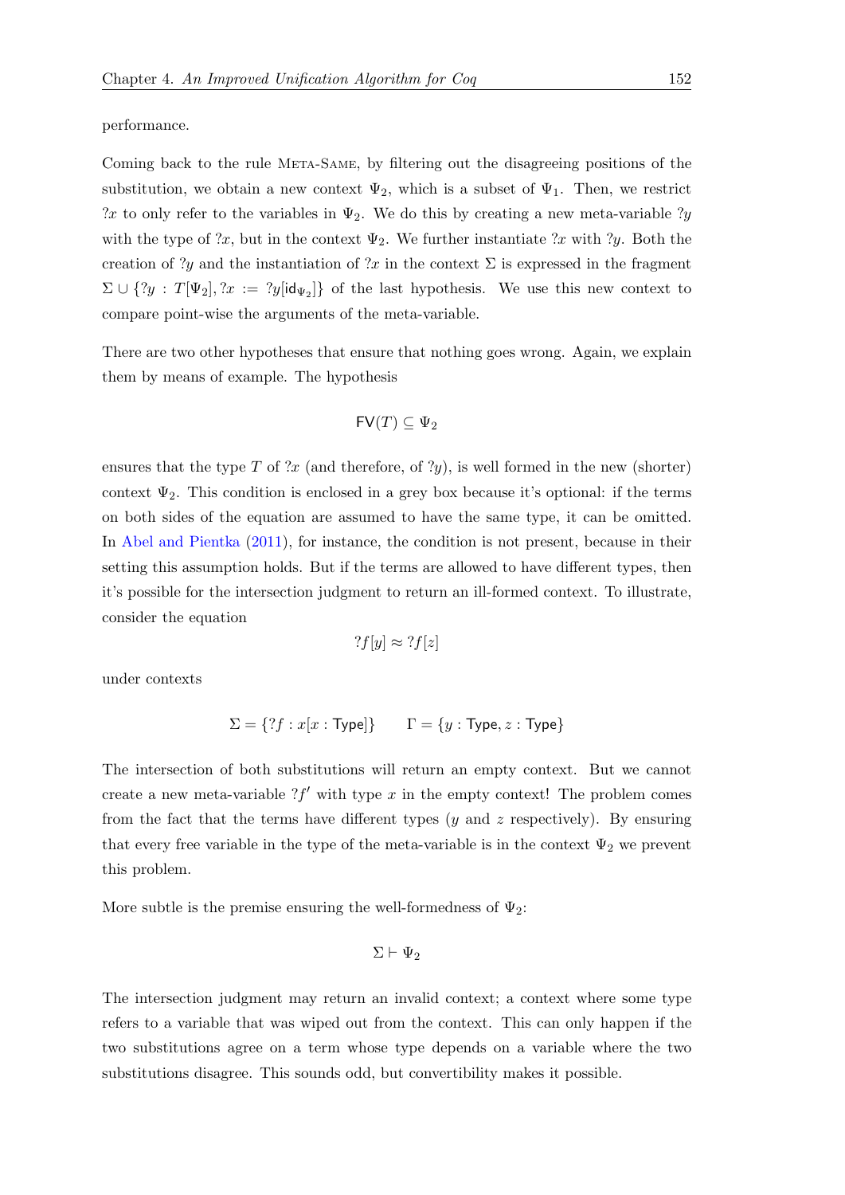performance.

Coming back to the rule Meta-Same, by filtering out the disagreeing positions of the substitution, we obtain a new context $\Psi_2$, which is a subset of $\Psi_1$. Then, we restrict $?x$ to only refer to the variables in $\Psi_2$. We do this by creating a new meta-variable $?y$ with the type of $?x$, but in the context $\Psi_2$. We further instantiate $?x$ with $?y$. Both the creation of $?y$ and the instantiation of $?x$ in the context $\Sigma$ is expressed in the fragment $\Sigma \cup \{?y : T[\Psi_2], ?x := ?y[\mathsf{id}_{\Psi_2}]\}$ of the last hypothesis. We use this new context to compare point-wise the arguments of the meta-variable.

There are two other hypotheses that ensure that nothing goes wrong. Again, we explain them by means of example. The hypothesis

$$\mathsf{FV}(T) \subseteq \Psi_2$$

ensures that the type $T$ of $?x$ (and therefore, of $?y$), is well formed in the new (shorter) context $\Psi_2$. This condition is enclosed in a grey box because it's optional: if the terms on both sides of the equation are assumed to have the same type, it can be omitted. In Abel and Pientka (2011), for instance, the condition is not present, because in their setting this assumption holds. But if the terms are allowed to have different types, then it's possible for the intersection judgment to return an ill-formed context. To illustrate, consider the equation

$$?f[y] \approx ?f[z]$$

under contexts

$$\Sigma = \{?f : x[x : \mathsf{Type}]\} \qquad \Gamma = \{y : \mathsf{Type}, z : \mathsf{Type}\}$$

The intersection of both substitutions will return an empty context. But we cannot create a new meta-variable $?f'$ with type $x$ in the empty context! The problem comes from the fact that the terms have different types ($y$ and $z$ respectively). By ensuring that every free variable in the type of the meta-variable is in the context $\Psi_2$ we prevent this problem.

More subtle is the premise ensuring the well-formedness of $\Psi_2$:

$$\Sigma \vdash \Psi_2$$

The intersection judgment may return an invalid context; a context where some type refers to a variable that was wiped out from the context. This can only happen if the two substitutions agree on a term whose type depends on a variable where the two substitutions disagree. This sounds odd, but convertibility makes it possible.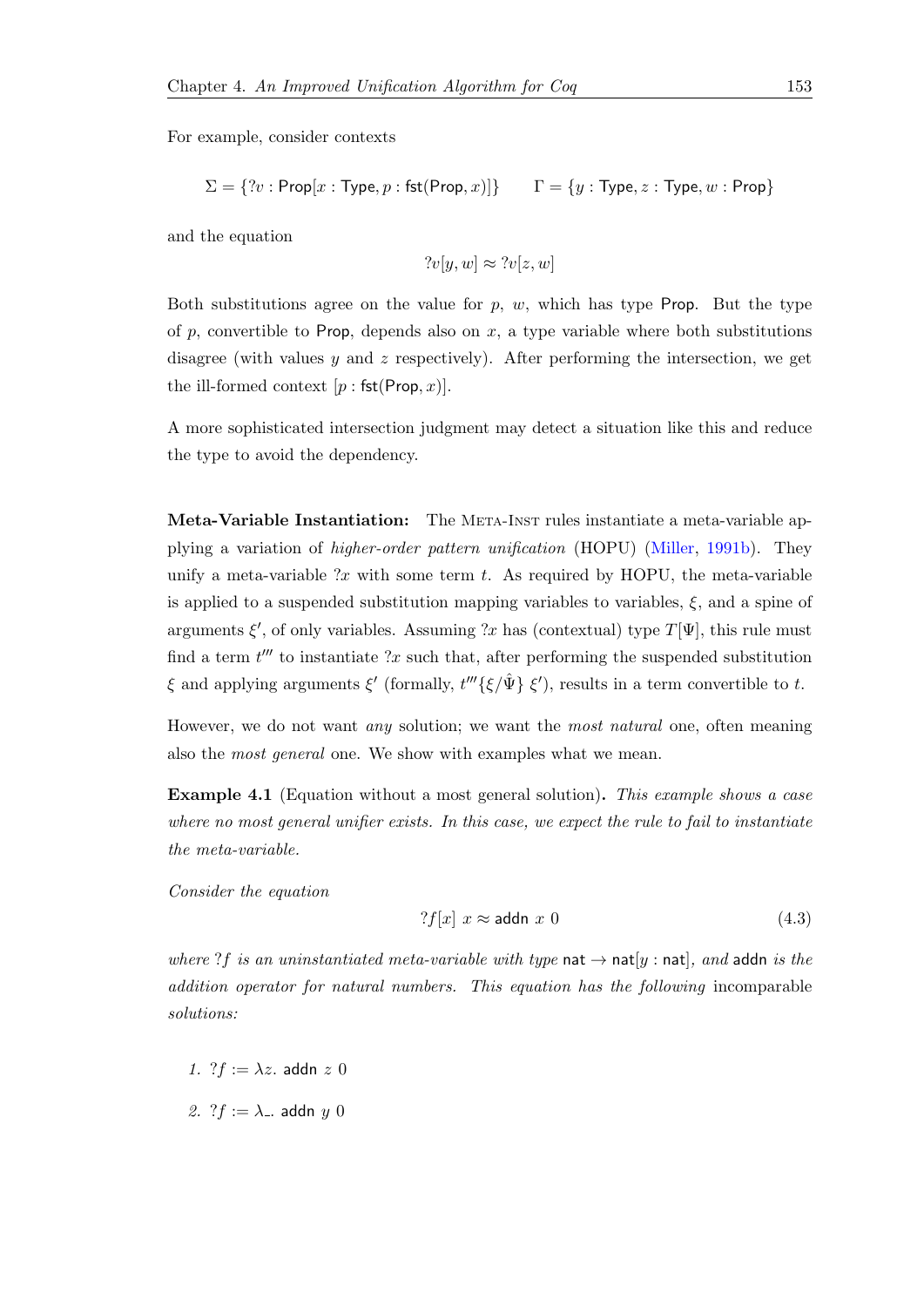For example, consider contexts

$$\Sigma = \{?v : \mathsf{Prop}[x : \mathsf{Type}, p : \mathsf{fst}(\mathsf{Prop}, x)]\} \qquad \Gamma = \{y : \mathsf{Type}, z : \mathsf{Type}, w : \mathsf{Prop}\}$$

and the equation

$$?v[y, w] \approx ?v[z, w]$$

Both substitutions agree on the value for $p$, $w$, which has type $\mathsf{Prop}$. But the type of $p$, convertible to $\mathsf{Prop}$, depends also on $x$, a type variable where both substitutions disagree (with values $y$ and $z$ respectively). After performing the intersection, we get the ill-formed context $[p : \mathsf{fst}(\mathsf{Prop}, x)]$.

A more sophisticated intersection judgment may detect a situation like this and reduce the type to avoid the dependency.

**Meta-Variable Instantiation:** The Meta-Inst rules instantiate a meta-variable applying a variation of *higher-order pattern unification* (HOPU) (Miller, 1991b). They unify a meta-variable $?x$ with some term $t$. As required by HOPU, the meta-variable is applied to a suspended substitution mapping variables to variables, $\xi$, and a spine of arguments $\xi'$, of only variables. Assuming $?x$ has (contextual) type $T[\Psi]$, this rule must find a term $t'''$ to instantiate $?x$ such that, after performing the suspended substitution $\xi$ and applying arguments $\xi'$ (formally, $t'''\{\xi/\hat{\Psi}\}\ \xi'$), results in a term convertible to $t$.

However, we do not want *any* solution; we want the *most natural* one, often meaning also the *most general* one. We show with examples what we mean.

**Example 4.1** (Equation without a most general solution)**.** *This example shows a case where no most general unifier exists. In this case, we expect the rule to fail to instantiate the meta-variable.*

*Consider the equation*

$$?f[x]\ x \approx \mathsf{addn}\ x\ 0 \tag{4.3}$$

*where* $?f$ *is an uninstantiated meta-variable with type* $\mathsf{nat} \to \mathsf{nat}[y : \mathsf{nat}]$*, and* $\mathsf{addn}$ *is the addition operator for natural numbers. This equation has the following* incomparable *solutions:*

1. $?f := \lambda z.\ \mathsf{addn}\ z\ 0$
2. $?f := \lambda\_.\ \mathsf{addn}\ y\ 0$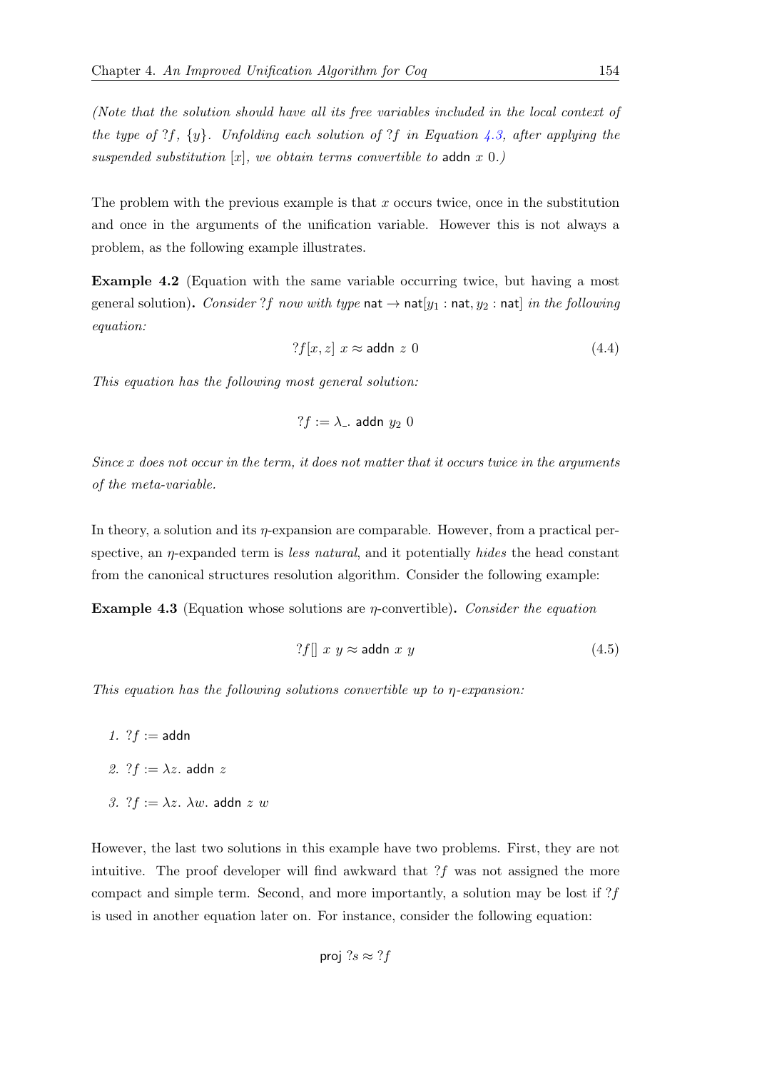*(Note that the solution should have all its free variables included in the local context of the type of $?f$, $\{y\}$. Unfolding each solution of $?f$ in Equation 4.3, after applying the suspended substitution $[x]$, we obtain terms convertible to* $\mathsf{addn}\ x\ 0$.*)*

The problem with the previous example is that $x$ occurs twice, once in the substitution and once in the arguments of the unification variable. However this is not always a problem, as the following example illustrates.

**Example 4.2** (Equation with the same variable occurring twice, but having a most general solution)**.** *Consider $?f$ now with type $\mathsf{nat} \to \mathsf{nat}[y_1 : \mathsf{nat}, y_2 : \mathsf{nat}]$ in the following equation:*

$$?f[x, z]\ x \approx \mathsf{addn}\ z\ 0 \tag{4.4}$$

*This equation has the following most general solution:*

$$?f := \lambda\_.\ \mathsf{addn}\ y_2\ 0$$

*Since $x$ does not occur in the term, it does not matter that it occurs twice in the arguments of the meta-variable.*

In theory, a solution and its $\eta$-expansion are comparable. However, from a practical perspective, an $\eta$-expanded term is *less natural*, and it potentially *hides* the head constant from the canonical structures resolution algorithm. Consider the following example:

**Example 4.3** (Equation whose solutions are $\eta$-convertible)**.** *Consider the equation*

$$?f[]\ x\ y \approx \mathsf{addn}\ x\ y \tag{4.5}$$

*This equation has the following solutions convertible up to $\eta$-expansion:*

1. $?f := \mathsf{addn}$
2. $?f := \lambda z.\ \mathsf{addn}\ z$
3. $?f := \lambda z.\ \lambda w.\ \mathsf{addn}\ z\ w$

However, the last two solutions in this example have two problems. First, they are not intuitive. The proof developer will find awkward that $?f$ was not assigned the more compact and simple term. Second, and more importantly, a solution may be lost if $?f$ is used in another equation later on. For instance, consider the following equation:

$$\mathsf{proj}\ ?s \approx ?f$$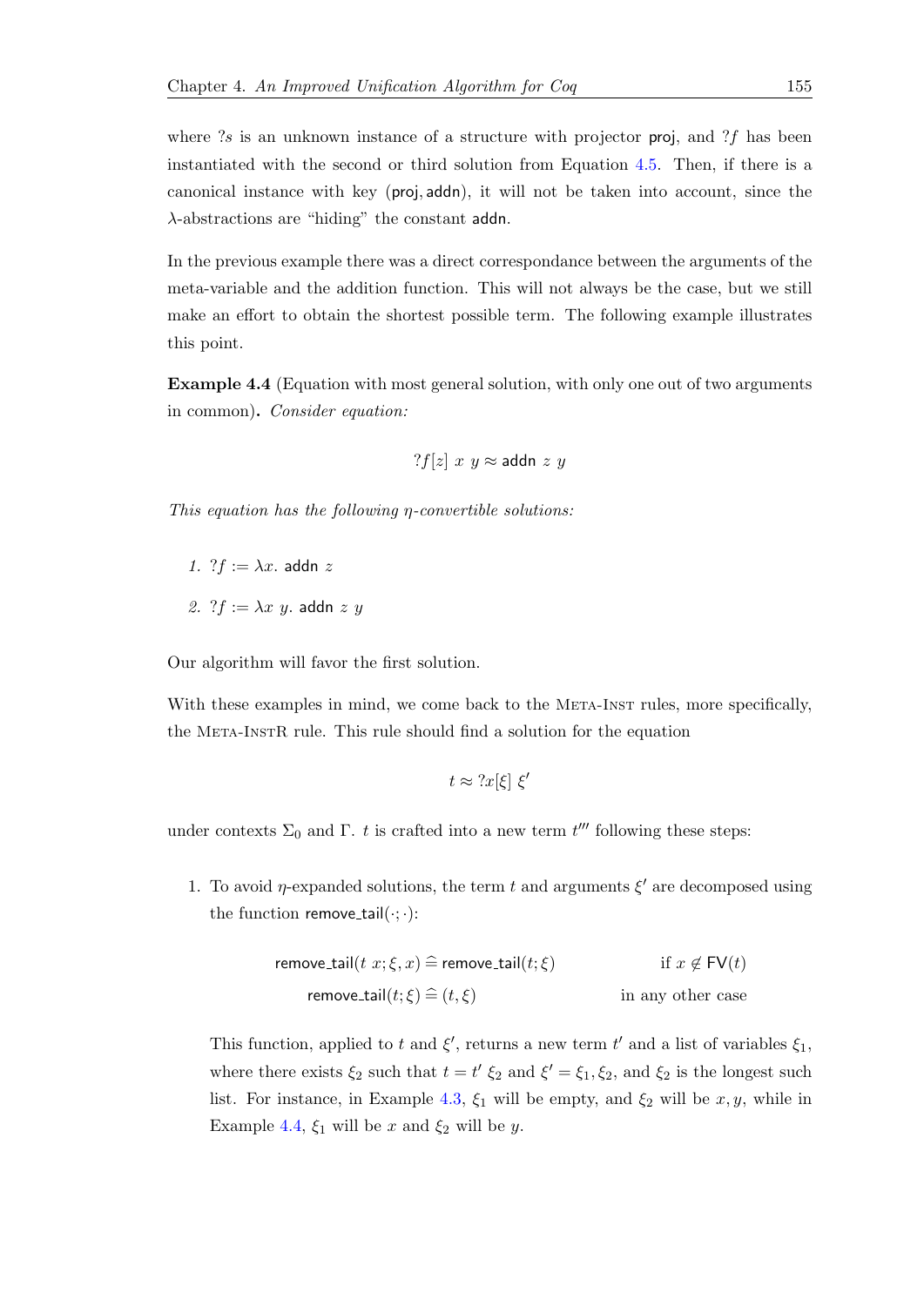where $?s$ is an unknown instance of a structure with projector $\mathsf{proj}$, and $?f$ has been instantiated with the second or third solution from Equation 4.5. Then, if there is a canonical instance with key $(\mathsf{proj}, \mathsf{addn})$, it will not be taken into account, since the $\lambda$-abstractions are "hiding" the constant $\mathsf{addn}$.

In the previous example there was a direct correspondance between the arguments of the meta-variable and the addition function. This will not always be the case, but we still make an effort to obtain the shortest possible term. The following example illustrates this point.

**Example 4.4** (Equation with most general solution, with only one out of two arguments in common)**.** *Consider equation:*

$$?f[z]\ x\ y \approx \mathsf{addn}\ z\ y$$

*This equation has the following $\eta$-convertible solutions:*

1. $?f := \lambda x.\ \mathsf{addn}\ z$
2. $?f := \lambda x\ y.\ \mathsf{addn}\ z\ y$

Our algorithm will favor the first solution.

With these examples in mind, we come back to the Meta-Inst rules, more specifically, the Meta-InstR rule. This rule should find a solution for the equation

$$t \approx ?x[\xi]\ \xi'$$

under contexts $\Sigma_0$ and $\Gamma$. $t$ is crafted into a new term $t'''$ following these steps:

1. To avoid $\eta$-expanded solutions, the term $t$ and arguments $\xi'$ are decomposed using the function $\mathsf{remove\_tail}(\cdot;\cdot)$:

$$\begin{aligned}
\mathsf{remove\_tail}(t\ x; \xi, x) &\mathrel{\widehat{=}} \mathsf{remove\_tail}(t; \xi) && \text{if } x \notin \mathsf{FV}(t) \\
\mathsf{remove\_tail}(t; \xi) &\mathrel{\widehat{=}} (t, \xi) && \text{in any other case}
\end{aligned}$$

   This function, applied to $t$ and $\xi'$, returns a new term $t'$ and a list of variables $\xi_1$, where there exists $\xi_2$ such that $t = t'\ \xi_2$ and $\xi' = \xi_1, \xi_2$, and $\xi_2$ is the longest such list. For instance, in Example 4.3, $\xi_1$ will be empty, and $\xi_2$ will be $x, y$, while in Example 4.4, $\xi_1$ will be $x$ and $\xi_2$ will be $y$.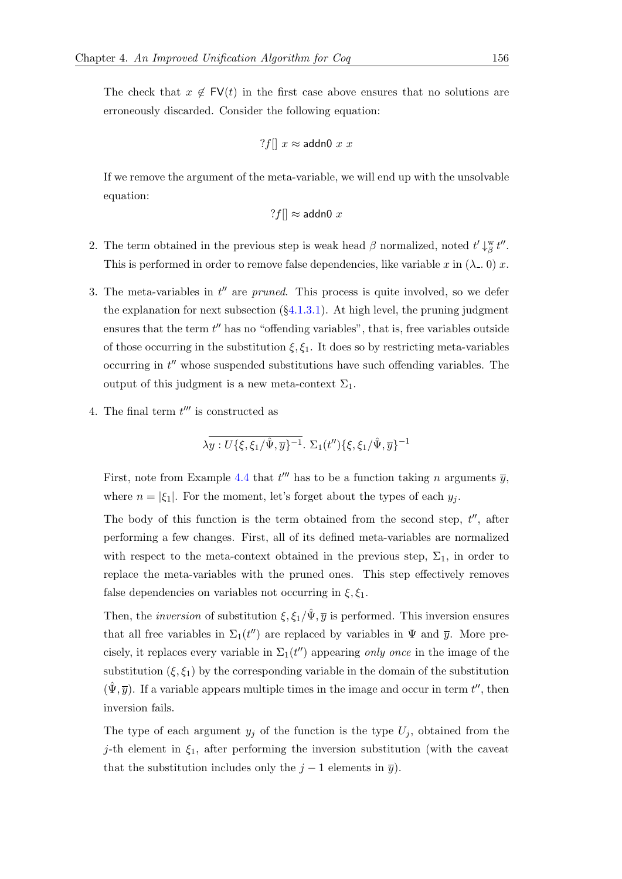The check that $x \notin \mathsf{FV}(t)$ in the first case above ensures that no solutions are erroneously discarded. Consider the following equation:

$$?f[]\ x \approx \mathsf{addn0}\ x\ x$$

If we remove the argument of the meta-variable, we will end up with the unsolvable equation:

$$?f[] \approx \mathsf{addn0}\ x$$

2. The term obtained in the previous step is weak head $\beta$ normalized, noted $t' \downarrow_{\beta}^{\mathrm{w}} t''$. This is performed in order to remove false dependencies, like variable $x$ in $(\lambda\_.\ 0)\ x$.

3. The meta-variables in $t''$ are *pruned*. This process is quite involved, so we defer the explanation for next subsection (§4.1.3.1). At high level, the pruning judgment ensures that the term $t''$ has no "offending variables", that is, free variables outside of those occurring in the substitution $\xi, \xi_1$. It does so by restricting meta-variables occurring in $t''$ whose suspended substitutions have such offending variables. The output of this judgment is a new meta-context $\Sigma_1$.

4. The final term $t'''$ is constructed as

$$\lambda \overline{y : U\{\xi, \xi_1/\hat{\Psi}, \overline{y}\}^{-1}}.\ \Sigma_1(t'')\{\xi, \xi_1/\hat{\Psi}, \overline{y}\}^{-1}$$

First, note from Example 4.4 that $t'''$ has to be a function taking $n$ arguments $\overline{y}$, where $n = |\xi_1|$. For the moment, let's forget about the types of each $y_j$.

The body of this function is the term obtained from the second step, $t''$, after performing a few changes. First, all of its defined meta-variables are normalized with respect to the meta-context obtained in the previous step, $\Sigma_1$, in order to replace the meta-variables with the pruned ones. This step effectively removes false dependencies on variables not occurring in $\xi, \xi_1$.

Then, the *inversion* of substitution $\xi, \xi_1/\hat{\Psi}, \overline{y}$ is performed. This inversion ensures that all free variables in $\Sigma_1(t'')$ are replaced by variables in $\Psi$ and $\overline{y}$. More precisely, it replaces every variable in $\Sigma_1(t'')$ appearing *only once* in the image of the substitution $(\xi, \xi_1)$ by the corresponding variable in the domain of the substitution $(\hat{\Psi}, \overline{y})$. If a variable appears multiple times in the image and occur in term $t''$, then inversion fails.

The type of each argument $y_j$ of the function is the type $U_j$, obtained from the $j$-th element in $\xi_1$, after performing the inversion substitution (with the caveat that the substitution includes only the $j - 1$ elements in $\overline{y}$).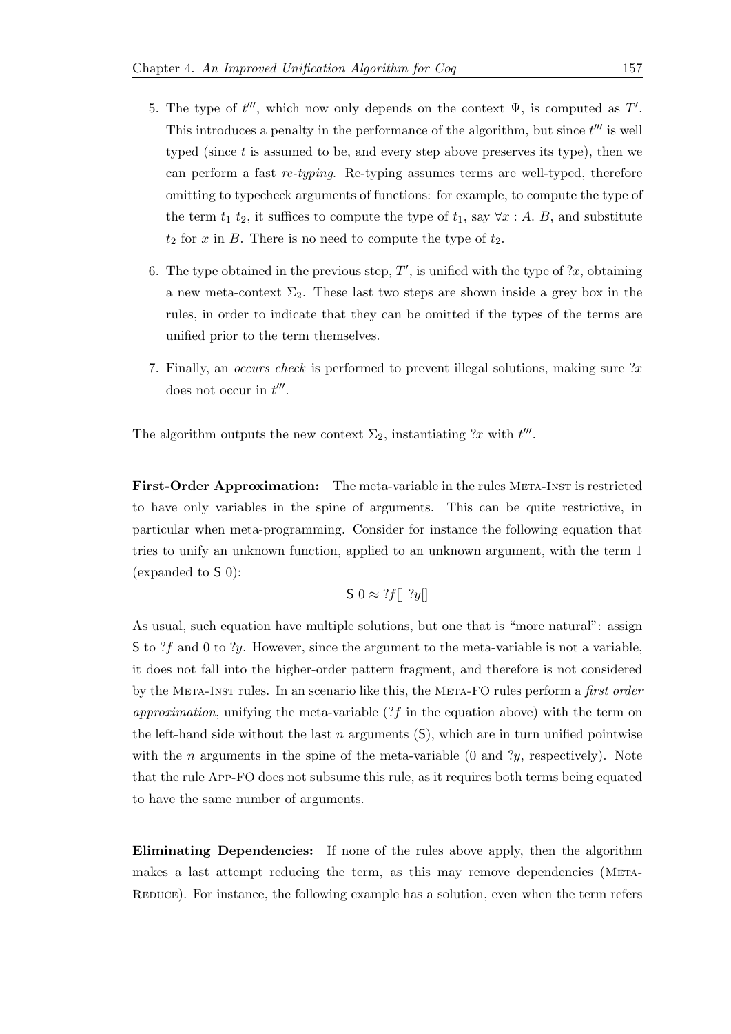5. The type of $t'''$, which now only depends on the context $\Psi$, is computed as $T'$. This introduces a penalty in the performance of the algorithm, but since $t'''$ is well typed (since $t$ is assumed to be, and every step above preserves its type), then we can perform a fast *re-typing*. Re-typing assumes terms are well-typed, therefore omitting to typecheck arguments of functions: for example, to compute the type of the term $t_1\ t_2$, it suffices to compute the type of $t_1$, say $\forall x : A.\ B$, and substitute $t_2$ for $x$ in $B$. There is no need to compute the type of $t_2$.

6. The type obtained in the previous step, $T'$, is unified with the type of $?x$, obtaining a new meta-context $\Sigma_2$. These last two steps are shown inside a grey box in the rules, in order to indicate that they can be omitted if the types of the terms are unified prior to the term themselves.

7. Finally, an *occurs check* is performed to prevent illegal solutions, making sure $?x$ does not occur in $t'''$.

The algorithm outputs the new context $\Sigma_2$, instantiating $?x$ with $t'''$.

**First-Order Approximation:** The meta-variable in the rules Meta-Inst is restricted to have only variables in the spine of arguments. This can be quite restrictive, in particular when meta-programming. Consider for instance the following equation that tries to unify an unknown function, applied to an unknown argument, with the term 1 (expanded to $\mathsf{S}\ 0$):

$$\mathsf{S}\ 0 \approx ?f[]\ ?y[]$$

As usual, such equation have multiple solutions, but one that is "more natural": assign $\mathsf{S}$ to $?f$ and 0 to $?y$. However, since the argument to the meta-variable is not a variable, it does not fall into the higher-order pattern fragment, and therefore is not considered by the Meta-Inst rules. In an scenario like this, the Meta-FO rules perform a *first order approximation*, unifying the meta-variable ($?f$ in the equation above) with the term on the left-hand side without the last $n$ arguments ($\mathsf{S}$), which are in turn unified pointwise with the $n$ arguments in the spine of the meta-variable (0 and $?y$, respectively). Note that the rule App-FO does not subsume this rule, as it requires both terms being equated to have the same number of arguments.

**Eliminating Dependencies:** If none of the rules above apply, then the algorithm makes a last attempt reducing the term, as this may remove dependencies (Meta-Reduce). For instance, the following example has a solution, even when the term refers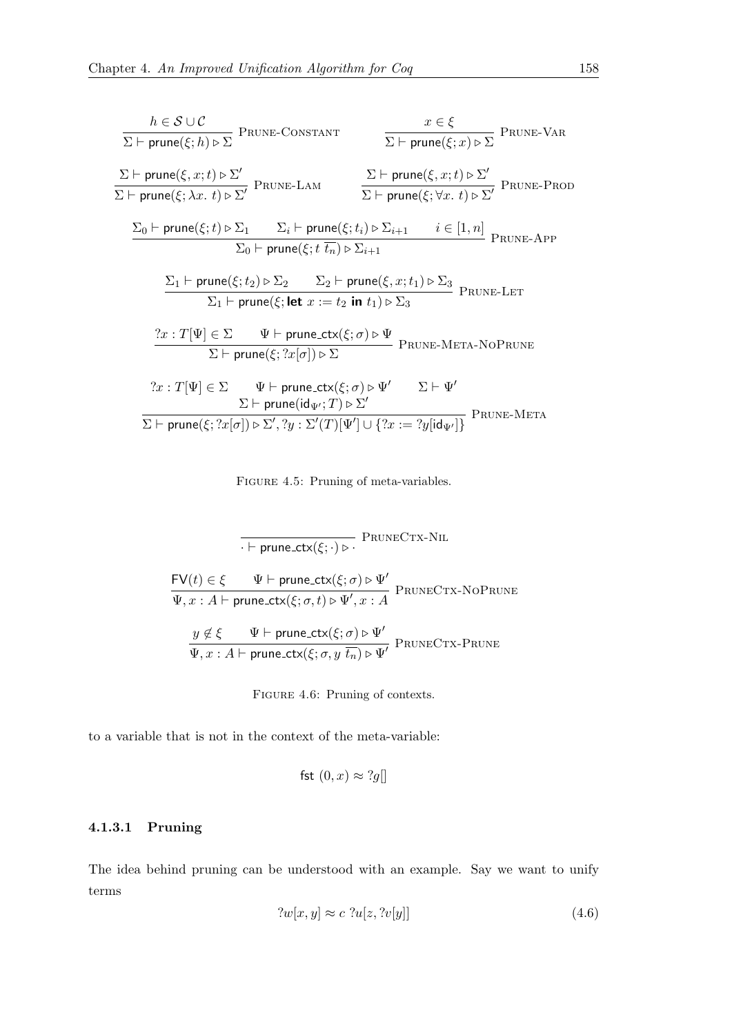$$\frac{h \in \mathcal{S} \cup \mathcal{C}}{\Sigma \vdash \mathsf{prune}(\xi; h) \triangleright \Sigma} \text{ PRUNE-CONSTANT} \qquad \frac{x \in \xi}{\Sigma \vdash \mathsf{prune}(\xi; x) \triangleright \Sigma} \text{ PRUNE-VAR}$$

$$\frac{\Sigma \vdash \mathsf{prune}(\xi, x; t) \triangleright \Sigma'}{\Sigma \vdash \mathsf{prune}(\xi; \lambda x.\ t) \triangleright \Sigma'} \text{ PRUNE-LAM} \qquad \frac{\Sigma \vdash \mathsf{prune}(\xi, x; t) \triangleright \Sigma'}{\Sigma \vdash \mathsf{prune}(\xi; \forall x.\ t) \triangleright \Sigma'} \text{ PRUNE-PROD}$$

$$\frac{\Sigma_0 \vdash \mathsf{prune}(\xi; t) \triangleright \Sigma_1 \qquad \Sigma_i \vdash \mathsf{prune}(\xi; t_i) \triangleright \Sigma_{i+1} \qquad i \in [1, n]}{\Sigma_0 \vdash \mathsf{prune}(\xi; t\ \overline{t_n}) \triangleright \Sigma_{i+1}} \text{ PRUNE-APP}$$

$$\frac{\Sigma_1 \vdash \mathsf{prune}(\xi; t_2) \triangleright \Sigma_2 \qquad \Sigma_2 \vdash \mathsf{prune}(\xi, x; t_1) \triangleright \Sigma_3}{\Sigma_1 \vdash \mathsf{prune}(\xi; \mathbf{let}\ x := t_2\ \mathbf{in}\ t_1) \triangleright \Sigma_3} \text{ PRUNE-LET}$$

$$\frac{?x : T[\Psi] \in \Sigma \qquad \Psi \vdash \mathsf{prune\_ctx}(\xi; \sigma) \triangleright \Psi}{\Sigma \vdash \mathsf{prune}(\xi; ?x[\sigma]) \triangleright \Sigma} \text{ PRUNE-META-NOPRUNE}$$

$$\frac{?x : T[\Psi] \in \Sigma \qquad \Psi \vdash \mathsf{prune\_ctx}(\xi; \sigma) \triangleright \Psi' \qquad \Sigma \vdash \Psi' \qquad \Sigma \vdash \mathsf{prune}(\mathsf{id}_{\Psi'}; T) \triangleright \Sigma'}{\Sigma \vdash \mathsf{prune}(\xi; ?x[\sigma]) \triangleright \Sigma', ?y : \Sigma'(T)[\Psi'] \cup \{?x := ?y[\mathsf{id}_{\Psi'}]\}} \text{ PRUNE-META}$$

FIGURE 4.5: Pruning of meta-variables.

$$\frac{}{\cdot \vdash \mathsf{prune\_ctx}(\xi; \cdot) \triangleright \cdot} \text{ PRUNECTX-NIL}$$

$$\frac{\mathsf{FV}(t) \in \xi \qquad \Psi \vdash \mathsf{prune\_ctx}(\xi; \sigma) \triangleright \Psi'}{\Psi, x : A \vdash \mathsf{prune\_ctx}(\xi; \sigma, t) \triangleright \Psi', x : A} \text{ PRUNECTX-NOPRUNE}$$

$$\frac{y \notin \xi \qquad \Psi \vdash \mathsf{prune\_ctx}(\xi; \sigma) \triangleright \Psi'}{\Psi, x : A \vdash \mathsf{prune\_ctx}(\xi; \sigma, y\ \overline{t_n}) \triangleright \Psi'} \text{ PRUNECTX-PRUNE}$$

FIGURE 4.6: Pruning of contexts.

to a variable that is not in the context of the meta-variable:

$$\mathsf{fst}\ (0, x) \approx ?g[]$$

#### 4.1.3.1 Pruning

The idea behind pruning can be understood with an example. Say we want to unify terms

$$?w[x, y] \approx c\ ?u[z, ?v[y]] \tag{4.6}$$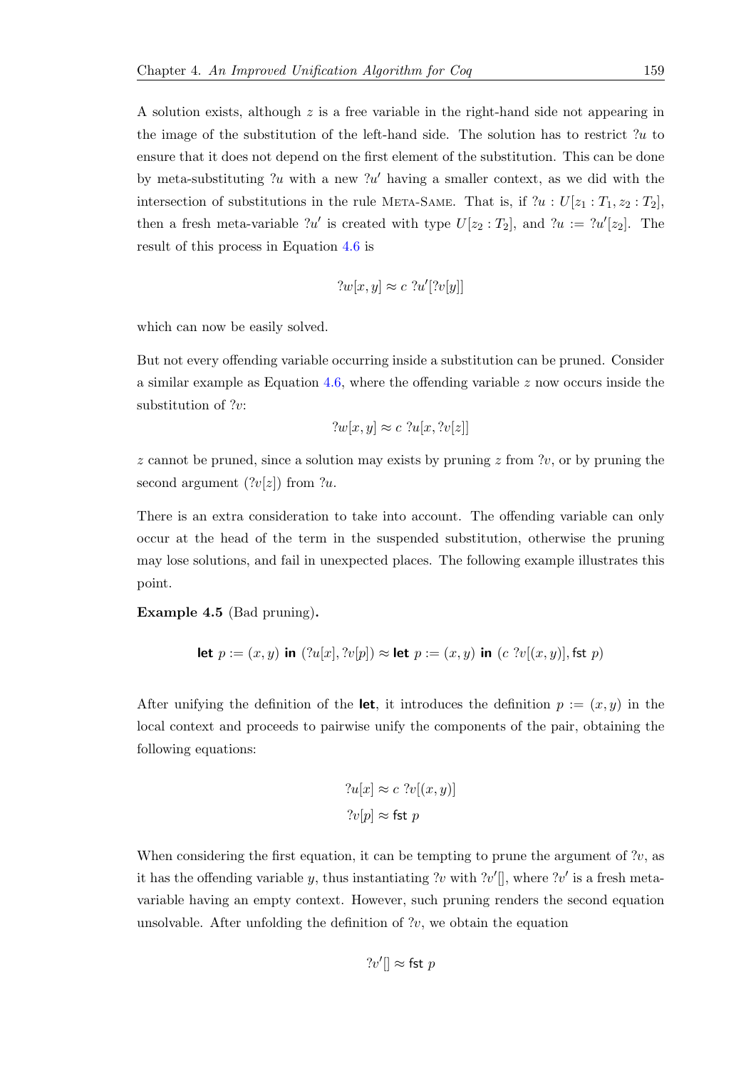A solution exists, although $z$ is a free variable in the right-hand side not appearing in the image of the substitution of the left-hand side. The solution has to restrict $?u$ to ensure that it does not depend on the first element of the substitution. This can be done by meta-substituting $?u$ with a new $?u'$ having a smaller context, as we did with the intersection of substitutions in the rule META-SAME. That is, if $?u : U[z_1 : T_1, z_2 : T_2]$, then a fresh meta-variable $?u'$ is created with type $U[z_2 : T_2]$, and $?u := ?u'[z_2]$. The result of this process in Equation 4.6 is

$$?w[x, y] \approx c\ ?u'[?v[y]]$$

which can now be easily solved.

But not every offending variable occurring inside a substitution can be pruned. Consider a similar example as Equation 4.6, where the offending variable $z$ now occurs inside the substitution of $?v$:

$$?w[x, y] \approx c\ ?u[x, ?v[z]]$$

$z$ cannot be pruned, since a solution may exists by pruning $z$ from $?v$, or by pruning the second argument ($?v[z]$) from $?u$.

There is an extra consideration to take into account. The offending variable can only occur at the head of the term in the suspended substitution, otherwise the pruning may lose solutions, and fail in unexpected places. The following example illustrates this point.

**Example 4.5** (Bad pruning)**.**

$$\textbf{let}\ p := (x, y)\ \textbf{in}\ (?u[x], ?v[p]) \approx \textbf{let}\ p := (x, y)\ \textbf{in}\ (c\ ?v[(x, y)], \mathsf{fst}\ p)$$

After unifying the definition of the **let**, it introduces the definition $p := (x, y)$ in the local context and proceeds to pairwise unify the components of the pair, obtaining the following equations:

$$?u[x] \approx c\ ?v[(x, y)]$$
$$?v[p] \approx \mathsf{fst}\ p$$

When considering the first equation, it can be tempting to prune the argument of $?v$, as it has the offending variable $y$, thus instantiating $?v$ with $?v'[]$, where $?v'$ is a fresh meta-variable having an empty context. However, such pruning renders the second equation unsolvable. After unfolding the definition of $?v$, we obtain the equation

$$?v'[] \approx \mathsf{fst}\ p$$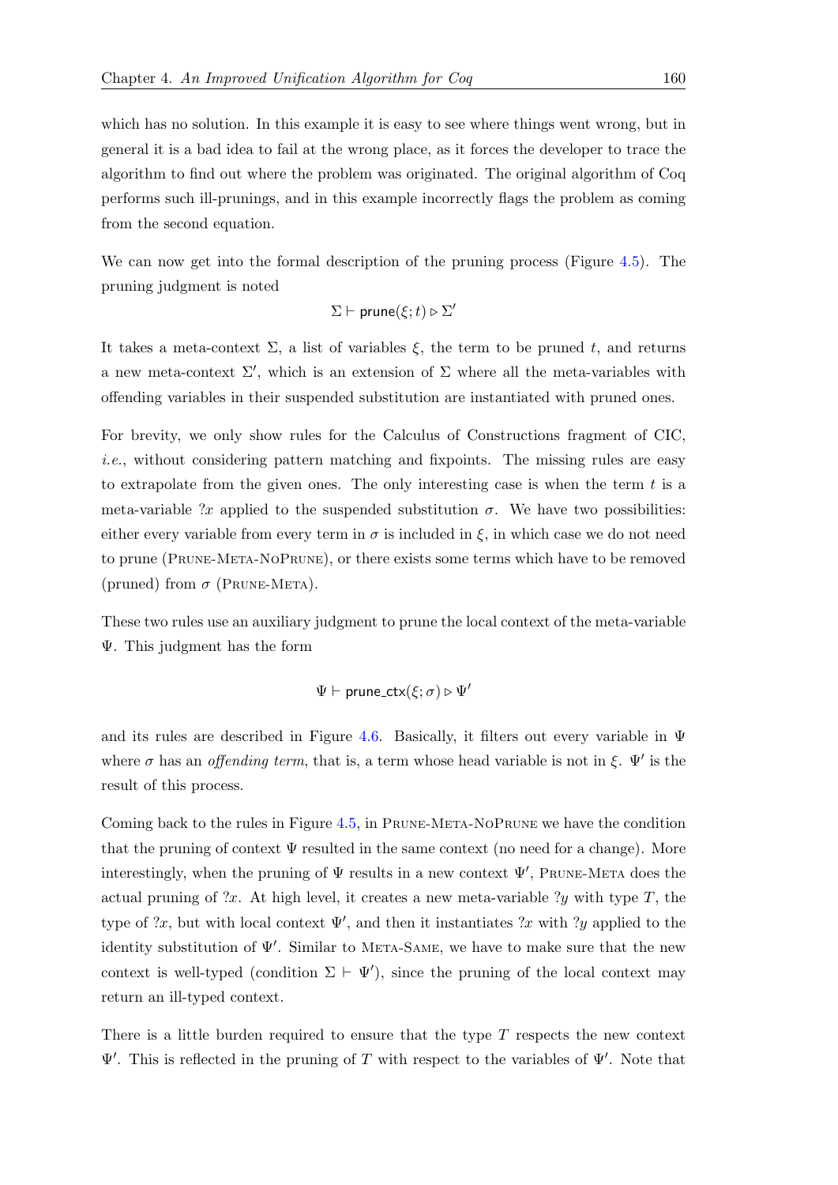which has no solution. In this example it is easy to see where things went wrong, but in general it is a bad idea to fail at the wrong place, as it forces the developer to trace the algorithm to find out where the problem was originated. The original algorithm of Coq performs such ill-prunings, and in this example incorrectly flags the problem as coming from the second equation.

We can now get into the formal description of the pruning process (Figure 4.5). The pruning judgment is noted

$$\Sigma \vdash \mathsf{prune}(\xi; t) \triangleright \Sigma'$$

It takes a meta-context $\Sigma$, a list of variables $\xi$, the term to be pruned $t$, and returns a new meta-context $\Sigma'$, which is an extension of $\Sigma$ where all the meta-variables with offending variables in their suspended substitution are instantiated with pruned ones.

For brevity, we only show rules for the Calculus of Constructions fragment of CIC, *i.e.*, without considering pattern matching and fixpoints. The missing rules are easy to extrapolate from the given ones. The only interesting case is when the term $t$ is a meta-variable $?x$ applied to the suspended substitution $\sigma$. We have two possibilities: either every variable from every term in $\sigma$ is included in $\xi$, in which case we do not need to prune (Prune-Meta-NoPrune), or there exists some terms which have to be removed (pruned) from $\sigma$ (Prune-Meta).

These two rules use an auxiliary judgment to prune the local context of the meta-variable $\Psi$. This judgment has the form

$$\Psi \vdash \mathsf{prune\_ctx}(\xi; \sigma) \triangleright \Psi'$$

and its rules are described in Figure 4.6. Basically, it filters out every variable in $\Psi$ where $\sigma$ has an *offending term*, that is, a term whose head variable is not in $\xi$. $\Psi'$ is the result of this process.

Coming back to the rules in Figure 4.5, in Prune-Meta-NoPrune we have the condition that the pruning of context $\Psi$ resulted in the same context (no need for a change). More interestingly, when the pruning of $\Psi$ results in a new context $\Psi'$, Prune-Meta does the actual pruning of $?x$. At high level, it creates a new meta-variable $?y$ with type $T$, the type of $?x$, but with local context $\Psi'$, and then it instantiates $?x$ with $?y$ applied to the identity substitution of $\Psi'$. Similar to Meta-Same, we have to make sure that the new context is well-typed (condition $\Sigma \vdash \Psi'$), since the pruning of the local context may return an ill-typed context.

There is a little burden required to ensure that the type $T$ respects the new context $\Psi'$. This is reflected in the pruning of $T$ with respect to the variables of $\Psi'$. Note that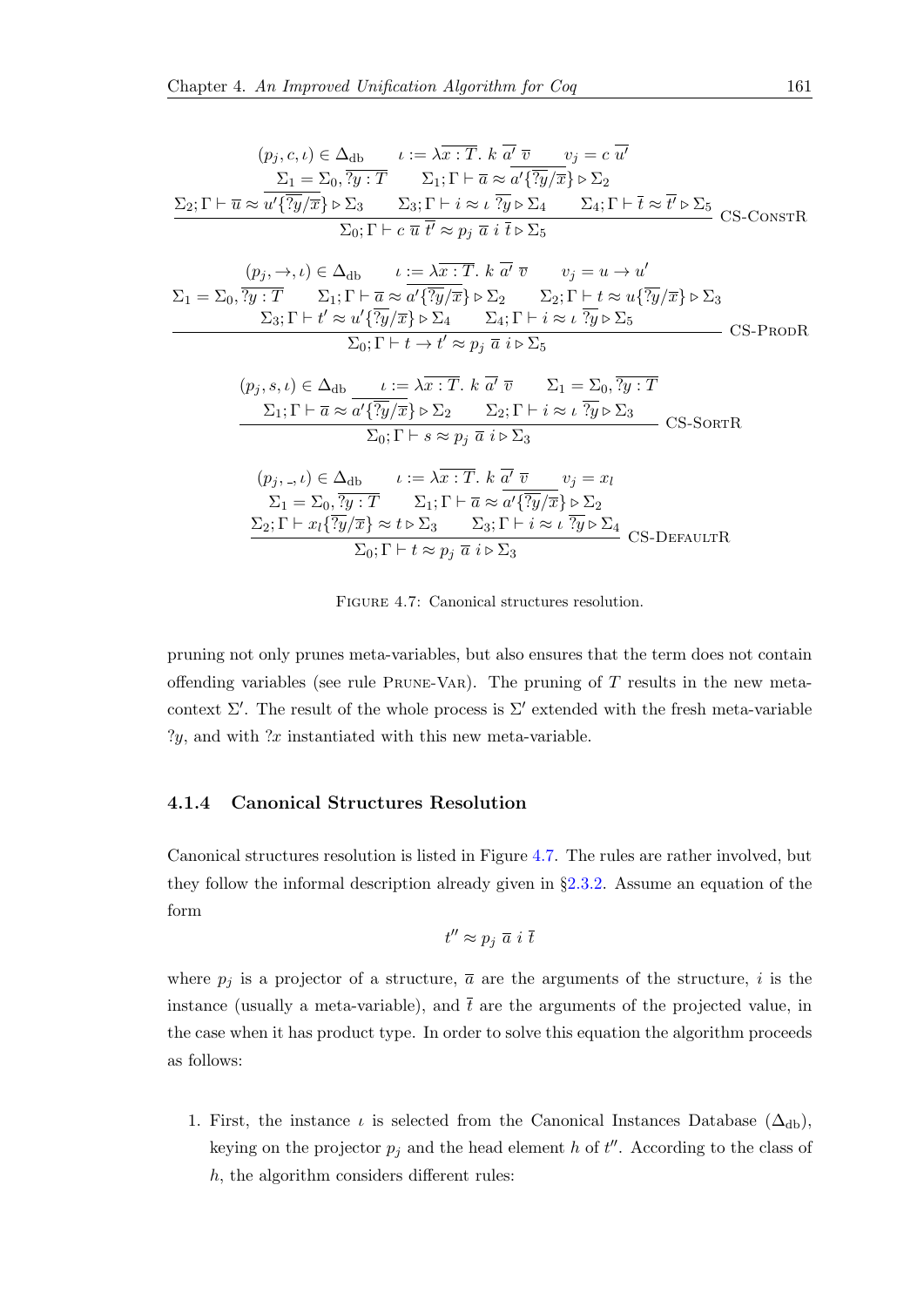$$\frac{\begin{array}{c}(p_j, c, \iota) \in \Delta_{\text{db}} \qquad \iota := \lambda \overline{x : T}.\ k\ \overline{a'}\ \overline{v} \qquad v_j = c\ \overline{u'} \\ \Sigma_1 = \Sigma_0, \overline{?y : T} \qquad \Sigma_1; \Gamma \vdash \overline{a} \approx \overline{a'\{\overline{?y/x}\}} \triangleright \Sigma_2 \\ \Sigma_2; \Gamma \vdash \overline{u} \approx \overline{u'\{\overline{?y/x}\}} \triangleright \Sigma_3 \qquad \Sigma_3; \Gamma \vdash i \approx \iota\ \overline{?y} \triangleright \Sigma_4 \qquad \Sigma_4; \Gamma \vdash \overline{t} \approx \overline{t'} \triangleright \Sigma_5\end{array}}{\Sigma_0; \Gamma \vdash c\ \overline{u}\ \overline{t'} \approx p_j\ \overline{a}\ i\ \overline{t} \triangleright \Sigma_5}\ \text{CS-ConstR}$$

$$\frac{\begin{array}{c}(p_j, \rightarrow, \iota) \in \Delta_{\text{db}} \qquad \iota := \lambda \overline{x : T}.\ k\ \overline{a'}\ \overline{v} \qquad v_j = u \rightarrow u' \\ \Sigma_1 = \Sigma_0, \overline{?y : T} \qquad \Sigma_1; \Gamma \vdash \overline{a} \approx \overline{a'\{\overline{?y/x}\}} \triangleright \Sigma_2 \qquad \Sigma_2; \Gamma \vdash t \approx u\{\overline{?y/x}\} \triangleright \Sigma_3 \\ \Sigma_3; \Gamma \vdash t' \approx u'\{\overline{?y/x}\} \triangleright \Sigma_4 \qquad \Sigma_4; \Gamma \vdash i \approx \iota\ \overline{?y} \triangleright \Sigma_5\end{array}}{\Sigma_0; \Gamma \vdash t \rightarrow t' \approx p_j\ \overline{a}\ i \triangleright \Sigma_5}\ \text{CS-ProdR}$$

$$\frac{\begin{array}{c}(p_j, s, \iota) \in \Delta_{\text{db}} \qquad \iota := \lambda \overline{x : T}.\ k\ \overline{a'}\ \overline{v} \qquad \Sigma_1 = \Sigma_0, \overline{?y : T} \\ \Sigma_1; \Gamma \vdash \overline{a} \approx \overline{a'\{\overline{?y/x}\}} \triangleright \Sigma_2 \qquad \Sigma_2; \Gamma \vdash i \approx \iota\ \overline{?y} \triangleright \Sigma_3\end{array}}{\Sigma_0; \Gamma \vdash s \approx p_j\ \overline{a}\ i \triangleright \Sigma_3}\ \text{CS-SortR}$$

$$\frac{\begin{array}{c}(p_j, \_, \iota) \in \Delta_{\text{db}} \qquad \iota := \lambda \overline{x : T}.\ k\ \overline{a'}\ \overline{v} \qquad v_j = x_l \\ \Sigma_1 = \Sigma_0, \overline{?y : T} \qquad \Sigma_1; \Gamma \vdash \overline{a} \approx \overline{a'\{\overline{?y/x}\}} \triangleright \Sigma_2 \\ \Sigma_2; \Gamma \vdash x_l\{\overline{?y/x}\} \approx t \triangleright \Sigma_3 \qquad \Sigma_3; \Gamma \vdash i \approx \iota\ \overline{?y} \triangleright \Sigma_4\end{array}}{\Sigma_0; \Gamma \vdash t \approx p_j\ \overline{a}\ i \triangleright \Sigma_3}\ \text{CS-DefaultR}$$

Figure 4.7: Canonical structures resolution.

pruning not only prunes meta-variables, but also ensures that the term does not contain offending variables (see rule Prune-Var). The pruning of $T$ results in the new meta-context $\Sigma'$. The result of the whole process is $\Sigma'$ extended with the fresh meta-variable $?y$, and with $?x$ instantiated with this new meta-variable.

### 4.1.4 Canonical Structures Resolution

Canonical structures resolution is listed in Figure 4.7. The rules are rather involved, but they follow the informal description already given in §2.3.2. Assume an equation of the form

$$t'' \approx p_j\ \overline{a}\ i\ \overline{t}$$

where $p_j$ is a projector of a structure, $\overline{a}$ are the arguments of the structure, $i$ is the instance (usually a meta-variable), and $\overline{t}$ are the arguments of the projected value, in the case when it has product type. In order to solve this equation the algorithm proceeds as follows:

1. First, the instance $\iota$ is selected from the Canonical Instances Database ($\Delta_{\text{db}}$), keying on the projector $p_j$ and the head element $h$ of $t''$. According to the class of $h$, the algorithm considers different rules: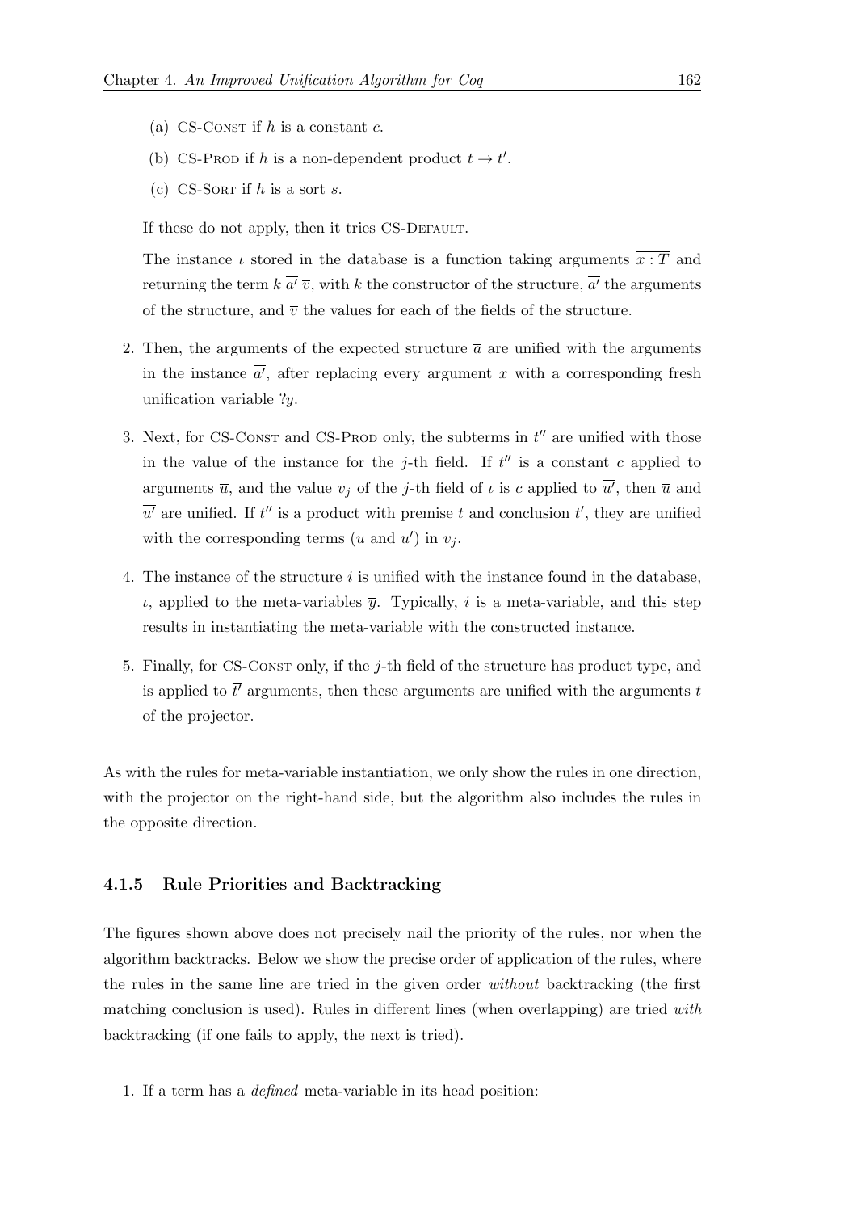(a) CS-Const if $h$ is a constant $c$.

(b) CS-Prod if $h$ is a non-dependent product $t \to t'$.

(c) CS-Sort if $h$ is a sort $s$.

If these do not apply, then it tries CS-Default.

The instance $\iota$ stored in the database is a function taking arguments $\overline{x : T}$ and returning the term $k\ \overline{a'}\ \overline{v}$, with $k$ the constructor of the structure, $\overline{a'}$ the arguments of the structure, and $\overline{v}$ the values for each of the fields of the structure.

2. Then, the arguments of the expected structure $\overline{a}$ are unified with the arguments in the instance $\overline{a'}$, after replacing every argument $x$ with a corresponding fresh unification variable $?y$.

3. Next, for CS-Const and CS-Prod only, the subterms in $t''$ are unified with those in the value of the instance for the $j$-th field. If $t''$ is a constant $c$ applied to arguments $\overline{u}$, and the value $v_j$ of the $j$-th field of $\iota$ is $c$ applied to $\overline{u'}$, then $\overline{u}$ and $\overline{u'}$ are unified. If $t''$ is a product with premise $t$ and conclusion $t'$, they are unified with the corresponding terms ($u$ and $u'$) in $v_j$.

4. The instance of the structure $i$ is unified with the instance found in the database, $\iota$, applied to the meta-variables $\overline{y}$. Typically, $i$ is a meta-variable, and this step results in instantiating the meta-variable with the constructed instance.

5. Finally, for CS-Const only, if the $j$-th field of the structure has product type, and is applied to $\overline{t'}$ arguments, then these arguments are unified with the arguments $\overline{t}$ of the projector.

As with the rules for meta-variable instantiation, we only show the rules in one direction, with the projector on the right-hand side, but the algorithm also includes the rules in the opposite direction.

### 4.1.5 Rule Priorities and Backtracking

The figures shown above does not precisely nail the priority of the rules, nor when the algorithm backtracks. Below we show the precise order of application of the rules, where the rules in the same line are tried in the given order *without* backtracking (the first matching conclusion is used). Rules in different lines (when overlapping) are tried *with* backtracking (if one fails to apply, the next is tried).

1. If a term has a *defined* meta-variable in its head position: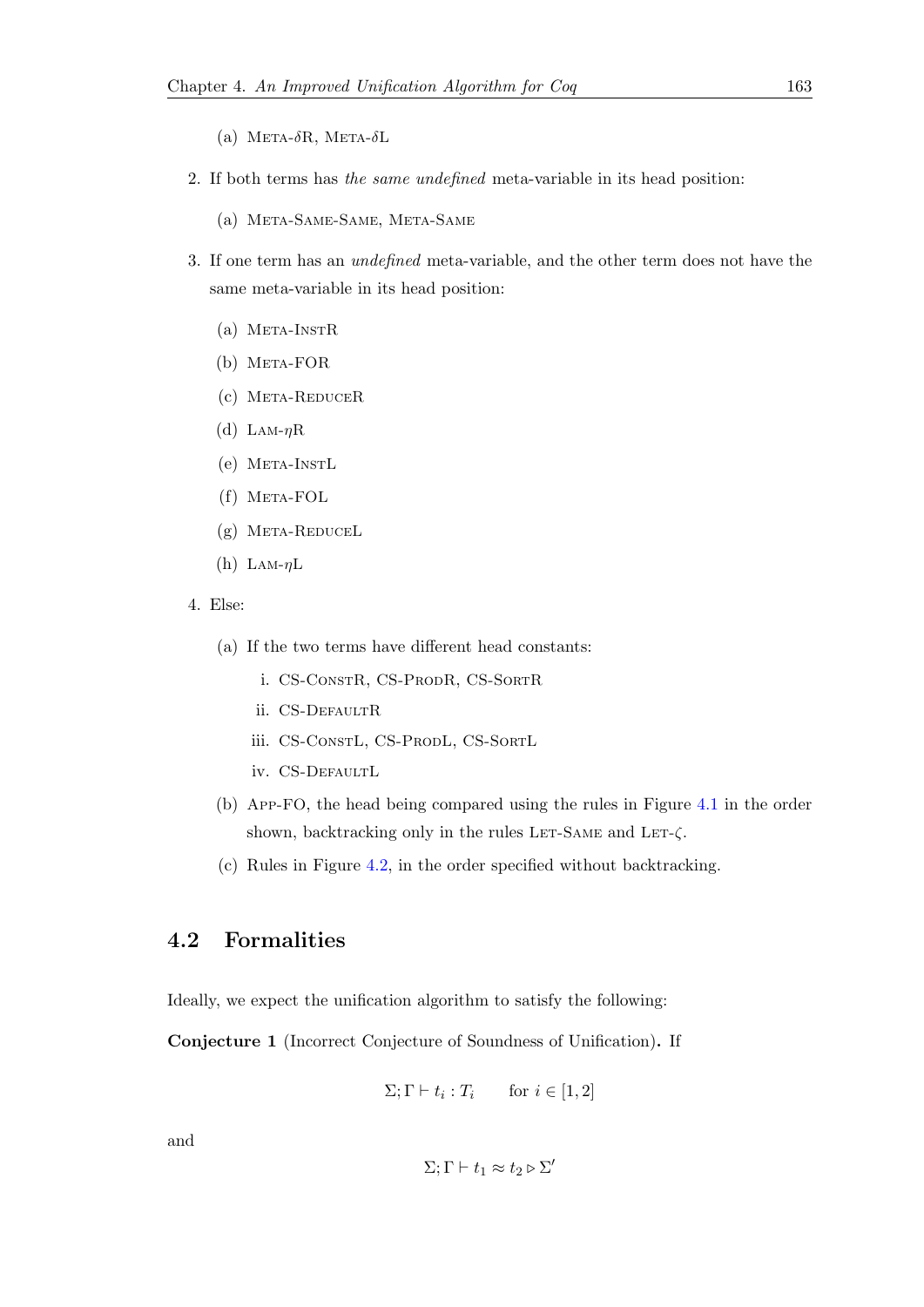(a) Meta-$\delta$R, Meta-$\delta$L

2. If both terms has *the same undefined* meta-variable in its head position:

   (a) Meta-Same-Same, Meta-Same

3. If one term has an *undefined* meta-variable, and the other term does not have the same meta-variable in its head position:

   (a) Meta-InstR

   (b) Meta-FOR

   (c) Meta-ReduceR

   (d) Lam-$\eta$R

   (e) Meta-InstL

   (f) Meta-FOL

   (g) Meta-ReduceL

   (h) Lam-$\eta$L

4. Else:

   (a) If the two terms have different head constants:

      i. CS-ConstR, CS-ProdR, CS-SortR

      ii. CS-DefaultR

      iii. CS-ConstL, CS-ProdL, CS-SortL

      iv. CS-DefaultL

   (b) App-FO, the head being compared using the rules in Figure 4.1 in the order shown, backtracking only in the rules Let-Same and Let-$\zeta$.

   (c) Rules in Figure 4.2, in the order specified without backtracking.

## 4.2 Formalities

Ideally, we expect the unification algorithm to satisfy the following:

**Conjecture 1** (Incorrect Conjecture of Soundness of Unification)**.** If

$$\Sigma; \Gamma \vdash t_i : T_i \qquad \text{for } i \in [1, 2]$$

and

$$\Sigma; \Gamma \vdash t_1 \approx t_2 \triangleright \Sigma'$$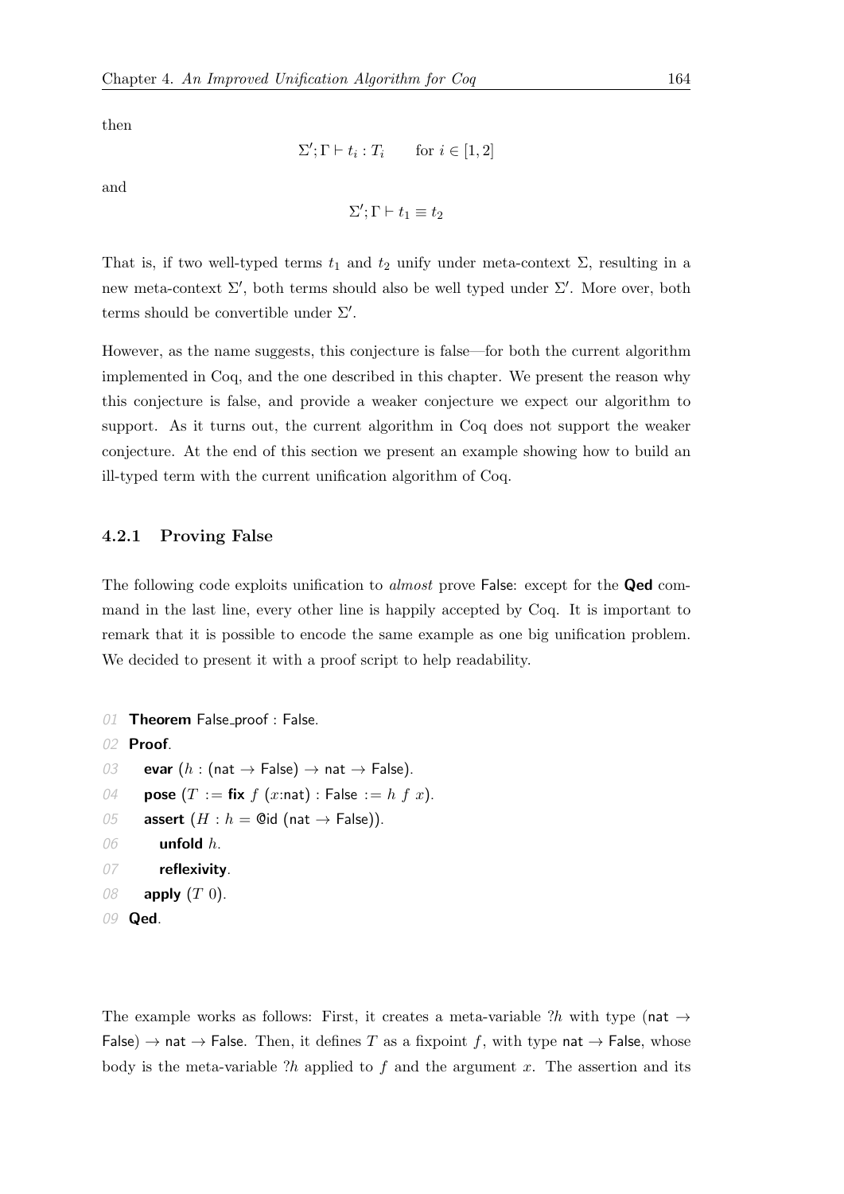then

$$\Sigma'; \Gamma \vdash t_i : T_i \qquad \text{for } i \in [1, 2]$$

and

$$\Sigma'; \Gamma \vdash t_1 \equiv t_2$$

That is, if two well-typed terms $t_1$ and $t_2$ unify under meta-context $\Sigma$, resulting in a new meta-context $\Sigma'$, both terms should also be well typed under $\Sigma'$. More over, both terms should be convertible under $\Sigma'$.

However, as the name suggests, this conjecture is false—for both the current algorithm implemented in Coq, and the one described in this chapter. We present the reason why this conjecture is false, and provide a weaker conjecture we expect our algorithm to support. As it turns out, the current algorithm in Coq does not support the weaker conjecture. At the end of this section we present an example showing how to build an ill-typed term with the current unification algorithm of Coq.

### 4.2.1 Proving False

The following code exploits unification to *almost* prove False: except for the **Qed** command in the last line, every other line is happily accepted by Coq. It is important to remark that it is possible to encode the same example as one big unification problem. We decided to present it with a proof script to help readability.

```
01 Theorem False_proof : False.
02 Proof.
03   evar (h : (nat → False) → nat → False).
04   pose (T := fix f (x:nat) : False := h f x).
05   assert (H : h = @id (nat → False)).
06     unfold h.
07     reflexivity.
08   apply (T 0).
09 Qed.
```

The example works as follows: First, it creates a meta-variable $?h$ with type (nat $\rightarrow$ False) $\rightarrow$ nat $\rightarrow$ False. Then, it defines $T$ as a fixpoint $f$, with type nat $\rightarrow$ False, whose body is the meta-variable $?h$ applied to $f$ and the argument $x$. The assertion and its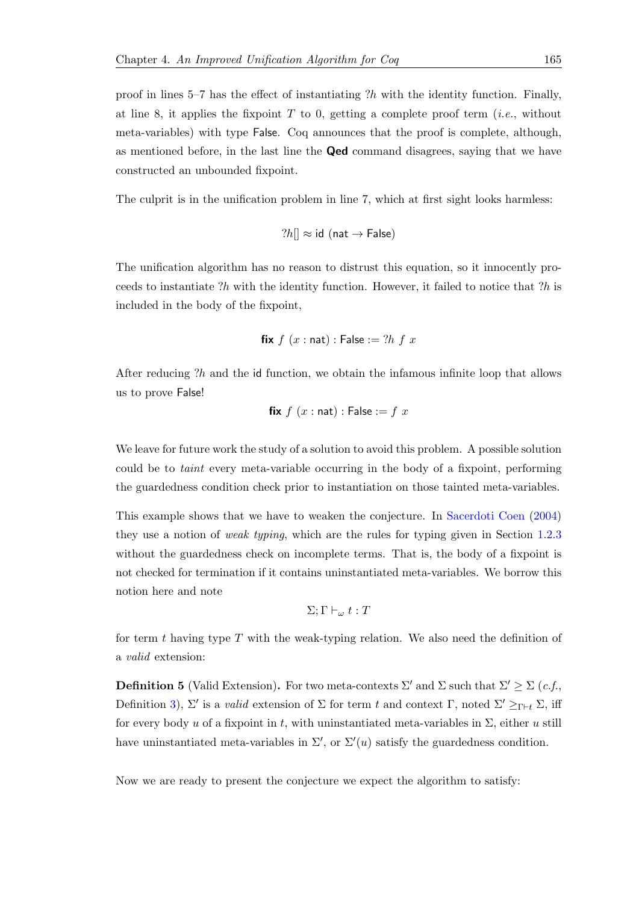proof in lines 5–7 has the effect of instantiating $?h$ with the identity function. Finally, at line 8, it applies the fixpoint $T$ to 0, getting a complete proof term (*i.e.*, without meta-variables) with type False. Coq announces that the proof is complete, although, as mentioned before, in the last line the **Qed** command disagrees, saying that we have constructed an unbounded fixpoint.

The culprit is in the unification problem in line 7, which at first sight looks harmless:

$$?h[] \approx \mathsf{id}\ (\mathsf{nat} \to \mathsf{False})$$

The unification algorithm has no reason to distrust this equation, so it innocently proceeds to instantiate $?h$ with the identity function. However, it failed to notice that $?h$ is included in the body of the fixpoint,

$$\textbf{fix}\ f\ (x : \mathsf{nat}) : \mathsf{False} := ?h\ f\ x$$

After reducing $?h$ and the id function, we obtain the infamous infinite loop that allows us to prove False!

$$\textbf{fix}\ f\ (x : \mathsf{nat}) : \mathsf{False} := f\ x$$

We leave for future work the study of a solution to avoid this problem. A possible solution could be to *taint* every meta-variable occurring in the body of a fixpoint, performing the guardedness condition check prior to instantiation on those tainted meta-variables.

This example shows that we have to weaken the conjecture. In Sacerdoti Coen (2004) they use a notion of *weak typing*, which are the rules for typing given in Section 1.2.3 without the guardedness check on incomplete terms. That is, the body of a fixpoint is not checked for termination if it contains uninstantiated meta-variables. We borrow this notion here and note

$$\Sigma; \Gamma \vdash_\omega t : T$$

for term $t$ having type $T$ with the weak-typing relation. We also need the definition of a *valid* extension:

**Definition 5** (Valid Extension)**.** For two meta-contexts $\Sigma'$ and $\Sigma$ such that $\Sigma' \geq \Sigma$ (*c.f.*, Definition 3), $\Sigma'$ is a *valid* extension of $\Sigma$ for term $t$ and context $\Gamma$, noted $\Sigma' \geq_{\Gamma \vdash t} \Sigma$, iff for every body $u$ of a fixpoint in $t$, with uninstantiated meta-variables in $\Sigma$, either $u$ still have uninstantiated meta-variables in $\Sigma'$, or $\Sigma'(u)$ satisfy the guardedness condition.

Now we are ready to present the conjecture we expect the algorithm to satisfy: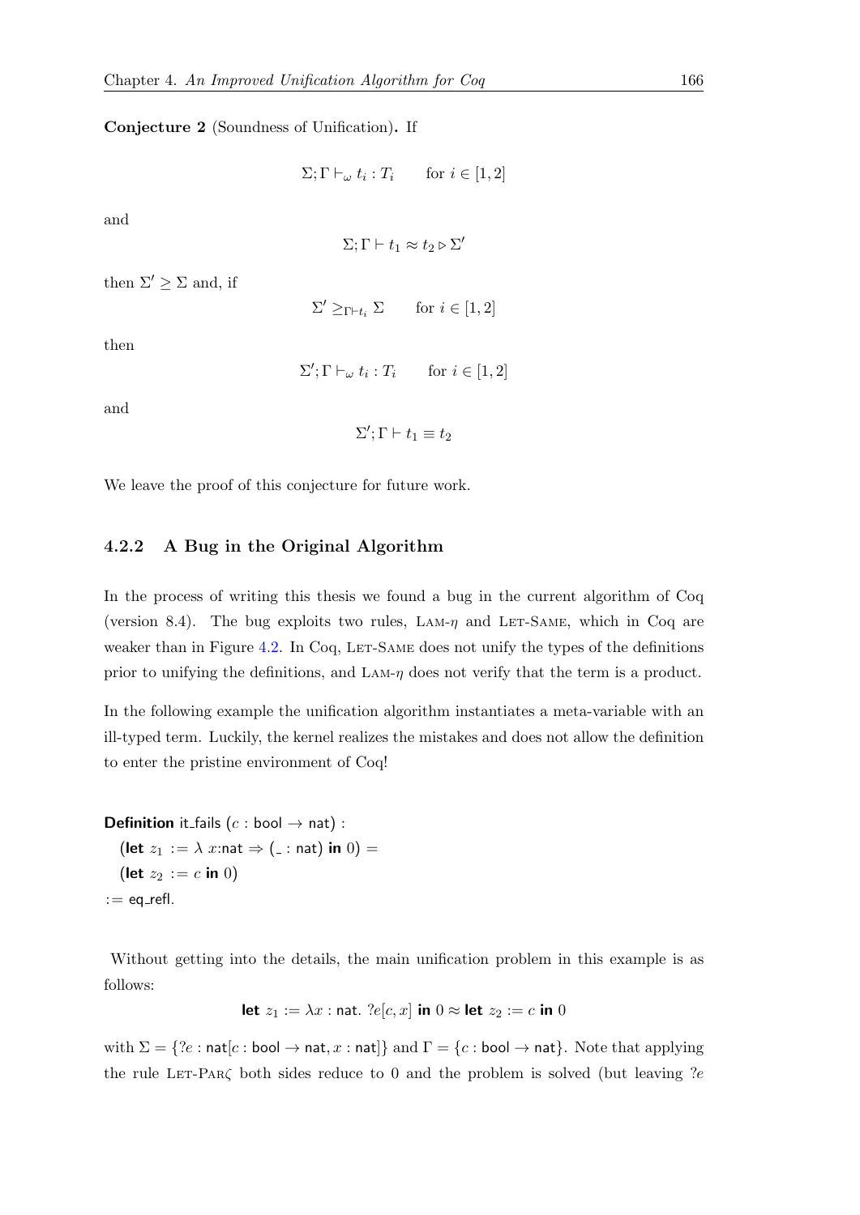**Conjecture 2** (Soundness of Unification)**.** If

$$\Sigma; \Gamma \vdash_\omega t_i : T_i \qquad \text{for } i \in [1, 2]$$

and

$$\Sigma; \Gamma \vdash t_1 \approx t_2 \triangleright \Sigma'$$

then $\Sigma' \geq \Sigma$ and, if

$$\Sigma' \geq_{\Gamma \vdash t_i} \Sigma \qquad \text{for } i \in [1, 2]$$

then

$$\Sigma'; \Gamma \vdash_\omega t_i : T_i \qquad \text{for } i \in [1, 2]$$

and

$$\Sigma'; \Gamma \vdash t_1 \equiv t_2$$

We leave the proof of this conjecture for future work.

### 4.2.2 A Bug in the Original Algorithm

In the process of writing this thesis we found a bug in the current algorithm of Coq (version 8.4). The bug exploits two rules, Lam-$\eta$ and Let-Same, which in Coq are weaker than in Figure 4.2. In Coq, Let-Same does not unify the types of the definitions prior to unifying the definitions, and Lam-$\eta$ does not verify that the term is a product.

In the following example the unification algorithm instantiates a meta-variable with an ill-typed term. Luckily, the kernel realizes the mistakes and does not allow the definition to enter the pristine environment of Coq!

```
Definition it_fails (c : bool → nat) :
  (let z1 := λ x:nat ⇒ (_ : nat) in 0) =
  (let z2 := c in 0)
:= eq_refl.
```

Without getting into the details, the main unification problem in this example is as follows:

$$\textbf{let } z_1 := \lambda x : \mathsf{nat}.\ ?e[c, x] \textbf{ in } 0 \approx \textbf{let } z_2 := c \textbf{ in } 0$$

with $\Sigma = \{?e : \mathsf{nat}[c : \mathsf{bool} \to \mathsf{nat}, x : \mathsf{nat}]\}$ and $\Gamma = \{c : \mathsf{bool} \to \mathsf{nat}\}$. Note that applying the rule Let-Par$\zeta$ both sides reduce to 0 and the problem is solved (but leaving $?e$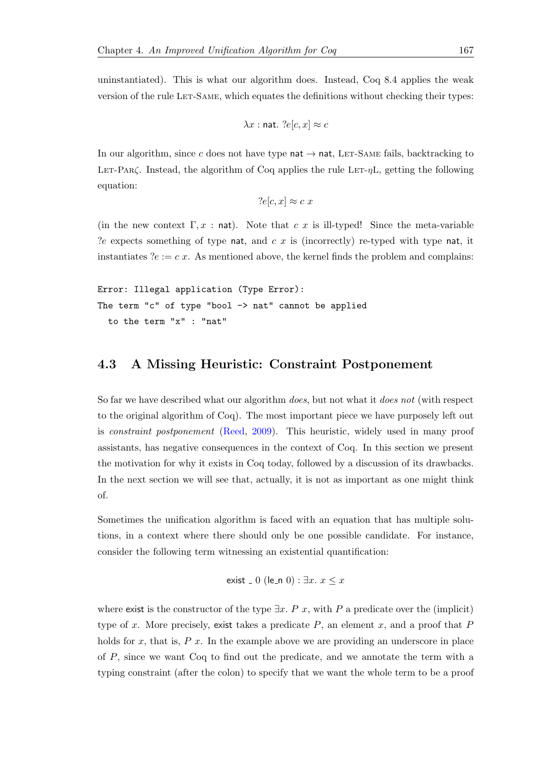uninstantiated). This is what our algorithm does. Instead, Coq 8.4 applies the weak version of the rule Let-Same, which equates the definitions without checking their types:

$$\lambda x : \mathsf{nat}.\ ?e[c, x] \approx c$$

In our algorithm, since $c$ does not have type $\mathsf{nat} \rightarrow \mathsf{nat}$, Let-Same fails, backtracking to Let-Par$\zeta$. Instead, the algorithm of Coq applies the rule Let-$\eta$L, getting the following equation:

$$?e[c, x] \approx c\ x$$

(in the new context $\Gamma, x : \mathsf{nat}$). Note that $c\ x$ is ill-typed! Since the meta-variable $?e$ expects something of type $\mathsf{nat}$, and $c\ x$ is (incorrectly) re-typed with type $\mathsf{nat}$, it instantiates $?e := c\ x$. As mentioned above, the kernel finds the problem and complains:

```
Error: Illegal application (Type Error):
The term "c" of type "bool -> nat" cannot be applied
  to the term "x" : "nat"
```

## 4.3 A Missing Heuristic: Constraint Postponement

So far we have described what our algorithm *does*, but not what it *does not* (with respect to the original algorithm of Coq). The most important piece we have purposely left out is *constraint postponement* (Reed, 2009). This heuristic, widely used in many proof assistants, has negative consequences in the context of Coq. In this section we present the motivation for why it exists in Coq today, followed by a discussion of its drawbacks. In the next section we will see that, actually, it is not as important as one might think of.

Sometimes the unification algorithm is faced with an equation that has multiple solutions, in a context where there should only be one possible candidate. For instance, consider the following term witnessing an existential quantification:

$$\mathsf{exist}\ \_\ 0\ (\mathsf{le\_n}\ 0) : \exists x.\ x \leq x$$

where $\mathsf{exist}$ is the constructor of the type $\exists x.\ P\ x$, with $P$ a predicate over the (implicit) type of $x$. More precisely, $\mathsf{exist}$ takes a predicate $P$, an element $x$, and a proof that $P$ holds for $x$, that is, $P\ x$. In the example above we are providing an underscore in place of $P$, since we want Coq to find out the predicate, and we annotate the term with a typing constraint (after the colon) to specify that we want the whole term to be a proof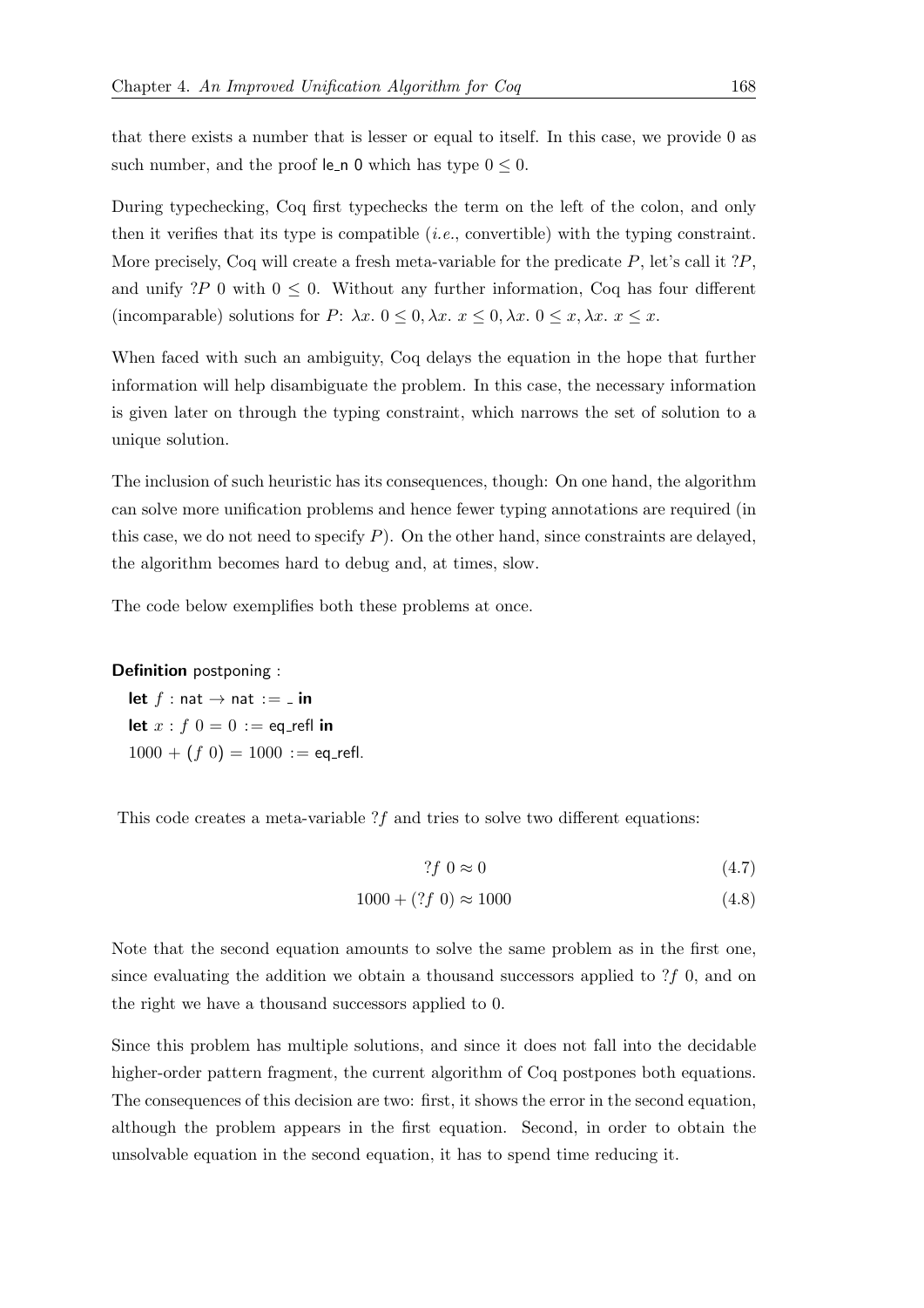that there exists a number that is lesser or equal to itself. In this case, we provide 0 as such number, and the proof le_n 0 which has type $0 \leq 0$.

During typechecking, Coq first typechecks the term on the left of the colon, and only then it verifies that its type is compatible (*i.e.*, convertible) with the typing constraint. More precisely, Coq will create a fresh meta-variable for the predicate $P$, let's call it $?P$, and unify $?P\ 0$ with $0 \leq 0$. Without any further information, Coq has four different (incomparable) solutions for $P$: $\lambda x.\ 0 \leq 0, \lambda x.\ x \leq 0, \lambda x.\ 0 \leq x, \lambda x.\ x \leq x$.

When faced with such an ambiguity, Coq delays the equation in the hope that further information will help disambiguate the problem. In this case, the necessary information is given later on through the typing constraint, which narrows the set of solution to a unique solution.

The inclusion of such heuristic has its consequences, though: On one hand, the algorithm can solve more unification problems and hence fewer typing annotations are required (in this case, we do not need to specify $P$). On the other hand, since constraints are delayed, the algorithm becomes hard to debug and, at times, slow.

The code below exemplifies both these problems at once.

```
Definition postponing :
  let f : nat → nat := _ in
  let x : f 0 = 0 := eq_refl in
  1000 + (f 0) = 1000 := eq_refl.
```

This code creates a meta-variable $?f$ and tries to solve two different equations:

$$?f\ 0 \approx 0 \tag{4.7}$$

$$1000 + (?f\ 0) \approx 1000 \tag{4.8}$$

Note that the second equation amounts to solve the same problem as in the first one, since evaluating the addition we obtain a thousand successors applied to $?f\ 0$, and on the right we have a thousand successors applied to 0.

Since this problem has multiple solutions, and since it does not fall into the decidable higher-order pattern fragment, the current algorithm of Coq postpones both equations. The consequences of this decision are two: first, it shows the error in the second equation, although the problem appears in the first equation. Second, in order to obtain the unsolvable equation in the second equation, it has to spend time reducing it.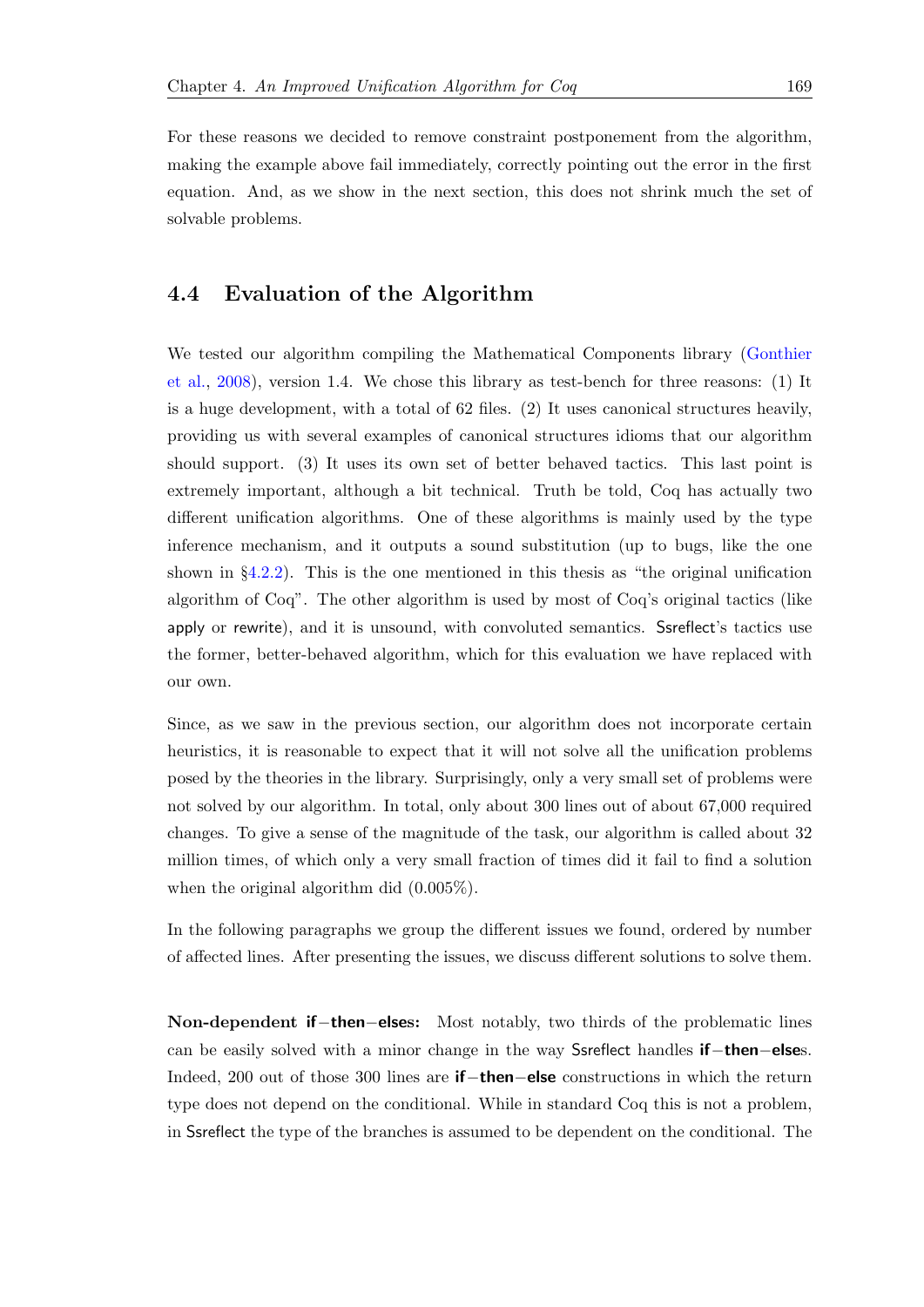For these reasons we decided to remove constraint postponement from the algorithm, making the example above fail immediately, correctly pointing out the error in the first equation. And, as we show in the next section, this does not shrink much the set of solvable problems.

## 4.4 Evaluation of the Algorithm

We tested our algorithm compiling the Mathematical Components library (Gonthier et al., 2008), version 1.4. We chose this library as test-bench for three reasons: (1) It is a huge development, with a total of 62 files. (2) It uses canonical structures heavily, providing us with several examples of canonical structures idioms that our algorithm should support. (3) It uses its own set of better behaved tactics. This last point is extremely important, although a bit technical. Truth be told, Coq has actually two different unification algorithms. One of these algorithms is mainly used by the type inference mechanism, and it outputs a sound substitution (up to bugs, like the one shown in §4.2.2). This is the one mentioned in this thesis as "the original unification algorithm of Coq". The other algorithm is used by most of Coq's original tactics (like apply or rewrite), and it is unsound, with convoluted semantics. Ssreflect's tactics use the former, better-behaved algorithm, which for this evaluation we have replaced with our own.

Since, as we saw in the previous section, our algorithm does not incorporate certain heuristics, it is reasonable to expect that it will not solve all the unification problems posed by the theories in the library. Surprisingly, only a very small set of problems were not solved by our algorithm. In total, only about 300 lines out of about 67,000 required changes. To give a sense of the magnitude of the task, our algorithm is called about 32 million times, of which only a very small fraction of times did it fail to find a solution when the original algorithm did (0.005%).

In the following paragraphs we group the different issues we found, ordered by number of affected lines. After presenting the issues, we discuss different solutions to solve them.

**Non-dependent if−then−elses:** Most notably, two thirds of the problematic lines can be easily solved with a minor change in the way Ssreflect handles **if−then−else**s. Indeed, 200 out of those 300 lines are **if−then−else** constructions in which the return type does not depend on the conditional. While in standard Coq this is not a problem, in Ssreflect the type of the branches is assumed to be dependent on the conditional. The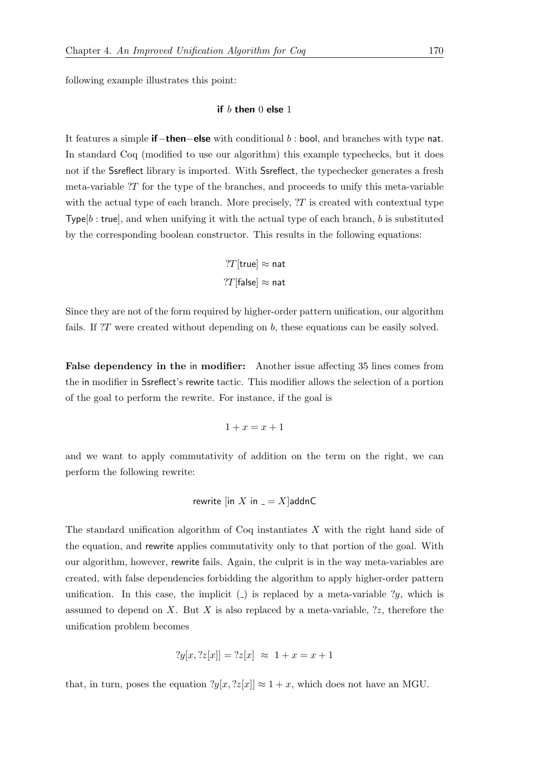following example illustrates this point:

$$\textbf{if } b \textbf{ then } 0 \textbf{ else } 1$$

It features a simple **if**−**then**−**else** with conditional $b : \mathsf{bool}$, and branches with type $\mathsf{nat}$. In standard Coq (modified to use our algorithm) this example typechecks, but it does not if the Ssreflect library is imported. With Ssreflect, the typechecker generates a fresh meta-variable $?T$ for the type of the branches, and proceeds to unify this meta-variable with the actual type of each branch. More precisely, $?T$ is created with contextual type $\mathsf{Type}[b : \mathsf{true}]$, and when unifying it with the actual type of each branch, $b$ is substituted by the corresponding boolean constructor. This results in the following equations:

$$?T[\mathsf{true}] \approx \mathsf{nat}$$
$$?T[\mathsf{false}] \approx \mathsf{nat}$$

Since they are not of the form required by higher-order pattern unification, our algorithm fails. If $?T$ were created without depending on $b$, these equations can be easily solved.

**False dependency in the in modifier:** Another issue affecting 35 lines comes from the in modifier in Ssreflect's rewrite tactic. This modifier allows the selection of a portion of the goal to perform the rewrite. For instance, if the goal is

$$1 + x = x + 1$$

and we want to apply commutativity of addition on the term on the right, we can perform the following rewrite:

$$\mathsf{rewrite}\ [\mathsf{in}\ X\ \mathsf{in}\ \_ = X]\mathsf{addnC}$$

The standard unification algorithm of Coq instantiates $X$ with the right hand side of the equation, and rewrite applies commutativity only to that portion of the goal. With our algorithm, however, rewrite fails. Again, the culprit is in the way meta-variables are created, with false dependencies forbidding the algorithm to apply higher-order pattern unification. In this case, the implicit ($\_$) is replaced by a meta-variable $?y$, which is assumed to depend on $X$. But $X$ is also replaced by a meta-variable, $?z$, therefore the unification problem becomes

$$?y[x, ?z[x]] = ?z[x] \ \approx \ 1 + x = x + 1$$

that, in turn, poses the equation $?y[x, ?z[x]] \approx 1 + x$, which does not have an MGU.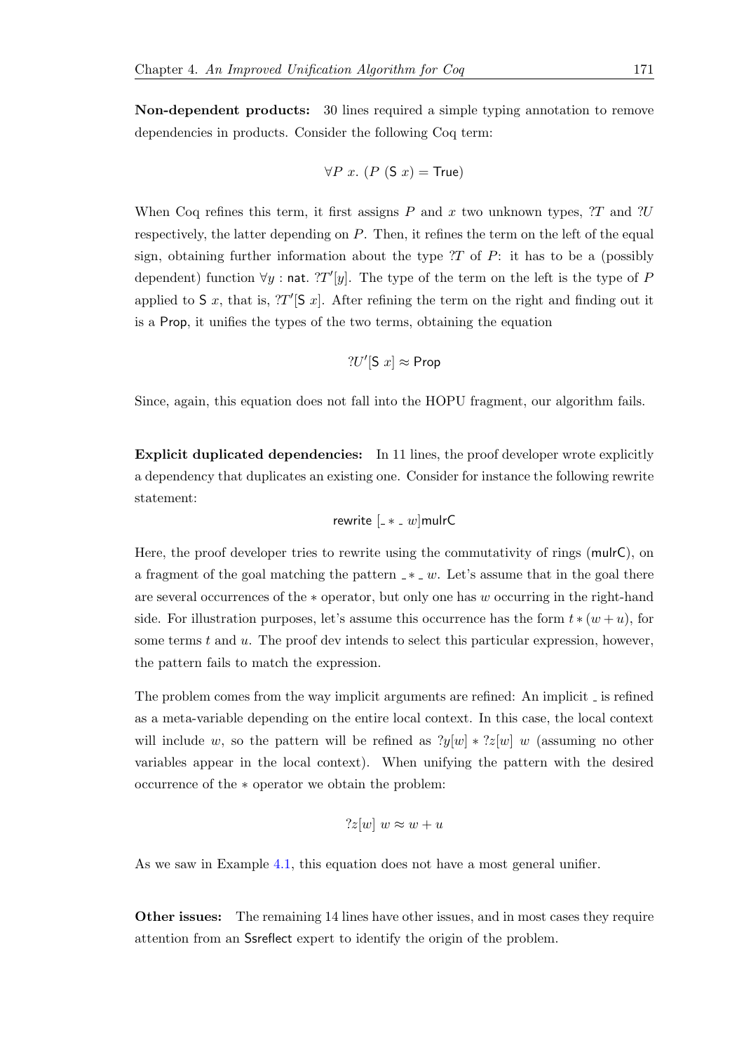**Non-dependent products:** 30 lines required a simple typing annotation to remove dependencies in products. Consider the following Coq term:

$$\forall P\ x.\ (P\ (\mathsf{S}\ x) = \mathsf{True})$$

When Coq refines this term, it first assigns $P$ and $x$ two unknown types, $?T$ and $?U$ respectively, the latter depending on $P$. Then, it refines the term on the left of the equal sign, obtaining further information about the type $?T$ of $P$: it has to be a (possibly dependent) function $\forall y : \mathsf{nat}.\ ?T'[y]$. The type of the term on the left is the type of $P$ applied to $\mathsf{S}\ x$, that is, $?T'[\mathsf{S}\ x]$. After refining the term on the right and finding out it is a $\mathsf{Prop}$, it unifies the types of the two terms, obtaining the equation

$$?U'[\mathsf{S}\ x] \approx \mathsf{Prop}$$

Since, again, this equation does not fall into the HOPU fragment, our algorithm fails.

**Explicit duplicated dependencies:** In 11 lines, the proof developer wrote explicitly a dependency that duplicates an existing one. Consider for instance the following rewrite statement:

$$\mathsf{rewrite}\ [\_ * \_\ w]\mathsf{mulrC}$$

Here, the proof developer tries to rewrite using the commutativity of rings ($\mathsf{mulrC}$), on a fragment of the goal matching the pattern $\_ * \_\ w$. Let's assume that in the goal there are several occurrences of the $*$ operator, but only one has $w$ occurring in the right-hand side. For illustration purposes, let's assume this occurrence has the form $t * (w + u)$, for some terms $t$ and $u$. The proof dev intends to select this particular expression, however, the pattern fails to match the expression.

The problem comes from the way implicit arguments are refined: An implicit $\_$ is refined as a meta-variable depending on the entire local context. In this case, the local context will include $w$, so the pattern will be refined as $?y[w] * ?z[w]\ w$ (assuming no other variables appear in the local context). When unifying the pattern with the desired occurrence of the $*$ operator we obtain the problem:

$$?z[w]\ w \approx w + u$$

As we saw in Example 4.1, this equation does not have a most general unifier.

**Other issues:** The remaining 14 lines have other issues, and in most cases they require attention from an Ssreflect expert to identify the origin of the problem.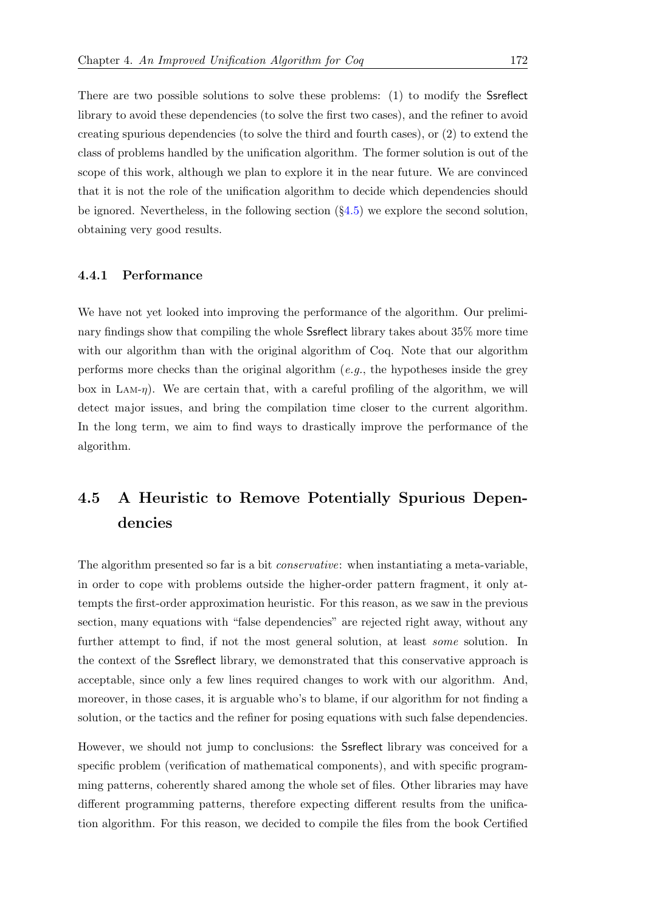There are two possible solutions to solve these problems: (1) to modify the Ssreflect library to avoid these dependencies (to solve the first two cases), and the refiner to avoid creating spurious dependencies (to solve the third and fourth cases), or (2) to extend the class of problems handled by the unification algorithm. The former solution is out of the scope of this work, although we plan to explore it in the near future. We are convinced that it is not the role of the unification algorithm to decide which dependencies should be ignored. Nevertheless, in the following section (§4.5) we explore the second solution, obtaining very good results.

### 4.4.1 Performance

We have not yet looked into improving the performance of the algorithm. Our preliminary findings show that compiling the whole Ssreflect library takes about 35% more time with our algorithm than with the original algorithm of Coq. Note that our algorithm performs more checks than the original algorithm (*e.g.*, the hypotheses inside the grey box in LAM-$\eta$). We are certain that, with a careful profiling of the algorithm, we will detect major issues, and bring the compilation time closer to the current algorithm. In the long term, we aim to find ways to drastically improve the performance of the algorithm.

## 4.5 A Heuristic to Remove Potentially Spurious Dependencies

The algorithm presented so far is a bit *conservative*: when instantiating a meta-variable, in order to cope with problems outside the higher-order pattern fragment, it only attempts the first-order approximation heuristic. For this reason, as we saw in the previous section, many equations with "false dependencies" are rejected right away, without any further attempt to find, if not the most general solution, at least *some* solution. In the context of the Ssreflect library, we demonstrated that this conservative approach is acceptable, since only a few lines required changes to work with our algorithm. And, moreover, in those cases, it is arguable who's to blame, if our algorithm for not finding a solution, or the tactics and the refiner for posing equations with such false dependencies.

However, we should not jump to conclusions: the Ssreflect library was conceived for a specific problem (verification of mathematical components), and with specific programming patterns, coherently shared among the whole set of files. Other libraries may have different programming patterns, therefore expecting different results from the unification algorithm. For this reason, we decided to compile the files from the book Certified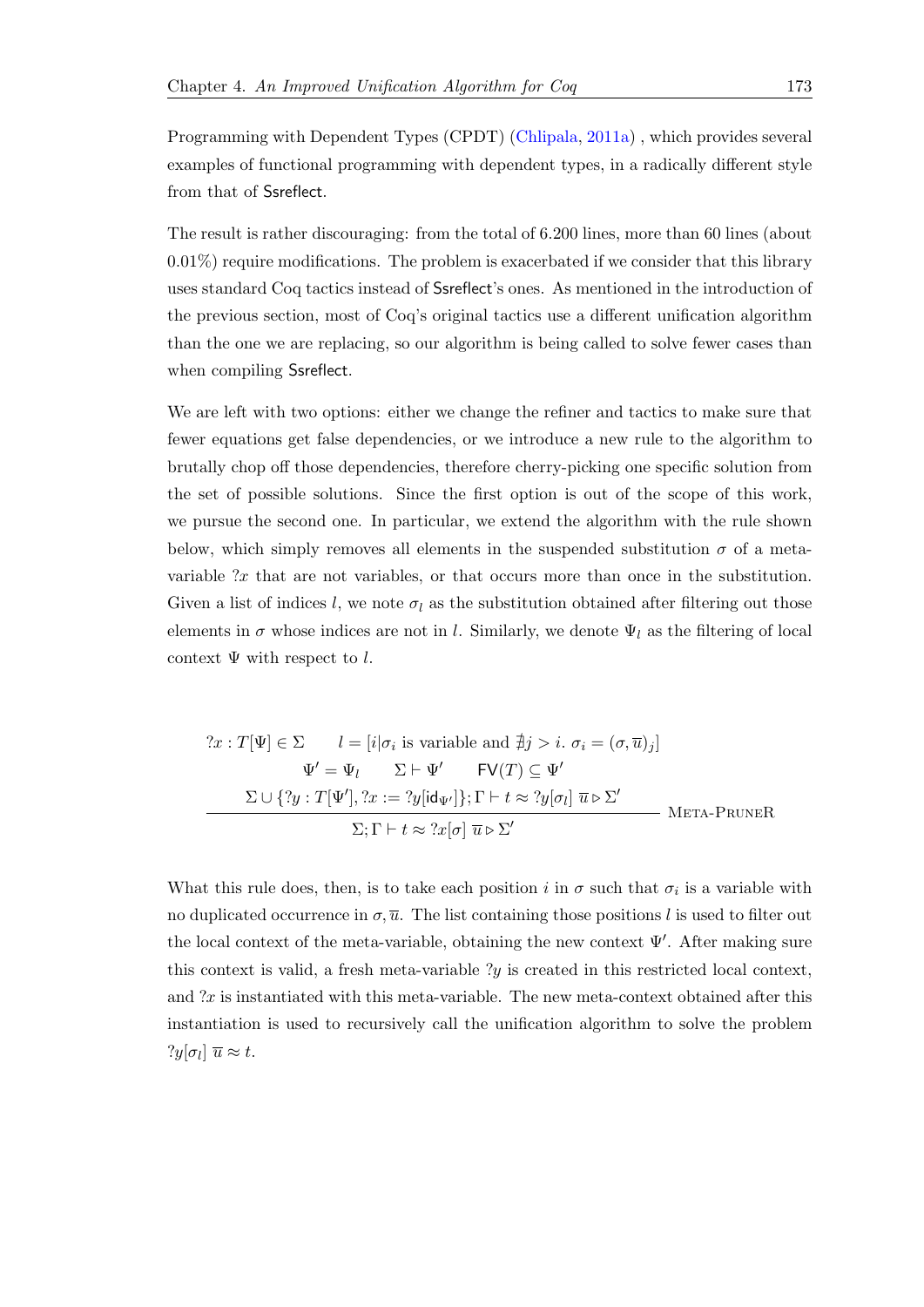Programming with Dependent Types (CPDT) (Chlipala, 2011a) , which provides several examples of functional programming with dependent types, in a radically different style from that of Ssreflect.

The result is rather discouraging: from the total of 6.200 lines, more than 60 lines (about 0.01%) require modifications. The problem is exacerbated if we consider that this library uses standard Coq tactics instead of Ssreflect's ones. As mentioned in the introduction of the previous section, most of Coq's original tactics use a different unification algorithm than the one we are replacing, so our algorithm is being called to solve fewer cases than when compiling Ssreflect.

We are left with two options: either we change the refiner and tactics to make sure that fewer equations get false dependencies, or we introduce a new rule to the algorithm to brutally chop off those dependencies, therefore cherry-picking one specific solution from the set of possible solutions. Since the first option is out of the scope of this work, we pursue the second one. In particular, we extend the algorithm with the rule shown below, which simply removes all elements in the suspended substitution $\sigma$ of a meta-variable $?x$ that are not variables, or that occurs more than once in the substitution. Given a list of indices $l$, we note $\sigma_l$ as the substitution obtained after filtering out those elements in $\sigma$ whose indices are not in $l$. Similarly, we denote $\Psi_l$ as the filtering of local context $\Psi$ with respect to $l$.

$$
\frac{\begin{array}{c} ?x : T[\Psi] \in \Sigma \qquad l = [i | \sigma_i \text{ is variable and } \nexists j > i.\ \sigma_i = (\sigma, \overline{u})_j] \\ \Psi' = \Psi_l \qquad \Sigma \vdash \Psi' \qquad \mathsf{FV}(T) \subseteq \Psi' \\ \Sigma \cup \{?y : T[\Psi'], ?x := ?y[\mathsf{id}_{\Psi'}]\}; \Gamma \vdash t \approx ?y[\sigma_l]\ \overline{u} \triangleright \Sigma' \end{array}}{\Sigma; \Gamma \vdash t \approx ?x[\sigma]\ \overline{u} \triangleright \Sigma'} \ \textsc{Meta-PruneR}
$$

What this rule does, then, is to take each position $i$ in $\sigma$ such that $\sigma_i$ is a variable with no duplicated occurrence in $\sigma, \overline{u}$. The list containing those positions $l$ is used to filter out the local context of the meta-variable, obtaining the new context $\Psi'$. After making sure this context is valid, a fresh meta-variable $?y$ is created in this restricted local context, and $?x$ is instantiated with this meta-variable. The new meta-context obtained after this instantiation is used to recursively call the unification algorithm to solve the problem $?y[\sigma_l]\ \overline{u} \approx t$.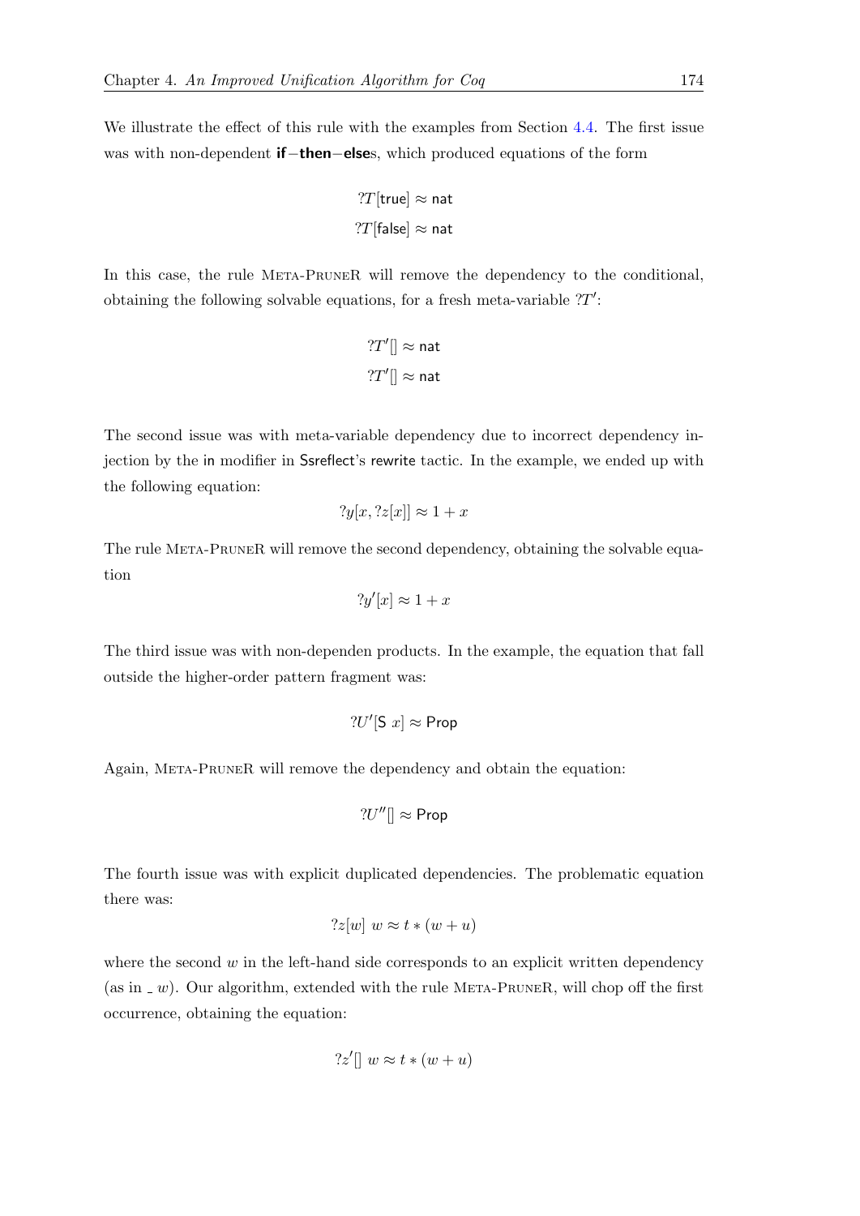We illustrate the effect of this rule with the examples from Section 4.4. The first issue was with non-dependent **if**−**then**−**else**s, which produced equations of the form

$$?T[\mathsf{true}] \approx \mathsf{nat}$$
$$?T[\mathsf{false}] \approx \mathsf{nat}$$

In this case, the rule Meta-PruneR will remove the dependency to the conditional, obtaining the following solvable equations, for a fresh meta-variable $?T'$:

$$?T'[] \approx \mathsf{nat}$$
$$?T'[] \approx \mathsf{nat}$$

The second issue was with meta-variable dependency due to incorrect dependency injection by the in modifier in Ssreflect's rewrite tactic. In the example, we ended up with the following equation:

$$?y[x, ?z[x]] \approx 1 + x$$

The rule Meta-PruneR will remove the second dependency, obtaining the solvable equation

$$?y'[x] \approx 1 + x$$

The third issue was with non-dependen products. In the example, the equation that fall outside the higher-order pattern fragment was:

$$?U'[\mathsf{S}\ x] \approx \mathsf{Prop}$$

Again, Meta-PruneR will remove the dependency and obtain the equation:

$$?U''[] \approx \mathsf{Prop}$$

The fourth issue was with explicit duplicated dependencies. The problematic equation there was:

$$?z[w]\ w \approx t * (w + u)$$

where the second $w$ in the left-hand side corresponds to an explicit written dependency (as in $\_\ w$). Our algorithm, extended with the rule Meta-PruneR, will chop off the first occurrence, obtaining the equation:

$$?z'[]\ w \approx t * (w + u)$$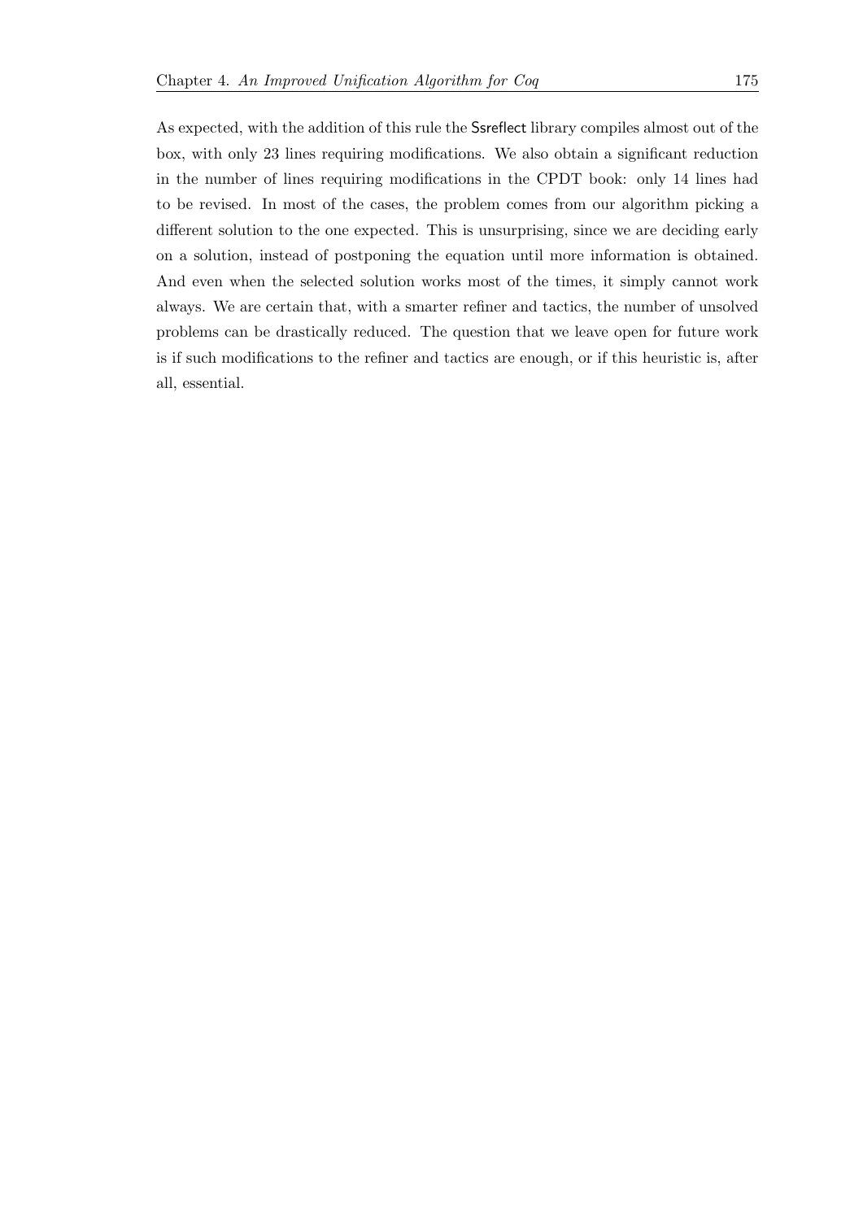As expected, with the addition of this rule the Ssreflect library compiles almost out of the box, with only 23 lines requiring modifications. We also obtain a significant reduction in the number of lines requiring modifications in the CPDT book: only 14 lines had to be revised. In most of the cases, the problem comes from our algorithm picking a different solution to the one expected. This is unsurprising, since we are deciding early on a solution, instead of postponing the equation until more information is obtained. And even when the selected solution works most of the times, it simply cannot work always. We are certain that, with a smarter refiner and tactics, the number of unsolved problems can be drastically reduced. The question that we leave open for future work is if such modifications to the refiner and tactics are enough, or if this heuristic is, after all, essential.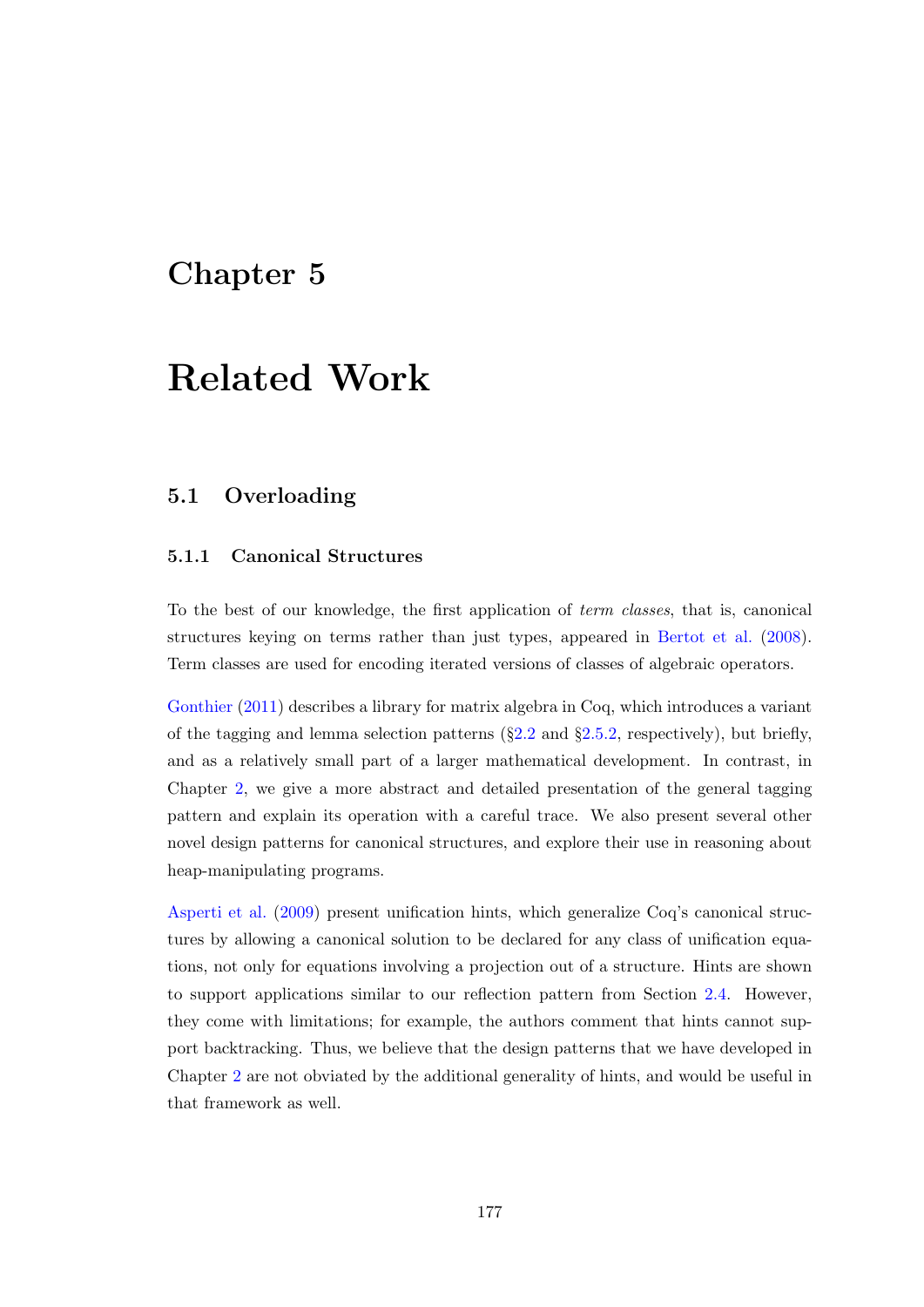# Chapter 5

# Related Work

## 5.1 Overloading

### 5.1.1 Canonical Structures

To the best of our knowledge, the first application of *term classes*, that is, canonical structures keying on terms rather than just types, appeared in Bertot et al. (2008). Term classes are used for encoding iterated versions of classes of algebraic operators.

Gonthier (2011) describes a library for matrix algebra in Coq, which introduces a variant of the tagging and lemma selection patterns (§2.2 and §2.5.2, respectively), but briefly, and as a relatively small part of a larger mathematical development. In contrast, in Chapter 2, we give a more abstract and detailed presentation of the general tagging pattern and explain its operation with a careful trace. We also present several other novel design patterns for canonical structures, and explore their use in reasoning about heap-manipulating programs.

Asperti et al. (2009) present unification hints, which generalize Coq's canonical structures by allowing a canonical solution to be declared for any class of unification equations, not only for equations involving a projection out of a structure. Hints are shown to support applications similar to our reflection pattern from Section 2.4. However, they come with limitations; for example, the authors comment that hints cannot support backtracking. Thus, we believe that the design patterns that we have developed in Chapter 2 are not obviated by the additional generality of hints, and would be useful in that framework as well.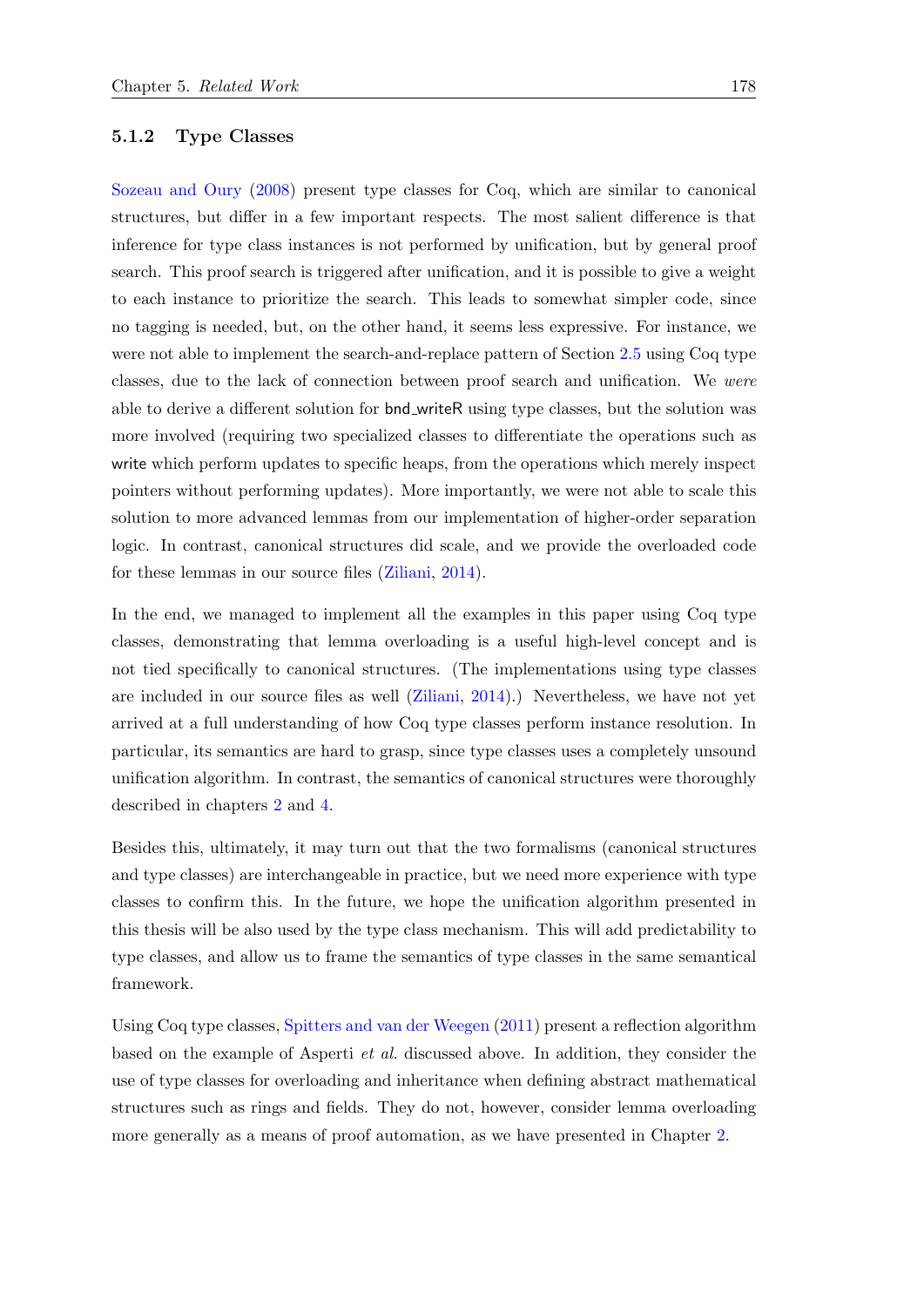### 5.1.2 Type Classes

Sozeau and Oury (2008) present type classes for Coq, which are similar to canonical structures, but differ in a few important respects. The most salient difference is that inference for type class instances is not performed by unification, but by general proof search. This proof search is triggered after unification, and it is possible to give a weight to each instance to prioritize the search. This leads to somewhat simpler code, since no tagging is needed, but, on the other hand, it seems less expressive. For instance, we were not able to implement the search-and-replace pattern of Section 2.5 using Coq type classes, due to the lack of connection between proof search and unification. We *were* able to derive a different solution for bnd_writeR using type classes, but the solution was more involved (requiring two specialized classes to differentiate the operations such as write which perform updates to specific heaps, from the operations which merely inspect pointers without performing updates). More importantly, we were not able to scale this solution to more advanced lemmas from our implementation of higher-order separation logic. In contrast, canonical structures did scale, and we provide the overloaded code for these lemmas in our source files (Ziliani, 2014).

In the end, we managed to implement all the examples in this paper using Coq type classes, demonstrating that lemma overloading is a useful high-level concept and is not tied specifically to canonical structures. (The implementations using type classes are included in our source files as well (Ziliani, 2014).) Nevertheless, we have not yet arrived at a full understanding of how Coq type classes perform instance resolution. In particular, its semantics are hard to grasp, since type classes uses a completely unsound unification algorithm. In contrast, the semantics of canonical structures were thoroughly described in chapters 2 and 4.

Besides this, ultimately, it may turn out that the two formalisms (canonical structures and type classes) are interchangeable in practice, but we need more experience with type classes to confirm this. In the future, we hope the unification algorithm presented in this thesis will be also used by the type class mechanism. This will add predictability to type classes, and allow us to frame the semantics of type classes in the same semantical framework.

Using Coq type classes, Spitters and van der Weegen (2011) present a reflection algorithm based on the example of Asperti *et al.* discussed above. In addition, they consider the use of type classes for overloading and inheritance when defining abstract mathematical structures such as rings and fields. They do not, however, consider lemma overloading more generally as a means of proof automation, as we have presented in Chapter 2.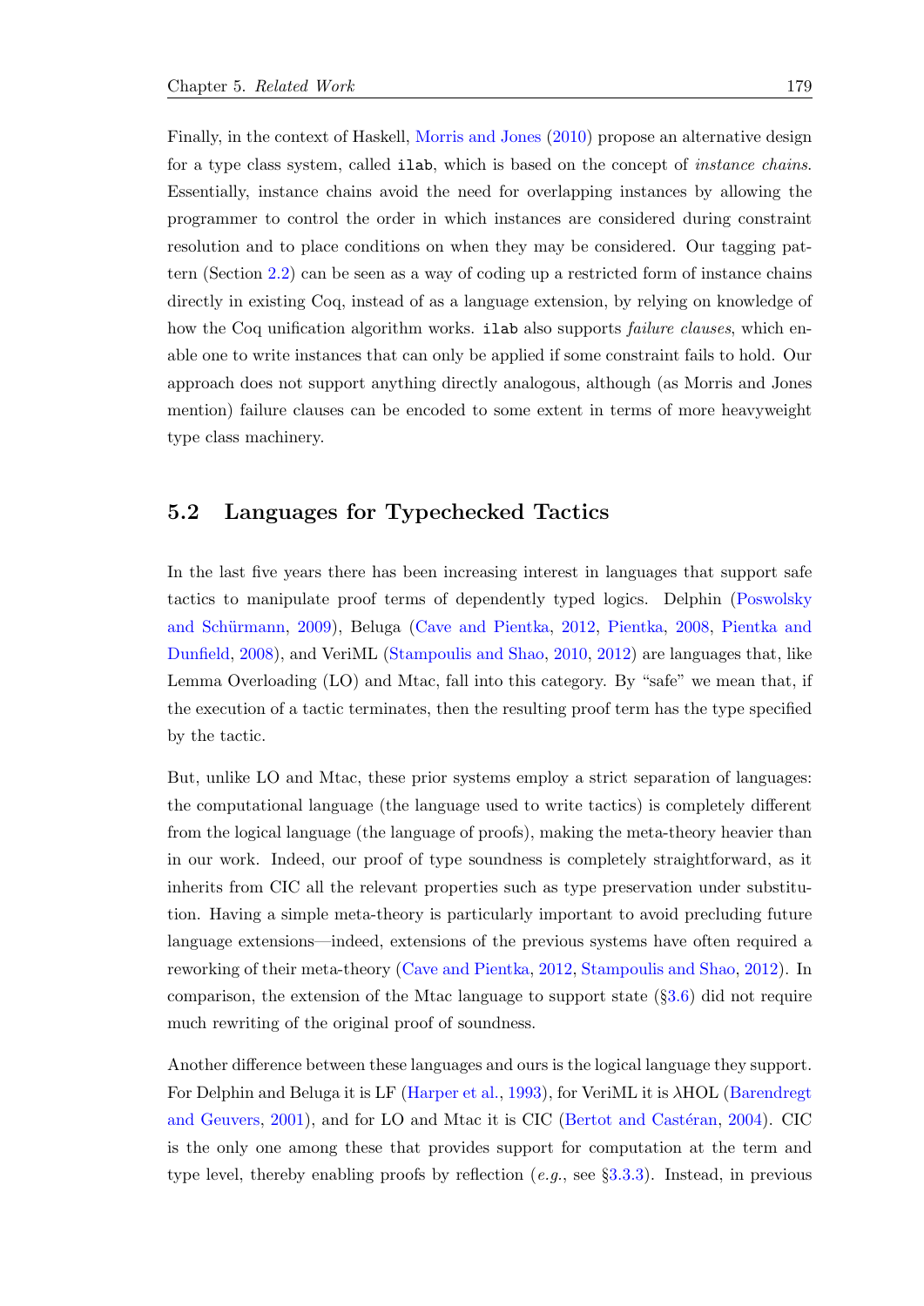Finally, in the context of Haskell, Morris and Jones (2010) propose an alternative design for a type class system, called `ilab`, which is based on the concept of *instance chains*. Essentially, instance chains avoid the need for overlapping instances by allowing the programmer to control the order in which instances are considered during constraint resolution and to place conditions on when they may be considered. Our tagging pattern (Section 2.2) can be seen as a way of coding up a restricted form of instance chains directly in existing Coq, instead of as a language extension, by relying on knowledge of how the Coq unification algorithm works. `ilab` also supports *failure clauses*, which enable one to write instances that can only be applied if some constraint fails to hold. Our approach does not support anything directly analogous, although (as Morris and Jones mention) failure clauses can be encoded to some extent in terms of more heavyweight type class machinery.

## 5.2 Languages for Typechecked Tactics

In the last five years there has been increasing interest in languages that support safe tactics to manipulate proof terms of dependently typed logics. Delphin (Poswolsky and Schürmann, 2009), Beluga (Cave and Pientka, 2012, Pientka, 2008, Pientka and Dunfield, 2008), and VeriML (Stampoulis and Shao, 2010, 2012) are languages that, like Lemma Overloading (LO) and Mtac, fall into this category. By "safe" we mean that, if the execution of a tactic terminates, then the resulting proof term has the type specified by the tactic.

But, unlike LO and Mtac, these prior systems employ a strict separation of languages: the computational language (the language used to write tactics) is completely different from the logical language (the language of proofs), making the meta-theory heavier than in our work. Indeed, our proof of type soundness is completely straightforward, as it inherits from CIC all the relevant properties such as type preservation under substitution. Having a simple meta-theory is particularly important to avoid precluding future language extensions—indeed, extensions of the previous systems have often required a reworking of their meta-theory (Cave and Pientka, 2012, Stampoulis and Shao, 2012). In comparison, the extension of the Mtac language to support state (§3.6) did not require much rewriting of the original proof of soundness.

Another difference between these languages and ours is the logical language they support. For Delphin and Beluga it is LF (Harper et al., 1993), for VeriML it is λHOL (Barendregt and Geuvers, 2001), and for LO and Mtac it is CIC (Bertot and Castéran, 2004). CIC is the only one among these that provides support for computation at the term and type level, thereby enabling proofs by reflection (*e.g.*, see §3.3.3). Instead, in previous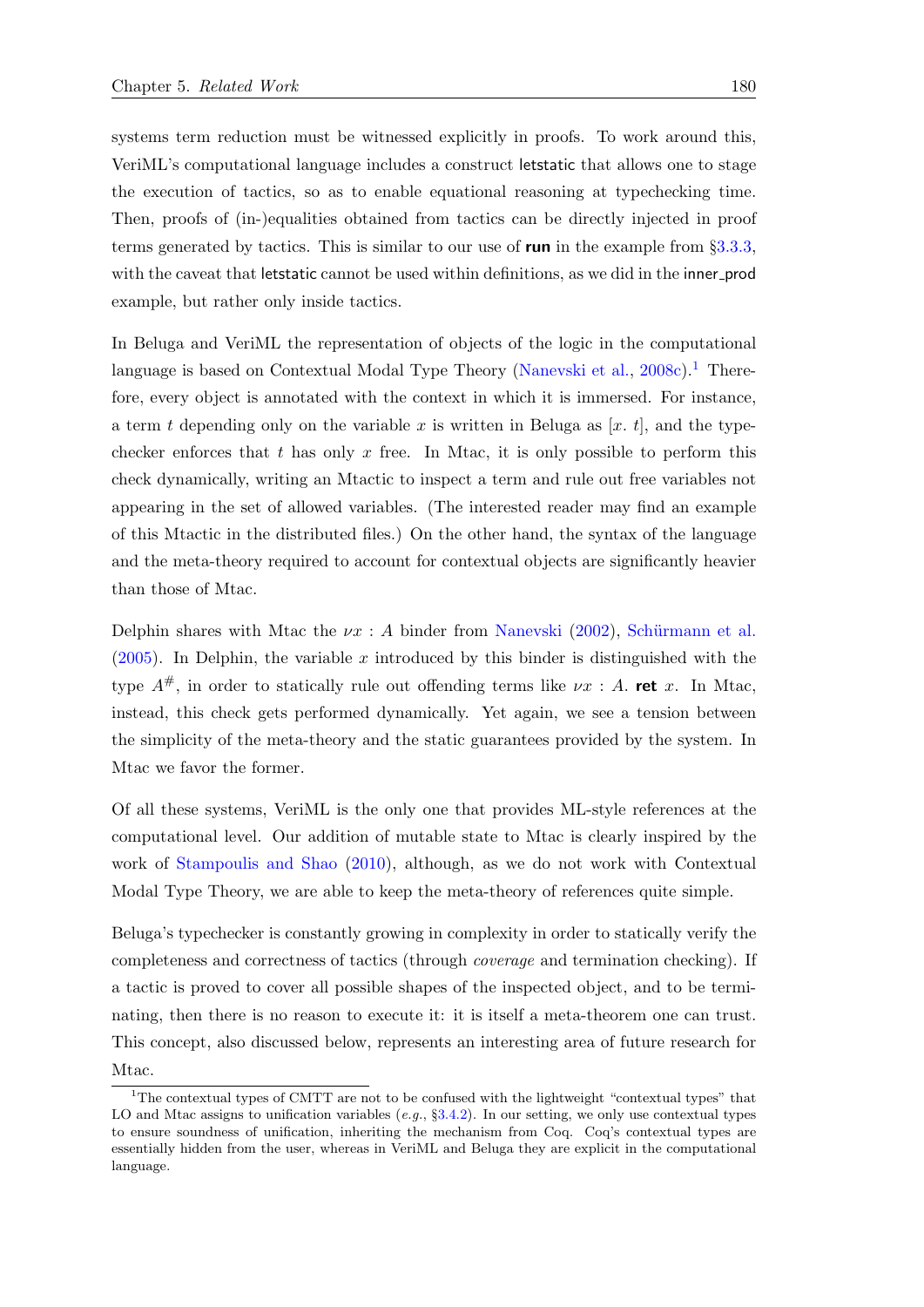systems term reduction must be witnessed explicitly in proofs. To work around this, VeriML's computational language includes a construct letstatic that allows one to stage the execution of tactics, so as to enable equational reasoning at typechecking time. Then, proofs of (in-)equalities obtained from tactics can be directly injected in proof terms generated by tactics. This is similar to our use of **run** in the example from §3.3.3, with the caveat that letstatic cannot be used within definitions, as we did in the inner_prod example, but rather only inside tactics.

In Beluga and VeriML the representation of objects of the logic in the computational language is based on Contextual Modal Type Theory (Nanevski et al., 2008c).[1] Therefore, every object is annotated with the context in which it is immersed. For instance, a term $t$ depending only on the variable $x$ is written in Beluga as $[x.\ t]$, and the type-checker enforces that $t$ has only $x$ free. In Mtac, it is only possible to perform this check dynamically, writing an Mtactic to inspect a term and rule out free variables not appearing in the set of allowed variables. (The interested reader may find an example of this Mtactic in the distributed files.) On the other hand, the syntax of the language and the meta-theory required to account for contextual objects are significantly heavier than those of Mtac.

Delphin shares with Mtac the $\nu x : A$ binder from Nanevski (2002), Schürmann et al. (2005). In Delphin, the variable $x$ introduced by this binder is distinguished with the type $A^{\#}$, in order to statically rule out offending terms like $\nu x : A.\ \textbf{ret}\ x$. In Mtac, instead, this check gets performed dynamically. Yet again, we see a tension between the simplicity of the meta-theory and the static guarantees provided by the system. In Mtac we favor the former.

Of all these systems, VeriML is the only one that provides ML-style references at the computational level. Our addition of mutable state to Mtac is clearly inspired by the work of Stampoulis and Shao (2010), although, as we do not work with Contextual Modal Type Theory, we are able to keep the meta-theory of references quite simple.

Beluga's typechecker is constantly growing in complexity in order to statically verify the completeness and correctness of tactics (through *coverage* and termination checking). If a tactic is proved to cover all possible shapes of the inspected object, and to be terminating, then there is no reason to execute it: it is itself a meta-theorem one can trust. This concept, also discussed below, represents an interesting area of future research for Mtac.

---

[1] The contextual types of CMTT are not to be confused with the lightweight "contextual types" that LO and Mtac assigns to unification variables (*e.g.*, §3.4.2). In our setting, we only use contextual types to ensure soundness of unification, inheriting the mechanism from Coq. Coq's contextual types are essentially hidden from the user, whereas in VeriML and Beluga they are explicit in the computational language.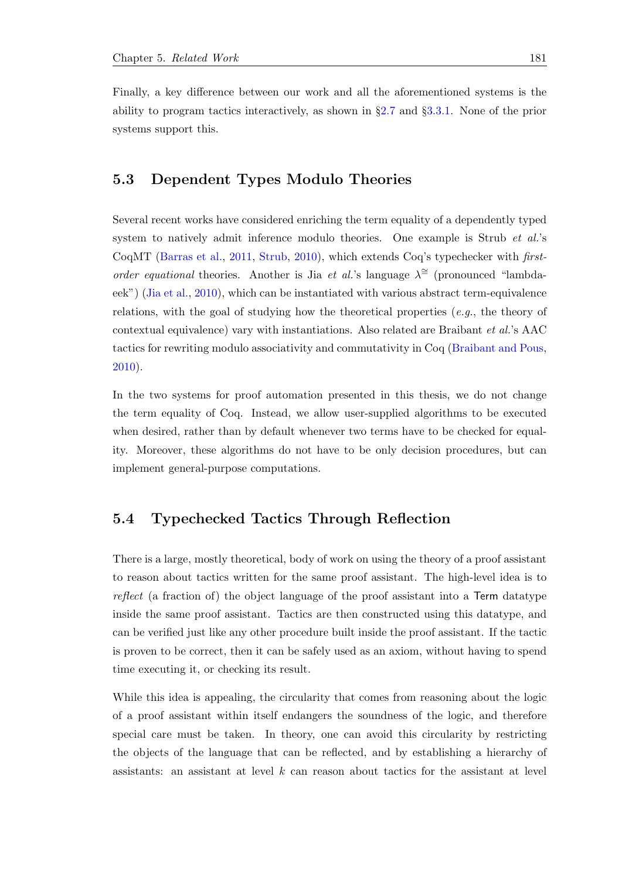Finally, a key difference between our work and all the aforementioned systems is the ability to program tactics interactively, as shown in §2.7 and §3.3.1. None of the prior systems support this.

## 5.3 Dependent Types Modulo Theories

Several recent works have considered enriching the term equality of a dependently typed system to natively admit inference modulo theories. One example is Strub *et al.*'s CoqMT (Barras et al., 2011, Strub, 2010), which extends Coq's typechecker with *first-order equational* theories. Another is Jia *et al.*'s language $\lambda^{\cong}$ (pronounced "lambda-eek") (Jia et al., 2010), which can be instantiated with various abstract term-equivalence relations, with the goal of studying how the theoretical properties (*e.g.*, the theory of contextual equivalence) vary with instantiations. Also related are Braibant *et al.*'s AAC tactics for rewriting modulo associativity and commutativity in Coq (Braibant and Pous, 2010).

In the two systems for proof automation presented in this thesis, we do not change the term equality of Coq. Instead, we allow user-supplied algorithms to be executed when desired, rather than by default whenever two terms have to be checked for equality. Moreover, these algorithms do not have to be only decision procedures, but can implement general-purpose computations.

## 5.4 Typechecked Tactics Through Reflection

There is a large, mostly theoretical, body of work on using the theory of a proof assistant to reason about tactics written for the same proof assistant. The high-level idea is to *reflect* (a fraction of) the object language of the proof assistant into a Term datatype inside the same proof assistant. Tactics are then constructed using this datatype, and can be verified just like any other procedure built inside the proof assistant. If the tactic is proven to be correct, then it can be safely used as an axiom, without having to spend time executing it, or checking its result.

While this idea is appealing, the circularity that comes from reasoning about the logic of a proof assistant within itself endangers the soundness of the logic, and therefore special care must be taken. In theory, one can avoid this circularity by restricting the objects of the language that can be reflected, and by establishing a hierarchy of assistants: an assistant at level $k$ can reason about tactics for the assistant at level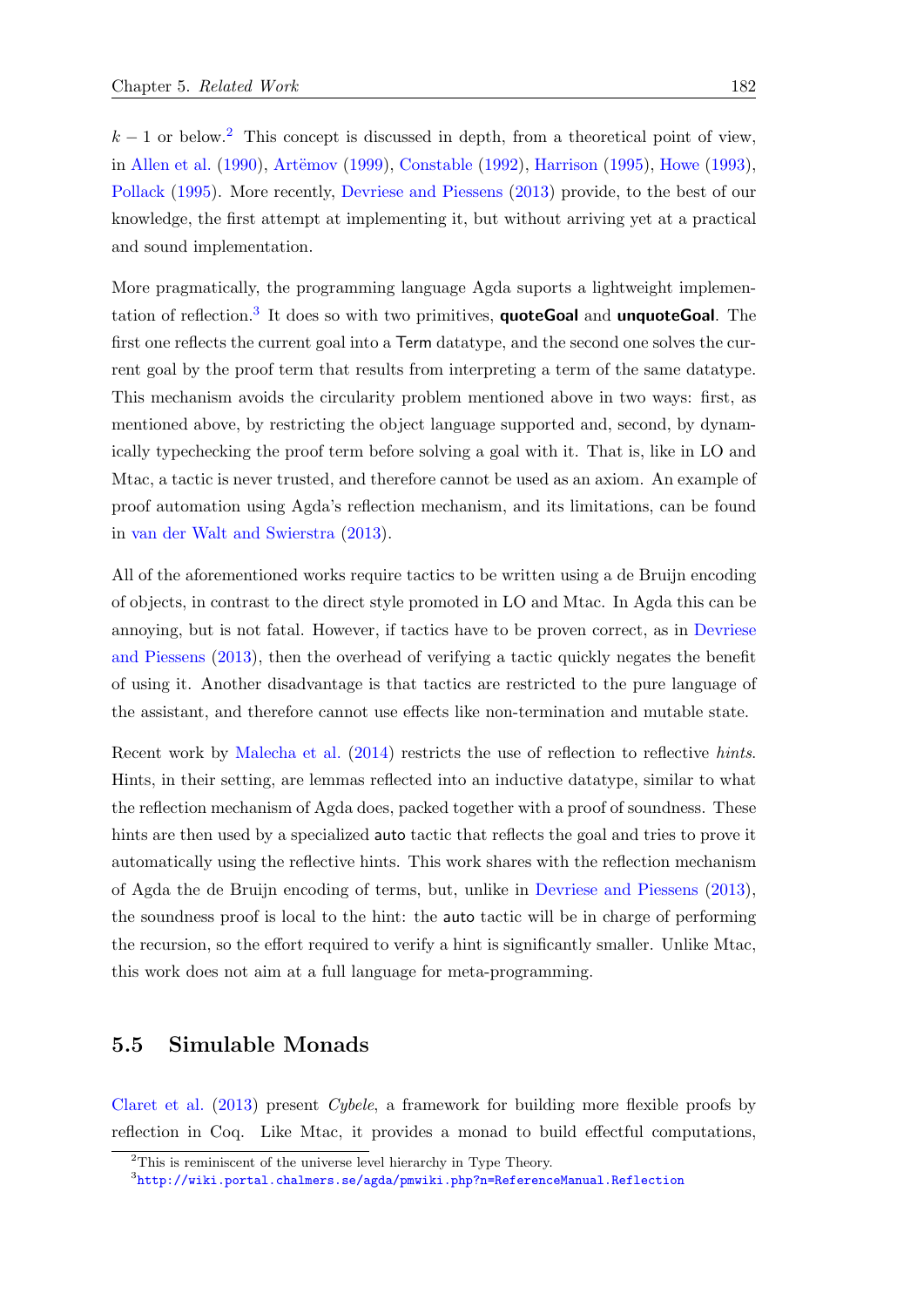$k-1$ or below.[2] This concept is discussed in depth, from a theoretical point of view, in Allen et al. (1990), Artëmov (1999), Constable (1992), Harrison (1995), Howe (1993), Pollack (1995). More recently, Devriese and Piessens (2013) provide, to the best of our knowledge, the first attempt at implementing it, but without arriving yet at a practical and sound implementation.

More pragmatically, the programming language Agda suports a lightweight implementation of reflection.[3] It does so with two primitives, **quoteGoal** and **unquoteGoal**. The first one reflects the current goal into a Term datatype, and the second one solves the current goal by the proof term that results from interpreting a term of the same datatype. This mechanism avoids the circularity problem mentioned above in two ways: first, as mentioned above, by restricting the object language supported and, second, by dynamically typechecking the proof term before solving a goal with it. That is, like in LO and Mtac, a tactic is never trusted, and therefore cannot be used as an axiom. An example of proof automation using Agda's reflection mechanism, and its limitations, can be found in van der Walt and Swierstra (2013).

All of the aforementioned works require tactics to be written using a de Bruijn encoding of objects, in contrast to the direct style promoted in LO and Mtac. In Agda this can be annoying, but is not fatal. However, if tactics have to be proven correct, as in Devriese and Piessens (2013), then the overhead of verifying a tactic quickly negates the benefit of using it. Another disadvantage is that tactics are restricted to the pure language of the assistant, and therefore cannot use effects like non-termination and mutable state.

Recent work by Malecha et al. (2014) restricts the use of reflection to reflective *hints*. Hints, in their setting, are lemmas reflected into an inductive datatype, similar to what the reflection mechanism of Agda does, packed together with a proof of soundness. These hints are then used by a specialized auto tactic that reflects the goal and tries to prove it automatically using the reflective hints. This work shares with the reflection mechanism of Agda the de Bruijn encoding of terms, but, unlike in Devriese and Piessens (2013), the soundness proof is local to the hint: the auto tactic will be in charge of performing the recursion, so the effort required to verify a hint is significantly smaller. Unlike Mtac, this work does not aim at a full language for meta-programming.

## 5.5 Simulable Monads

Claret et al. (2013) present *Cybele*, a framework for building more flexible proofs by reflection in Coq. Like Mtac, it provides a monad to build effectful computations,

[2] This is reminiscent of the universe level hierarchy in Type Theory.

[3] http://wiki.portal.chalmers.se/agda/pmwiki.php?n=ReferenceManual.Reflection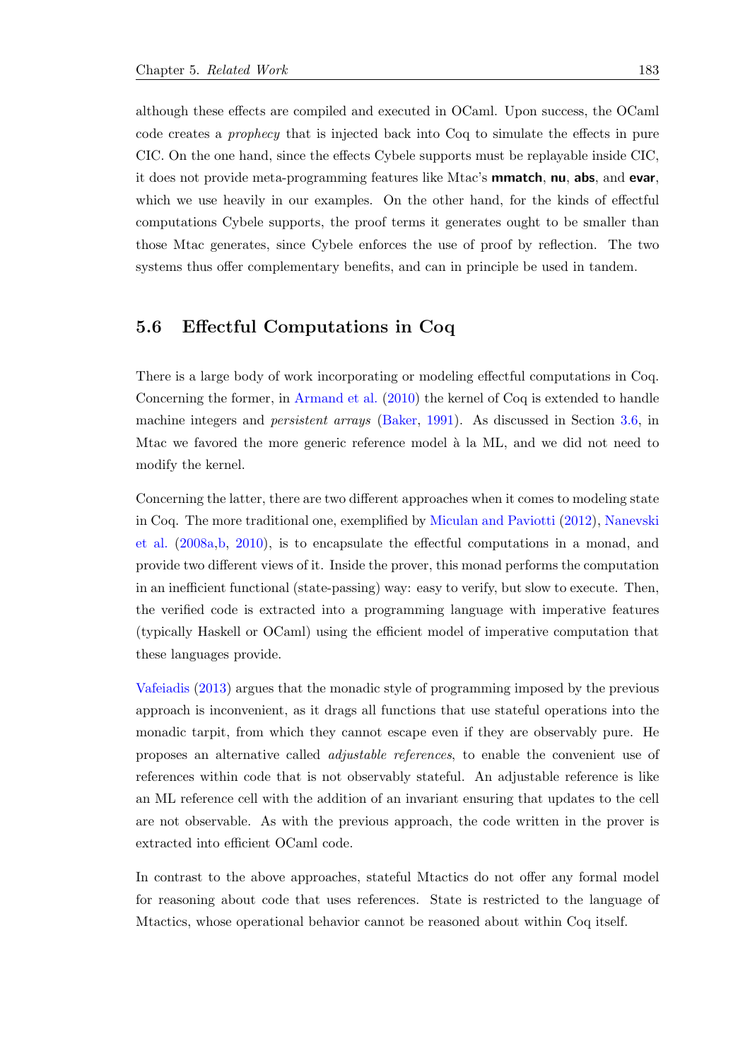although these effects are compiled and executed in OCaml. Upon success, the OCaml code creates a *prophecy* that is injected back into Coq to simulate the effects in pure CIC. On the one hand, since the effects Cybele supports must be replayable inside CIC, it does not provide meta-programming features like Mtac's **mmatch**, **nu**, **abs**, and **evar**, which we use heavily in our examples. On the other hand, for the kinds of effectful computations Cybele supports, the proof terms it generates ought to be smaller than those Mtac generates, since Cybele enforces the use of proof by reflection. The two systems thus offer complementary benefits, and can in principle be used in tandem.

## 5.6 Effectful Computations in Coq

There is a large body of work incorporating or modeling effectful computations in Coq. Concerning the former, in Armand et al. (2010) the kernel of Coq is extended to handle machine integers and *persistent arrays* (Baker, 1991). As discussed in Section 3.6, in Mtac we favored the more generic reference model à la ML, and we did not need to modify the kernel.

Concerning the latter, there are two different approaches when it comes to modeling state in Coq. The more traditional one, exemplified by Miculan and Paviotti (2012), Nanevski et al. (2008a,b, 2010), is to encapsulate the effectful computations in a monad, and provide two different views of it. Inside the prover, this monad performs the computation in an inefficient functional (state-passing) way: easy to verify, but slow to execute. Then, the verified code is extracted into a programming language with imperative features (typically Haskell or OCaml) using the efficient model of imperative computation that these languages provide.

Vafeiadis (2013) argues that the monadic style of programming imposed by the previous approach is inconvenient, as it drags all functions that use stateful operations into the monadic tarpit, from which they cannot escape even if they are observably pure. He proposes an alternative called *adjustable references*, to enable the convenient use of references within code that is not observably stateful. An adjustable reference is like an ML reference cell with the addition of an invariant ensuring that updates to the cell are not observable. As with the previous approach, the code written in the prover is extracted into efficient OCaml code.

In contrast to the above approaches, stateful Mtactics do not offer any formal model for reasoning about code that uses references. State is restricted to the language of Mtactics, whose operational behavior cannot be reasoned about within Coq itself.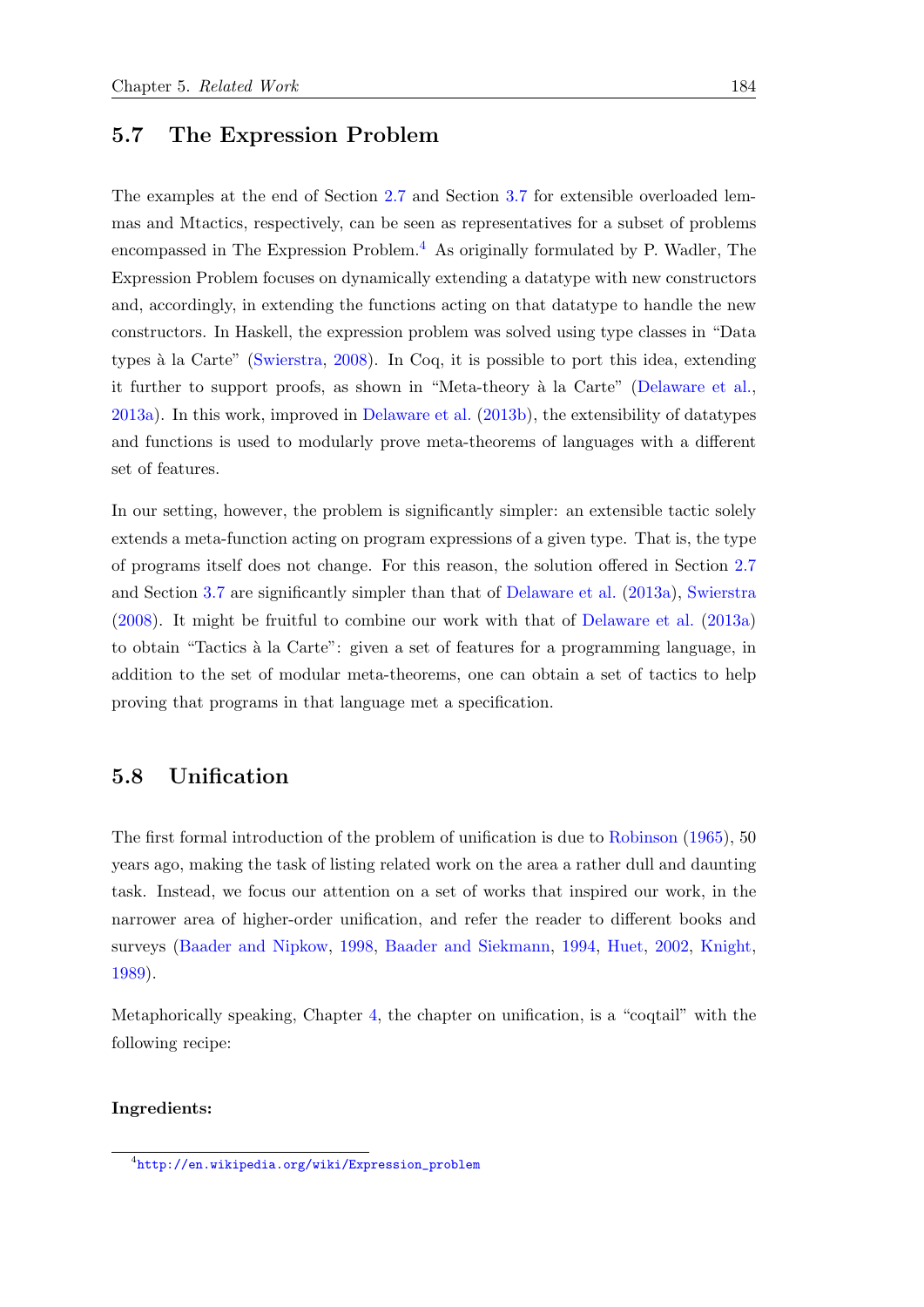## 5.7 The Expression Problem

The examples at the end of Section 2.7 and Section 3.7 for extensible overloaded lemmas and Mtactics, respectively, can be seen as representatives for a subset of problems encompassed in The Expression Problem.[4] As originally formulated by P. Wadler, The Expression Problem focuses on dynamically extending a datatype with new constructors and, accordingly, in extending the functions acting on that datatype to handle the new constructors. In Haskell, the expression problem was solved using type classes in "Data types à la Carte" (Swierstra, 2008). In Coq, it is possible to port this idea, extending it further to support proofs, as shown in "Meta-theory à la Carte" (Delaware et al., 2013a). In this work, improved in Delaware et al. (2013b), the extensibility of datatypes and functions is used to modularly prove meta-theorems of languages with a different set of features.

In our setting, however, the problem is significantly simpler: an extensible tactic solely extends a meta-function acting on program expressions of a given type. That is, the type of programs itself does not change. For this reason, the solution offered in Section 2.7 and Section 3.7 are significantly simpler than that of Delaware et al. (2013a), Swierstra (2008). It might be fruitful to combine our work with that of Delaware et al. (2013a) to obtain "Tactics à la Carte": given a set of features for a programming language, in addition to the set of modular meta-theorems, one can obtain a set of tactics to help proving that programs in that language met a specification.

## 5.8 Unification

The first formal introduction of the problem of unification is due to Robinson (1965), 50 years ago, making the task of listing related work on the area a rather dull and daunting task. Instead, we focus our attention on a set of works that inspired our work, in the narrower area of higher-order unification, and refer the reader to different books and surveys (Baader and Nipkow, 1998, Baader and Siekmann, 1994, Huet, 2002, Knight, 1989).

Metaphorically speaking, Chapter 4, the chapter on unification, is a "coqtail" with the following recipe:

**Ingredients:**

[4] http://en.wikipedia.org/wiki/Expression_problem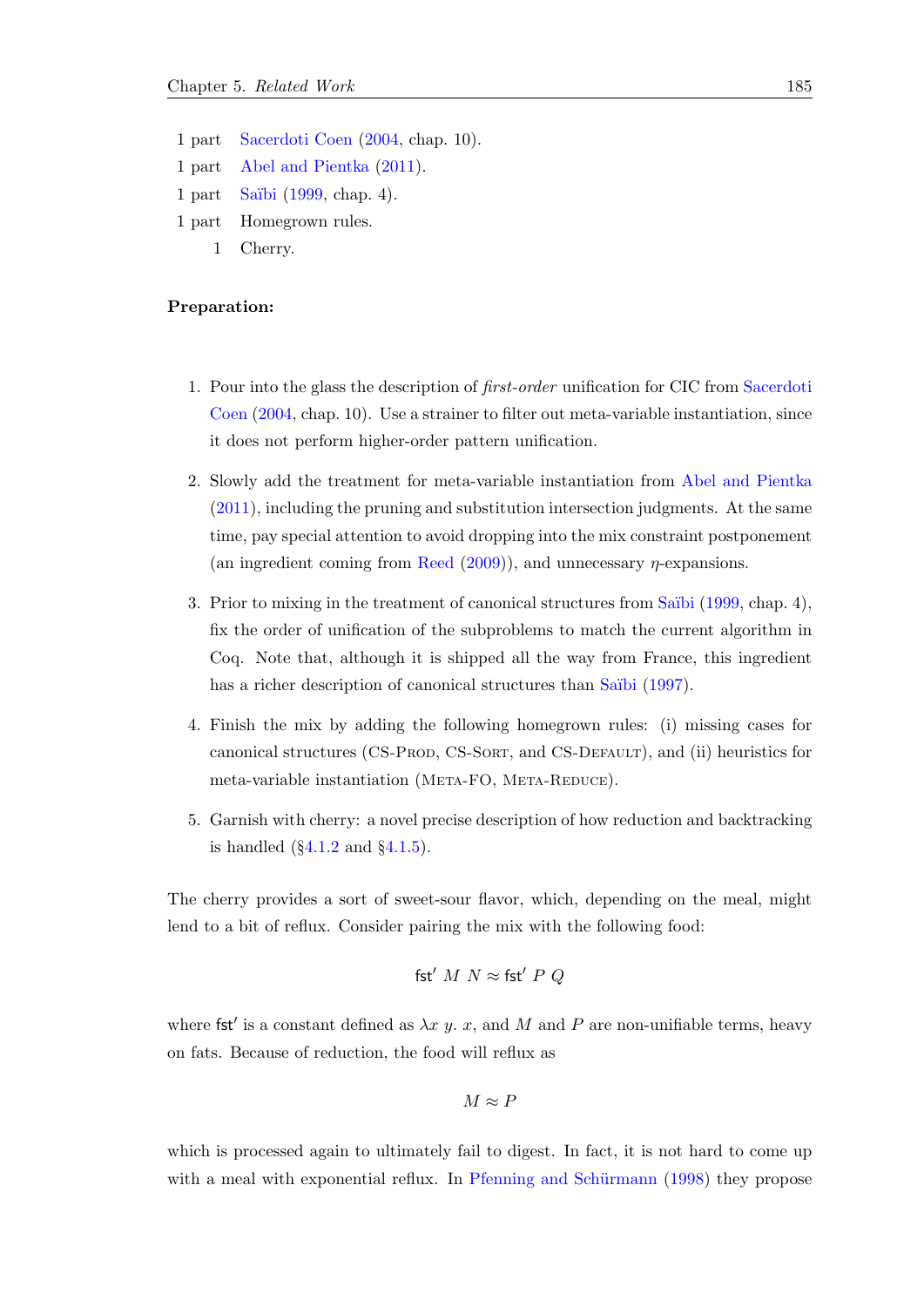1 part Sacerdoti Coen (2004, chap. 10).

1 part Abel and Pientka (2011).

1 part Saïbi (1999, chap. 4).

1 part Homegrown rules.

1 Cherry.

**Preparation:**

1. Pour into the glass the description of *first-order* unification for CIC from Sacerdoti Coen (2004, chap. 10). Use a strainer to filter out meta-variable instantiation, since it does not perform higher-order pattern unification.

2. Slowly add the treatment for meta-variable instantiation from Abel and Pientka (2011), including the pruning and substitution intersection judgments. At the same time, pay special attention to avoid dropping into the mix constraint postponement (an ingredient coming from Reed (2009)), and unnecessary $\eta$-expansions.

3. Prior to mixing in the treatment of canonical structures from Saïbi (1999, chap. 4), fix the order of unification of the subproblems to match the current algorithm in Coq. Note that, although it is shipped all the way from France, this ingredient has a richer description of canonical structures than Saïbi (1997).

4. Finish the mix by adding the following homegrown rules: (i) missing cases for canonical structures (CS-Prod, CS-Sort, and CS-Default), and (ii) heuristics for meta-variable instantiation (Meta-FO, Meta-Reduce).

5. Garnish with cherry: a novel precise description of how reduction and backtracking is handled (§4.1.2 and §4.1.5).

The cherry provides a sort of sweet-sour flavor, which, depending on the meal, might lend to a bit of reflux. Consider pairing the mix with the following food:

$$\mathsf{fst}'\ M\ N \approx \mathsf{fst}'\ P\ Q$$

where $\mathsf{fst}'$ is a constant defined as $\lambda x\ y.\ x$, and $M$ and $P$ are non-unifiable terms, heavy on fats. Because of reduction, the food will reflux as

$$M \approx P$$

which is processed again to ultimately fail to digest. In fact, it is not hard to come up with a meal with exponential reflux. In Pfenning and Schürmann (1998) they propose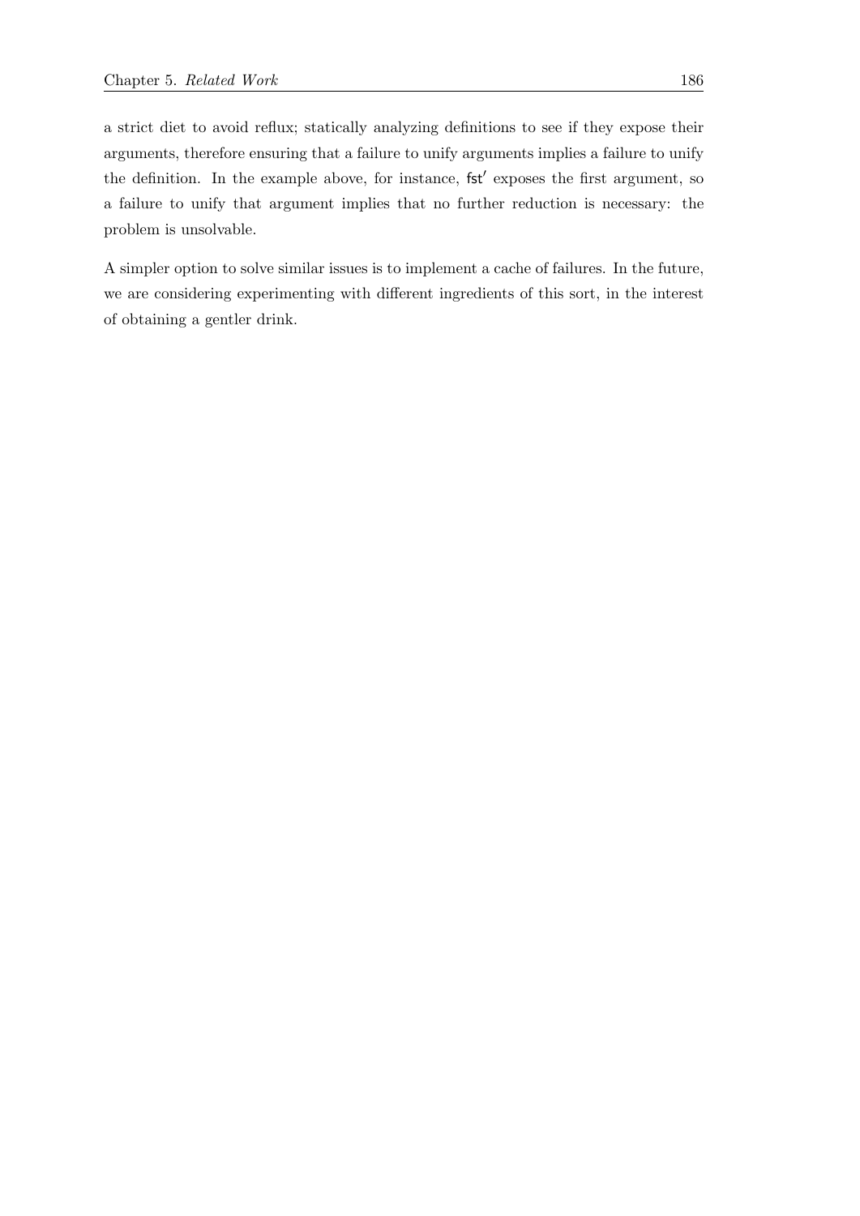a strict diet to avoid reflux; statically analyzing definitions to see if they expose their arguments, therefore ensuring that a failure to unify arguments implies a failure to unify the definition. In the example above, for instance, $\mathsf{fst}'$ exposes the first argument, so a failure to unify that argument implies that no further reduction is necessary: the problem is unsolvable.

A simpler option to solve similar issues is to implement a cache of failures. In the future, we are considering experimenting with different ingredients of this sort, in the interest of obtaining a gentler drink.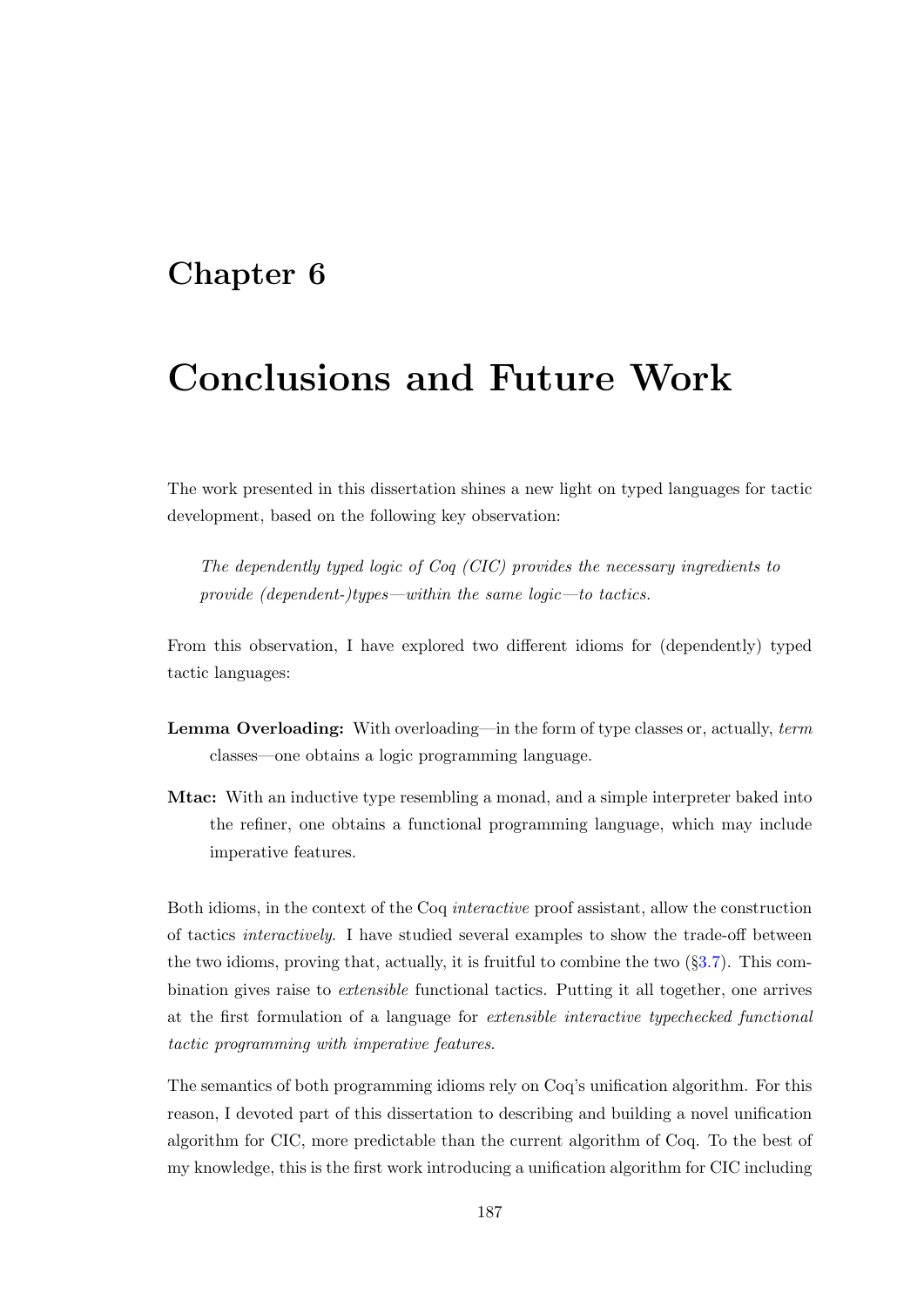# Chapter 6

# Conclusions and Future Work

The work presented in this dissertation shines a new light on typed languages for tactic development, based on the following key observation:

> *The dependently typed logic of Coq (CIC) provides the necessary ingredients to provide (dependent-)types—within the same logic—to tactics.*

From this observation, I have explored two different idioms for (dependently) typed tactic languages:

**Lemma Overloading:** With overloading—in the form of type classes or, actually, *term* classes—one obtains a logic programming language.

**Mtac:** With an inductive type resembling a monad, and a simple interpreter baked into the refiner, one obtains a functional programming language, which may include imperative features.

Both idioms, in the context of the Coq *interactive* proof assistant, allow the construction of tactics *interactively*. I have studied several examples to show the trade-off between the two idioms, proving that, actually, it is fruitful to combine the two (§3.7). This combination gives raise to *extensible* functional tactics. Putting it all together, one arrives at the first formulation of a language for *extensible interactive typechecked functional tactic programming with imperative features*.

The semantics of both programming idioms rely on Coq's unification algorithm. For this reason, I devoted part of this dissertation to describing and building a novel unification algorithm for CIC, more predictable than the current algorithm of Coq. To the best of my knowledge, this is the first work introducing a unification algorithm for CIC including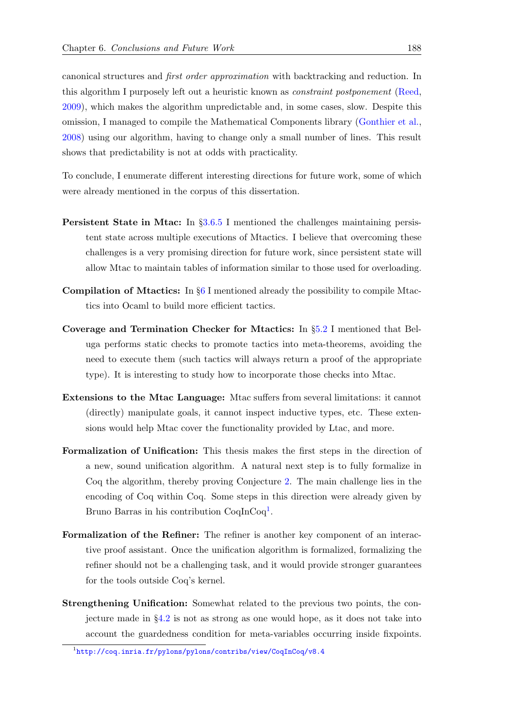canonical structures and *first order approximation* with backtracking and reduction. In this algorithm I purposely left out a heuristic known as *constraint postponement* (Reed, 2009), which makes the algorithm unpredictable and, in some cases, slow. Despite this omission, I managed to compile the Mathematical Components library (Gonthier et al., 2008) using our algorithm, having to change only a small number of lines. This result shows that predictability is not at odds with practicality.

To conclude, I enumerate different interesting directions for future work, some of which were already mentioned in the corpus of this dissertation.

**Persistent State in Mtac:** In §3.6.5 I mentioned the challenges maintaining persistent state across multiple executions of Mtactics. I believe that overcoming these challenges is a very promising direction for future work, since persistent state will allow Mtac to maintain tables of information similar to those used for overloading.

**Compilation of Mtactics:** In §6 I mentioned already the possibility to compile Mtactics into Ocaml to build more efficient tactics.

**Coverage and Termination Checker for Mtactics:** In §5.2 I mentioned that Beluga performs static checks to promote tactics into meta-theorems, avoiding the need to execute them (such tactics will always return a proof of the appropriate type). It is interesting to study how to incorporate those checks into Mtac.

**Extensions to the Mtac Language:** Mtac suffers from several limitations: it cannot (directly) manipulate goals, it cannot inspect inductive types, etc. These extensions would help Mtac cover the functionality provided by Ltac, and more.

**Formalization of Unification:** This thesis makes the first steps in the direction of a new, sound unification algorithm. A natural next step is to fully formalize in Coq the algorithm, thereby proving Conjecture 2. The main challenge lies in the encoding of Coq within Coq. Some steps in this direction were already given by Bruno Barras in his contribution CoqInCoq[1].

**Formalization of the Refiner:** The refiner is another key component of an interactive proof assistant. Once the unification algorithm is formalized, formalizing the refiner should not be a challenging task, and it would provide stronger guarantees for the tools outside Coq's kernel.

**Strengthening Unification:** Somewhat related to the previous two points, the conjecture made in §4.2 is not as strong as one would hope, as it does not take into account the guardedness condition for meta-variables occurring inside fixpoints.

[1] http://coq.inria.fr/pylons/pylons/contribs/view/CoqInCoq/v8.4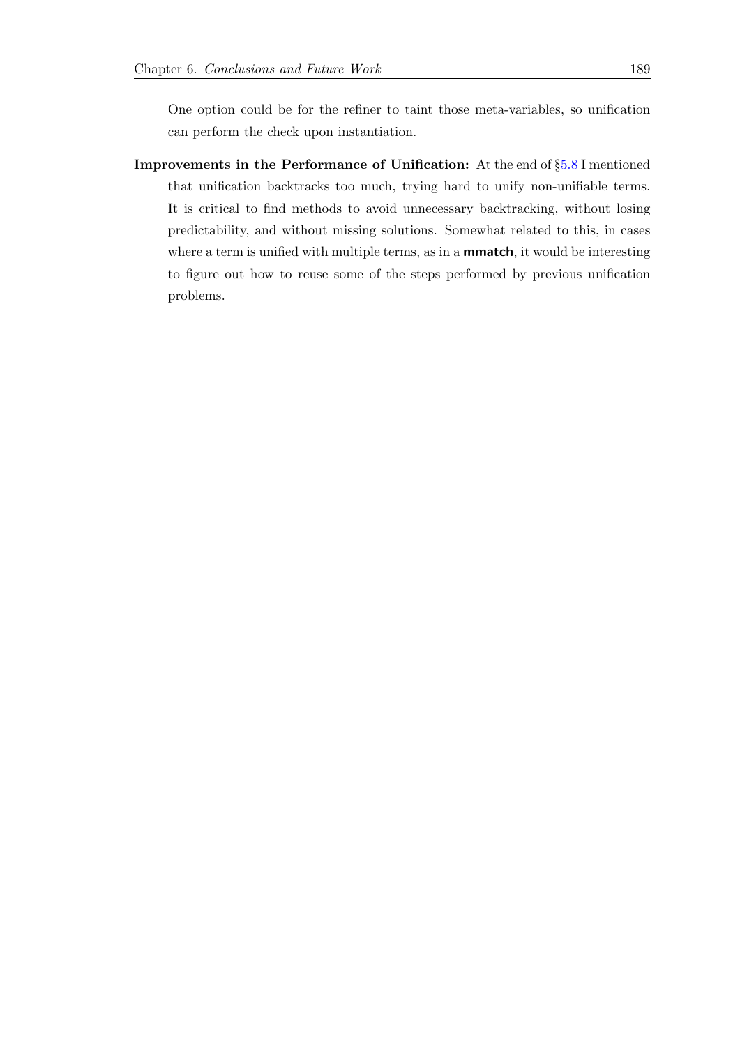One option could be for the refiner to taint those meta-variables, so unification can perform the check upon instantiation.

**Improvements in the Performance of Unification:** At the end of §5.8 I mentioned that unification backtracks too much, trying hard to unify non-unifiable terms. It is critical to find methods to avoid unnecessary backtracking, without losing predictability, and without missing solutions. Somewhat related to this, in cases where a term is unified with multiple terms, as in a **mmatch**, it would be interesting to figure out how to reuse some of the steps performed by previous unification problems.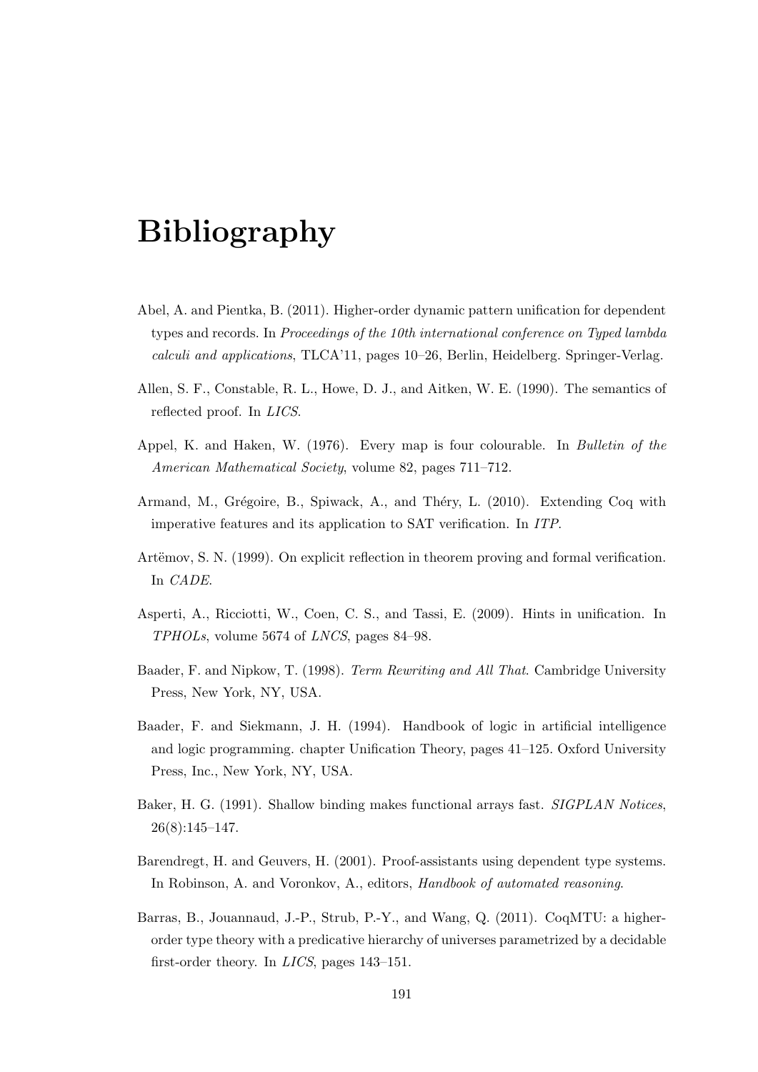# Bibliography

Abel, A. and Pientka, B. (2011). Higher-order dynamic pattern unification for dependent types and records. In *Proceedings of the 10th international conference on Typed lambda calculi and applications*, TLCA'11, pages 10–26, Berlin, Heidelberg. Springer-Verlag.

Allen, S. F., Constable, R. L., Howe, D. J., and Aitken, W. E. (1990). The semantics of reflected proof. In *LICS*.

Appel, K. and Haken, W. (1976). Every map is four colourable. In *Bulletin of the American Mathematical Society*, volume 82, pages 711–712.

Armand, M., Grégoire, B., Spiwack, A., and Théry, L. (2010). Extending Coq with imperative features and its application to SAT verification. In *ITP*.

Artëmov, S. N. (1999). On explicit reflection in theorem proving and formal verification. In *CADE*.

Asperti, A., Ricciotti, W., Coen, C. S., and Tassi, E. (2009). Hints in unification. In *TPHOLs*, volume 5674 of *LNCS*, pages 84–98.

Baader, F. and Nipkow, T. (1998). *Term Rewriting and All That*. Cambridge University Press, New York, NY, USA.

Baader, F. and Siekmann, J. H. (1994). Handbook of logic in artificial intelligence and logic programming. chapter Unification Theory, pages 41–125. Oxford University Press, Inc., New York, NY, USA.

Baker, H. G. (1991). Shallow binding makes functional arrays fast. *SIGPLAN Notices*, 26(8):145–147.

Barendregt, H. and Geuvers, H. (2001). Proof-assistants using dependent type systems. In Robinson, A. and Voronkov, A., editors, *Handbook of automated reasoning*.

Barras, B., Jouannaud, J.-P., Strub, P.-Y., and Wang, Q. (2011). CoqMTU: a higher-order type theory with a predicative hierarchy of universes parametrized by a decidable first-order theory. In *LICS*, pages 143–151.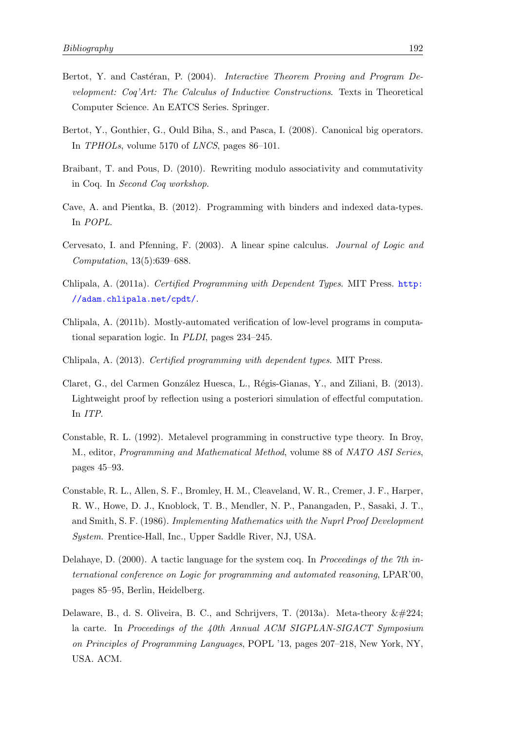Bertot, Y. and Castéran, P. (2004). *Interactive Theorem Proving and Program Development: Coq'Art: The Calculus of Inductive Constructions*. Texts in Theoretical Computer Science. An EATCS Series. Springer.

Bertot, Y., Gonthier, G., Ould Biha, S., and Pasca, I. (2008). Canonical big operators. In *TPHOLs*, volume 5170 of *LNCS*, pages 86–101.

Braibant, T. and Pous, D. (2010). Rewriting modulo associativity and commutativity in Coq. In *Second Coq workshop*.

Cave, A. and Pientka, B. (2012). Programming with binders and indexed data-types. In *POPL*.

Cervesato, I. and Pfenning, F. (2003). A linear spine calculus. *Journal of Logic and Computation*, 13(5):639–688.

Chlipala, A. (2011a). *Certified Programming with Dependent Types*. MIT Press. http://adam.chlipala.net/cpdt/.

Chlipala, A. (2011b). Mostly-automated verification of low-level programs in computational separation logic. In *PLDI*, pages 234–245.

Chlipala, A. (2013). *Certified programming with dependent types*. MIT Press.

Claret, G., del Carmen González Huesca, L., Régis-Gianas, Y., and Ziliani, B. (2013). Lightweight proof by reflection using a posteriori simulation of effectful computation. In *ITP*.

Constable, R. L. (1992). Metalevel programming in constructive type theory. In Broy, M., editor, *Programming and Mathematical Method*, volume 88 of *NATO ASI Series*, pages 45–93.

Constable, R. L., Allen, S. F., Bromley, H. M., Cleaveland, W. R., Cremer, J. F., Harper, R. W., Howe, D. J., Knoblock, T. B., Mendler, N. P., Panangaden, P., Sasaki, J. T., and Smith, S. F. (1986). *Implementing Mathematics with the Nuprl Proof Development System*. Prentice-Hall, Inc., Upper Saddle River, NJ, USA.

Delahaye, D. (2000). A tactic language for the system coq. In *Proceedings of the 7th international conference on Logic for programming and automated reasoning*, LPAR'00, pages 85–95, Berlin, Heidelberg.

Delaware, B., d. S. Oliveira, B. C., and Schrijvers, T. (2013a). Meta-theory &#224; la carte. In *Proceedings of the 40th Annual ACM SIGPLAN-SIGACT Symposium on Principles of Programming Languages*, POPL '13, pages 207–218, New York, NY, USA. ACM.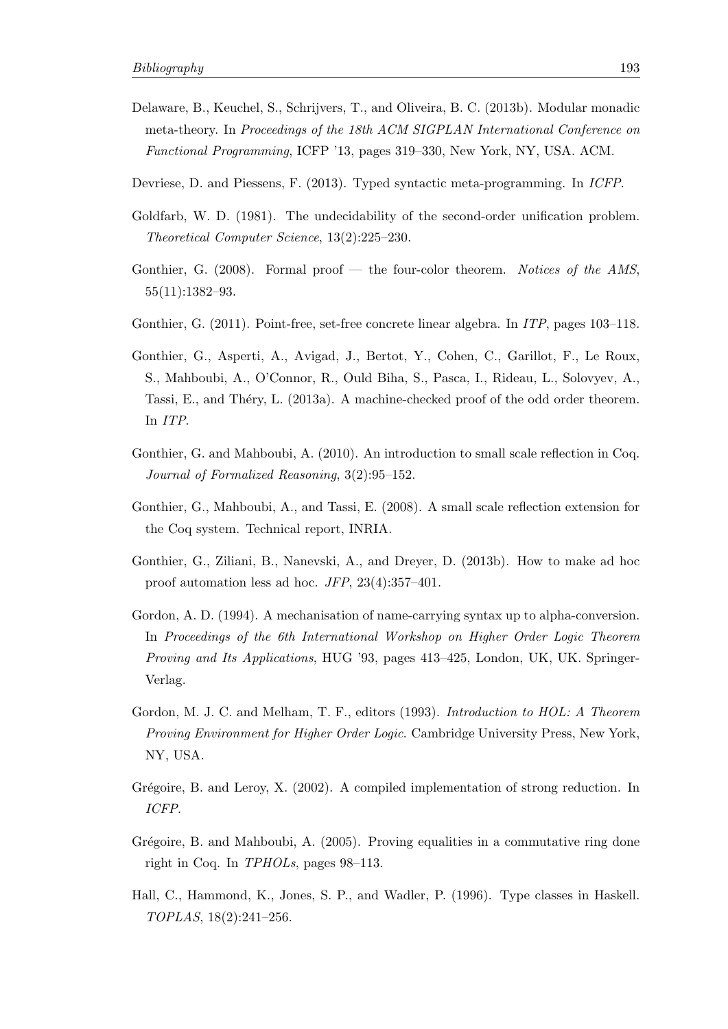Delaware, B., Keuchel, S., Schrijvers, T., and Oliveira, B. C. (2013b). Modular monadic meta-theory. In *Proceedings of the 18th ACM SIGPLAN International Conference on Functional Programming*, ICFP '13, pages 319–330, New York, NY, USA. ACM.

Devriese, D. and Piessens, F. (2013). Typed syntactic meta-programming. In *ICFP*.

Goldfarb, W. D. (1981). The undecidability of the second-order unification problem. *Theoretical Computer Science*, 13(2):225–230.

Gonthier, G. (2008). Formal proof — the four-color theorem. *Notices of the AMS*, 55(11):1382–93.

Gonthier, G. (2011). Point-free, set-free concrete linear algebra. In *ITP*, pages 103–118.

Gonthier, G., Asperti, A., Avigad, J., Bertot, Y., Cohen, C., Garillot, F., Le Roux, S., Mahboubi, A., O'Connor, R., Ould Biha, S., Pasca, I., Rideau, L., Solovyev, A., Tassi, E., and Théry, L. (2013a). A machine-checked proof of the odd order theorem. In *ITP*.

Gonthier, G. and Mahboubi, A. (2010). An introduction to small scale reflection in Coq. *Journal of Formalized Reasoning*, 3(2):95–152.

Gonthier, G., Mahboubi, A., and Tassi, E. (2008). A small scale reflection extension for the Coq system. Technical report, INRIA.

Gonthier, G., Ziliani, B., Nanevski, A., and Dreyer, D. (2013b). How to make ad hoc proof automation less ad hoc. *JFP*, 23(4):357–401.

Gordon, A. D. (1994). A mechanisation of name-carrying syntax up to alpha-conversion. In *Proceedings of the 6th International Workshop on Higher Order Logic Theorem Proving and Its Applications*, HUG '93, pages 413–425, London, UK, UK. Springer-Verlag.

Gordon, M. J. C. and Melham, T. F., editors (1993). *Introduction to HOL: A Theorem Proving Environment for Higher Order Logic*. Cambridge University Press, New York, NY, USA.

Grégoire, B. and Leroy, X. (2002). A compiled implementation of strong reduction. In *ICFP*.

Grégoire, B. and Mahboubi, A. (2005). Proving equalities in a commutative ring done right in Coq. In *TPHOLs*, pages 98–113.

Hall, C., Hammond, K., Jones, S. P., and Wadler, P. (1996). Type classes in Haskell. *TOPLAS*, 18(2):241–256.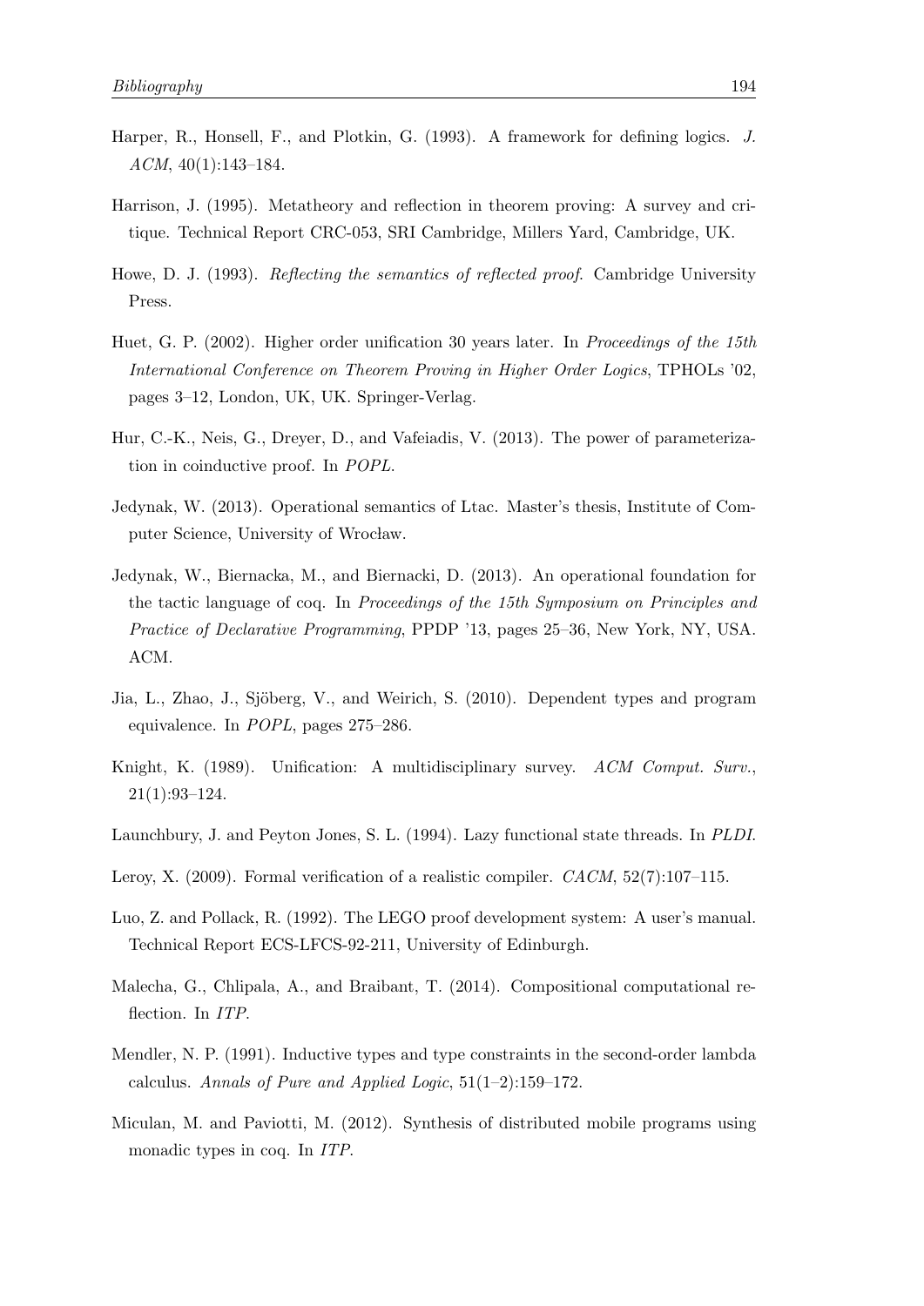Harper, R., Honsell, F., and Plotkin, G. (1993). A framework for defining logics. *J. ACM*, 40(1):143–184.

Harrison, J. (1995). Metatheory and reflection in theorem proving: A survey and critique. Technical Report CRC-053, SRI Cambridge, Millers Yard, Cambridge, UK.

Howe, D. J. (1993). *Reflecting the semantics of reflected proof*. Cambridge University Press.

Huet, G. P. (2002). Higher order unification 30 years later. In *Proceedings of the 15th International Conference on Theorem Proving in Higher Order Logics*, TPHOLs '02, pages 3–12, London, UK, UK. Springer-Verlag.

Hur, C.-K., Neis, G., Dreyer, D., and Vafeiadis, V. (2013). The power of parameterization in coinductive proof. In *POPL*.

Jedynak, W. (2013). Operational semantics of Ltac. Master's thesis, Institute of Computer Science, University of Wrocław.

Jedynak, W., Biernacka, M., and Biernacki, D. (2013). An operational foundation for the tactic language of coq. In *Proceedings of the 15th Symposium on Principles and Practice of Declarative Programming*, PPDP '13, pages 25–36, New York, NY, USA. ACM.

Jia, L., Zhao, J., Sjöberg, V., and Weirich, S. (2010). Dependent types and program equivalence. In *POPL*, pages 275–286.

Knight, K. (1989). Unification: A multidisciplinary survey. *ACM Comput. Surv.*, 21(1):93–124.

Launchbury, J. and Peyton Jones, S. L. (1994). Lazy functional state threads. In *PLDI*.

Leroy, X. (2009). Formal verification of a realistic compiler. *CACM*, 52(7):107–115.

Luo, Z. and Pollack, R. (1992). The LEGO proof development system: A user's manual. Technical Report ECS-LFCS-92-211, University of Edinburgh.

Malecha, G., Chlipala, A., and Braibant, T. (2014). Compositional computational reflection. In *ITP*.

Mendler, N. P. (1991). Inductive types and type constraints in the second-order lambda calculus. *Annals of Pure and Applied Logic*, 51(1–2):159–172.

Miculan, M. and Paviotti, M. (2012). Synthesis of distributed mobile programs using monadic types in coq. In *ITP*.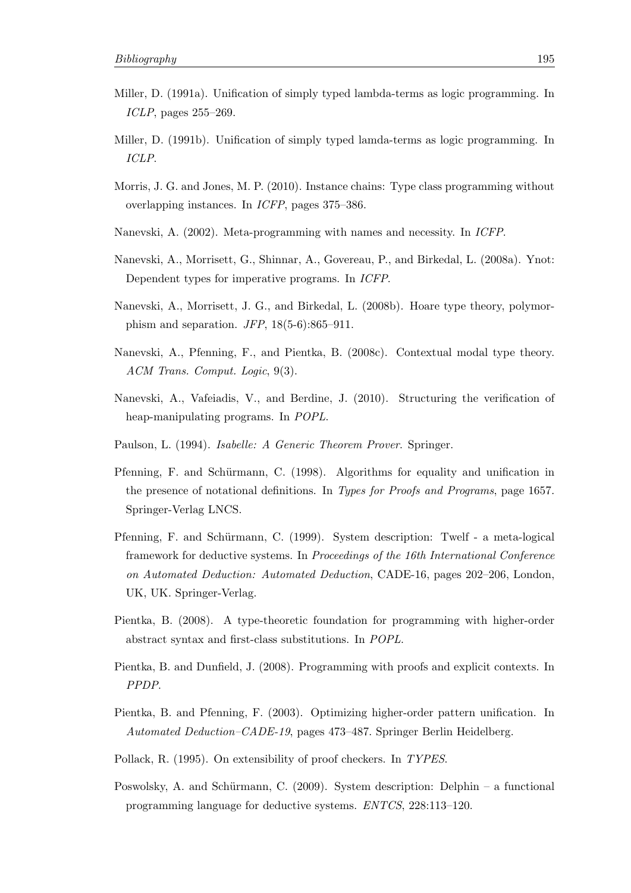Miller, D. (1991a). Unification of simply typed lambda-terms as logic programming. In *ICLP*, pages 255–269.

Miller, D. (1991b). Unification of simply typed lamda-terms as logic programming. In *ICLP*.

Morris, J. G. and Jones, M. P. (2010). Instance chains: Type class programming without overlapping instances. In *ICFP*, pages 375–386.

Nanevski, A. (2002). Meta-programming with names and necessity. In *ICFP*.

Nanevski, A., Morrisett, G., Shinnar, A., Govereau, P., and Birkedal, L. (2008a). Ynot: Dependent types for imperative programs. In *ICFP*.

Nanevski, A., Morrisett, J. G., and Birkedal, L. (2008b). Hoare type theory, polymorphism and separation. *JFP*, 18(5-6):865–911.

Nanevski, A., Pfenning, F., and Pientka, B. (2008c). Contextual modal type theory. *ACM Trans. Comput. Logic*, 9(3).

Nanevski, A., Vafeiadis, V., and Berdine, J. (2010). Structuring the verification of heap-manipulating programs. In *POPL*.

Paulson, L. (1994). *Isabelle: A Generic Theorem Prover*. Springer.

Pfenning, F. and Schürmann, C. (1998). Algorithms for equality and unification in the presence of notational definitions. In *Types for Proofs and Programs*, page 1657. Springer-Verlag LNCS.

Pfenning, F. and Schürmann, C. (1999). System description: Twelf - a meta-logical framework for deductive systems. In *Proceedings of the 16th International Conference on Automated Deduction: Automated Deduction*, CADE-16, pages 202–206, London, UK, UK. Springer-Verlag.

Pientka, B. (2008). A type-theoretic foundation for programming with higher-order abstract syntax and first-class substitutions. In *POPL*.

Pientka, B. and Dunfield, J. (2008). Programming with proofs and explicit contexts. In *PPDP*.

Pientka, B. and Pfenning, F. (2003). Optimizing higher-order pattern unification. In *Automated Deduction–CADE-19*, pages 473–487. Springer Berlin Heidelberg.

Pollack, R. (1995). On extensibility of proof checkers. In *TYPES*.

Poswolsky, A. and Schürmann, C. (2009). System description: Delphin – a functional programming language for deductive systems. *ENTCS*, 228:113–120.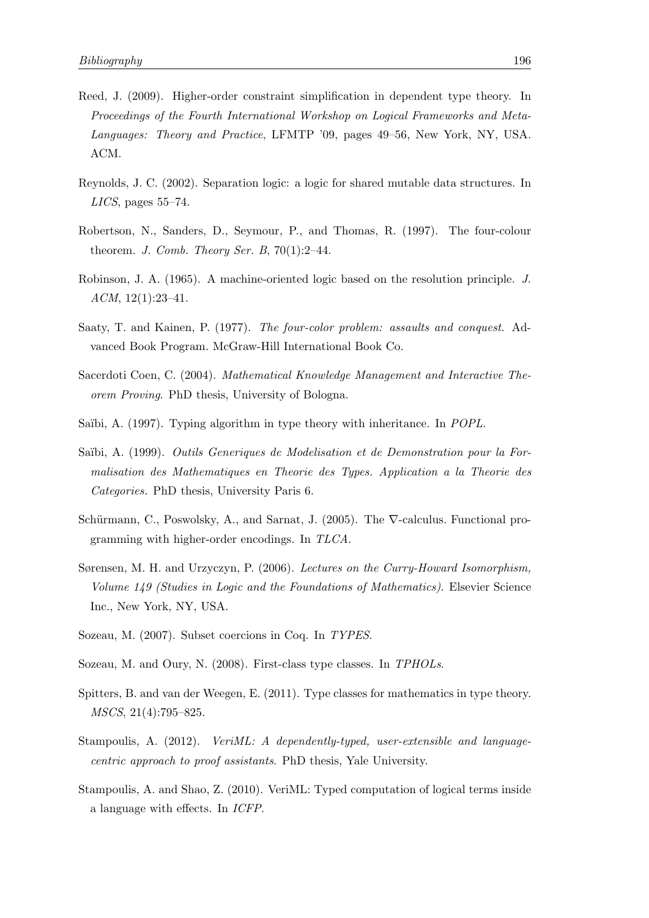Reed, J. (2009). Higher-order constraint simplification in dependent type theory. In *Proceedings of the Fourth International Workshop on Logical Frameworks and Meta-Languages: Theory and Practice*, LFMTP '09, pages 49–56, New York, NY, USA. ACM.

Reynolds, J. C. (2002). Separation logic: a logic for shared mutable data structures. In *LICS*, pages 55–74.

Robertson, N., Sanders, D., Seymour, P., and Thomas, R. (1997). The four-colour theorem. *J. Comb. Theory Ser. B*, 70(1):2–44.

Robinson, J. A. (1965). A machine-oriented logic based on the resolution principle. *J. ACM*, 12(1):23–41.

Saaty, T. and Kainen, P. (1977). *The four-color problem: assaults and conquest*. Advanced Book Program. McGraw-Hill International Book Co.

Sacerdoti Coen, C. (2004). *Mathematical Knowledge Management and Interactive Theorem Proving*. PhD thesis, University of Bologna.

Saïbi, A. (1997). Typing algorithm in type theory with inheritance. In *POPL*.

Saïbi, A. (1999). *Outils Generiques de Modelisation et de Demonstration pour la Formalisation des Mathematiques en Theorie des Types. Application a la Theorie des Categories.* PhD thesis, University Paris 6.

Schürmann, C., Poswolsky, A., and Sarnat, J. (2005). The ∇-calculus. Functional programming with higher-order encodings. In *TLCA*.

Sørensen, M. H. and Urzyczyn, P. (2006). *Lectures on the Curry-Howard Isomorphism, Volume 149 (Studies in Logic and the Foundations of Mathematics)*. Elsevier Science Inc., New York, NY, USA.

Sozeau, M. (2007). Subset coercions in Coq. In *TYPES*.

Sozeau, M. and Oury, N. (2008). First-class type classes. In *TPHOLs*.

Spitters, B. and van der Weegen, E. (2011). Type classes for mathematics in type theory. *MSCS*, 21(4):795–825.

Stampoulis, A. (2012). *VeriML: A dependently-typed, user-extensible and language-centric approach to proof assistants*. PhD thesis, Yale University.

Stampoulis, A. and Shao, Z. (2010). VeriML: Typed computation of logical terms inside a language with effects. In *ICFP*.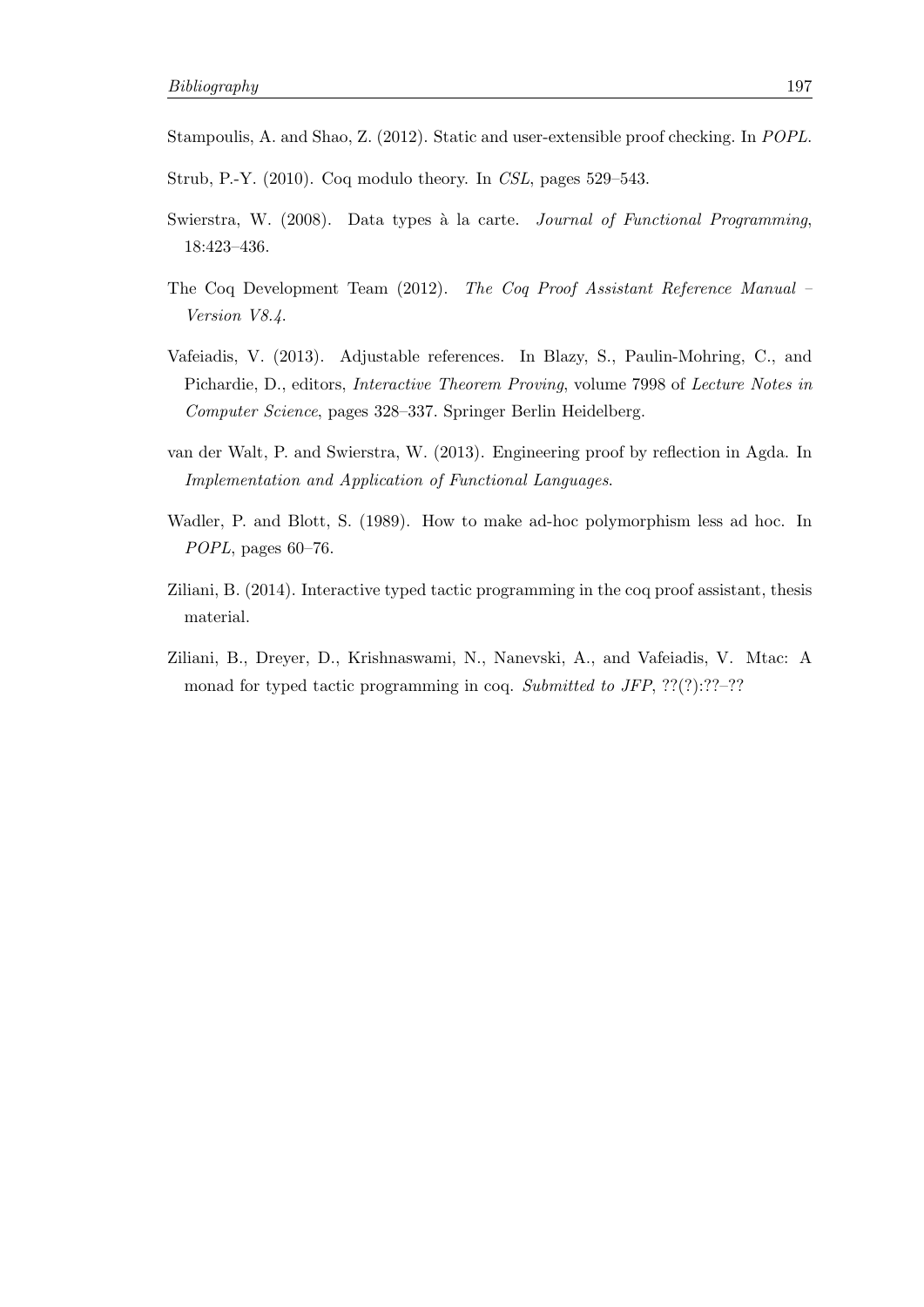Stampoulis, A. and Shao, Z. (2012). Static and user-extensible proof checking. In *POPL*.

Strub, P.-Y. (2010). Coq modulo theory. In *CSL*, pages 529–543.

Swierstra, W. (2008). Data types à la carte. *Journal of Functional Programming*, 18:423–436.

The Coq Development Team (2012). *The Coq Proof Assistant Reference Manual – Version V8.4*.

Vafeiadis, V. (2013). Adjustable references. In Blazy, S., Paulin-Mohring, C., and Pichardie, D., editors, *Interactive Theorem Proving*, volume 7998 of *Lecture Notes in Computer Science*, pages 328–337. Springer Berlin Heidelberg.

van der Walt, P. and Swierstra, W. (2013). Engineering proof by reflection in Agda. In *Implementation and Application of Functional Languages*.

Wadler, P. and Blott, S. (1989). How to make ad-hoc polymorphism less ad hoc. In *POPL*, pages 60–76.

Ziliani, B. (2014). Interactive typed tactic programming in the coq proof assistant, thesis material.

Ziliani, B., Dreyer, D., Krishnaswami, N., Nanevski, A., and Vafeiadis, V. Mtac: A monad for typed tactic programming in coq. *Submitted to JFP*, ??(?):??–??